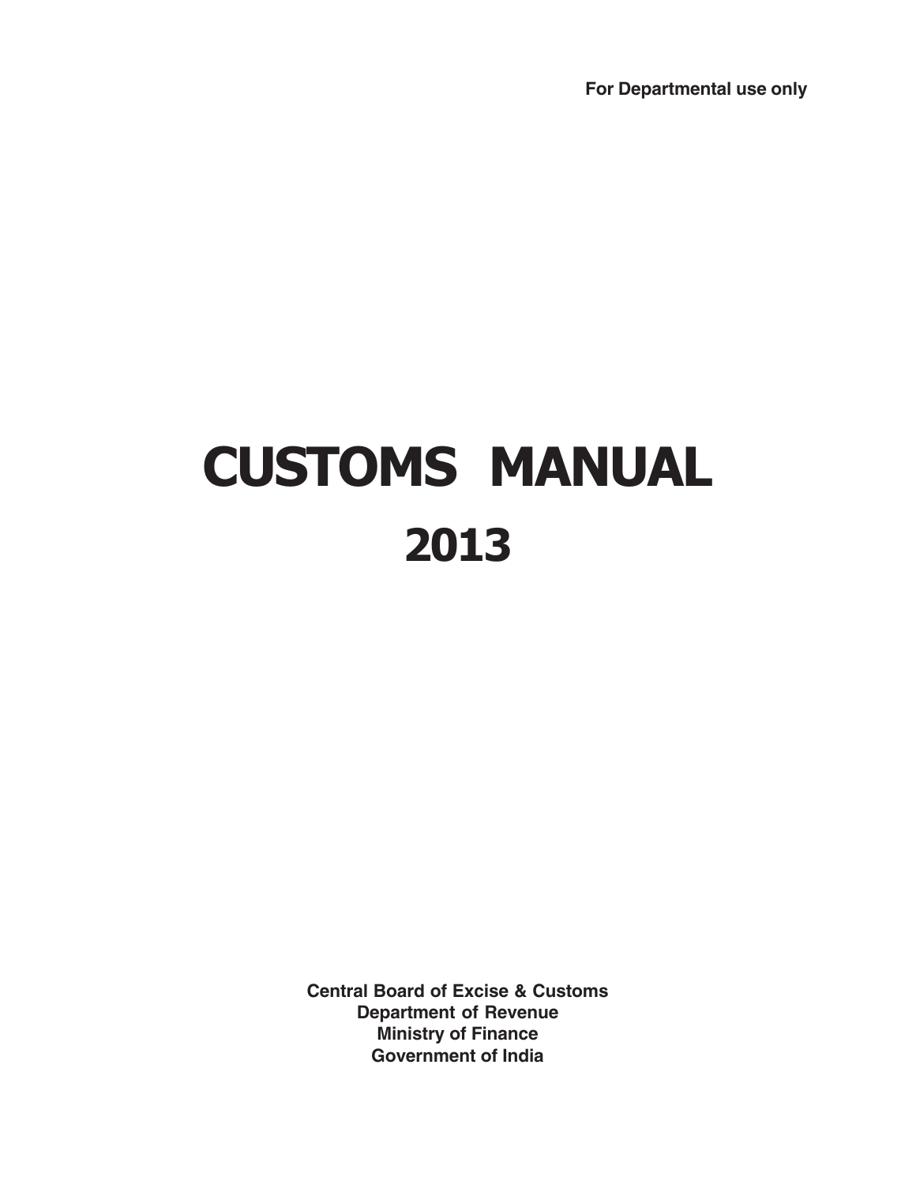For Departmental use only

# CUSTOMS MANUAL

# 2013

**Central Board of Excise & Customs**
**Department of Revenue**
**Ministry of Finance**
**Government of India**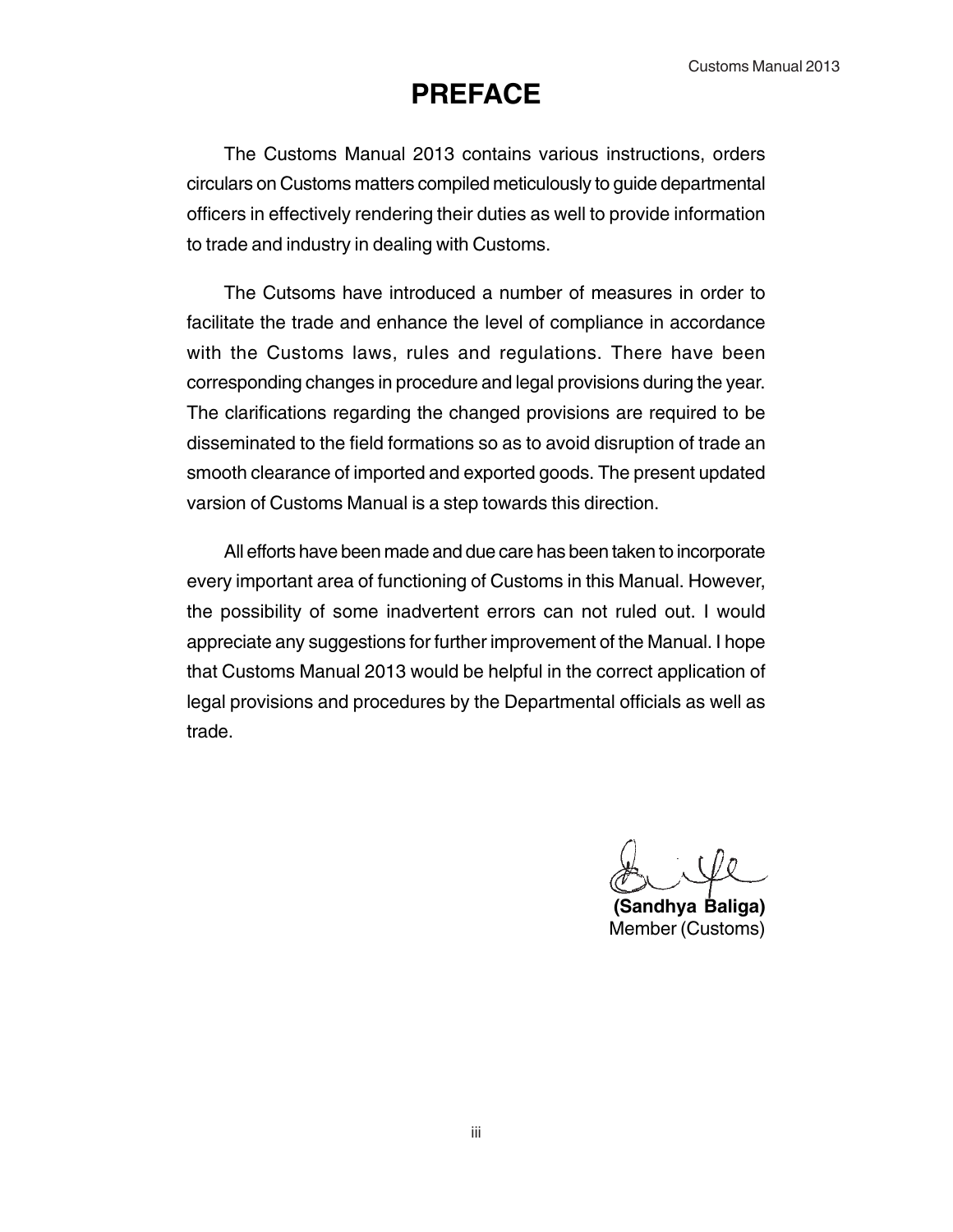# PREFACE

The Customs Manual 2013 contains various instructions, orders circulars on Customs matters compiled meticulously to guide departmental officers in effectively rendering their duties as well to provide information to trade and industry in dealing with Customs.

The Cutsoms have introduced a number of measures in order to facilitate the trade and enhance the level of compliance in accordance with the Customs laws, rules and regulations. There have been corresponding changes in procedure and legal provisions during the year. The clarifications regarding the changed provisions are required to be disseminated to the field formations so as to avoid disruption of trade an smooth clearance of imported and exported goods. The present updated varsion of Customs Manual is a step towards this direction.

All efforts have been made and due care has been taken to incorporate every important area of functioning of Customs in this Manual. However, the possibility of some inadvertent errors can not ruled out. I would appreciate any suggestions for further improvement of the Manual. I hope that Customs Manual 2013 would be helpful in the correct application of legal provisions and procedures by the Departmental officials as well as trade.

**(Sandhya Baliga)**
Member (Customs)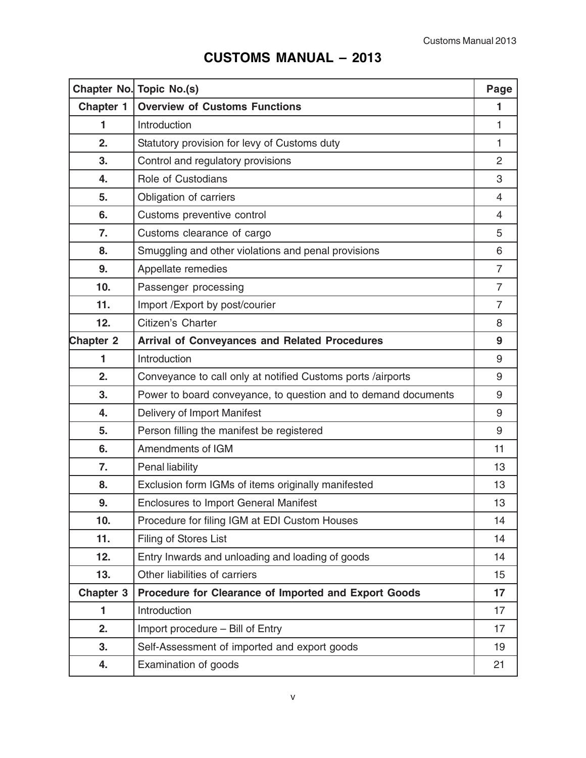# CUSTOMS MANUAL – 2013

| Chapter No. | Topic No.(s) | Page |
|---|---|---|
| **Chapter 1** | **Overview of Customs Functions** | **1** |
| **1** | Introduction | 1 |
| **2.** | Statutory provision for levy of Customs duty | 1 |
| **3.** | Control and regulatory provisions | 2 |
| **4.** | Role of Custodians | 3 |
| **5.** | Obligation of carriers | 4 |
| **6.** | Customs preventive control | 4 |
| **7.** | Customs clearance of cargo | 5 |
| **8.** | Smuggling and other violations and penal provisions | 6 |
| **9.** | Appellate remedies | 7 |
| **10.** | Passenger processing | 7 |
| **11.** | Import /Export by post/courier | 7 |
| **12.** | Citizen's Charter | 8 |
| **Chapter 2** | **Arrival of Conveyances and Related Procedures** | **9** |
| **1** | Introduction | 9 |
| **2.** | Conveyance to call only at notified Customs ports /airports | 9 |
| **3.** | Power to board conveyance, to question and to demand documents | 9 |
| **4.** | Delivery of Import Manifest | 9 |
| **5.** | Person filling the manifest be registered | 9 |
| **6.** | Amendments of IGM | 11 |
| **7.** | Penal liability | 13 |
| **8.** | Exclusion form IGMs of items originally manifested | 13 |
| **9.** | Enclosures to Import General Manifest | 13 |
| **10.** | Procedure for filing IGM at EDI Custom Houses | 14 |
| **11.** | Filing of Stores List | 14 |
| **12.** | Entry Inwards and unloading and loading of goods | 14 |
| **13.** | Other liabilities of carriers | 15 |
| **Chapter 3** | **Procedure for Clearance of Imported and Export Goods** | **17** |
| **1** | Introduction | 17 |
| **2.** | Import procedure – Bill of Entry | 17 |
| **3.** | Self-Assessment of imported and export goods | 19 |
| **4.** | Examination of goods | 21 |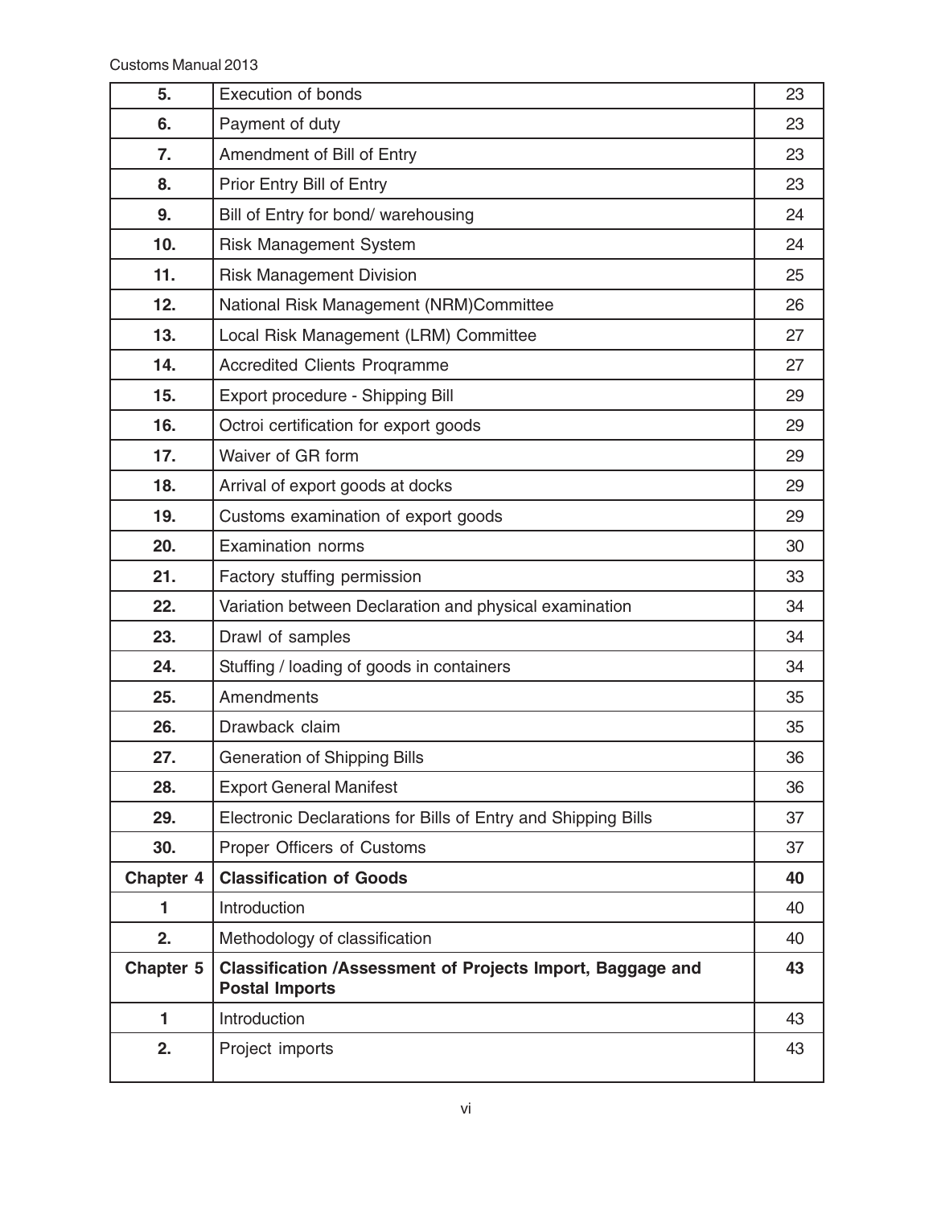| 5. | Execution of bonds | 23 |
|---|---|---|
| 6. | Payment of duty | 23 |
| 7. | Amendment of Bill of Entry | 23 |
| 8. | Prior Entry Bill of Entry | 23 |
| 9. | Bill of Entry for bond/ warehousing | 24 |
| 10. | Risk Management System | 24 |
| 11. | Risk Management Division | 25 |
| 12. | National Risk Management (NRM)Committee | 26 |
| 13. | Local Risk Management (LRM) Committee | 27 |
| 14. | Accredited Clients Proqramme | 27 |
| 15. | Export procedure - Shipping Bill | 29 |
| 16. | Octroi certification for export goods | 29 |
| 17. | Waiver of GR form | 29 |
| 18. | Arrival of export goods at docks | 29 |
| 19. | Customs examination of export goods | 29 |
| 20. | Examination norms | 30 |
| 21. | Factory stuffing permission | 33 |
| 22. | Variation between Declaration and physical examination | 34 |
| 23. | Drawl of samples | 34 |
| 24. | Stuffing / loading of goods in containers | 34 |
| 25. | Amendments | 35 |
| 26. | Drawback claim | 35 |
| 27. | Generation of Shipping Bills | 36 |
| 28. | Export General Manifest | 36 |
| 29. | Electronic Declarations for Bills of Entry and Shipping Bills | 37 |
| 30. | Proper Officers of Customs | 37 |
| **Chapter 4** | **Classification of Goods** | **40** |
| 1 | Introduction | 40 |
| 2. | Methodology of classification | 40 |
| **Chapter 5** | **Classification /Assessment of Projects Import, Baggage and Postal Imports** | **43** |
| 1 | Introduction | 43 |
| 2. | Project imports | 43 |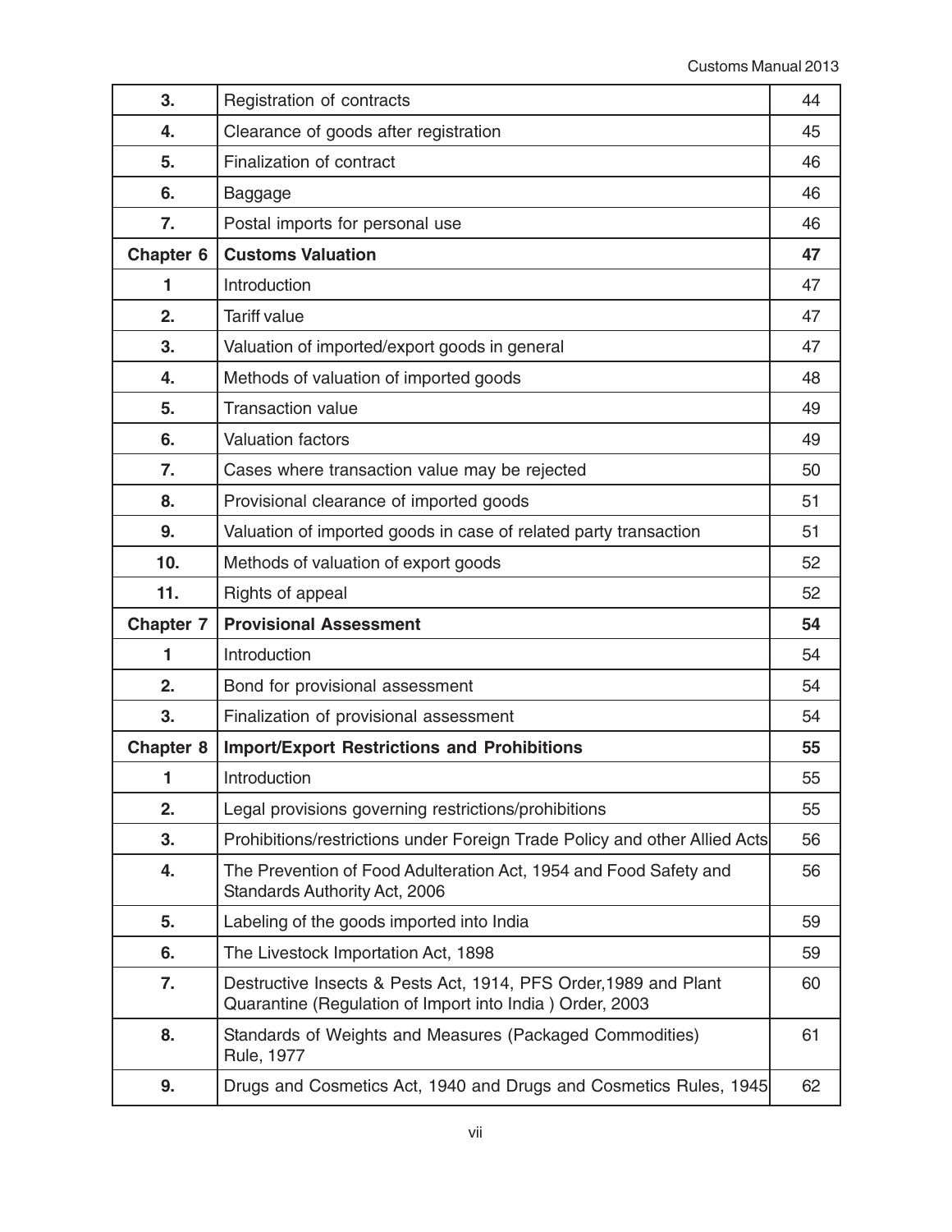| | | |
|---|---|---|
| **3.** | Registration of contracts | 44 |
| **4.** | Clearance of goods after registration | 45 |
| **5.** | Finalization of contract | 46 |
| **6.** | Baggage | 46 |
| **7.** | Postal imports for personal use | 46 |
| **Chapter 6** | **Customs Valuation** | **47** |
| **1** | Introduction | 47 |
| **2.** | Tariff value | 47 |
| **3.** | Valuation of imported/export goods in general | 47 |
| **4.** | Methods of valuation of imported goods | 48 |
| **5.** | Transaction value | 49 |
| **6.** | Valuation factors | 49 |
| **7.** | Cases where transaction value may be rejected | 50 |
| **8.** | Provisional clearance of imported goods | 51 |
| **9.** | Valuation of imported goods in case of related party transaction | 51 |
| **10.** | Methods of valuation of export goods | 52 |
| **11.** | Rights of appeal | 52 |
| **Chapter 7** | **Provisional Assessment** | **54** |
| **1** | Introduction | 54 |
| **2.** | Bond for provisional assessment | 54 |
| **3.** | Finalization of provisional assessment | 54 |
| **Chapter 8** | **Import/Export Restrictions and Prohibitions** | **55** |
| **1** | Introduction | 55 |
| **2.** | Legal provisions governing restrictions/prohibitions | 55 |
| **3.** | Prohibitions/restrictions under Foreign Trade Policy and other Allied Acts | 56 |
| **4.** | The Prevention of Food Adulteration Act, 1954 and Food Safety and Standards Authority Act, 2006 | 56 |
| **5.** | Labeling of the goods imported into India | 59 |
| **6.** | The Livestock Importation Act, 1898 | 59 |
| **7.** | Destructive Insects & Pests Act, 1914, PFS Order,1989 and Plant Quarantine (Regulation of Import into India ) Order, 2003 | 60 |
| **8.** | Standards of Weights and Measures (Packaged Commodities) Rule, 1977 | 61 |
| **9.** | Drugs and Cosmetics Act, 1940 and Drugs and Cosmetics Rules, 1945 | 62 |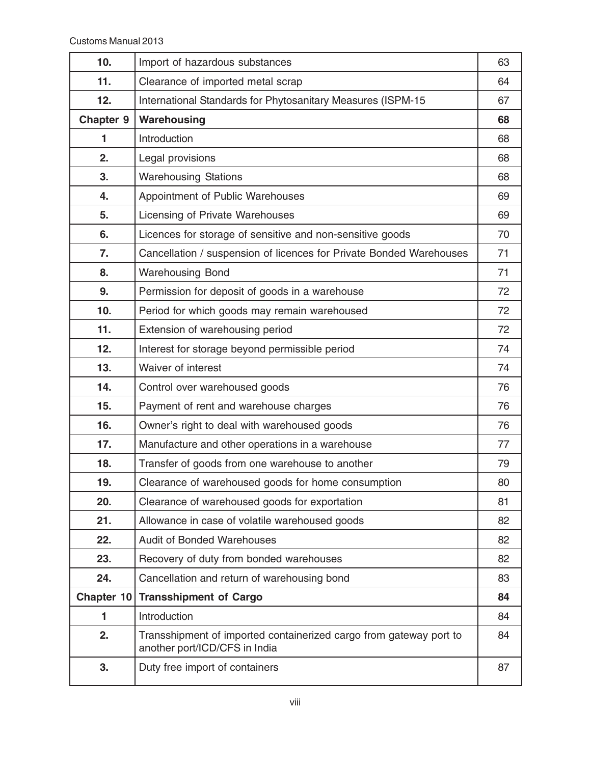| 10. | Import of hazardous substances | 63 |
|---|---|---|
| 11. | Clearance of imported metal scrap | 64 |
| 12. | International Standards for Phytosanitary Measures (ISPM-15 | 67 |
| **Chapter 9** | **Warehousing** | **68** |
| 1 | Introduction | 68 |
| 2. | Legal provisions | 68 |
| 3. | Warehousing Stations | 68 |
| 4. | Appointment of Public Warehouses | 69 |
| 5. | Licensing of Private Warehouses | 69 |
| 6. | Licences for storage of sensitive and non-sensitive goods | 70 |
| 7. | Cancellation / suspension of licences for Private Bonded Warehouses | 71 |
| 8. | Warehousing Bond | 71 |
| 9. | Permission for deposit of goods in a warehouse | 72 |
| 10. | Period for which goods may remain warehoused | 72 |
| 11. | Extension of warehousing period | 72 |
| 12. | Interest for storage beyond permissible period | 74 |
| 13. | Waiver of interest | 74 |
| 14. | Control over warehoused goods | 76 |
| 15. | Payment of rent and warehouse charges | 76 |
| 16. | Owner's right to deal with warehoused goods | 76 |
| 17. | Manufacture and other operations in a warehouse | 77 |
| 18. | Transfer of goods from one warehouse to another | 79 |
| 19. | Clearance of warehoused goods for home consumption | 80 |
| 20. | Clearance of warehoused goods for exportation | 81 |
| 21. | Allowance in case of volatile warehoused goods | 82 |
| 22. | Audit of Bonded Warehouses | 82 |
| 23. | Recovery of duty from bonded warehouses | 82 |
| 24. | Cancellation and return of warehousing bond | 83 |
| **Chapter 10** | **Transshipment of Cargo** | **84** |
| 1 | Introduction | 84 |
| 2. | Transshipment of imported containerized cargo from gateway port to another port/ICD/CFS in India | 84 |
| 3. | Duty free import of containers | 87 |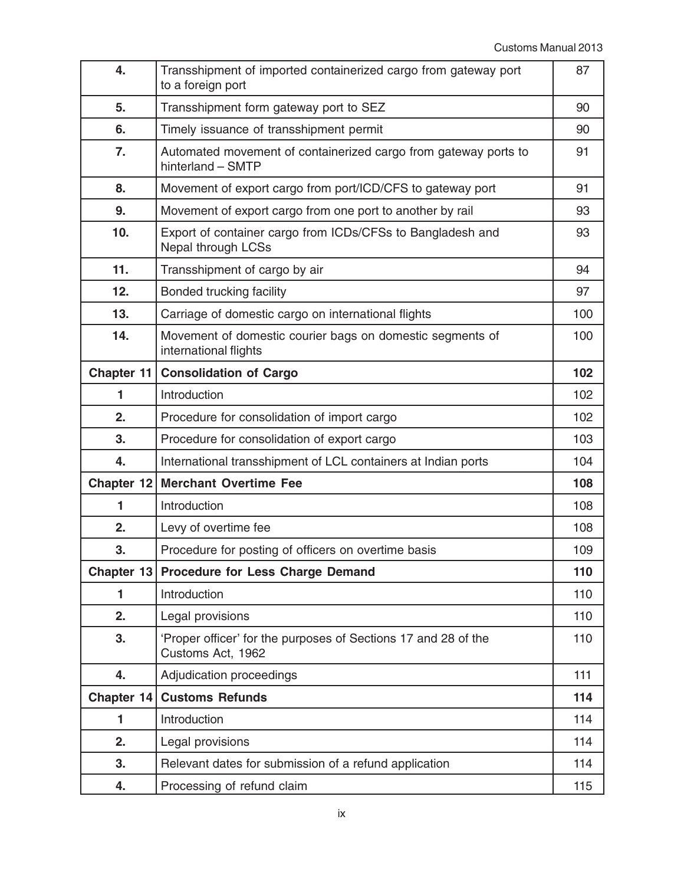| | | |
|---|---|---|
| **4.** | Transshipment of imported containerized cargo from gateway port to a foreign port | 87 |
| **5.** | Transshipment form gateway port to SEZ | 90 |
| **6.** | Timely issuance of transshipment permit | 90 |
| **7.** | Automated movement of containerized cargo from gateway ports to hinterland – SMTP | 91 |
| **8.** | Movement of export cargo from port/ICD/CFS to gateway port | 91 |
| **9.** | Movement of export cargo from one port to another by rail | 93 |
| **10.** | Export of container cargo from ICDs/CFSs to Bangladesh and Nepal through LCSs | 93 |
| **11.** | Transshipment of cargo by air | 94 |
| **12.** | Bonded trucking facility | 97 |
| **13.** | Carriage of domestic cargo on international flights | 100 |
| **14.** | Movement of domestic courier bags on domestic segments of international flights | 100 |
| **Chapter 11** | **Consolidation of Cargo** | **102** |
| **1** | Introduction | 102 |
| **2.** | Procedure for consolidation of import cargo | 102 |
| **3.** | Procedure for consolidation of export cargo | 103 |
| **4.** | International transshipment of LCL containers at Indian ports | 104 |
| **Chapter 12** | **Merchant Overtime Fee** | **108** |
| **1** | Introduction | 108 |
| **2.** | Levy of overtime fee | 108 |
| **3.** | Procedure for posting of officers on overtime basis | 109 |
| **Chapter 13** | **Procedure for Less Charge Demand** | **110** |
| **1** | Introduction | 110 |
| **2.** | Legal provisions | 110 |
| **3.** | 'Proper officer' for the purposes of Sections 17 and 28 of the Customs Act, 1962 | 110 |
| **4.** | Adjudication proceedings | 111 |
| **Chapter 14** | **Customs Refunds** | **114** |
| **1** | Introduction | 114 |
| **2.** | Legal provisions | 114 |
| **3.** | Relevant dates for submission of a refund application | 114 |
| **4.** | Processing of refund claim | 115 |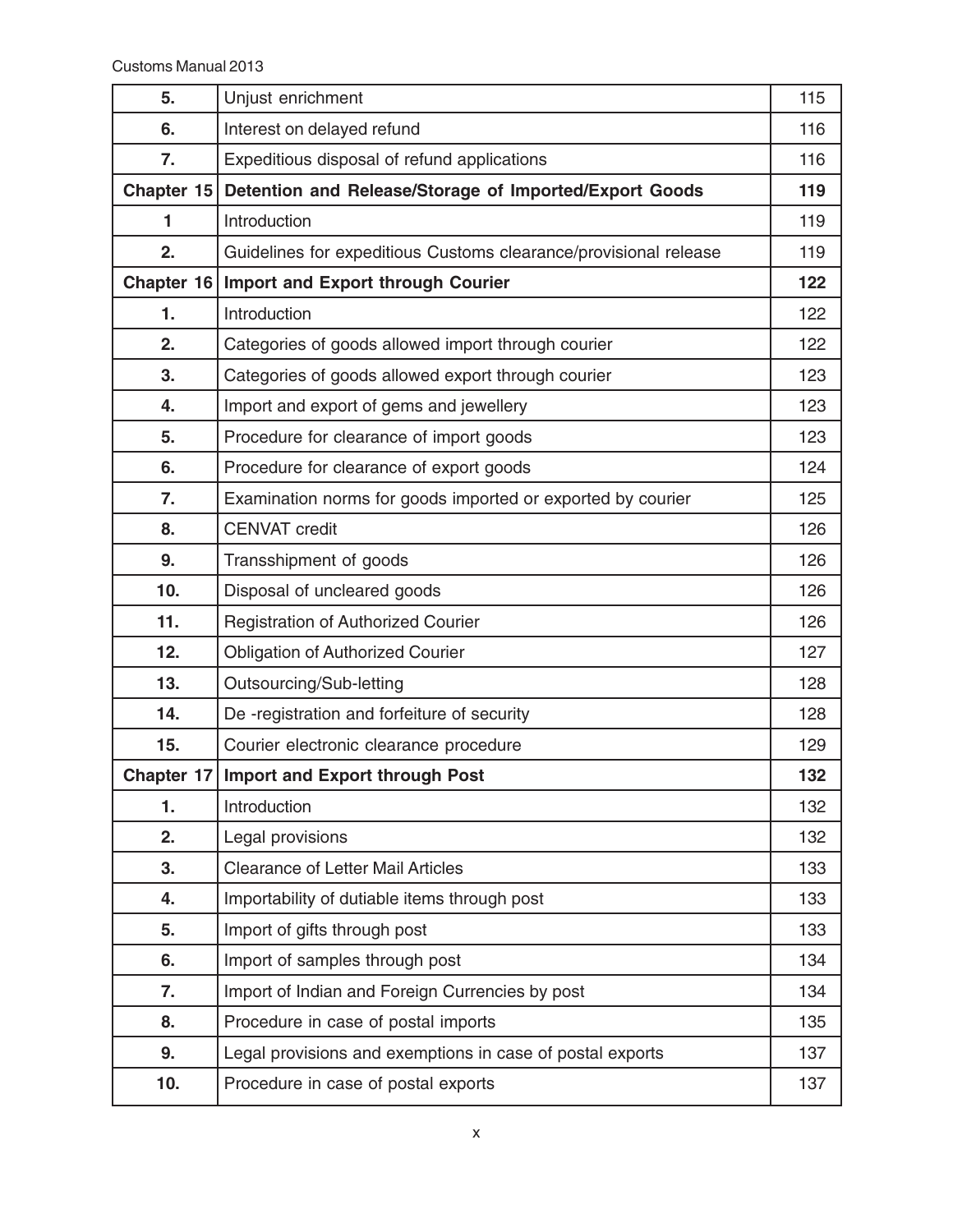| | | |
|---|---|---|
| 5. | Unjust enrichment | 115 |
| 6. | Interest on delayed refund | 116 |
| 7. | Expeditious disposal of refund applications | 116 |
| **Chapter 15** | **Detention and Release/Storage of Imported/Export Goods** | **119** |
| 1 | Introduction | 119 |
| 2. | Guidelines for expeditious Customs clearance/provisional release | 119 |
| **Chapter 16** | **Import and Export through Courier** | **122** |
| 1. | Introduction | 122 |
| 2. | Categories of goods allowed import through courier | 122 |
| 3. | Categories of goods allowed export through courier | 123 |
| 4. | Import and export of gems and jewellery | 123 |
| 5. | Procedure for clearance of import goods | 123 |
| 6. | Procedure for clearance of export goods | 124 |
| 7. | Examination norms for goods imported or exported by courier | 125 |
| 8. | CENVAT credit | 126 |
| 9. | Transshipment of goods | 126 |
| 10. | Disposal of uncleared goods | 126 |
| 11. | Registration of Authorized Courier | 126 |
| 12. | Obligation of Authorized Courier | 127 |
| 13. | Outsourcing/Sub-letting | 128 |
| 14. | De -registration and forfeiture of security | 128 |
| 15. | Courier electronic clearance procedure | 129 |
| **Chapter 17** | **Import and Export through Post** | **132** |
| 1. | Introduction | 132 |
| 2. | Legal provisions | 132 |
| 3. | Clearance of Letter Mail Articles | 133 |
| 4. | Importability of dutiable items through post | 133 |
| 5. | Import of gifts through post | 133 |
| 6. | Import of samples through post | 134 |
| 7. | Import of Indian and Foreign Currencies by post | 134 |
| 8. | Procedure in case of postal imports | 135 |
| 9. | Legal provisions and exemptions in case of postal exports | 137 |
| 10. | Procedure in case of postal exports | 137 |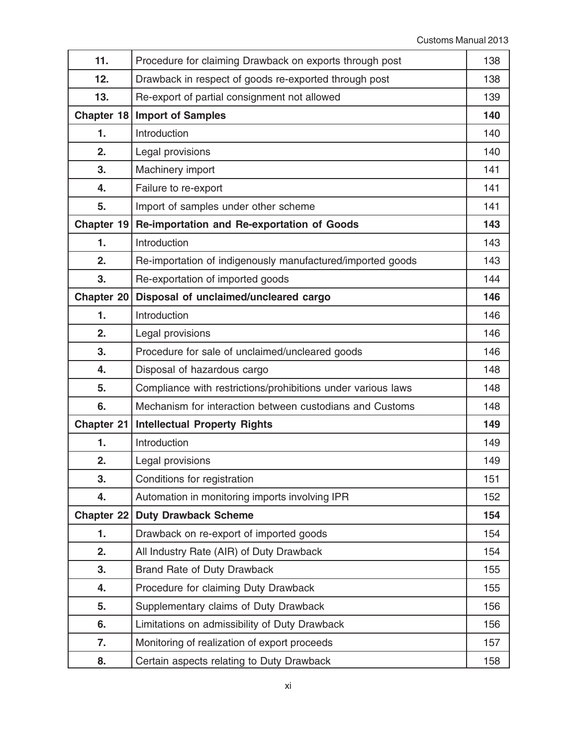| 11. | Procedure for claiming Drawback on exports through post | 138 |
|---|---|---|
| 12. | Drawback in respect of goods re-exported through post | 138 |
| 13. | Re-export of partial consignment not allowed | 139 |
| **Chapter 18** | **Import of Samples** | **140** |
| 1. | Introduction | 140 |
| 2. | Legal provisions | 140 |
| 3. | Machinery import | 141 |
| 4. | Failure to re-export | 141 |
| 5. | Import of samples under other scheme | 141 |
| **Chapter 19** | **Re-importation and Re-exportation of Goods** | **143** |
| 1. | Introduction | 143 |
| 2. | Re-importation of indigenously manufactured/imported goods | 143 |
| 3. | Re-exportation of imported goods | 144 |
| **Chapter 20** | **Disposal of unclaimed/uncleared cargo** | **146** |
| 1. | Introduction | 146 |
| 2. | Legal provisions | 146 |
| 3. | Procedure for sale of unclaimed/uncleared goods | 146 |
| 4. | Disposal of hazardous cargo | 148 |
| 5. | Compliance with restrictions/prohibitions under various laws | 148 |
| 6. | Mechanism for interaction between custodians and Customs | 148 |
| **Chapter 21** | **Intellectual Property Rights** | **149** |
| 1. | Introduction | 149 |
| 2. | Legal provisions | 149 |
| 3. | Conditions for registration | 151 |
| 4. | Automation in monitoring imports involving IPR | 152 |
| **Chapter 22** | **Duty Drawback Scheme** | **154** |
| 1. | Drawback on re-export of imported goods | 154 |
| 2. | All Industry Rate (AIR) of Duty Drawback | 154 |
| 3. | Brand Rate of Duty Drawback | 155 |
| 4. | Procedure for claiming Duty Drawback | 155 |
| 5. | Supplementary claims of Duty Drawback | 156 |
| 6. | Limitations on admissibility of Duty Drawback | 156 |
| 7. | Monitoring of realization of export proceeds | 157 |
| 8. | Certain aspects relating to Duty Drawback | 158 |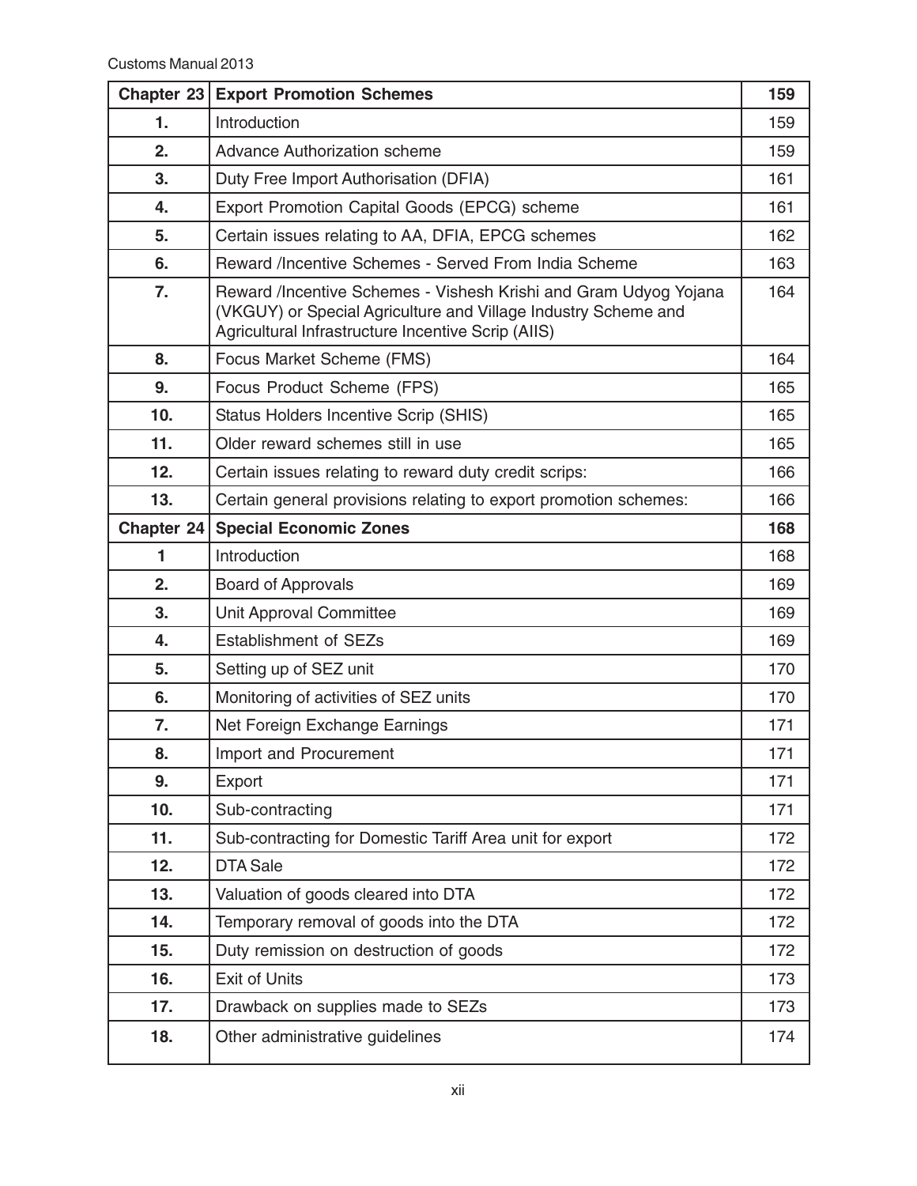| **Chapter 23** | **Export Promotion Schemes** | **159** |
|---|---|---|
| **1.** | Introduction | 159 |
| **2.** | Advance Authorization scheme | 159 |
| **3.** | Duty Free Import Authorisation (DFIA) | 161 |
| **4.** | Export Promotion Capital Goods (EPCG) scheme | 161 |
| **5.** | Certain issues relating to AA, DFIA, EPCG schemes | 162 |
| **6.** | Reward /Incentive Schemes - Served From India Scheme | 163 |
| **7.** | Reward /Incentive Schemes - Vishesh Krishi and Gram Udyog Yojana (VKGUY) or Special Agriculture and Village Industry Scheme and Agricultural Infrastructure Incentive Scrip (AIIS) | 164 |
| **8.** | Focus Market Scheme (FMS) | 164 |
| **9.** | Focus Product Scheme (FPS) | 165 |
| **10.** | Status Holders Incentive Scrip (SHIS) | 165 |
| **11.** | Older reward schemes still in use | 165 |
| **12.** | Certain issues relating to reward duty credit scrips: | 166 |
| **13.** | Certain general provisions relating to export promotion schemes: | 166 |
| **Chapter 24** | **Special Economic Zones** | **168** |
| **1** | Introduction | 168 |
| **2.** | Board of Approvals | 169 |
| **3.** | Unit Approval Committee | 169 |
| **4.** | Establishment of SEZs | 169 |
| **5.** | Setting up of SEZ unit | 170 |
| **6.** | Monitoring of activities of SEZ units | 170 |
| **7.** | Net Foreign Exchange Earnings | 171 |
| **8.** | Import and Procurement | 171 |
| **9.** | Export | 171 |
| **10.** | Sub-contracting | 171 |
| **11.** | Sub-contracting for Domestic Tariff Area unit for export | 172 |
| **12.** | DTA Sale | 172 |
| **13.** | Valuation of goods cleared into DTA | 172 |
| **14.** | Temporary removal of goods into the DTA | 172 |
| **15.** | Duty remission on destruction of goods | 172 |
| **16.** | Exit of Units | 173 |
| **17.** | Drawback on supplies made to SEZs | 173 |
| **18.** | Other administrative guidelines | 174 |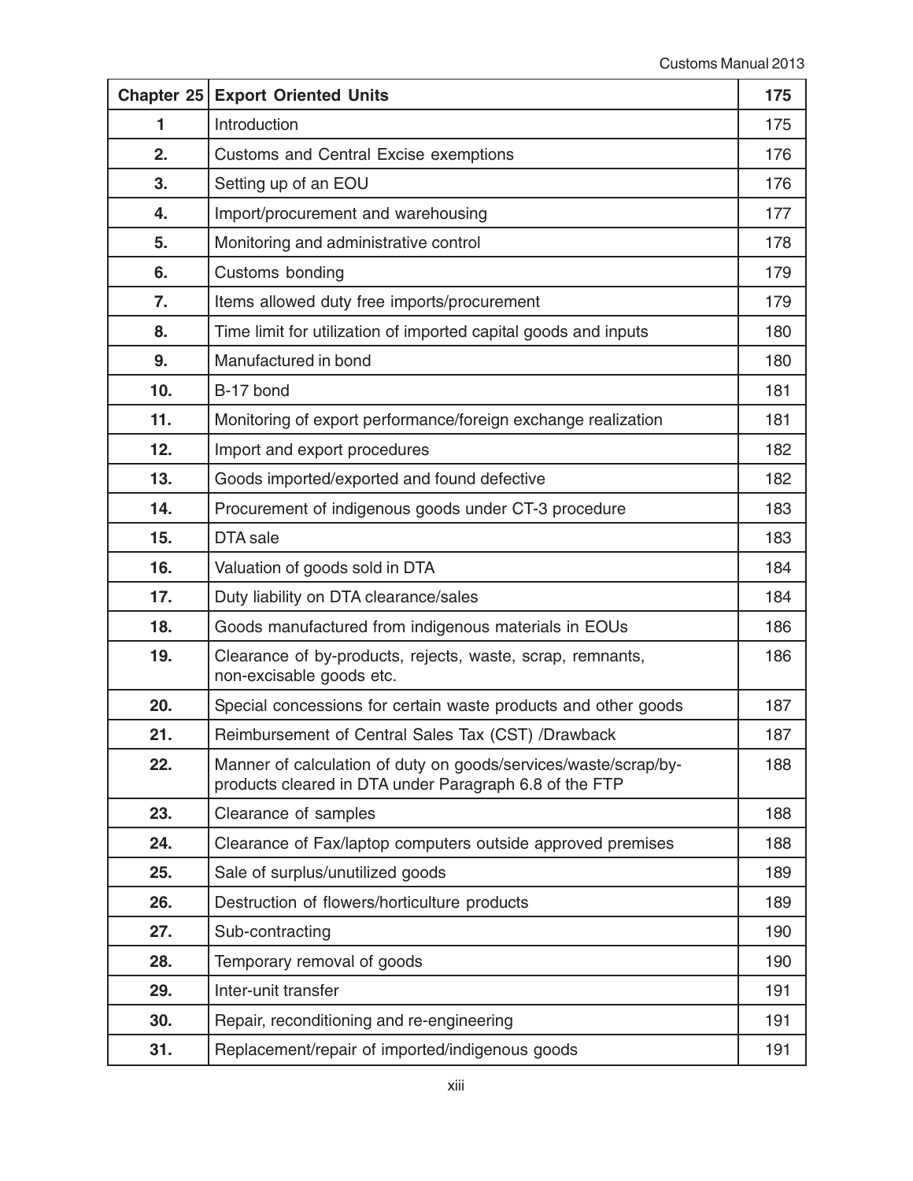| Chapter 25 | Export Oriented Units | 175 |
|---|---|---|
| 1 | Introduction | 175 |
| 2. | Customs and Central Excise exemptions | 176 |
| 3. | Setting up of an EOU | 176 |
| 4. | Import/procurement and warehousing | 177 |
| 5. | Monitoring and administrative control | 178 |
| 6. | Customs bonding | 179 |
| 7. | Items allowed duty free imports/procurement | 179 |
| 8. | Time limit for utilization of imported capital goods and inputs | 180 |
| 9. | Manufactured in bond | 180 |
| 10. | B-17 bond | 181 |
| 11. | Monitoring of export performance/foreign exchange realization | 181 |
| 12. | Import and export procedures | 182 |
| 13. | Goods imported/exported and found defective | 182 |
| 14. | Procurement of indigenous goods under CT-3 procedure | 183 |
| 15. | DTA sale | 183 |
| 16. | Valuation of goods sold in DTA | 184 |
| 17. | Duty liability on DTA clearance/sales | 184 |
| 18. | Goods manufactured from indigenous materials in EOUs | 186 |
| 19. | Clearance of by-products, rejects, waste, scrap, remnants, non-excisable goods etc. | 186 |
| 20. | Special concessions for certain waste products and other goods | 187 |
| 21. | Reimbursement of Central Sales Tax (CST) /Drawback | 187 |
| 22. | Manner of calculation of duty on goods/services/waste/scrap/by-products cleared in DTA under Paragraph 6.8 of the FTP | 188 |
| 23. | Clearance of samples | 188 |
| 24. | Clearance of Fax/laptop computers outside approved premises | 188 |
| 25. | Sale of surplus/unutilized goods | 189 |
| 26. | Destruction of flowers/horticulture products | 189 |
| 27. | Sub-contracting | 190 |
| 28. | Temporary removal of goods | 190 |
| 29. | Inter-unit transfer | 191 |
| 30. | Repair, reconditioning and re-engineering | 191 |
| 31. | Replacement/repair of imported/indigenous goods | 191 |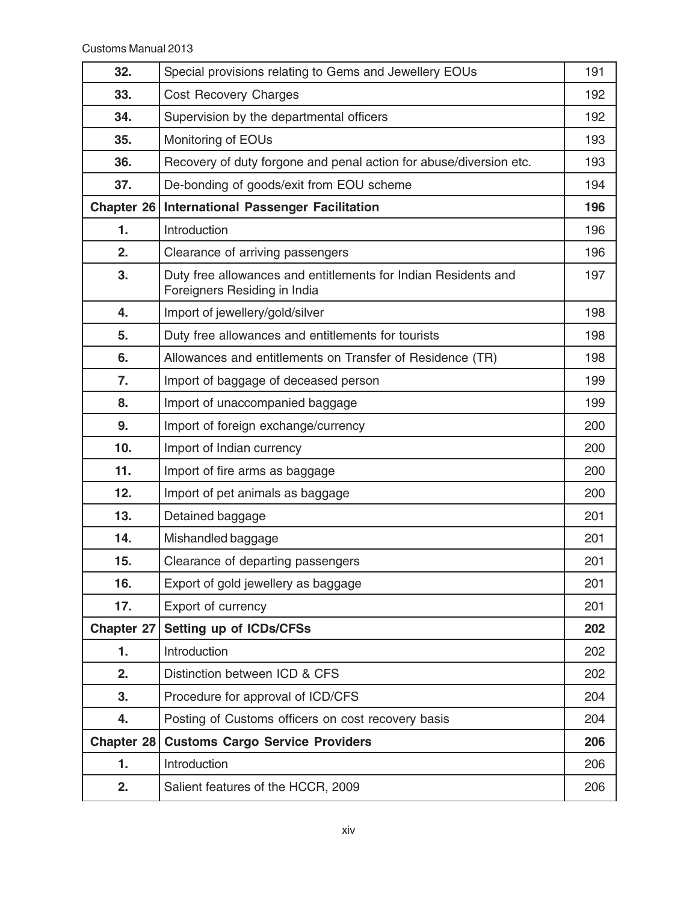| | | |
|---|---|---|
| **32.** | Special provisions relating to Gems and Jewellery EOUs | 191 |
| **33.** | Cost Recovery Charges | 192 |
| **34.** | Supervision by the departmental officers | 192 |
| **35.** | Monitoring of EOUs | 193 |
| **36.** | Recovery of duty forgone and penal action for abuse/diversion etc. | 193 |
| **37.** | De-bonding of goods/exit from EOU scheme | 194 |
| **Chapter 26** | **International Passenger Facilitation** | **196** |
| **1.** | Introduction | 196 |
| **2.** | Clearance of arriving passengers | 196 |
| **3.** | Duty free allowances and entitlements for Indian Residents and Foreigners Residing in India | 197 |
| **4.** | Import of jewellery/gold/silver | 198 |
| **5.** | Duty free allowances and entitlements for tourists | 198 |
| **6.** | Allowances and entitlements on Transfer of Residence (TR) | 198 |
| **7.** | Import of baggage of deceased person | 199 |
| **8.** | Import of unaccompanied baggage | 199 |
| **9.** | Import of foreign exchange/currency | 200 |
| **10.** | Import of Indian currency | 200 |
| **11.** | Import of fire arms as baggage | 200 |
| **12.** | Import of pet animals as baggage | 200 |
| **13.** | Detained baggage | 201 |
| **14.** | Mishandled baggage | 201 |
| **15.** | Clearance of departing passengers | 201 |
| **16.** | Export of gold jewellery as baggage | 201 |
| **17.** | Export of currency | 201 |
| **Chapter 27** | **Setting up of ICDs/CFSs** | **202** |
| **1.** | Introduction | 202 |
| **2.** | Distinction between ICD & CFS | 202 |
| **3.** | Procedure for approval of ICD/CFS | 204 |
| **4.** | Posting of Customs officers on cost recovery basis | 204 |
| **Chapter 28** | **Customs Cargo Service Providers** | **206** |
| **1.** | Introduction | 206 |
| **2.** | Salient features of the HCCR, 2009 | 206 |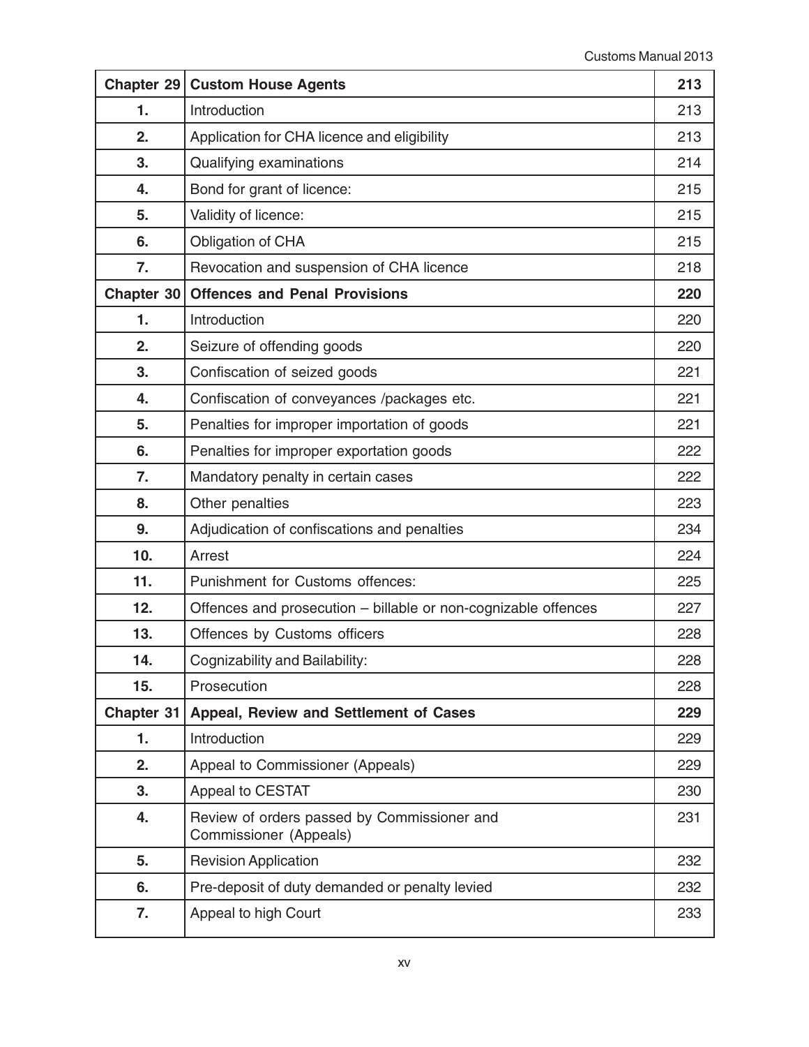| Chapter 29 | Custom House Agents | 213 |
|---|---|---|
| 1. | Introduction | 213 |
| 2. | Application for CHA licence and eligibility | 213 |
| 3. | Qualifying examinations | 214 |
| 4. | Bond for grant of licence: | 215 |
| 5. | Validity of licence: | 215 |
| 6. | Obligation of CHA | 215 |
| 7. | Revocation and suspension of CHA licence | 218 |
| **Chapter 30** | **Offences and Penal Provisions** | **220** |
| 1. | Introduction | 220 |
| 2. | Seizure of offending goods | 220 |
| 3. | Confiscation of seized goods | 221 |
| 4. | Confiscation of conveyances /packages etc. | 221 |
| 5. | Penalties for improper importation of goods | 221 |
| 6. | Penalties for improper exportation goods | 222 |
| 7. | Mandatory penalty in certain cases | 222 |
| 8. | Other penalties | 223 |
| 9. | Adjudication of confiscations and penalties | 234 |
| 10. | Arrest | 224 |
| 11. | Punishment for Customs offences: | 225 |
| 12. | Offences and prosecution – billable or non-cognizable offences | 227 |
| 13. | Offences by Customs officers | 228 |
| 14. | Cognizability and Bailability: | 228 |
| 15. | Prosecution | 228 |
| **Chapter 31** | **Appeal, Review and Settlement of Cases** | **229** |
| 1. | Introduction | 229 |
| 2. | Appeal to Commissioner (Appeals) | 229 |
| 3. | Appeal to CESTAT | 230 |
| 4. | Review of orders passed by Commissioner and Commissioner (Appeals) | 231 |
| 5. | Revision Application | 232 |
| 6. | Pre-deposit of duty demanded or penalty levied | 232 |
| 7. | Appeal to high Court | 233 |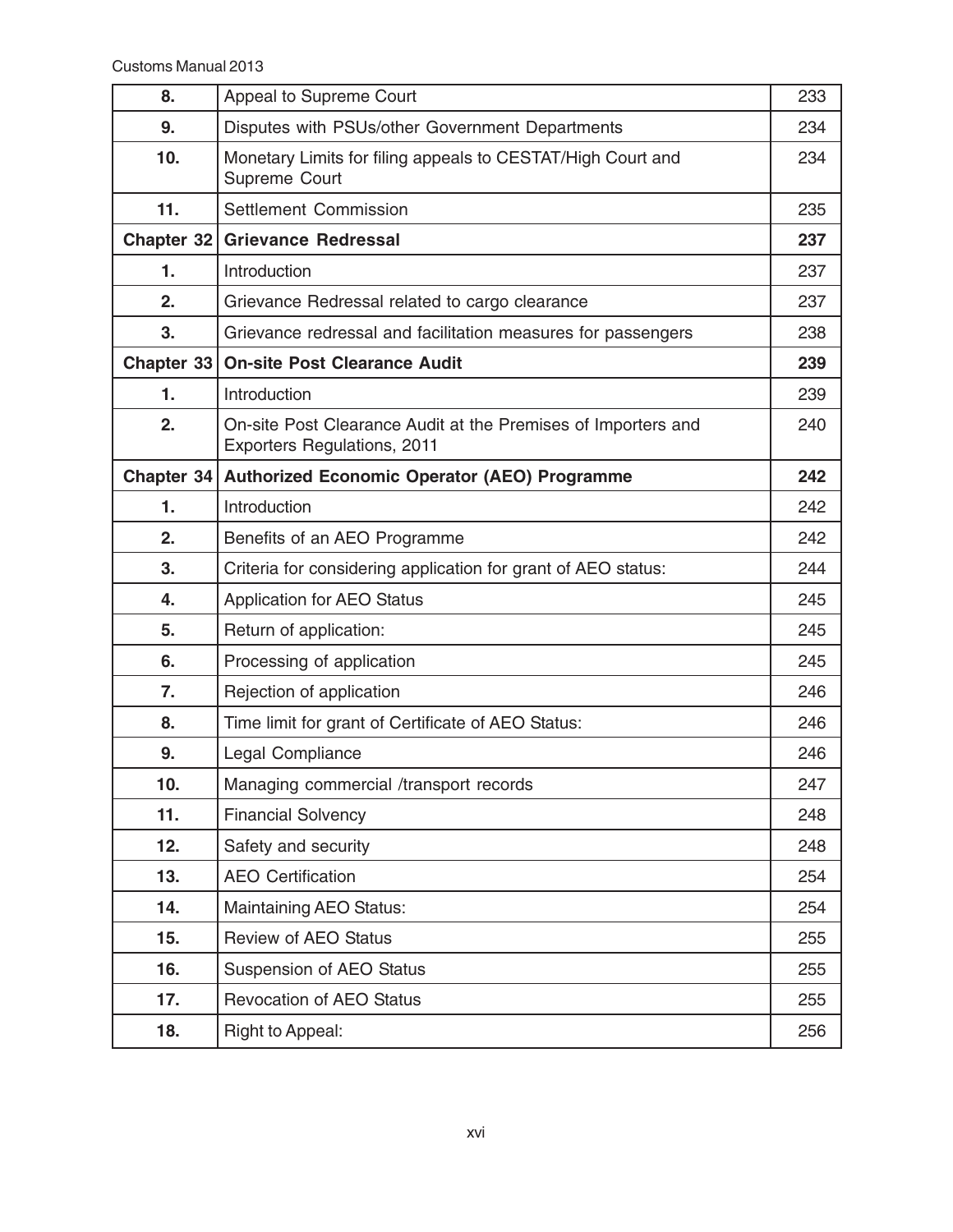| | | |
|---|---|---|
| **8.** | Appeal to Supreme Court | 233 |
| **9.** | Disputes with PSUs/other Government Departments | 234 |
| **10.** | Monetary Limits for filing appeals to CESTAT/High Court and Supreme Court | 234 |
| **11.** | Settlement Commission | 235 |
| **Chapter 32** | **Grievance Redressal** | **237** |
| **1.** | Introduction | 237 |
| **2.** | Grievance Redressal related to cargo clearance | 237 |
| **3.** | Grievance redressal and facilitation measures for passengers | 238 |
| **Chapter 33** | **On-site Post Clearance Audit** | **239** |
| **1.** | Introduction | 239 |
| **2.** | On-site Post Clearance Audit at the Premises of Importers and Exporters Regulations, 2011 | 240 |
| **Chapter 34** | **Authorized Economic Operator (AEO) Programme** | **242** |
| **1.** | Introduction | 242 |
| **2.** | Benefits of an AEO Programme | 242 |
| **3.** | Criteria for considering application for grant of AEO status: | 244 |
| **4.** | Application for AEO Status | 245 |
| **5.** | Return of application: | 245 |
| **6.** | Processing of application | 245 |
| **7.** | Rejection of application | 246 |
| **8.** | Time limit for grant of Certificate of AEO Status: | 246 |
| **9.** | Legal Compliance | 246 |
| **10.** | Managing commercial /transport records | 247 |
| **11.** | Financial Solvency | 248 |
| **12.** | Safety and security | 248 |
| **13.** | AEO Certification | 254 |
| **14.** | Maintaining AEO Status: | 254 |
| **15.** | Review of AEO Status | 255 |
| **16.** | Suspension of AEO Status | 255 |
| **17.** | Revocation of AEO Status | 255 |
| **18.** | Right to Appeal: | 256 |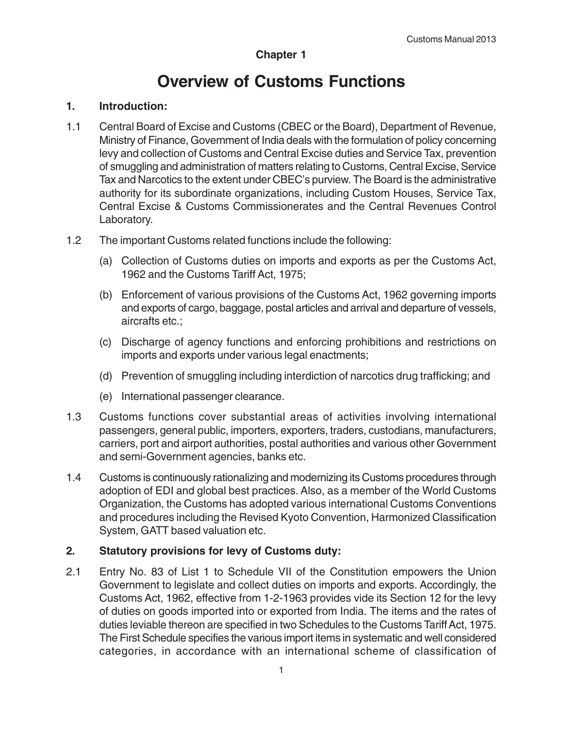**Chapter 1**

# Overview of Customs Functions

## 1. Introduction:

1.1 Central Board of Excise and Customs (CBEC or the Board), Department of Revenue, Ministry of Finance, Government of India deals with the formulation of policy concerning levy and collection of Customs and Central Excise duties and Service Tax, prevention of smuggling and administration of matters relating to Customs, Central Excise, Service Tax and Narcotics to the extent under CBEC's purview. The Board is the administrative authority for its subordinate organizations, including Custom Houses, Service Tax, Central Excise & Customs Commissionerates and the Central Revenues Control Laboratory.

1.2 The important Customs related functions include the following:

(a) Collection of Customs duties on imports and exports as per the Customs Act, 1962 and the Customs Tariff Act, 1975;

(b) Enforcement of various provisions of the Customs Act, 1962 governing imports and exports of cargo, baggage, postal articles and arrival and departure of vessels, aircrafts etc.;

(c) Discharge of agency functions and enforcing prohibitions and restrictions on imports and exports under various legal enactments;

(d) Prevention of smuggling including interdiction of narcotics drug trafficking; and

(e) International passenger clearance.

1.3 Customs functions cover substantial areas of activities involving international passengers, general public, importers, exporters, traders, custodians, manufacturers, carriers, port and airport authorities, postal authorities and various other Government and semi-Government agencies, banks etc.

1.4 Customs is continuously rationalizing and modernizing its Customs procedures through adoption of EDI and global best practices. Also, as a member of the World Customs Organization, the Customs has adopted various international Customs Conventions and procedures including the Revised Kyoto Convention, Harmonized Classification System, GATT based valuation etc.

## 2. Statutory provisions for levy of Customs duty:

2.1 Entry No. 83 of List 1 to Schedule VII of the Constitution empowers the Union Government to legislate and collect duties on imports and exports. Accordingly, the Customs Act, 1962, effective from 1-2-1963 provides vide its Section 12 for the levy of duties on goods imported into or exported from India. The items and the rates of duties leviable thereon are specified in two Schedules to the Customs Tariff Act, 1975. The First Schedule specifies the various import items in systematic and well considered categories, in accordance with an international scheme of classification of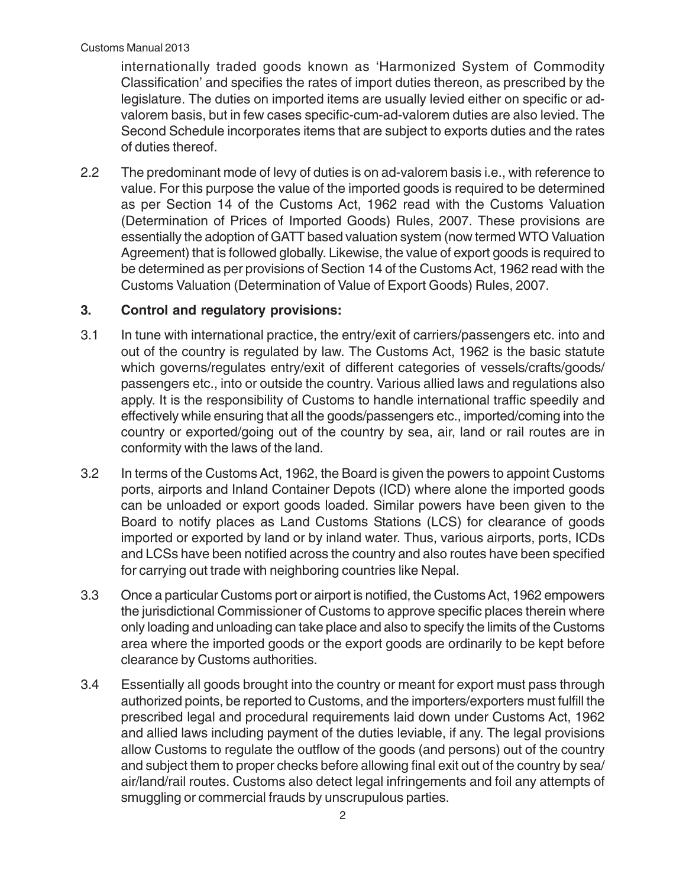internationally traded goods known as 'Harmonized System of Commodity Classification' and specifies the rates of import duties thereon, as prescribed by the legislature. The duties on imported items are usually levied either on specific or ad-valorem basis, but in few cases specific-cum-ad-valorem duties are also levied. The Second Schedule incorporates items that are subject to exports duties and the rates of duties thereof.

2.2 The predominant mode of levy of duties is on ad-valorem basis i.e., with reference to value. For this purpose the value of the imported goods is required to be determined as per Section 14 of the Customs Act, 1962 read with the Customs Valuation (Determination of Prices of Imported Goods) Rules, 2007. These provisions are essentially the adoption of GATT based valuation system (now termed WTO Valuation Agreement) that is followed globally. Likewise, the value of export goods is required to be determined as per provisions of Section 14 of the Customs Act, 1962 read with the Customs Valuation (Determination of Value of Export Goods) Rules, 2007.

## 3. Control and regulatory provisions:

3.1 In tune with international practice, the entry/exit of carriers/passengers etc. into and out of the country is regulated by law. The Customs Act, 1962 is the basic statute which governs/regulates entry/exit of different categories of vessels/crafts/goods/passengers etc., into or outside the country. Various allied laws and regulations also apply. It is the responsibility of Customs to handle international traffic speedily and effectively while ensuring that all the goods/passengers etc., imported/coming into the country or exported/going out of the country by sea, air, land or rail routes are in conformity with the laws of the land.

3.2 In terms of the Customs Act, 1962, the Board is given the powers to appoint Customs ports, airports and Inland Container Depots (ICD) where alone the imported goods can be unloaded or export goods loaded. Similar powers have been given to the Board to notify places as Land Customs Stations (LCS) for clearance of goods imported or exported by land or by inland water. Thus, various airports, ports, ICDs and LCSs have been notified across the country and also routes have been specified for carrying out trade with neighboring countries like Nepal.

3.3 Once a particular Customs port or airport is notified, the Customs Act, 1962 empowers the jurisdictional Commissioner of Customs to approve specific places therein where only loading and unloading can take place and also to specify the limits of the Customs area where the imported goods or the export goods are ordinarily to be kept before clearance by Customs authorities.

3.4 Essentially all goods brought into the country or meant for export must pass through authorized points, be reported to Customs, and the importers/exporters must fulfill the prescribed legal and procedural requirements laid down under Customs Act, 1962 and allied laws including payment of the duties leviable, if any. The legal provisions allow Customs to regulate the outflow of the goods (and persons) out of the country and subject them to proper checks before allowing final exit out of the country by sea/air/land/rail routes. Customs also detect legal infringements and foil any attempts of smuggling or commercial frauds by unscrupulous parties.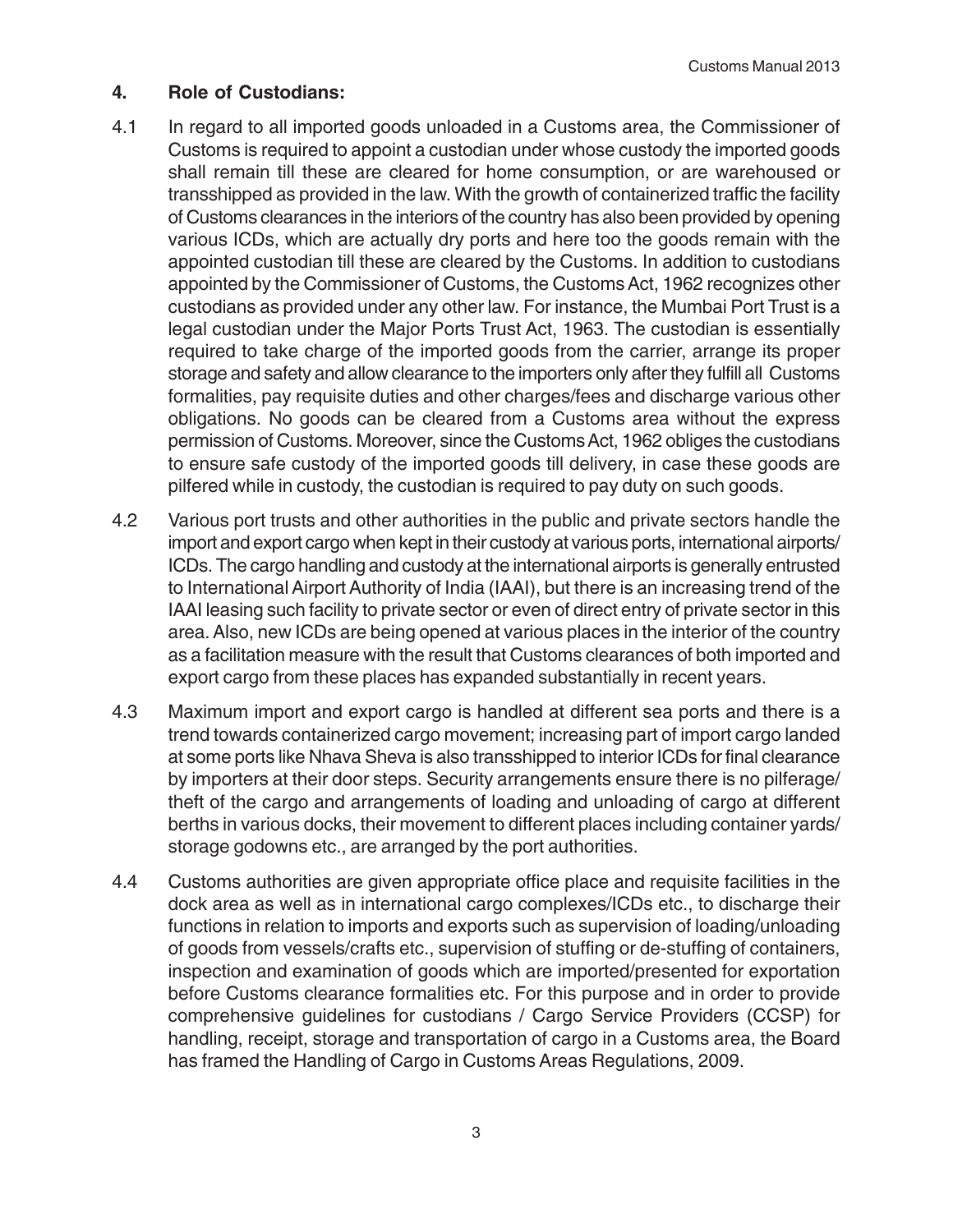## 4. Role of Custodians:

4.1 In regard to all imported goods unloaded in a Customs area, the Commissioner of Customs is required to appoint a custodian under whose custody the imported goods shall remain till these are cleared for home consumption, or are warehoused or transshipped as provided in the law. With the growth of containerized traffic the facility of Customs clearances in the interiors of the country has also been provided by opening various ICDs, which are actually dry ports and here too the goods remain with the appointed custodian till these are cleared by the Customs. In addition to custodians appointed by the Commissioner of Customs, the Customs Act, 1962 recognizes other custodians as provided under any other law. For instance, the Mumbai Port Trust is a legal custodian under the Major Ports Trust Act, 1963. The custodian is essentially required to take charge of the imported goods from the carrier, arrange its proper storage and safety and allow clearance to the importers only after they fulfill all Customs formalities, pay requisite duties and other charges/fees and discharge various other obligations. No goods can be cleared from a Customs area without the express permission of Customs. Moreover, since the Customs Act, 1962 obliges the custodians to ensure safe custody of the imported goods till delivery, in case these goods are pilfered while in custody, the custodian is required to pay duty on such goods.

4.2 Various port trusts and other authorities in the public and private sectors handle the import and export cargo when kept in their custody at various ports, international airports/ ICDs. The cargo handling and custody at the international airports is generally entrusted to International Airport Authority of India (IAAI), but there is an increasing trend of the IAAI leasing such facility to private sector or even of direct entry of private sector in this area. Also, new ICDs are being opened at various places in the interior of the country as a facilitation measure with the result that Customs clearances of both imported and export cargo from these places has expanded substantially in recent years.

4.3 Maximum import and export cargo is handled at different sea ports and there is a trend towards containerized cargo movement; increasing part of import cargo landed at some ports like Nhava Sheva is also transshipped to interior ICDs for final clearance by importers at their door steps. Security arrangements ensure there is no pilferage/ theft of the cargo and arrangements of loading and unloading of cargo at different berths in various docks, their movement to different places including container yards/ storage godowns etc., are arranged by the port authorities.

4.4 Customs authorities are given appropriate office place and requisite facilities in the dock area as well as in international cargo complexes/ICDs etc., to discharge their functions in relation to imports and exports such as supervision of loading/unloading of goods from vessels/crafts etc., supervision of stuffing or de-stuffing of containers, inspection and examination of goods which are imported/presented for exportation before Customs clearance formalities etc. For this purpose and in order to provide comprehensive guidelines for custodians / Cargo Service Providers (CCSP) for handling, receipt, storage and transportation of cargo in a Customs area, the Board has framed the Handling of Cargo in Customs Areas Regulations, 2009.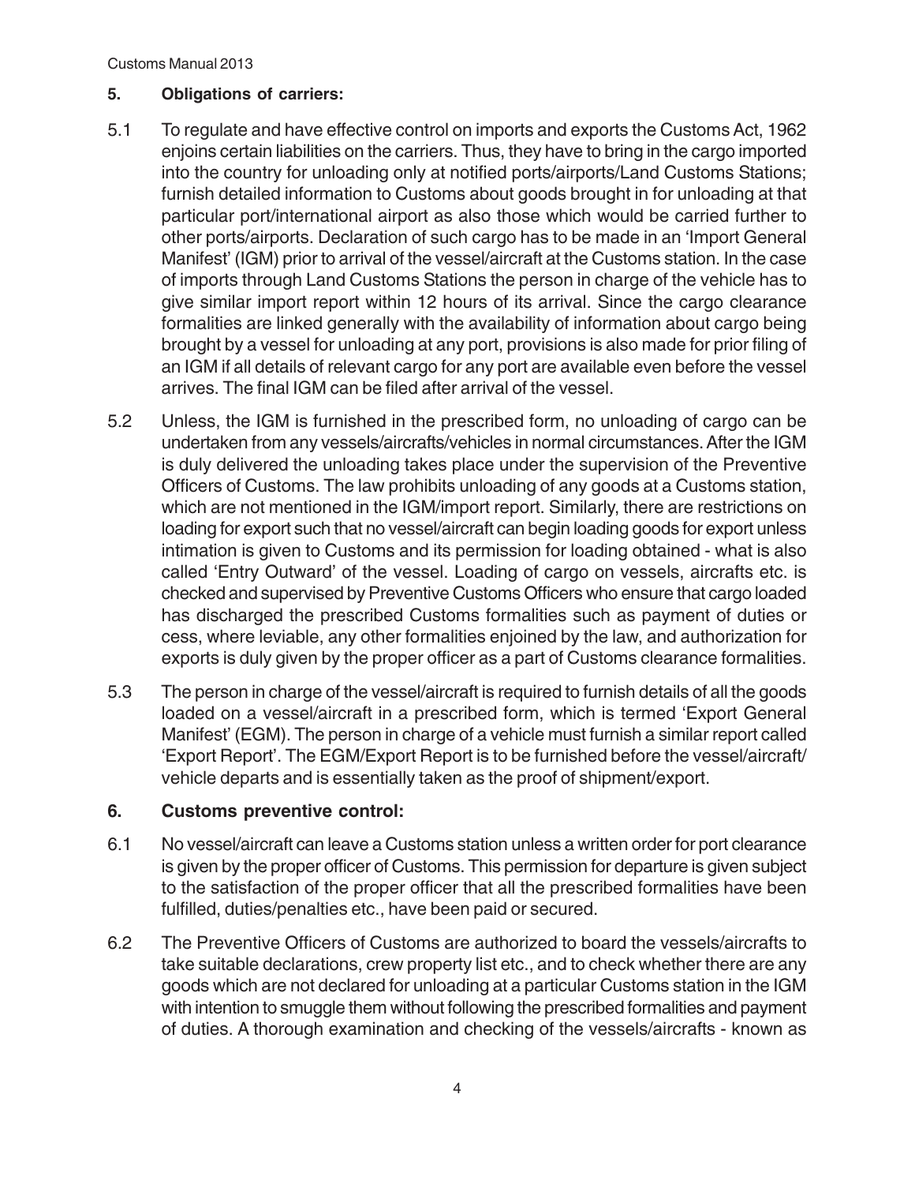## 5. Obligations of carriers:

5.1 To regulate and have effective control on imports and exports the Customs Act, 1962 enjoins certain liabilities on the carriers. Thus, they have to bring in the cargo imported into the country for unloading only at notified ports/airports/Land Customs Stations; furnish detailed information to Customs about goods brought in for unloading at that particular port/international airport as also those which would be carried further to other ports/airports. Declaration of such cargo has to be made in an 'Import General Manifest' (IGM) prior to arrival of the vessel/aircraft at the Customs station. In the case of imports through Land Customs Stations the person in charge of the vehicle has to give similar import report within 12 hours of its arrival. Since the cargo clearance formalities are linked generally with the availability of information about cargo being brought by a vessel for unloading at any port, provisions is also made for prior filing of an IGM if all details of relevant cargo for any port are available even before the vessel arrives. The final IGM can be filed after arrival of the vessel.

5.2 Unless, the IGM is furnished in the prescribed form, no unloading of cargo can be undertaken from any vessels/aircrafts/vehicles in normal circumstances. After the IGM is duly delivered the unloading takes place under the supervision of the Preventive Officers of Customs. The law prohibits unloading of any goods at a Customs station, which are not mentioned in the IGM/import report. Similarly, there are restrictions on loading for export such that no vessel/aircraft can begin loading goods for export unless intimation is given to Customs and its permission for loading obtained - what is also called 'Entry Outward' of the vessel. Loading of cargo on vessels, aircrafts etc. is checked and supervised by Preventive Customs Officers who ensure that cargo loaded has discharged the prescribed Customs formalities such as payment of duties or cess, where leviable, any other formalities enjoined by the law, and authorization for exports is duly given by the proper officer as a part of Customs clearance formalities.

5.3 The person in charge of the vessel/aircraft is required to furnish details of all the goods loaded on a vessel/aircraft in a prescribed form, which is termed 'Export General Manifest' (EGM). The person in charge of a vehicle must furnish a similar report called 'Export Report'. The EGM/Export Report is to be furnished before the vessel/aircraft/vehicle departs and is essentially taken as the proof of shipment/export.

## 6. Customs preventive control:

6.1 No vessel/aircraft can leave a Customs station unless a written order for port clearance is given by the proper officer of Customs. This permission for departure is given subject to the satisfaction of the proper officer that all the prescribed formalities have been fulfilled, duties/penalties etc., have been paid or secured.

6.2 The Preventive Officers of Customs are authorized to board the vessels/aircrafts to take suitable declarations, crew property list etc., and to check whether there are any goods which are not declared for unloading at a particular Customs station in the IGM with intention to smuggle them without following the prescribed formalities and payment of duties. A thorough examination and checking of the vessels/aircrafts - known as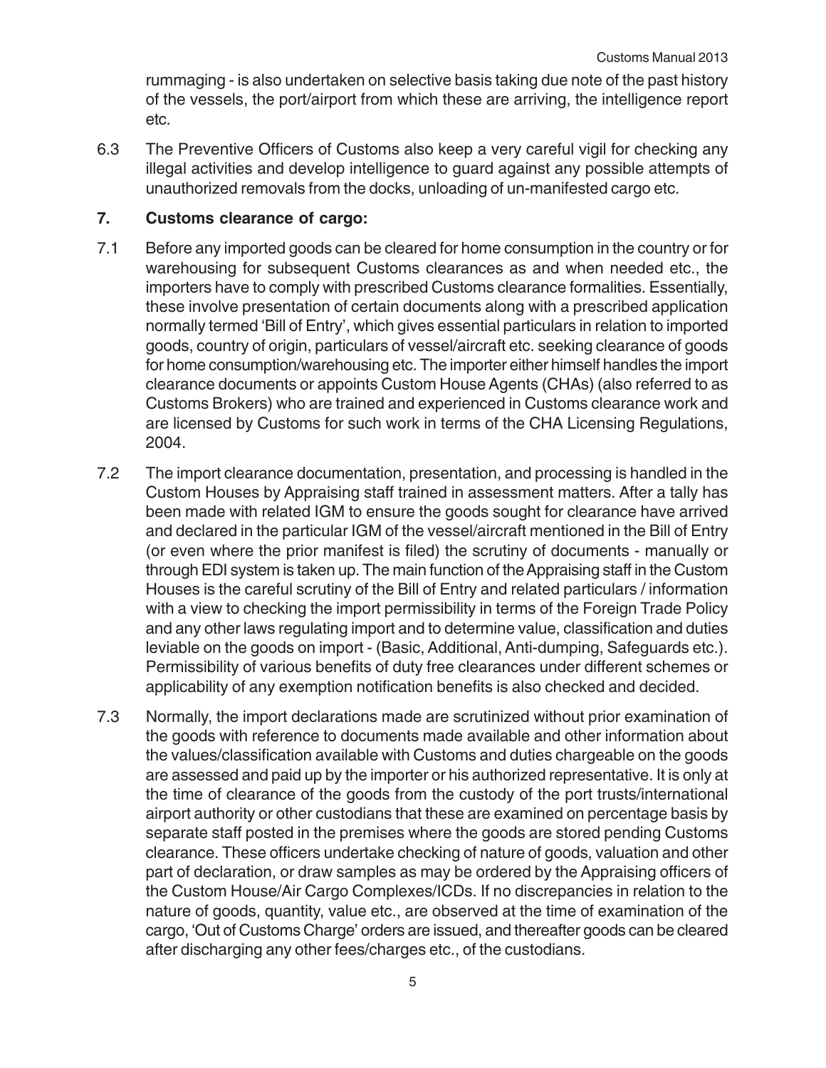rummaging - is also undertaken on selective basis taking due note of the past history of the vessels, the port/airport from which these are arriving, the intelligence report etc.

6.3 The Preventive Officers of Customs also keep a very careful vigil for checking any illegal activities and develop intelligence to guard against any possible attempts of unauthorized removals from the docks, unloading of un-manifested cargo etc.

## 7. Customs clearance of cargo:

7.1 Before any imported goods can be cleared for home consumption in the country or for warehousing for subsequent Customs clearances as and when needed etc., the importers have to comply with prescribed Customs clearance formalities. Essentially, these involve presentation of certain documents along with a prescribed application normally termed 'Bill of Entry', which gives essential particulars in relation to imported goods, country of origin, particulars of vessel/aircraft etc. seeking clearance of goods for home consumption/warehousing etc. The importer either himself handles the import clearance documents or appoints Custom House Agents (CHAs) (also referred to as Customs Brokers) who are trained and experienced in Customs clearance work and are licensed by Customs for such work in terms of the CHA Licensing Regulations, 2004.

7.2 The import clearance documentation, presentation, and processing is handled in the Custom Houses by Appraising staff trained in assessment matters. After a tally has been made with related IGM to ensure the goods sought for clearance have arrived and declared in the particular IGM of the vessel/aircraft mentioned in the Bill of Entry (or even where the prior manifest is filed) the scrutiny of documents - manually or through EDI system is taken up. The main function of the Appraising staff in the Custom Houses is the careful scrutiny of the Bill of Entry and related particulars / information with a view to checking the import permissibility in terms of the Foreign Trade Policy and any other laws regulating import and to determine value, classification and duties leviable on the goods on import - (Basic, Additional, Anti-dumping, Safeguards etc.). Permissibility of various benefits of duty free clearances under different schemes or applicability of any exemption notification benefits is also checked and decided.

7.3 Normally, the import declarations made are scrutinized without prior examination of the goods with reference to documents made available and other information about the values/classification available with Customs and duties chargeable on the goods are assessed and paid up by the importer or his authorized representative. It is only at the time of clearance of the goods from the custody of the port trusts/international airport authority or other custodians that these are examined on percentage basis by separate staff posted in the premises where the goods are stored pending Customs clearance. These officers undertake checking of nature of goods, valuation and other part of declaration, or draw samples as may be ordered by the Appraising officers of the Custom House/Air Cargo Complexes/ICDs. If no discrepancies in relation to the nature of goods, quantity, value etc., are observed at the time of examination of the cargo, 'Out of Customs Charge' orders are issued, and thereafter goods can be cleared after discharging any other fees/charges etc., of the custodians.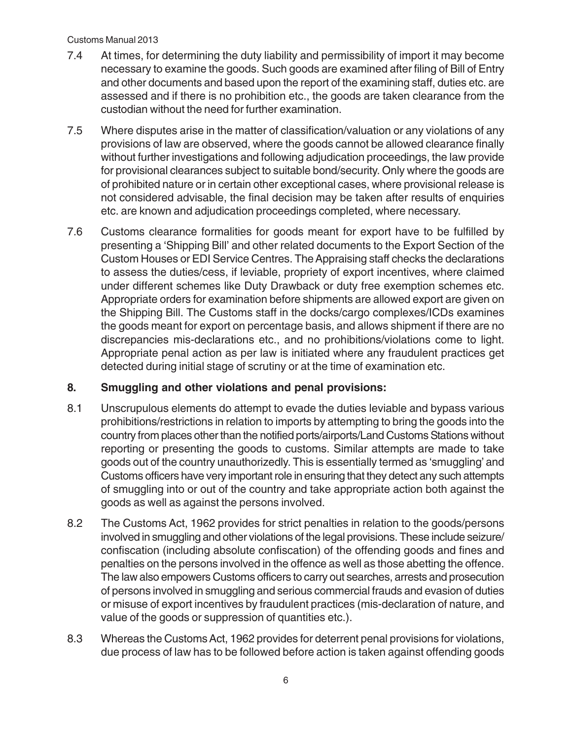7.4 At times, for determining the duty liability and permissibility of import it may become necessary to examine the goods. Such goods are examined after filing of Bill of Entry and other documents and based upon the report of the examining staff, duties etc. are assessed and if there is no prohibition etc., the goods are taken clearance from the custodian without the need for further examination.

7.5 Where disputes arise in the matter of classification/valuation or any violations of any provisions of law are observed, where the goods cannot be allowed clearance finally without further investigations and following adjudication proceedings, the law provide for provisional clearances subject to suitable bond/security. Only where the goods are of prohibited nature or in certain other exceptional cases, where provisional release is not considered advisable, the final decision may be taken after results of enquiries etc. are known and adjudication proceedings completed, where necessary.

7.6 Customs clearance formalities for goods meant for export have to be fulfilled by presenting a 'Shipping Bill' and other related documents to the Export Section of the Custom Houses or EDI Service Centres. The Appraising staff checks the declarations to assess the duties/cess, if leviable, propriety of export incentives, where claimed under different schemes like Duty Drawback or duty free exemption schemes etc. Appropriate orders for examination before shipments are allowed export are given on the Shipping Bill. The Customs staff in the docks/cargo complexes/ICDs examines the goods meant for export on percentage basis, and allows shipment if there are no discrepancies mis-declarations etc., and no prohibitions/violations come to light. Appropriate penal action as per law is initiated where any fraudulent practices get detected during initial stage of scrutiny or at the time of examination etc.

## 8. Smuggling and other violations and penal provisions:

8.1 Unscrupulous elements do attempt to evade the duties leviable and bypass various prohibitions/restrictions in relation to imports by attempting to bring the goods into the country from places other than the notified ports/airports/Land Customs Stations without reporting or presenting the goods to customs. Similar attempts are made to take goods out of the country unauthorizedly. This is essentially termed as 'smuggling' and Customs officers have very important role in ensuring that they detect any such attempts of smuggling into or out of the country and take appropriate action both against the goods as well as against the persons involved.

8.2 The Customs Act, 1962 provides for strict penalties in relation to the goods/persons involved in smuggling and other violations of the legal provisions. These include seizure/confiscation (including absolute confiscation) of the offending goods and fines and penalties on the persons involved in the offence as well as those abetting the offence. The law also empowers Customs officers to carry out searches, arrests and prosecution of persons involved in smuggling and serious commercial frauds and evasion of duties or misuse of export incentives by fraudulent practices (mis-declaration of nature, and value of the goods or suppression of quantities etc.).

8.3 Whereas the Customs Act, 1962 provides for deterrent penal provisions for violations, due process of law has to be followed before action is taken against offending goods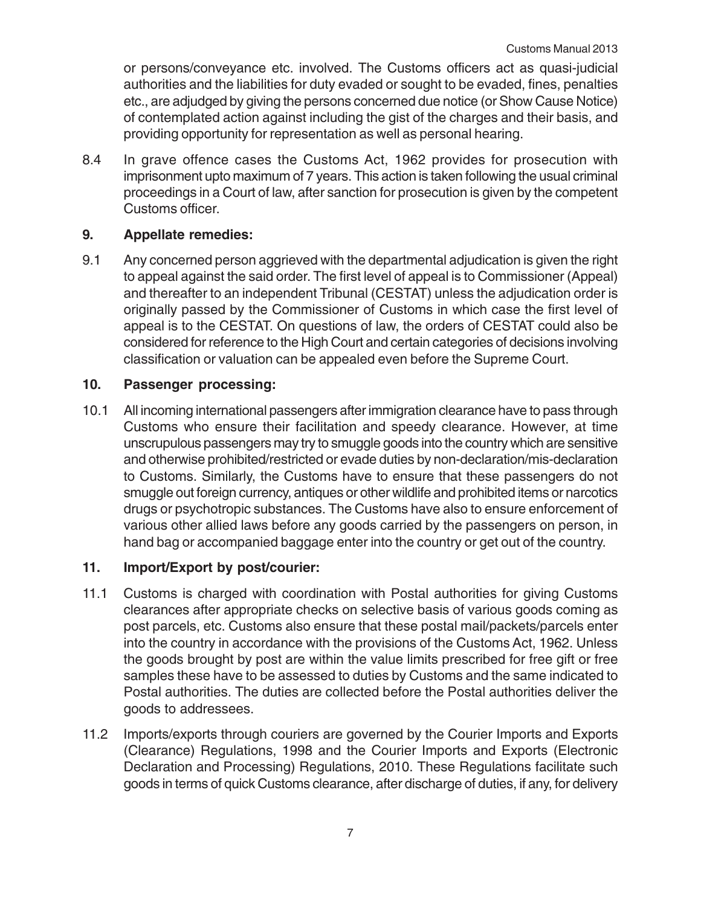or persons/conveyance etc. involved. The Customs officers act as quasi-judicial authorities and the liabilities for duty evaded or sought to be evaded, fines, penalties etc., are adjudged by giving the persons concerned due notice (or Show Cause Notice) of contemplated action against including the gist of the charges and their basis, and providing opportunity for representation as well as personal hearing.

8.4 In grave offence cases the Customs Act, 1962 provides for prosecution with imprisonment upto maximum of 7 years. This action is taken following the usual criminal proceedings in a Court of law, after sanction for prosecution is given by the competent Customs officer.

## 9. Appellate remedies:

9.1 Any concerned person aggrieved with the departmental adjudication is given the right to appeal against the said order. The first level of appeal is to Commissioner (Appeal) and thereafter to an independent Tribunal (CESTAT) unless the adjudication order is originally passed by the Commissioner of Customs in which case the first level of appeal is to the CESTAT. On questions of law, the orders of CESTAT could also be considered for reference to the High Court and certain categories of decisions involving classification or valuation can be appealed even before the Supreme Court.

## 10. Passenger processing:

10.1 All incoming international passengers after immigration clearance have to pass through Customs who ensure their facilitation and speedy clearance. However, at time unscrupulous passengers may try to smuggle goods into the country which are sensitive and otherwise prohibited/restricted or evade duties by non-declaration/mis-declaration to Customs. Similarly, the Customs have to ensure that these passengers do not smuggle out foreign currency, antiques or other wildlife and prohibited items or narcotics drugs or psychotropic substances. The Customs have also to ensure enforcement of various other allied laws before any goods carried by the passengers on person, in hand bag or accompanied baggage enter into the country or get out of the country.

## 11. Import/Export by post/courier:

11.1 Customs is charged with coordination with Postal authorities for giving Customs clearances after appropriate checks on selective basis of various goods coming as post parcels, etc. Customs also ensure that these postal mail/packets/parcels enter into the country in accordance with the provisions of the Customs Act, 1962. Unless the goods brought by post are within the value limits prescribed for free gift or free samples these have to be assessed to duties by Customs and the same indicated to Postal authorities. The duties are collected before the Postal authorities deliver the goods to addressees.

11.2 Imports/exports through couriers are governed by the Courier Imports and Exports (Clearance) Regulations, 1998 and the Courier Imports and Exports (Electronic Declaration and Processing) Regulations, 2010. These Regulations facilitate such goods in terms of quick Customs clearance, after discharge of duties, if any, for delivery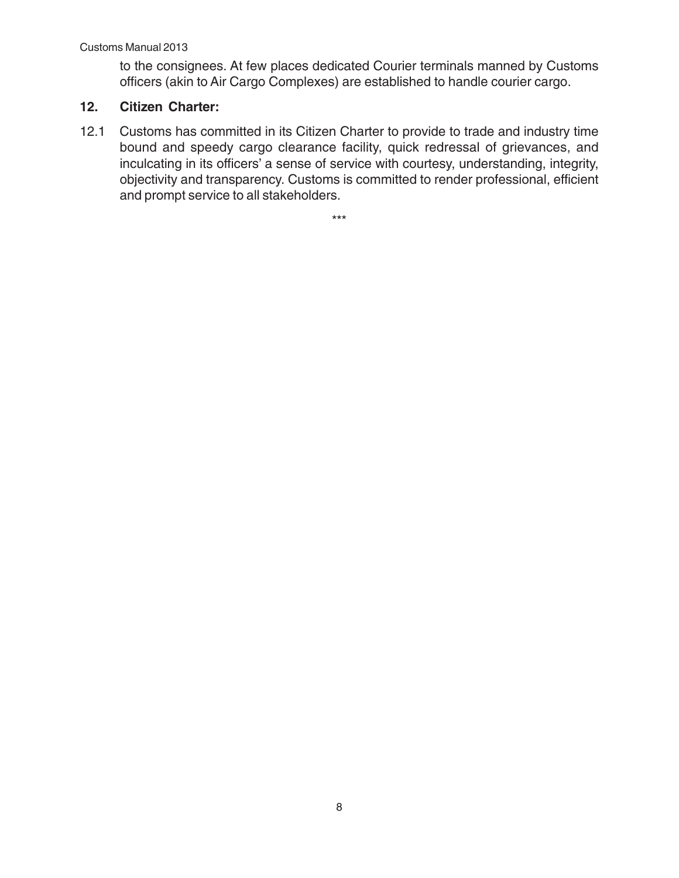to the consignees. At few places dedicated Courier terminals manned by Customs officers (akin to Air Cargo Complexes) are established to handle courier cargo.

## 12. Citizen Charter:

12.1 Customs has committed in its Citizen Charter to provide to trade and industry time bound and speedy cargo clearance facility, quick redressal of grievances, and inculcating in its officers' a sense of service with courtesy, understanding, integrity, objectivity and transparency. Customs is committed to render professional, efficient and prompt service to all stakeholders.

\*\*\*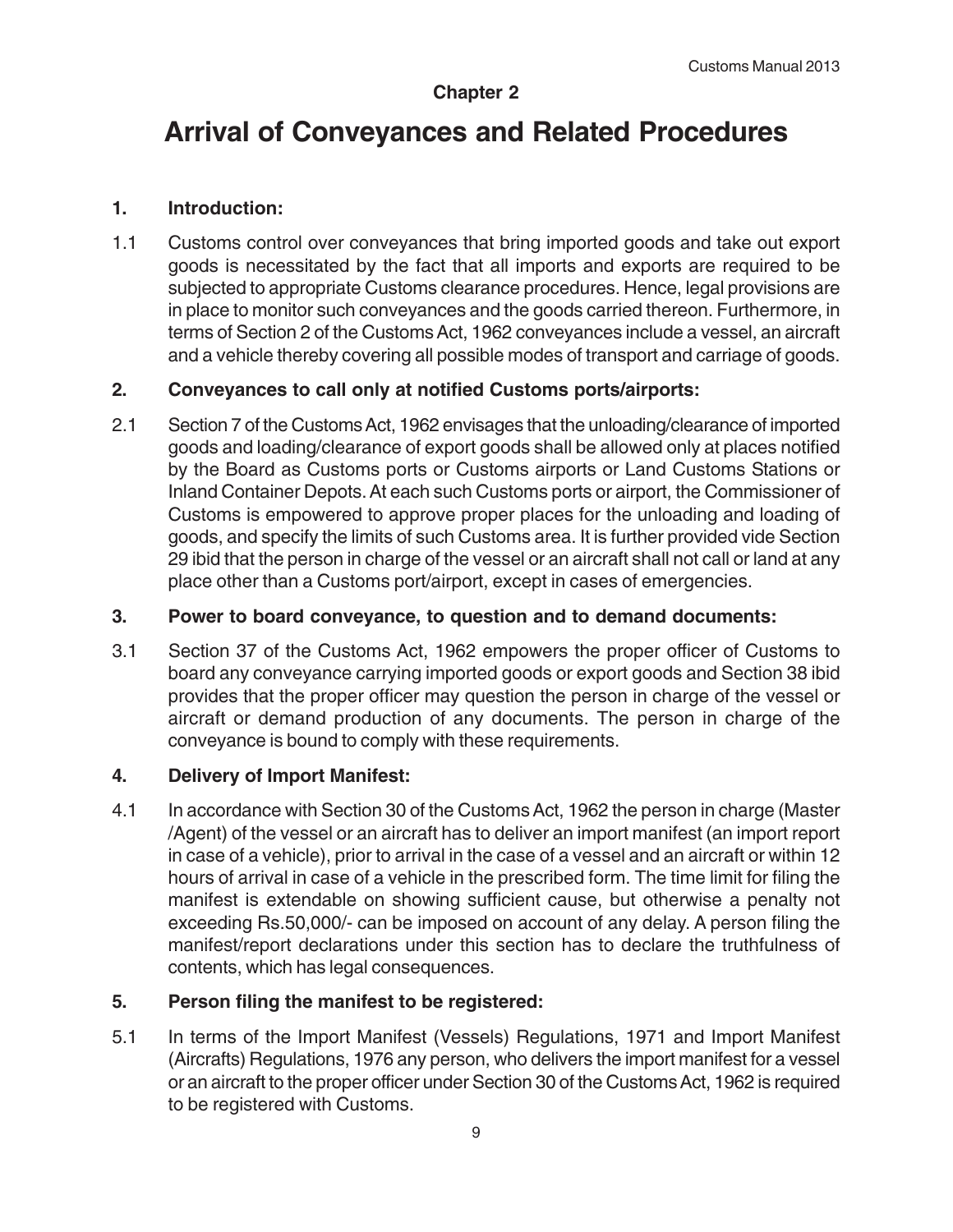## Chapter 2

# Arrival of Conveyances and Related Procedures

### 1. Introduction:

1.1 Customs control over conveyances that bring imported goods and take out export goods is necessitated by the fact that all imports and exports are required to be subjected to appropriate Customs clearance procedures. Hence, legal provisions are in place to monitor such conveyances and the goods carried thereon. Furthermore, in terms of Section 2 of the Customs Act, 1962 conveyances include a vessel, an aircraft and a vehicle thereby covering all possible modes of transport and carriage of goods.

### 2. Conveyances to call only at notified Customs ports/airports:

2.1 Section 7 of the Customs Act, 1962 envisages that the unloading/clearance of imported goods and loading/clearance of export goods shall be allowed only at places notified by the Board as Customs ports or Customs airports or Land Customs Stations or Inland Container Depots. At each such Customs ports or airport, the Commissioner of Customs is empowered to approve proper places for the unloading and loading of goods, and specify the limits of such Customs area. It is further provided vide Section 29 ibid that the person in charge of the vessel or an aircraft shall not call or land at any place other than a Customs port/airport, except in cases of emergencies.

### 3. Power to board conveyance, to question and to demand documents:

3.1 Section 37 of the Customs Act, 1962 empowers the proper officer of Customs to board any conveyance carrying imported goods or export goods and Section 38 ibid provides that the proper officer may question the person in charge of the vessel or aircraft or demand production of any documents. The person in charge of the conveyance is bound to comply with these requirements.

### 4. Delivery of Import Manifest:

4.1 In accordance with Section 30 of the Customs Act, 1962 the person in charge (Master /Agent) of the vessel or an aircraft has to deliver an import manifest (an import report in case of a vehicle), prior to arrival in the case of a vessel and an aircraft or within 12 hours of arrival in case of a vehicle in the prescribed form. The time limit for filing the manifest is extendable on showing sufficient cause, but otherwise a penalty not exceeding Rs.50,000/- can be imposed on account of any delay. A person filing the manifest/report declarations under this section has to declare the truthfulness of contents, which has legal consequences.

### 5. Person filing the manifest to be registered:

5.1 In terms of the Import Manifest (Vessels) Regulations, 1971 and Import Manifest (Aircrafts) Regulations, 1976 any person, who delivers the import manifest for a vessel or an aircraft to the proper officer under Section 30 of the Customs Act, 1962 is required to be registered with Customs.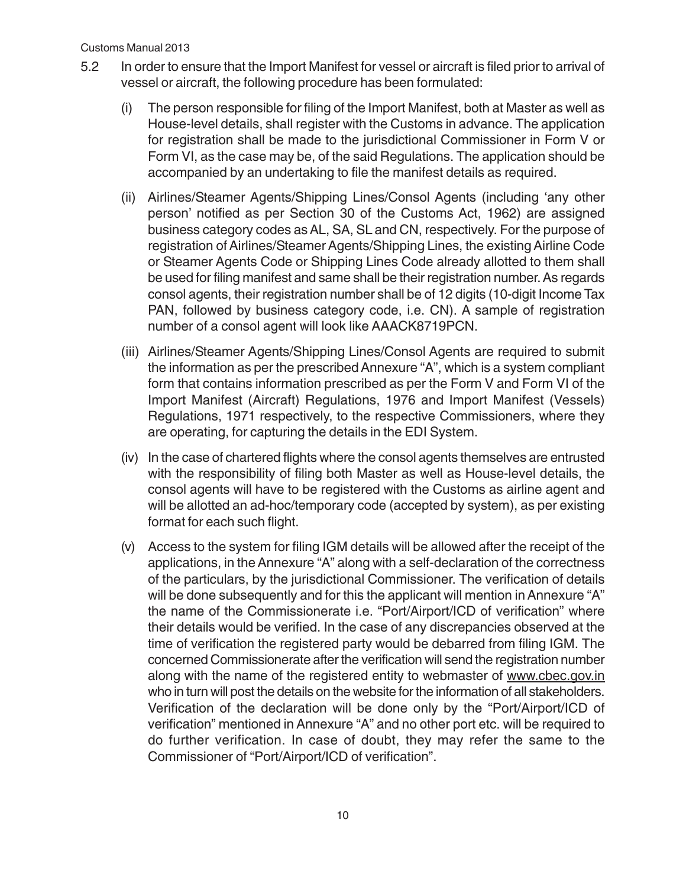5.2 In order to ensure that the Import Manifest for vessel or aircraft is filed prior to arrival of vessel or aircraft, the following procedure has been formulated:

(i) The person responsible for filing of the Import Manifest, both at Master as well as House-level details, shall register with the Customs in advance. The application for registration shall be made to the jurisdictional Commissioner in Form V or Form VI, as the case may be, of the said Regulations. The application should be accompanied by an undertaking to file the manifest details as required.

(ii) Airlines/Steamer Agents/Shipping Lines/Consol Agents (including 'any other person' notified as per Section 30 of the Customs Act, 1962) are assigned business category codes as AL, SA, SL and CN, respectively. For the purpose of registration of Airlines/Steamer Agents/Shipping Lines, the existing Airline Code or Steamer Agents Code or Shipping Lines Code already allotted to them shall be used for filing manifest and same shall be their registration number. As regards consol agents, their registration number shall be of 12 digits (10-digit Income Tax PAN, followed by business category code, i.e. CN). A sample of registration number of a consol agent will look like AAACK8719PCN.

(iii) Airlines/Steamer Agents/Shipping Lines/Consol Agents are required to submit the information as per the prescribed Annexure "A", which is a system compliant form that contains information prescribed as per the Form V and Form VI of the Import Manifest (Aircraft) Regulations, 1976 and Import Manifest (Vessels) Regulations, 1971 respectively, to the respective Commissioners, where they are operating, for capturing the details in the EDI System.

(iv) In the case of chartered flights where the consol agents themselves are entrusted with the responsibility of filing both Master as well as House-level details, the consol agents will have to be registered with the Customs as airline agent and will be allotted an ad-hoc/temporary code (accepted by system), as per existing format for each such flight.

(v) Access to the system for filing IGM details will be allowed after the receipt of the applications, in the Annexure "A" along with a self-declaration of the correctness of the particulars, by the jurisdictional Commissioner. The verification of details will be done subsequently and for this the applicant will mention in Annexure "A" the name of the Commissionerate i.e. "Port/Airport/ICD of verification" where their details would be verified. In the case of any discrepancies observed at the time of verification the registered party would be debarred from filing IGM. The concerned Commissionerate after the verification will send the registration number along with the name of the registered entity to webmaster of www.cbec.gov.in who in turn will post the details on the website for the information of all stakeholders. Verification of the declaration will be done only by the "Port/Airport/ICD of verification" mentioned in Annexure "A" and no other port etc. will be required to do further verification. In case of doubt, they may refer the same to the Commissioner of "Port/Airport/ICD of verification".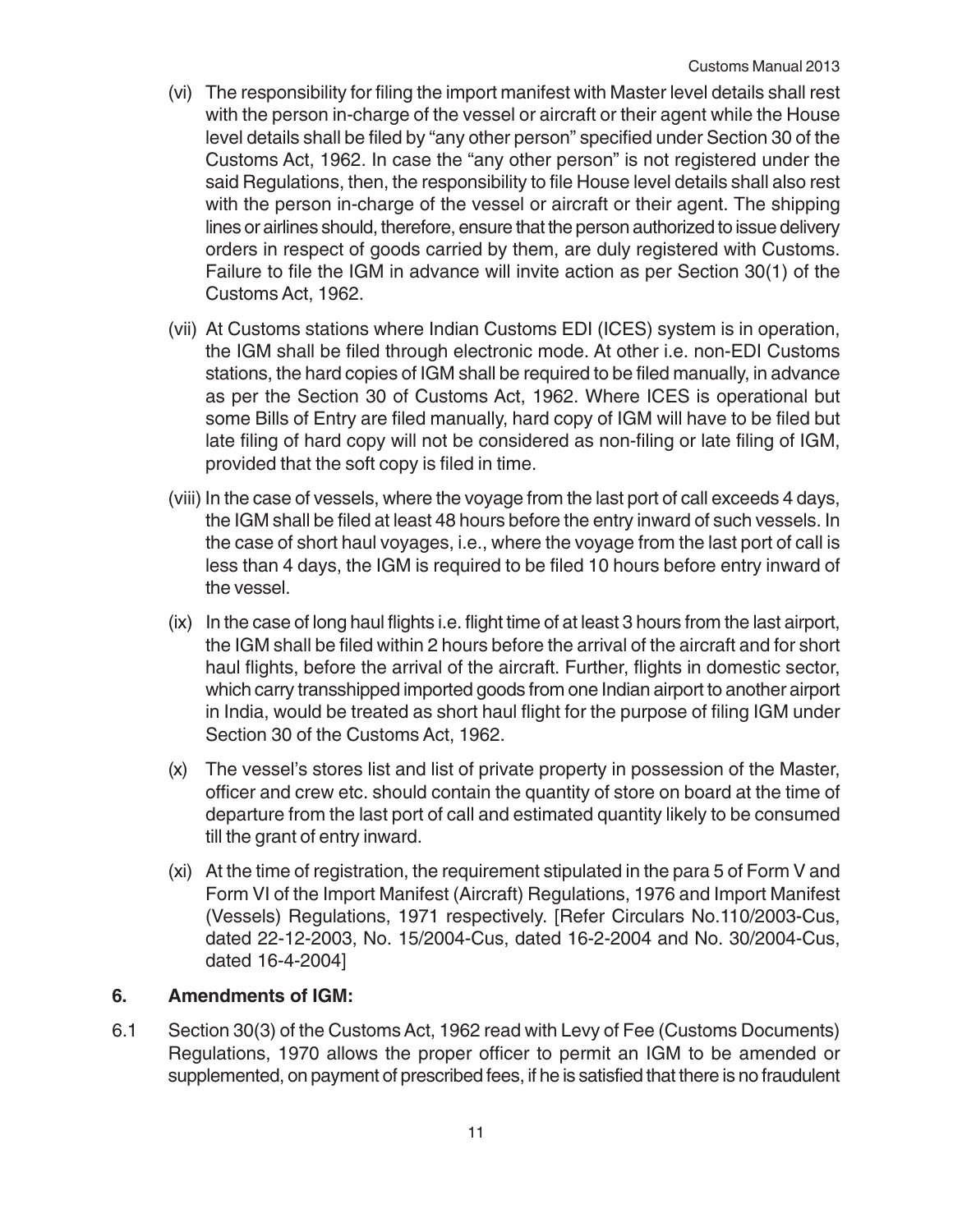(vi) The responsibility for filing the import manifest with Master level details shall rest with the person in-charge of the vessel or aircraft or their agent while the House level details shall be filed by "any other person" specified under Section 30 of the Customs Act, 1962. In case the "any other person" is not registered under the said Regulations, then, the responsibility to file House level details shall also rest with the person in-charge of the vessel or aircraft or their agent. The shipping lines or airlines should, therefore, ensure that the person authorized to issue delivery orders in respect of goods carried by them, are duly registered with Customs. Failure to file the IGM in advance will invite action as per Section 30(1) of the Customs Act, 1962.

(vii) At Customs stations where Indian Customs EDI (ICES) system is in operation, the IGM shall be filed through electronic mode. At other i.e. non-EDI Customs stations, the hard copies of IGM shall be required to be filed manually, in advance as per the Section 30 of Customs Act, 1962. Where ICES is operational but some Bills of Entry are filed manually, hard copy of IGM will have to be filed but late filing of hard copy will not be considered as non-filing or late filing of IGM, provided that the soft copy is filed in time.

(viii) In the case of vessels, where the voyage from the last port of call exceeds 4 days, the IGM shall be filed at least 48 hours before the entry inward of such vessels. In the case of short haul voyages, i.e., where the voyage from the last port of call is less than 4 days, the IGM is required to be filed 10 hours before entry inward of the vessel.

(ix) In the case of long haul flights i.e. flight time of at least 3 hours from the last airport, the IGM shall be filed within 2 hours before the arrival of the aircraft and for short haul flights, before the arrival of the aircraft. Further, flights in domestic sector, which carry transshipped imported goods from one Indian airport to another airport in India, would be treated as short haul flight for the purpose of filing IGM under Section 30 of the Customs Act, 1962.

(x) The vessel's stores list and list of private property in possession of the Master, officer and crew etc. should contain the quantity of store on board at the time of departure from the last port of call and estimated quantity likely to be consumed till the grant of entry inward.

(xi) At the time of registration, the requirement stipulated in the para 5 of Form V and Form VI of the Import Manifest (Aircraft) Regulations, 1976 and Import Manifest (Vessels) Regulations, 1971 respectively. [Refer Circulars No.110/2003-Cus, dated 22-12-2003, No. 15/2004-Cus, dated 16-2-2004 and No. 30/2004-Cus, dated 16-4-2004]

## 6. Amendments of IGM:

6.1 Section 30(3) of the Customs Act, 1962 read with Levy of Fee (Customs Documents) Regulations, 1970 allows the proper officer to permit an IGM to be amended or supplemented, on payment of prescribed fees, if he is satisfied that there is no fraudulent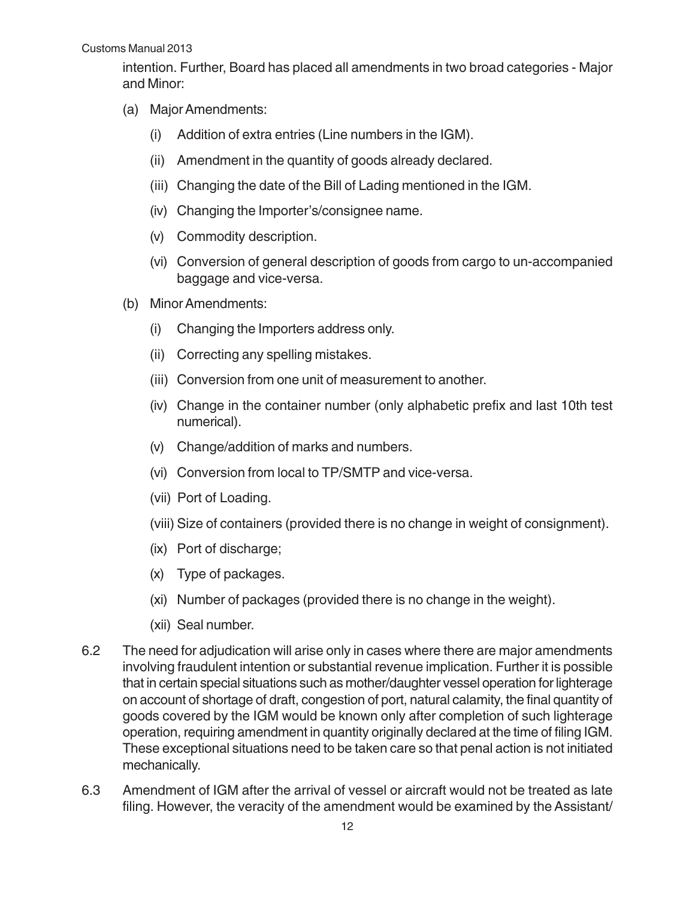intention. Further, Board has placed all amendments in two broad categories - Major and Minor:

(a) Major Amendments:

   (i) Addition of extra entries (Line numbers in the IGM).

   (ii) Amendment in the quantity of goods already declared.

   (iii) Changing the date of the Bill of Lading mentioned in the IGM.

   (iv) Changing the Importer's/consignee name.

   (v) Commodity description.

   (vi) Conversion of general description of goods from cargo to un-accompanied baggage and vice-versa.

(b) Minor Amendments:

   (i) Changing the Importers address only.

   (ii) Correcting any spelling mistakes.

   (iii) Conversion from one unit of measurement to another.

   (iv) Change in the container number (only alphabetic prefix and last 10th test numerical).

   (v) Change/addition of marks and numbers.

   (vi) Conversion from local to TP/SMTP and vice-versa.

   (vii) Port of Loading.

   (viii) Size of containers (provided there is no change in weight of consignment).

   (ix) Port of discharge;

   (x) Type of packages.

   (xi) Number of packages (provided there is no change in the weight).

   (xii) Seal number.

6.2 The need for adjudication will arise only in cases where there are major amendments involving fraudulent intention or substantial revenue implication. Further it is possible that in certain special situations such as mother/daughter vessel operation for lighterage on account of shortage of draft, congestion of port, natural calamity, the final quantity of goods covered by the IGM would be known only after completion of such lighterage operation, requiring amendment in quantity originally declared at the time of filing IGM. These exceptional situations need to be taken care so that penal action is not initiated mechanically.

6.3 Amendment of IGM after the arrival of vessel or aircraft would not be treated as late filing. However, the veracity of the amendment would be examined by the Assistant/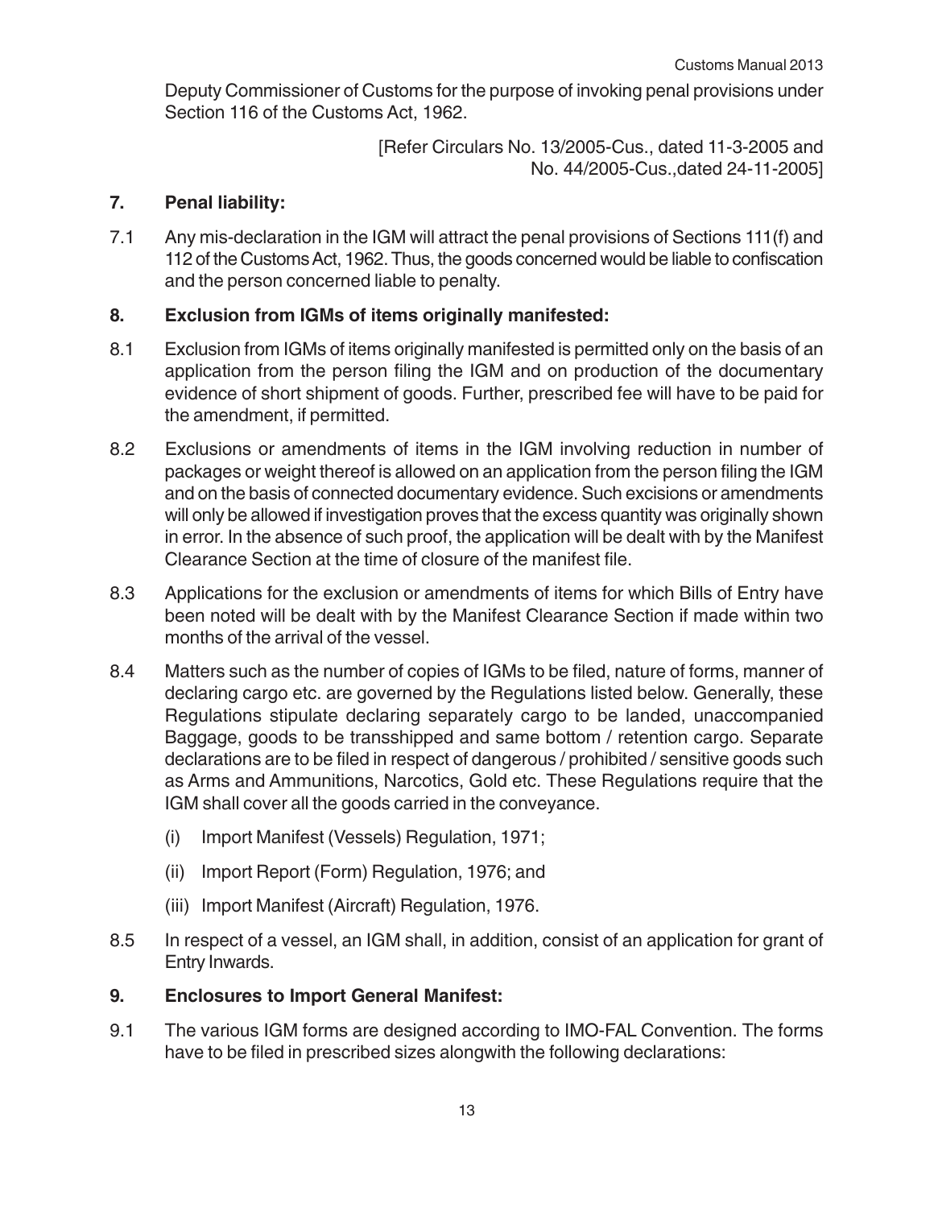Deputy Commissioner of Customs for the purpose of invoking penal provisions under Section 116 of the Customs Act, 1962.

[Refer Circulars No. 13/2005-Cus., dated 11-3-2005 and No. 44/2005-Cus.,dated 24-11-2005]

## 7. Penal liability:

7.1 Any mis-declaration in the IGM will attract the penal provisions of Sections 111(f) and 112 of the Customs Act, 1962. Thus, the goods concerned would be liable to confiscation and the person concerned liable to penalty.

## 8. Exclusion from IGMs of items originally manifested:

8.1 Exclusion from IGMs of items originally manifested is permitted only on the basis of an application from the person filing the IGM and on production of the documentary evidence of short shipment of goods. Further, prescribed fee will have to be paid for the amendment, if permitted.

8.2 Exclusions or amendments of items in the IGM involving reduction in number of packages or weight thereof is allowed on an application from the person filing the IGM and on the basis of connected documentary evidence. Such excisions or amendments will only be allowed if investigation proves that the excess quantity was originally shown in error. In the absence of such proof, the application will be dealt with by the Manifest Clearance Section at the time of closure of the manifest file.

8.3 Applications for the exclusion or amendments of items for which Bills of Entry have been noted will be dealt with by the Manifest Clearance Section if made within two months of the arrival of the vessel.

8.4 Matters such as the number of copies of IGMs to be filed, nature of forms, manner of declaring cargo etc. are governed by the Regulations listed below. Generally, these Regulations stipulate declaring separately cargo to be landed, unaccompanied Baggage, goods to be transshipped and same bottom / retention cargo. Separate declarations are to be filed in respect of dangerous / prohibited / sensitive goods such as Arms and Ammunitions, Narcotics, Gold etc. These Regulations require that the IGM shall cover all the goods carried in the conveyance.

(i) Import Manifest (Vessels) Regulation, 1971;

(ii) Import Report (Form) Regulation, 1976; and

(iii) Import Manifest (Aircraft) Regulation, 1976.

8.5 In respect of a vessel, an IGM shall, in addition, consist of an application for grant of Entry Inwards.

## 9. Enclosures to Import General Manifest:

9.1 The various IGM forms are designed according to IMO-FAL Convention. The forms have to be filed in prescribed sizes alongwith the following declarations: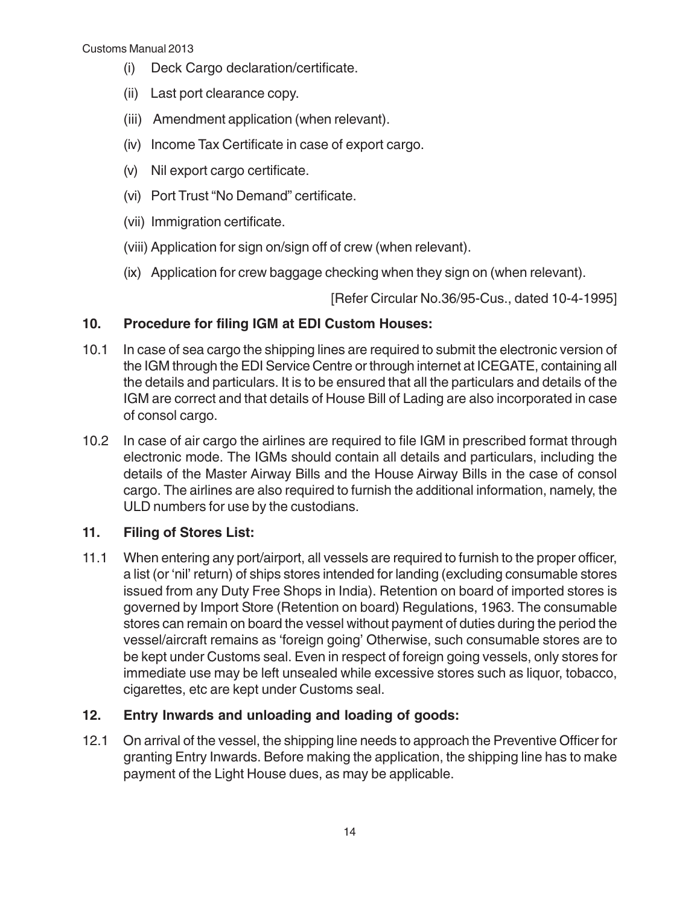(i) Deck Cargo declaration/certificate.

(ii) Last port clearance copy.

(iii) Amendment application (when relevant).

(iv) Income Tax Certificate in case of export cargo.

(v) Nil export cargo certificate.

(vi) Port Trust "No Demand" certificate.

(vii) Immigration certificate.

(viii) Application for sign on/sign off of crew (when relevant).

(ix) Application for crew baggage checking when they sign on (when relevant).

[Refer Circular No.36/95-Cus., dated 10-4-1995]

### 10. Procedure for filing IGM at EDI Custom Houses:

10.1 In case of sea cargo the shipping lines are required to submit the electronic version of the IGM through the EDI Service Centre or through internet at ICEGATE, containing all the details and particulars. It is to be ensured that all the particulars and details of the IGM are correct and that details of House Bill of Lading are also incorporated in case of consol cargo.

10.2 In case of air cargo the airlines are required to file IGM in prescribed format through electronic mode. The IGMs should contain all details and particulars, including the details of the Master Airway Bills and the House Airway Bills in the case of consol cargo. The airlines are also required to furnish the additional information, namely, the ULD numbers for use by the custodians.

### 11. Filing of Stores List:

11.1 When entering any port/airport, all vessels are required to furnish to the proper officer, a list (or 'nil' return) of ships stores intended for landing (excluding consumable stores issued from any Duty Free Shops in India). Retention on board of imported stores is governed by Import Store (Retention on board) Regulations, 1963. The consumable stores can remain on board the vessel without payment of duties during the period the vessel/aircraft remains as 'foreign going' Otherwise, such consumable stores are to be kept under Customs seal. Even in respect of foreign going vessels, only stores for immediate use may be left unsealed while excessive stores such as liquor, tobacco, cigarettes, etc are kept under Customs seal.

### 12. Entry Inwards and unloading and loading of goods:

12.1 On arrival of the vessel, the shipping line needs to approach the Preventive Officer for granting Entry Inwards. Before making the application, the shipping line has to make payment of the Light House dues, as may be applicable.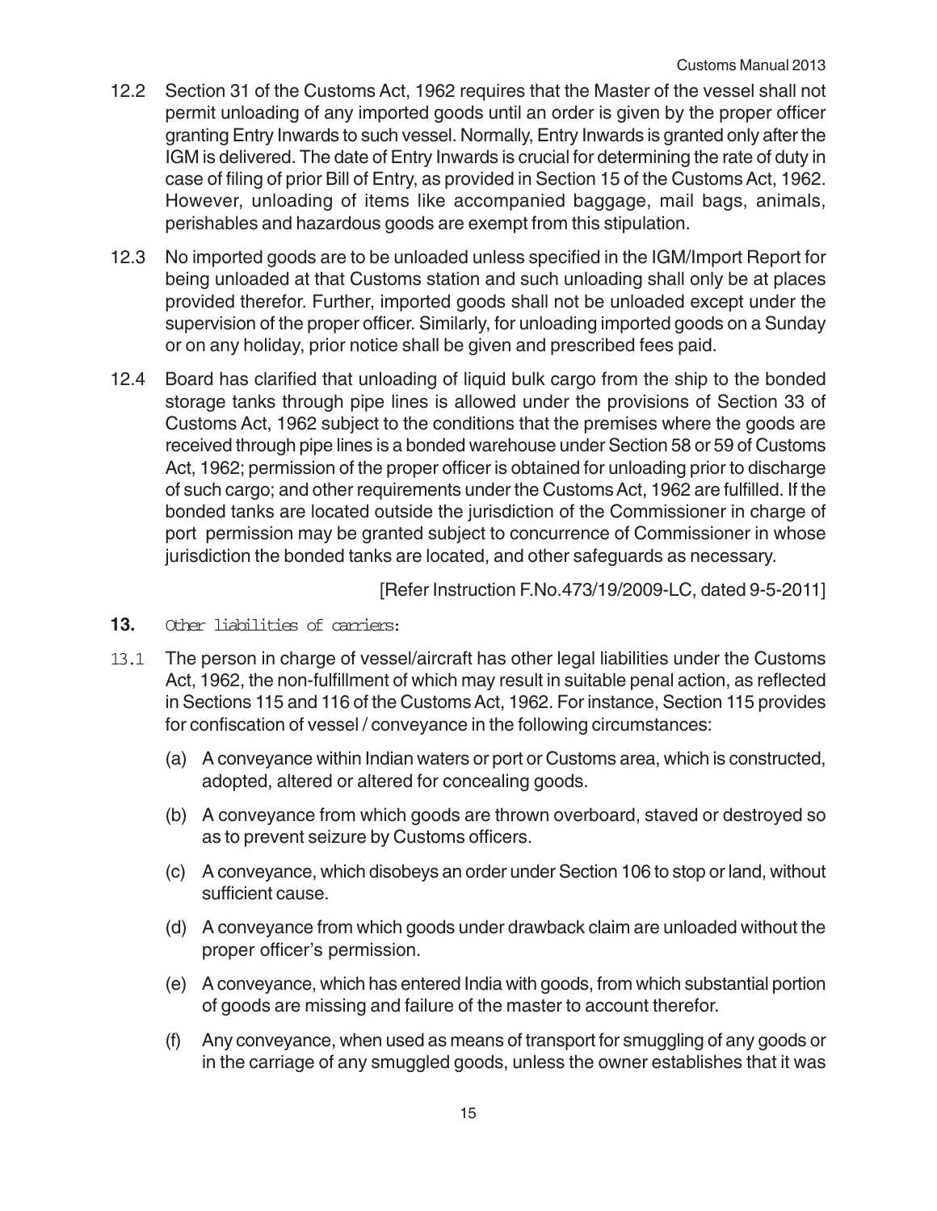12.2 Section 31 of the Customs Act, 1962 requires that the Master of the vessel shall not permit unloading of any imported goods until an order is given by the proper officer granting Entry Inwards to such vessel. Normally, Entry Inwards is granted only after the IGM is delivered. The date of Entry Inwards is crucial for determining the rate of duty in case of filing of prior Bill of Entry, as provided in Section 15 of the Customs Act, 1962. However, unloading of items like accompanied baggage, mail bags, animals, perishables and hazardous goods are exempt from this stipulation.

12.3 No imported goods are to be unloaded unless specified in the IGM/Import Report for being unloaded at that Customs station and such unloading shall only be at places provided therefor. Further, imported goods shall not be unloaded except under the supervision of the proper officer. Similarly, for unloading imported goods on a Sunday or on any holiday, prior notice shall be given and prescribed fees paid.

12.4 Board has clarified that unloading of liquid bulk cargo from the ship to the bonded storage tanks through pipe lines is allowed under the provisions of Section 33 of Customs Act, 1962 subject to the conditions that the premises where the goods are received through pipe lines is a bonded warehouse under Section 58 or 59 of Customs Act, 1962; permission of the proper officer is obtained for unloading prior to discharge of such cargo; and other requirements under the Customs Act, 1962 are fulfilled. If the bonded tanks are located outside the jurisdiction of the Commissioner in charge of port permission may be granted subject to concurrence of Commissioner in whose jurisdiction the bonded tanks are located, and other safeguards as necessary.

[Refer Instruction F.No.473/19/2009-LC, dated 9-5-2011]

**13.** Other liabilities of carriers:

13.1 The person in charge of vessel/aircraft has other legal liabilities under the Customs Act, 1962, the non-fulfillment of which may result in suitable penal action, as reflected in Sections 115 and 116 of the Customs Act, 1962. For instance, Section 115 provides for confiscation of vessel / conveyance in the following circumstances:

(a) A conveyance within Indian waters or port or Customs area, which is constructed, adopted, altered or altered for concealing goods.

(b) A conveyance from which goods are thrown overboard, staved or destroyed so as to prevent seizure by Customs officers.

(c) A conveyance, which disobeys an order under Section 106 to stop or land, without sufficient cause.

(d) A conveyance from which goods under drawback claim are unloaded without the proper officer's permission.

(e) A conveyance, which has entered India with goods, from which substantial portion of goods are missing and failure of the master to account therefor.

(f) Any conveyance, when used as means of transport for smuggling of any goods or in the carriage of any smuggled goods, unless the owner establishes that it was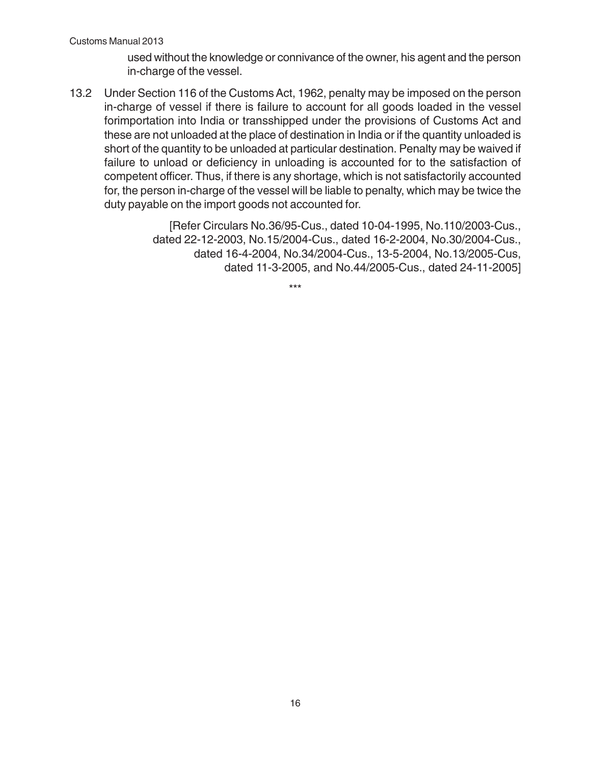used without the knowledge or connivance of the owner, his agent and the person in-charge of the vessel.

13.2 Under Section 116 of the Customs Act, 1962, penalty may be imposed on the person in-charge of vessel if there is failure to account for all goods loaded in the vessel forimportation into India or transshipped under the provisions of Customs Act and these are not unloaded at the place of destination in India or if the quantity unloaded is short of the quantity to be unloaded at particular destination. Penalty may be waived if failure to unload or deficiency in unloading is accounted for to the satisfaction of competent officer. Thus, if there is any shortage, which is not satisfactorily accounted for, the person in-charge of the vessel will be liable to penalty, which may be twice the duty payable on the import goods not accounted for.

[Refer Circulars No.36/95-Cus., dated 10-04-1995, No.110/2003-Cus., dated 22-12-2003, No.15/2004-Cus., dated 16-2-2004, No.30/2004-Cus., dated 16-4-2004, No.34/2004-Cus., 13-5-2004, No.13/2005-Cus, dated 11-3-2005, and No.44/2005-Cus., dated 24-11-2005]

***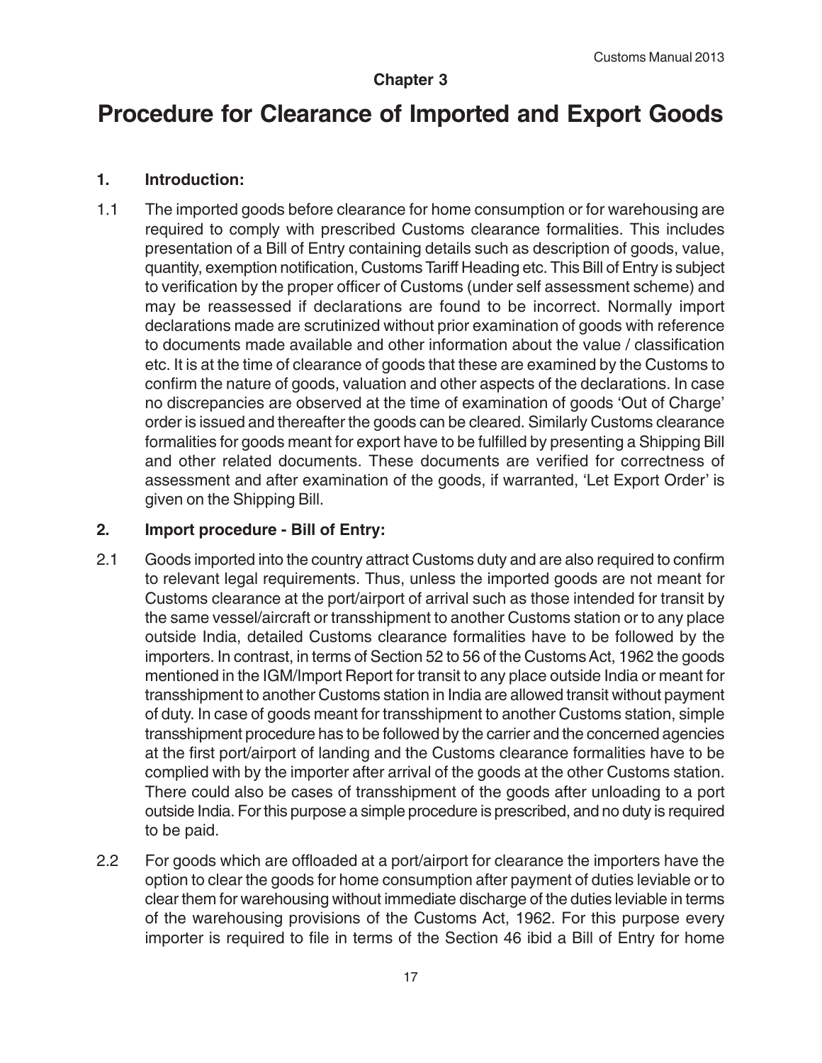**Chapter 3**

# Procedure for Clearance of Imported and Export Goods

### 1. Introduction:

1.1 The imported goods before clearance for home consumption or for warehousing are required to comply with prescribed Customs clearance formalities. This includes presentation of a Bill of Entry containing details such as description of goods, value, quantity, exemption notification, Customs Tariff Heading etc. This Bill of Entry is subject to verification by the proper officer of Customs (under self assessment scheme) and may be reassessed if declarations are found to be incorrect. Normally import declarations made are scrutinized without prior examination of goods with reference to documents made available and other information about the value / classification etc. It is at the time of clearance of goods that these are examined by the Customs to confirm the nature of goods, valuation and other aspects of the declarations. In case no discrepancies are observed at the time of examination of goods 'Out of Charge' order is issued and thereafter the goods can be cleared. Similarly Customs clearance formalities for goods meant for export have to be fulfilled by presenting a Shipping Bill and other related documents. These documents are verified for correctness of assessment and after examination of the goods, if warranted, 'Let Export Order' is given on the Shipping Bill.

### 2. Import procedure - Bill of Entry:

2.1 Goods imported into the country attract Customs duty and are also required to confirm to relevant legal requirements. Thus, unless the imported goods are not meant for Customs clearance at the port/airport of arrival such as those intended for transit by the same vessel/aircraft or transshipment to another Customs station or to any place outside India, detailed Customs clearance formalities have to be followed by the importers. In contrast, in terms of Section 52 to 56 of the Customs Act, 1962 the goods mentioned in the IGM/Import Report for transit to any place outside India or meant for transshipment to another Customs station in India are allowed transit without payment of duty. In case of goods meant for transshipment to another Customs station, simple transshipment procedure has to be followed by the carrier and the concerned agencies at the first port/airport of landing and the Customs clearance formalities have to be complied with by the importer after arrival of the goods at the other Customs station. There could also be cases of transshipment of the goods after unloading to a port outside India. For this purpose a simple procedure is prescribed, and no duty is required to be paid.

2.2 For goods which are offloaded at a port/airport for clearance the importers have the option to clear the goods for home consumption after payment of duties leviable or to clear them for warehousing without immediate discharge of the duties leviable in terms of the warehousing provisions of the Customs Act, 1962. For this purpose every importer is required to file in terms of the Section 46 ibid a Bill of Entry for home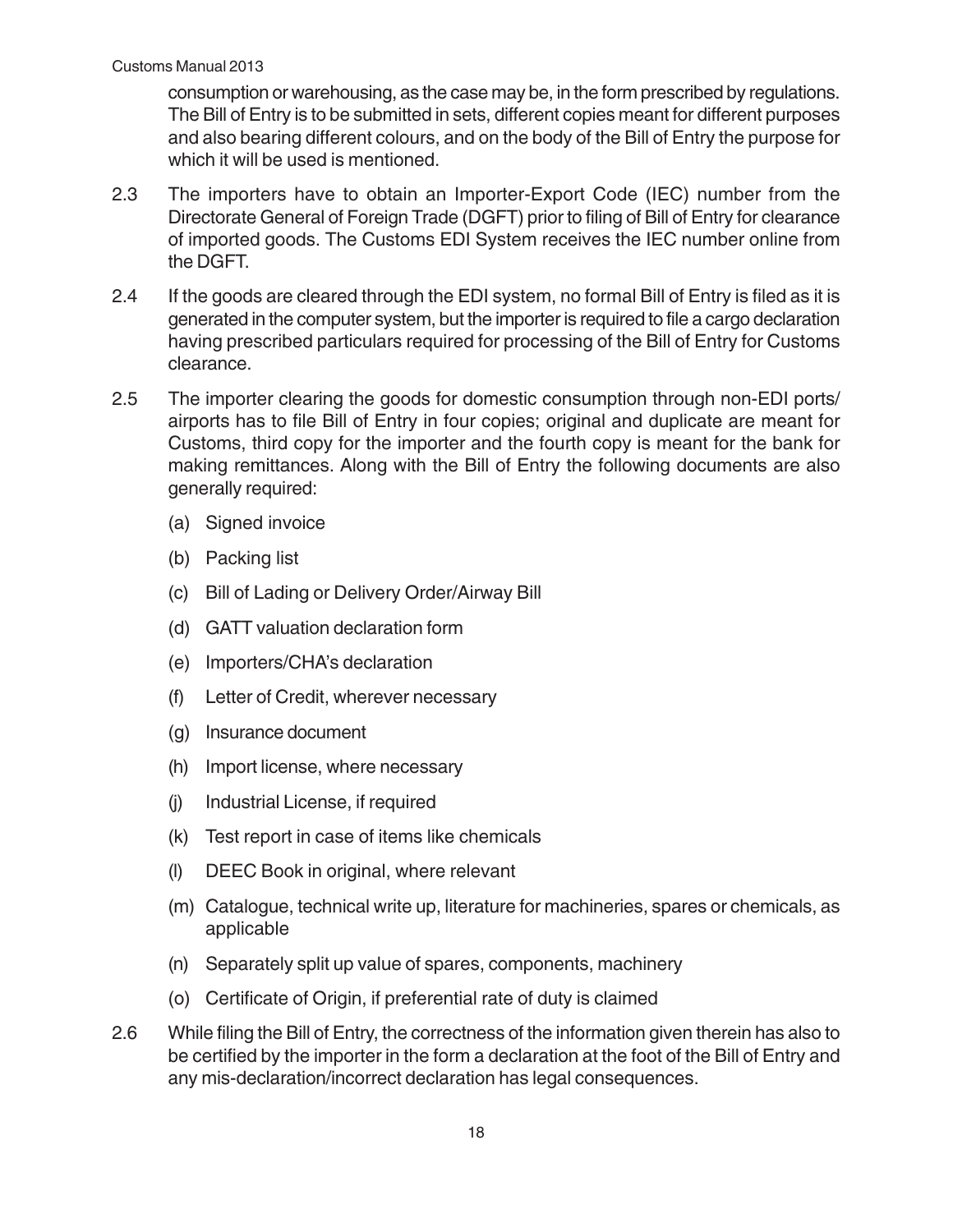consumption or warehousing, as the case may be, in the form prescribed by regulations. The Bill of Entry is to be submitted in sets, different copies meant for different purposes and also bearing different colours, and on the body of the Bill of Entry the purpose for which it will be used is mentioned.

2.3 The importers have to obtain an Importer-Export Code (IEC) number from the Directorate General of Foreign Trade (DGFT) prior to filing of Bill of Entry for clearance of imported goods. The Customs EDI System receives the IEC number online from the DGFT.

2.4 If the goods are cleared through the EDI system, no formal Bill of Entry is filed as it is generated in the computer system, but the importer is required to file a cargo declaration having prescribed particulars required for processing of the Bill of Entry for Customs clearance.

2.5 The importer clearing the goods for domestic consumption through non-EDI ports/ airports has to file Bill of Entry in four copies; original and duplicate are meant for Customs, third copy for the importer and the fourth copy is meant for the bank for making remittances. Along with the Bill of Entry the following documents are also generally required:

- (a) Signed invoice
- (b) Packing list
- (c) Bill of Lading or Delivery Order/Airway Bill
- (d) GATT valuation declaration form
- (e) Importers/CHA's declaration
- (f) Letter of Credit, wherever necessary
- (g) Insurance document
- (h) Import license, where necessary
- (j) Industrial License, if required
- (k) Test report in case of items like chemicals
- (l) DEEC Book in original, where relevant
- (m) Catalogue, technical write up, literature for machineries, spares or chemicals, as applicable
- (n) Separately split up value of spares, components, machinery
- (o) Certificate of Origin, if preferential rate of duty is claimed

2.6 While filing the Bill of Entry, the correctness of the information given therein has also to be certified by the importer in the form a declaration at the foot of the Bill of Entry and any mis-declaration/incorrect declaration has legal consequences.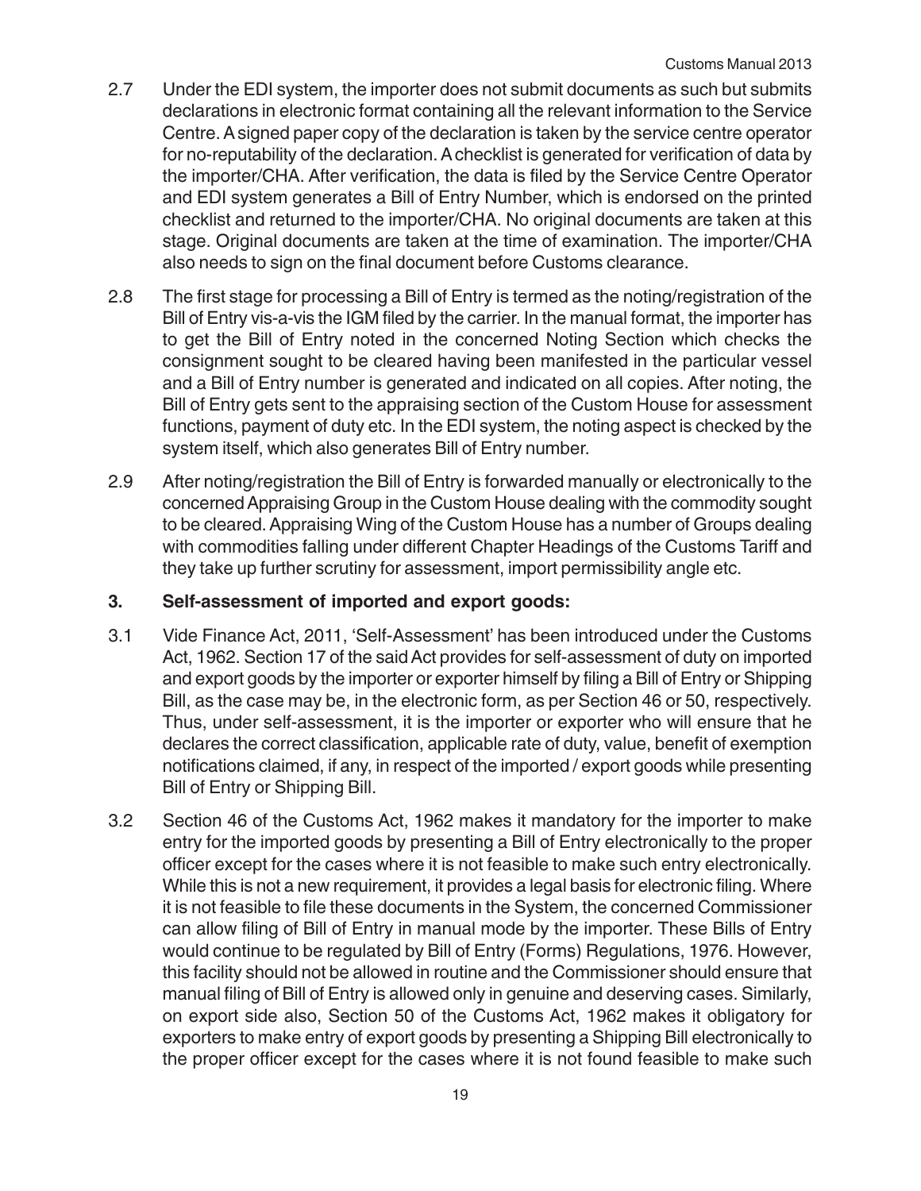2.7 Under the EDI system, the importer does not submit documents as such but submits declarations in electronic format containing all the relevant information to the Service Centre. A signed paper copy of the declaration is taken by the service centre operator for no-reputability of the declaration. A checklist is generated for verification of data by the importer/CHA. After verification, the data is filed by the Service Centre Operator and EDI system generates a Bill of Entry Number, which is endorsed on the printed checklist and returned to the importer/CHA. No original documents are taken at this stage. Original documents are taken at the time of examination. The importer/CHA also needs to sign on the final document before Customs clearance.

2.8 The first stage for processing a Bill of Entry is termed as the noting/registration of the Bill of Entry vis-a-vis the IGM filed by the carrier. In the manual format, the importer has to get the Bill of Entry noted in the concerned Noting Section which checks the consignment sought to be cleared having been manifested in the particular vessel and a Bill of Entry number is generated and indicated on all copies. After noting, the Bill of Entry gets sent to the appraising section of the Custom House for assessment functions, payment of duty etc. In the EDI system, the noting aspect is checked by the system itself, which also generates Bill of Entry number.

2.9 After noting/registration the Bill of Entry is forwarded manually or electronically to the concerned Appraising Group in the Custom House dealing with the commodity sought to be cleared. Appraising Wing of the Custom House has a number of Groups dealing with commodities falling under different Chapter Headings of the Customs Tariff and they take up further scrutiny for assessment, import permissibility angle etc.

## 3. Self-assessment of imported and export goods:

3.1 Vide Finance Act, 2011, 'Self-Assessment' has been introduced under the Customs Act, 1962. Section 17 of the said Act provides for self-assessment of duty on imported and export goods by the importer or exporter himself by filing a Bill of Entry or Shipping Bill, as the case may be, in the electronic form, as per Section 46 or 50, respectively. Thus, under self-assessment, it is the importer or exporter who will ensure that he declares the correct classification, applicable rate of duty, value, benefit of exemption notifications claimed, if any, in respect of the imported / export goods while presenting Bill of Entry or Shipping Bill.

3.2 Section 46 of the Customs Act, 1962 makes it mandatory for the importer to make entry for the imported goods by presenting a Bill of Entry electronically to the proper officer except for the cases where it is not feasible to make such entry electronically. While this is not a new requirement, it provides a legal basis for electronic filing. Where it is not feasible to file these documents in the System, the concerned Commissioner can allow filing of Bill of Entry in manual mode by the importer. These Bills of Entry would continue to be regulated by Bill of Entry (Forms) Regulations, 1976. However, this facility should not be allowed in routine and the Commissioner should ensure that manual filing of Bill of Entry is allowed only in genuine and deserving cases. Similarly, on export side also, Section 50 of the Customs Act, 1962 makes it obligatory for exporters to make entry of export goods by presenting a Shipping Bill electronically to the proper officer except for the cases where it is not found feasible to make such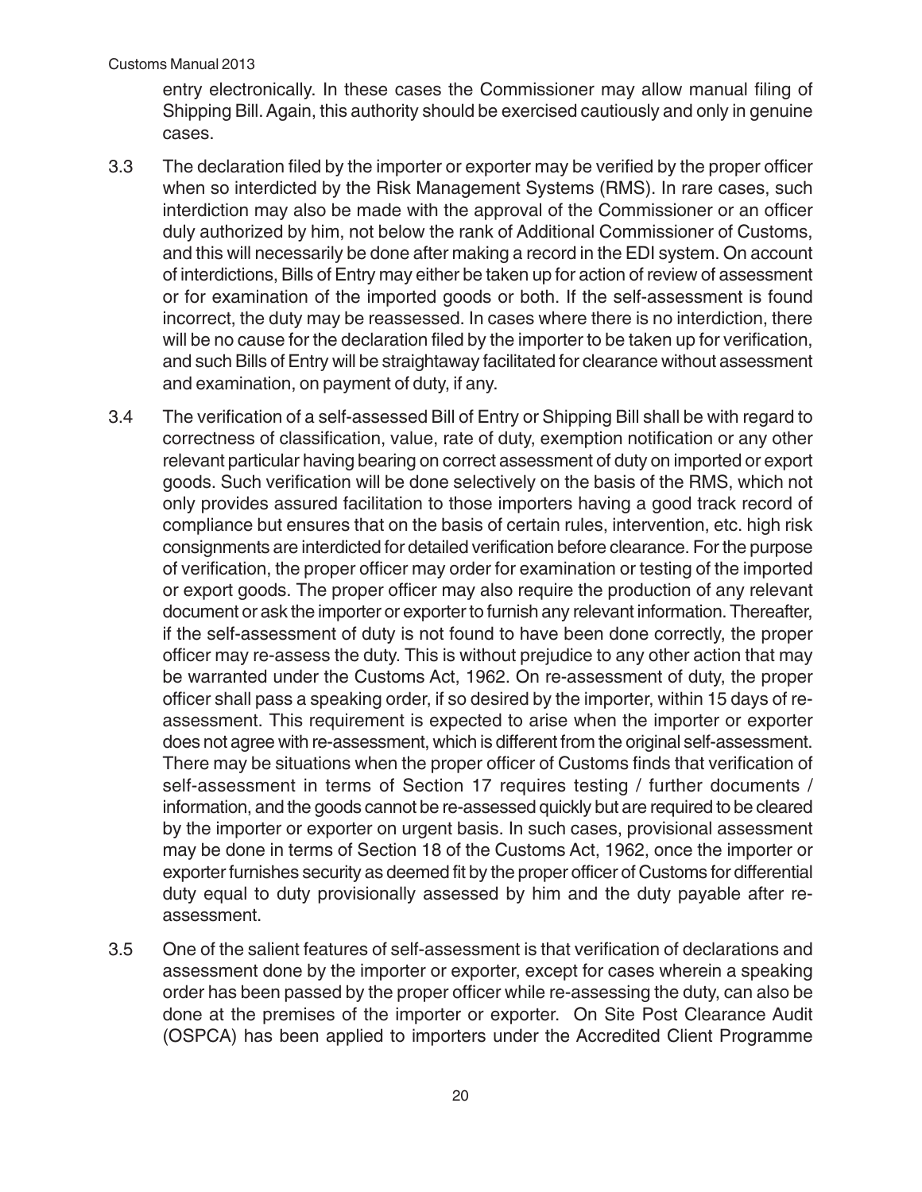entry electronically. In these cases the Commissioner may allow manual filing of Shipping Bill. Again, this authority should be exercised cautiously and only in genuine cases.

3.3 The declaration filed by the importer or exporter may be verified by the proper officer when so interdicted by the Risk Management Systems (RMS). In rare cases, such interdiction may also be made with the approval of the Commissioner or an officer duly authorized by him, not below the rank of Additional Commissioner of Customs, and this will necessarily be done after making a record in the EDI system. On account of interdictions, Bills of Entry may either be taken up for action of review of assessment or for examination of the imported goods or both. If the self-assessment is found incorrect, the duty may be reassessed. In cases where there is no interdiction, there will be no cause for the declaration filed by the importer to be taken up for verification, and such Bills of Entry will be straightaway facilitated for clearance without assessment and examination, on payment of duty, if any.

3.4 The verification of a self-assessed Bill of Entry or Shipping Bill shall be with regard to correctness of classification, value, rate of duty, exemption notification or any other relevant particular having bearing on correct assessment of duty on imported or export goods. Such verification will be done selectively on the basis of the RMS, which not only provides assured facilitation to those importers having a good track record of compliance but ensures that on the basis of certain rules, intervention, etc. high risk consignments are interdicted for detailed verification before clearance. For the purpose of verification, the proper officer may order for examination or testing of the imported or export goods. The proper officer may also require the production of any relevant document or ask the importer or exporter to furnish any relevant information. Thereafter, if the self-assessment of duty is not found to have been done correctly, the proper officer may re-assess the duty. This is without prejudice to any other action that may be warranted under the Customs Act, 1962. On re-assessment of duty, the proper officer shall pass a speaking order, if so desired by the importer, within 15 days of re-assessment. This requirement is expected to arise when the importer or exporter does not agree with re-assessment, which is different from the original self-assessment. There may be situations when the proper officer of Customs finds that verification of self-assessment in terms of Section 17 requires testing / further documents / information, and the goods cannot be re-assessed quickly but are required to be cleared by the importer or exporter on urgent basis. In such cases, provisional assessment may be done in terms of Section 18 of the Customs Act, 1962, once the importer or exporter furnishes security as deemed fit by the proper officer of Customs for differential duty equal to duty provisionally assessed by him and the duty payable after re-assessment.

3.5 One of the salient features of self-assessment is that verification of declarations and assessment done by the importer or exporter, except for cases wherein a speaking order has been passed by the proper officer while re-assessing the duty, can also be done at the premises of the importer or exporter. On Site Post Clearance Audit (OSPCA) has been applied to importers under the Accredited Client Programme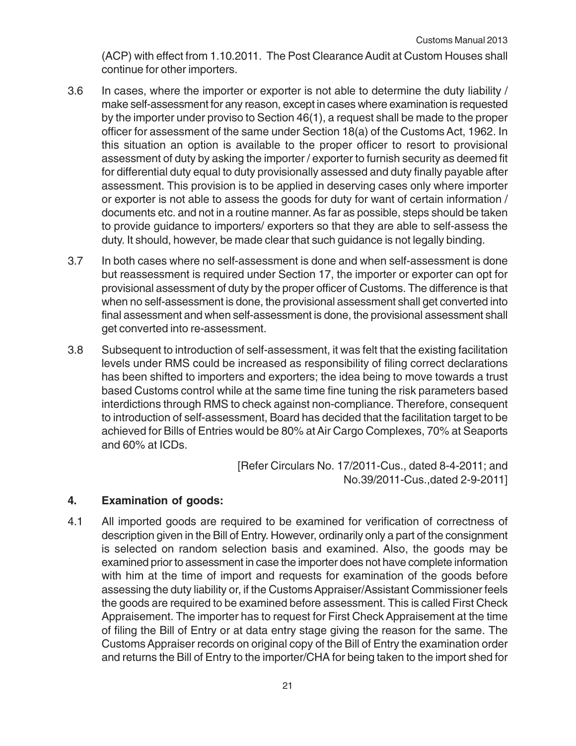(ACP) with effect from 1.10.2011. The Post Clearance Audit at Custom Houses shall continue for other importers.

3.6 In cases, where the importer or exporter is not able to determine the duty liability / make self-assessment for any reason, except in cases where examination is requested by the importer under proviso to Section 46(1), a request shall be made to the proper officer for assessment of the same under Section 18(a) of the Customs Act, 1962. In this situation an option is available to the proper officer to resort to provisional assessment of duty by asking the importer / exporter to furnish security as deemed fit for differential duty equal to duty provisionally assessed and duty finally payable after assessment. This provision is to be applied in deserving cases only where importer or exporter is not able to assess the goods for duty for want of certain information / documents etc. and not in a routine manner. As far as possible, steps should be taken to provide guidance to importers/ exporters so that they are able to self-assess the duty. It should, however, be made clear that such guidance is not legally binding.

3.7 In both cases where no self-assessment is done and when self-assessment is done but reassessment is required under Section 17, the importer or exporter can opt for provisional assessment of duty by the proper officer of Customs. The difference is that when no self-assessment is done, the provisional assessment shall get converted into final assessment and when self-assessment is done, the provisional assessment shall get converted into re-assessment.

3.8 Subsequent to introduction of self-assessment, it was felt that the existing facilitation levels under RMS could be increased as responsibility of filing correct declarations has been shifted to importers and exporters; the idea being to move towards a trust based Customs control while at the same time fine tuning the risk parameters based interdictions through RMS to check against non-compliance. Therefore, consequent to introduction of self-assessment, Board has decided that the facilitation target to be achieved for Bills of Entries would be 80% at Air Cargo Complexes, 70% at Seaports and 60% at ICDs.

[Refer Circulars No. 17/2011-Cus., dated 8-4-2011; and No.39/2011-Cus.,dated 2-9-2011]

### 4. Examination of goods:

4.1 All imported goods are required to be examined for verification of correctness of description given in the Bill of Entry. However, ordinarily only a part of the consignment is selected on random selection basis and examined. Also, the goods may be examined prior to assessment in case the importer does not have complete information with him at the time of import and requests for examination of the goods before assessing the duty liability or, if the Customs Appraiser/Assistant Commissioner feels the goods are required to be examined before assessment. This is called First Check Appraisement. The importer has to request for First Check Appraisement at the time of filing the Bill of Entry or at data entry stage giving the reason for the same. The Customs Appraiser records on original copy of the Bill of Entry the examination order and returns the Bill of Entry to the importer/CHA for being taken to the import shed for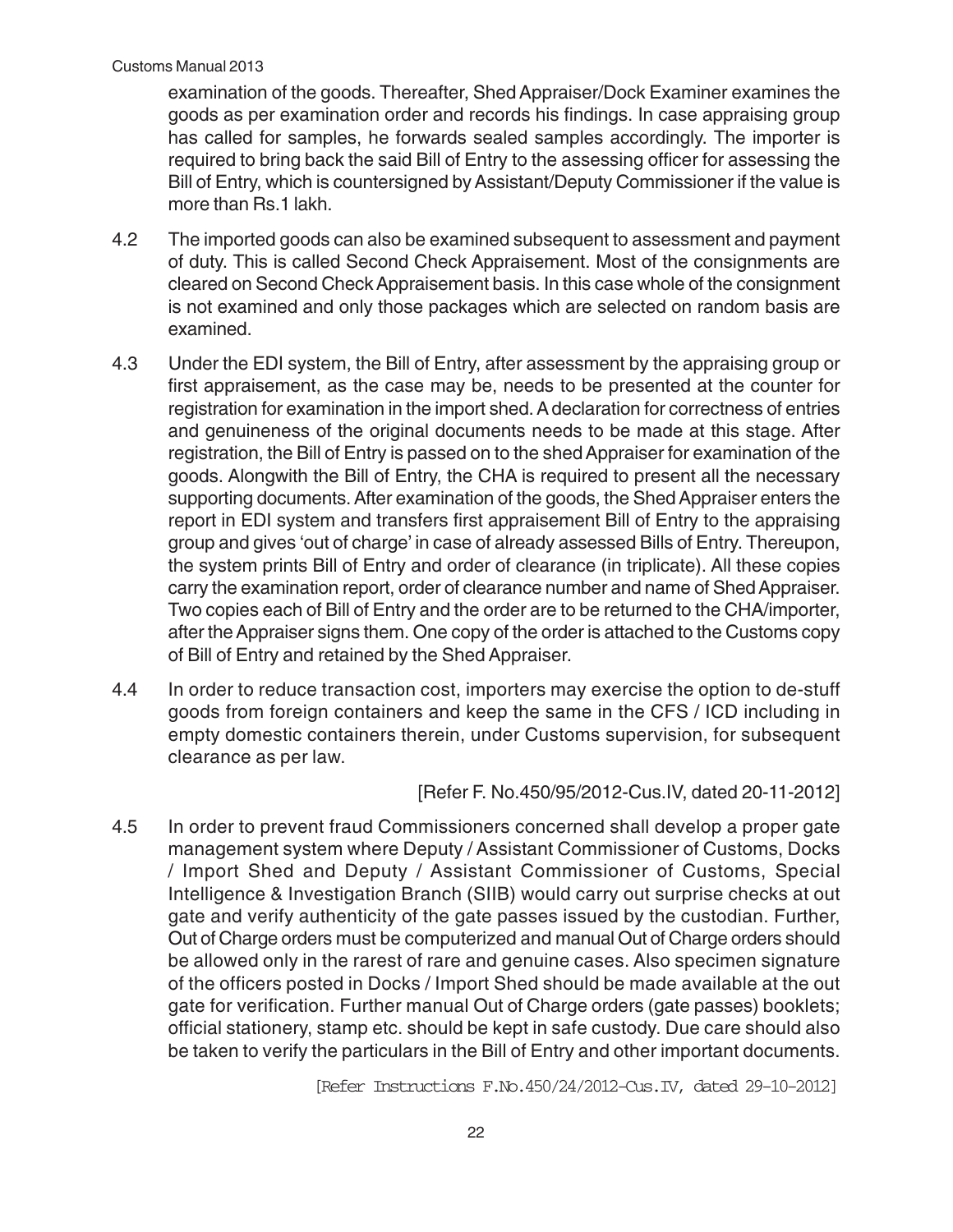examination of the goods. Thereafter, Shed Appraiser/Dock Examiner examines the goods as per examination order and records his findings. In case appraising group has called for samples, he forwards sealed samples accordingly. The importer is required to bring back the said Bill of Entry to the assessing officer for assessing the Bill of Entry, which is countersigned by Assistant/Deputy Commissioner if the value is more than Rs.1 lakh.

4.2 The imported goods can also be examined subsequent to assessment and payment of duty. This is called Second Check Appraisement. Most of the consignments are cleared on Second Check Appraisement basis. In this case whole of the consignment is not examined and only those packages which are selected on random basis are examined.

4.3 Under the EDI system, the Bill of Entry, after assessment by the appraising group or first appraisement, as the case may be, needs to be presented at the counter for registration for examination in the import shed. A declaration for correctness of entries and genuineness of the original documents needs to be made at this stage. After registration, the Bill of Entry is passed on to the shed Appraiser for examination of the goods. Alongwith the Bill of Entry, the CHA is required to present all the necessary supporting documents. After examination of the goods, the Shed Appraiser enters the report in EDI system and transfers first appraisement Bill of Entry to the appraising group and gives 'out of charge' in case of already assessed Bills of Entry. Thereupon, the system prints Bill of Entry and order of clearance (in triplicate). All these copies carry the examination report, order of clearance number and name of Shed Appraiser. Two copies each of Bill of Entry and the order are to be returned to the CHA/importer, after the Appraiser signs them. One copy of the order is attached to the Customs copy of Bill of Entry and retained by the Shed Appraiser.

4.4 In order to reduce transaction cost, importers may exercise the option to de-stuff goods from foreign containers and keep the same in the CFS / ICD including in empty domestic containers therein, under Customs supervision, for subsequent clearance as per law.

[Refer F. No.450/95/2012-Cus.IV, dated 20-11-2012]

4.5 In order to prevent fraud Commissioners concerned shall develop a proper gate management system where Deputy / Assistant Commissioner of Customs, Docks / Import Shed and Deputy / Assistant Commissioner of Customs, Special Intelligence & Investigation Branch (SIIB) would carry out surprise checks at out gate and verify authenticity of the gate passes issued by the custodian. Further, Out of Charge orders must be computerized and manual Out of Charge orders should be allowed only in the rarest of rare and genuine cases. Also specimen signature of the officers posted in Docks / Import Shed should be made available at the out gate for verification. Further manual Out of Charge orders (gate passes) booklets; official stationery, stamp etc. should be kept in safe custody. Due care should also be taken to verify the particulars in the Bill of Entry and other important documents.

[Refer Instructions F.No.450/24/2012-Cus.IV, dated 29-10-2012]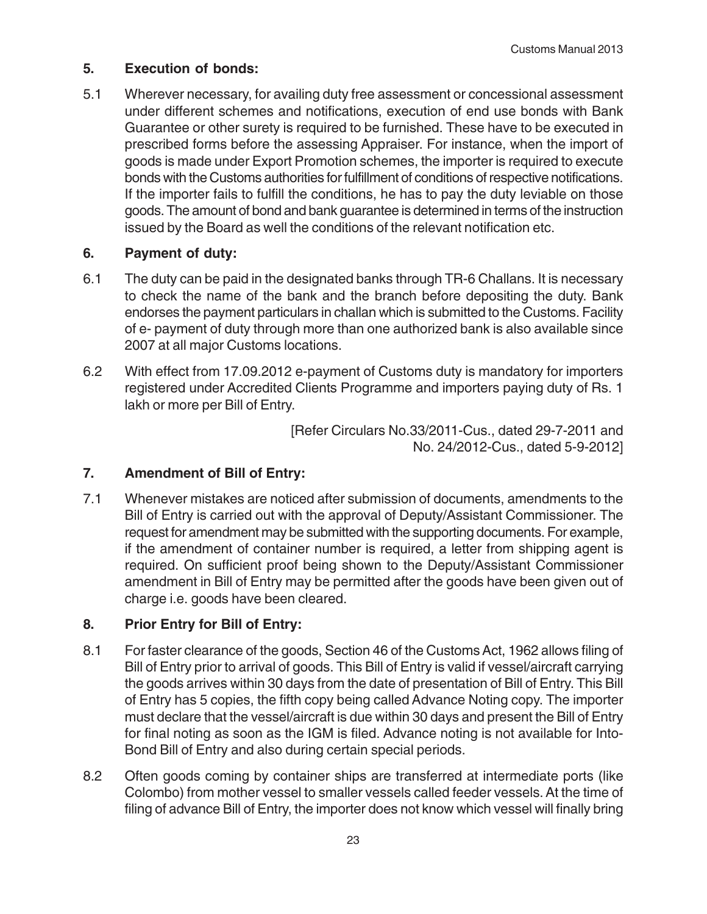## 5. Execution of bonds:

5.1 Wherever necessary, for availing duty free assessment or concessional assessment under different schemes and notifications, execution of end use bonds with Bank Guarantee or other surety is required to be furnished. These have to be executed in prescribed forms before the assessing Appraiser. For instance, when the import of goods is made under Export Promotion schemes, the importer is required to execute bonds with the Customs authorities for fulfillment of conditions of respective notifications. If the importer fails to fulfill the conditions, he has to pay the duty leviable on those goods. The amount of bond and bank guarantee is determined in terms of the instruction issued by the Board as well the conditions of the relevant notification etc.

## 6. Payment of duty:

6.1 The duty can be paid in the designated banks through TR-6 Challans. It is necessary to check the name of the bank and the branch before depositing the duty. Bank endorses the payment particulars in challan which is submitted to the Customs. Facility of e- payment of duty through more than one authorized bank is also available since 2007 at all major Customs locations.

6.2 With effect from 17.09.2012 e-payment of Customs duty is mandatory for importers registered under Accredited Clients Programme and importers paying duty of Rs. 1 lakh or more per Bill of Entry.

[Refer Circulars No.33/2011-Cus., dated 29-7-2011 and No. 24/2012-Cus., dated 5-9-2012]

## 7. Amendment of Bill of Entry:

7.1 Whenever mistakes are noticed after submission of documents, amendments to the Bill of Entry is carried out with the approval of Deputy/Assistant Commissioner. The request for amendment may be submitted with the supporting documents. For example, if the amendment of container number is required, a letter from shipping agent is required. On sufficient proof being shown to the Deputy/Assistant Commissioner amendment in Bill of Entry may be permitted after the goods have been given out of charge i.e. goods have been cleared.

## 8. Prior Entry for Bill of Entry:

8.1 For faster clearance of the goods, Section 46 of the Customs Act, 1962 allows filing of Bill of Entry prior to arrival of goods. This Bill of Entry is valid if vessel/aircraft carrying the goods arrives within 30 days from the date of presentation of Bill of Entry. This Bill of Entry has 5 copies, the fifth copy being called Advance Noting copy. The importer must declare that the vessel/aircraft is due within 30 days and present the Bill of Entry for final noting as soon as the IGM is filed. Advance noting is not available for Into-Bond Bill of Entry and also during certain special periods.

8.2 Often goods coming by container ships are transferred at intermediate ports (like Colombo) from mother vessel to smaller vessels called feeder vessels. At the time of filing of advance Bill of Entry, the importer does not know which vessel will finally bring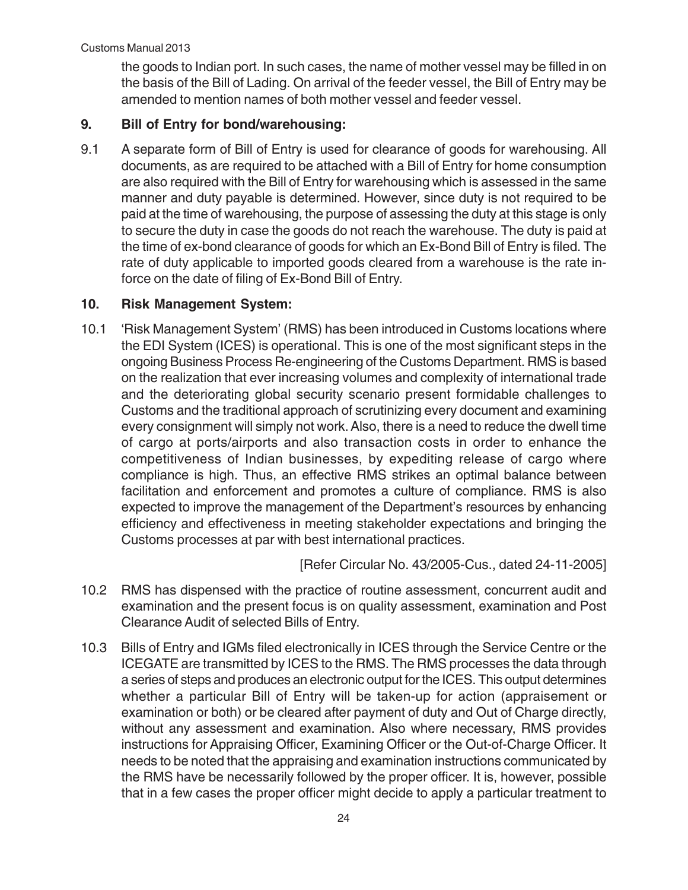the goods to Indian port. In such cases, the name of mother vessel may be filled in on the basis of the Bill of Lading. On arrival of the feeder vessel, the Bill of Entry may be amended to mention names of both mother vessel and feeder vessel.

## 9. Bill of Entry for bond/warehousing:

9.1 A separate form of Bill of Entry is used for clearance of goods for warehousing. All documents, as are required to be attached with a Bill of Entry for home consumption are also required with the Bill of Entry for warehousing which is assessed in the same manner and duty payable is determined. However, since duty is not required to be paid at the time of warehousing, the purpose of assessing the duty at this stage is only to secure the duty in case the goods do not reach the warehouse. The duty is paid at the time of ex-bond clearance of goods for which an Ex-Bond Bill of Entry is filed. The rate of duty applicable to imported goods cleared from a warehouse is the rate in-force on the date of filing of Ex-Bond Bill of Entry.

## 10. Risk Management System:

10.1 'Risk Management System' (RMS) has been introduced in Customs locations where the EDI System (ICES) is operational. This is one of the most significant steps in the ongoing Business Process Re-engineering of the Customs Department. RMS is based on the realization that ever increasing volumes and complexity of international trade and the deteriorating global security scenario present formidable challenges to Customs and the traditional approach of scrutinizing every document and examining every consignment will simply not work. Also, there is a need to reduce the dwell time of cargo at ports/airports and also transaction costs in order to enhance the competitiveness of Indian businesses, by expediting release of cargo where compliance is high. Thus, an effective RMS strikes an optimal balance between facilitation and enforcement and promotes a culture of compliance. RMS is also expected to improve the management of the Department's resources by enhancing efficiency and effectiveness in meeting stakeholder expectations and bringing the Customs processes at par with best international practices.

[Refer Circular No. 43/2005-Cus., dated 24-11-2005]

10.2 RMS has dispensed with the practice of routine assessment, concurrent audit and examination and the present focus is on quality assessment, examination and Post Clearance Audit of selected Bills of Entry.

10.3 Bills of Entry and IGMs filed electronically in ICES through the Service Centre or the ICEGATE are transmitted by ICES to the RMS. The RMS processes the data through a series of steps and produces an electronic output for the ICES. This output determines whether a particular Bill of Entry will be taken-up for action (appraisement or examination or both) or be cleared after payment of duty and Out of Charge directly, without any assessment and examination. Also where necessary, RMS provides instructions for Appraising Officer, Examining Officer or the Out-of-Charge Officer. It needs to be noted that the appraising and examination instructions communicated by the RMS have be necessarily followed by the proper officer. It is, however, possible that in a few cases the proper officer might decide to apply a particular treatment to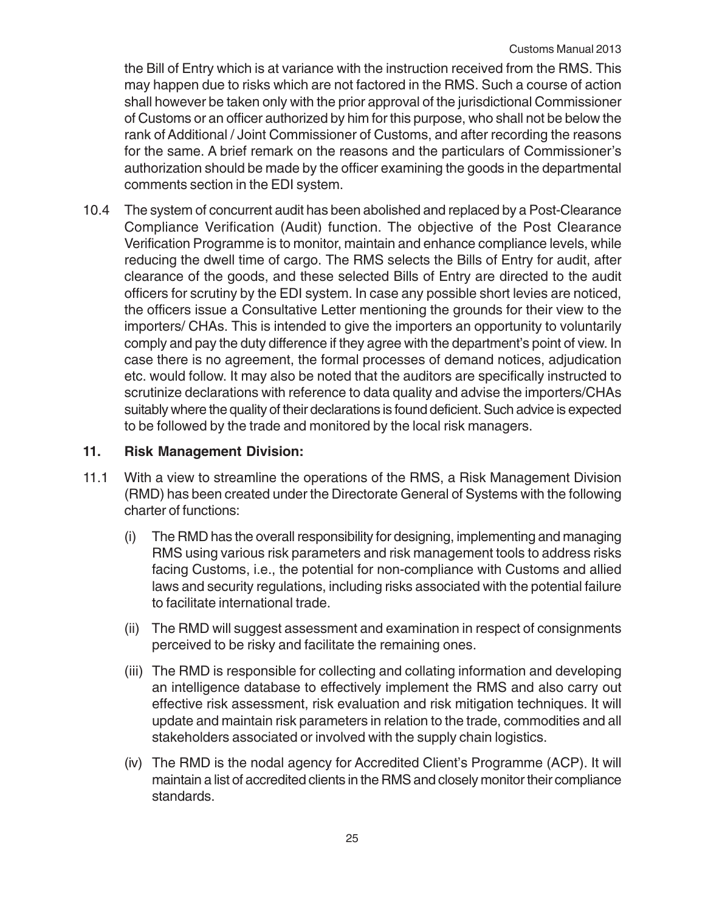the Bill of Entry which is at variance with the instruction received from the RMS. This may happen due to risks which are not factored in the RMS. Such a course of action shall however be taken only with the prior approval of the jurisdictional Commissioner of Customs or an officer authorized by him for this purpose, who shall not be below the rank of Additional / Joint Commissioner of Customs, and after recording the reasons for the same. A brief remark on the reasons and the particulars of Commissioner's authorization should be made by the officer examining the goods in the departmental comments section in the EDI system.

10.4 The system of concurrent audit has been abolished and replaced by a Post-Clearance Compliance Verification (Audit) function. The objective of the Post Clearance Verification Programme is to monitor, maintain and enhance compliance levels, while reducing the dwell time of cargo. The RMS selects the Bills of Entry for audit, after clearance of the goods, and these selected Bills of Entry are directed to the audit officers for scrutiny by the EDI system. In case any possible short levies are noticed, the officers issue a Consultative Letter mentioning the grounds for their view to the importers/ CHAs. This is intended to give the importers an opportunity to voluntarily comply and pay the duty difference if they agree with the department's point of view. In case there is no agreement, the formal processes of demand notices, adjudication etc. would follow. It may also be noted that the auditors are specifically instructed to scrutinize declarations with reference to data quality and advise the importers/CHAs suitably where the quality of their declarations is found deficient. Such advice is expected to be followed by the trade and monitored by the local risk managers.

## 11. Risk Management Division:

11.1 With a view to streamline the operations of the RMS, a Risk Management Division (RMD) has been created under the Directorate General of Systems with the following charter of functions:

(i) The RMD has the overall responsibility for designing, implementing and managing RMS using various risk parameters and risk management tools to address risks facing Customs, i.e., the potential for non-compliance with Customs and allied laws and security regulations, including risks associated with the potential failure to facilitate international trade.

(ii) The RMD will suggest assessment and examination in respect of consignments perceived to be risky and facilitate the remaining ones.

(iii) The RMD is responsible for collecting and collating information and developing an intelligence database to effectively implement the RMS and also carry out effective risk assessment, risk evaluation and risk mitigation techniques. It will update and maintain risk parameters in relation to the trade, commodities and all stakeholders associated or involved with the supply chain logistics.

(iv) The RMD is the nodal agency for Accredited Client's Programme (ACP). It will maintain a list of accredited clients in the RMS and closely monitor their compliance standards.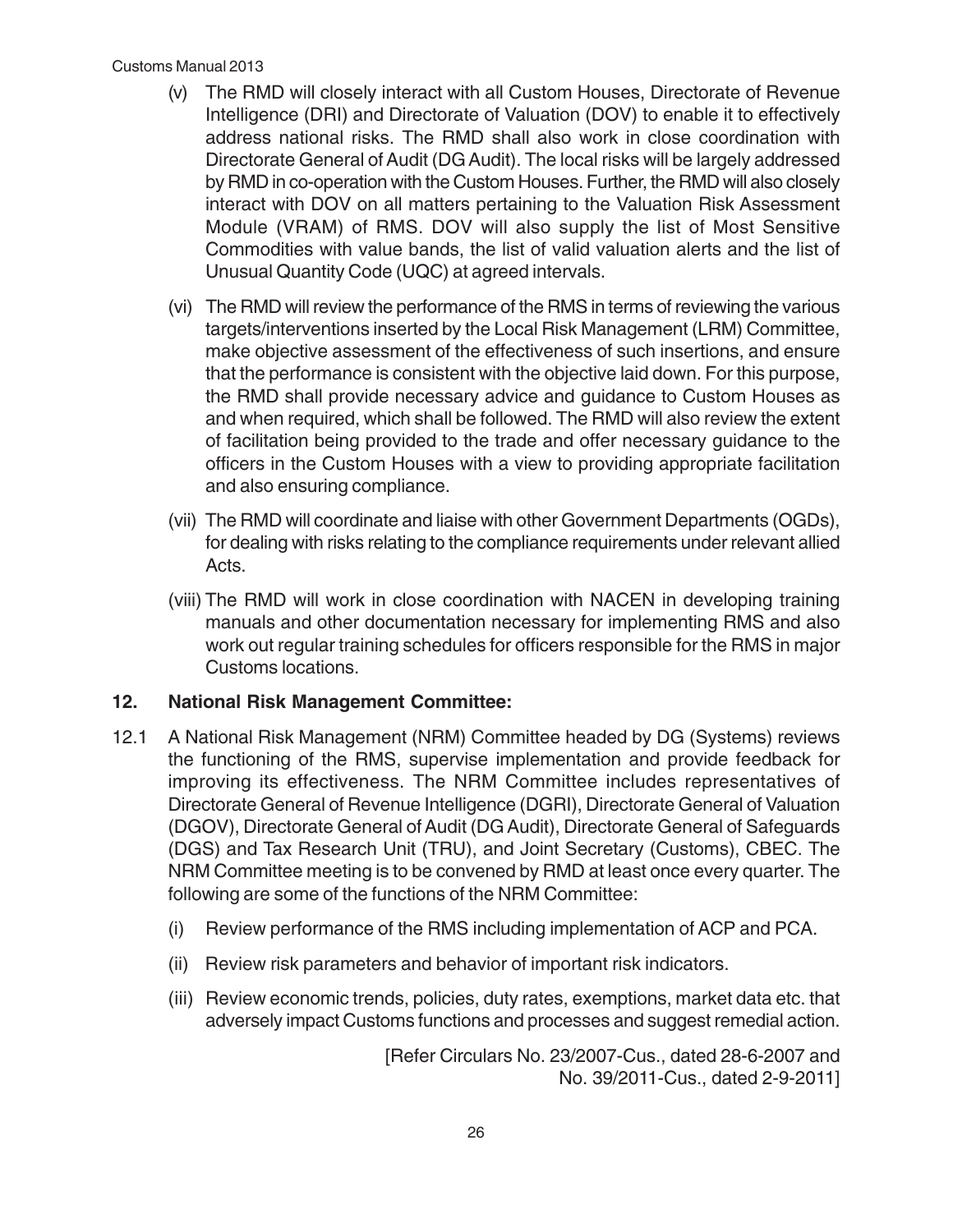(v) The RMD will closely interact with all Custom Houses, Directorate of Revenue Intelligence (DRI) and Directorate of Valuation (DOV) to enable it to effectively address national risks. The RMD shall also work in close coordination with Directorate General of Audit (DG Audit). The local risks will be largely addressed by RMD in co-operation with the Custom Houses. Further, the RMD will also closely interact with DOV on all matters pertaining to the Valuation Risk Assessment Module (VRAM) of RMS. DOV will also supply the list of Most Sensitive Commodities with value bands, the list of valid valuation alerts and the list of Unusual Quantity Code (UQC) at agreed intervals.

(vi) The RMD will review the performance of the RMS in terms of reviewing the various targets/interventions inserted by the Local Risk Management (LRM) Committee, make objective assessment of the effectiveness of such insertions, and ensure that the performance is consistent with the objective laid down. For this purpose, the RMD shall provide necessary advice and guidance to Custom Houses as and when required, which shall be followed. The RMD will also review the extent of facilitation being provided to the trade and offer necessary guidance to the officers in the Custom Houses with a view to providing appropriate facilitation and also ensuring compliance.

(vii) The RMD will coordinate and liaise with other Government Departments (OGDs), for dealing with risks relating to the compliance requirements under relevant allied Acts.

(viii) The RMD will work in close coordination with NACEN in developing training manuals and other documentation necessary for implementing RMS and also work out regular training schedules for officers responsible for the RMS in major Customs locations.

## 12. National Risk Management Committee:

12.1 A National Risk Management (NRM) Committee headed by DG (Systems) reviews the functioning of the RMS, supervise implementation and provide feedback for improving its effectiveness. The NRM Committee includes representatives of Directorate General of Revenue Intelligence (DGRI), Directorate General of Valuation (DGOV), Directorate General of Audit (DG Audit), Directorate General of Safeguards (DGS) and Tax Research Unit (TRU), and Joint Secretary (Customs), CBEC. The NRM Committee meeting is to be convened by RMD at least once every quarter. The following are some of the functions of the NRM Committee:

(i) Review performance of the RMS including implementation of ACP and PCA.

(ii) Review risk parameters and behavior of important risk indicators.

(iii) Review economic trends, policies, duty rates, exemptions, market data etc. that adversely impact Customs functions and processes and suggest remedial action.

[Refer Circulars No. 23/2007-Cus., dated 28-6-2007 and No. 39/2011-Cus., dated 2-9-2011]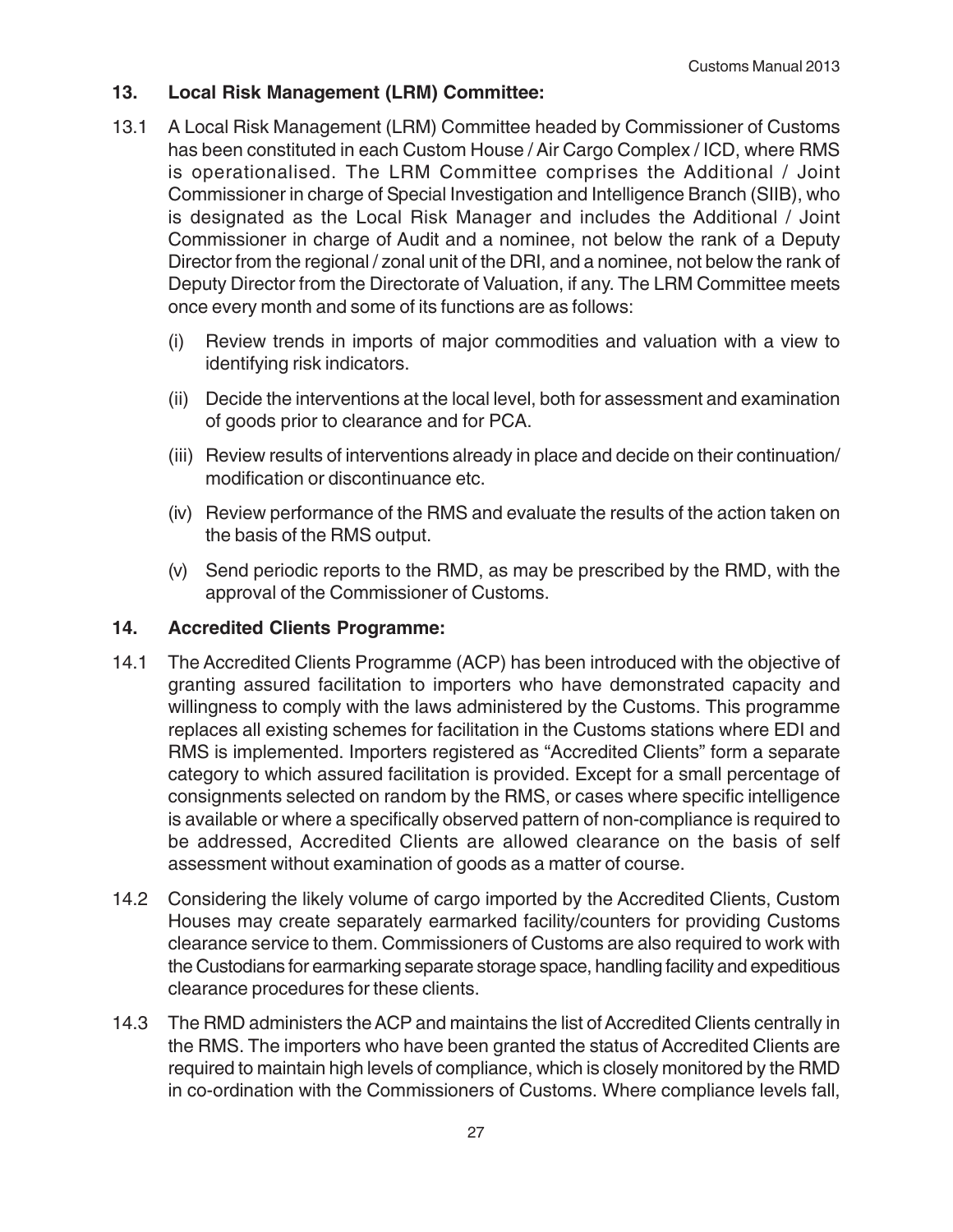## 13. Local Risk Management (LRM) Committee:

13.1 A Local Risk Management (LRM) Committee headed by Commissioner of Customs has been constituted in each Custom House / Air Cargo Complex / ICD, where RMS is operationalised. The LRM Committee comprises the Additional / Joint Commissioner in charge of Special Investigation and Intelligence Branch (SIIB), who is designated as the Local Risk Manager and includes the Additional / Joint Commissioner in charge of Audit and a nominee, not below the rank of a Deputy Director from the regional / zonal unit of the DRI, and a nominee, not below the rank of Deputy Director from the Directorate of Valuation, if any. The LRM Committee meets once every month and some of its functions are as follows:

(i) Review trends in imports of major commodities and valuation with a view to identifying risk indicators.

(ii) Decide the interventions at the local level, both for assessment and examination of goods prior to clearance and for PCA.

(iii) Review results of interventions already in place and decide on their continuation/ modification or discontinuance etc.

(iv) Review performance of the RMS and evaluate the results of the action taken on the basis of the RMS output.

(v) Send periodic reports to the RMD, as may be prescribed by the RMD, with the approval of the Commissioner of Customs.

## 14. Accredited Clients Programme:

14.1 The Accredited Clients Programme (ACP) has been introduced with the objective of granting assured facilitation to importers who have demonstrated capacity and willingness to comply with the laws administered by the Customs. This programme replaces all existing schemes for facilitation in the Customs stations where EDI and RMS is implemented. Importers registered as "Accredited Clients" form a separate category to which assured facilitation is provided. Except for a small percentage of consignments selected on random by the RMS, or cases where specific intelligence is available or where a specifically observed pattern of non-compliance is required to be addressed, Accredited Clients are allowed clearance on the basis of self assessment without examination of goods as a matter of course.

14.2 Considering the likely volume of cargo imported by the Accredited Clients, Custom Houses may create separately earmarked facility/counters for providing Customs clearance service to them. Commissioners of Customs are also required to work with the Custodians for earmarking separate storage space, handling facility and expeditious clearance procedures for these clients.

14.3 The RMD administers the ACP and maintains the list of Accredited Clients centrally in the RMS. The importers who have been granted the status of Accredited Clients are required to maintain high levels of compliance, which is closely monitored by the RMD in co-ordination with the Commissioners of Customs. Where compliance levels fall,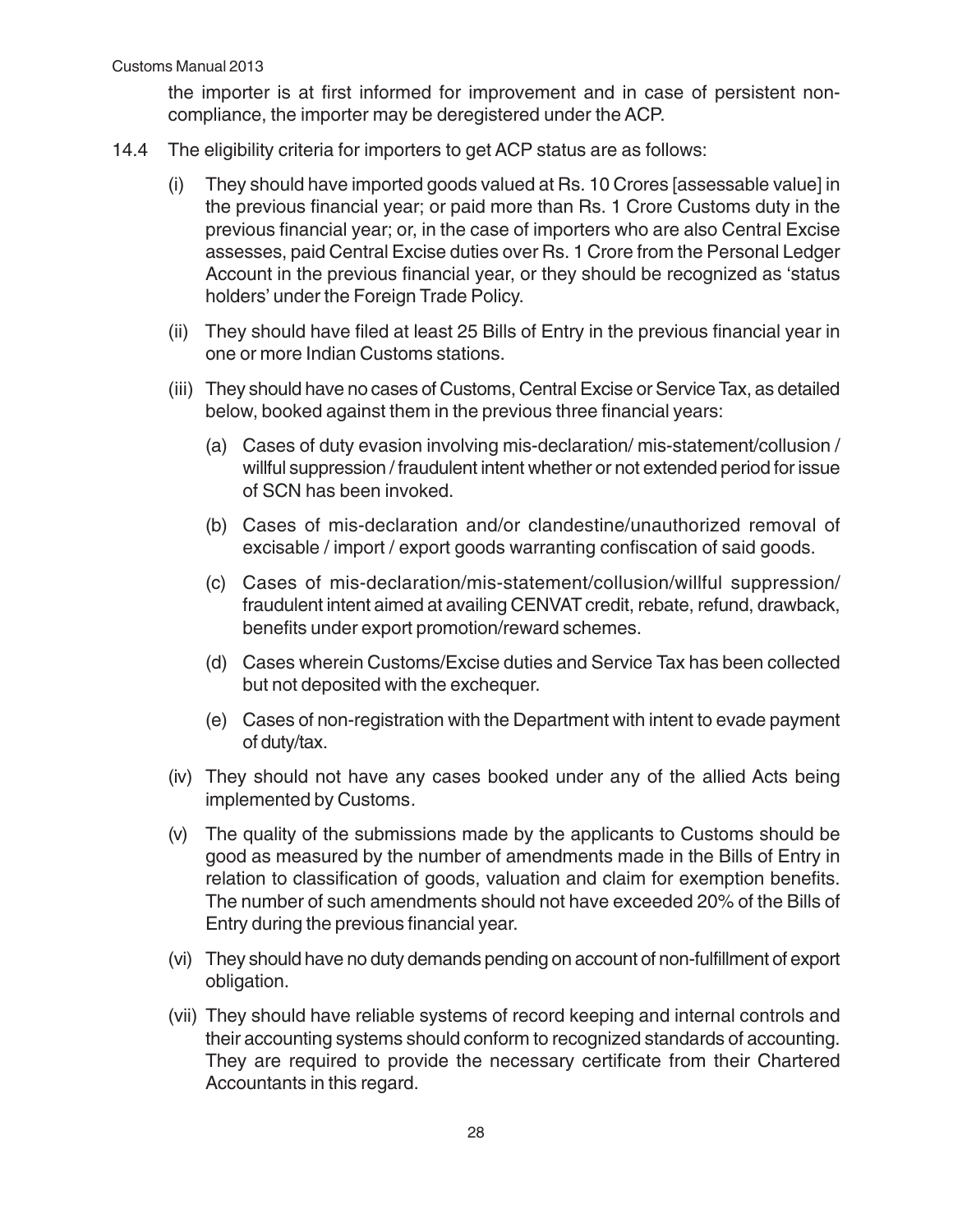the importer is at first informed for improvement and in case of persistent non-compliance, the importer may be deregistered under the ACP.

14.4 The eligibility criteria for importers to get ACP status are as follows:

(i) They should have imported goods valued at Rs. 10 Crores [assessable value] in the previous financial year; or paid more than Rs. 1 Crore Customs duty in the previous financial year; or, in the case of importers who are also Central Excise assesses, paid Central Excise duties over Rs. 1 Crore from the Personal Ledger Account in the previous financial year, or they should be recognized as 'status holders' under the Foreign Trade Policy.

(ii) They should have filed at least 25 Bills of Entry in the previous financial year in one or more Indian Customs stations.

(iii) They should have no cases of Customs, Central Excise or Service Tax, as detailed below, booked against them in the previous three financial years:

(a) Cases of duty evasion involving mis-declaration/ mis-statement/collusion / willful suppression / fraudulent intent whether or not extended period for issue of SCN has been invoked.

(b) Cases of mis-declaration and/or clandestine/unauthorized removal of excisable / import / export goods warranting confiscation of said goods.

(c) Cases of mis-declaration/mis-statement/collusion/willful suppression/ fraudulent intent aimed at availing CENVAT credit, rebate, refund, drawback, benefits under export promotion/reward schemes.

(d) Cases wherein Customs/Excise duties and Service Tax has been collected but not deposited with the exchequer.

(e) Cases of non-registration with the Department with intent to evade payment of duty/tax.

(iv) They should not have any cases booked under any of the allied Acts being implemented by Customs.

(v) The quality of the submissions made by the applicants to Customs should be good as measured by the number of amendments made in the Bills of Entry in relation to classification of goods, valuation and claim for exemption benefits. The number of such amendments should not have exceeded 20% of the Bills of Entry during the previous financial year.

(vi) They should have no duty demands pending on account of non-fulfillment of export obligation.

(vii) They should have reliable systems of record keeping and internal controls and their accounting systems should conform to recognized standards of accounting. They are required to provide the necessary certificate from their Chartered Accountants in this regard.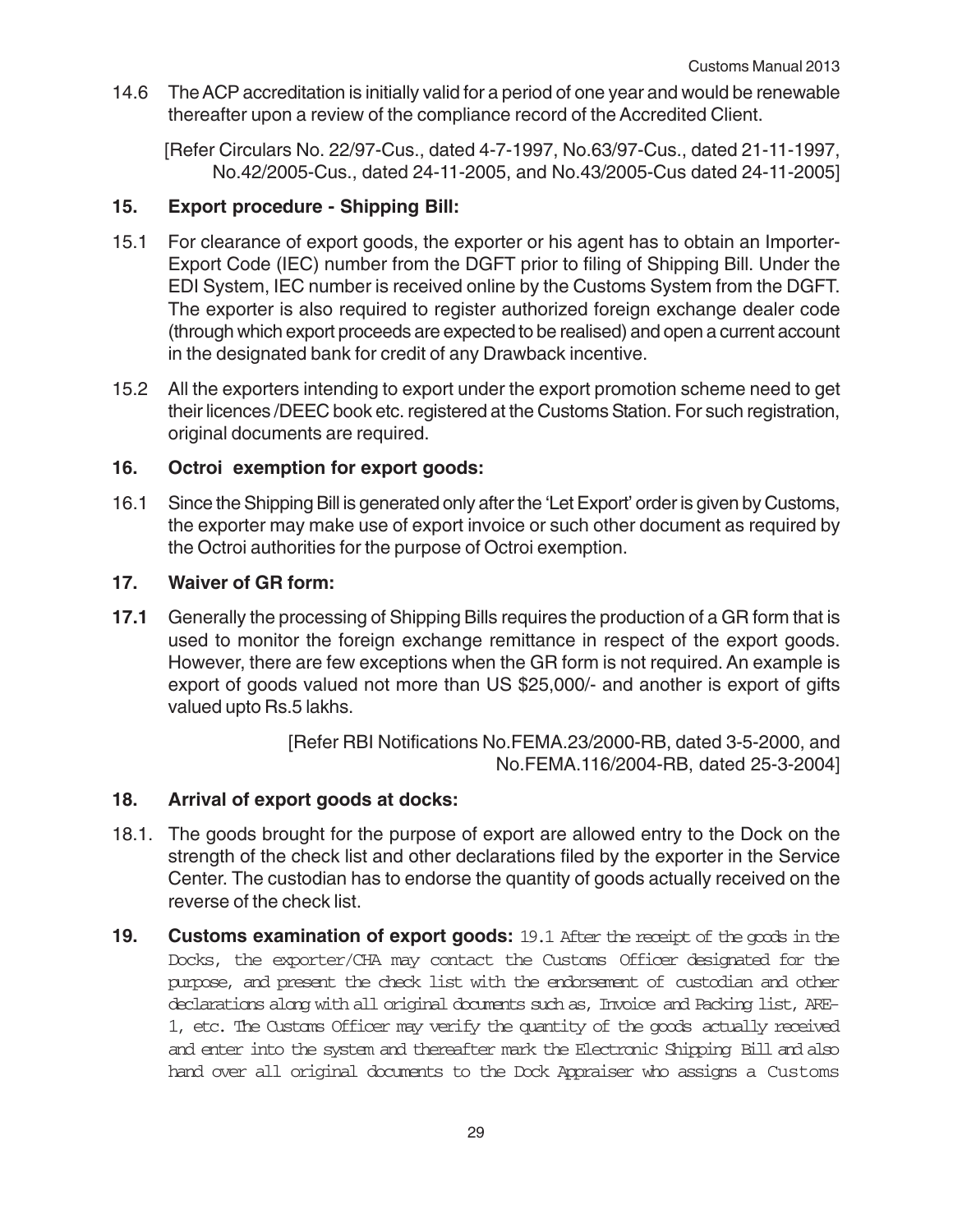14.6 The ACP accreditation is initially valid for a period of one year and would be renewable thereafter upon a review of the compliance record of the Accredited Client.

[Refer Circulars No. 22/97-Cus., dated 4-7-1997, No.63/97-Cus., dated 21-11-1997, No.42/2005-Cus., dated 24-11-2005, and No.43/2005-Cus dated 24-11-2005]

## 15. Export procedure - Shipping Bill:

15.1 For clearance of export goods, the exporter or his agent has to obtain an Importer-Export Code (IEC) number from the DGFT prior to filing of Shipping Bill. Under the EDI System, IEC number is received online by the Customs System from the DGFT. The exporter is also required to register authorized foreign exchange dealer code (through which export proceeds are expected to be realised) and open a current account in the designated bank for credit of any Drawback incentive.

15.2 All the exporters intending to export under the export promotion scheme need to get their licences /DEEC book etc. registered at the Customs Station. For such registration, original documents are required.

## 16. Octroi exemption for export goods:

16.1 Since the Shipping Bill is generated only after the 'Let Export' order is given by Customs, the exporter may make use of export invoice or such other document as required by the Octroi authorities for the purpose of Octroi exemption.

## 17. Waiver of GR form:

**17.1** Generally the processing of Shipping Bills requires the production of a GR form that is used to monitor the foreign exchange remittance in respect of the export goods. However, there are few exceptions when the GR form is not required. An example is export of goods valued not more than US $25,000/- and another is export of gifts valued upto Rs.5 lakhs.

[Refer RBI Notifications No.FEMA.23/2000-RB, dated 3-5-2000, and No.FEMA.116/2004-RB, dated 25-3-2004]

## 18. Arrival of export goods at docks:

18.1. The goods brought for the purpose of export are allowed entry to the Dock on the strength of the check list and other declarations filed by the exporter in the Service Center. The custodian has to endorse the quantity of goods actually received on the reverse of the check list.

## 19. Customs examination of export goods:

19.1 After the receipt of the goods in the Docks, the exporter/CHA may contact the Customs Officer designated for the purpose, and present the check list with the endorsement of custodian and other declarations along with all original documents such as, Invoice and Packing list, ARE-1, etc. The Customs Officer may verify the quantity of the goods actually received and enter into the system and thereafter mark the Electronic Shipping Bill and also hand over all original documents to the Dock Appraiser who assigns a Customs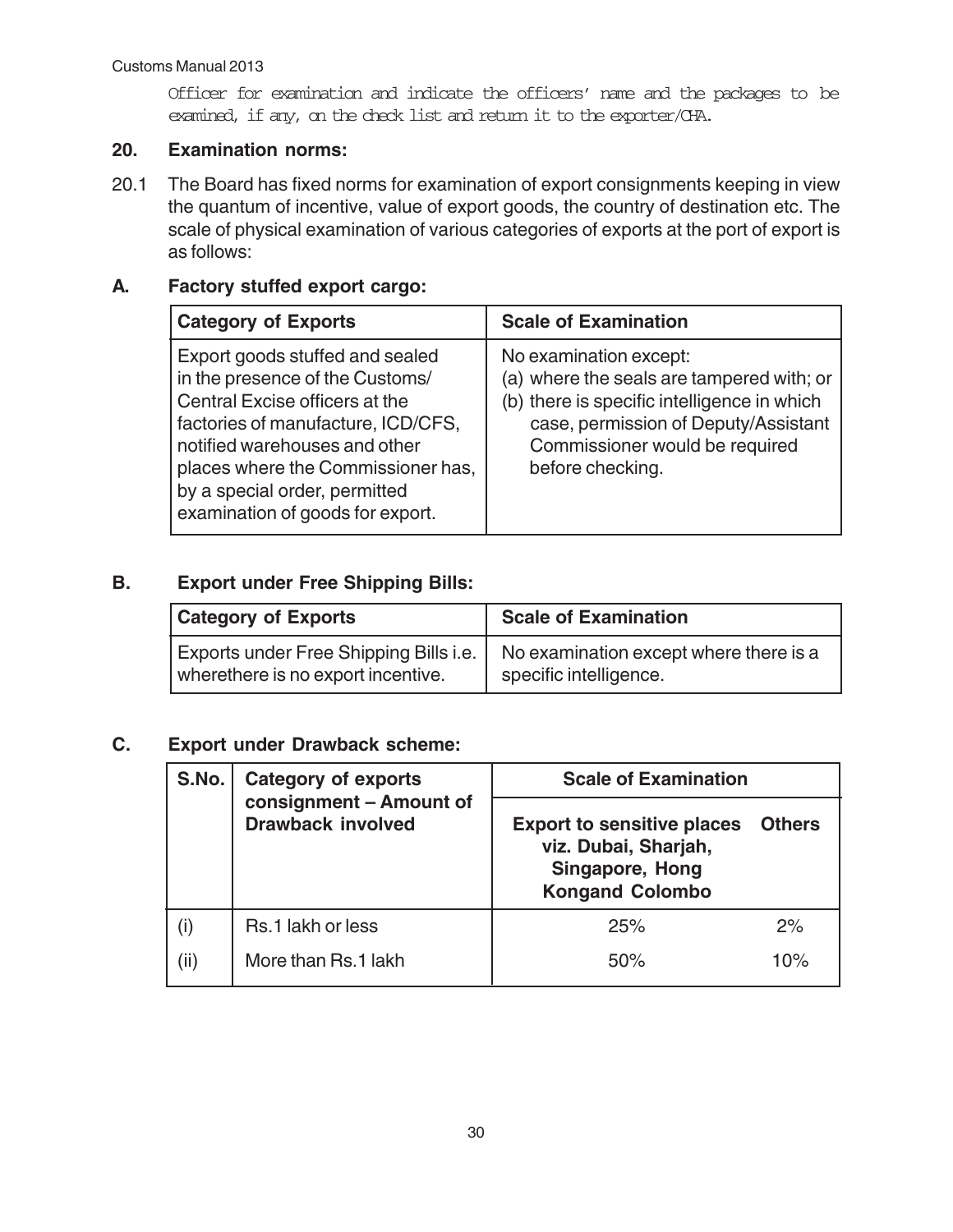Officer for examination and indicate the officers' name and the packages to be examined, if any, on the check list and return it to the exporter/CHA.

## 20. Examination norms:

20.1 The Board has fixed norms for examination of export consignments keeping in view the quantum of incentive, value of export goods, the country of destination etc. The scale of physical examination of various categories of exports at the port of export is as follows:

### A. Factory stuffed export cargo:

| Category of Exports | Scale of Examination |
|---|---|
| Export goods stuffed and sealed in the presence of the Customs/ Central Excise officers at the factories of manufacture, ICD/CFS, notified warehouses and other places where the Commissioner has, by a special order, permitted examination of goods for export. | No examination except: (a) where the seals are tampered with; or (b) there is specific intelligence in which case, permission of Deputy/Assistant Commissioner would be required before checking. |

### B. Export under Free Shipping Bills:

| Category of Exports | Scale of Examination |
|---|---|
| Exports under Free Shipping Bills i.e. wherethere is no export incentive. | No examination except where there is a specific intelligence. |

### C. Export under Drawback scheme:

| S.No. | Category of exports consignment – Amount of Drawback involved | Scale of Examination | |
|---|---|---|---|
| | | Export to sensitive places viz. Dubai, Sharjah, Singapore, Hong Kongand Colombo | Others |
| (i) | Rs.1 lakh or less | 25% | 2% |
| (ii) | More than Rs.1 lakh | 50% | 10% |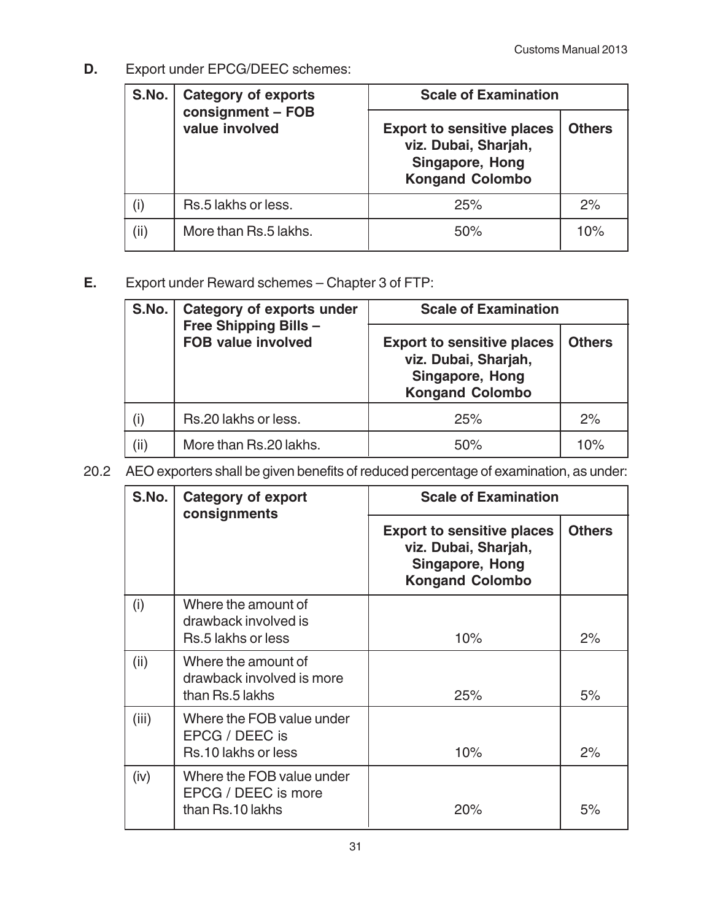**D.** Export under EPCG/DEEC schemes:

| S.No. | Category of exports consignment – FOB value involved | Scale of Examination | |
|---|---|---|---|
| | | Export to sensitive places viz. Dubai, Sharjah, Singapore, Hong Kongand Colombo | Others |
| (i) | Rs.5 lakhs or less. | 25% | 2% |
| (ii) | More than Rs.5 lakhs. | 50% | 10% |

**E.** Export under Reward schemes – Chapter 3 of FTP:

| S.No. | Category of exports under Free Shipping Bills – FOB value involved | Scale of Examination | |
|---|---|---|---|
| | | Export to sensitive places viz. Dubai, Sharjah, Singapore, Hong Kongand Colombo | Others |
| (i) | Rs.20 lakhs or less. | 25% | 2% |
| (ii) | More than Rs.20 lakhs. | 50% | 10% |

20.2 AEO exporters shall be given benefits of reduced percentage of examination, as under:

| S.No. | Category of export consignments | Scale of Examination | |
|---|---|---|---|
| | | Export to sensitive places viz. Dubai, Sharjah, Singapore, Hong Kongand Colombo | Others |
| (i) | Where the amount of drawback involved is Rs.5 lakhs or less | 10% | 2% |
| (ii) | Where the amount of drawback involved is more than Rs.5 lakhs | 25% | 5% |
| (iii) | Where the FOB value under EPCG / DEEC is Rs.10 lakhs or less | 10% | 2% |
| (iv) | Where the FOB value under EPCG / DEEC is more than Rs.10 lakhs | 20% | 5% |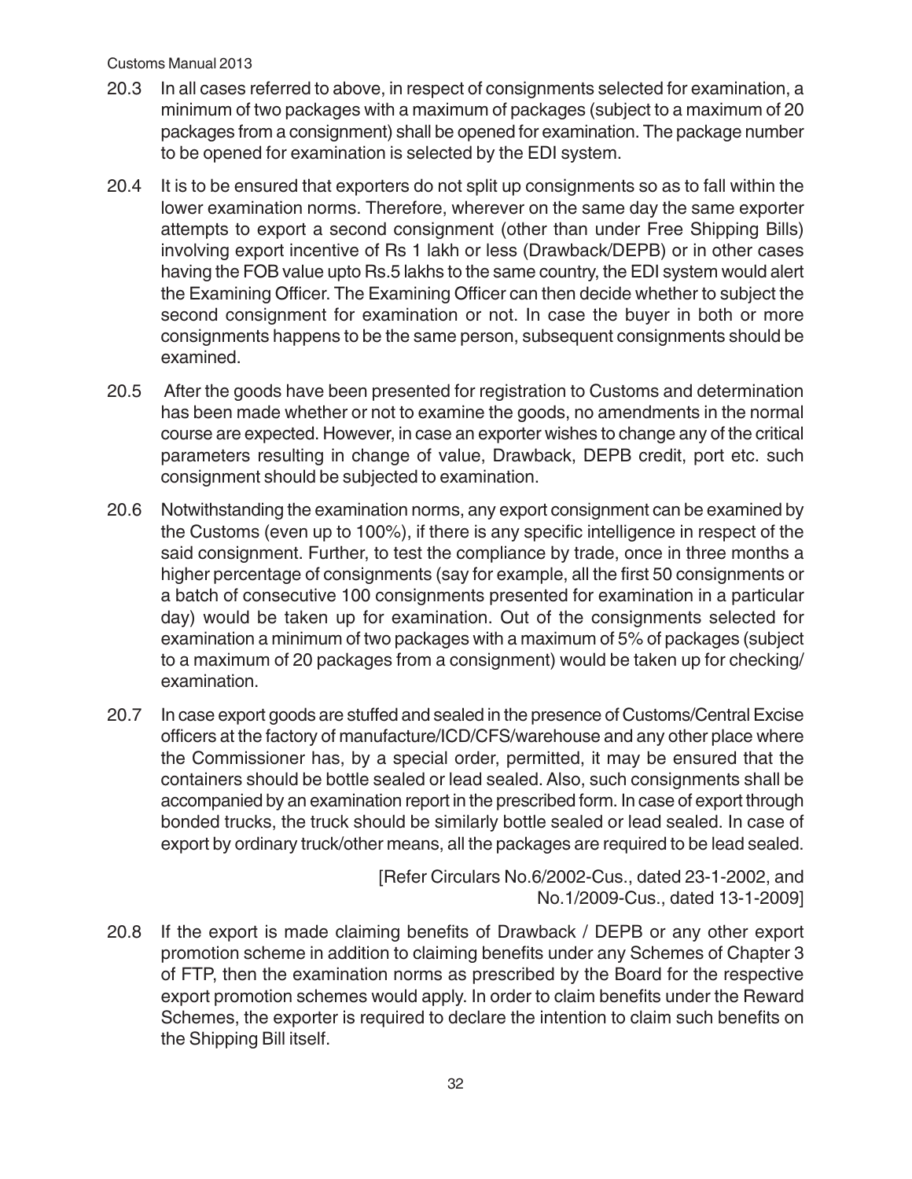20.3 In all cases referred to above, in respect of consignments selected for examination, a minimum of two packages with a maximum of packages (subject to a maximum of 20 packages from a consignment) shall be opened for examination. The package number to be opened for examination is selected by the EDI system.

20.4 It is to be ensured that exporters do not split up consignments so as to fall within the lower examination norms. Therefore, wherever on the same day the same exporter attempts to export a second consignment (other than under Free Shipping Bills) involving export incentive of Rs 1 lakh or less (Drawback/DEPB) or in other cases having the FOB value upto Rs.5 lakhs to the same country, the EDI system would alert the Examining Officer. The Examining Officer can then decide whether to subject the second consignment for examination or not. In case the buyer in both or more consignments happens to be the same person, subsequent consignments should be examined.

20.5 After the goods have been presented for registration to Customs and determination has been made whether or not to examine the goods, no amendments in the normal course are expected. However, in case an exporter wishes to change any of the critical parameters resulting in change of value, Drawback, DEPB credit, port etc. such consignment should be subjected to examination.

20.6 Notwithstanding the examination norms, any export consignment can be examined by the Customs (even up to 100%), if there is any specific intelligence in respect of the said consignment. Further, to test the compliance by trade, once in three months a higher percentage of consignments (say for example, all the first 50 consignments or a batch of consecutive 100 consignments presented for examination in a particular day) would be taken up for examination. Out of the consignments selected for examination a minimum of two packages with a maximum of 5% of packages (subject to a maximum of 20 packages from a consignment) would be taken up for checking/ examination.

20.7 In case export goods are stuffed and sealed in the presence of Customs/Central Excise officers at the factory of manufacture/ICD/CFS/warehouse and any other place where the Commissioner has, by a special order, permitted, it may be ensured that the containers should be bottle sealed or lead sealed. Also, such consignments shall be accompanied by an examination report in the prescribed form. In case of export through bonded trucks, the truck should be similarly bottle sealed or lead sealed. In case of export by ordinary truck/other means, all the packages are required to be lead sealed.

[Refer Circulars No.6/2002-Cus., dated 23-1-2002, and No.1/2009-Cus., dated 13-1-2009]

20.8 If the export is made claiming benefits of Drawback / DEPB or any other export promotion scheme in addition to claiming benefits under any Schemes of Chapter 3 of FTP, then the examination norms as prescribed by the Board for the respective export promotion schemes would apply. In order to claim benefits under the Reward Schemes, the exporter is required to declare the intention to claim such benefits on the Shipping Bill itself.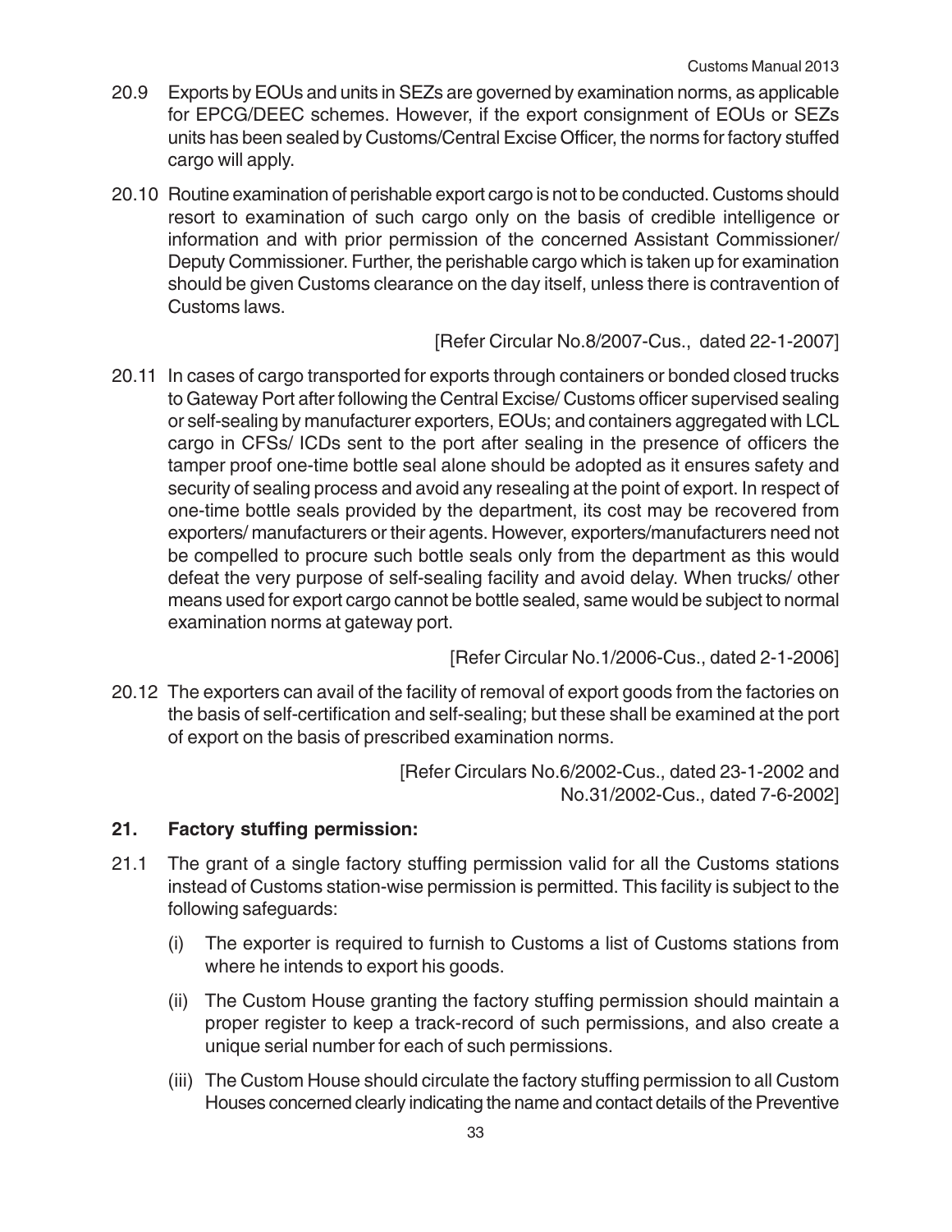20.9 Exports by EOUs and units in SEZs are governed by examination norms, as applicable for EPCG/DEEC schemes. However, if the export consignment of EOUs or SEZs units has been sealed by Customs/Central Excise Officer, the norms for factory stuffed cargo will apply.

20.10 Routine examination of perishable export cargo is not to be conducted. Customs should resort to examination of such cargo only on the basis of credible intelligence or information and with prior permission of the concerned Assistant Commissioner/ Deputy Commissioner. Further, the perishable cargo which is taken up for examination should be given Customs clearance on the day itself, unless there is contravention of Customs laws.

[Refer Circular No.8/2007-Cus., dated 22-1-2007]

20.11 In cases of cargo transported for exports through containers or bonded closed trucks to Gateway Port after following the Central Excise/ Customs officer supervised sealing or self-sealing by manufacturer exporters, EOUs; and containers aggregated with LCL cargo in CFSs/ ICDs sent to the port after sealing in the presence of officers the tamper proof one-time bottle seal alone should be adopted as it ensures safety and security of sealing process and avoid any resealing at the point of export. In respect of one-time bottle seals provided by the department, its cost may be recovered from exporters/ manufacturers or their agents. However, exporters/manufacturers need not be compelled to procure such bottle seals only from the department as this would defeat the very purpose of self-sealing facility and avoid delay. When trucks/ other means used for export cargo cannot be bottle sealed, same would be subject to normal examination norms at gateway port.

[Refer Circular No.1/2006-Cus., dated 2-1-2006]

20.12 The exporters can avail of the facility of removal of export goods from the factories on the basis of self-certification and self-sealing; but these shall be examined at the port of export on the basis of prescribed examination norms.

[Refer Circulars No.6/2002-Cus., dated 23-1-2002 and No.31/2002-Cus., dated 7-6-2002]

## 21. Factory stuffing permission:

21.1 The grant of a single factory stuffing permission valid for all the Customs stations instead of Customs station-wise permission is permitted. This facility is subject to the following safeguards:

(i) The exporter is required to furnish to Customs a list of Customs stations from where he intends to export his goods.

(ii) The Custom House granting the factory stuffing permission should maintain a proper register to keep a track-record of such permissions, and also create a unique serial number for each of such permissions.

(iii) The Custom House should circulate the factory stuffing permission to all Custom Houses concerned clearly indicating the name and contact details of the Preventive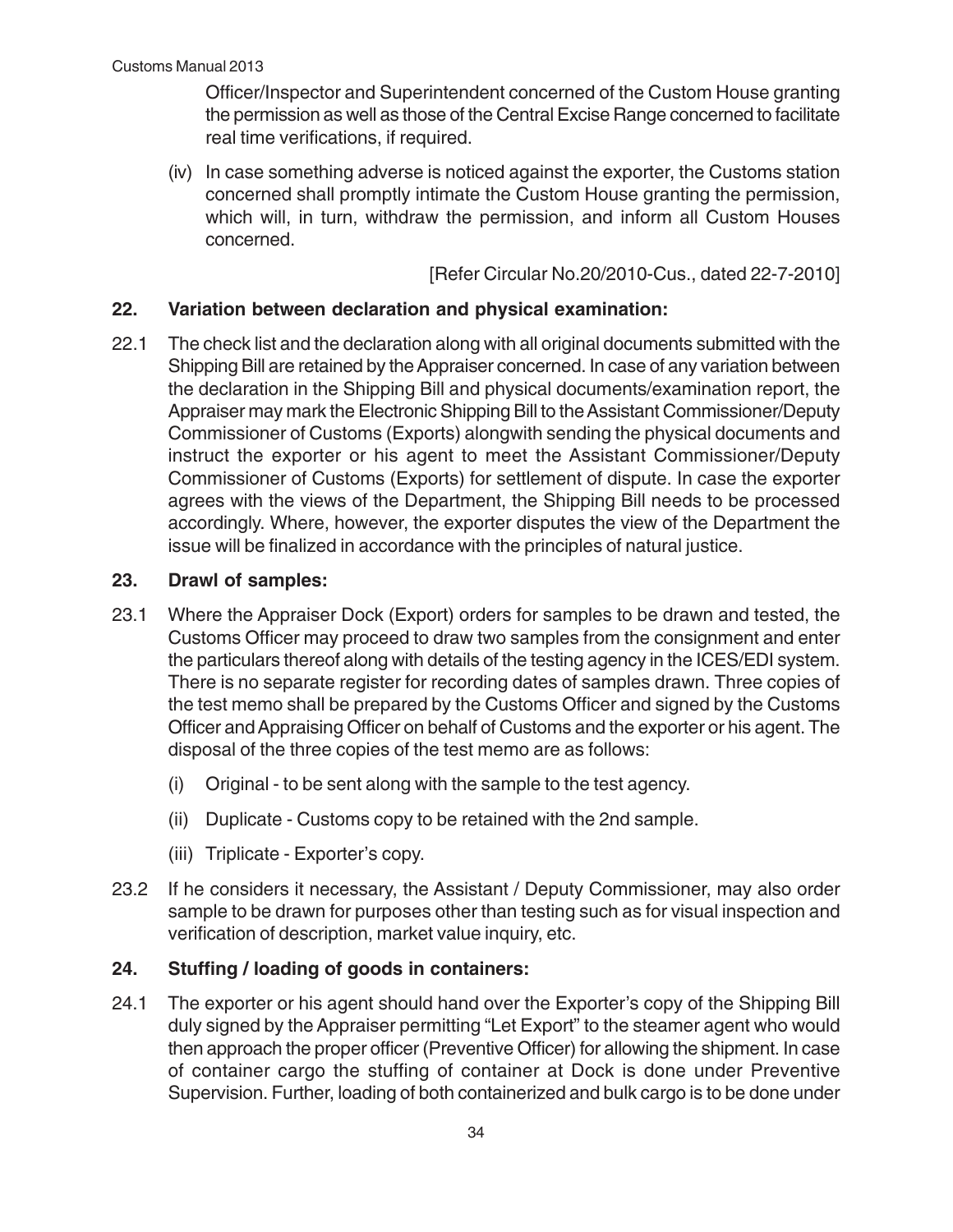Officer/Inspector and Superintendent concerned of the Custom House granting the permission as well as those of the Central Excise Range concerned to facilitate real time verifications, if required.

(iv) In case something adverse is noticed against the exporter, the Customs station concerned shall promptly intimate the Custom House granting the permission, which will, in turn, withdraw the permission, and inform all Custom Houses concerned.

[Refer Circular No.20/2010-Cus., dated 22-7-2010]

## 22. Variation between declaration and physical examination:

22.1 The check list and the declaration along with all original documents submitted with the Shipping Bill are retained by the Appraiser concerned. In case of any variation between the declaration in the Shipping Bill and physical documents/examination report, the Appraiser may mark the Electronic Shipping Bill to the Assistant Commissioner/Deputy Commissioner of Customs (Exports) alongwith sending the physical documents and instruct the exporter or his agent to meet the Assistant Commissioner/Deputy Commissioner of Customs (Exports) for settlement of dispute. In case the exporter agrees with the views of the Department, the Shipping Bill needs to be processed accordingly. Where, however, the exporter disputes the view of the Department the issue will be finalized in accordance with the principles of natural justice.

## 23. Drawl of samples:

23.1 Where the Appraiser Dock (Export) orders for samples to be drawn and tested, the Customs Officer may proceed to draw two samples from the consignment and enter the particulars thereof along with details of the testing agency in the ICES/EDI system. There is no separate register for recording dates of samples drawn. Three copies of the test memo shall be prepared by the Customs Officer and signed by the Customs Officer and Appraising Officer on behalf of Customs and the exporter or his agent. The disposal of the three copies of the test memo are as follows:

(i) Original - to be sent along with the sample to the test agency.

(ii) Duplicate - Customs copy to be retained with the 2nd sample.

(iii) Triplicate - Exporter's copy.

23.2 If he considers it necessary, the Assistant / Deputy Commissioner, may also order sample to be drawn for purposes other than testing such as for visual inspection and verification of description, market value inquiry, etc.

## 24. Stuffing / loading of goods in containers:

24.1 The exporter or his agent should hand over the Exporter's copy of the Shipping Bill duly signed by the Appraiser permitting "Let Export" to the steamer agent who would then approach the proper officer (Preventive Officer) for allowing the shipment. In case of container cargo the stuffing of container at Dock is done under Preventive Supervision. Further, loading of both containerized and bulk cargo is to be done under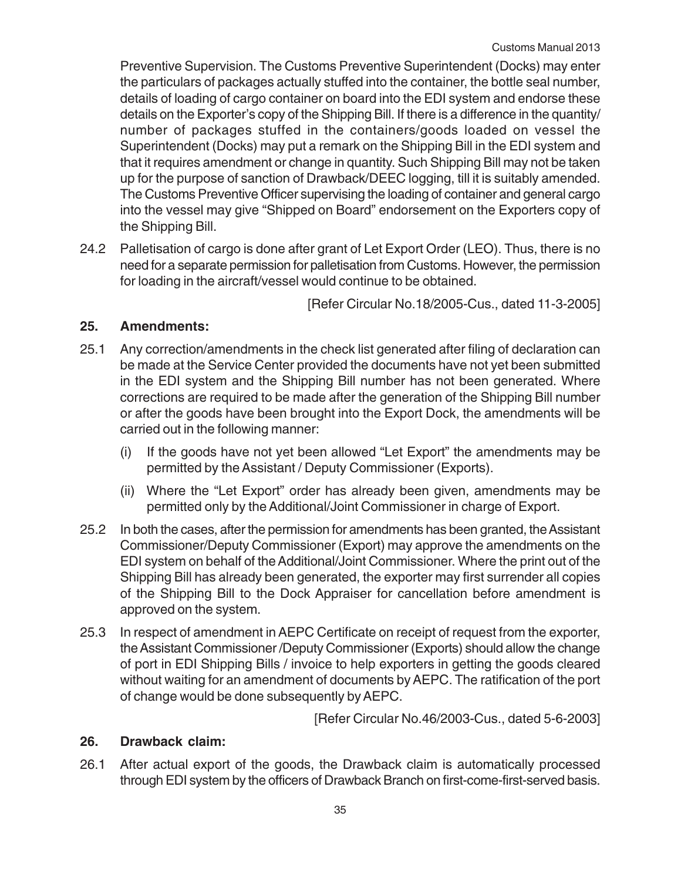Preventive Supervision. The Customs Preventive Superintendent (Docks) may enter the particulars of packages actually stuffed into the container, the bottle seal number, details of loading of cargo container on board into the EDI system and endorse these details on the Exporter's copy of the Shipping Bill. If there is a difference in the quantity/ number of packages stuffed in the containers/goods loaded on vessel the Superintendent (Docks) may put a remark on the Shipping Bill in the EDI system and that it requires amendment or change in quantity. Such Shipping Bill may not be taken up for the purpose of sanction of Drawback/DEEC logging, till it is suitably amended. The Customs Preventive Officer supervising the loading of container and general cargo into the vessel may give "Shipped on Board" endorsement on the Exporters copy of the Shipping Bill.

24.2 Palletisation of cargo is done after grant of Let Export Order (LEO). Thus, there is no need for a separate permission for palletisation from Customs. However, the permission for loading in the aircraft/vessel would continue to be obtained.

[Refer Circular No.18/2005-Cus., dated 11-3-2005]

## 25. Amendments:

25.1 Any correction/amendments in the check list generated after filing of declaration can be made at the Service Center provided the documents have not yet been submitted in the EDI system and the Shipping Bill number has not been generated. Where corrections are required to be made after the generation of the Shipping Bill number or after the goods have been brought into the Export Dock, the amendments will be carried out in the following manner:

(i) If the goods have not yet been allowed "Let Export" the amendments may be permitted by the Assistant / Deputy Commissioner (Exports).

(ii) Where the "Let Export" order has already been given, amendments may be permitted only by the Additional/Joint Commissioner in charge of Export.

25.2 In both the cases, after the permission for amendments has been granted, the Assistant Commissioner/Deputy Commissioner (Export) may approve the amendments on the EDI system on behalf of the Additional/Joint Commissioner. Where the print out of the Shipping Bill has already been generated, the exporter may first surrender all copies of the Shipping Bill to the Dock Appraiser for cancellation before amendment is approved on the system.

25.3 In respect of amendment in AEPC Certificate on receipt of request from the exporter, the Assistant Commissioner /Deputy Commissioner (Exports) should allow the change of port in EDI Shipping Bills / invoice to help exporters in getting the goods cleared without waiting for an amendment of documents by AEPC. The ratification of the port of change would be done subsequently by AEPC.

[Refer Circular No.46/2003-Cus., dated 5-6-2003]

## 26. Drawback claim:

26.1 After actual export of the goods, the Drawback claim is automatically processed through EDI system by the officers of Drawback Branch on first-come-first-served basis.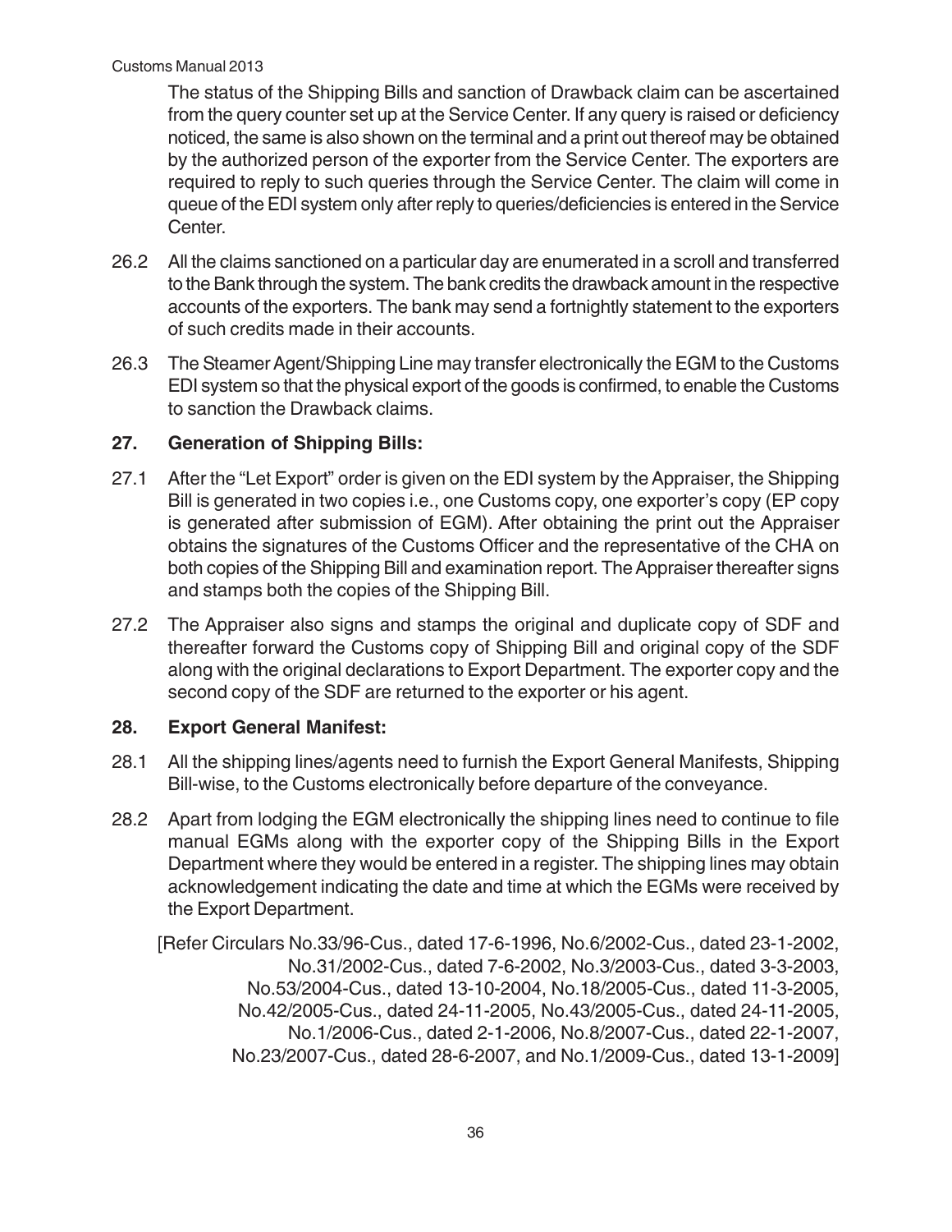The status of the Shipping Bills and sanction of Drawback claim can be ascertained from the query counter set up at the Service Center. If any query is raised or deficiency noticed, the same is also shown on the terminal and a print out thereof may be obtained by the authorized person of the exporter from the Service Center. The exporters are required to reply to such queries through the Service Center. The claim will come in queue of the EDI system only after reply to queries/deficiencies is entered in the Service Center.

26.2 All the claims sanctioned on a particular day are enumerated in a scroll and transferred to the Bank through the system. The bank credits the drawback amount in the respective accounts of the exporters. The bank may send a fortnightly statement to the exporters of such credits made in their accounts.

26.3 The Steamer Agent/Shipping Line may transfer electronically the EGM to the Customs EDI system so that the physical export of the goods is confirmed, to enable the Customs to sanction the Drawback claims.

### 27. Generation of Shipping Bills:

27.1 After the "Let Export" order is given on the EDI system by the Appraiser, the Shipping Bill is generated in two copies i.e., one Customs copy, one exporter's copy (EP copy is generated after submission of EGM). After obtaining the print out the Appraiser obtains the signatures of the Customs Officer and the representative of the CHA on both copies of the Shipping Bill and examination report. The Appraiser thereafter signs and stamps both the copies of the Shipping Bill.

27.2 The Appraiser also signs and stamps the original and duplicate copy of SDF and thereafter forward the Customs copy of Shipping Bill and original copy of the SDF along with the original declarations to Export Department. The exporter copy and the second copy of the SDF are returned to the exporter or his agent.

### 28. Export General Manifest:

28.1 All the shipping lines/agents need to furnish the Export General Manifests, Shipping Bill-wise, to the Customs electronically before departure of the conveyance.

28.2 Apart from lodging the EGM electronically the shipping lines need to continue to file manual EGMs along with the exporter copy of the Shipping Bills in the Export Department where they would be entered in a register. The shipping lines may obtain acknowledgement indicating the date and time at which the EGMs were received by the Export Department.

[Refer Circulars No.33/96-Cus., dated 17-6-1996, No.6/2002-Cus., dated 23-1-2002, No.31/2002-Cus., dated 7-6-2002, No.3/2003-Cus., dated 3-3-2003, No.53/2004-Cus., dated 13-10-2004, No.18/2005-Cus., dated 11-3-2005, No.42/2005-Cus., dated 24-11-2005, No.43/2005-Cus., dated 24-11-2005, No.1/2006-Cus., dated 2-1-2006, No.8/2007-Cus., dated 22-1-2007, No.23/2007-Cus., dated 28-6-2007, and No.1/2009-Cus., dated 13-1-2009]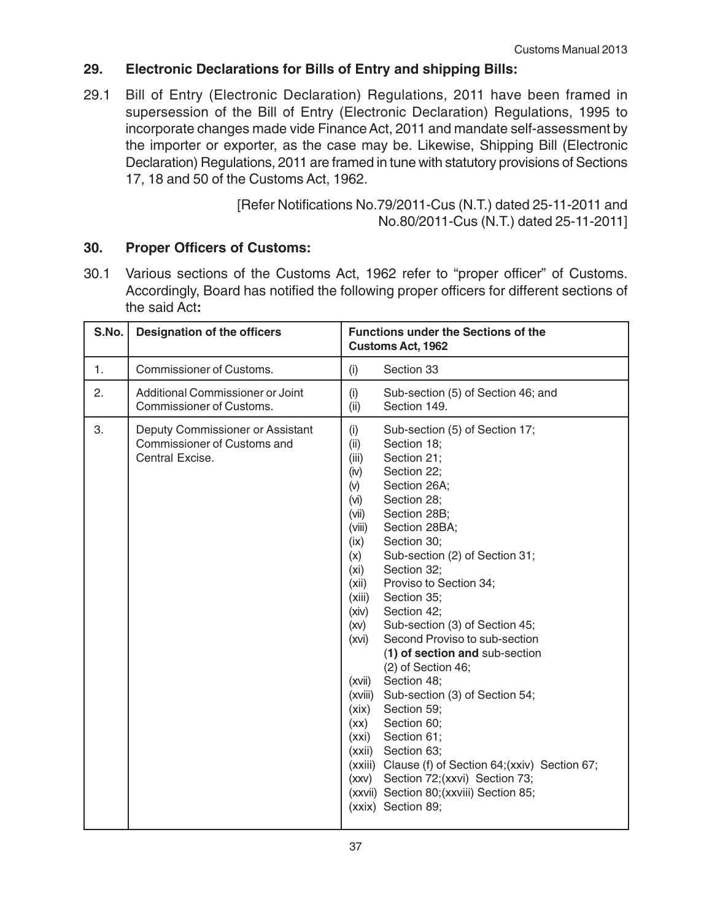## 29. Electronic Declarations for Bills of Entry and shipping Bills:

29.1 Bill of Entry (Electronic Declaration) Regulations, 2011 have been framed in supersession of the Bill of Entry (Electronic Declaration) Regulations, 1995 to incorporate changes made vide Finance Act, 2011 and mandate self-assessment by the importer or exporter, as the case may be. Likewise, Shipping Bill (Electronic Declaration) Regulations, 2011 are framed in tune with statutory provisions of Sections 17, 18 and 50 of the Customs Act, 1962.

[Refer Notifications No.79/2011-Cus (N.T.) dated 25-11-2011 and No.80/2011-Cus (N.T.) dated 25-11-2011]

## 30. Proper Officers of Customs:

30.1 Various sections of the Customs Act, 1962 refer to "proper officer" of Customs. Accordingly, Board has notified the following proper officers for different sections of the said Act**:**

| S.No. | Designation of the officers | Functions under the Sections of the Customs Act, 1962 |
|---|---|---|
| 1. | Commissioner of Customs. | (i) Section 33 |
| 2. | Additional Commissioner or Joint Commissioner of Customs. | (i) Sub-section (5) of Section 46; and<br>(ii) Section 149. |
| 3. | Deputy Commissioner or Assistant Commissioner of Customs and Central Excise. | (i) Sub-section (5) of Section 17;<br>(ii) Section 18;<br>(iii) Section 21;<br>(iv) Section 22;<br>(v) Section 26A;<br>(vi) Section 28;<br>(vii) Section 28B;<br>(viii) Section 28BA;<br>(ix) Section 30;<br>(x) Sub-section (2) of Section 31;<br>(xi) Section 32;<br>(xii) Proviso to Section 34;<br>(xiii) Section 35;<br>(xiv) Section 42;<br>(xv) Sub-section (3) of Section 45;<br>(xvi) Second Proviso to sub-section (**1) of section and** sub-section (2) of Section 46;<br>(xvii) Section 48;<br>(xviii) Sub-section (3) of Section 54;<br>(xix) Section 59;<br>(xx) Section 60;<br>(xxi) Section 61;<br>(xxii) Section 63;<br>(xxiii) Clause (f) of Section 64;(xxiv) Section 67;<br>(xxv) Section 72;(xxvi) Section 73;<br>(xxvii) Section 80;(xxviii) Section 85;<br>(xxix) Section 89; |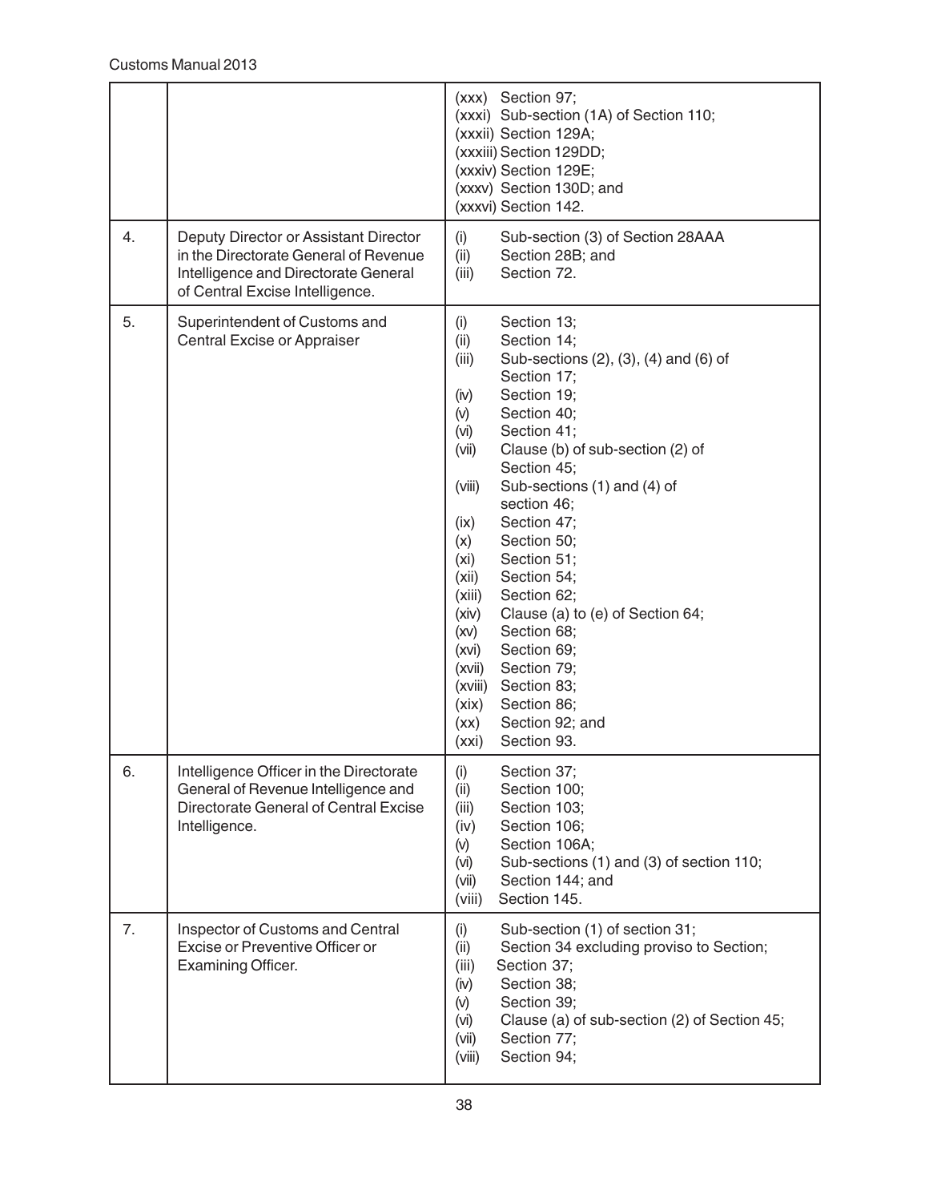| | | |
|---|---|---|
| | | (xxx) Section 97;<br>(xxxi) Sub-section (1A) of Section 110;<br>(xxxii) Section 129A;<br>(xxxiii) Section 129DD;<br>(xxxiv) Section 129E;<br>(xxxv) Section 130D; and<br>(xxxvi) Section 142. |
| 4. | Deputy Director or Assistant Director in the Directorate General of Revenue Intelligence and Directorate General of Central Excise Intelligence. | (i) Sub-section (3) of Section 28AAA<br>(ii) Section 28B; and<br>(iii) Section 72. |
| 5. | Superintendent of Customs and Central Excise or Appraiser | (i) Section 13;<br>(ii) Section 14;<br>(iii) Sub-sections (2), (3), (4) and (6) of Section 17;<br>(iv) Section 19;<br>(v) Section 40;<br>(vi) Section 41;<br>(vii) Clause (b) of sub-section (2) of Section 45;<br>(viii) Sub-sections (1) and (4) of section 46;<br>(ix) Section 47;<br>(x) Section 50;<br>(xi) Section 51;<br>(xii) Section 54;<br>(xiii) Section 62;<br>(xiv) Clause (a) to (e) of Section 64;<br>(xv) Section 68;<br>(xvi) Section 69;<br>(xvii) Section 79;<br>(xviii) Section 83;<br>(xix) Section 86;<br>(xx) Section 92; and<br>(xxi) Section 93. |
| 6. | Intelligence Officer in the Directorate General of Revenue Intelligence and Directorate General of Central Excise Intelligence. | (i) Section 37;<br>(ii) Section 100;<br>(iii) Section 103;<br>(iv) Section 106;<br>(v) Section 106A;<br>(vi) Sub-sections (1) and (3) of section 110;<br>(vii) Section 144; and<br>(viii) Section 145. |
| 7. | Inspector of Customs and Central Excise or Preventive Officer or Examining Officer. | (i) Sub-section (1) of section 31;<br>(ii) Section 34 excluding proviso to Section;<br>(iii) Section 37;<br>(iv) Section 38;<br>(v) Section 39;<br>(vi) Clause (a) of sub-section (2) of Section 45;<br>(vii) Section 77;<br>(viii) Section 94; |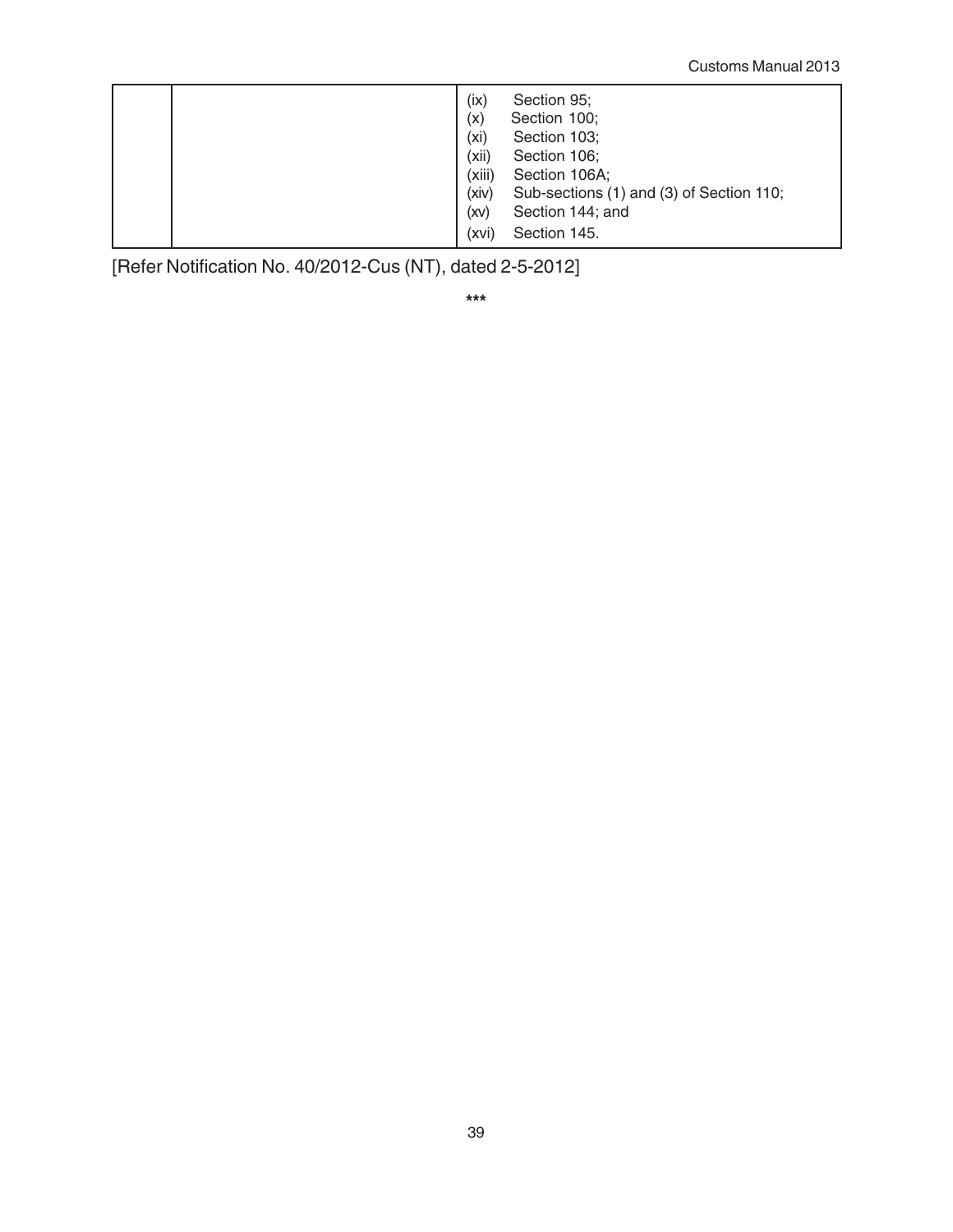| | | |
|---|---|---|
| | | (ix) Section 95;<br>(x) Section 100;<br>(xi) Section 103;<br>(xii) Section 106;<br>(xiii) Section 106A;<br>(xiv) Sub-sections (1) and (3) of Section 110;<br>(xv) Section 144; and<br>(xvi) Section 145. |

[Refer Notification No. 40/2012-Cus (NT), dated 2-5-2012]

***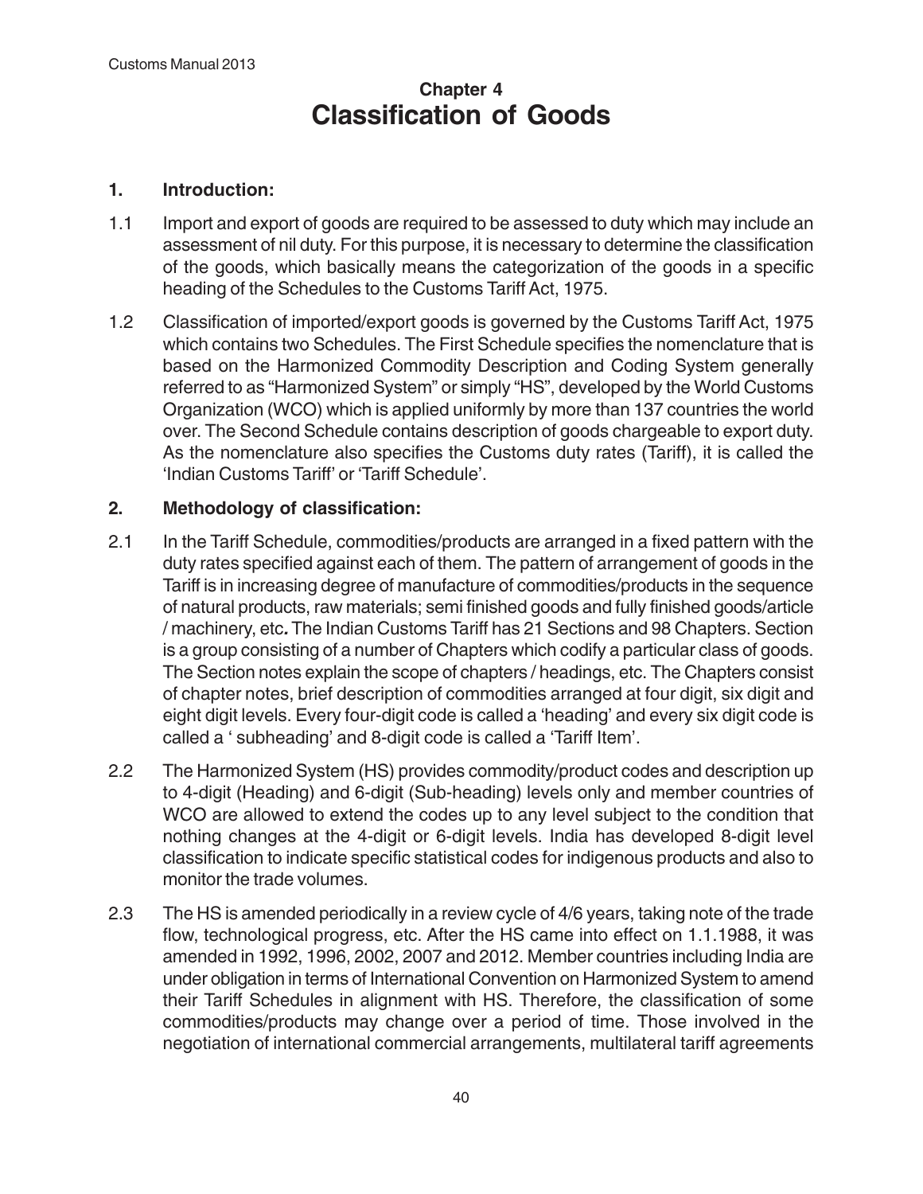# Chapter 4
# Classification of Goods

## 1. Introduction:

1.1 Import and export of goods are required to be assessed to duty which may include an assessment of nil duty. For this purpose, it is necessary to determine the classification of the goods, which basically means the categorization of the goods in a specific heading of the Schedules to the Customs Tariff Act, 1975.

1.2 Classification of imported/export goods is governed by the Customs Tariff Act, 1975 which contains two Schedules. The First Schedule specifies the nomenclature that is based on the Harmonized Commodity Description and Coding System generally referred to as "Harmonized System" or simply "HS", developed by the World Customs Organization (WCO) which is applied uniformly by more than 137 countries the world over. The Second Schedule contains description of goods chargeable to export duty. As the nomenclature also specifies the Customs duty rates (Tariff), it is called the 'Indian Customs Tariff' or 'Tariff Schedule'.

## 2. Methodology of classification:

2.1 In the Tariff Schedule, commodities/products are arranged in a fixed pattern with the duty rates specified against each of them. The pattern of arrangement of goods in the Tariff is in increasing degree of manufacture of commodities/products in the sequence of natural products, raw materials; semi finished goods and fully finished goods/article / machinery, etc*.* The Indian Customs Tariff has 21 Sections and 98 Chapters. Section is a group consisting of a number of Chapters which codify a particular class of goods. The Section notes explain the scope of chapters / headings, etc. The Chapters consist of chapter notes, brief description of commodities arranged at four digit, six digit and eight digit levels. Every four-digit code is called a 'heading' and every six digit code is called a ' subheading' and 8-digit code is called a 'Tariff Item'.

2.2 The Harmonized System (HS) provides commodity/product codes and description up to 4-digit (Heading) and 6-digit (Sub-heading) levels only and member countries of WCO are allowed to extend the codes up to any level subject to the condition that nothing changes at the 4-digit or 6-digit levels. India has developed 8-digit level classification to indicate specific statistical codes for indigenous products and also to monitor the trade volumes.

2.3 The HS is amended periodically in a review cycle of 4/6 years, taking note of the trade flow, technological progress, etc. After the HS came into effect on 1.1.1988, it was amended in 1992, 1996, 2002, 2007 and 2012. Member countries including India are under obligation in terms of International Convention on Harmonized System to amend their Tariff Schedules in alignment with HS. Therefore, the classification of some commodities/products may change over a period of time. Those involved in the negotiation of international commercial arrangements, multilateral tariff agreements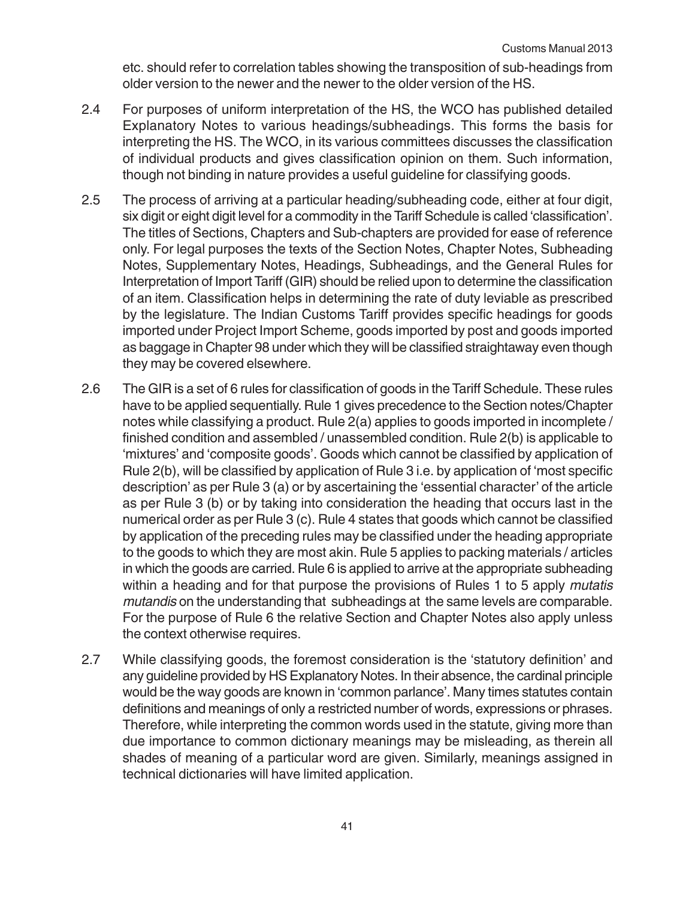etc. should refer to correlation tables showing the transposition of sub-headings from older version to the newer and the newer to the older version of the HS.

2.4 For purposes of uniform interpretation of the HS, the WCO has published detailed Explanatory Notes to various headings/subheadings. This forms the basis for interpreting the HS. The WCO, in its various committees discusses the classification of individual products and gives classification opinion on them. Such information, though not binding in nature provides a useful guideline for classifying goods.

2.5 The process of arriving at a particular heading/subheading code, either at four digit, six digit or eight digit level for a commodity in the Tariff Schedule is called 'classification'. The titles of Sections, Chapters and Sub-chapters are provided for ease of reference only. For legal purposes the texts of the Section Notes, Chapter Notes, Subheading Notes, Supplementary Notes, Headings, Subheadings, and the General Rules for Interpretation of Import Tariff (GIR) should be relied upon to determine the classification of an item. Classification helps in determining the rate of duty leviable as prescribed by the legislature. The Indian Customs Tariff provides specific headings for goods imported under Project Import Scheme, goods imported by post and goods imported as baggage in Chapter 98 under which they will be classified straightaway even though they may be covered elsewhere.

2.6 The GIR is a set of 6 rules for classification of goods in the Tariff Schedule. These rules have to be applied sequentially. Rule 1 gives precedence to the Section notes/Chapter notes while classifying a product. Rule 2(a) applies to goods imported in incomplete / finished condition and assembled / unassembled condition. Rule 2(b) is applicable to 'mixtures' and 'composite goods'. Goods which cannot be classified by application of Rule 2(b), will be classified by application of Rule 3 i.e. by application of 'most specific description' as per Rule 3 (a) or by ascertaining the 'essential character' of the article as per Rule 3 (b) or by taking into consideration the heading that occurs last in the numerical order as per Rule 3 (c). Rule 4 states that goods which cannot be classified by application of the preceding rules may be classified under the heading appropriate to the goods to which they are most akin. Rule 5 applies to packing materials / articles in which the goods are carried. Rule 6 is applied to arrive at the appropriate subheading within a heading and for that purpose the provisions of Rules 1 to 5 apply *mutatis mutandis* on the understanding that subheadings at the same levels are comparable. For the purpose of Rule 6 the relative Section and Chapter Notes also apply unless the context otherwise requires.

2.7 While classifying goods, the foremost consideration is the 'statutory definition' and any guideline provided by HS Explanatory Notes. In their absence, the cardinal principle would be the way goods are known in 'common parlance'. Many times statutes contain definitions and meanings of only a restricted number of words, expressions or phrases. Therefore, while interpreting the common words used in the statute, giving more than due importance to common dictionary meanings may be misleading, as therein all shades of meaning of a particular word are given. Similarly, meanings assigned in technical dictionaries will have limited application.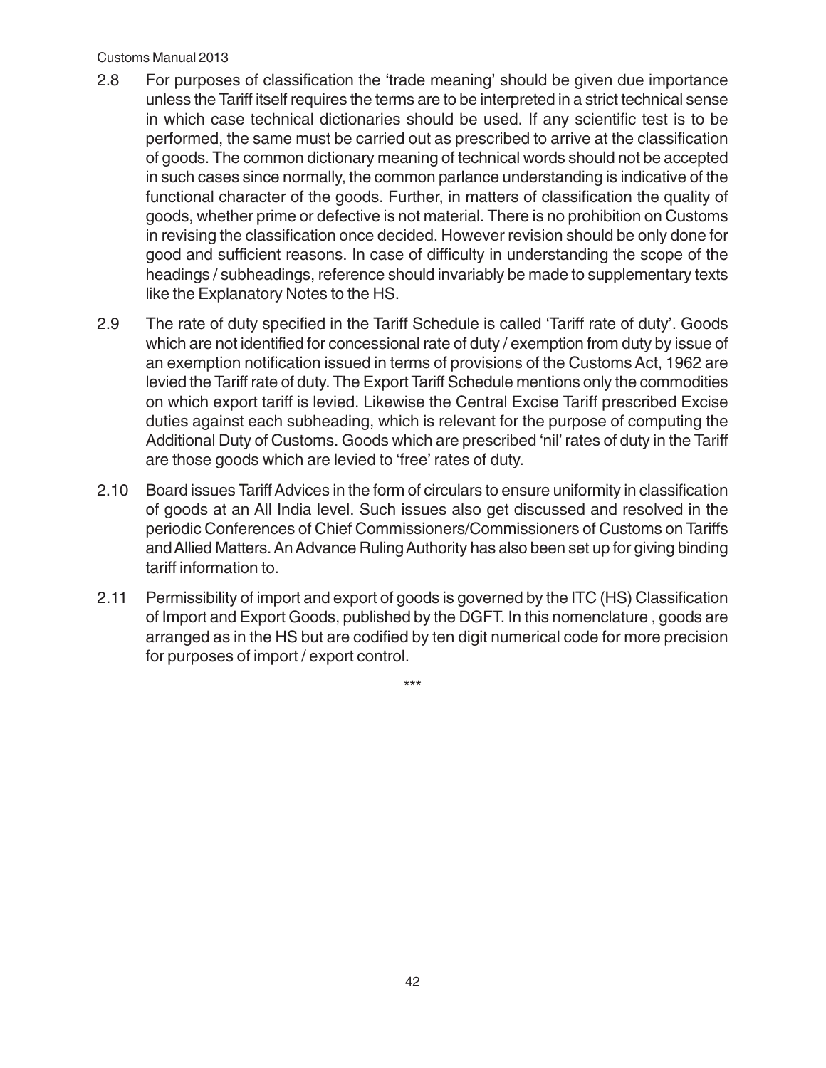2.8 For purposes of classification the 'trade meaning' should be given due importance unless the Tariff itself requires the terms are to be interpreted in a strict technical sense in which case technical dictionaries should be used. If any scientific test is to be performed, the same must be carried out as prescribed to arrive at the classification of goods. The common dictionary meaning of technical words should not be accepted in such cases since normally, the common parlance understanding is indicative of the functional character of the goods. Further, in matters of classification the quality of goods, whether prime or defective is not material. There is no prohibition on Customs in revising the classification once decided. However revision should be only done for good and sufficient reasons. In case of difficulty in understanding the scope of the headings / subheadings, reference should invariably be made to supplementary texts like the Explanatory Notes to the HS.

2.9 The rate of duty specified in the Tariff Schedule is called 'Tariff rate of duty'. Goods which are not identified for concessional rate of duty / exemption from duty by issue of an exemption notification issued in terms of provisions of the Customs Act, 1962 are levied the Tariff rate of duty. The Export Tariff Schedule mentions only the commodities on which export tariff is levied. Likewise the Central Excise Tariff prescribed Excise duties against each subheading, which is relevant for the purpose of computing the Additional Duty of Customs. Goods which are prescribed 'nil' rates of duty in the Tariff are those goods which are levied to 'free' rates of duty.

2.10 Board issues Tariff Advices in the form of circulars to ensure uniformity in classification of goods at an All India level. Such issues also get discussed and resolved in the periodic Conferences of Chief Commissioners/Commissioners of Customs on Tariffs and Allied Matters. An Advance Ruling Authority has also been set up for giving binding tariff information to.

2.11 Permissibility of import and export of goods is governed by the ITC (HS) Classification of Import and Export Goods, published by the DGFT. In this nomenclature , goods are arranged as in the HS but are codified by ten digit numerical code for more precision for purposes of import / export control.

***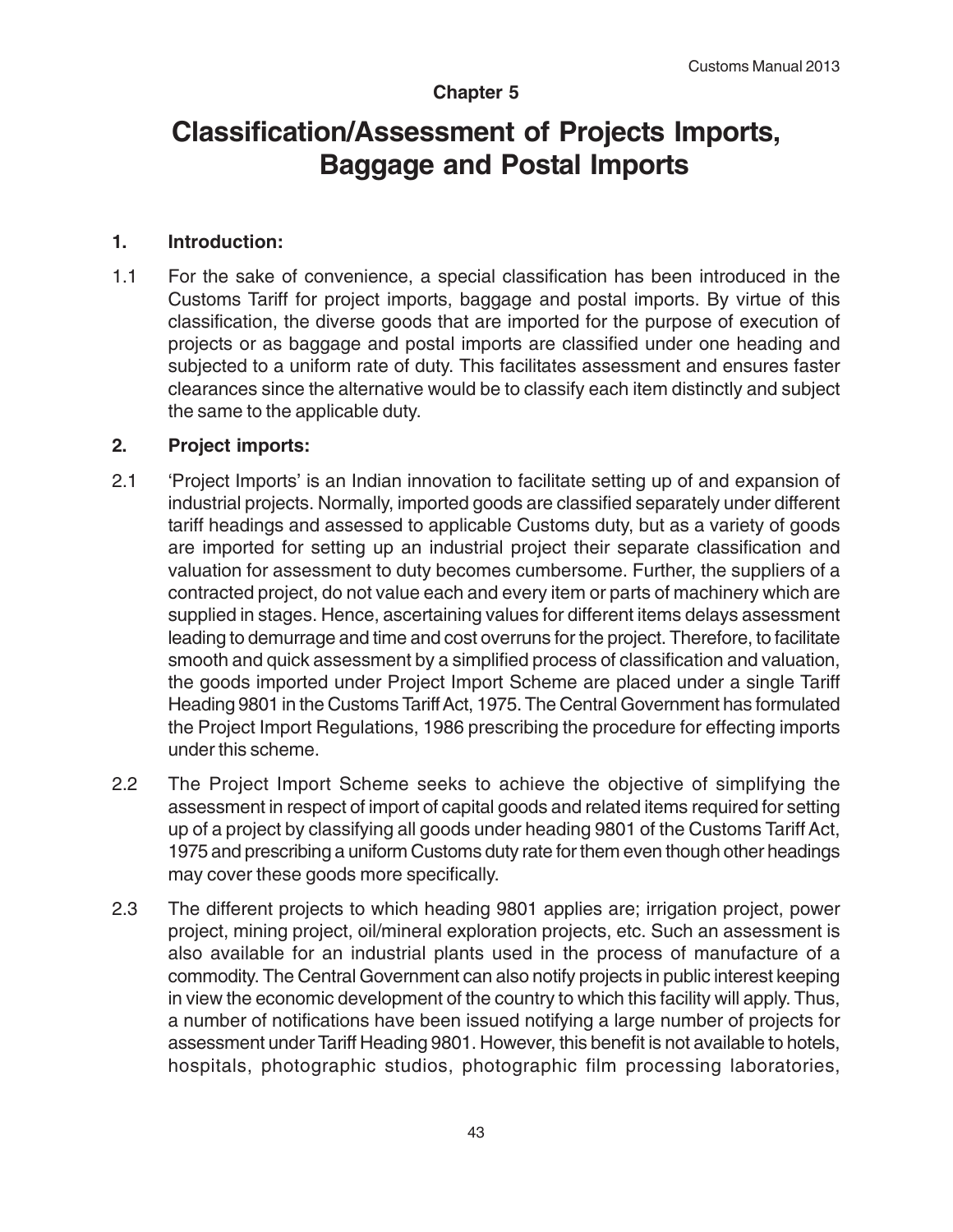## Chapter 5

# Classification/Assessment of Projects Imports, Baggage and Postal Imports

### 1. Introduction:

1.1 For the sake of convenience, a special classification has been introduced in the Customs Tariff for project imports, baggage and postal imports. By virtue of this classification, the diverse goods that are imported for the purpose of execution of projects or as baggage and postal imports are classified under one heading and subjected to a uniform rate of duty. This facilitates assessment and ensures faster clearances since the alternative would be to classify each item distinctly and subject the same to the applicable duty.

### 2. Project imports:

2.1 'Project Imports' is an Indian innovation to facilitate setting up of and expansion of industrial projects. Normally, imported goods are classified separately under different tariff headings and assessed to applicable Customs duty, but as a variety of goods are imported for setting up an industrial project their separate classification and valuation for assessment to duty becomes cumbersome. Further, the suppliers of a contracted project, do not value each and every item or parts of machinery which are supplied in stages. Hence, ascertaining values for different items delays assessment leading to demurrage and time and cost overruns for the project. Therefore, to facilitate smooth and quick assessment by a simplified process of classification and valuation, the goods imported under Project Import Scheme are placed under a single Tariff Heading 9801 in the Customs Tariff Act, 1975. The Central Government has formulated the Project Import Regulations, 1986 prescribing the procedure for effecting imports under this scheme.

2.2 The Project Import Scheme seeks to achieve the objective of simplifying the assessment in respect of import of capital goods and related items required for setting up of a project by classifying all goods under heading 9801 of the Customs Tariff Act, 1975 and prescribing a uniform Customs duty rate for them even though other headings may cover these goods more specifically.

2.3 The different projects to which heading 9801 applies are; irrigation project, power project, mining project, oil/mineral exploration projects, etc. Such an assessment is also available for an industrial plants used in the process of manufacture of a commodity. The Central Government can also notify projects in public interest keeping in view the economic development of the country to which this facility will apply. Thus, a number of notifications have been issued notifying a large number of projects for assessment under Tariff Heading 9801. However, this benefit is not available to hotels, hospitals, photographic studios, photographic film processing laboratories,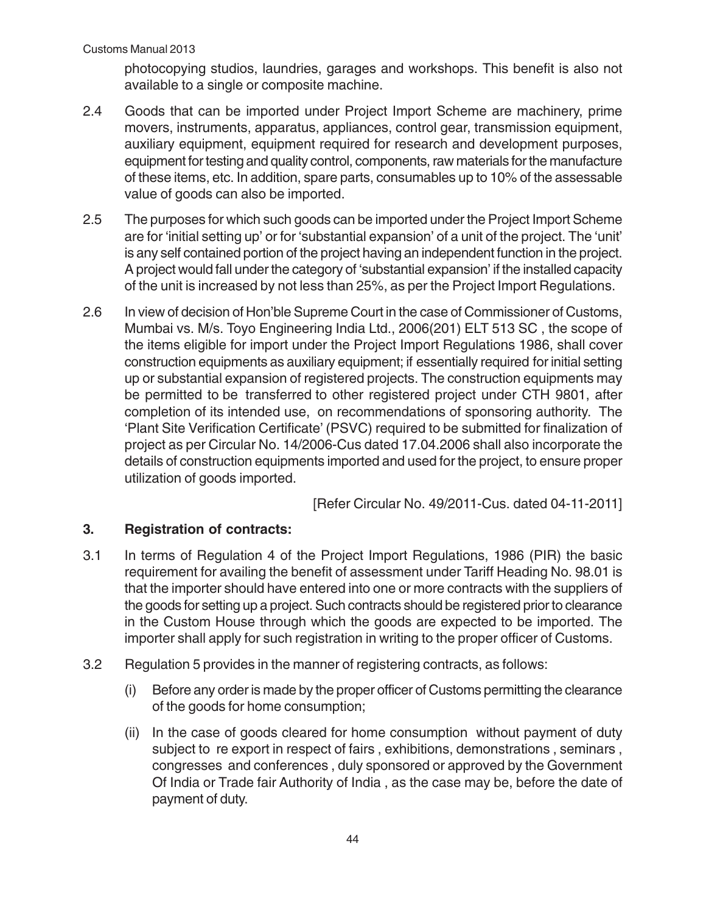photocopying studios, laundries, garages and workshops. This benefit is also not available to a single or composite machine.

2.4 Goods that can be imported under Project Import Scheme are machinery, prime movers, instruments, apparatus, appliances, control gear, transmission equipment, auxiliary equipment, equipment required for research and development purposes, equipment for testing and quality control, components, raw materials for the manufacture of these items, etc. In addition, spare parts, consumables up to 10% of the assessable value of goods can also be imported.

2.5 The purposes for which such goods can be imported under the Project Import Scheme are for 'initial setting up' or for 'substantial expansion' of a unit of the project. The 'unit' is any self contained portion of the project having an independent function in the project. A project would fall under the category of 'substantial expansion' if the installed capacity of the unit is increased by not less than 25%, as per the Project Import Regulations.

2.6 In view of decision of Hon'ble Supreme Court in the case of Commissioner of Customs, Mumbai vs. M/s. Toyo Engineering India Ltd., 2006(201) ELT 513 SC , the scope of the items eligible for import under the Project Import Regulations 1986, shall cover construction equipments as auxiliary equipment; if essentially required for initial setting up or substantial expansion of registered projects. The construction equipments may be permitted to be transferred to other registered project under CTH 9801, after completion of its intended use, on recommendations of sponsoring authority. The 'Plant Site Verification Certificate' (PSVC) required to be submitted for finalization of project as per Circular No. 14/2006-Cus dated 17.04.2006 shall also incorporate the details of construction equipments imported and used for the project, to ensure proper utilization of goods imported.

[Refer Circular No. 49/2011-Cus. dated 04-11-2011]

## 3. Registration of contracts:

3.1 In terms of Regulation 4 of the Project Import Regulations, 1986 (PIR) the basic requirement for availing the benefit of assessment under Tariff Heading No. 98.01 is that the importer should have entered into one or more contracts with the suppliers of the goods for setting up a project. Such contracts should be registered prior to clearance in the Custom House through which the goods are expected to be imported. The importer shall apply for such registration in writing to the proper officer of Customs.

3.2 Regulation 5 provides in the manner of registering contracts, as follows:

(i) Before any order is made by the proper officer of Customs permitting the clearance of the goods for home consumption;

(ii) In the case of goods cleared for home consumption without payment of duty subject to re export in respect of fairs , exhibitions, demonstrations , seminars , congresses and conferences , duly sponsored or approved by the Government Of India or Trade fair Authority of India , as the case may be, before the date of payment of duty.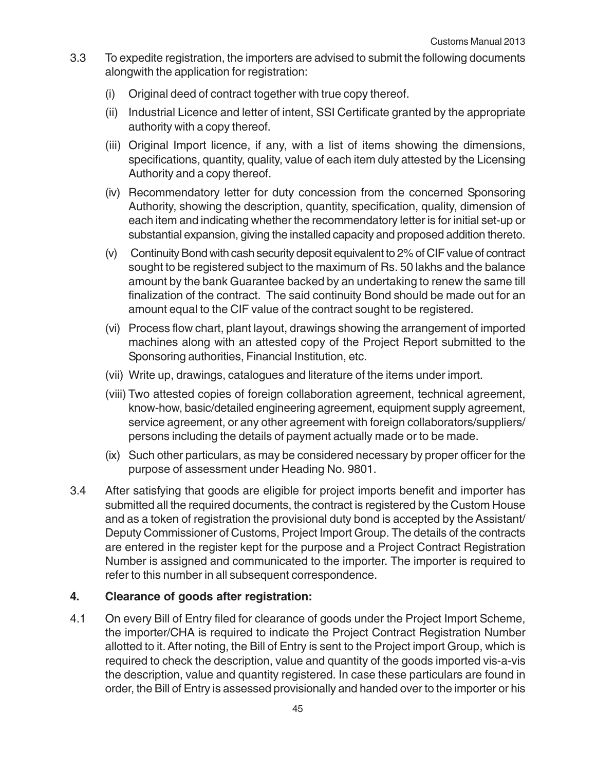3.3 To expedite registration, the importers are advised to submit the following documents alongwith the application for registration:

(i) Original deed of contract together with true copy thereof.

(ii) Industrial Licence and letter of intent, SSI Certificate granted by the appropriate authority with a copy thereof.

(iii) Original Import licence, if any, with a list of items showing the dimensions, specifications, quantity, quality, value of each item duly attested by the Licensing Authority and a copy thereof.

(iv) Recommendatory letter for duty concession from the concerned Sponsoring Authority, showing the description, quantity, specification, quality, dimension of each item and indicating whether the recommendatory letter is for initial set-up or substantial expansion, giving the installed capacity and proposed addition thereto.

(v) Continuity Bond with cash security deposit equivalent to 2% of CIF value of contract sought to be registered subject to the maximum of Rs. 50 lakhs and the balance amount by the bank Guarantee backed by an undertaking to renew the same till finalization of the contract. The said continuity Bond should be made out for an amount equal to the CIF value of the contract sought to be registered.

(vi) Process flow chart, plant layout, drawings showing the arrangement of imported machines along with an attested copy of the Project Report submitted to the Sponsoring authorities, Financial Institution, etc.

(vii) Write up, drawings, catalogues and literature of the items under import.

(viii) Two attested copies of foreign collaboration agreement, technical agreement, know-how, basic/detailed engineering agreement, equipment supply agreement, service agreement, or any other agreement with foreign collaborators/suppliers/ persons including the details of payment actually made or to be made.

(ix) Such other particulars, as may be considered necessary by proper officer for the purpose of assessment under Heading No. 9801.

3.4 After satisfying that goods are eligible for project imports benefit and importer has submitted all the required documents, the contract is registered by the Custom House and as a token of registration the provisional duty bond is accepted by the Assistant/ Deputy Commissioner of Customs, Project Import Group. The details of the contracts are entered in the register kept for the purpose and a Project Contract Registration Number is assigned and communicated to the importer. The importer is required to refer to this number in all subsequent correspondence.

## 4. Clearance of goods after registration:

4.1 On every Bill of Entry filed for clearance of goods under the Project Import Scheme, the importer/CHA is required to indicate the Project Contract Registration Number allotted to it. After noting, the Bill of Entry is sent to the Project import Group, which is required to check the description, value and quantity of the goods imported vis-a-vis the description, value and quantity registered. In case these particulars are found in order, the Bill of Entry is assessed provisionally and handed over to the importer or his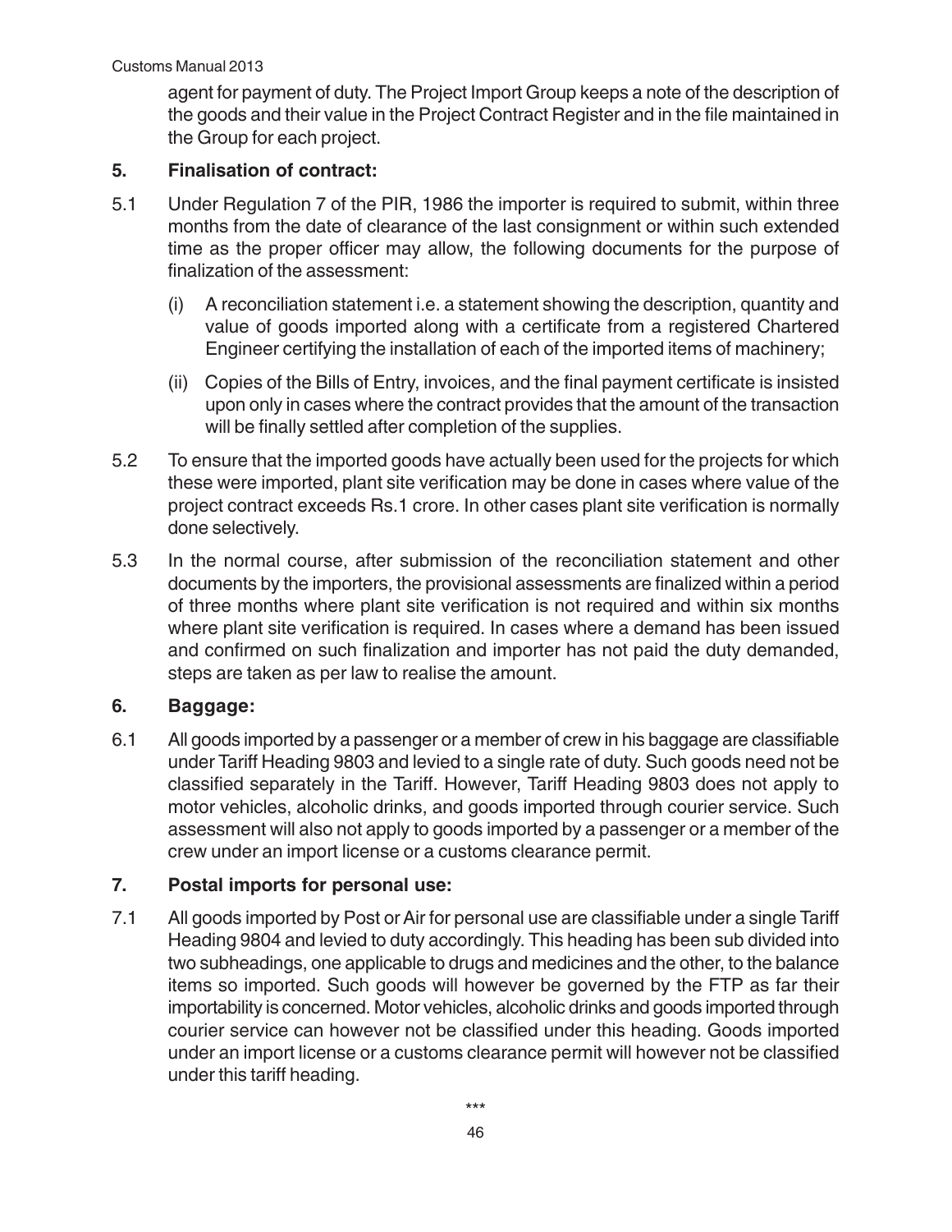agent for payment of duty. The Project Import Group keeps a note of the description of the goods and their value in the Project Contract Register and in the file maintained in the Group for each project.

## 5. Finalisation of contract:

5.1 Under Regulation 7 of the PIR, 1986 the importer is required to submit, within three months from the date of clearance of the last consignment or within such extended time as the proper officer may allow, the following documents for the purpose of finalization of the assessment:

(i) A reconciliation statement i.e. a statement showing the description, quantity and value of goods imported along with a certificate from a registered Chartered Engineer certifying the installation of each of the imported items of machinery;

(ii) Copies of the Bills of Entry, invoices, and the final payment certificate is insisted upon only in cases where the contract provides that the amount of the transaction will be finally settled after completion of the supplies.

5.2 To ensure that the imported goods have actually been used for the projects for which these were imported, plant site verification may be done in cases where value of the project contract exceeds Rs.1 crore. In other cases plant site verification is normally done selectively.

5.3 In the normal course, after submission of the reconciliation statement and other documents by the importers, the provisional assessments are finalized within a period of three months where plant site verification is not required and within six months where plant site verification is required. In cases where a demand has been issued and confirmed on such finalization and importer has not paid the duty demanded, steps are taken as per law to realise the amount.

## 6. Baggage:

6.1 All goods imported by a passenger or a member of crew in his baggage are classifiable under Tariff Heading 9803 and levied to a single rate of duty. Such goods need not be classified separately in the Tariff. However, Tariff Heading 9803 does not apply to motor vehicles, alcoholic drinks, and goods imported through courier service. Such assessment will also not apply to goods imported by a passenger or a member of the crew under an import license or a customs clearance permit.

## 7. Postal imports for personal use:

7.1 All goods imported by Post or Air for personal use are classifiable under a single Tariff Heading 9804 and levied to duty accordingly. This heading has been sub divided into two subheadings, one applicable to drugs and medicines and the other, to the balance items so imported. Such goods will however be governed by the FTP as far their importability is concerned. Motor vehicles, alcoholic drinks and goods imported through courier service can however not be classified under this heading. Goods imported under an import license or a customs clearance permit will however not be classified under this tariff heading.

***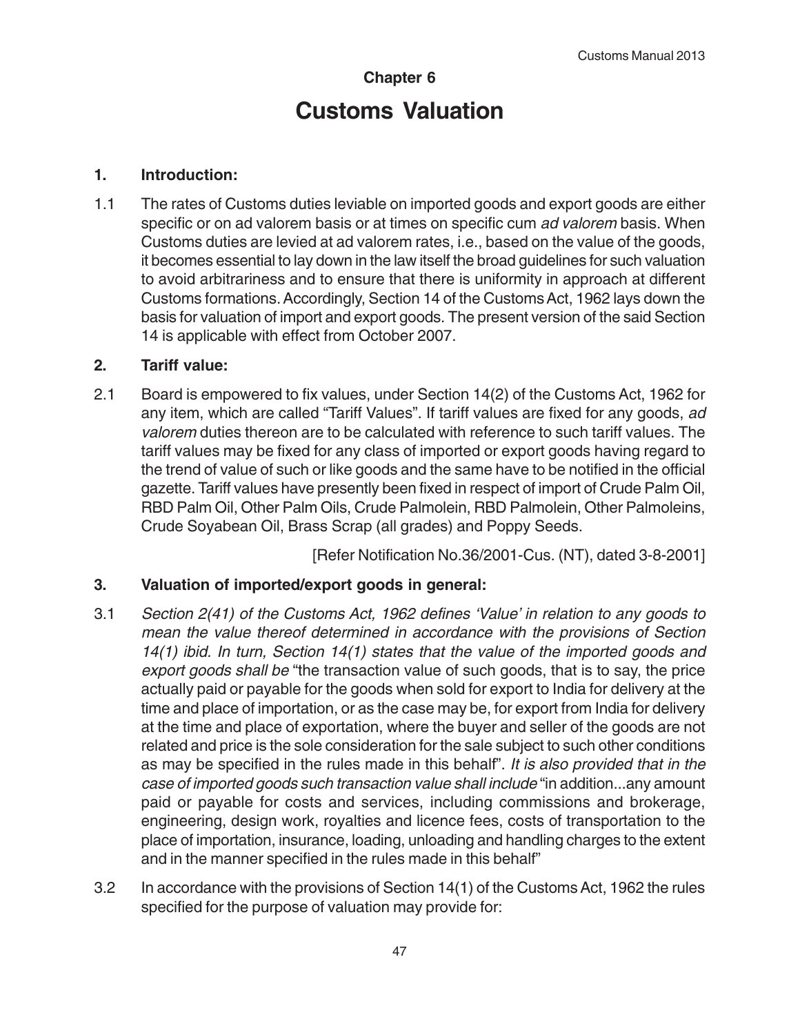# Chapter 6

# Customs Valuation

### 1. Introduction:

1.1 The rates of Customs duties leviable on imported goods and export goods are either specific or on ad valorem basis or at times on specific cum *ad valorem* basis. When Customs duties are levied at ad valorem rates, i.e., based on the value of the goods, it becomes essential to lay down in the law itself the broad guidelines for such valuation to avoid arbitrariness and to ensure that there is uniformity in approach at different Customs formations. Accordingly, Section 14 of the Customs Act, 1962 lays down the basis for valuation of import and export goods. The present version of the said Section 14 is applicable with effect from October 2007.

### 2. Tariff value:

2.1 Board is empowered to fix values, under Section 14(2) of the Customs Act, 1962 for any item, which are called "Tariff Values". If tariff values are fixed for any goods, *ad valorem* duties thereon are to be calculated with reference to such tariff values. The tariff values may be fixed for any class of imported or export goods having regard to the trend of value of such or like goods and the same have to be notified in the official gazette. Tariff values have presently been fixed in respect of import of Crude Palm Oil, RBD Palm Oil, Other Palm Oils, Crude Palmolein, RBD Palmolein, Other Palmoleins, Crude Soyabean Oil, Brass Scrap (all grades) and Poppy Seeds.

[Refer Notification No.36/2001-Cus. (NT), dated 3-8-2001]

### 3. Valuation of imported/export goods in general:

3.1 *Section 2(41) of the Customs Act, 1962 defines 'Value' in relation to any goods to mean the value thereof determined in accordance with the provisions of Section 14(1) ibid. In turn, Section 14(1) states that the value of the imported goods and export goods shall be* "the transaction value of such goods, that is to say, the price actually paid or payable for the goods when sold for export to India for delivery at the time and place of importation, or as the case may be, for export from India for delivery at the time and place of exportation, where the buyer and seller of the goods are not related and price is the sole consideration for the sale subject to such other conditions as may be specified in the rules made in this behalf". *It is also provided that in the case of imported goods such transaction value shall include* "in addition...any amount paid or payable for costs and services, including commissions and brokerage, engineering, design work, royalties and licence fees, costs of transportation to the place of importation, insurance, loading, unloading and handling charges to the extent and in the manner specified in the rules made in this behalf"

3.2 In accordance with the provisions of Section 14(1) of the Customs Act, 1962 the rules specified for the purpose of valuation may provide for: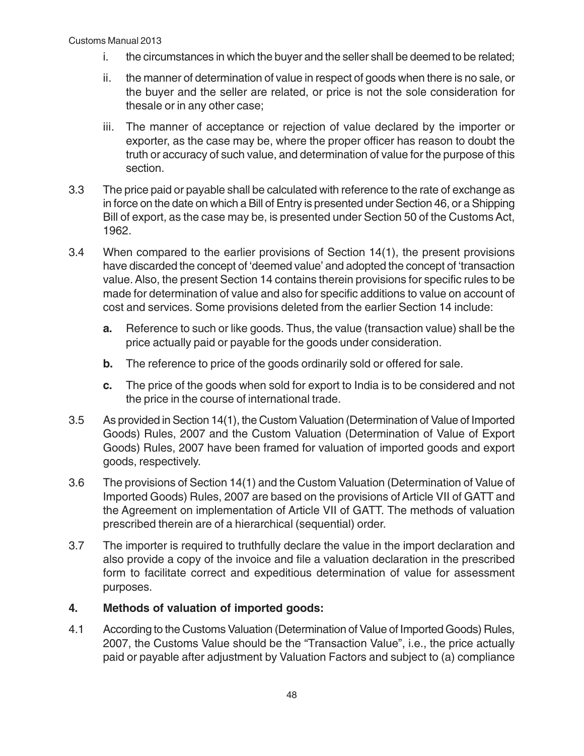i. the circumstances in which the buyer and the seller shall be deemed to be related;

ii. the manner of determination of value in respect of goods when there is no sale, or the buyer and the seller are related, or price is not the sole consideration for thesale or in any other case;

iii. The manner of acceptance or rejection of value declared by the importer or exporter, as the case may be, where the proper officer has reason to doubt the truth or accuracy of such value, and determination of value for the purpose of this section.

3.3 The price paid or payable shall be calculated with reference to the rate of exchange as in force on the date on which a Bill of Entry is presented under Section 46, or a Shipping Bill of export, as the case may be, is presented under Section 50 of the Customs Act, 1962.

3.4 When compared to the earlier provisions of Section 14(1), the present provisions have discarded the concept of 'deemed value' and adopted the concept of 'transaction value. Also, the present Section 14 contains therein provisions for specific rules to be made for determination of value and also for specific additions to value on account of cost and services. Some provisions deleted from the earlier Section 14 include:

**a.** Reference to such or like goods. Thus, the value (transaction value) shall be the price actually paid or payable for the goods under consideration.

**b.** The reference to price of the goods ordinarily sold or offered for sale.

**c.** The price of the goods when sold for export to India is to be considered and not the price in the course of international trade.

3.5 As provided in Section 14(1), the Custom Valuation (Determination of Value of Imported Goods) Rules, 2007 and the Custom Valuation (Determination of Value of Export Goods) Rules, 2007 have been framed for valuation of imported goods and export goods, respectively.

3.6 The provisions of Section 14(1) and the Custom Valuation (Determination of Value of Imported Goods) Rules, 2007 are based on the provisions of Article VII of GATT and the Agreement on implementation of Article VII of GATT. The methods of valuation prescribed therein are of a hierarchical (sequential) order.

3.7 The importer is required to truthfully declare the value in the import declaration and also provide a copy of the invoice and file a valuation declaration in the prescribed form to facilitate correct and expeditious determination of value for assessment purposes.

## 4. Methods of valuation of imported goods:

4.1 According to the Customs Valuation (Determination of Value of Imported Goods) Rules, 2007, the Customs Value should be the "Transaction Value", i.e., the price actually paid or payable after adjustment by Valuation Factors and subject to (a) compliance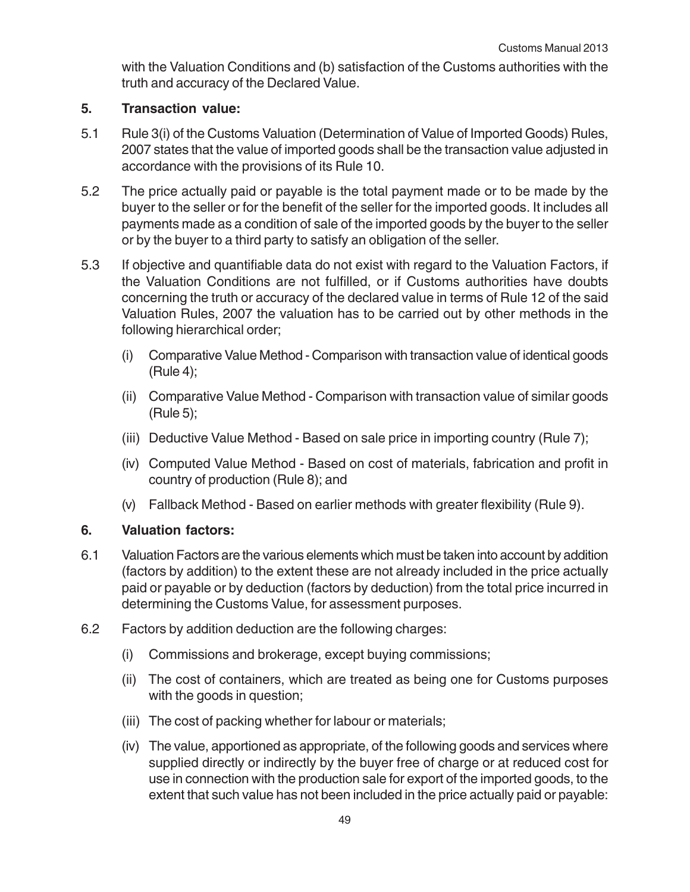with the Valuation Conditions and (b) satisfaction of the Customs authorities with the truth and accuracy of the Declared Value.

## 5. Transaction value:

5.1 Rule 3(i) of the Customs Valuation (Determination of Value of Imported Goods) Rules, 2007 states that the value of imported goods shall be the transaction value adjusted in accordance with the provisions of its Rule 10.

5.2 The price actually paid or payable is the total payment made or to be made by the buyer to the seller or for the benefit of the seller for the imported goods. It includes all payments made as a condition of sale of the imported goods by the buyer to the seller or by the buyer to a third party to satisfy an obligation of the seller.

5.3 If objective and quantifiable data do not exist with regard to the Valuation Factors, if the Valuation Conditions are not fulfilled, or if Customs authorities have doubts concerning the truth or accuracy of the declared value in terms of Rule 12 of the said Valuation Rules, 2007 the valuation has to be carried out by other methods in the following hierarchical order;

(i) Comparative Value Method - Comparison with transaction value of identical goods (Rule 4);

(ii) Comparative Value Method - Comparison with transaction value of similar goods (Rule 5);

(iii) Deductive Value Method - Based on sale price in importing country (Rule 7);

(iv) Computed Value Method - Based on cost of materials, fabrication and profit in country of production (Rule 8); and

(v) Fallback Method - Based on earlier methods with greater flexibility (Rule 9).

## 6. Valuation factors:

6.1 Valuation Factors are the various elements which must be taken into account by addition (factors by addition) to the extent these are not already included in the price actually paid or payable or by deduction (factors by deduction) from the total price incurred in determining the Customs Value, for assessment purposes.

6.2 Factors by addition deduction are the following charges:

(i) Commissions and brokerage, except buying commissions;

(ii) The cost of containers, which are treated as being one for Customs purposes with the goods in question;

(iii) The cost of packing whether for labour or materials;

(iv) The value, apportioned as appropriate, of the following goods and services where supplied directly or indirectly by the buyer free of charge or at reduced cost for use in connection with the production sale for export of the imported goods, to the extent that such value has not been included in the price actually paid or payable: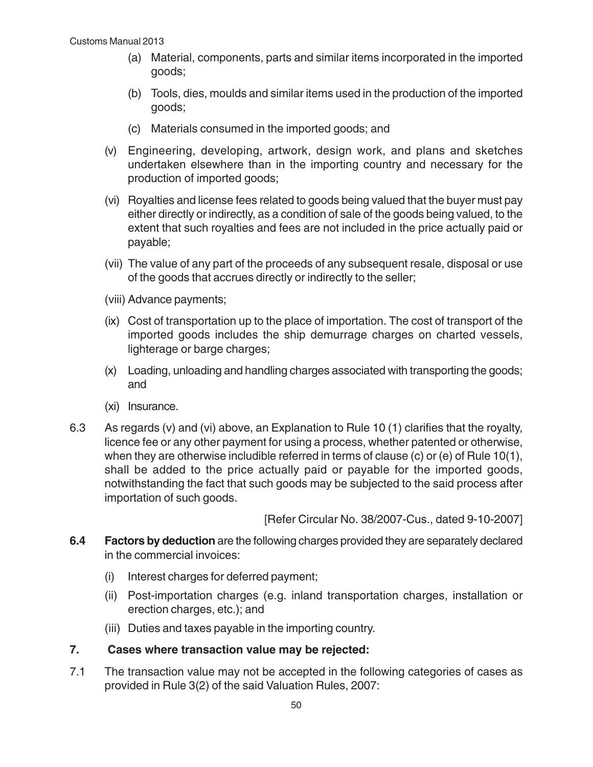(a) Material, components, parts and similar items incorporated in the imported goods;

(b) Tools, dies, moulds and similar items used in the production of the imported goods;

(c) Materials consumed in the imported goods; and

(v) Engineering, developing, artwork, design work, and plans and sketches undertaken elsewhere than in the importing country and necessary for the production of imported goods;

(vi) Royalties and license fees related to goods being valued that the buyer must pay either directly or indirectly, as a condition of sale of the goods being valued, to the extent that such royalties and fees are not included in the price actually paid or payable;

(vii) The value of any part of the proceeds of any subsequent resale, disposal or use of the goods that accrues directly or indirectly to the seller;

(viii) Advance payments;

(ix) Cost of transportation up to the place of importation. The cost of transport of the imported goods includes the ship demurrage charges on charted vessels, lighterage or barge charges;

(x) Loading, unloading and handling charges associated with transporting the goods; and

(xi) Insurance.

6.3 As regards (v) and (vi) above, an Explanation to Rule 10 (1) clarifies that the royalty, licence fee or any other payment for using a process, whether patented or otherwise, when they are otherwise includible referred in terms of clause (c) or (e) of Rule 10(1), shall be added to the price actually paid or payable for the imported goods, notwithstanding the fact that such goods may be subjected to the said process after importation of such goods.

[Refer Circular No. 38/2007-Cus., dated 9-10-2007]

**6.4 Factors by deduction** are the following charges provided they are separately declared in the commercial invoices:

(i) Interest charges for deferred payment;

(ii) Post-importation charges (e.g. inland transportation charges, installation or erection charges, etc.); and

(iii) Duties and taxes payable in the importing country.

## 7. Cases where transaction value may be rejected:

7.1 The transaction value may not be accepted in the following categories of cases as provided in Rule 3(2) of the said Valuation Rules, 2007: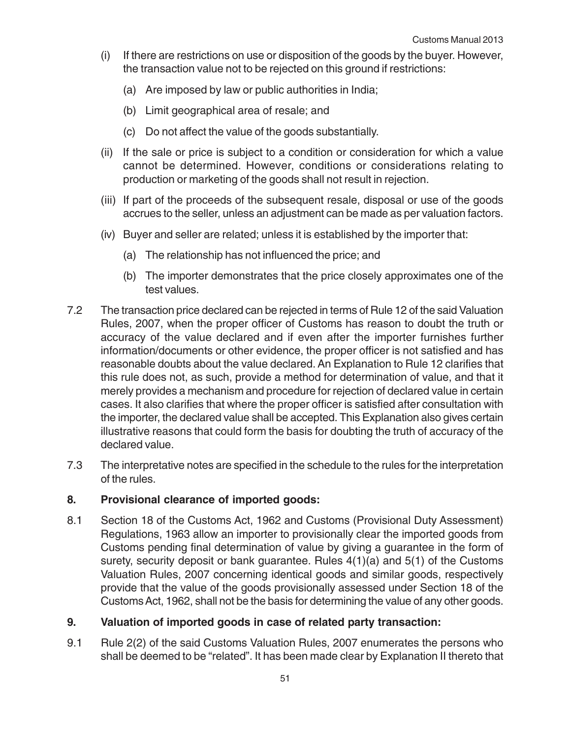(i) If there are restrictions on use or disposition of the goods by the buyer. However, the transaction value not to be rejected on this ground if restrictions:

   (a) Are imposed by law or public authorities in India;

   (b) Limit geographical area of resale; and

   (c) Do not affect the value of the goods substantially.

(ii) If the sale or price is subject to a condition or consideration for which a value cannot be determined. However, conditions or considerations relating to production or marketing of the goods shall not result in rejection.

(iii) If part of the proceeds of the subsequent resale, disposal or use of the goods accrues to the seller, unless an adjustment can be made as per valuation factors.

(iv) Buyer and seller are related; unless it is established by the importer that:

   (a) The relationship has not influenced the price; and

   (b) The importer demonstrates that the price closely approximates one of the test values.

7.2 The transaction price declared can be rejected in terms of Rule 12 of the said Valuation Rules, 2007, when the proper officer of Customs has reason to doubt the truth or accuracy of the value declared and if even after the importer furnishes further information/documents or other evidence, the proper officer is not satisfied and has reasonable doubts about the value declared. An Explanation to Rule 12 clarifies that this rule does not, as such, provide a method for determination of value, and that it merely provides a mechanism and procedure for rejection of declared value in certain cases. It also clarifies that where the proper officer is satisfied after consultation with the importer, the declared value shall be accepted. This Explanation also gives certain illustrative reasons that could form the basis for doubting the truth of accuracy of the declared value.

7.3 The interpretative notes are specified in the schedule to the rules for the interpretation of the rules.

## 8. Provisional clearance of imported goods:

8.1 Section 18 of the Customs Act, 1962 and Customs (Provisional Duty Assessment) Regulations, 1963 allow an importer to provisionally clear the imported goods from Customs pending final determination of value by giving a guarantee in the form of surety, security deposit or bank guarantee. Rules 4(1)(a) and 5(1) of the Customs Valuation Rules, 2007 concerning identical goods and similar goods, respectively provide that the value of the goods provisionally assessed under Section 18 of the Customs Act, 1962, shall not be the basis for determining the value of any other goods.

## 9. Valuation of imported goods in case of related party transaction:

9.1 Rule 2(2) of the said Customs Valuation Rules, 2007 enumerates the persons who shall be deemed to be "related". It has been made clear by Explanation II thereto that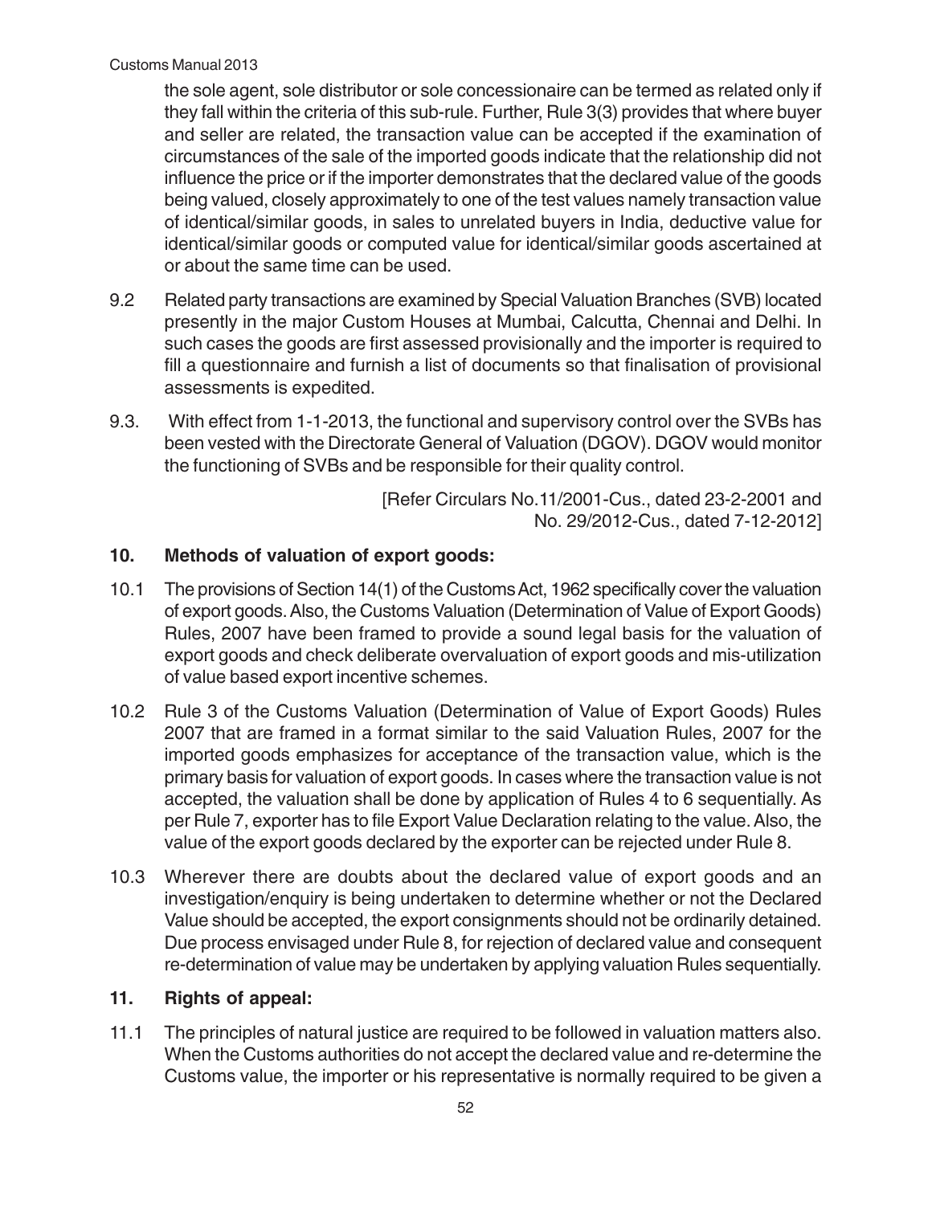the sole agent, sole distributor or sole concessionaire can be termed as related only if they fall within the criteria of this sub-rule. Further, Rule 3(3) provides that where buyer and seller are related, the transaction value can be accepted if the examination of circumstances of the sale of the imported goods indicate that the relationship did not influence the price or if the importer demonstrates that the declared value of the goods being valued, closely approximately to one of the test values namely transaction value of identical/similar goods, in sales to unrelated buyers in India, deductive value for identical/similar goods or computed value for identical/similar goods ascertained at or about the same time can be used.

9.2 Related party transactions are examined by Special Valuation Branches (SVB) located presently in the major Custom Houses at Mumbai, Calcutta, Chennai and Delhi. In such cases the goods are first assessed provisionally and the importer is required to fill a questionnaire and furnish a list of documents so that finalisation of provisional assessments is expedited.

9.3. With effect from 1-1-2013, the functional and supervisory control over the SVBs has been vested with the Directorate General of Valuation (DGOV). DGOV would monitor the functioning of SVBs and be responsible for their quality control.

[Refer Circulars No.11/2001-Cus., dated 23-2-2001 and No. 29/2012-Cus., dated 7-12-2012]

## 10. Methods of valuation of export goods:

10.1 The provisions of Section 14(1) of the Customs Act, 1962 specifically cover the valuation of export goods. Also, the Customs Valuation (Determination of Value of Export Goods) Rules, 2007 have been framed to provide a sound legal basis for the valuation of export goods and check deliberate overvaluation of export goods and mis-utilization of value based export incentive schemes.

10.2 Rule 3 of the Customs Valuation (Determination of Value of Export Goods) Rules 2007 that are framed in a format similar to the said Valuation Rules, 2007 for the imported goods emphasizes for acceptance of the transaction value, which is the primary basis for valuation of export goods. In cases where the transaction value is not accepted, the valuation shall be done by application of Rules 4 to 6 sequentially. As per Rule 7, exporter has to file Export Value Declaration relating to the value. Also, the value of the export goods declared by the exporter can be rejected under Rule 8.

10.3 Wherever there are doubts about the declared value of export goods and an investigation/enquiry is being undertaken to determine whether or not the Declared Value should be accepted, the export consignments should not be ordinarily detained. Due process envisaged under Rule 8, for rejection of declared value and consequent re-determination of value may be undertaken by applying valuation Rules sequentially.

## 11. Rights of appeal:

11.1 The principles of natural justice are required to be followed in valuation matters also. When the Customs authorities do not accept the declared value and re-determine the Customs value, the importer or his representative is normally required to be given a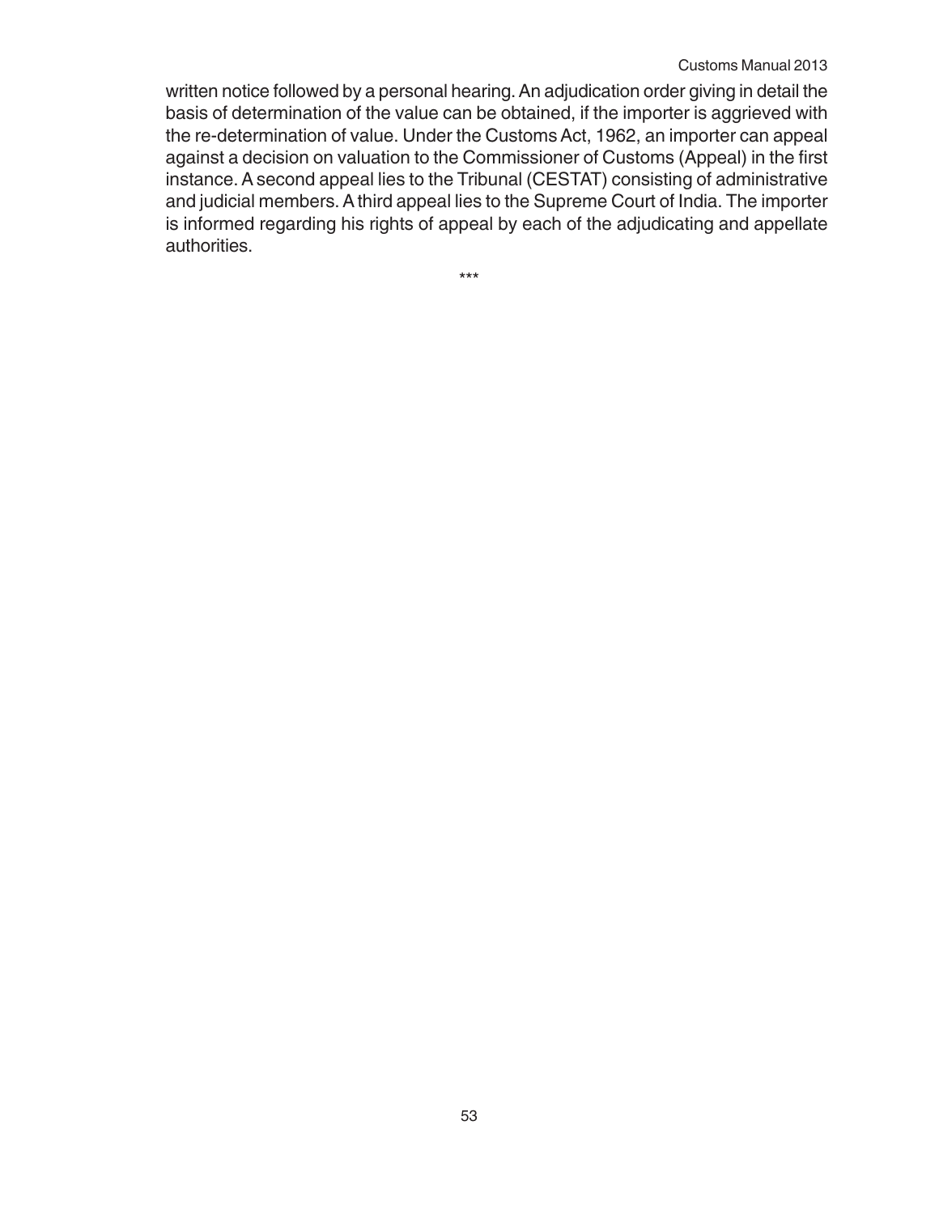written notice followed by a personal hearing. An adjudication order giving in detail the basis of determination of the value can be obtained, if the importer is aggrieved with the re-determination of value. Under the Customs Act, 1962, an importer can appeal against a decision on valuation to the Commissioner of Customs (Appeal) in the first instance. A second appeal lies to the Tribunal (CESTAT) consisting of administrative and judicial members. A third appeal lies to the Supreme Court of India. The importer is informed regarding his rights of appeal by each of the adjudicating and appellate authorities.

***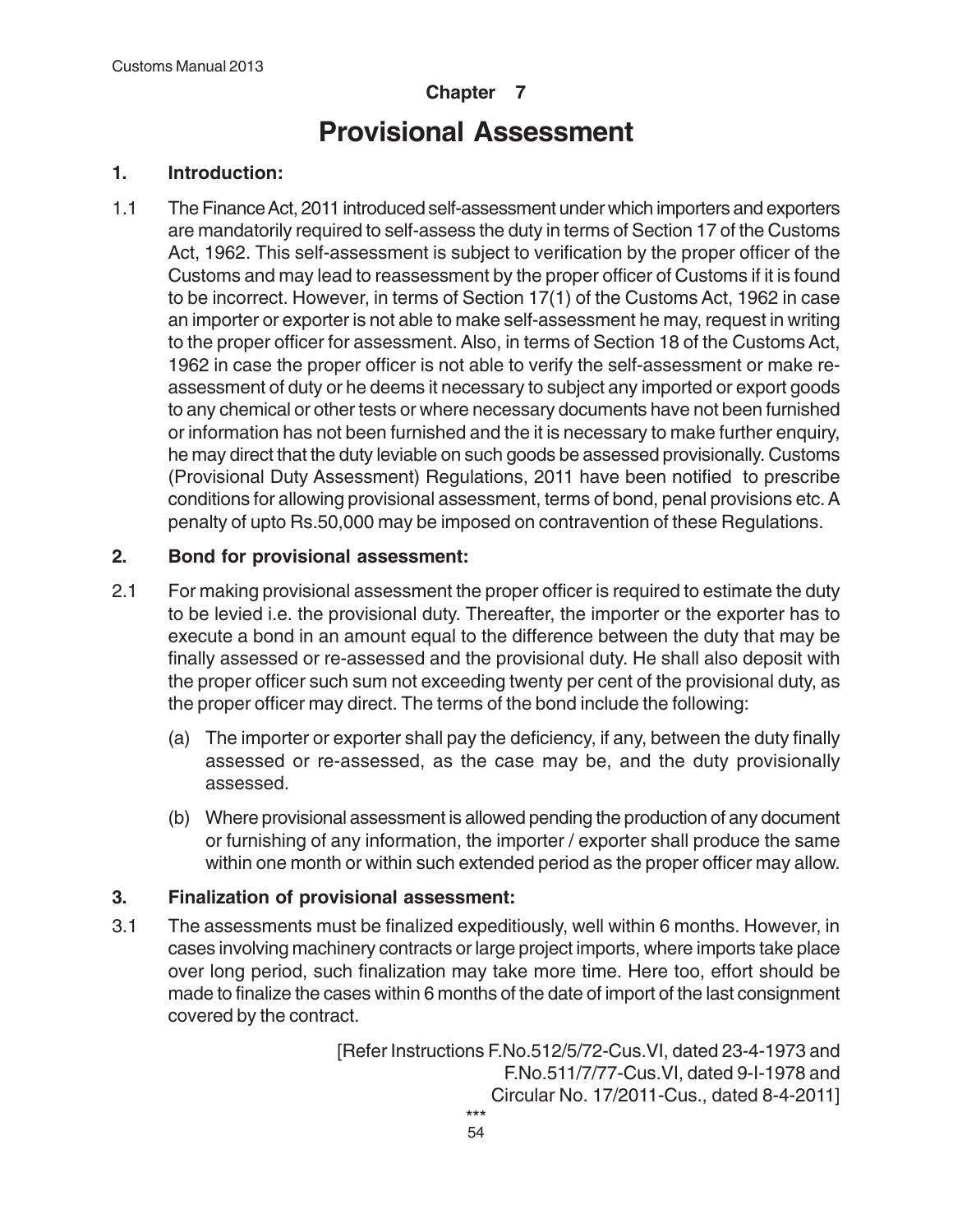## Chapter 7

# Provisional Assessment

### 1. Introduction:

1.1 The Finance Act, 2011 introduced self-assessment under which importers and exporters are mandatorily required to self-assess the duty in terms of Section 17 of the Customs Act, 1962. This self-assessment is subject to verification by the proper officer of the Customs and may lead to reassessment by the proper officer of Customs if it is found to be incorrect. However, in terms of Section 17(1) of the Customs Act, 1962 in case an importer or exporter is not able to make self-assessment he may, request in writing to the proper officer for assessment. Also, in terms of Section 18 of the Customs Act, 1962 in case the proper officer is not able to verify the self-assessment or make re-assessment of duty or he deems it necessary to subject any imported or export goods to any chemical or other tests or where necessary documents have not been furnished or information has not been furnished and the it is necessary to make further enquiry, he may direct that the duty leviable on such goods be assessed provisionally. Customs (Provisional Duty Assessment) Regulations, 2011 have been notified to prescribe conditions for allowing provisional assessment, terms of bond, penal provisions etc. A penalty of upto Rs.50,000 may be imposed on contravention of these Regulations.

### 2. Bond for provisional assessment:

2.1 For making provisional assessment the proper officer is required to estimate the duty to be levied i.e. the provisional duty. Thereafter, the importer or the exporter has to execute a bond in an amount equal to the difference between the duty that may be finally assessed or re-assessed and the provisional duty. He shall also deposit with the proper officer such sum not exceeding twenty per cent of the provisional duty, as the proper officer may direct. The terms of the bond include the following:

(a) The importer or exporter shall pay the deficiency, if any, between the duty finally assessed or re-assessed, as the case may be, and the duty provisionally assessed.

(b) Where provisional assessment is allowed pending the production of any document or furnishing of any information, the importer / exporter shall produce the same within one month or within such extended period as the proper officer may allow.

### 3. Finalization of provisional assessment:

3.1 The assessments must be finalized expeditiously, well within 6 months. However, in cases involving machinery contracts or large project imports, where imports take place over long period, such finalization may take more time. Here too, effort should be made to finalize the cases within 6 months of the date of import of the last consignment covered by the contract.

[Refer Instructions F.No.512/5/72-Cus.VI, dated 23-4-1973 and F.No.511/7/77-Cus.VI, dated 9-I-1978 and Circular No. 17/2011-Cus., dated 8-4-2011]

***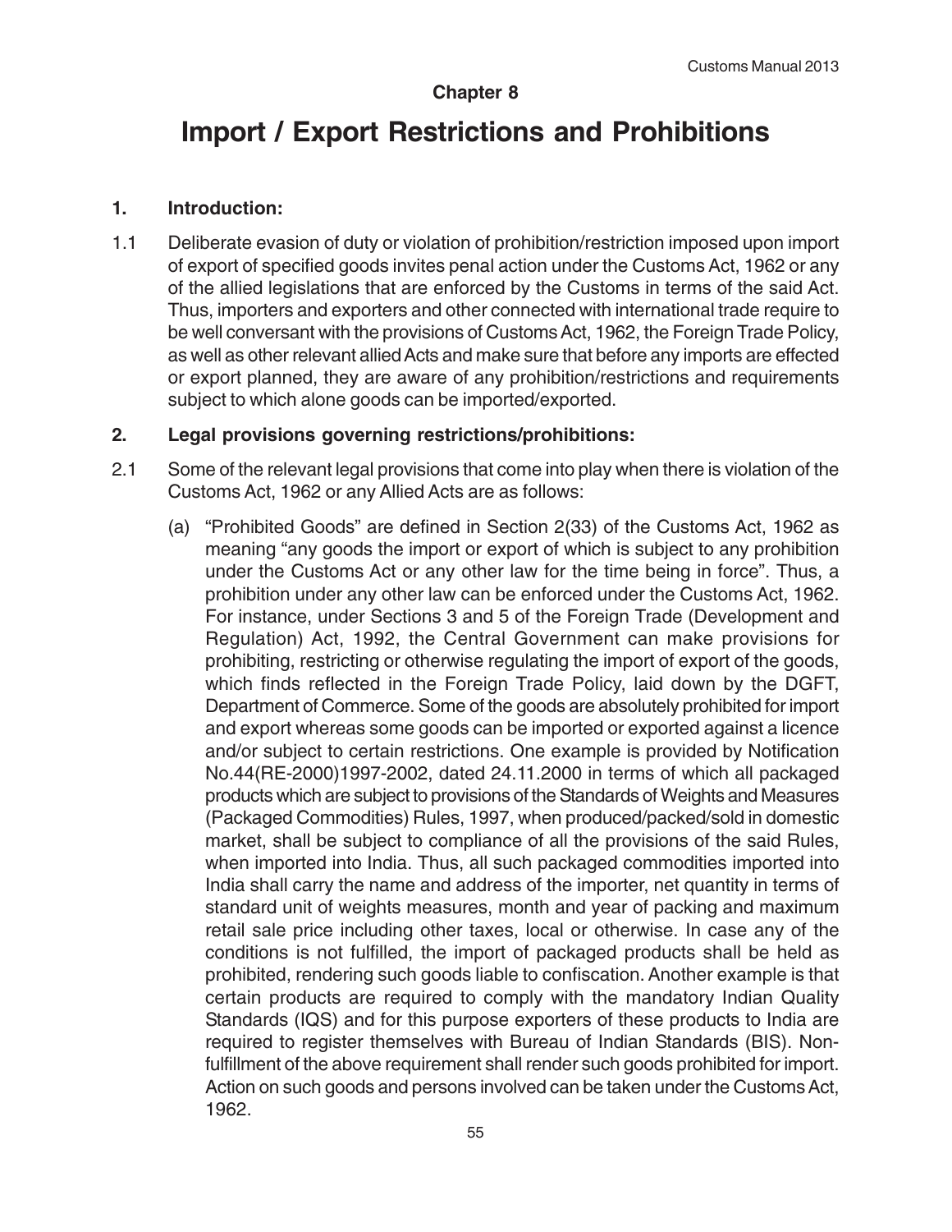# Chapter 8

# Import / Export Restrictions and Prohibitions

## 1. Introduction:

1.1 Deliberate evasion of duty or violation of prohibition/restriction imposed upon import of export of specified goods invites penal action under the Customs Act, 1962 or any of the allied legislations that are enforced by the Customs in terms of the said Act. Thus, importers and exporters and other connected with international trade require to be well conversant with the provisions of Customs Act, 1962, the Foreign Trade Policy, as well as other relevant allied Acts and make sure that before any imports are effected or export planned, they are aware of any prohibition/restrictions and requirements subject to which alone goods can be imported/exported.

## 2. Legal provisions governing restrictions/prohibitions:

2.1 Some of the relevant legal provisions that come into play when there is violation of the Customs Act, 1962 or any Allied Acts are as follows:

(a) "Prohibited Goods" are defined in Section 2(33) of the Customs Act, 1962 as meaning "any goods the import or export of which is subject to any prohibition under the Customs Act or any other law for the time being in force". Thus, a prohibition under any other law can be enforced under the Customs Act, 1962. For instance, under Sections 3 and 5 of the Foreign Trade (Development and Regulation) Act, 1992, the Central Government can make provisions for prohibiting, restricting or otherwise regulating the import of export of the goods, which finds reflected in the Foreign Trade Policy, laid down by the DGFT, Department of Commerce. Some of the goods are absolutely prohibited for import and export whereas some goods can be imported or exported against a licence and/or subject to certain restrictions. One example is provided by Notification No.44(RE-2000)1997-2002, dated 24.11.2000 in terms of which all packaged products which are subject to provisions of the Standards of Weights and Measures (Packaged Commodities) Rules, 1997, when produced/packed/sold in domestic market, shall be subject to compliance of all the provisions of the said Rules, when imported into India. Thus, all such packaged commodities imported into India shall carry the name and address of the importer, net quantity in terms of standard unit of weights measures, month and year of packing and maximum retail sale price including other taxes, local or otherwise. In case any of the conditions is not fulfilled, the import of packaged products shall be held as prohibited, rendering such goods liable to confiscation. Another example is that certain products are required to comply with the mandatory Indian Quality Standards (IQS) and for this purpose exporters of these products to India are required to register themselves with Bureau of Indian Standards (BIS). Non-fulfillment of the above requirement shall render such goods prohibited for import. Action on such goods and persons involved can be taken under the Customs Act, 1962.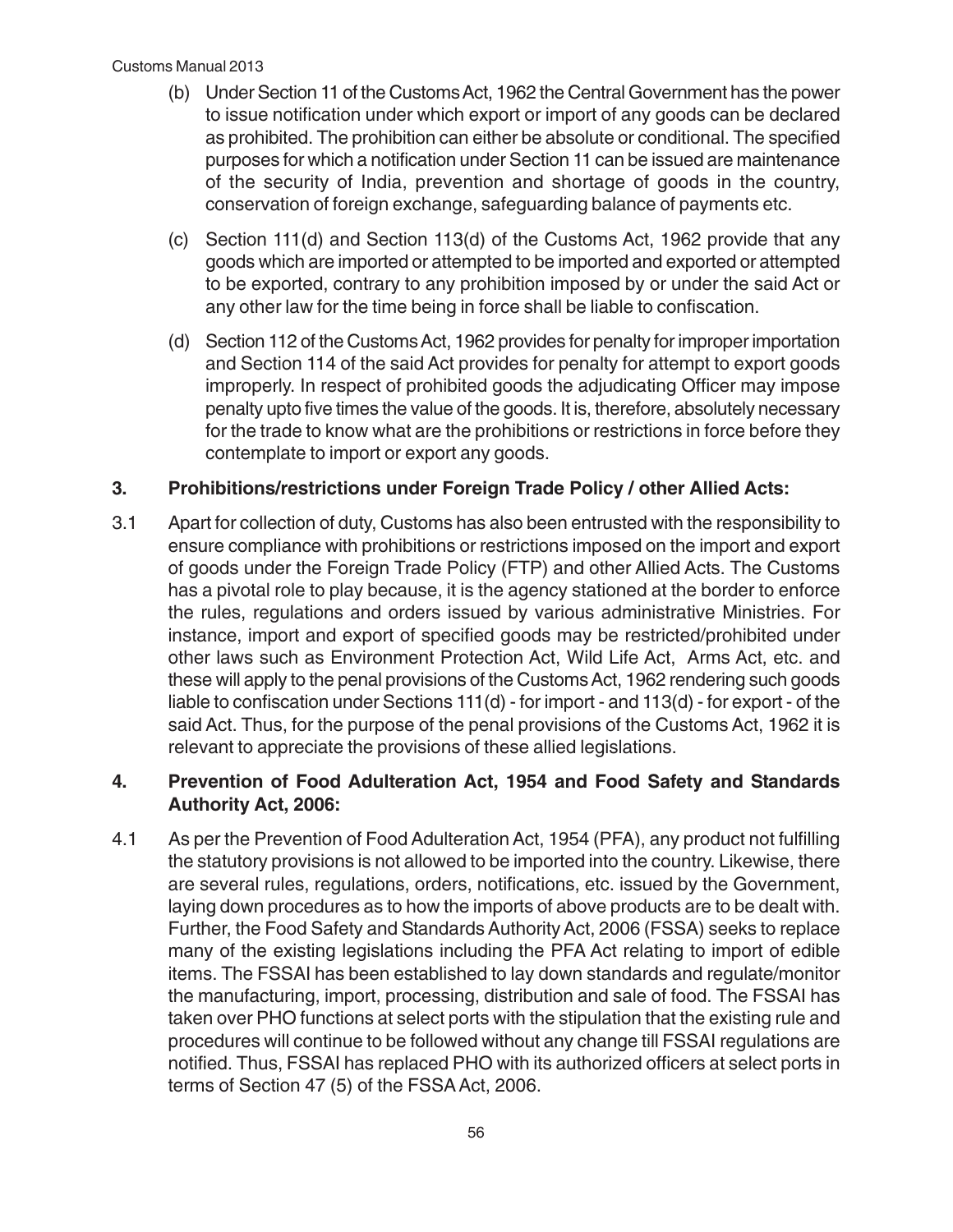(b) Under Section 11 of the Customs Act, 1962 the Central Government has the power to issue notification under which export or import of any goods can be declared as prohibited. The prohibition can either be absolute or conditional. The specified purposes for which a notification under Section 11 can be issued are maintenance of the security of India, prevention and shortage of goods in the country, conservation of foreign exchange, safeguarding balance of payments etc.

(c) Section 111(d) and Section 113(d) of the Customs Act, 1962 provide that any goods which are imported or attempted to be imported and exported or attempted to be exported, contrary to any prohibition imposed by or under the said Act or any other law for the time being in force shall be liable to confiscation.

(d) Section 112 of the Customs Act, 1962 provides for penalty for improper importation and Section 114 of the said Act provides for penalty for attempt to export goods improperly. In respect of prohibited goods the adjudicating Officer may impose penalty upto five times the value of the goods. It is, therefore, absolutely necessary for the trade to know what are the prohibitions or restrictions in force before they contemplate to import or export any goods.

### 3. Prohibitions/restrictions under Foreign Trade Policy / other Allied Acts:

3.1 Apart for collection of duty, Customs has also been entrusted with the responsibility to ensure compliance with prohibitions or restrictions imposed on the import and export of goods under the Foreign Trade Policy (FTP) and other Allied Acts. The Customs has a pivotal role to play because, it is the agency stationed at the border to enforce the rules, regulations and orders issued by various administrative Ministries. For instance, import and export of specified goods may be restricted/prohibited under other laws such as Environment Protection Act, Wild Life Act, Arms Act, etc. and these will apply to the penal provisions of the Customs Act, 1962 rendering such goods liable to confiscation under Sections 111(d) - for import - and 113(d) - for export - of the said Act. Thus, for the purpose of the penal provisions of the Customs Act, 1962 it is relevant to appreciate the provisions of these allied legislations.

### 4. Prevention of Food Adulteration Act, 1954 and Food Safety and Standards Authority Act, 2006:

4.1 As per the Prevention of Food Adulteration Act, 1954 (PFA), any product not fulfilling the statutory provisions is not allowed to be imported into the country. Likewise, there are several rules, regulations, orders, notifications, etc. issued by the Government, laying down procedures as to how the imports of above products are to be dealt with. Further, the Food Safety and Standards Authority Act, 2006 (FSSA) seeks to replace many of the existing legislations including the PFA Act relating to import of edible items. The FSSAI has been established to lay down standards and regulate/monitor the manufacturing, import, processing, distribution and sale of food. The FSSAI has taken over PHO functions at select ports with the stipulation that the existing rule and procedures will continue to be followed without any change till FSSAI regulations are notified. Thus, FSSAI has replaced PHO with its authorized officers at select ports in terms of Section 47 (5) of the FSSA Act, 2006.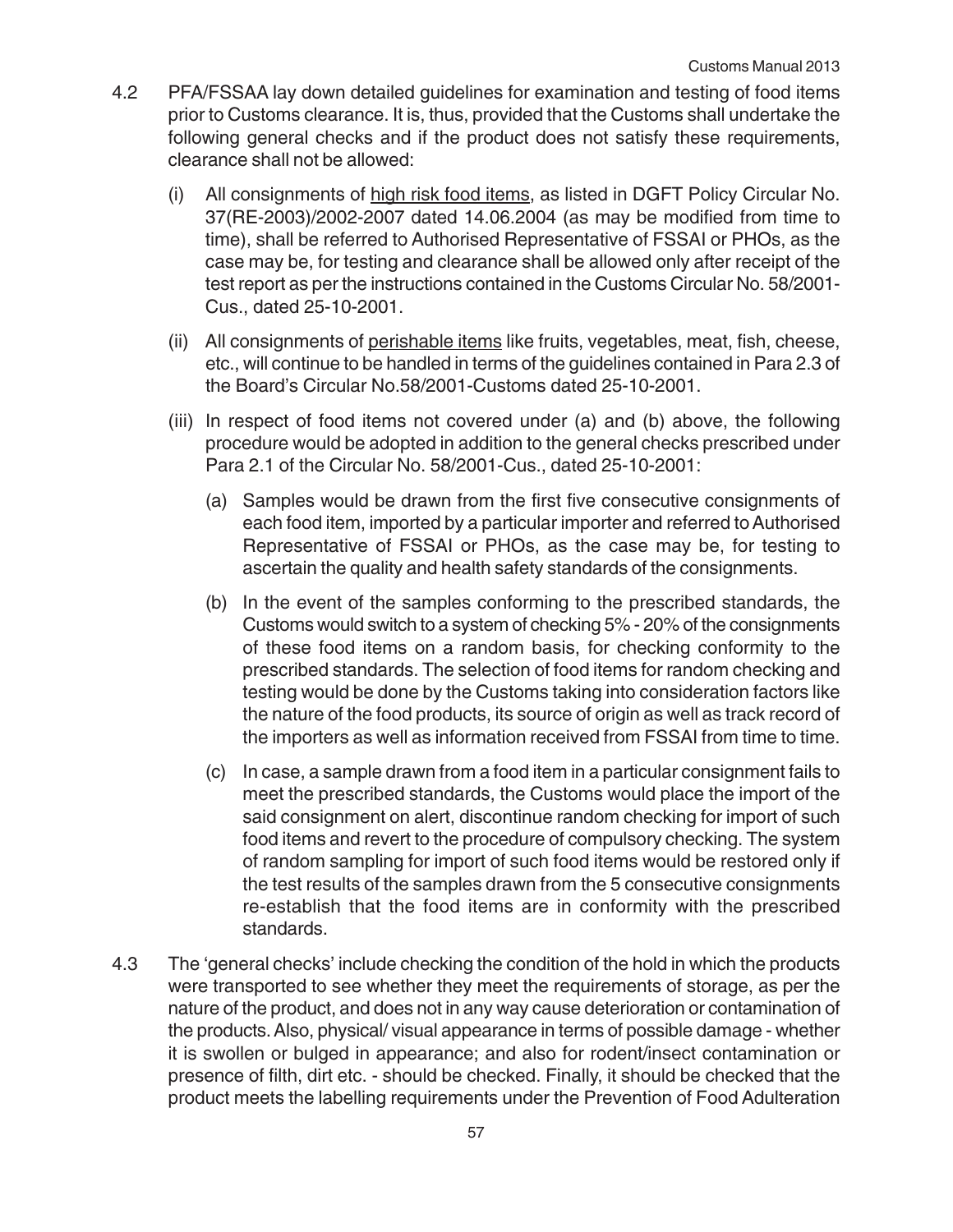4.2 PFA/FSSAA lay down detailed guidelines for examination and testing of food items prior to Customs clearance. It is, thus, provided that the Customs shall undertake the following general checks and if the product does not satisfy these requirements, clearance shall not be allowed:

   (i) All consignments of <u>high risk food items</u>, as listed in DGFT Policy Circular No. 37(RE-2003)/2002-2007 dated 14.06.2004 (as may be modified from time to time), shall be referred to Authorised Representative of FSSAI or PHOs, as the case may be, for testing and clearance shall be allowed only after receipt of the test report as per the instructions contained in the Customs Circular No. 58/2001-Cus., dated 25-10-2001.

   (ii) All consignments of <u>perishable items</u> like fruits, vegetables, meat, fish, cheese, etc., will continue to be handled in terms of the guidelines contained in Para 2.3 of the Board's Circular No.58/2001-Customs dated 25-10-2001.

   (iii) In respect of food items not covered under (a) and (b) above, the following procedure would be adopted in addition to the general checks prescribed under Para 2.1 of the Circular No. 58/2001-Cus., dated 25-10-2001:

      (a) Samples would be drawn from the first five consecutive consignments of each food item, imported by a particular importer and referred to Authorised Representative of FSSAI or PHOs, as the case may be, for testing to ascertain the quality and health safety standards of the consignments.

      (b) In the event of the samples conforming to the prescribed standards, the Customs would switch to a system of checking 5% - 20% of the consignments of these food items on a random basis, for checking conformity to the prescribed standards. The selection of food items for random checking and testing would be done by the Customs taking into consideration factors like the nature of the food products, its source of origin as well as track record of the importers as well as information received from FSSAI from time to time.

      (c) In case, a sample drawn from a food item in a particular consignment fails to meet the prescribed standards, the Customs would place the import of the said consignment on alert, discontinue random checking for import of such food items and revert to the procedure of compulsory checking. The system of random sampling for import of such food items would be restored only if the test results of the samples drawn from the 5 consecutive consignments re-establish that the food items are in conformity with the prescribed standards.

4.3 The 'general checks' include checking the condition of the hold in which the products were transported to see whether they meet the requirements of storage, as per the nature of the product, and does not in any way cause deterioration or contamination of the products. Also, physical/ visual appearance in terms of possible damage - whether it is swollen or bulged in appearance; and also for rodent/insect contamination or presence of filth, dirt etc. - should be checked. Finally, it should be checked that the product meets the labelling requirements under the Prevention of Food Adulteration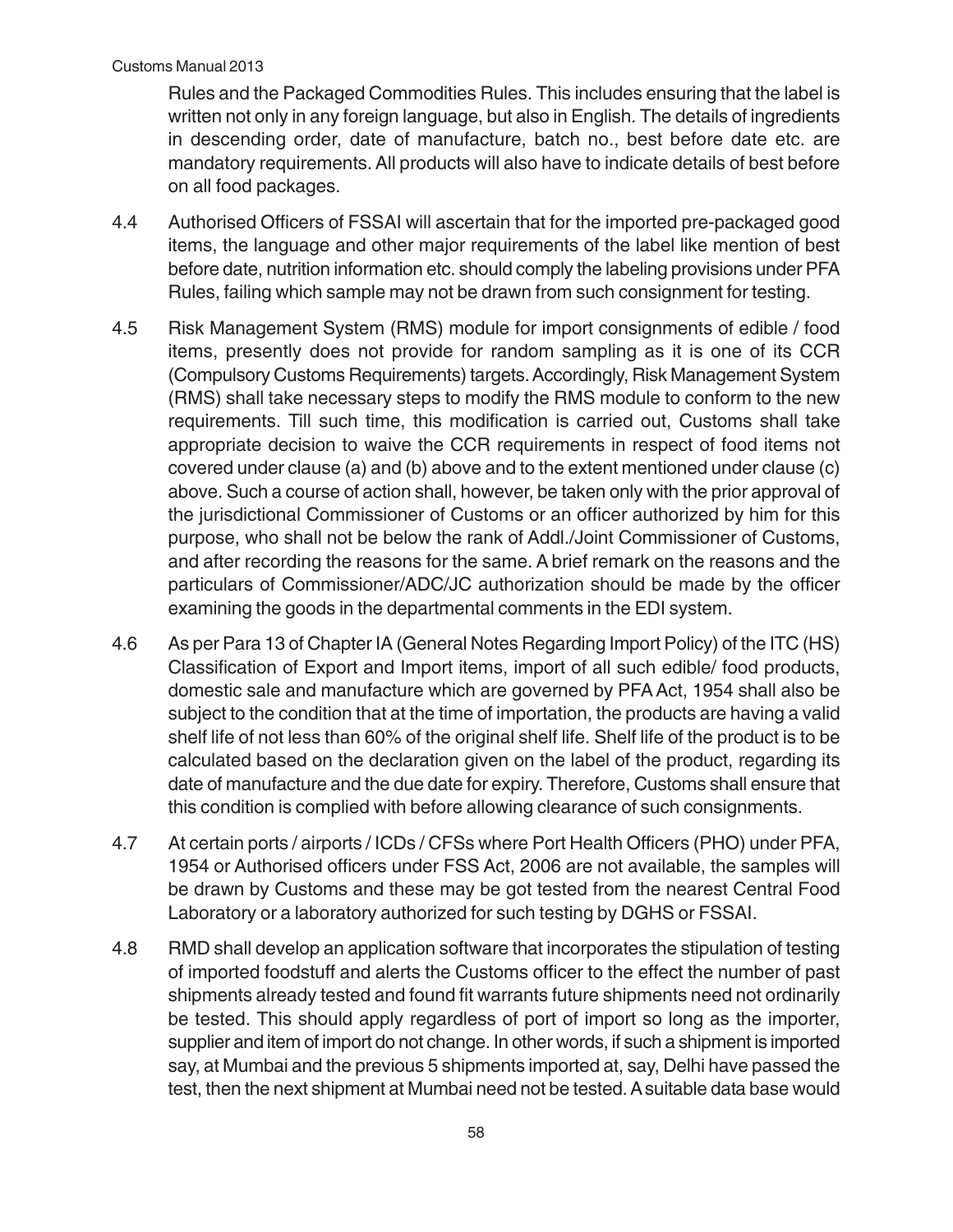Rules and the Packaged Commodities Rules. This includes ensuring that the label is written not only in any foreign language, but also in English. The details of ingredients in descending order, date of manufacture, batch no., best before date etc. are mandatory requirements. All products will also have to indicate details of best before on all food packages.

4.4 Authorised Officers of FSSAI will ascertain that for the imported pre-packaged good items, the language and other major requirements of the label like mention of best before date, nutrition information etc. should comply the labeling provisions under PFA Rules, failing which sample may not be drawn from such consignment for testing.

4.5 Risk Management System (RMS) module for import consignments of edible / food items, presently does not provide for random sampling as it is one of its CCR (Compulsory Customs Requirements) targets. Accordingly, Risk Management System (RMS) shall take necessary steps to modify the RMS module to conform to the new requirements. Till such time, this modification is carried out, Customs shall take appropriate decision to waive the CCR requirements in respect of food items not covered under clause (a) and (b) above and to the extent mentioned under clause (c) above. Such a course of action shall, however, be taken only with the prior approval of the jurisdictional Commissioner of Customs or an officer authorized by him for this purpose, who shall not be below the rank of Addl./Joint Commissioner of Customs, and after recording the reasons for the same. A brief remark on the reasons and the particulars of Commissioner/ADC/JC authorization should be made by the officer examining the goods in the departmental comments in the EDI system.

4.6 As per Para 13 of Chapter IA (General Notes Regarding Import Policy) of the ITC (HS) Classification of Export and Import items, import of all such edible/ food products, domestic sale and manufacture which are governed by PFA Act, 1954 shall also be subject to the condition that at the time of importation, the products are having a valid shelf life of not less than 60% of the original shelf life. Shelf life of the product is to be calculated based on the declaration given on the label of the product, regarding its date of manufacture and the due date for expiry. Therefore, Customs shall ensure that this condition is complied with before allowing clearance of such consignments.

4.7 At certain ports / airports / ICDs / CFSs where Port Health Officers (PHO) under PFA, 1954 or Authorised officers under FSS Act, 2006 are not available, the samples will be drawn by Customs and these may be got tested from the nearest Central Food Laboratory or a laboratory authorized for such testing by DGHS or FSSAI.

4.8 RMD shall develop an application software that incorporates the stipulation of testing of imported foodstuff and alerts the Customs officer to the effect the number of past shipments already tested and found fit warrants future shipments need not ordinarily be tested. This should apply regardless of port of import so long as the importer, supplier and item of import do not change. In other words, if such a shipment is imported say, at Mumbai and the previous 5 shipments imported at, say, Delhi have passed the test, then the next shipment at Mumbai need not be tested. A suitable data base would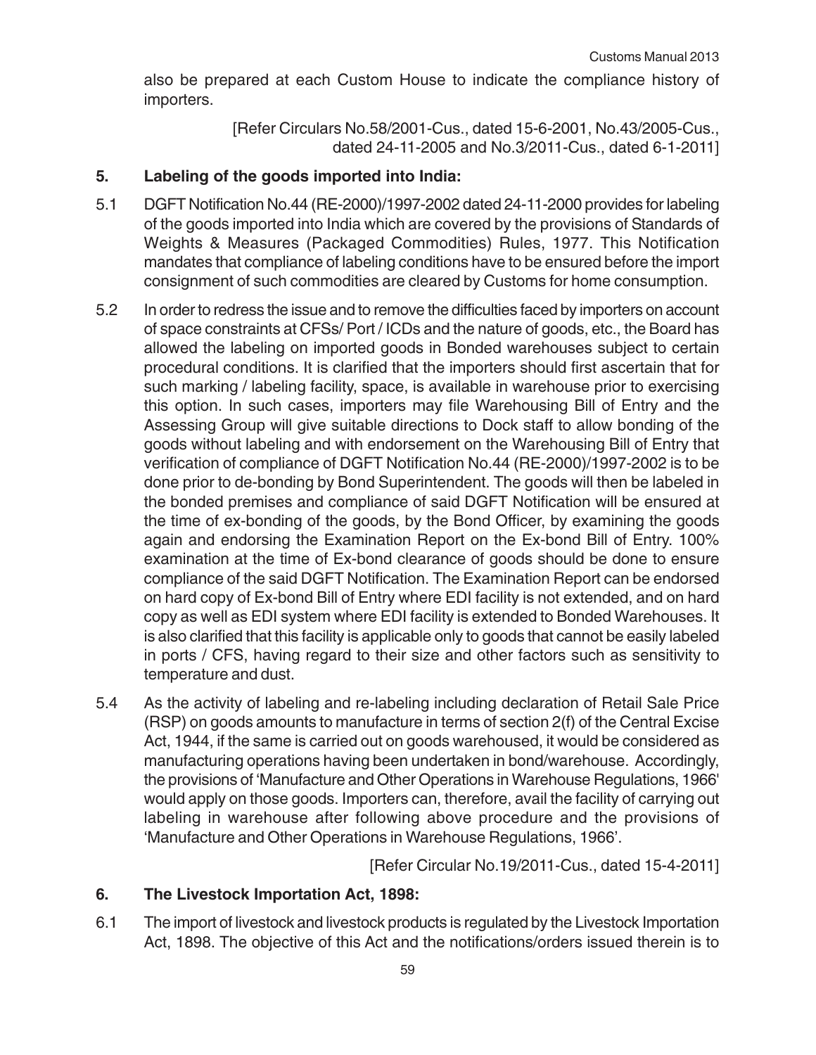also be prepared at each Custom House to indicate the compliance history of importers.

[Refer Circulars No.58/2001-Cus., dated 15-6-2001, No.43/2005-Cus., dated 24-11-2005 and No.3/2011-Cus., dated 6-1-2011]

## 5. Labeling of the goods imported into India:

5.1 DGFT Notification No.44 (RE-2000)/1997-2002 dated 24-11-2000 provides for labeling of the goods imported into India which are covered by the provisions of Standards of Weights & Measures (Packaged Commodities) Rules, 1977. This Notification mandates that compliance of labeling conditions have to be ensured before the import consignment of such commodities are cleared by Customs for home consumption.

5.2 In order to redress the issue and to remove the difficulties faced by importers on account of space constraints at CFSs/ Port / ICDs and the nature of goods, etc., the Board has allowed the labeling on imported goods in Bonded warehouses subject to certain procedural conditions. It is clarified that the importers should first ascertain that for such marking / labeling facility, space, is available in warehouse prior to exercising this option. In such cases, importers may file Warehousing Bill of Entry and the Assessing Group will give suitable directions to Dock staff to allow bonding of the goods without labeling and with endorsement on the Warehousing Bill of Entry that verification of compliance of DGFT Notification No.44 (RE-2000)/1997-2002 is to be done prior to de-bonding by Bond Superintendent. The goods will then be labeled in the bonded premises and compliance of said DGFT Notification will be ensured at the time of ex-bonding of the goods, by the Bond Officer, by examining the goods again and endorsing the Examination Report on the Ex-bond Bill of Entry. 100% examination at the time of Ex-bond clearance of goods should be done to ensure compliance of the said DGFT Notification. The Examination Report can be endorsed on hard copy of Ex-bond Bill of Entry where EDI facility is not extended, and on hard copy as well as EDI system where EDI facility is extended to Bonded Warehouses. It is also clarified that this facility is applicable only to goods that cannot be easily labeled in ports / CFS, having regard to their size and other factors such as sensitivity to temperature and dust.

5.4 As the activity of labeling and re-labeling including declaration of Retail Sale Price (RSP) on goods amounts to manufacture in terms of section 2(f) of the Central Excise Act, 1944, if the same is carried out on goods warehoused, it would be considered as manufacturing operations having been undertaken in bond/warehouse. Accordingly, the provisions of 'Manufacture and Other Operations in Warehouse Regulations, 1966' would apply on those goods. Importers can, therefore, avail the facility of carrying out labeling in warehouse after following above procedure and the provisions of 'Manufacture and Other Operations in Warehouse Regulations, 1966'.

[Refer Circular No.19/2011-Cus., dated 15-4-2011]

## 6. The Livestock Importation Act, 1898:

6.1 The import of livestock and livestock products is regulated by the Livestock Importation Act, 1898. The objective of this Act and the notifications/orders issued therein is to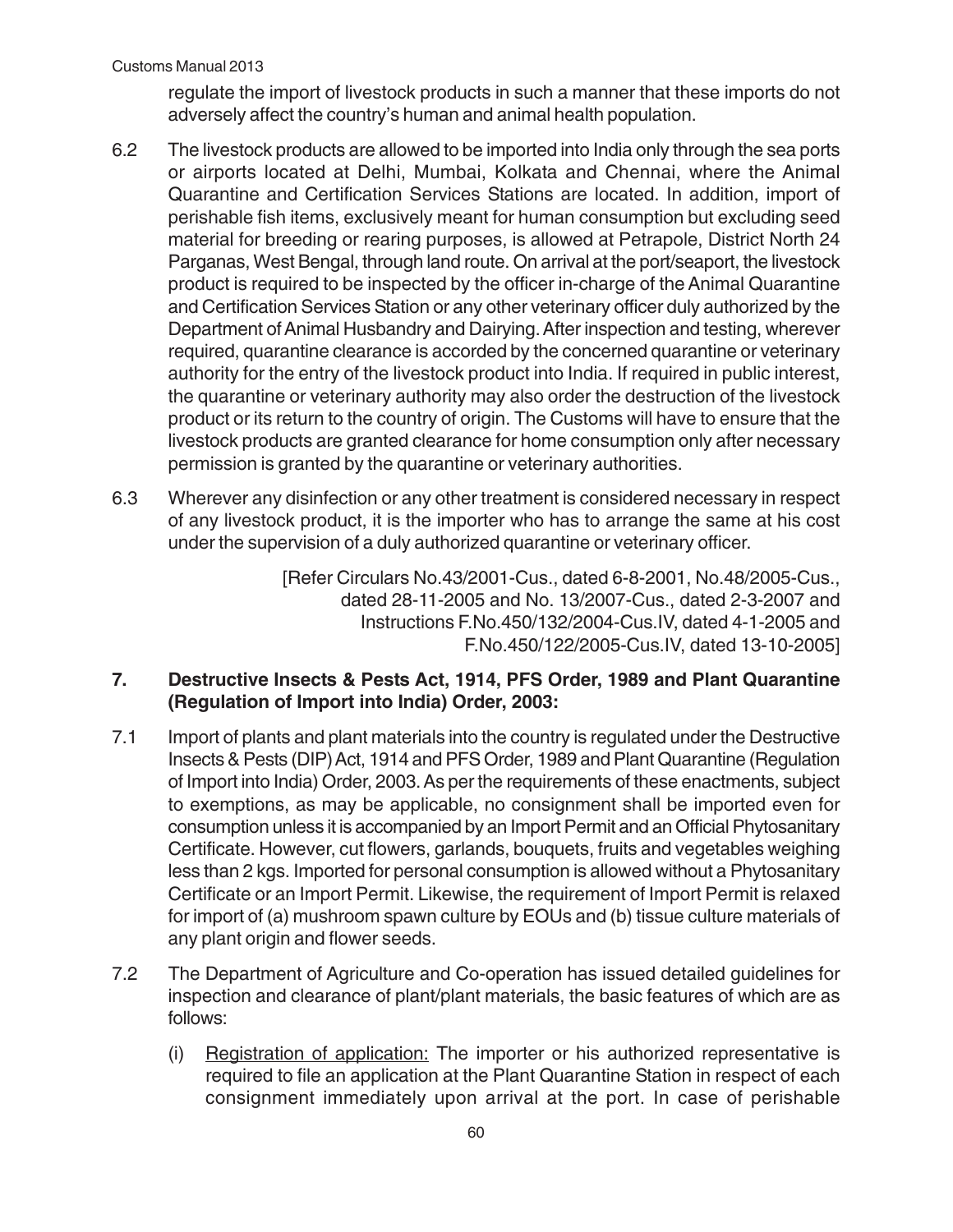regulate the import of livestock products in such a manner that these imports do not adversely affect the country's human and animal health population.

6.2 The livestock products are allowed to be imported into India only through the sea ports or airports located at Delhi, Mumbai, Kolkata and Chennai, where the Animal Quarantine and Certification Services Stations are located. In addition, import of perishable fish items, exclusively meant for human consumption but excluding seed material for breeding or rearing purposes, is allowed at Petrapole, District North 24 Parganas, West Bengal, through land route. On arrival at the port/seaport, the livestock product is required to be inspected by the officer in-charge of the Animal Quarantine and Certification Services Station or any other veterinary officer duly authorized by the Department of Animal Husbandry and Dairying. After inspection and testing, wherever required, quarantine clearance is accorded by the concerned quarantine or veterinary authority for the entry of the livestock product into India. If required in public interest, the quarantine or veterinary authority may also order the destruction of the livestock product or its return to the country of origin. The Customs will have to ensure that the livestock products are granted clearance for home consumption only after necessary permission is granted by the quarantine or veterinary authorities.

6.3 Wherever any disinfection or any other treatment is considered necessary in respect of any livestock product, it is the importer who has to arrange the same at his cost under the supervision of a duly authorized quarantine or veterinary officer.

[Refer Circulars No.43/2001-Cus., dated 6-8-2001, No.48/2005-Cus., dated 28-11-2005 and No. 13/2007-Cus., dated 2-3-2007 and Instructions F.No.450/132/2004-Cus.IV, dated 4-1-2005 and F.No.450/122/2005-Cus.IV, dated 13-10-2005]

## 7. Destructive Insects & Pests Act, 1914, PFS Order, 1989 and Plant Quarantine (Regulation of Import into India) Order, 2003:

7.1 Import of plants and plant materials into the country is regulated under the Destructive Insects & Pests (DIP) Act, 1914 and PFS Order, 1989 and Plant Quarantine (Regulation of Import into India) Order, 2003. As per the requirements of these enactments, subject to exemptions, as may be applicable, no consignment shall be imported even for consumption unless it is accompanied by an Import Permit and an Official Phytosanitary Certificate. However, cut flowers, garlands, bouquets, fruits and vegetables weighing less than 2 kgs. Imported for personal consumption is allowed without a Phytosanitary Certificate or an Import Permit. Likewise, the requirement of Import Permit is relaxed for import of (a) mushroom spawn culture by EOUs and (b) tissue culture materials of any plant origin and flower seeds.

7.2 The Department of Agriculture and Co-operation has issued detailed guidelines for inspection and clearance of plant/plant materials, the basic features of which are as follows:

(i) Registration of application: The importer or his authorized representative is required to file an application at the Plant Quarantine Station in respect of each consignment immediately upon arrival at the port. In case of perishable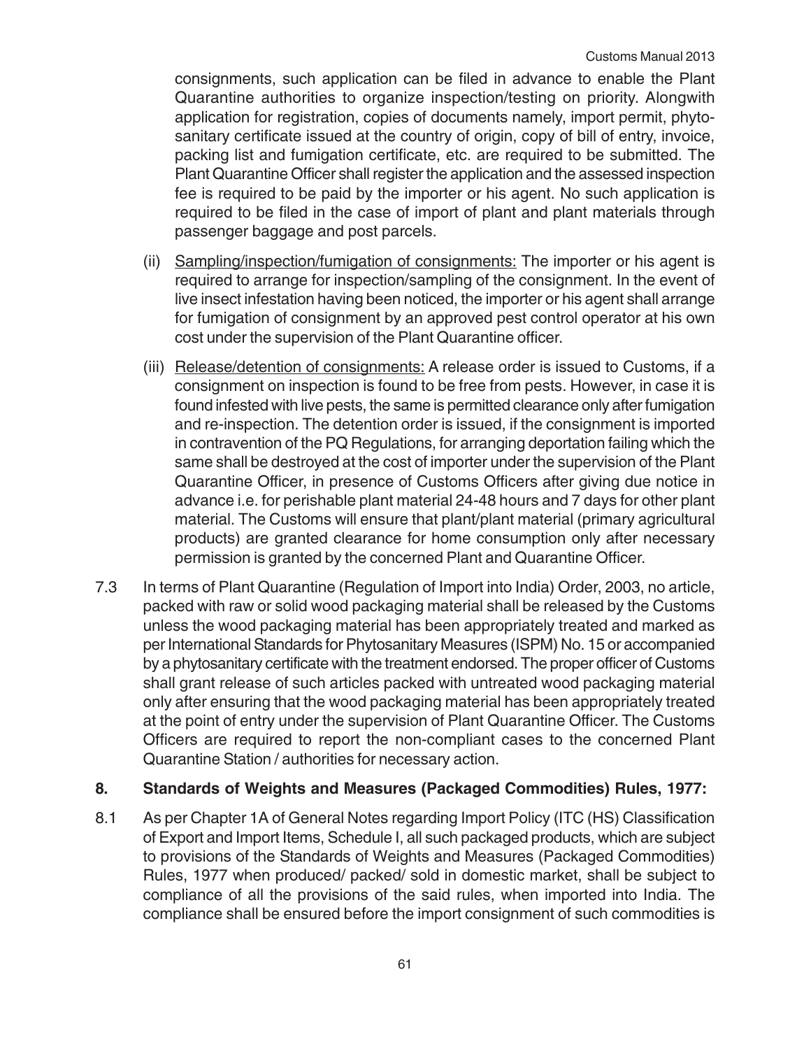consignments, such application can be filed in advance to enable the Plant Quarantine authorities to organize inspection/testing on priority. Alongwith application for registration, copies of documents namely, import permit, phyto-sanitary certificate issued at the country of origin, copy of bill of entry, invoice, packing list and fumigation certificate, etc. are required to be submitted. The Plant Quarantine Officer shall register the application and the assessed inspection fee is required to be paid by the importer or his agent. No such application is required to be filed in the case of import of plant and plant materials through passenger baggage and post parcels.

(ii) Sampling/inspection/fumigation of consignments: The importer or his agent is required to arrange for inspection/sampling of the consignment. In the event of live insect infestation having been noticed, the importer or his agent shall arrange for fumigation of consignment by an approved pest control operator at his own cost under the supervision of the Plant Quarantine officer.

(iii) Release/detention of consignments: A release order is issued to Customs, if a consignment on inspection is found to be free from pests. However, in case it is found infested with live pests, the same is permitted clearance only after fumigation and re-inspection. The detention order is issued, if the consignment is imported in contravention of the PQ Regulations, for arranging deportation failing which the same shall be destroyed at the cost of importer under the supervision of the Plant Quarantine Officer, in presence of Customs Officers after giving due notice in advance i.e. for perishable plant material 24-48 hours and 7 days for other plant material. The Customs will ensure that plant/plant material (primary agricultural products) are granted clearance for home consumption only after necessary permission is granted by the concerned Plant and Quarantine Officer.

7.3 In terms of Plant Quarantine (Regulation of Import into India) Order, 2003, no article, packed with raw or solid wood packaging material shall be released by the Customs unless the wood packaging material has been appropriately treated and marked as per International Standards for Phytosanitary Measures (ISPM) No. 15 or accompanied by a phytosanitary certificate with the treatment endorsed. The proper officer of Customs shall grant release of such articles packed with untreated wood packaging material only after ensuring that the wood packaging material has been appropriately treated at the point of entry under the supervision of Plant Quarantine Officer. The Customs Officers are required to report the non-compliant cases to the concerned Plant Quarantine Station / authorities for necessary action.

## 8. Standards of Weights and Measures (Packaged Commodities) Rules, 1977:

8.1 As per Chapter 1A of General Notes regarding Import Policy (ITC (HS) Classification of Export and Import Items, Schedule I, all such packaged products, which are subject to provisions of the Standards of Weights and Measures (Packaged Commodities) Rules, 1977 when produced/ packed/ sold in domestic market, shall be subject to compliance of all the provisions of the said rules, when imported into India. The compliance shall be ensured before the import consignment of such commodities is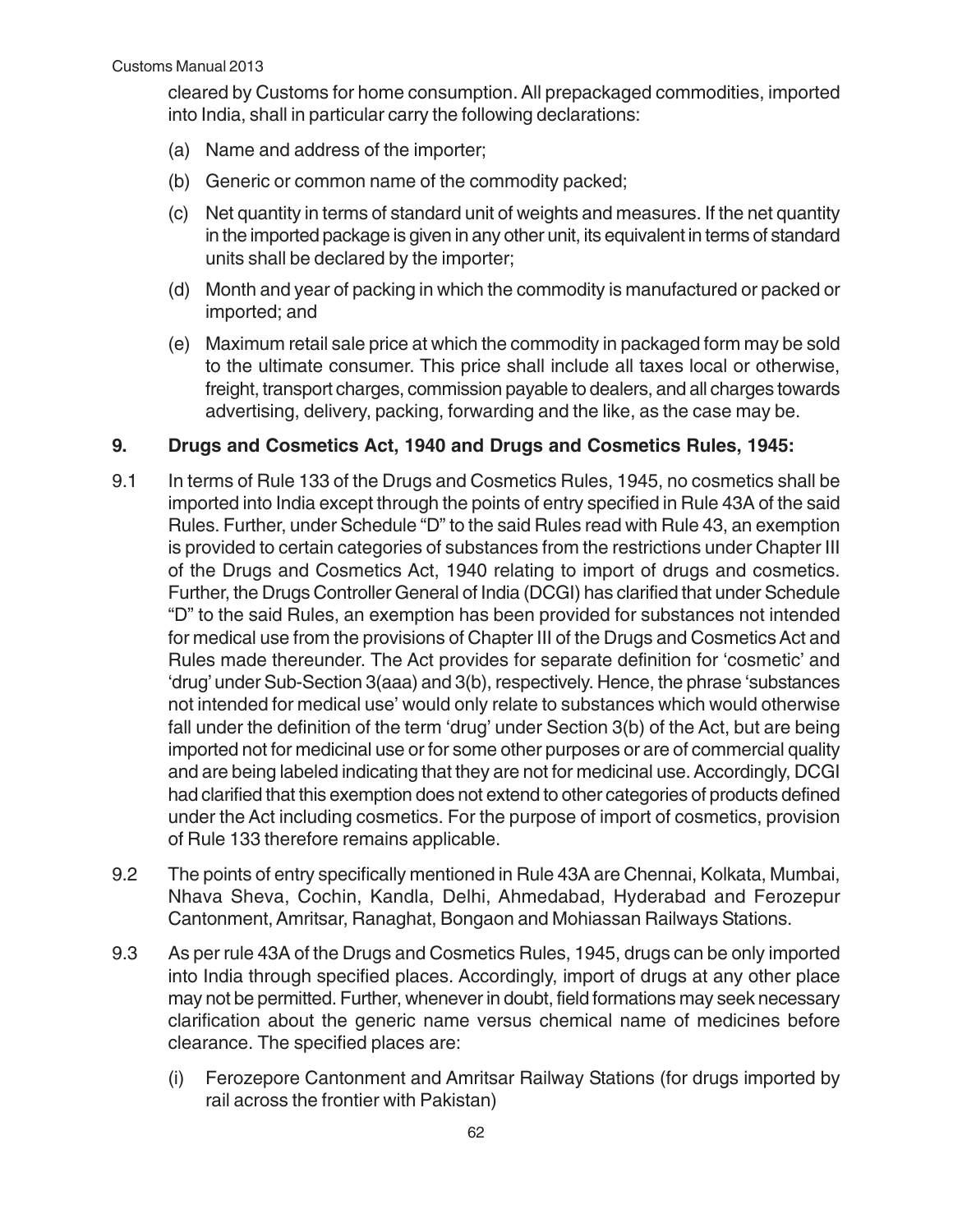cleared by Customs for home consumption. All prepackaged commodities, imported into India, shall in particular carry the following declarations:

(a) Name and address of the importer;

(b) Generic or common name of the commodity packed;

(c) Net quantity in terms of standard unit of weights and measures. If the net quantity in the imported package is given in any other unit, its equivalent in terms of standard units shall be declared by the importer;

(d) Month and year of packing in which the commodity is manufactured or packed or imported; and

(e) Maximum retail sale price at which the commodity in packaged form may be sold to the ultimate consumer. This price shall include all taxes local or otherwise, freight, transport charges, commission payable to dealers, and all charges towards advertising, delivery, packing, forwarding and the like, as the case may be.

## 9. Drugs and Cosmetics Act, 1940 and Drugs and Cosmetics Rules, 1945:

9.1 In terms of Rule 133 of the Drugs and Cosmetics Rules, 1945, no cosmetics shall be imported into India except through the points of entry specified in Rule 43A of the said Rules. Further, under Schedule "D" to the said Rules read with Rule 43, an exemption is provided to certain categories of substances from the restrictions under Chapter III of the Drugs and Cosmetics Act, 1940 relating to import of drugs and cosmetics. Further, the Drugs Controller General of India (DCGI) has clarified that under Schedule "D" to the said Rules, an exemption has been provided for substances not intended for medical use from the provisions of Chapter III of the Drugs and Cosmetics Act and Rules made thereunder. The Act provides for separate definition for 'cosmetic' and 'drug' under Sub-Section 3(aaa) and 3(b), respectively. Hence, the phrase 'substances not intended for medical use' would only relate to substances which would otherwise fall under the definition of the term 'drug' under Section 3(b) of the Act, but are being imported not for medicinal use or for some other purposes or are of commercial quality and are being labeled indicating that they are not for medicinal use. Accordingly, DCGI had clarified that this exemption does not extend to other categories of products defined under the Act including cosmetics. For the purpose of import of cosmetics, provision of Rule 133 therefore remains applicable.

9.2 The points of entry specifically mentioned in Rule 43A are Chennai, Kolkata, Mumbai, Nhava Sheva, Cochin, Kandla, Delhi, Ahmedabad, Hyderabad and Ferozepur Cantonment, Amritsar, Ranaghat, Bongaon and Mohiassan Railways Stations.

9.3 As per rule 43A of the Drugs and Cosmetics Rules, 1945, drugs can be only imported into India through specified places. Accordingly, import of drugs at any other place may not be permitted. Further, whenever in doubt, field formations may seek necessary clarification about the generic name versus chemical name of medicines before clearance. The specified places are:

(i) Ferozepore Cantonment and Amritsar Railway Stations (for drugs imported by rail across the frontier with Pakistan)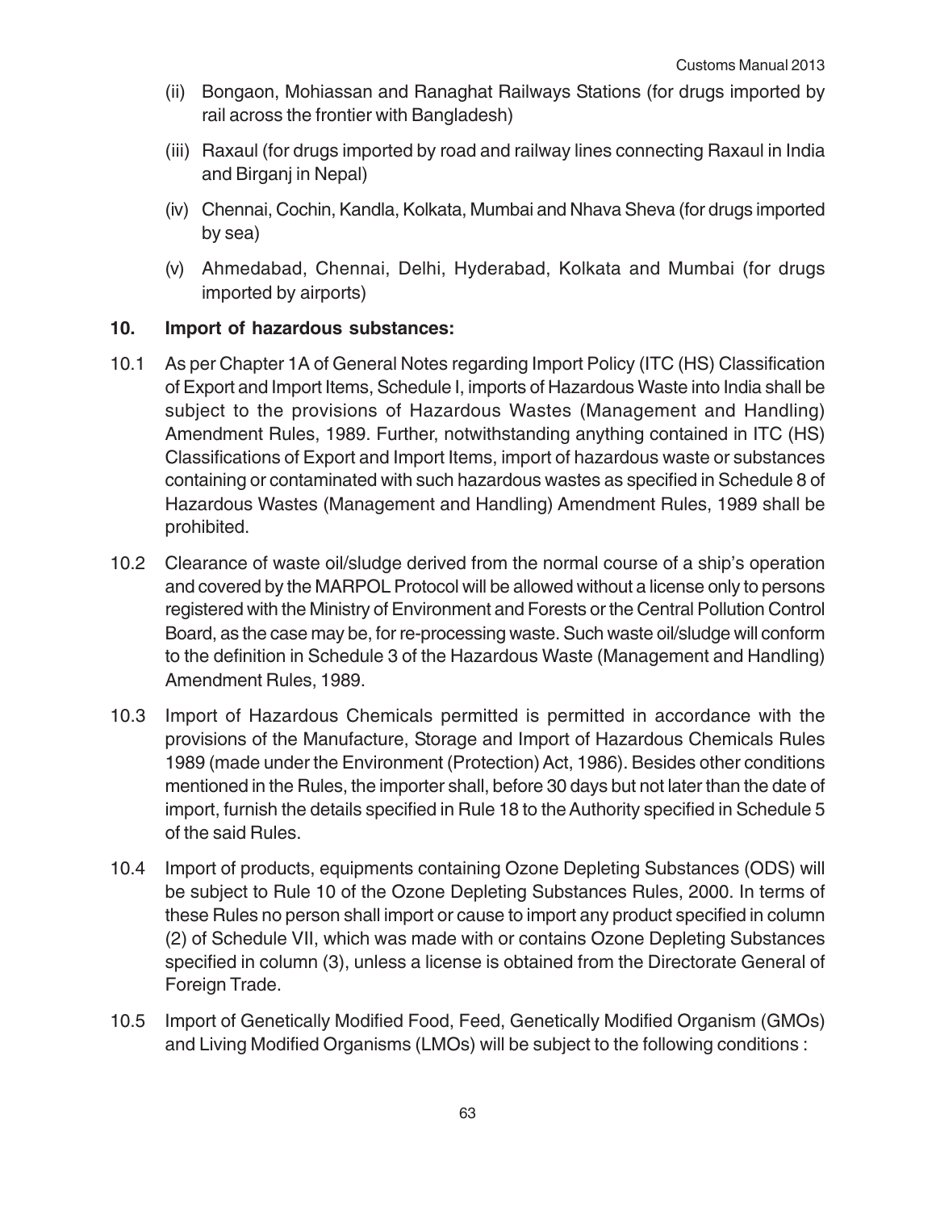(ii) Bongaon, Mohiassan and Ranaghat Railways Stations (for drugs imported by rail across the frontier with Bangladesh)

(iii) Raxaul (for drugs imported by road and railway lines connecting Raxaul in India and Birganj in Nepal)

(iv) Chennai, Cochin, Kandla, Kolkata, Mumbai and Nhava Sheva (for drugs imported by sea)

(v) Ahmedabad, Chennai, Delhi, Hyderabad, Kolkata and Mumbai (for drugs imported by airports)

**10. Import of hazardous substances:**

10.1 As per Chapter 1A of General Notes regarding Import Policy (ITC (HS) Classification of Export and Import Items, Schedule I, imports of Hazardous Waste into India shall be subject to the provisions of Hazardous Wastes (Management and Handling) Amendment Rules, 1989. Further, notwithstanding anything contained in ITC (HS) Classifications of Export and Import Items, import of hazardous waste or substances containing or contaminated with such hazardous wastes as specified in Schedule 8 of Hazardous Wastes (Management and Handling) Amendment Rules, 1989 shall be prohibited.

10.2 Clearance of waste oil/sludge derived from the normal course of a ship's operation and covered by the MARPOL Protocol will be allowed without a license only to persons registered with the Ministry of Environment and Forests or the Central Pollution Control Board, as the case may be, for re-processing waste. Such waste oil/sludge will conform to the definition in Schedule 3 of the Hazardous Waste (Management and Handling) Amendment Rules, 1989.

10.3 Import of Hazardous Chemicals permitted is permitted in accordance with the provisions of the Manufacture, Storage and Import of Hazardous Chemicals Rules 1989 (made under the Environment (Protection) Act, 1986). Besides other conditions mentioned in the Rules, the importer shall, before 30 days but not later than the date of import, furnish the details specified in Rule 18 to the Authority specified in Schedule 5 of the said Rules.

10.4 Import of products, equipments containing Ozone Depleting Substances (ODS) will be subject to Rule 10 of the Ozone Depleting Substances Rules, 2000. In terms of these Rules no person shall import or cause to import any product specified in column (2) of Schedule VII, which was made with or contains Ozone Depleting Substances specified in column (3), unless a license is obtained from the Directorate General of Foreign Trade.

10.5 Import of Genetically Modified Food, Feed, Genetically Modified Organism (GMOs) and Living Modified Organisms (LMOs) will be subject to the following conditions :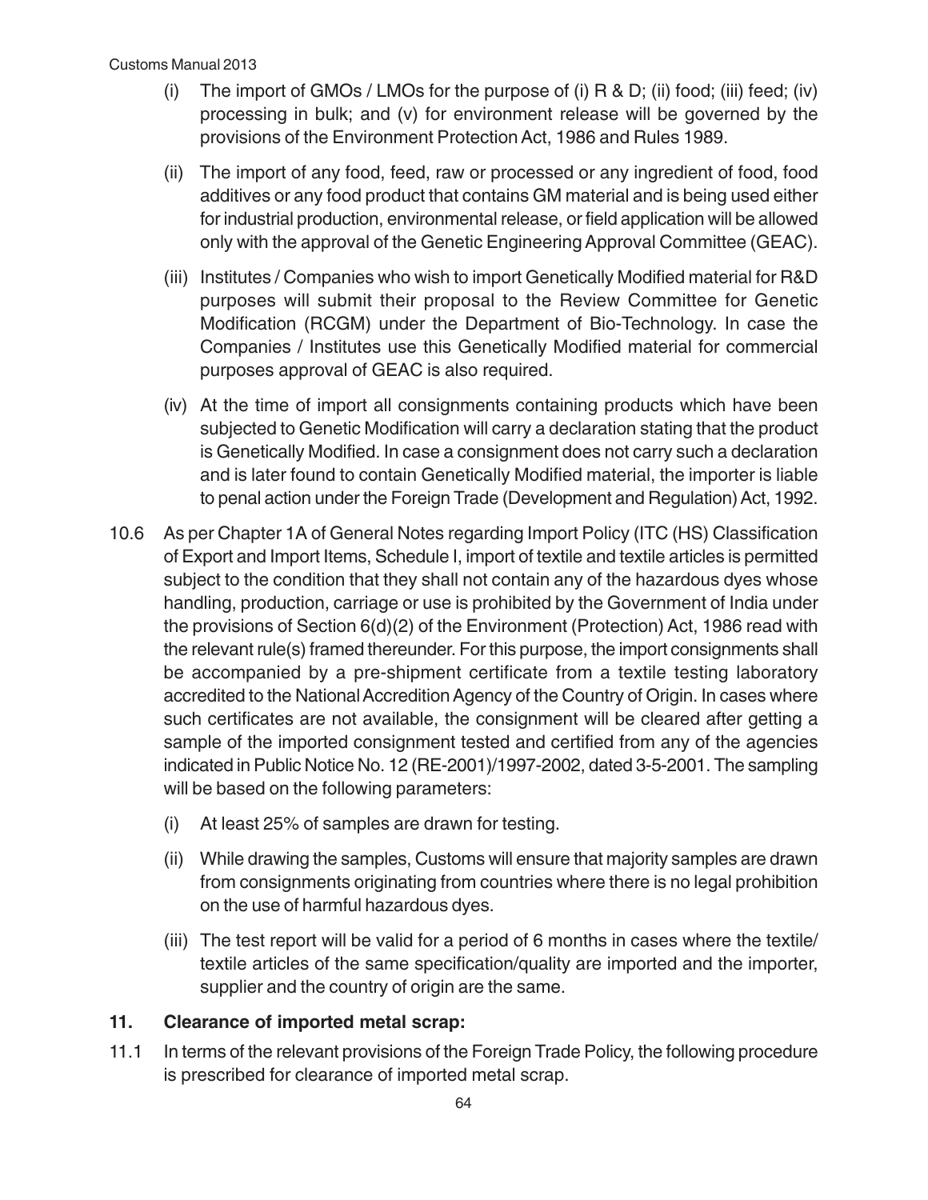(i) The import of GMOs / LMOs for the purpose of (i) R & D; (ii) food; (iii) feed; (iv) processing in bulk; and (v) for environment release will be governed by the provisions of the Environment Protection Act, 1986 and Rules 1989.

(ii) The import of any food, feed, raw or processed or any ingredient of food, food additives or any food product that contains GM material and is being used either for industrial production, environmental release, or field application will be allowed only with the approval of the Genetic Engineering Approval Committee (GEAC).

(iii) Institutes / Companies who wish to import Genetically Modified material for R&D purposes will submit their proposal to the Review Committee for Genetic Modification (RCGM) under the Department of Bio-Technology. In case the Companies / Institutes use this Genetically Modified material for commercial purposes approval of GEAC is also required.

(iv) At the time of import all consignments containing products which have been subjected to Genetic Modification will carry a declaration stating that the product is Genetically Modified. In case a consignment does not carry such a declaration and is later found to contain Genetically Modified material, the importer is liable to penal action under the Foreign Trade (Development and Regulation) Act, 1992.

10.6 As per Chapter 1A of General Notes regarding Import Policy (ITC (HS) Classification of Export and Import Items, Schedule I, import of textile and textile articles is permitted subject to the condition that they shall not contain any of the hazardous dyes whose handling, production, carriage or use is prohibited by the Government of India under the provisions of Section 6(d)(2) of the Environment (Protection) Act, 1986 read with the relevant rule(s) framed thereunder. For this purpose, the import consignments shall be accompanied by a pre-shipment certificate from a textile testing laboratory accredited to the National Accredition Agency of the Country of Origin. In cases where such certificates are not available, the consignment will be cleared after getting a sample of the imported consignment tested and certified from any of the agencies indicated in Public Notice No. 12 (RE-2001)/1997-2002, dated 3-5-2001. The sampling will be based on the following parameters:

(i) At least 25% of samples are drawn for testing.

(ii) While drawing the samples, Customs will ensure that majority samples are drawn from consignments originating from countries where there is no legal prohibition on the use of harmful hazardous dyes.

(iii) The test report will be valid for a period of 6 months in cases where the textile/ textile articles of the same specification/quality are imported and the importer, supplier and the country of origin are the same.

## 11. Clearance of imported metal scrap:

11.1 In terms of the relevant provisions of the Foreign Trade Policy, the following procedure is prescribed for clearance of imported metal scrap.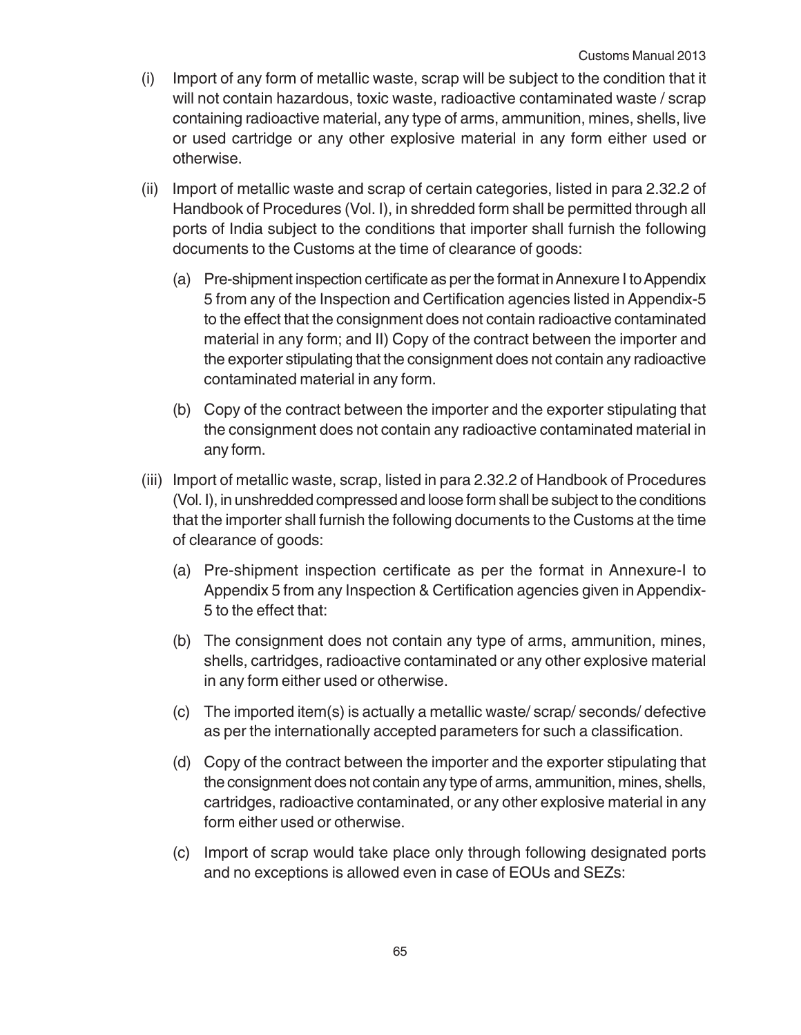(i) Import of any form of metallic waste, scrap will be subject to the condition that it will not contain hazardous, toxic waste, radioactive contaminated waste / scrap containing radioactive material, any type of arms, ammunition, mines, shells, live or used cartridge or any other explosive material in any form either used or otherwise.

(ii) Import of metallic waste and scrap of certain categories, listed in para 2.32.2 of Handbook of Procedures (Vol. I), in shredded form shall be permitted through all ports of India subject to the conditions that importer shall furnish the following documents to the Customs at the time of clearance of goods:

   (a) Pre-shipment inspection certificate as per the format in Annexure I to Appendix 5 from any of the Inspection and Certification agencies listed in Appendix-5 to the effect that the consignment does not contain radioactive contaminated material in any form; and II) Copy of the contract between the importer and the exporter stipulating that the consignment does not contain any radioactive contaminated material in any form.

   (b) Copy of the contract between the importer and the exporter stipulating that the consignment does not contain any radioactive contaminated material in any form.

(iii) Import of metallic waste, scrap, listed in para 2.32.2 of Handbook of Procedures (Vol. I), in unshredded compressed and loose form shall be subject to the conditions that the importer shall furnish the following documents to the Customs at the time of clearance of goods:

   (a) Pre-shipment inspection certificate as per the format in Annexure-I to Appendix 5 from any Inspection & Certification agencies given in Appendix-5 to the effect that:

   (b) The consignment does not contain any type of arms, ammunition, mines, shells, cartridges, radioactive contaminated or any other explosive material in any form either used or otherwise.

   (c) The imported item(s) is actually a metallic waste/ scrap/ seconds/ defective as per the internationally accepted parameters for such a classification.

   (d) Copy of the contract between the importer and the exporter stipulating that the consignment does not contain any type of arms, ammunition, mines, shells, cartridges, radioactive contaminated, or any other explosive material in any form either used or otherwise.

   (c) Import of scrap would take place only through following designated ports and no exceptions is allowed even in case of EOUs and SEZs: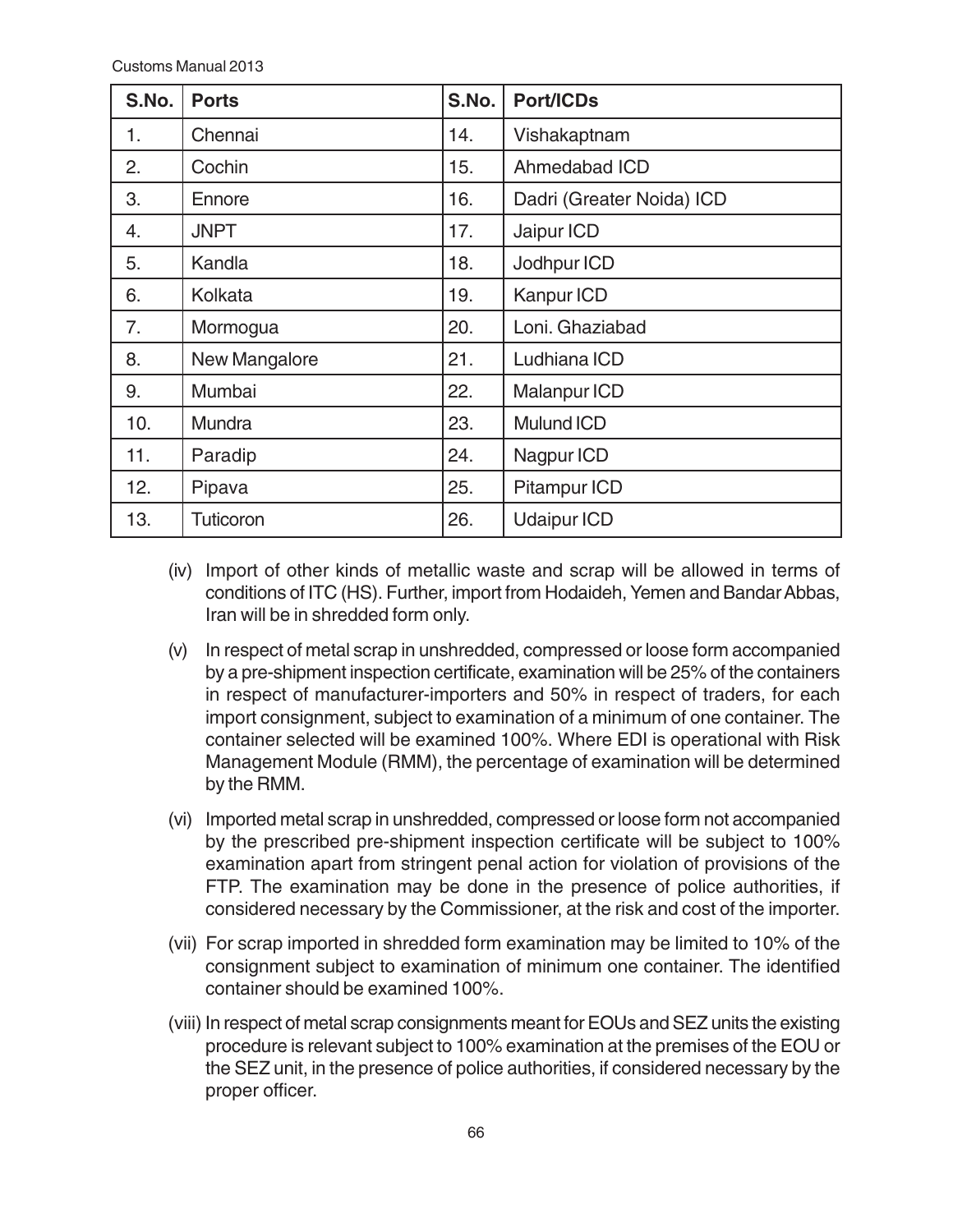| S.No. | Ports | S.No. | Port/ICDs |
|---|---|---|---|
| 1. | Chennai | 14. | Vishakaptnam |
| 2. | Cochin | 15. | Ahmedabad ICD |
| 3. | Ennore | 16. | Dadri (Greater Noida) ICD |
| 4. | JNPT | 17. | Jaipur ICD |
| 5. | Kandla | 18. | Jodhpur ICD |
| 6. | Kolkata | 19. | Kanpur ICD |
| 7. | Mormogua | 20. | Loni. Ghaziabad |
| 8. | New Mangalore | 21. | Ludhiana ICD |
| 9. | Mumbai | 22. | Malanpur ICD |
| 10. | Mundra | 23. | Mulund ICD |
| 11. | Paradip | 24. | Nagpur ICD |
| 12. | Pipava | 25. | Pitampur ICD |
| 13. | Tuticoron | 26. | Udaipur ICD |

(iv) Import of other kinds of metallic waste and scrap will be allowed in terms of conditions of ITC (HS). Further, import from Hodaideh, Yemen and Bandar Abbas, Iran will be in shredded form only.

(v) In respect of metal scrap in unshredded, compressed or loose form accompanied by a pre-shipment inspection certificate, examination will be 25% of the containers in respect of manufacturer-importers and 50% in respect of traders, for each import consignment, subject to examination of a minimum of one container. The container selected will be examined 100%. Where EDI is operational with Risk Management Module (RMM), the percentage of examination will be determined by the RMM.

(vi) Imported metal scrap in unshredded, compressed or loose form not accompanied by the prescribed pre-shipment inspection certificate will be subject to 100% examination apart from stringent penal action for violation of provisions of the FTP. The examination may be done in the presence of police authorities, if considered necessary by the Commissioner, at the risk and cost of the importer.

(vii) For scrap imported in shredded form examination may be limited to 10% of the consignment subject to examination of minimum one container. The identified container should be examined 100%.

(viii) In respect of metal scrap consignments meant for EOUs and SEZ units the existing procedure is relevant subject to 100% examination at the premises of the EOU or the SEZ unit, in the presence of police authorities, if considered necessary by the proper officer.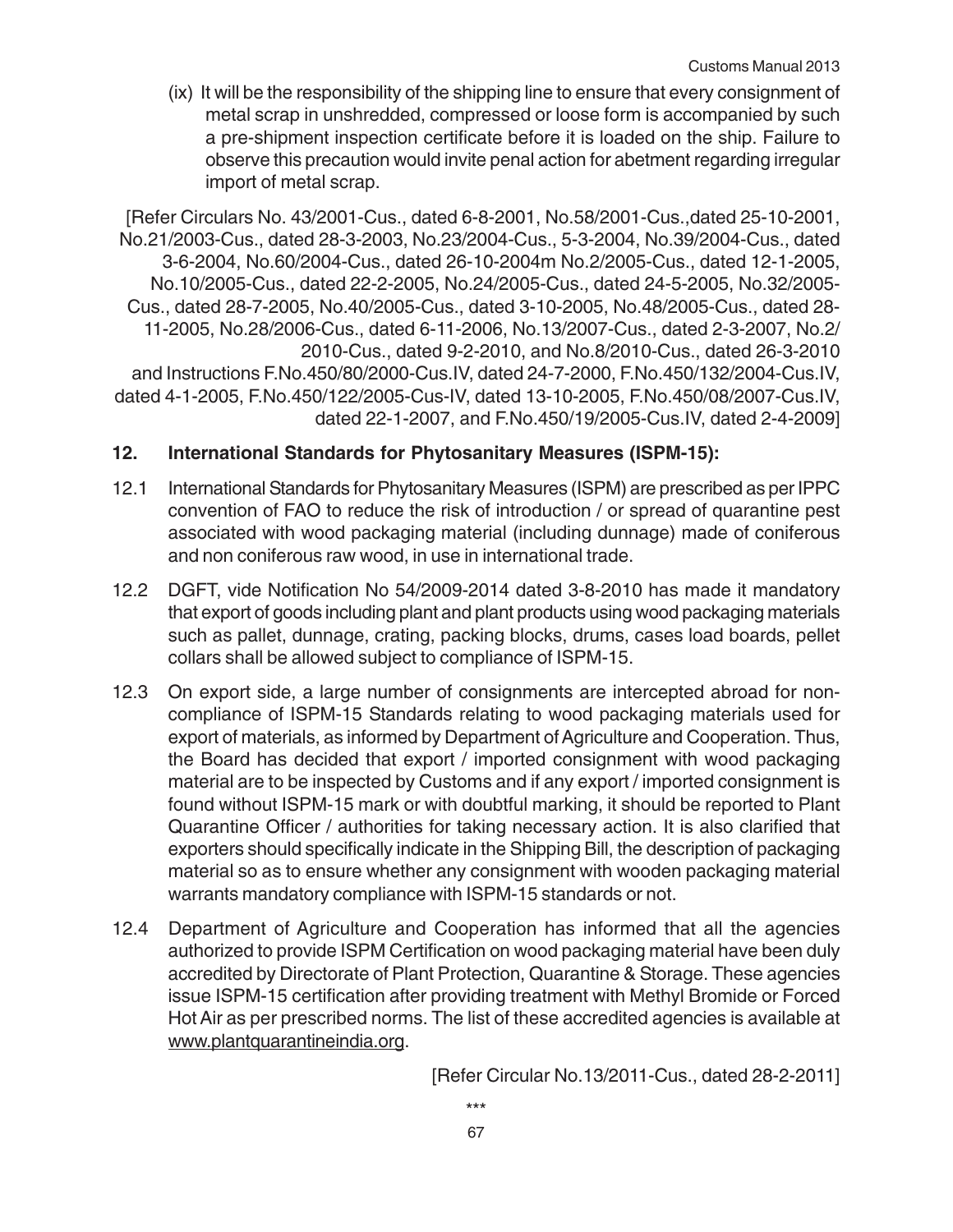(ix) It will be the responsibility of the shipping line to ensure that every consignment of metal scrap in unshredded, compressed or loose form is accompanied by such a pre-shipment inspection certificate before it is loaded on the ship. Failure to observe this precaution would invite penal action for abetment regarding irregular import of metal scrap.

[Refer Circulars No. 43/2001-Cus., dated 6-8-2001, No.58/2001-Cus.,dated 25-10-2001, No.21/2003-Cus., dated 28-3-2003, No.23/2004-Cus., 5-3-2004, No.39/2004-Cus., dated 3-6-2004, No.60/2004-Cus., dated 26-10-2004m No.2/2005-Cus., dated 12-1-2005, No.10/2005-Cus., dated 22-2-2005, No.24/2005-Cus., dated 24-5-2005, No.32/2005-Cus., dated 28-7-2005, No.40/2005-Cus., dated 3-10-2005, No.48/2005-Cus., dated 28-11-2005, No.28/2006-Cus., dated 6-11-2006, No.13/2007-Cus., dated 2-3-2007, No.2/2010-Cus., dated 9-2-2010, and No.8/2010-Cus., dated 26-3-2010 and Instructions F.No.450/80/2000-Cus.IV, dated 24-7-2000, F.No.450/132/2004-Cus.IV, dated 4-1-2005, F.No.450/122/2005-Cus-IV, dated 13-10-2005, F.No.450/08/2007-Cus.IV, dated 22-1-2007, and F.No.450/19/2005-Cus.IV, dated 2-4-2009]

## 12. International Standards for Phytosanitary Measures (ISPM-15):

12.1 International Standards for Phytosanitary Measures (ISPM) are prescribed as per IPPC convention of FAO to reduce the risk of introduction / or spread of quarantine pest associated with wood packaging material (including dunnage) made of coniferous and non coniferous raw wood, in use in international trade.

12.2 DGFT, vide Notification No 54/2009-2014 dated 3-8-2010 has made it mandatory that export of goods including plant and plant products using wood packaging materials such as pallet, dunnage, crating, packing blocks, drums, cases load boards, pellet collars shall be allowed subject to compliance of ISPM-15.

12.3 On export side, a large number of consignments are intercepted abroad for non-compliance of ISPM-15 Standards relating to wood packaging materials used for export of materials, as informed by Department of Agriculture and Cooperation. Thus, the Board has decided that export / imported consignment with wood packaging material are to be inspected by Customs and if any export / imported consignment is found without ISPM-15 mark or with doubtful marking, it should be reported to Plant Quarantine Officer / authorities for taking necessary action. It is also clarified that exporters should specifically indicate in the Shipping Bill, the description of packaging material so as to ensure whether any consignment with wooden packaging material warrants mandatory compliance with ISPM-15 standards or not.

12.4 Department of Agriculture and Cooperation has informed that all the agencies authorized to provide ISPM Certification on wood packaging material have been duly accredited by Directorate of Plant Protection, Quarantine & Storage. These agencies issue ISPM-15 certification after providing treatment with Methyl Bromide or Forced Hot Air as per prescribed norms. The list of these accredited agencies is available at www.plantquarantineindia.org.

[Refer Circular No.13/2011-Cus., dated 28-2-2011]

***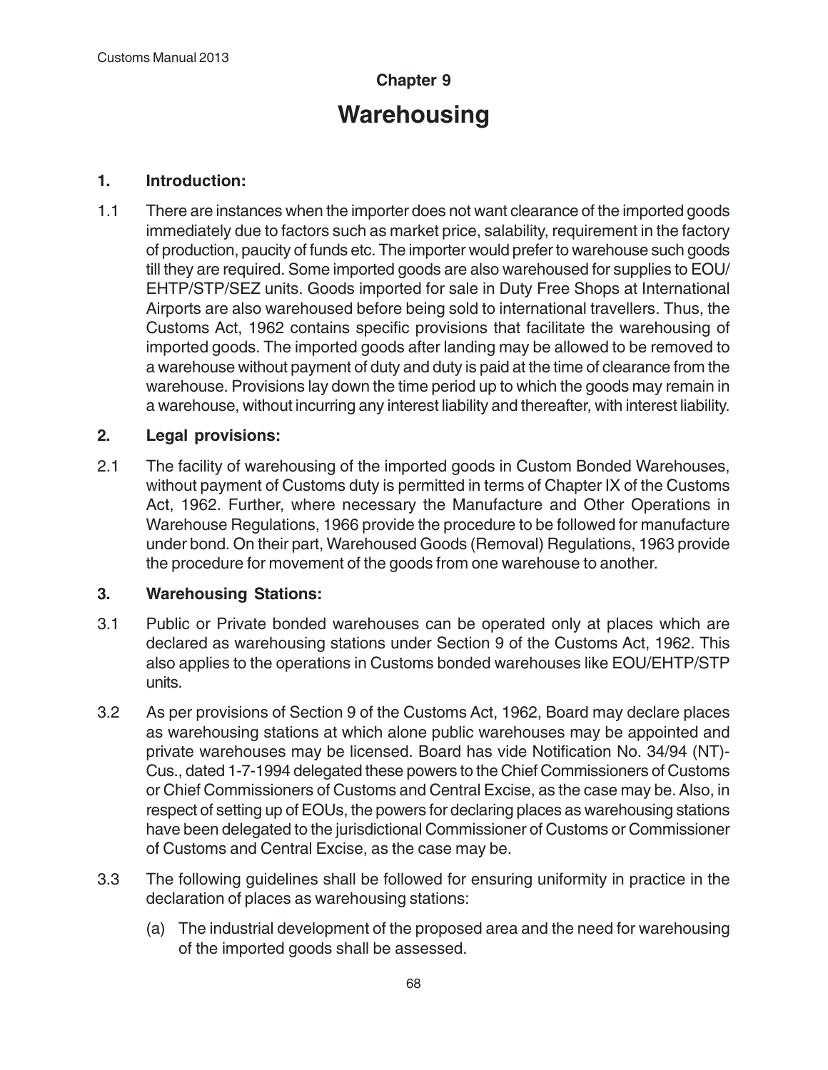## Chapter 9

# Warehousing

### 1. Introduction:

1.1 There are instances when the importer does not want clearance of the imported goods immediately due to factors such as market price, salability, requirement in the factory of production, paucity of funds etc. The importer would prefer to warehouse such goods till they are required. Some imported goods are also warehoused for supplies to EOU/ EHTP/STP/SEZ units. Goods imported for sale in Duty Free Shops at International Airports are also warehoused before being sold to international travellers. Thus, the Customs Act, 1962 contains specific provisions that facilitate the warehousing of imported goods. The imported goods after landing may be allowed to be removed to a warehouse without payment of duty and duty is paid at the time of clearance from the warehouse. Provisions lay down the time period up to which the goods may remain in a warehouse, without incurring any interest liability and thereafter, with interest liability.

### 2. Legal provisions:

2.1 The facility of warehousing of the imported goods in Custom Bonded Warehouses, without payment of Customs duty is permitted in terms of Chapter IX of the Customs Act, 1962. Further, where necessary the Manufacture and Other Operations in Warehouse Regulations, 1966 provide the procedure to be followed for manufacture under bond. On their part, Warehoused Goods (Removal) Regulations, 1963 provide the procedure for movement of the goods from one warehouse to another.

### 3. Warehousing Stations:

3.1 Public or Private bonded warehouses can be operated only at places which are declared as warehousing stations under Section 9 of the Customs Act, 1962. This also applies to the operations in Customs bonded warehouses like EOU/EHTP/STP units.

3.2 As per provisions of Section 9 of the Customs Act, 1962, Board may declare places as warehousing stations at which alone public warehouses may be appointed and private warehouses may be licensed. Board has vide Notification No. 34/94 (NT)-Cus., dated 1-7-1994 delegated these powers to the Chief Commissioners of Customs or Chief Commissioners of Customs and Central Excise, as the case may be. Also, in respect of setting up of EOUs, the powers for declaring places as warehousing stations have been delegated to the jurisdictional Commissioner of Customs or Commissioner of Customs and Central Excise, as the case may be.

3.3 The following guidelines shall be followed for ensuring uniformity in practice in the declaration of places as warehousing stations:

(a) The industrial development of the proposed area and the need for warehousing of the imported goods shall be assessed.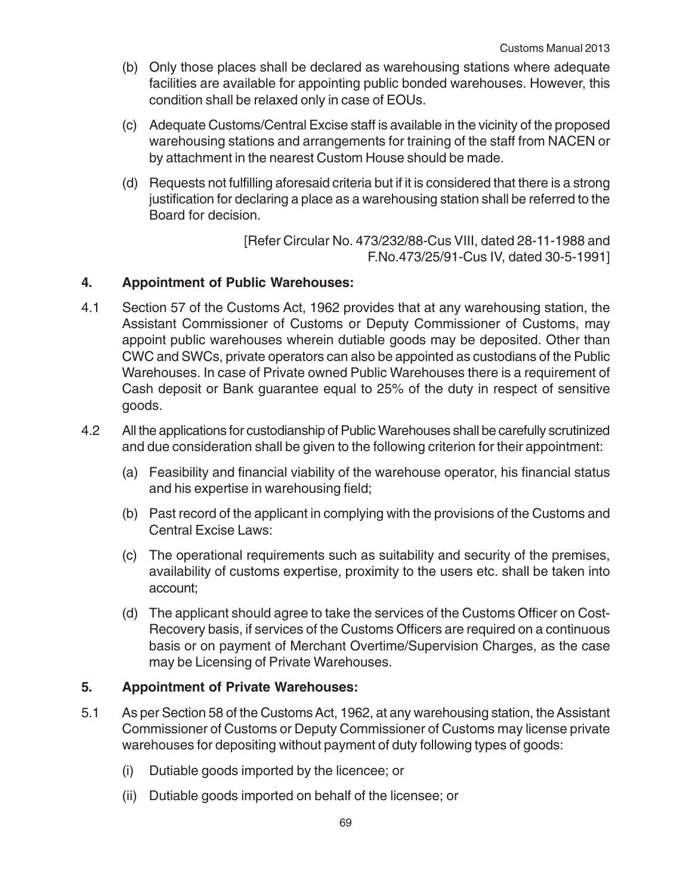(b) Only those places shall be declared as warehousing stations where adequate facilities are available for appointing public bonded warehouses. However, this condition shall be relaxed only in case of EOUs.

(c) Adequate Customs/Central Excise staff is available in the vicinity of the proposed warehousing stations and arrangements for training of the staff from NACEN or by attachment in the nearest Custom House should be made.

(d) Requests not fulfilling aforesaid criteria but if it is considered that there is a strong justification for declaring a place as a warehousing station shall be referred to the Board for decision.

[Refer Circular No. 473/232/88-Cus VIII, dated 28-11-1988 and F.No.473/25/91-Cus IV, dated 30-5-1991]

## 4. Appointment of Public Warehouses:

4.1 Section 57 of the Customs Act, 1962 provides that at any warehousing station, the Assistant Commissioner of Customs or Deputy Commissioner of Customs, may appoint public warehouses wherein dutiable goods may be deposited. Other than CWC and SWCs, private operators can also be appointed as custodians of the Public Warehouses. In case of Private owned Public Warehouses there is a requirement of Cash deposit or Bank guarantee equal to 25% of the duty in respect of sensitive goods.

4.2 All the applications for custodianship of Public Warehouses shall be carefully scrutinized and due consideration shall be given to the following criterion for their appointment:

(a) Feasibility and financial viability of the warehouse operator, his financial status and his expertise in warehousing field;

(b) Past record of the applicant in complying with the provisions of the Customs and Central Excise Laws:

(c) The operational requirements such as suitability and security of the premises, availability of customs expertise, proximity to the users etc. shall be taken into account;

(d) The applicant should agree to take the services of the Customs Officer on Cost-Recovery basis, if services of the Customs Officers are required on a continuous basis or on payment of Merchant Overtime/Supervision Charges, as the case may be Licensing of Private Warehouses.

## 5. Appointment of Private Warehouses:

5.1 As per Section 58 of the Customs Act, 1962, at any warehousing station, the Assistant Commissioner of Customs or Deputy Commissioner of Customs may license private warehouses for depositing without payment of duty following types of goods:

(i) Dutiable goods imported by the licencee; or

(ii) Dutiable goods imported on behalf of the licensee; or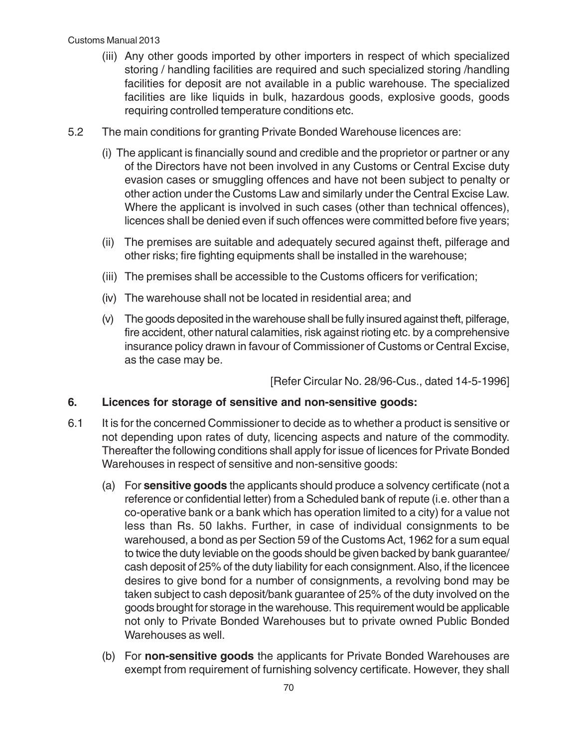(iii) Any other goods imported by other importers in respect of which specialized storing / handling facilities are required and such specialized storing /handling facilities for deposit are not available in a public warehouse. The specialized facilities are like liquids in bulk, hazardous goods, explosive goods, goods requiring controlled temperature conditions etc.

5.2 The main conditions for granting Private Bonded Warehouse licences are:

(i) The applicant is financially sound and credible and the proprietor or partner or any of the Directors have not been involved in any Customs or Central Excise duty evasion cases or smuggling offences and have not been subject to penalty or other action under the Customs Law and similarly under the Central Excise Law. Where the applicant is involved in such cases (other than technical offences), licences shall be denied even if such offences were committed before five years;

(ii) The premises are suitable and adequately secured against theft, pilferage and other risks; fire fighting equipments shall be installed in the warehouse;

(iii) The premises shall be accessible to the Customs officers for verification;

(iv) The warehouse shall not be located in residential area; and

(v) The goods deposited in the warehouse shall be fully insured against theft, pilferage, fire accident, other natural calamities, risk against rioting etc. by a comprehensive insurance policy drawn in favour of Commissioner of Customs or Central Excise, as the case may be.

[Refer Circular No. 28/96-Cus., dated 14-5-1996]

## 6. Licences for storage of sensitive and non-sensitive goods:

6.1 It is for the concerned Commissioner to decide as to whether a product is sensitive or not depending upon rates of duty, licencing aspects and nature of the commodity. Thereafter the following conditions shall apply for issue of licences for Private Bonded Warehouses in respect of sensitive and non-sensitive goods:

(a) For **sensitive goods** the applicants should produce a solvency certificate (not a reference or confidential letter) from a Scheduled bank of repute (i.e. other than a co-operative bank or a bank which has operation limited to a city) for a value not less than Rs. 50 lakhs. Further, in case of individual consignments to be warehoused, a bond as per Section 59 of the Customs Act, 1962 for a sum equal to twice the duty leviable on the goods should be given backed by bank guarantee/ cash deposit of 25% of the duty liability for each consignment. Also, if the licencee desires to give bond for a number of consignments, a revolving bond may be taken subject to cash deposit/bank guarantee of 25% of the duty involved on the goods brought for storage in the warehouse. This requirement would be applicable not only to Private Bonded Warehouses but to private owned Public Bonded Warehouses as well.

(b) For **non-sensitive goods** the applicants for Private Bonded Warehouses are exempt from requirement of furnishing solvency certificate. However, they shall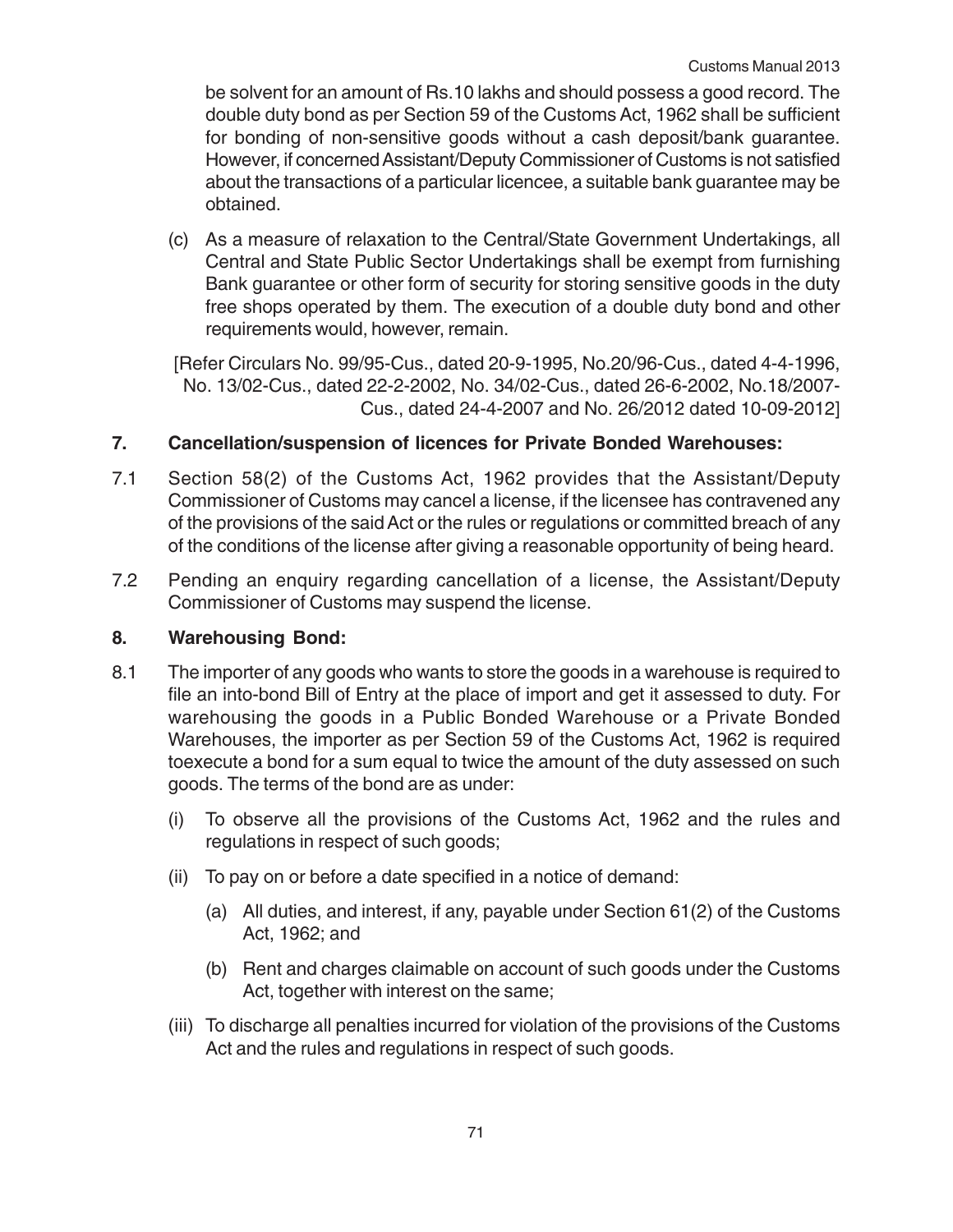be solvent for an amount of Rs.10 lakhs and should possess a good record. The double duty bond as per Section 59 of the Customs Act, 1962 shall be sufficient for bonding of non-sensitive goods without a cash deposit/bank guarantee. However, if concerned Assistant/Deputy Commissioner of Customs is not satisfied about the transactions of a particular licencee, a suitable bank guarantee may be obtained.

(c) As a measure of relaxation to the Central/State Government Undertakings, all Central and State Public Sector Undertakings shall be exempt from furnishing Bank guarantee or other form of security for storing sensitive goods in the duty free shops operated by them. The execution of a double duty bond and other requirements would, however, remain.

[Refer Circulars No. 99/95-Cus., dated 20-9-1995, No.20/96-Cus., dated 4-4-1996, No. 13/02-Cus., dated 22-2-2002, No. 34/02-Cus., dated 26-6-2002, No.18/2007-Cus., dated 24-4-2007 and No. 26/2012 dated 10-09-2012]

## 7. Cancellation/suspension of licences for Private Bonded Warehouses:

7.1 Section 58(2) of the Customs Act, 1962 provides that the Assistant/Deputy Commissioner of Customs may cancel a license, if the licensee has contravened any of the provisions of the said Act or the rules or regulations or committed breach of any of the conditions of the license after giving a reasonable opportunity of being heard.

7.2 Pending an enquiry regarding cancellation of a license, the Assistant/Deputy Commissioner of Customs may suspend the license.

## 8. Warehousing Bond:

8.1 The importer of any goods who wants to store the goods in a warehouse is required to file an into-bond Bill of Entry at the place of import and get it assessed to duty. For warehousing the goods in a Public Bonded Warehouse or a Private Bonded Warehouses, the importer as per Section 59 of the Customs Act, 1962 is required toexecute a bond for a sum equal to twice the amount of the duty assessed on such goods. The terms of the bond are as under:

(i) To observe all the provisions of the Customs Act, 1962 and the rules and regulations in respect of such goods;

(ii) To pay on or before a date specified in a notice of demand:

(a) All duties, and interest, if any, payable under Section 61(2) of the Customs Act, 1962; and

(b) Rent and charges claimable on account of such goods under the Customs Act, together with interest on the same;

(iii) To discharge all penalties incurred for violation of the provisions of the Customs Act and the rules and regulations in respect of such goods.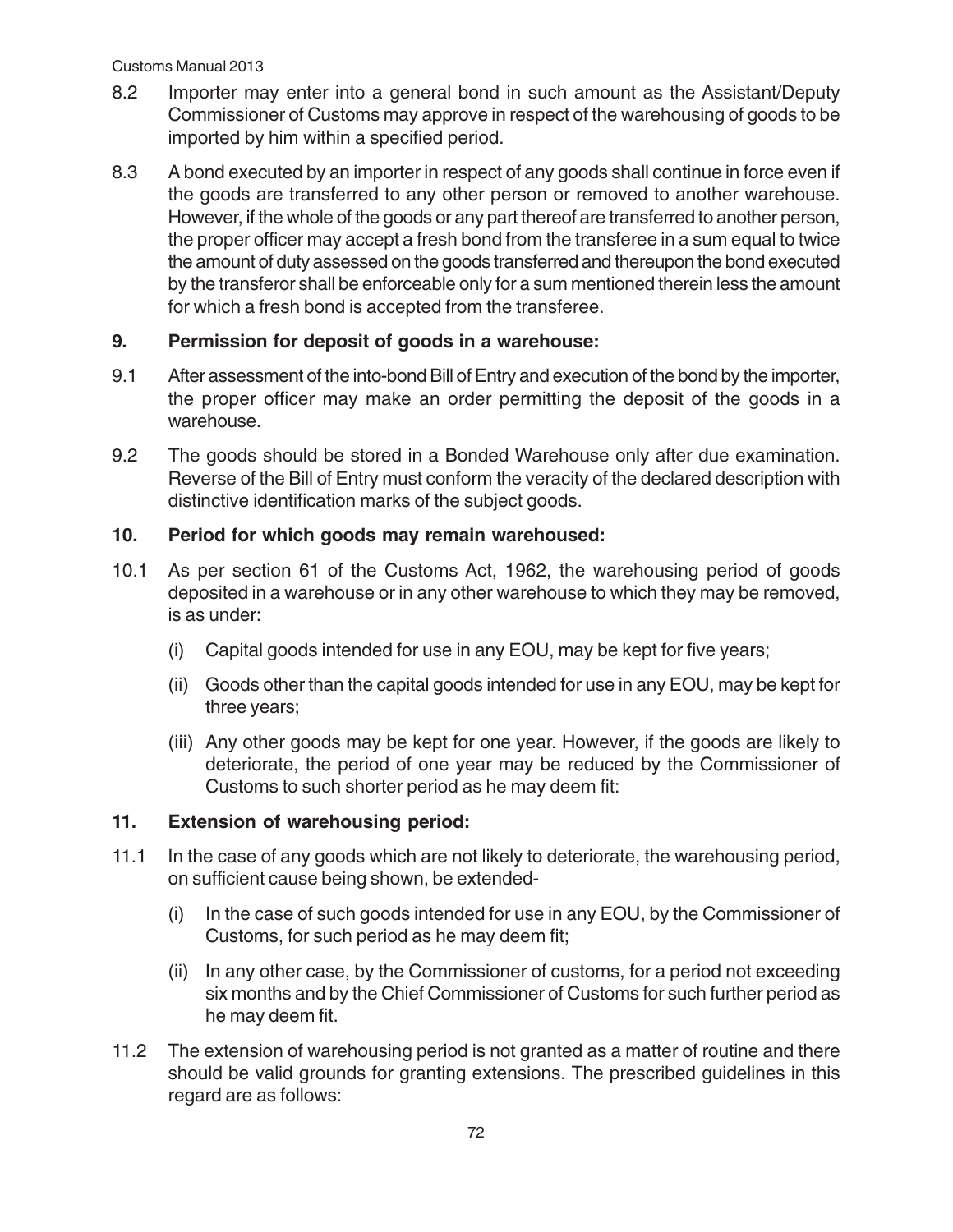8.2 Importer may enter into a general bond in such amount as the Assistant/Deputy Commissioner of Customs may approve in respect of the warehousing of goods to be imported by him within a specified period.

8.3 A bond executed by an importer in respect of any goods shall continue in force even if the goods are transferred to any other person or removed to another warehouse. However, if the whole of the goods or any part thereof are transferred to another person, the proper officer may accept a fresh bond from the transferee in a sum equal to twice the amount of duty assessed on the goods transferred and thereupon the bond executed by the transferor shall be enforceable only for a sum mentioned therein less the amount for which a fresh bond is accepted from the transferee.

## 9. Permission for deposit of goods in a warehouse:

9.1 After assessment of the into-bond Bill of Entry and execution of the bond by the importer, the proper officer may make an order permitting the deposit of the goods in a warehouse.

9.2 The goods should be stored in a Bonded Warehouse only after due examination. Reverse of the Bill of Entry must conform the veracity of the declared description with distinctive identification marks of the subject goods.

## 10. Period for which goods may remain warehoused:

10.1 As per section 61 of the Customs Act, 1962, the warehousing period of goods deposited in a warehouse or in any other warehouse to which they may be removed, is as under:

(i) Capital goods intended for use in any EOU, may be kept for five years;

(ii) Goods other than the capital goods intended for use in any EOU, may be kept for three years;

(iii) Any other goods may be kept for one year. However, if the goods are likely to deteriorate, the period of one year may be reduced by the Commissioner of Customs to such shorter period as he may deem fit:

## 11. Extension of warehousing period:

11.1 In the case of any goods which are not likely to deteriorate, the warehousing period, on sufficient cause being shown, be extended-

(i) In the case of such goods intended for use in any EOU, by the Commissioner of Customs, for such period as he may deem fit;

(ii) In any other case, by the Commissioner of customs, for a period not exceeding six months and by the Chief Commissioner of Customs for such further period as he may deem fit.

11.2 The extension of warehousing period is not granted as a matter of routine and there should be valid grounds for granting extensions. The prescribed guidelines in this regard are as follows: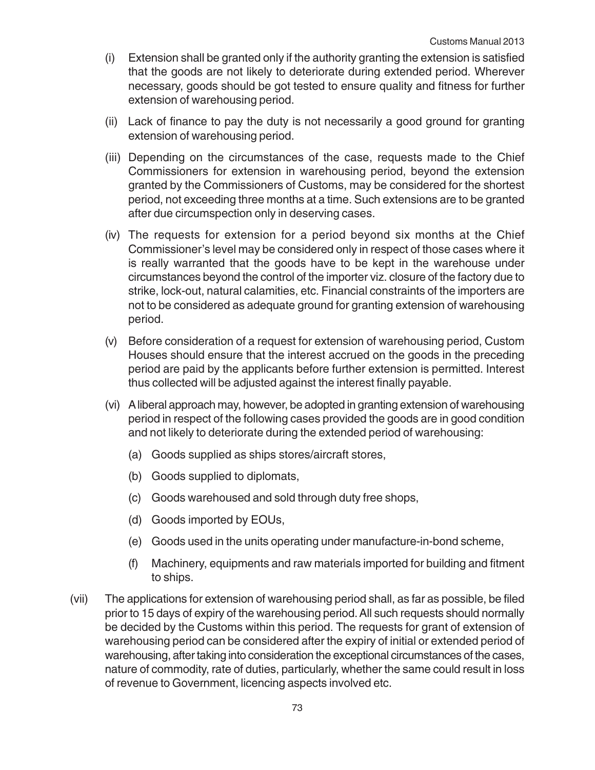(i) Extension shall be granted only if the authority granting the extension is satisfied that the goods are not likely to deteriorate during extended period. Wherever necessary, goods should be got tested to ensure quality and fitness for further extension of warehousing period.

(ii) Lack of finance to pay the duty is not necessarily a good ground for granting extension of warehousing period.

(iii) Depending on the circumstances of the case, requests made to the Chief Commissioners for extension in warehousing period, beyond the extension granted by the Commissioners of Customs, may be considered for the shortest period, not exceeding three months at a time. Such extensions are to be granted after due circumspection only in deserving cases.

(iv) The requests for extension for a period beyond six months at the Chief Commissioner's level may be considered only in respect of those cases where it is really warranted that the goods have to be kept in the warehouse under circumstances beyond the control of the importer viz. closure of the factory due to strike, lock-out, natural calamities, etc. Financial constraints of the importers are not to be considered as adequate ground for granting extension of warehousing period.

(v) Before consideration of a request for extension of warehousing period, Custom Houses should ensure that the interest accrued on the goods in the preceding period are paid by the applicants before further extension is permitted. Interest thus collected will be adjusted against the interest finally payable.

(vi) A liberal approach may, however, be adopted in granting extension of warehousing period in respect of the following cases provided the goods are in good condition and not likely to deteriorate during the extended period of warehousing:

   (a) Goods supplied as ships stores/aircraft stores,

   (b) Goods supplied to diplomats,

   (c) Goods warehoused and sold through duty free shops,

   (d) Goods imported by EOUs,

   (e) Goods used in the units operating under manufacture-in-bond scheme,

   (f) Machinery, equipments and raw materials imported for building and fitment to ships.

(vii) The applications for extension of warehousing period shall, as far as possible, be filed prior to 15 days of expiry of the warehousing period. All such requests should normally be decided by the Customs within this period. The requests for grant of extension of warehousing period can be considered after the expiry of initial or extended period of warehousing, after taking into consideration the exceptional circumstances of the cases, nature of commodity, rate of duties, particularly, whether the same could result in loss of revenue to Government, licencing aspects involved etc.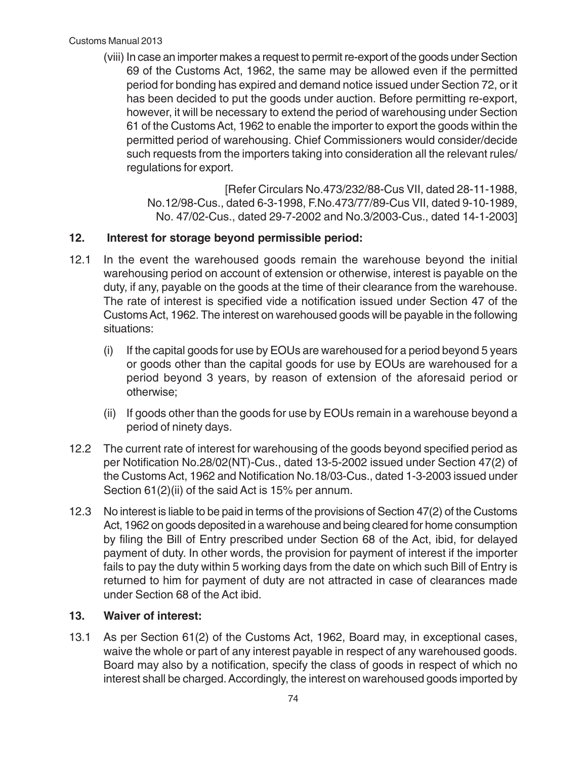(viii) In case an importer makes a request to permit re-export of the goods under Section 69 of the Customs Act, 1962, the same may be allowed even if the permitted period for bonding has expired and demand notice issued under Section 72, or it has been decided to put the goods under auction. Before permitting re-export, however, it will be necessary to extend the period of warehousing under Section 61 of the Customs Act, 1962 to enable the importer to export the goods within the permitted period of warehousing. Chief Commissioners would consider/decide such requests from the importers taking into consideration all the relevant rules/ regulations for export.

[Refer Circulars No.473/232/88-Cus VII, dated 28-11-1988, No.12/98-Cus., dated 6-3-1998, F.No.473/77/89-Cus VII, dated 9-10-1989, No. 47/02-Cus., dated 29-7-2002 and No.3/2003-Cus., dated 14-1-2003]

## 12. Interest for storage beyond permissible period:

12.1 In the event the warehoused goods remain the warehouse beyond the initial warehousing period on account of extension or otherwise, interest is payable on the duty, if any, payable on the goods at the time of their clearance from the warehouse. The rate of interest is specified vide a notification issued under Section 47 of the Customs Act, 1962. The interest on warehoused goods will be payable in the following situations:

(i) If the capital goods for use by EOUs are warehoused for a period beyond 5 years or goods other than the capital goods for use by EOUs are warehoused for a period beyond 3 years, by reason of extension of the aforesaid period or otherwise;

(ii) If goods other than the goods for use by EOUs remain in a warehouse beyond a period of ninety days.

12.2 The current rate of interest for warehousing of the goods beyond specified period as per Notification No.28/02(NT)-Cus., dated 13-5-2002 issued under Section 47(2) of the Customs Act, 1962 and Notification No.18/03-Cus., dated 1-3-2003 issued under Section 61(2)(ii) of the said Act is 15% per annum.

12.3 No interest is liable to be paid in terms of the provisions of Section 47(2) of the Customs Act, 1962 on goods deposited in a warehouse and being cleared for home consumption by filing the Bill of Entry prescribed under Section 68 of the Act, ibid, for delayed payment of duty. In other words, the provision for payment of interest if the importer fails to pay the duty within 5 working days from the date on which such Bill of Entry is returned to him for payment of duty are not attracted in case of clearances made under Section 68 of the Act ibid.

## 13. Waiver of interest:

13.1 As per Section 61(2) of the Customs Act, 1962, Board may, in exceptional cases, waive the whole or part of any interest payable in respect of any warehoused goods. Board may also by a notification, specify the class of goods in respect of which no interest shall be charged. Accordingly, the interest on warehoused goods imported by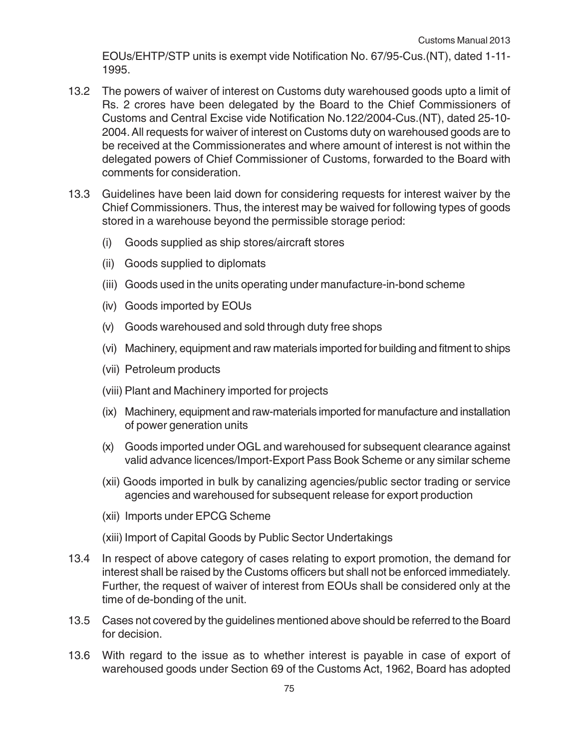EOUs/EHTP/STP units is exempt vide Notification No. 67/95-Cus.(NT), dated 1-11-1995.

13.2 The powers of waiver of interest on Customs duty warehoused goods upto a limit of Rs. 2 crores have been delegated by the Board to the Chief Commissioners of Customs and Central Excise vide Notification No.122/2004-Cus.(NT), dated 25-10-2004. All requests for waiver of interest on Customs duty on warehoused goods are to be received at the Commissionerates and where amount of interest is not within the delegated powers of Chief Commissioner of Customs, forwarded to the Board with comments for consideration.

13.3 Guidelines have been laid down for considering requests for interest waiver by the Chief Commissioners. Thus, the interest may be waived for following types of goods stored in a warehouse beyond the permissible storage period:

(i) Goods supplied as ship stores/aircraft stores

(ii) Goods supplied to diplomats

(iii) Goods used in the units operating under manufacture-in-bond scheme

(iv) Goods imported by EOUs

(v) Goods warehoused and sold through duty free shops

(vi) Machinery, equipment and raw materials imported for building and fitment to ships

(vii) Petroleum products

(viii) Plant and Machinery imported for projects

(ix) Machinery, equipment and raw-materials imported for manufacture and installation of power generation units

(x) Goods imported under OGL and warehoused for subsequent clearance against valid advance licences/Import-Export Pass Book Scheme or any similar scheme

(xii) Goods imported in bulk by canalizing agencies/public sector trading or service agencies and warehoused for subsequent release for export production

(xii) Imports under EPCG Scheme

(xiii) Import of Capital Goods by Public Sector Undertakings

13.4 In respect of above category of cases relating to export promotion, the demand for interest shall be raised by the Customs officers but shall not be enforced immediately. Further, the request of waiver of interest from EOUs shall be considered only at the time of de-bonding of the unit.

13.5 Cases not covered by the guidelines mentioned above should be referred to the Board for decision.

13.6 With regard to the issue as to whether interest is payable in case of export of warehoused goods under Section 69 of the Customs Act, 1962, Board has adopted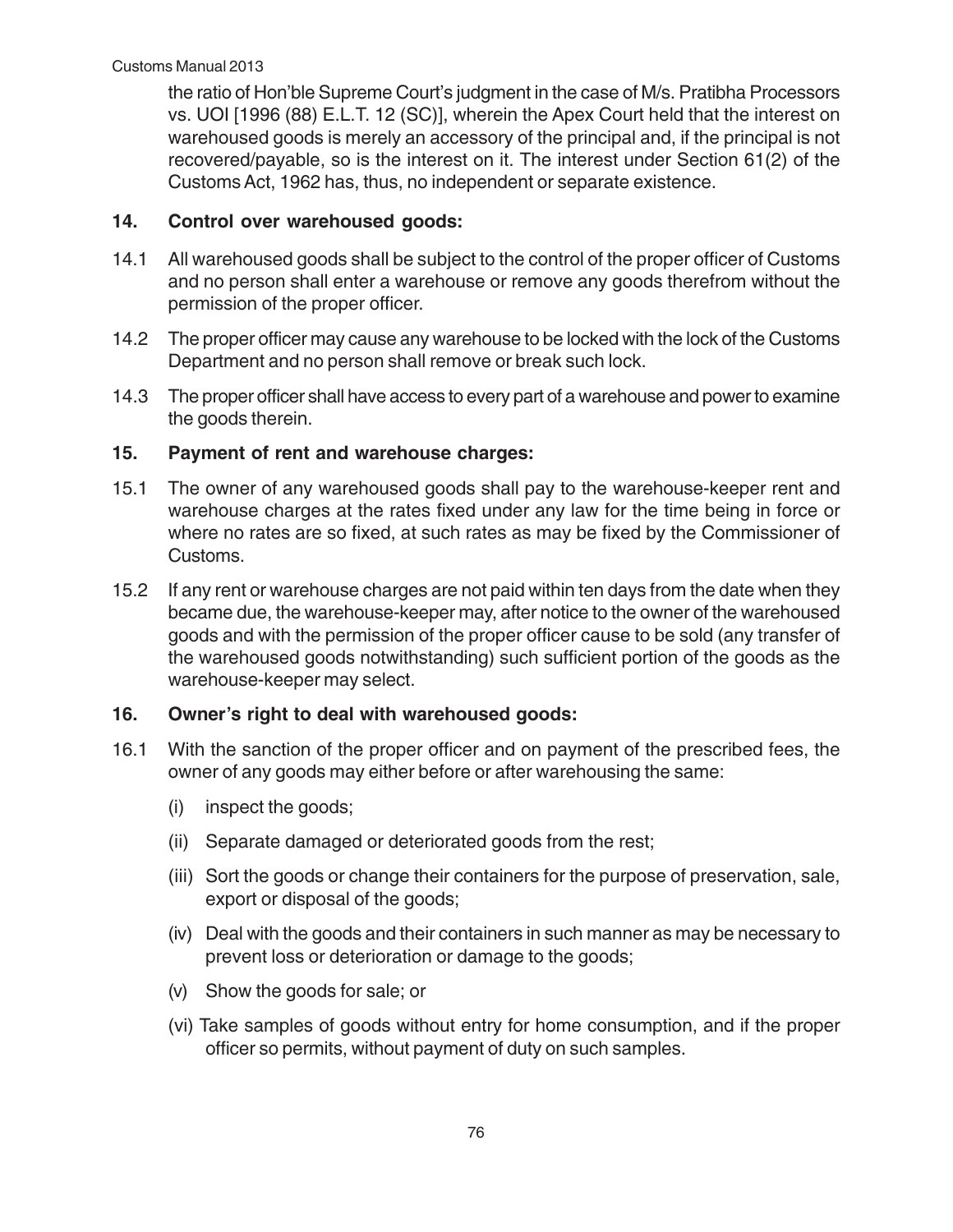the ratio of Hon'ble Supreme Court's judgment in the case of M/s. Pratibha Processors vs. UOI [1996 (88) E.L.T. 12 (SC)], wherein the Apex Court held that the interest on warehoused goods is merely an accessory of the principal and, if the principal is not recovered/payable, so is the interest on it. The interest under Section 61(2) of the Customs Act, 1962 has, thus, no independent or separate existence.

## 14. Control over warehoused goods:

14.1 All warehoused goods shall be subject to the control of the proper officer of Customs and no person shall enter a warehouse or remove any goods therefrom without the permission of the proper officer.

14.2 The proper officer may cause any warehouse to be locked with the lock of the Customs Department and no person shall remove or break such lock.

14.3 The proper officer shall have access to every part of a warehouse and power to examine the goods therein.

## 15. Payment of rent and warehouse charges:

15.1 The owner of any warehoused goods shall pay to the warehouse-keeper rent and warehouse charges at the rates fixed under any law for the time being in force or where no rates are so fixed, at such rates as may be fixed by the Commissioner of Customs.

15.2 If any rent or warehouse charges are not paid within ten days from the date when they became due, the warehouse-keeper may, after notice to the owner of the warehoused goods and with the permission of the proper officer cause to be sold (any transfer of the warehoused goods notwithstanding) such sufficient portion of the goods as the warehouse-keeper may select.

## 16. Owner's right to deal with warehoused goods:

16.1 With the sanction of the proper officer and on payment of the prescribed fees, the owner of any goods may either before or after warehousing the same:

(i) inspect the goods;

(ii) Separate damaged or deteriorated goods from the rest;

(iii) Sort the goods or change their containers for the purpose of preservation, sale, export or disposal of the goods;

(iv) Deal with the goods and their containers in such manner as may be necessary to prevent loss or deterioration or damage to the goods;

(v) Show the goods for sale; or

(vi) Take samples of goods without entry for home consumption, and if the proper officer so permits, without payment of duty on such samples.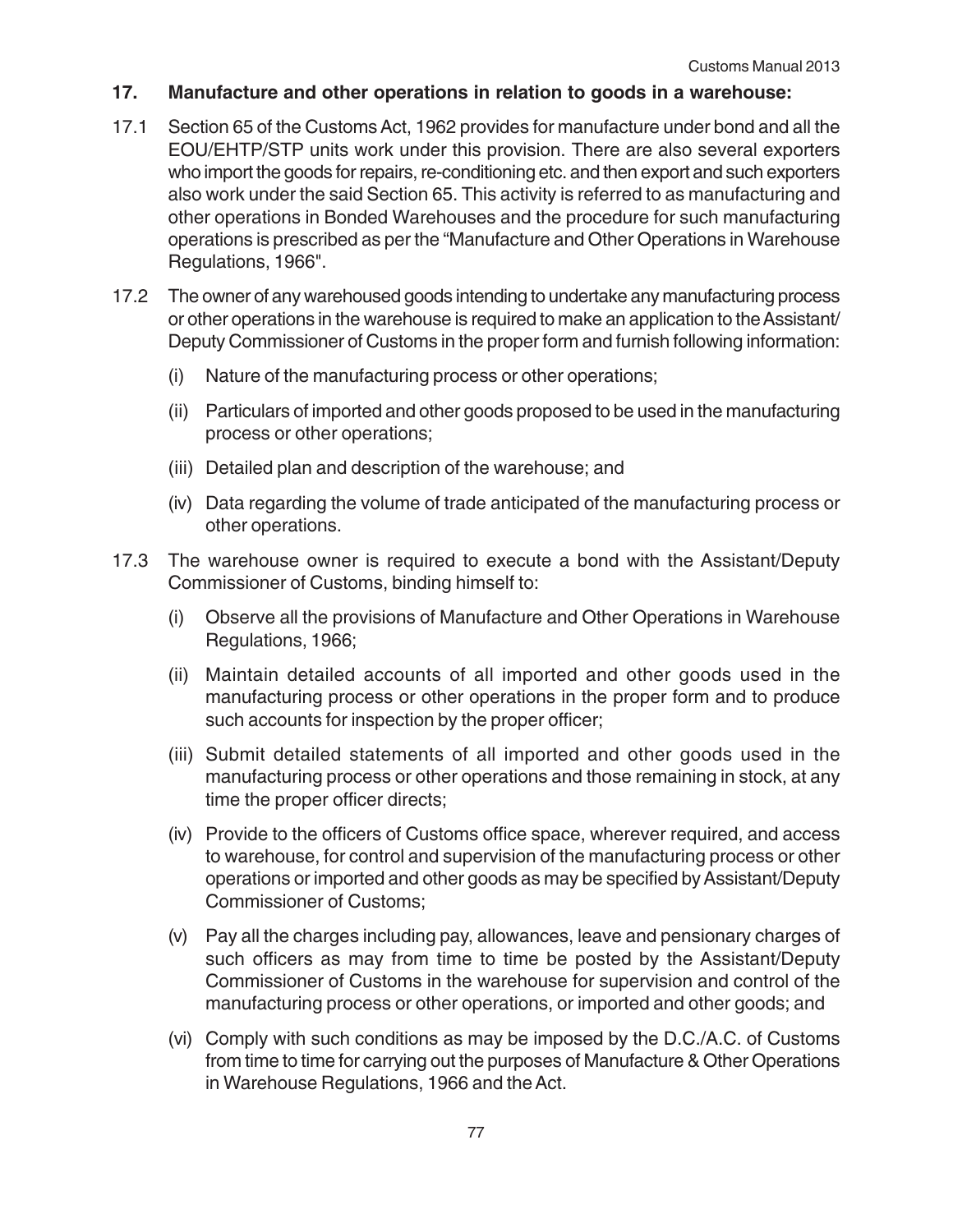## 17. Manufacture and other operations in relation to goods in a warehouse:

17.1 Section 65 of the Customs Act, 1962 provides for manufacture under bond and all the EOU/EHTP/STP units work under this provision. There are also several exporters who import the goods for repairs, re-conditioning etc. and then export and such exporters also work under the said Section 65. This activity is referred to as manufacturing and other operations in Bonded Warehouses and the procedure for such manufacturing operations is prescribed as per the "Manufacture and Other Operations in Warehouse Regulations, 1966".

17.2 The owner of any warehoused goods intending to undertake any manufacturing process or other operations in the warehouse is required to make an application to the Assistant/ Deputy Commissioner of Customs in the proper form and furnish following information:

- (i) Nature of the manufacturing process or other operations;
- (ii) Particulars of imported and other goods proposed to be used in the manufacturing process or other operations;
- (iii) Detailed plan and description of the warehouse; and
- (iv) Data regarding the volume of trade anticipated of the manufacturing process or other operations.

17.3 The warehouse owner is required to execute a bond with the Assistant/Deputy Commissioner of Customs, binding himself to:

- (i) Observe all the provisions of Manufacture and Other Operations in Warehouse Regulations, 1966;
- (ii) Maintain detailed accounts of all imported and other goods used in the manufacturing process or other operations in the proper form and to produce such accounts for inspection by the proper officer;
- (iii) Submit detailed statements of all imported and other goods used in the manufacturing process or other operations and those remaining in stock, at any time the proper officer directs;
- (iv) Provide to the officers of Customs office space, wherever required, and access to warehouse, for control and supervision of the manufacturing process or other operations or imported and other goods as may be specified by Assistant/Deputy Commissioner of Customs;
- (v) Pay all the charges including pay, allowances, leave and pensionary charges of such officers as may from time to time be posted by the Assistant/Deputy Commissioner of Customs in the warehouse for supervision and control of the manufacturing process or other operations, or imported and other goods; and
- (vi) Comply with such conditions as may be imposed by the D.C./A.C. of Customs from time to time for carrying out the purposes of Manufacture & Other Operations in Warehouse Regulations, 1966 and the Act.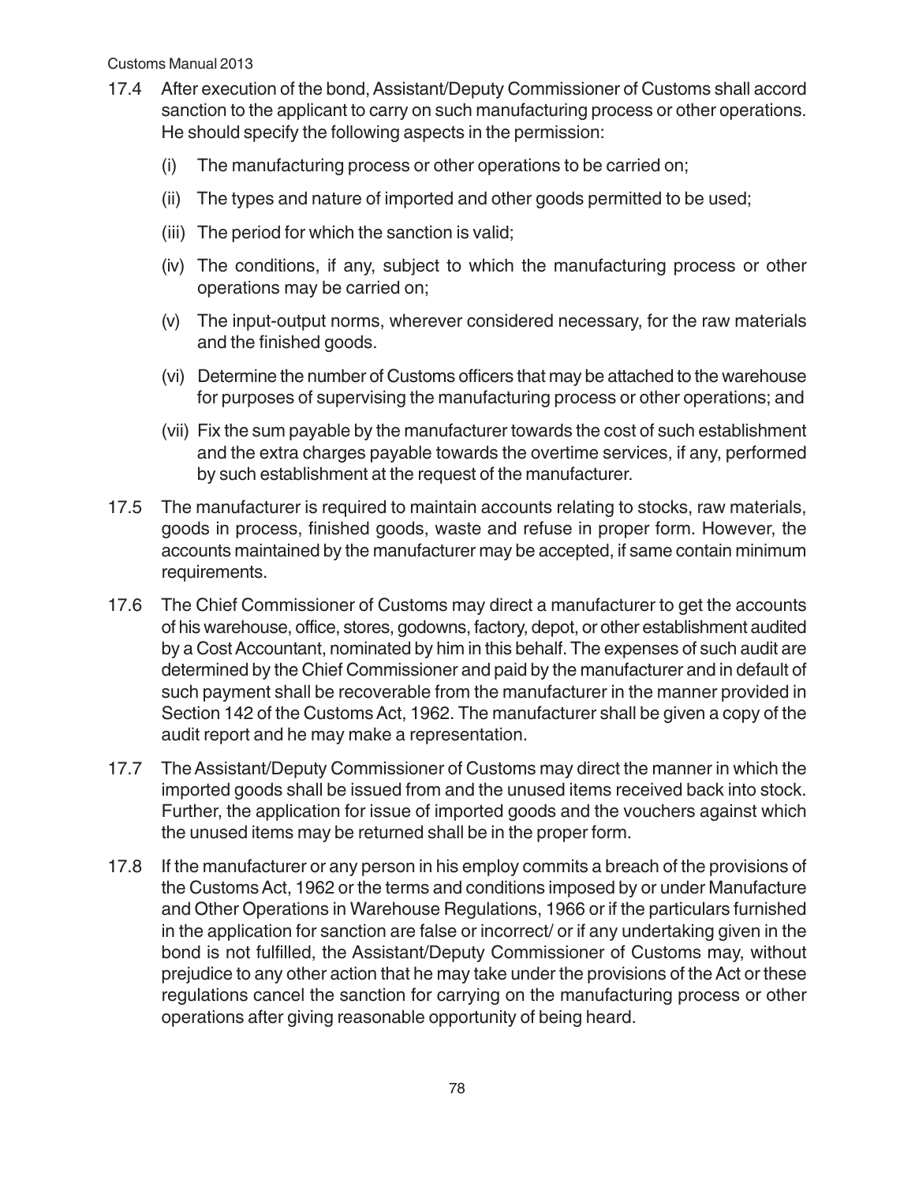17.4 After execution of the bond, Assistant/Deputy Commissioner of Customs shall accord sanction to the applicant to carry on such manufacturing process or other operations. He should specify the following aspects in the permission:

(i) The manufacturing process or other operations to be carried on;

(ii) The types and nature of imported and other goods permitted to be used;

(iii) The period for which the sanction is valid;

(iv) The conditions, if any, subject to which the manufacturing process or other operations may be carried on;

(v) The input-output norms, wherever considered necessary, for the raw materials and the finished goods.

(vi) Determine the number of Customs officers that may be attached to the warehouse for purposes of supervising the manufacturing process or other operations; and

(vii) Fix the sum payable by the manufacturer towards the cost of such establishment and the extra charges payable towards the overtime services, if any, performed by such establishment at the request of the manufacturer.

17.5 The manufacturer is required to maintain accounts relating to stocks, raw materials, goods in process, finished goods, waste and refuse in proper form. However, the accounts maintained by the manufacturer may be accepted, if same contain minimum requirements.

17.6 The Chief Commissioner of Customs may direct a manufacturer to get the accounts of his warehouse, office, stores, godowns, factory, depot, or other establishment audited by a Cost Accountant, nominated by him in this behalf. The expenses of such audit are determined by the Chief Commissioner and paid by the manufacturer and in default of such payment shall be recoverable from the manufacturer in the manner provided in Section 142 of the Customs Act, 1962. The manufacturer shall be given a copy of the audit report and he may make a representation.

17.7 The Assistant/Deputy Commissioner of Customs may direct the manner in which the imported goods shall be issued from and the unused items received back into stock. Further, the application for issue of imported goods and the vouchers against which the unused items may be returned shall be in the proper form.

17.8 If the manufacturer or any person in his employ commits a breach of the provisions of the Customs Act, 1962 or the terms and conditions imposed by or under Manufacture and Other Operations in Warehouse Regulations, 1966 or if the particulars furnished in the application for sanction are false or incorrect/ or if any undertaking given in the bond is not fulfilled, the Assistant/Deputy Commissioner of Customs may, without prejudice to any other action that he may take under the provisions of the Act or these regulations cancel the sanction for carrying on the manufacturing process or other operations after giving reasonable opportunity of being heard.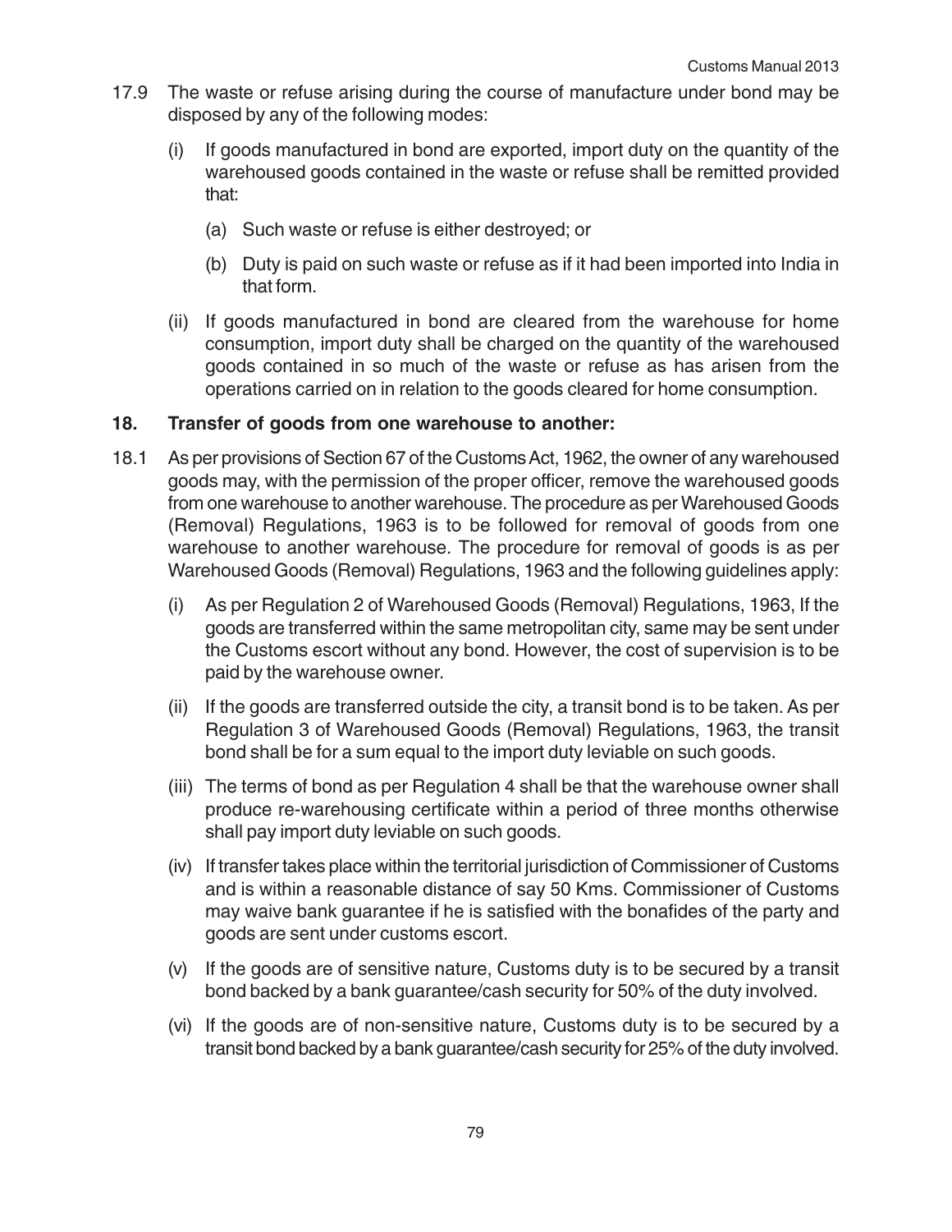17.9 The waste or refuse arising during the course of manufacture under bond may be disposed by any of the following modes:

(i) If goods manufactured in bond are exported, import duty on the quantity of the warehoused goods contained in the waste or refuse shall be remitted provided that:

(a) Such waste or refuse is either destroyed; or

(b) Duty is paid on such waste or refuse as if it had been imported into India in that form.

(ii) If goods manufactured in bond are cleared from the warehouse for home consumption, import duty shall be charged on the quantity of the warehoused goods contained in so much of the waste or refuse as has arisen from the operations carried on in relation to the goods cleared for home consumption.

## 18. Transfer of goods from one warehouse to another:

18.1 As per provisions of Section 67 of the Customs Act, 1962, the owner of any warehoused goods may, with the permission of the proper officer, remove the warehoused goods from one warehouse to another warehouse. The procedure as per Warehoused Goods (Removal) Regulations, 1963 is to be followed for removal of goods from one warehouse to another warehouse. The procedure for removal of goods is as per Warehoused Goods (Removal) Regulations, 1963 and the following guidelines apply:

(i) As per Regulation 2 of Warehoused Goods (Removal) Regulations, 1963, If the goods are transferred within the same metropolitan city, same may be sent under the Customs escort without any bond. However, the cost of supervision is to be paid by the warehouse owner.

(ii) If the goods are transferred outside the city, a transit bond is to be taken. As per Regulation 3 of Warehoused Goods (Removal) Regulations, 1963, the transit bond shall be for a sum equal to the import duty leviable on such goods.

(iii) The terms of bond as per Regulation 4 shall be that the warehouse owner shall produce re-warehousing certificate within a period of three months otherwise shall pay import duty leviable on such goods.

(iv) If transfer takes place within the territorial jurisdiction of Commissioner of Customs and is within a reasonable distance of say 50 Kms. Commissioner of Customs may waive bank guarantee if he is satisfied with the bonafides of the party and goods are sent under customs escort.

(v) If the goods are of sensitive nature, Customs duty is to be secured by a transit bond backed by a bank guarantee/cash security for 50% of the duty involved.

(vi) If the goods are of non-sensitive nature, Customs duty is to be secured by a transit bond backed by a bank guarantee/cash security for 25% of the duty involved.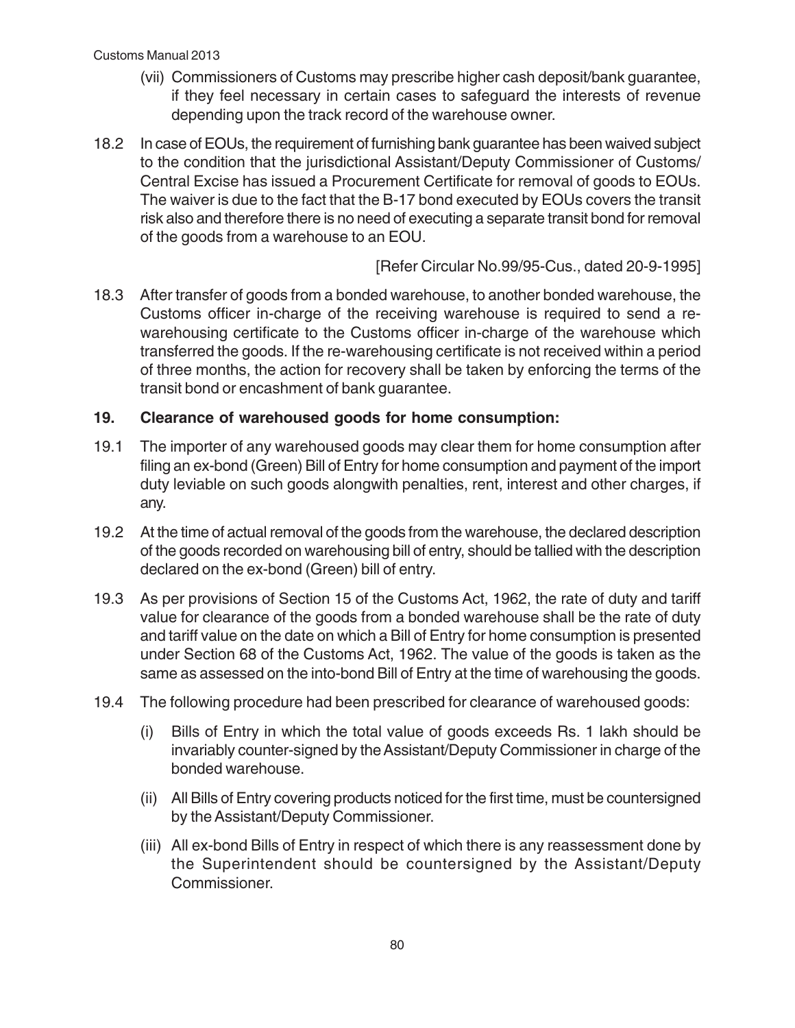(vii) Commissioners of Customs may prescribe higher cash deposit/bank guarantee, if they feel necessary in certain cases to safeguard the interests of revenue depending upon the track record of the warehouse owner.

18.2 In case of EOUs, the requirement of furnishing bank guarantee has been waived subject to the condition that the jurisdictional Assistant/Deputy Commissioner of Customs/ Central Excise has issued a Procurement Certificate for removal of goods to EOUs. The waiver is due to the fact that the B-17 bond executed by EOUs covers the transit risk also and therefore there is no need of executing a separate transit bond for removal of the goods from a warehouse to an EOU.

[Refer Circular No.99/95-Cus., dated 20-9-1995]

18.3 After transfer of goods from a bonded warehouse, to another bonded warehouse, the Customs officer in-charge of the receiving warehouse is required to send a re-warehousing certificate to the Customs officer in-charge of the warehouse which transferred the goods. If the re-warehousing certificate is not received within a period of three months, the action for recovery shall be taken by enforcing the terms of the transit bond or encashment of bank guarantee.

## 19. Clearance of warehoused goods for home consumption:

19.1 The importer of any warehoused goods may clear them for home consumption after filing an ex-bond (Green) Bill of Entry for home consumption and payment of the import duty leviable on such goods alongwith penalties, rent, interest and other charges, if any.

19.2 At the time of actual removal of the goods from the warehouse, the declared description of the goods recorded on warehousing bill of entry, should be tallied with the description declared on the ex-bond (Green) bill of entry.

19.3 As per provisions of Section 15 of the Customs Act, 1962, the rate of duty and tariff value for clearance of the goods from a bonded warehouse shall be the rate of duty and tariff value on the date on which a Bill of Entry for home consumption is presented under Section 68 of the Customs Act, 1962. The value of the goods is taken as the same as assessed on the into-bond Bill of Entry at the time of warehousing the goods.

19.4 The following procedure had been prescribed for clearance of warehoused goods:

(i) Bills of Entry in which the total value of goods exceeds Rs. 1 lakh should be invariably counter-signed by the Assistant/Deputy Commissioner in charge of the bonded warehouse.

(ii) All Bills of Entry covering products noticed for the first time, must be countersigned by the Assistant/Deputy Commissioner.

(iii) All ex-bond Bills of Entry in respect of which there is any reassessment done by the Superintendent should be countersigned by the Assistant/Deputy Commissioner.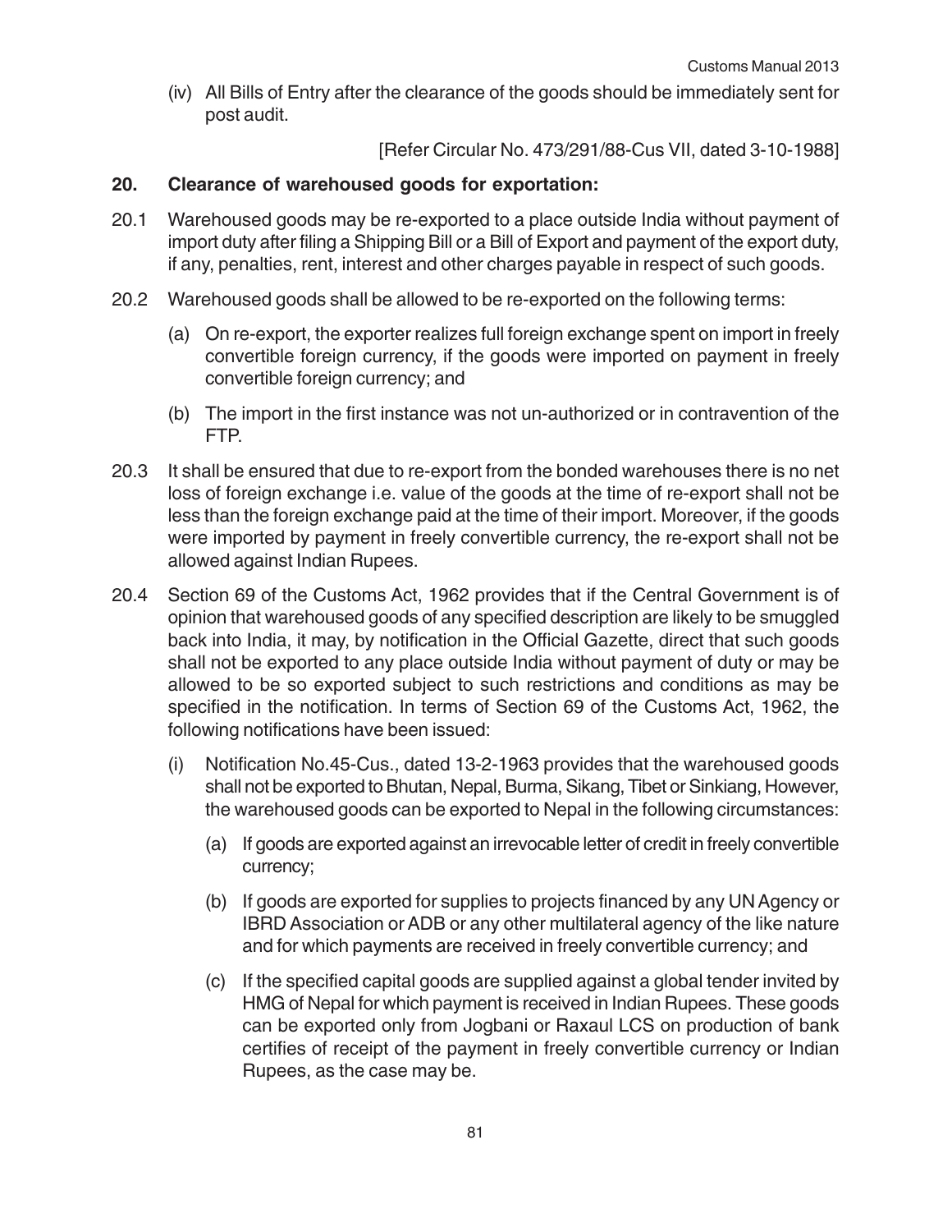(iv) All Bills of Entry after the clearance of the goods should be immediately sent for post audit.

[Refer Circular No. 473/291/88-Cus VII, dated 3-10-1988]

## 20. Clearance of warehoused goods for exportation:

20.1 Warehoused goods may be re-exported to a place outside India without payment of import duty after filing a Shipping Bill or a Bill of Export and payment of the export duty, if any, penalties, rent, interest and other charges payable in respect of such goods.

20.2 Warehoused goods shall be allowed to be re-exported on the following terms:

(a) On re-export, the exporter realizes full foreign exchange spent on import in freely convertible foreign currency, if the goods were imported on payment in freely convertible foreign currency; and

(b) The import in the first instance was not un-authorized or in contravention of the FTP.

20.3 It shall be ensured that due to re-export from the bonded warehouses there is no net loss of foreign exchange i.e. value of the goods at the time of re-export shall not be less than the foreign exchange paid at the time of their import. Moreover, if the goods were imported by payment in freely convertible currency, the re-export shall not be allowed against Indian Rupees.

20.4 Section 69 of the Customs Act, 1962 provides that if the Central Government is of opinion that warehoused goods of any specified description are likely to be smuggled back into India, it may, by notification in the Official Gazette, direct that such goods shall not be exported to any place outside India without payment of duty or may be allowed to be so exported subject to such restrictions and conditions as may be specified in the notification. In terms of Section 69 of the Customs Act, 1962, the following notifications have been issued:

(i) Notification No.45-Cus., dated 13-2-1963 provides that the warehoused goods shall not be exported to Bhutan, Nepal, Burma, Sikang, Tibet or Sinkiang, However, the warehoused goods can be exported to Nepal in the following circumstances:

(a) If goods are exported against an irrevocable letter of credit in freely convertible currency;

(b) If goods are exported for supplies to projects financed by any UN Agency or IBRD Association or ADB or any other multilateral agency of the like nature and for which payments are received in freely convertible currency; and

(c) If the specified capital goods are supplied against a global tender invited by HMG of Nepal for which payment is received in Indian Rupees. These goods can be exported only from Jogbani or Raxaul LCS on production of bank certifies of receipt of the payment in freely convertible currency or Indian Rupees, as the case may be.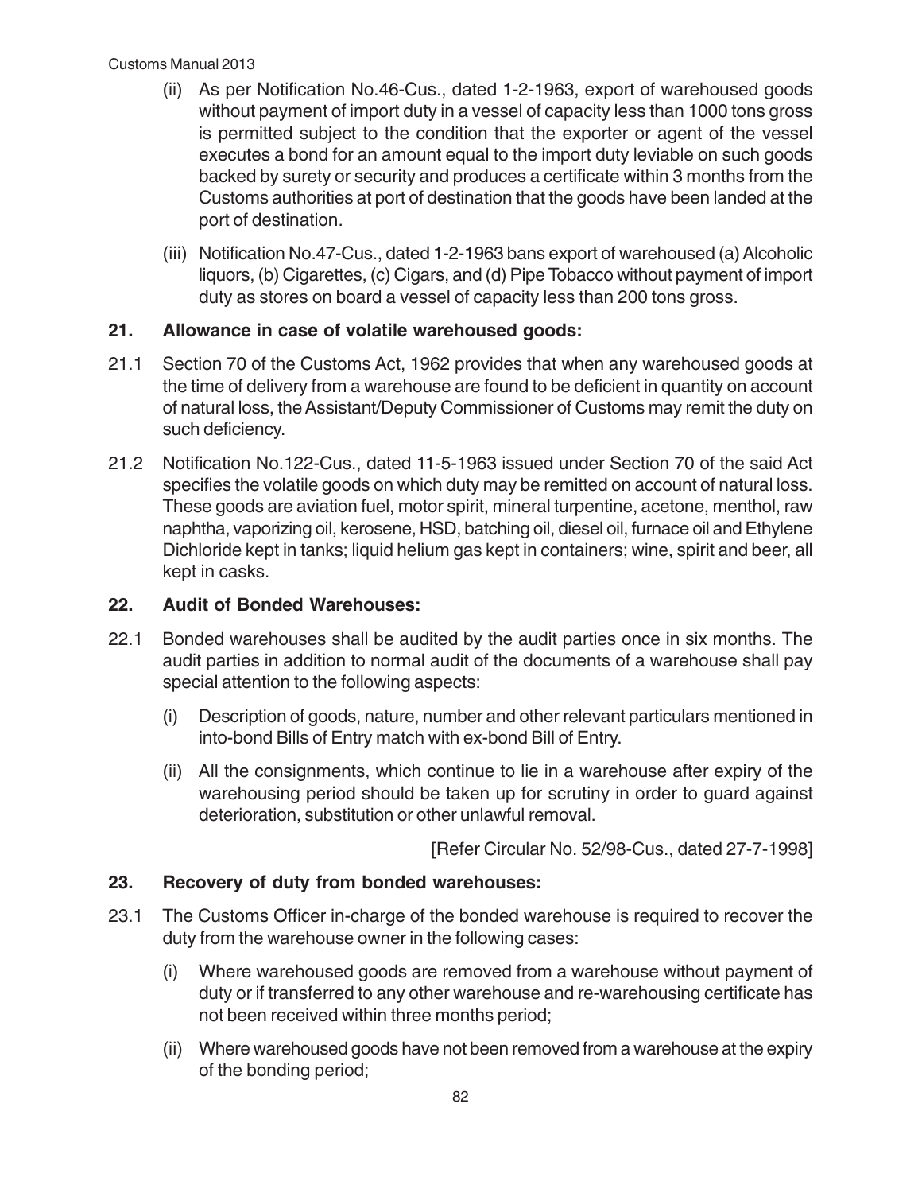(ii) As per Notification No.46-Cus., dated 1-2-1963, export of warehoused goods without payment of import duty in a vessel of capacity less than 1000 tons gross is permitted subject to the condition that the exporter or agent of the vessel executes a bond for an amount equal to the import duty leviable on such goods backed by surety or security and produces a certificate within 3 months from the Customs authorities at port of destination that the goods have been landed at the port of destination.

(iii) Notification No.47-Cus., dated 1-2-1963 bans export of warehoused (a) Alcoholic liquors, (b) Cigarettes, (c) Cigars, and (d) Pipe Tobacco without payment of import duty as stores on board a vessel of capacity less than 200 tons gross.

## 21. Allowance in case of volatile warehoused goods:

21.1 Section 70 of the Customs Act, 1962 provides that when any warehoused goods at the time of delivery from a warehouse are found to be deficient in quantity on account of natural loss, the Assistant/Deputy Commissioner of Customs may remit the duty on such deficiency.

21.2 Notification No.122-Cus., dated 11-5-1963 issued under Section 70 of the said Act specifies the volatile goods on which duty may be remitted on account of natural loss. These goods are aviation fuel, motor spirit, mineral turpentine, acetone, menthol, raw naphtha, vaporizing oil, kerosene, HSD, batching oil, diesel oil, furnace oil and Ethylene Dichloride kept in tanks; liquid helium gas kept in containers; wine, spirit and beer, all kept in casks.

## 22. Audit of Bonded Warehouses:

22.1 Bonded warehouses shall be audited by the audit parties once in six months. The audit parties in addition to normal audit of the documents of a warehouse shall pay special attention to the following aspects:

(i) Description of goods, nature, number and other relevant particulars mentioned in into-bond Bills of Entry match with ex-bond Bill of Entry.

(ii) All the consignments, which continue to lie in a warehouse after expiry of the warehousing period should be taken up for scrutiny in order to guard against deterioration, substitution or other unlawful removal.

[Refer Circular No. 52/98-Cus., dated 27-7-1998]

## 23. Recovery of duty from bonded warehouses:

23.1 The Customs Officer in-charge of the bonded warehouse is required to recover the duty from the warehouse owner in the following cases:

(i) Where warehoused goods are removed from a warehouse without payment of duty or if transferred to any other warehouse and re-warehousing certificate has not been received within three months period;

(ii) Where warehoused goods have not been removed from a warehouse at the expiry of the bonding period;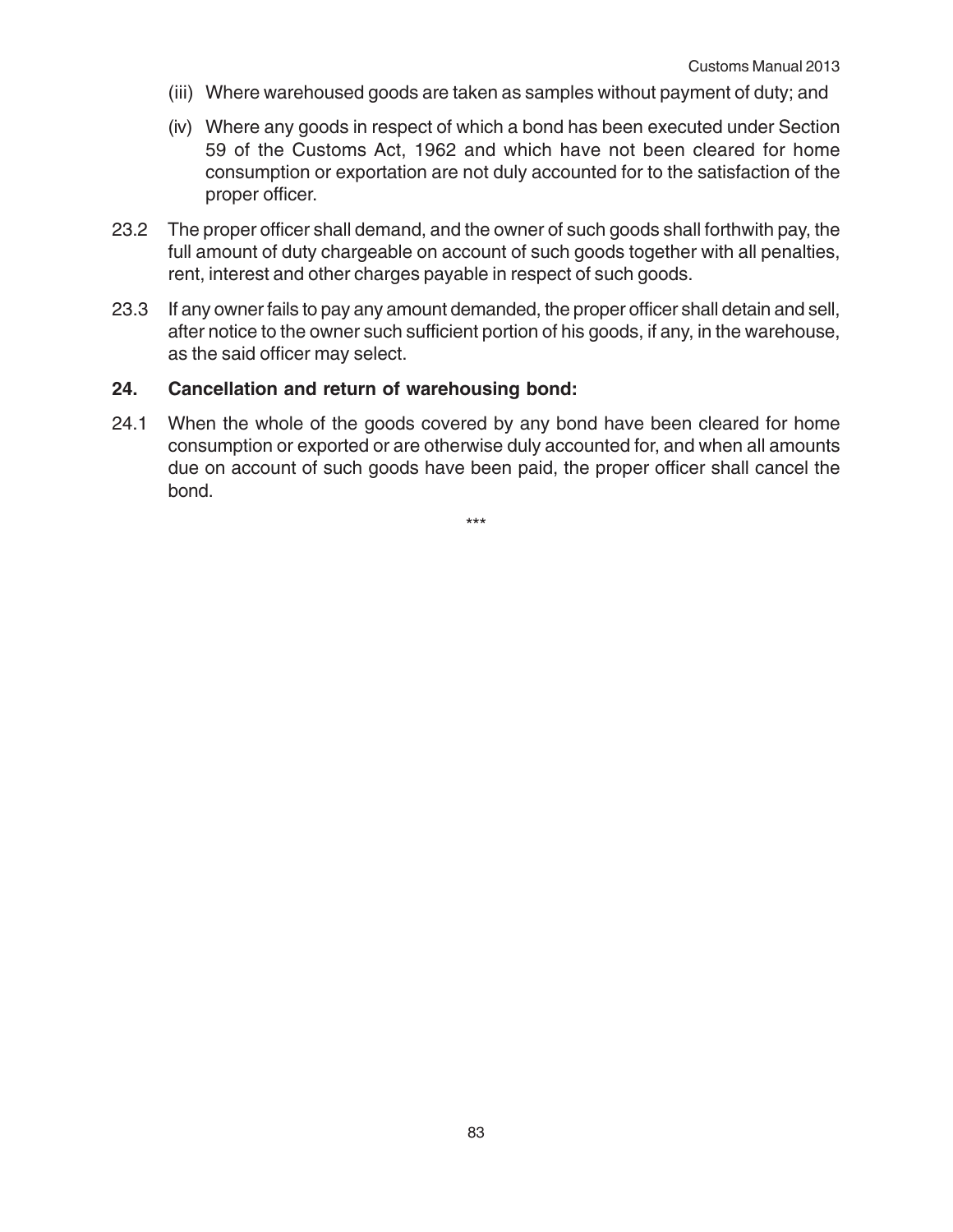(iii) Where warehoused goods are taken as samples without payment of duty; and

(iv) Where any goods in respect of which a bond has been executed under Section 59 of the Customs Act, 1962 and which have not been cleared for home consumption or exportation are not duly accounted for to the satisfaction of the proper officer.

23.2 The proper officer shall demand, and the owner of such goods shall forthwith pay, the full amount of duty chargeable on account of such goods together with all penalties, rent, interest and other charges payable in respect of such goods.

23.3 If any owner fails to pay any amount demanded, the proper officer shall detain and sell, after notice to the owner such sufficient portion of his goods, if any, in the warehouse, as the said officer may select.

**24. Cancellation and return of warehousing bond:**

24.1 When the whole of the goods covered by any bond have been cleared for home consumption or exported or are otherwise duly accounted for, and when all amounts due on account of such goods have been paid, the proper officer shall cancel the bond.

***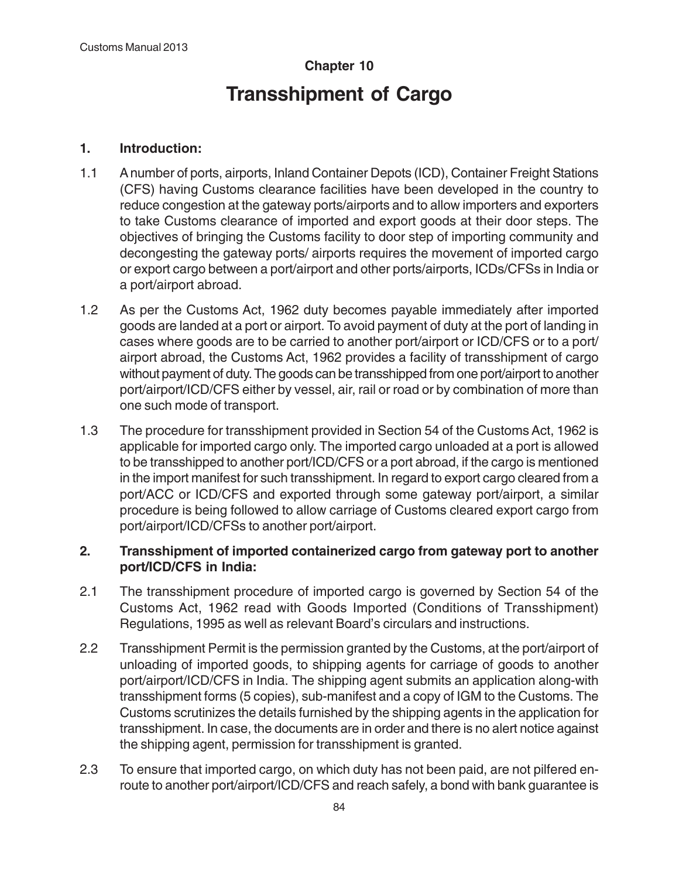## Chapter 10

# Transshipment of Cargo

### 1. Introduction:

1.1 A number of ports, airports, Inland Container Depots (ICD), Container Freight Stations (CFS) having Customs clearance facilities have been developed in the country to reduce congestion at the gateway ports/airports and to allow importers and exporters to take Customs clearance of imported and export goods at their door steps. The objectives of bringing the Customs facility to door step of importing community and decongesting the gateway ports/ airports requires the movement of imported cargo or export cargo between a port/airport and other ports/airports, ICDs/CFSs in India or a port/airport abroad.

1.2 As per the Customs Act, 1962 duty becomes payable immediately after imported goods are landed at a port or airport. To avoid payment of duty at the port of landing in cases where goods are to be carried to another port/airport or ICD/CFS or to a port/airport abroad, the Customs Act, 1962 provides a facility of transshipment of cargo without payment of duty. The goods can be transshipped from one port/airport to another port/airport/ICD/CFS either by vessel, air, rail or road or by combination of more than one such mode of transport.

1.3 The procedure for transshipment provided in Section 54 of the Customs Act, 1962 is applicable for imported cargo only. The imported cargo unloaded at a port is allowed to be transshipped to another port/ICD/CFS or a port abroad, if the cargo is mentioned in the import manifest for such transshipment. In regard to export cargo cleared from a port/ACC or ICD/CFS and exported through some gateway port/airport, a similar procedure is being followed to allow carriage of Customs cleared export cargo from port/airport/ICD/CFSs to another port/airport.

### 2. Transshipment of imported containerized cargo from gateway port to another port/ICD/CFS in India:

2.1 The transshipment procedure of imported cargo is governed by Section 54 of the Customs Act, 1962 read with Goods Imported (Conditions of Transshipment) Regulations, 1995 as well as relevant Board's circulars and instructions.

2.2 Transshipment Permit is the permission granted by the Customs, at the port/airport of unloading of imported goods, to shipping agents for carriage of goods to another port/airport/ICD/CFS in India. The shipping agent submits an application along-with transshipment forms (5 copies), sub-manifest and a copy of IGM to the Customs. The Customs scrutinizes the details furnished by the shipping agents in the application for transshipment. In case, the documents are in order and there is no alert notice against the shipping agent, permission for transshipment is granted.

2.3 To ensure that imported cargo, on which duty has not been paid, are not pilfered en-route to another port/airport/ICD/CFS and reach safely, a bond with bank guarantee is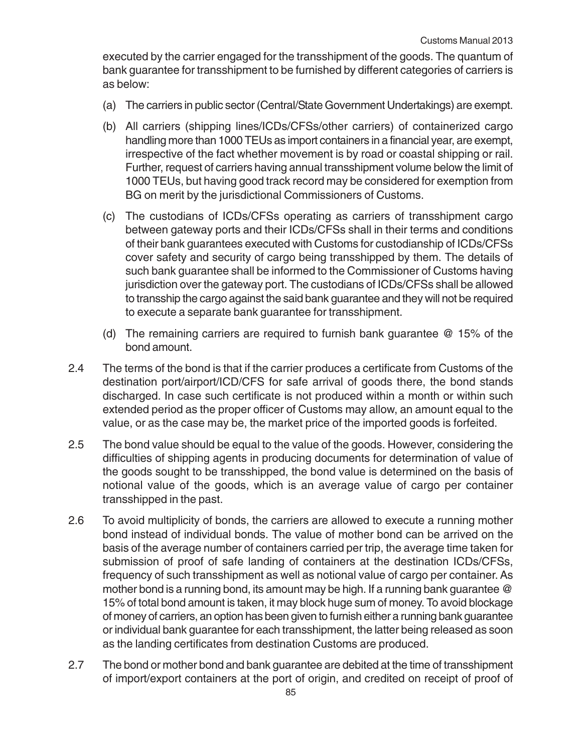executed by the carrier engaged for the transshipment of the goods. The quantum of bank guarantee for transshipment to be furnished by different categories of carriers is as below:

(a) The carriers in public sector (Central/State Government Undertakings) are exempt.

(b) All carriers (shipping lines/ICDs/CFSs/other carriers) of containerized cargo handling more than 1000 TEUs as import containers in a financial year, are exempt, irrespective of the fact whether movement is by road or coastal shipping or rail. Further, request of carriers having annual transshipment volume below the limit of 1000 TEUs, but having good track record may be considered for exemption from BG on merit by the jurisdictional Commissioners of Customs.

(c) The custodians of ICDs/CFSs operating as carriers of transshipment cargo between gateway ports and their ICDs/CFSs shall in their terms and conditions of their bank guarantees executed with Customs for custodianship of ICDs/CFSs cover safety and security of cargo being transshipped by them. The details of such bank guarantee shall be informed to the Commissioner of Customs having jurisdiction over the gateway port. The custodians of ICDs/CFSs shall be allowed to transship the cargo against the said bank guarantee and they will not be required to execute a separate bank guarantee for transshipment.

(d) The remaining carriers are required to furnish bank guarantee @ 15% of the bond amount.

2.4 The terms of the bond is that if the carrier produces a certificate from Customs of the destination port/airport/ICD/CFS for safe arrival of goods there, the bond stands discharged. In case such certificate is not produced within a month or within such extended period as the proper officer of Customs may allow, an amount equal to the value, or as the case may be, the market price of the imported goods is forfeited.

2.5 The bond value should be equal to the value of the goods. However, considering the difficulties of shipping agents in producing documents for determination of value of the goods sought to be transshipped, the bond value is determined on the basis of notional value of the goods, which is an average value of cargo per container transshipped in the past.

2.6 To avoid multiplicity of bonds, the carriers are allowed to execute a running mother bond instead of individual bonds. The value of mother bond can be arrived on the basis of the average number of containers carried per trip, the average time taken for submission of proof of safe landing of containers at the destination ICDs/CFSs, frequency of such transshipment as well as notional value of cargo per container. As mother bond is a running bond, its amount may be high. If a running bank guarantee @ 15% of total bond amount is taken, it may block huge sum of money. To avoid blockage of money of carriers, an option has been given to furnish either a running bank guarantee or individual bank guarantee for each transshipment, the latter being released as soon as the landing certificates from destination Customs are produced.

2.7 The bond or mother bond and bank guarantee are debited at the time of transshipment of import/export containers at the port of origin, and credited on receipt of proof of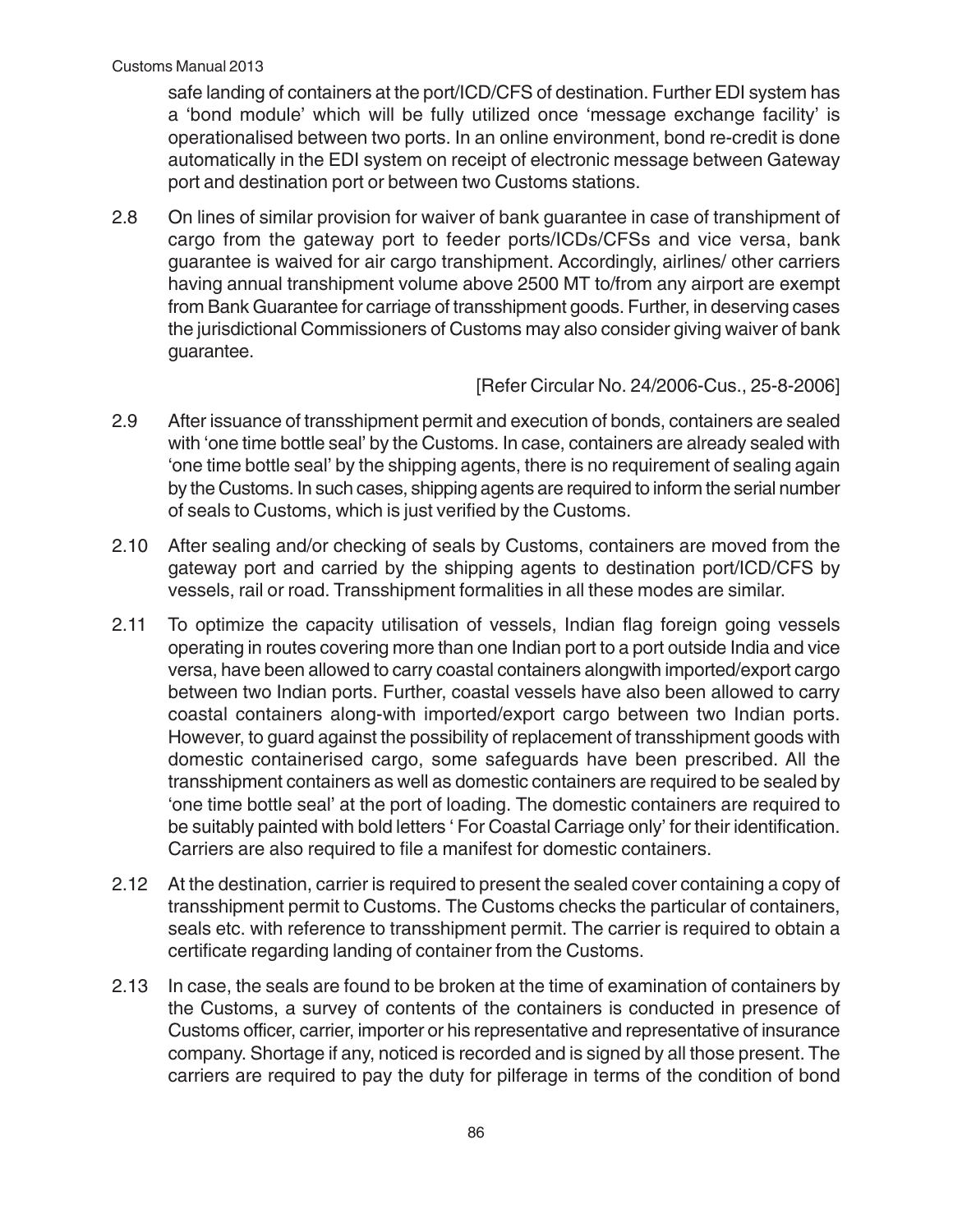safe landing of containers at the port/ICD/CFS of destination. Further EDI system has a 'bond module' which will be fully utilized once 'message exchange facility' is operationalised between two ports. In an online environment, bond re-credit is done automatically in the EDI system on receipt of electronic message between Gateway port and destination port or between two Customs stations.

2.8 On lines of similar provision for waiver of bank guarantee in case of transhipment of cargo from the gateway port to feeder ports/ICDs/CFSs and vice versa, bank guarantee is waived for air cargo transhipment. Accordingly, airlines/ other carriers having annual transhipment volume above 2500 MT to/from any airport are exempt from Bank Guarantee for carriage of transshipment goods. Further, in deserving cases the jurisdictional Commissioners of Customs may also consider giving waiver of bank guarantee.

[Refer Circular No. 24/2006-Cus., 25-8-2006]

2.9 After issuance of transshipment permit and execution of bonds, containers are sealed with 'one time bottle seal' by the Customs. In case, containers are already sealed with 'one time bottle seal' by the shipping agents, there is no requirement of sealing again by the Customs. In such cases, shipping agents are required to inform the serial number of seals to Customs, which is just verified by the Customs.

2.10 After sealing and/or checking of seals by Customs, containers are moved from the gateway port and carried by the shipping agents to destination port/ICD/CFS by vessels, rail or road. Transshipment formalities in all these modes are similar.

2.11 To optimize the capacity utilisation of vessels, Indian flag foreign going vessels operating in routes covering more than one Indian port to a port outside India and vice versa, have been allowed to carry coastal containers alongwith imported/export cargo between two Indian ports. Further, coastal vessels have also been allowed to carry coastal containers along-with imported/export cargo between two Indian ports. However, to guard against the possibility of replacement of transshipment goods with domestic containerised cargo, some safeguards have been prescribed. All the transshipment containers as well as domestic containers are required to be sealed by 'one time bottle seal' at the port of loading. The domestic containers are required to be suitably painted with bold letters ' For Coastal Carriage only' for their identification. Carriers are also required to file a manifest for domestic containers.

2.12 At the destination, carrier is required to present the sealed cover containing a copy of transshipment permit to Customs. The Customs checks the particular of containers, seals etc. with reference to transshipment permit. The carrier is required to obtain a certificate regarding landing of container from the Customs.

2.13 In case, the seals are found to be broken at the time of examination of containers by the Customs, a survey of contents of the containers is conducted in presence of Customs officer, carrier, importer or his representative and representative of insurance company. Shortage if any, noticed is recorded and is signed by all those present. The carriers are required to pay the duty for pilferage in terms of the condition of bond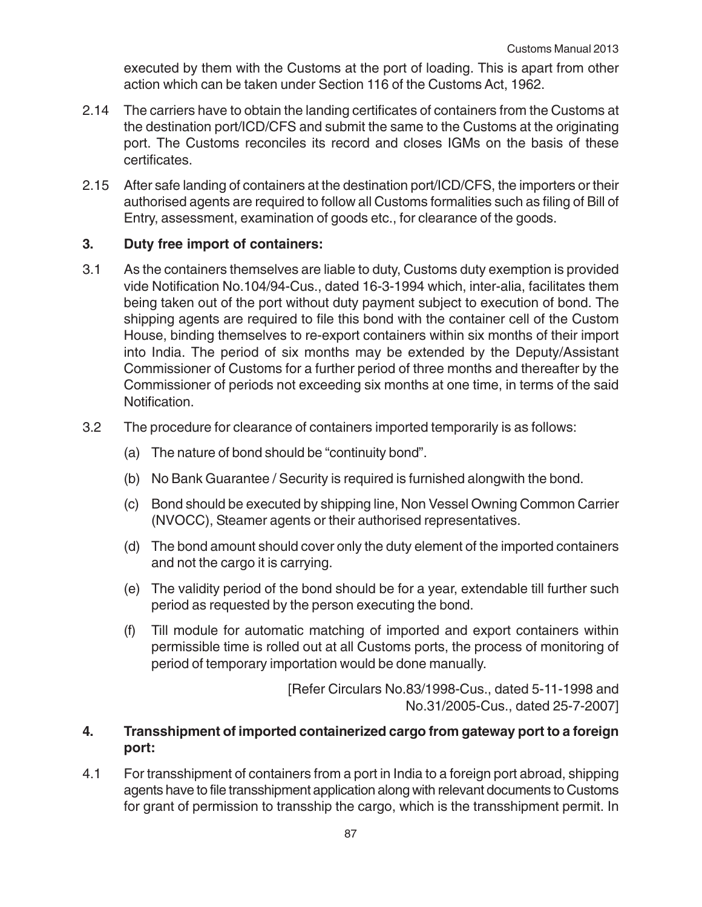executed by them with the Customs at the port of loading. This is apart from other action which can be taken under Section 116 of the Customs Act, 1962.

2.14 The carriers have to obtain the landing certificates of containers from the Customs at the destination port/ICD/CFS and submit the same to the Customs at the originating port. The Customs reconciles its record and closes IGMs on the basis of these certificates.

2.15 After safe landing of containers at the destination port/ICD/CFS, the importers or their authorised agents are required to follow all Customs formalities such as filing of Bill of Entry, assessment, examination of goods etc., for clearance of the goods.

## 3. Duty free import of containers:

3.1 As the containers themselves are liable to duty, Customs duty exemption is provided vide Notification No.104/94-Cus., dated 16-3-1994 which, inter-alia, facilitates them being taken out of the port without duty payment subject to execution of bond. The shipping agents are required to file this bond with the container cell of the Custom House, binding themselves to re-export containers within six months of their import into India. The period of six months may be extended by the Deputy/Assistant Commissioner of Customs for a further period of three months and thereafter by the Commissioner of periods not exceeding six months at one time, in terms of the said Notification.

3.2 The procedure for clearance of containers imported temporarily is as follows:

(a) The nature of bond should be "continuity bond".

(b) No Bank Guarantee / Security is required is furnished alongwith the bond.

(c) Bond should be executed by shipping line, Non Vessel Owning Common Carrier (NVOCC), Steamer agents or their authorised representatives.

(d) The bond amount should cover only the duty element of the imported containers and not the cargo it is carrying.

(e) The validity period of the bond should be for a year, extendable till further such period as requested by the person executing the bond.

(f) Till module for automatic matching of imported and export containers within permissible time is rolled out at all Customs ports, the process of monitoring of period of temporary importation would be done manually.

[Refer Circulars No.83/1998-Cus., dated 5-11-1998 and No.31/2005-Cus., dated 25-7-2007]

## 4. Transshipment of imported containerized cargo from gateway port to a foreign port:

4.1 For transshipment of containers from a port in India to a foreign port abroad, shipping agents have to file transshipment application along with relevant documents to Customs for grant of permission to transship the cargo, which is the transshipment permit. In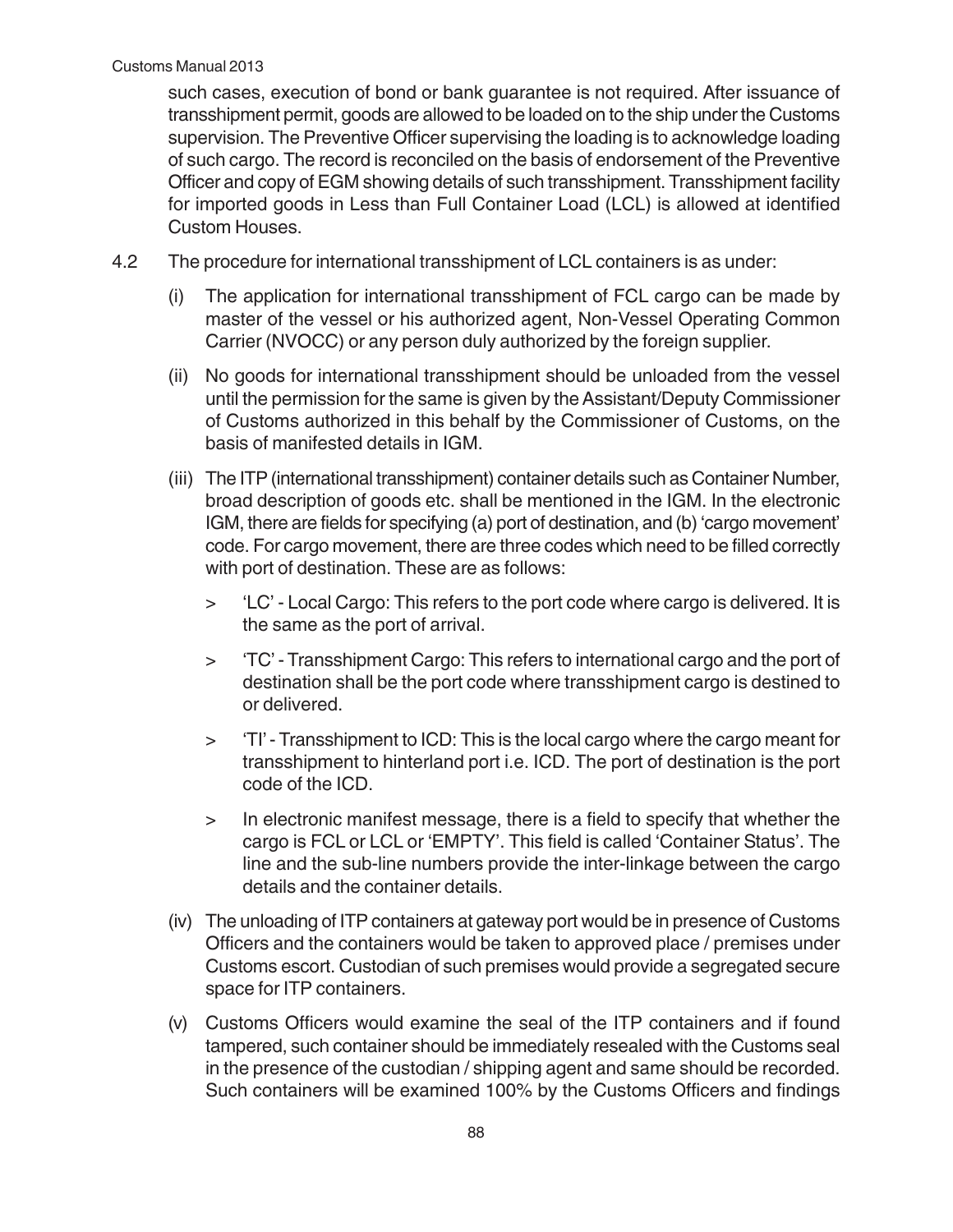such cases, execution of bond or bank guarantee is not required. After issuance of transshipment permit, goods are allowed to be loaded on to the ship under the Customs supervision. The Preventive Officer supervising the loading is to acknowledge loading of such cargo. The record is reconciled on the basis of endorsement of the Preventive Officer and copy of EGM showing details of such transshipment. Transshipment facility for imported goods in Less than Full Container Load (LCL) is allowed at identified Custom Houses.

4.2 The procedure for international transshipment of LCL containers is as under:

(i) The application for international transshipment of FCL cargo can be made by master of the vessel or his authorized agent, Non-Vessel Operating Common Carrier (NVOCC) or any person duly authorized by the foreign supplier.

(ii) No goods for international transshipment should be unloaded from the vessel until the permission for the same is given by the Assistant/Deputy Commissioner of Customs authorized in this behalf by the Commissioner of Customs, on the basis of manifested details in IGM.

(iii) The ITP (international transshipment) container details such as Container Number, broad description of goods etc. shall be mentioned in the IGM. In the electronic IGM, there are fields for specifying (a) port of destination, and (b) 'cargo movement' code. For cargo movement, there are three codes which need to be filled correctly with port of destination. These are as follows:

> 'LC' - Local Cargo: This refers to the port code where cargo is delivered. It is the same as the port of arrival.

> 'TC' - Transshipment Cargo: This refers to international cargo and the port of destination shall be the port code where transshipment cargo is destined to or delivered.

> 'TI' - Transshipment to ICD: This is the local cargo where the cargo meant for transshipment to hinterland port i.e. ICD. The port of destination is the port code of the ICD.

> In electronic manifest message, there is a field to specify that whether the cargo is FCL or LCL or 'EMPTY'. This field is called 'Container Status'. The line and the sub-line numbers provide the inter-linkage between the cargo details and the container details.

(iv) The unloading of ITP containers at gateway port would be in presence of Customs Officers and the containers would be taken to approved place / premises under Customs escort. Custodian of such premises would provide a segregated secure space for ITP containers.

(v) Customs Officers would examine the seal of the ITP containers and if found tampered, such container should be immediately resealed with the Customs seal in the presence of the custodian / shipping agent and same should be recorded. Such containers will be examined 100% by the Customs Officers and findings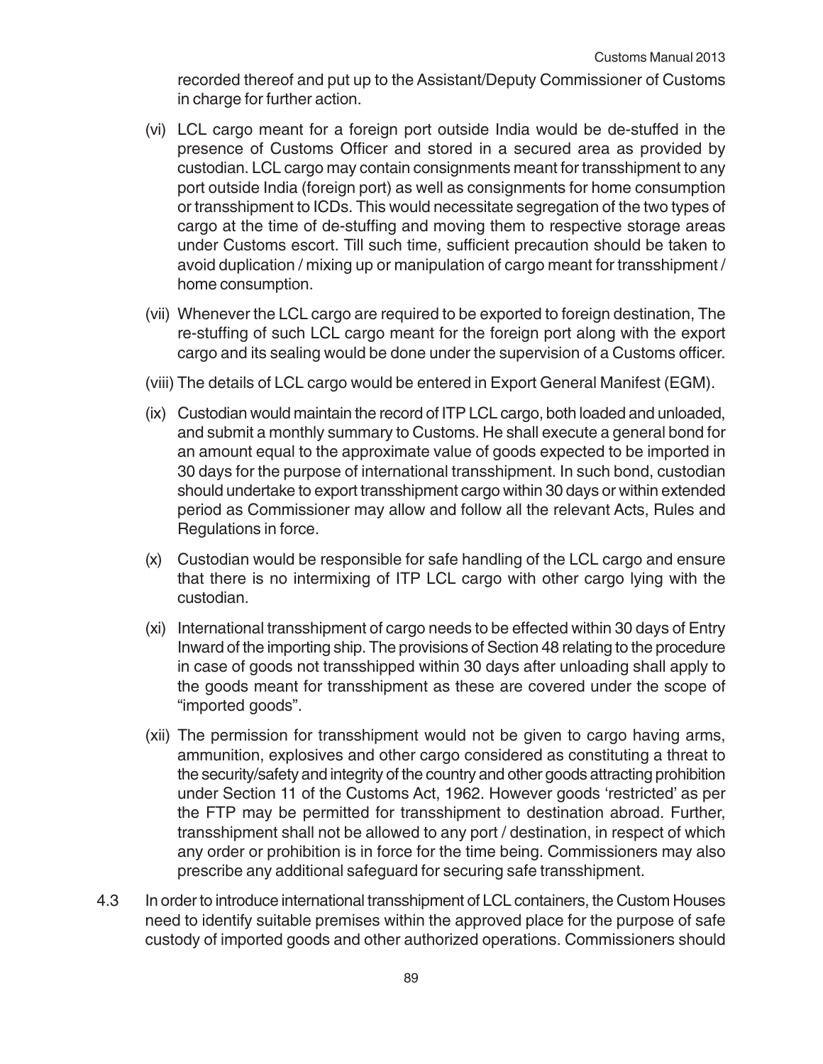recorded thereof and put up to the Assistant/Deputy Commissioner of Customs in charge for further action.

(vi) LCL cargo meant for a foreign port outside India would be de-stuffed in the presence of Customs Officer and stored in a secured area as provided by custodian. LCL cargo may contain consignments meant for transshipment to any port outside India (foreign port) as well as consignments for home consumption or transshipment to ICDs. This would necessitate segregation of the two types of cargo at the time of de-stuffing and moving them to respective storage areas under Customs escort. Till such time, sufficient precaution should be taken to avoid duplication / mixing up or manipulation of cargo meant for transshipment / home consumption.

(vii) Whenever the LCL cargo are required to be exported to foreign destination, The re-stuffing of such LCL cargo meant for the foreign port along with the export cargo and its sealing would be done under the supervision of a Customs officer.

(viii) The details of LCL cargo would be entered in Export General Manifest (EGM).

(ix) Custodian would maintain the record of ITP LCL cargo, both loaded and unloaded, and submit a monthly summary to Customs. He shall execute a general bond for an amount equal to the approximate value of goods expected to be imported in 30 days for the purpose of international transshipment. In such bond, custodian should undertake to export transshipment cargo within 30 days or within extended period as Commissioner may allow and follow all the relevant Acts, Rules and Regulations in force.

(x) Custodian would be responsible for safe handling of the LCL cargo and ensure that there is no intermixing of ITP LCL cargo with other cargo lying with the custodian.

(xi) International transshipment of cargo needs to be effected within 30 days of Entry Inward of the importing ship. The provisions of Section 48 relating to the procedure in case of goods not transshipped within 30 days after unloading shall apply to the goods meant for transshipment as these are covered under the scope of "imported goods".

(xii) The permission for transshipment would not be given to cargo having arms, ammunition, explosives and other cargo considered as constituting a threat to the security/safety and integrity of the country and other goods attracting prohibition under Section 11 of the Customs Act, 1962. However goods 'restricted' as per the FTP may be permitted for transshipment to destination abroad. Further, transshipment shall not be allowed to any port / destination, in respect of which any order or prohibition is in force for the time being. Commissioners may also prescribe any additional safeguard for securing safe transshipment.

4.3 In order to introduce international transshipment of LCL containers, the Custom Houses need to identify suitable premises within the approved place for the purpose of safe custody of imported goods and other authorized operations. Commissioners should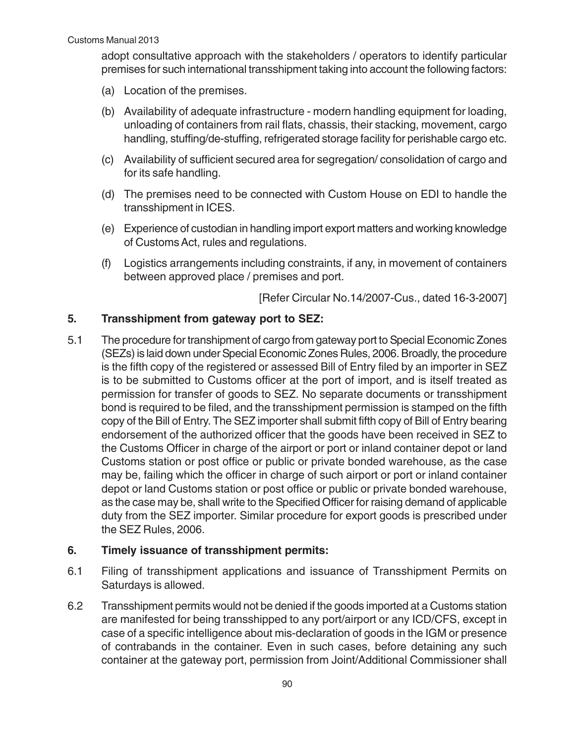adopt consultative approach with the stakeholders / operators to identify particular premises for such international transshipment taking into account the following factors:

(a) Location of the premises.

(b) Availability of adequate infrastructure - modern handling equipment for loading, unloading of containers from rail flats, chassis, their stacking, movement, cargo handling, stuffing/de-stuffing, refrigerated storage facility for perishable cargo etc.

(c) Availability of sufficient secured area for segregation/ consolidation of cargo and for its safe handling.

(d) The premises need to be connected with Custom House on EDI to handle the transshipment in ICES.

(e) Experience of custodian in handling import export matters and working knowledge of Customs Act, rules and regulations.

(f) Logistics arrangements including constraints, if any, in movement of containers between approved place / premises and port.

[Refer Circular No.14/2007-Cus., dated 16-3-2007]

## 5. Transshipment from gateway port to SEZ:

5.1 The procedure for transhipment of cargo from gateway port to Special Economic Zones (SEZs) is laid down under Special Economic Zones Rules, 2006. Broadly, the procedure is the fifth copy of the registered or assessed Bill of Entry filed by an importer in SEZ is to be submitted to Customs officer at the port of import, and is itself treated as permission for transfer of goods to SEZ. No separate documents or transshipment bond is required to be filed, and the transshipment permission is stamped on the fifth copy of the Bill of Entry. The SEZ importer shall submit fifth copy of Bill of Entry bearing endorsement of the authorized officer that the goods have been received in SEZ to the Customs Officer in charge of the airport or port or inland container depot or land Customs station or post office or public or private bonded warehouse, as the case may be, failing which the officer in charge of such airport or port or inland container depot or land Customs station or post office or public or private bonded warehouse, as the case may be, shall write to the Specified Officer for raising demand of applicable duty from the SEZ importer. Similar procedure for export goods is prescribed under the SEZ Rules, 2006.

## 6. Timely issuance of transshipment permits:

6.1 Filing of transshipment applications and issuance of Transshipment Permits on Saturdays is allowed.

6.2 Transshipment permits would not be denied if the goods imported at a Customs station are manifested for being transshipped to any port/airport or any ICD/CFS, except in case of a specific intelligence about mis-declaration of goods in the IGM or presence of contrabands in the container. Even in such cases, before detaining any such container at the gateway port, permission from Joint/Additional Commissioner shall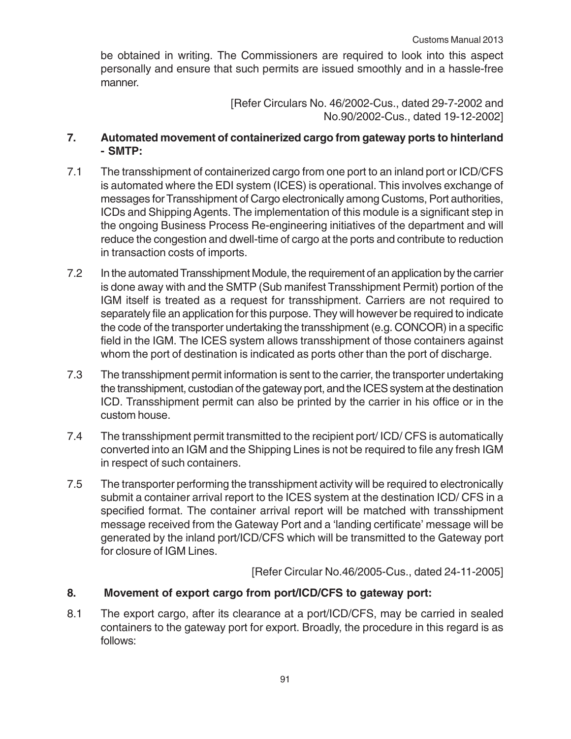be obtained in writing. The Commissioners are required to look into this aspect personally and ensure that such permits are issued smoothly and in a hassle-free manner.

[Refer Circulars No. 46/2002-Cus., dated 29-7-2002 and No.90/2002-Cus., dated 19-12-2002]

## 7. Automated movement of containerized cargo from gateway ports to hinterland - SMTP:

7.1 The transshipment of containerized cargo from one port to an inland port or ICD/CFS is automated where the EDI system (ICES) is operational. This involves exchange of messages for Transshipment of Cargo electronically among Customs, Port authorities, ICDs and Shipping Agents. The implementation of this module is a significant step in the ongoing Business Process Re-engineering initiatives of the department and will reduce the congestion and dwell-time of cargo at the ports and contribute to reduction in transaction costs of imports.

7.2 In the automated Transshipment Module, the requirement of an application by the carrier is done away with and the SMTP (Sub manifest Transshipment Permit) portion of the IGM itself is treated as a request for transshipment. Carriers are not required to separately file an application for this purpose. They will however be required to indicate the code of the transporter undertaking the transshipment (e.g. CONCOR) in a specific field in the IGM. The ICES system allows transshipment of those containers against whom the port of destination is indicated as ports other than the port of discharge.

7.3 The transshipment permit information is sent to the carrier, the transporter undertaking the transshipment, custodian of the gateway port, and the ICES system at the destination ICD. Transshipment permit can also be printed by the carrier in his office or in the custom house.

7.4 The transshipment permit transmitted to the recipient port/ ICD/ CFS is automatically converted into an IGM and the Shipping Lines is not be required to file any fresh IGM in respect of such containers.

7.5 The transporter performing the transshipment activity will be required to electronically submit a container arrival report to the ICES system at the destination ICD/ CFS in a specified format. The container arrival report will be matched with transshipment message received from the Gateway Port and a 'landing certificate' message will be generated by the inland port/ICD/CFS which will be transmitted to the Gateway port for closure of IGM Lines.

[Refer Circular No.46/2005-Cus., dated 24-11-2005]

## 8. Movement of export cargo from port/ICD/CFS to gateway port:

8.1 The export cargo, after its clearance at a port/ICD/CFS, may be carried in sealed containers to the gateway port for export. Broadly, the procedure in this regard is as follows: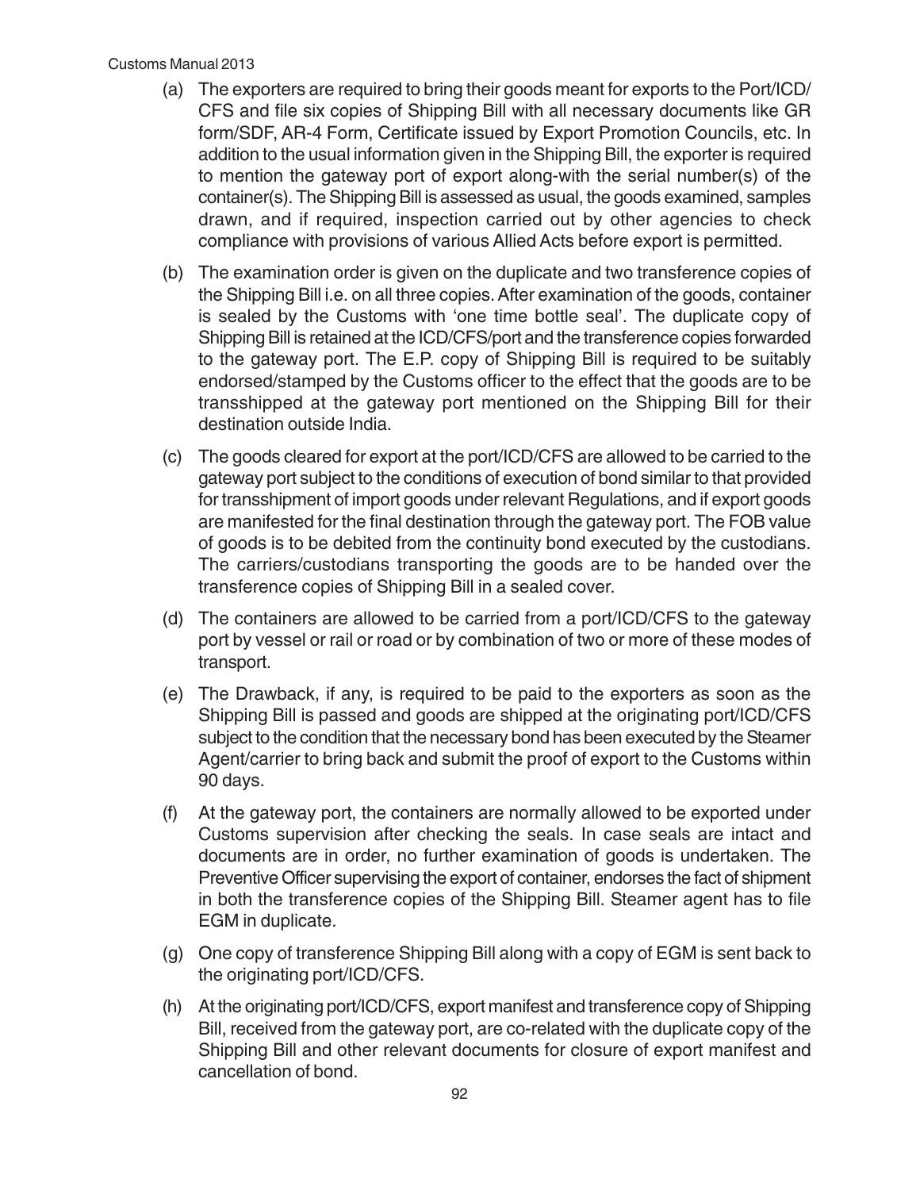(a) The exporters are required to bring their goods meant for exports to the Port/ICD/CFS and file six copies of Shipping Bill with all necessary documents like GR form/SDF, AR-4 Form, Certificate issued by Export Promotion Councils, etc. In addition to the usual information given in the Shipping Bill, the exporter is required to mention the gateway port of export along-with the serial number(s) of the container(s). The Shipping Bill is assessed as usual, the goods examined, samples drawn, and if required, inspection carried out by other agencies to check compliance with provisions of various Allied Acts before export is permitted.

(b) The examination order is given on the duplicate and two transference copies of the Shipping Bill i.e. on all three copies. After examination of the goods, container is sealed by the Customs with 'one time bottle seal'. The duplicate copy of Shipping Bill is retained at the ICD/CFS/port and the transference copies forwarded to the gateway port. The E.P. copy of Shipping Bill is required to be suitably endorsed/stamped by the Customs officer to the effect that the goods are to be transshipped at the gateway port mentioned on the Shipping Bill for their destination outside India.

(c) The goods cleared for export at the port/ICD/CFS are allowed to be carried to the gateway port subject to the conditions of execution of bond similar to that provided for transshipment of import goods under relevant Regulations, and if export goods are manifested for the final destination through the gateway port. The FOB value of goods is to be debited from the continuity bond executed by the custodians. The carriers/custodians transporting the goods are to be handed over the transference copies of Shipping Bill in a sealed cover.

(d) The containers are allowed to be carried from a port/ICD/CFS to the gateway port by vessel or rail or road or by combination of two or more of these modes of transport.

(e) The Drawback, if any, is required to be paid to the exporters as soon as the Shipping Bill is passed and goods are shipped at the originating port/ICD/CFS subject to the condition that the necessary bond has been executed by the Steamer Agent/carrier to bring back and submit the proof of export to the Customs within 90 days.

(f) At the gateway port, the containers are normally allowed to be exported under Customs supervision after checking the seals. In case seals are intact and documents are in order, no further examination of goods is undertaken. The Preventive Officer supervising the export of container, endorses the fact of shipment in both the transference copies of the Shipping Bill. Steamer agent has to file EGM in duplicate.

(g) One copy of transference Shipping Bill along with a copy of EGM is sent back to the originating port/ICD/CFS.

(h) At the originating port/ICD/CFS, export manifest and transference copy of Shipping Bill, received from the gateway port, are co-related with the duplicate copy of the Shipping Bill and other relevant documents for closure of export manifest and cancellation of bond.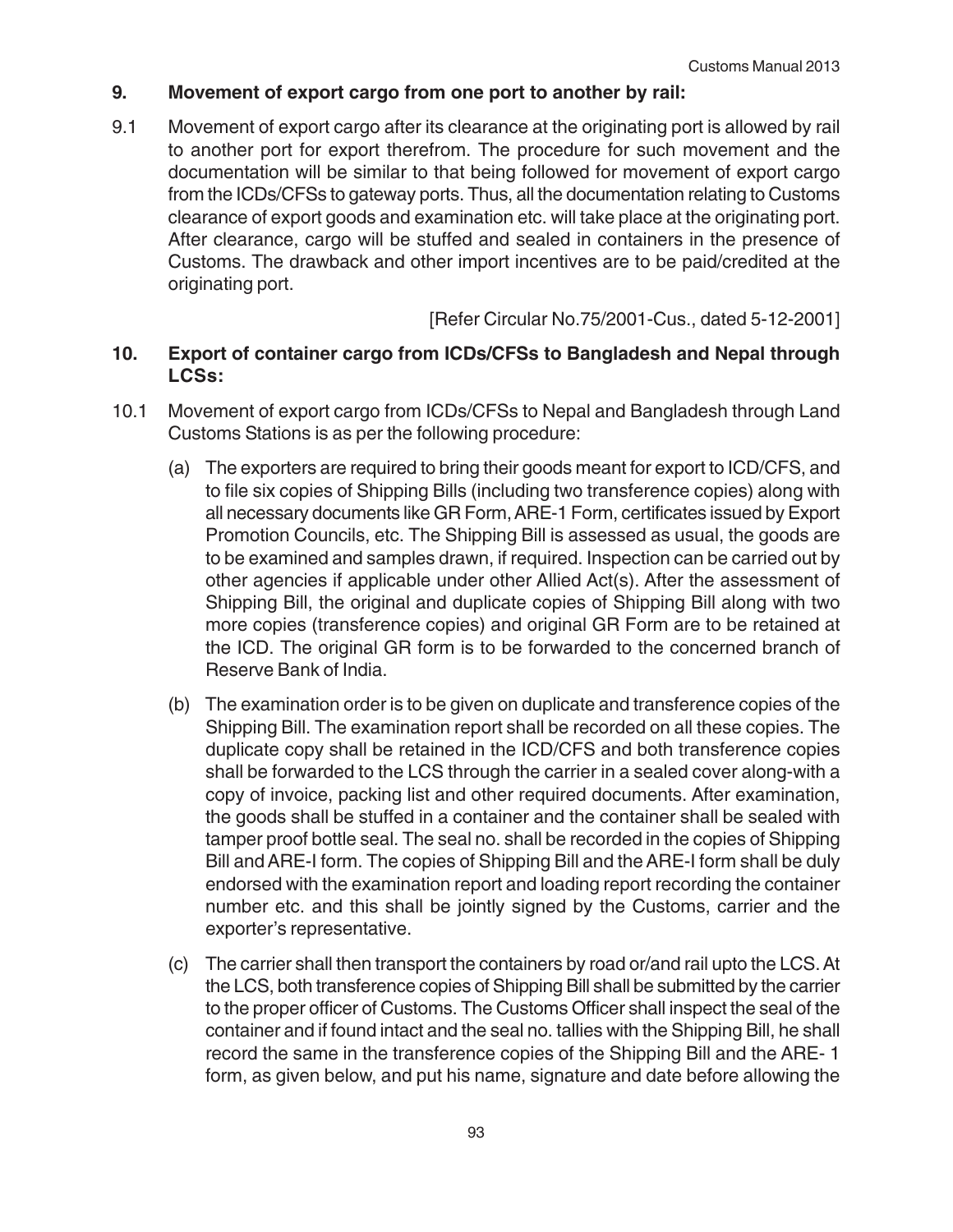## 9. Movement of export cargo from one port to another by rail:

9.1 Movement of export cargo after its clearance at the originating port is allowed by rail to another port for export therefrom. The procedure for such movement and the documentation will be similar to that being followed for movement of export cargo from the ICDs/CFSs to gateway ports. Thus, all the documentation relating to Customs clearance of export goods and examination etc. will take place at the originating port. After clearance, cargo will be stuffed and sealed in containers in the presence of Customs. The drawback and other import incentives are to be paid/credited at the originating port.

[Refer Circular No.75/2001-Cus., dated 5-12-2001]

## 10. Export of container cargo from ICDs/CFSs to Bangladesh and Nepal through LCSs:

10.1 Movement of export cargo from ICDs/CFSs to Nepal and Bangladesh through Land Customs Stations is as per the following procedure:

(a) The exporters are required to bring their goods meant for export to ICD/CFS, and to file six copies of Shipping Bills (including two transference copies) along with all necessary documents like GR Form, ARE-1 Form, certificates issued by Export Promotion Councils, etc. The Shipping Bill is assessed as usual, the goods are to be examined and samples drawn, if required. Inspection can be carried out by other agencies if applicable under other Allied Act(s). After the assessment of Shipping Bill, the original and duplicate copies of Shipping Bill along with two more copies (transference copies) and original GR Form are to be retained at the ICD. The original GR form is to be forwarded to the concerned branch of Reserve Bank of India.

(b) The examination order is to be given on duplicate and transference copies of the Shipping Bill. The examination report shall be recorded on all these copies. The duplicate copy shall be retained in the ICD/CFS and both transference copies shall be forwarded to the LCS through the carrier in a sealed cover along-with a copy of invoice, packing list and other required documents. After examination, the goods shall be stuffed in a container and the container shall be sealed with tamper proof bottle seal. The seal no. shall be recorded in the copies of Shipping Bill and ARE-I form. The copies of Shipping Bill and the ARE-I form shall be duly endorsed with the examination report and loading report recording the container number etc. and this shall be jointly signed by the Customs, carrier and the exporter's representative.

(c) The carrier shall then transport the containers by road or/and rail upto the LCS. At the LCS, both transference copies of Shipping Bill shall be submitted by the carrier to the proper officer of Customs. The Customs Officer shall inspect the seal of the container and if found intact and the seal no. tallies with the Shipping Bill, he shall record the same in the transference copies of the Shipping Bill and the ARE- 1 form, as given below, and put his name, signature and date before allowing the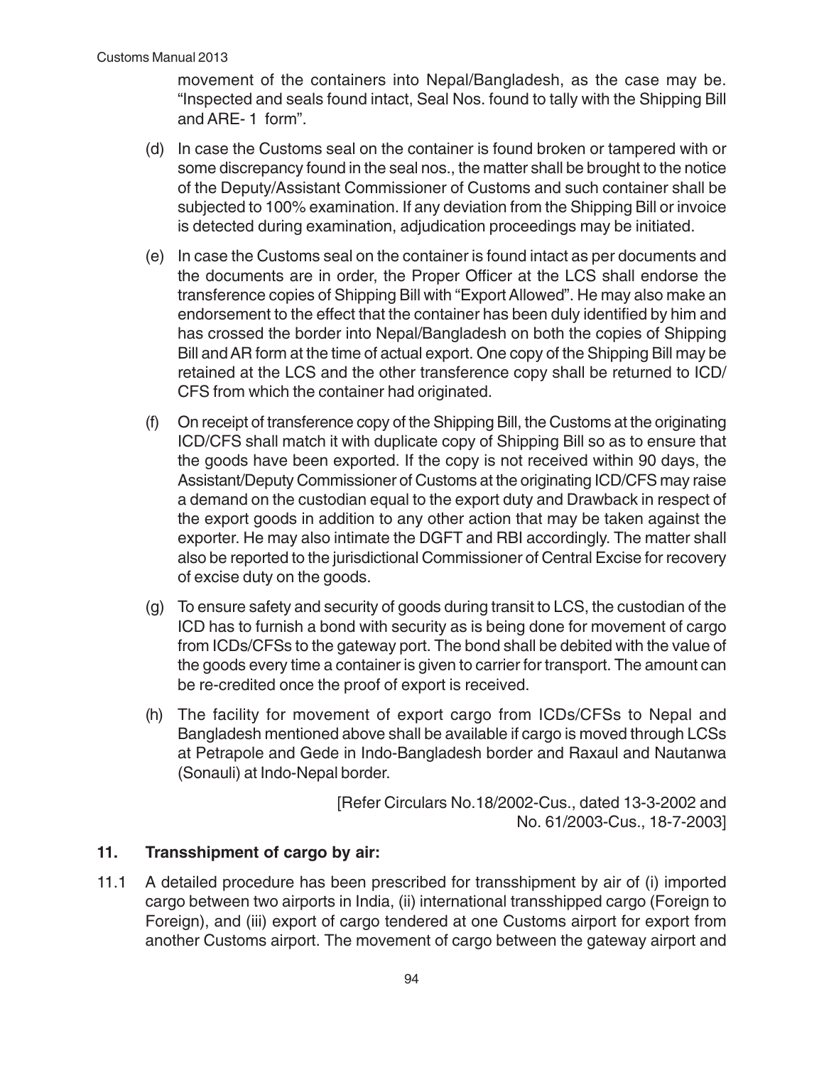movement of the containers into Nepal/Bangladesh, as the case may be. "Inspected and seals found intact, Seal Nos. found to tally with the Shipping Bill and ARE- 1 form".

(d) In case the Customs seal on the container is found broken or tampered with or some discrepancy found in the seal nos., the matter shall be brought to the notice of the Deputy/Assistant Commissioner of Customs and such container shall be subjected to 100% examination. If any deviation from the Shipping Bill or invoice is detected during examination, adjudication proceedings may be initiated.

(e) In case the Customs seal on the container is found intact as per documents and the documents are in order, the Proper Officer at the LCS shall endorse the transference copies of Shipping Bill with "Export Allowed". He may also make an endorsement to the effect that the container has been duly identified by him and has crossed the border into Nepal/Bangladesh on both the copies of Shipping Bill and AR form at the time of actual export. One copy of the Shipping Bill may be retained at the LCS and the other transference copy shall be returned to ICD/CFS from which the container had originated.

(f) On receipt of transference copy of the Shipping Bill, the Customs at the originating ICD/CFS shall match it with duplicate copy of Shipping Bill so as to ensure that the goods have been exported. If the copy is not received within 90 days, the Assistant/Deputy Commissioner of Customs at the originating ICD/CFS may raise a demand on the custodian equal to the export duty and Drawback in respect of the export goods in addition to any other action that may be taken against the exporter. He may also intimate the DGFT and RBI accordingly. The matter shall also be reported to the jurisdictional Commissioner of Central Excise for recovery of excise duty on the goods.

(g) To ensure safety and security of goods during transit to LCS, the custodian of the ICD has to furnish a bond with security as is being done for movement of cargo from ICDs/CFSs to the gateway port. The bond shall be debited with the value of the goods every time a container is given to carrier for transport. The amount can be re-credited once the proof of export is received.

(h) The facility for movement of export cargo from ICDs/CFSs to Nepal and Bangladesh mentioned above shall be available if cargo is moved through LCSs at Petrapole and Gede in Indo-Bangladesh border and Raxaul and Nautanwa (Sonauli) at Indo-Nepal border.

[Refer Circulars No.18/2002-Cus., dated 13-3-2002 and No. 61/2003-Cus., 18-7-2003]

## 11. Transshipment of cargo by air:

11.1 A detailed procedure has been prescribed for transshipment by air of (i) imported cargo between two airports in India, (ii) international transshipped cargo (Foreign to Foreign), and (iii) export of cargo tendered at one Customs airport for export from another Customs airport. The movement of cargo between the gateway airport and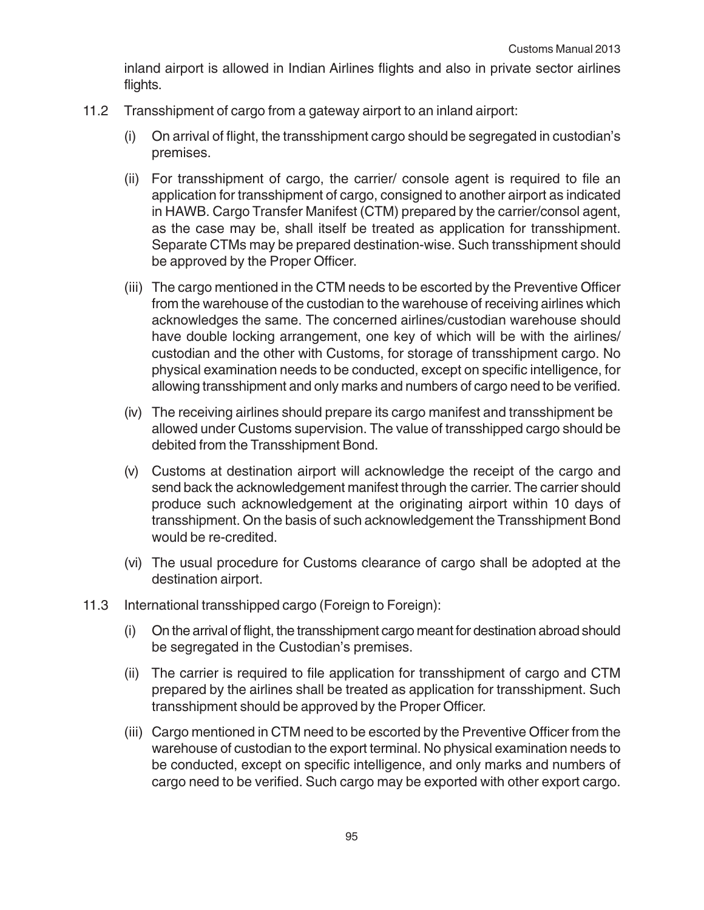inland airport is allowed in Indian Airlines flights and also in private sector airlines flights.

11.2 Transshipment of cargo from a gateway airport to an inland airport:

(i) On arrival of flight, the transshipment cargo should be segregated in custodian's premises.

(ii) For transshipment of cargo, the carrier/ console agent is required to file an application for transshipment of cargo, consigned to another airport as indicated in HAWB. Cargo Transfer Manifest (CTM) prepared by the carrier/consol agent, as the case may be, shall itself be treated as application for transshipment. Separate CTMs may be prepared destination-wise. Such transshipment should be approved by the Proper Officer.

(iii) The cargo mentioned in the CTM needs to be escorted by the Preventive Officer from the warehouse of the custodian to the warehouse of receiving airlines which acknowledges the same. The concerned airlines/custodian warehouse should have double locking arrangement, one key of which will be with the airlines/ custodian and the other with Customs, for storage of transshipment cargo. No physical examination needs to be conducted, except on specific intelligence, for allowing transshipment and only marks and numbers of cargo need to be verified.

(iv) The receiving airlines should prepare its cargo manifest and transshipment be allowed under Customs supervision. The value of transshipped cargo should be debited from the Transshipment Bond.

(v) Customs at destination airport will acknowledge the receipt of the cargo and send back the acknowledgement manifest through the carrier. The carrier should produce such acknowledgement at the originating airport within 10 days of transshipment. On the basis of such acknowledgement the Transshipment Bond would be re-credited.

(vi) The usual procedure for Customs clearance of cargo shall be adopted at the destination airport.

11.3 International transshipped cargo (Foreign to Foreign):

(i) On the arrival of flight, the transshipment cargo meant for destination abroad should be segregated in the Custodian's premises.

(ii) The carrier is required to file application for transshipment of cargo and CTM prepared by the airlines shall be treated as application for transshipment. Such transshipment should be approved by the Proper Officer.

(iii) Cargo mentioned in CTM need to be escorted by the Preventive Officer from the warehouse of custodian to the export terminal. No physical examination needs to be conducted, except on specific intelligence, and only marks and numbers of cargo need to be verified. Such cargo may be exported with other export cargo.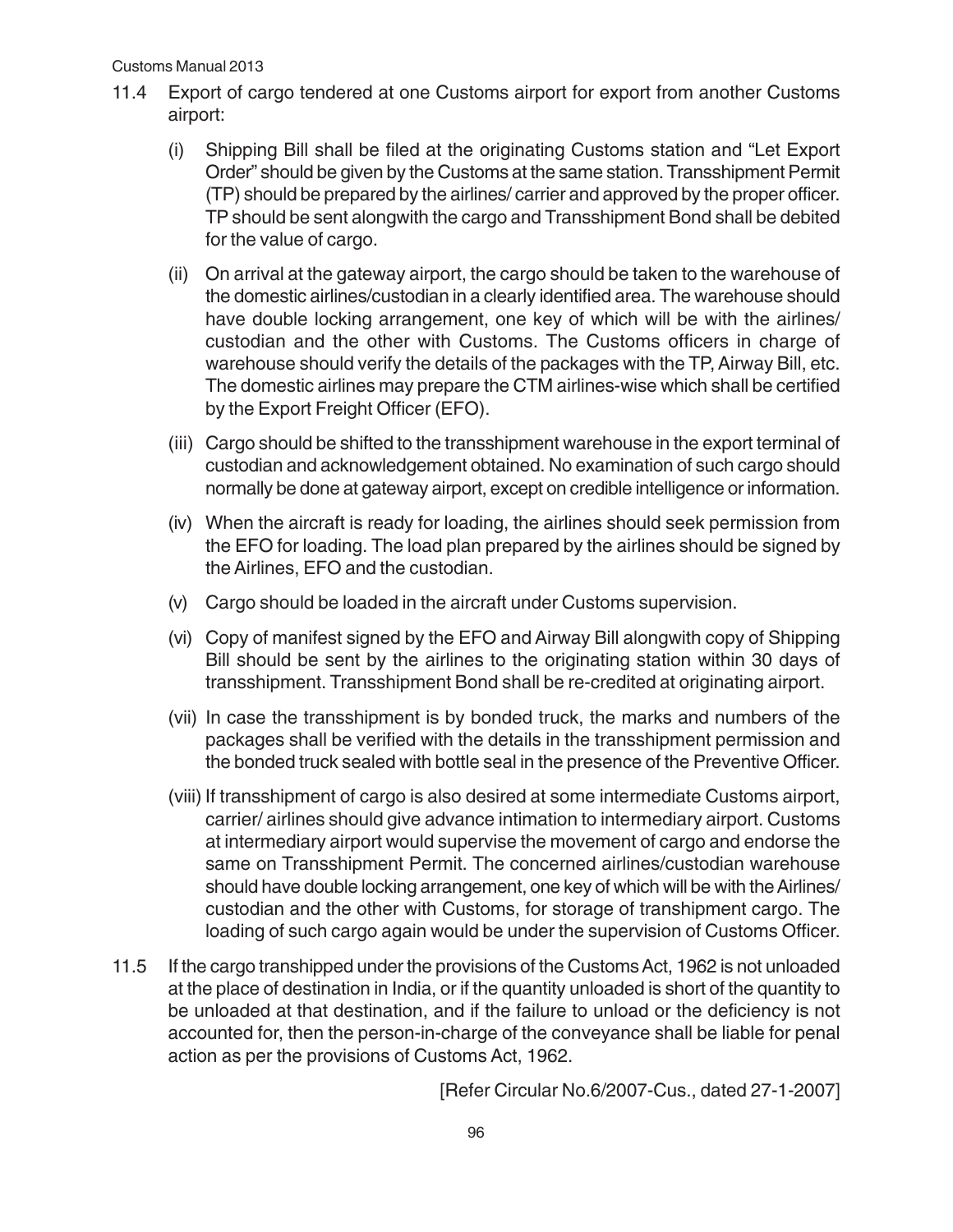11.4 Export of cargo tendered at one Customs airport for export from another Customs airport:

(i) Shipping Bill shall be filed at the originating Customs station and "Let Export Order" should be given by the Customs at the same station. Transshipment Permit (TP) should be prepared by the airlines/ carrier and approved by the proper officer. TP should be sent alongwith the cargo and Transshipment Bond shall be debited for the value of cargo.

(ii) On arrival at the gateway airport, the cargo should be taken to the warehouse of the domestic airlines/custodian in a clearly identified area. The warehouse should have double locking arrangement, one key of which will be with the airlines/ custodian and the other with Customs. The Customs officers in charge of warehouse should verify the details of the packages with the TP, Airway Bill, etc. The domestic airlines may prepare the CTM airlines-wise which shall be certified by the Export Freight Officer (EFO).

(iii) Cargo should be shifted to the transshipment warehouse in the export terminal of custodian and acknowledgement obtained. No examination of such cargo should normally be done at gateway airport, except on credible intelligence or information.

(iv) When the aircraft is ready for loading, the airlines should seek permission from the EFO for loading. The load plan prepared by the airlines should be signed by the Airlines, EFO and the custodian.

(v) Cargo should be loaded in the aircraft under Customs supervision.

(vi) Copy of manifest signed by the EFO and Airway Bill alongwith copy of Shipping Bill should be sent by the airlines to the originating station within 30 days of transshipment. Transshipment Bond shall be re-credited at originating airport.

(vii) In case the transshipment is by bonded truck, the marks and numbers of the packages shall be verified with the details in the transshipment permission and the bonded truck sealed with bottle seal in the presence of the Preventive Officer.

(viii) If transshipment of cargo is also desired at some intermediate Customs airport, carrier/ airlines should give advance intimation to intermediary airport. Customs at intermediary airport would supervise the movement of cargo and endorse the same on Transshipment Permit. The concerned airlines/custodian warehouse should have double locking arrangement, one key of which will be with the Airlines/ custodian and the other with Customs, for storage of transhipment cargo. The loading of such cargo again would be under the supervision of Customs Officer.

11.5 If the cargo transhipped under the provisions of the Customs Act, 1962 is not unloaded at the place of destination in India, or if the quantity unloaded is short of the quantity to be unloaded at that destination, and if the failure to unload or the deficiency is not accounted for, then the person-in-charge of the conveyance shall be liable for penal action as per the provisions of Customs Act, 1962.

[Refer Circular No.6/2007-Cus., dated 27-1-2007]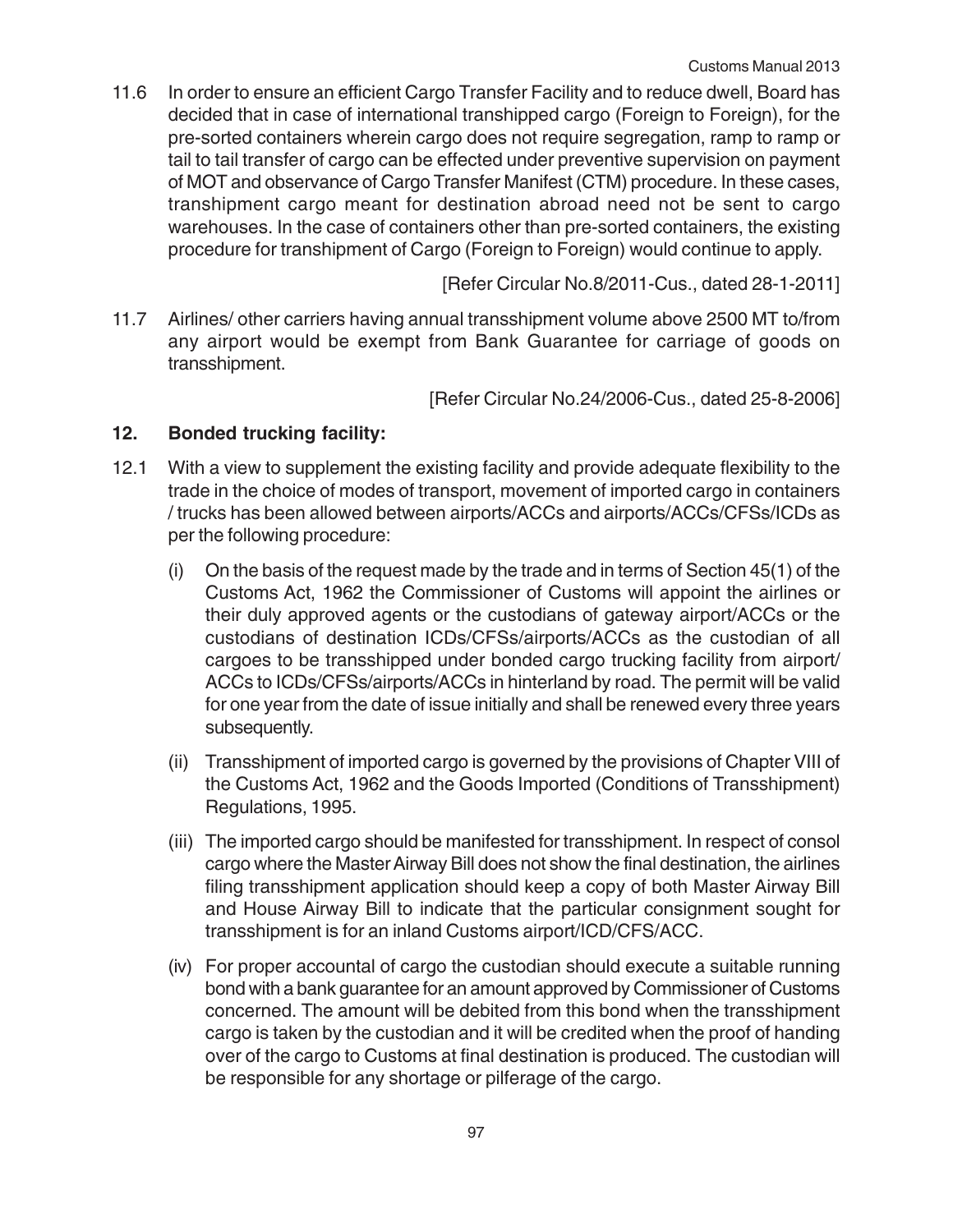11.6 In order to ensure an efficient Cargo Transfer Facility and to reduce dwell, Board has decided that in case of international transhipped cargo (Foreign to Foreign), for the pre-sorted containers wherein cargo does not require segregation, ramp to ramp or tail to tail transfer of cargo can be effected under preventive supervision on payment of MOT and observance of Cargo Transfer Manifest (CTM) procedure. In these cases, transhipment cargo meant for destination abroad need not be sent to cargo warehouses. In the case of containers other than pre-sorted containers, the existing procedure for transhipment of Cargo (Foreign to Foreign) would continue to apply.

[Refer Circular No.8/2011-Cus., dated 28-1-2011]

11.7 Airlines/ other carriers having annual transshipment volume above 2500 MT to/from any airport would be exempt from Bank Guarantee for carriage of goods on transshipment.

[Refer Circular No.24/2006-Cus., dated 25-8-2006]

## 12. Bonded trucking facility:

12.1 With a view to supplement the existing facility and provide adequate flexibility to the trade in the choice of modes of transport, movement of imported cargo in containers / trucks has been allowed between airports/ACCs and airports/ACCs/CFSs/ICDs as per the following procedure:

(i) On the basis of the request made by the trade and in terms of Section 45(1) of the Customs Act, 1962 the Commissioner of Customs will appoint the airlines or their duly approved agents or the custodians of gateway airport/ACCs or the custodians of destination ICDs/CFSs/airports/ACCs as the custodian of all cargoes to be transshipped under bonded cargo trucking facility from airport/ ACCs to ICDs/CFSs/airports/ACCs in hinterland by road. The permit will be valid for one year from the date of issue initially and shall be renewed every three years subsequently.

(ii) Transshipment of imported cargo is governed by the provisions of Chapter VIII of the Customs Act, 1962 and the Goods Imported (Conditions of Transshipment) Regulations, 1995.

(iii) The imported cargo should be manifested for transshipment. In respect of consol cargo where the Master Airway Bill does not show the final destination, the airlines filing transshipment application should keep a copy of both Master Airway Bill and House Airway Bill to indicate that the particular consignment sought for transshipment is for an inland Customs airport/ICD/CFS/ACC.

(iv) For proper accountal of cargo the custodian should execute a suitable running bond with a bank guarantee for an amount approved by Commissioner of Customs concerned. The amount will be debited from this bond when the transshipment cargo is taken by the custodian and it will be credited when the proof of handing over of the cargo to Customs at final destination is produced. The custodian will be responsible for any shortage or pilferage of the cargo.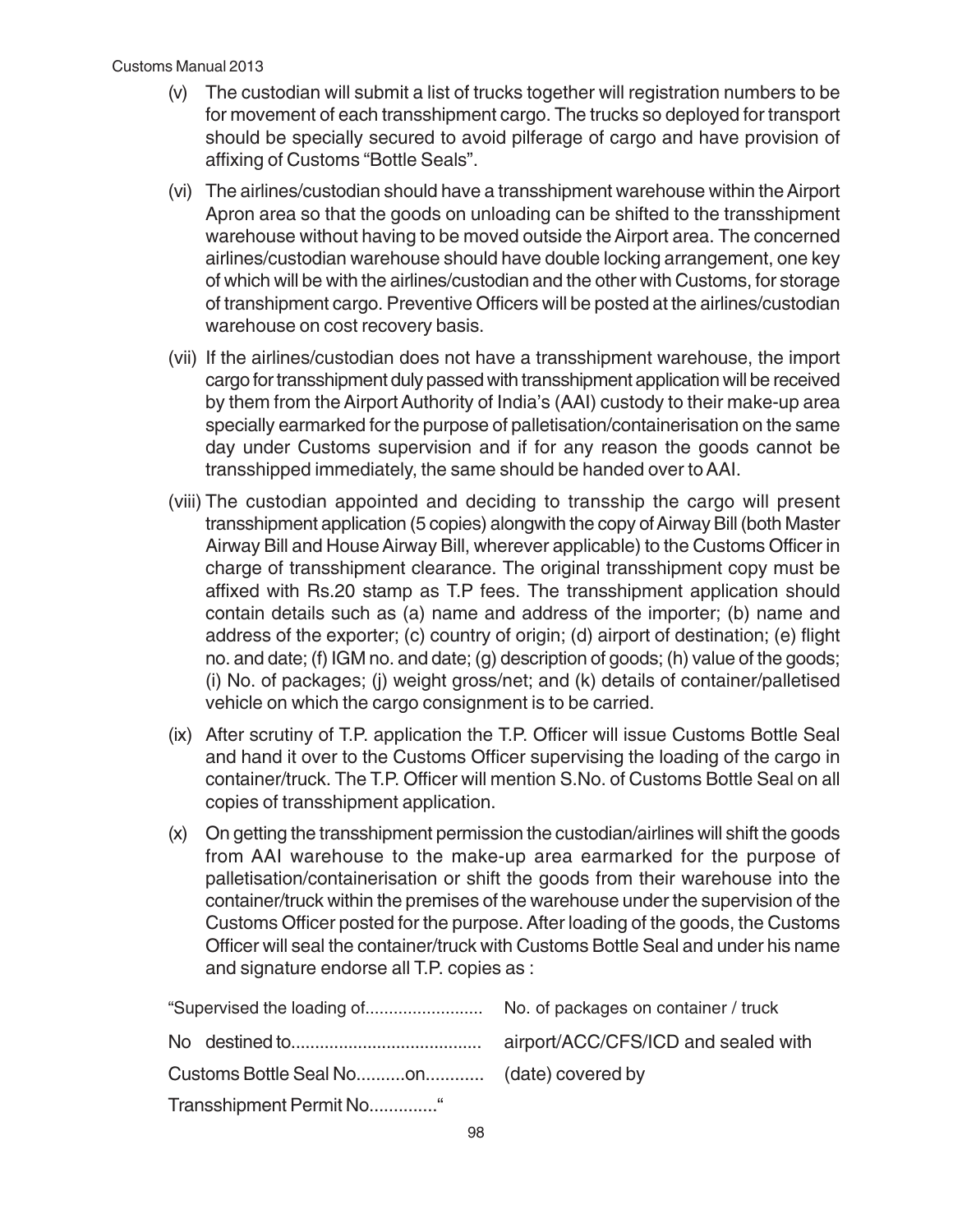(v) The custodian will submit a list of trucks together will registration numbers to be for movement of each transshipment cargo. The trucks so deployed for transport should be specially secured to avoid pilferage of cargo and have provision of affixing of Customs "Bottle Seals".

(vi) The airlines/custodian should have a transshipment warehouse within the Airport Apron area so that the goods on unloading can be shifted to the transshipment warehouse without having to be moved outside the Airport area. The concerned airlines/custodian warehouse should have double locking arrangement, one key of which will be with the airlines/custodian and the other with Customs, for storage of transhipment cargo. Preventive Officers will be posted at the airlines/custodian warehouse on cost recovery basis.

(vii) If the airlines/custodian does not have a transshipment warehouse, the import cargo for transshipment duly passed with transshipment application will be received by them from the Airport Authority of India's (AAI) custody to their make-up area specially earmarked for the purpose of palletisation/containerisation on the same day under Customs supervision and if for any reason the goods cannot be transshipped immediately, the same should be handed over to AAI.

(viii) The custodian appointed and deciding to transship the cargo will present transshipment application (5 copies) alongwith the copy of Airway Bill (both Master Airway Bill and House Airway Bill, wherever applicable) to the Customs Officer in charge of transshipment clearance. The original transshipment copy must be affixed with Rs.20 stamp as T.P fees. The transshipment application should contain details such as (a) name and address of the importer; (b) name and address of the exporter; (c) country of origin; (d) airport of destination; (e) flight no. and date; (f) IGM no. and date; (g) description of goods; (h) value of the goods; (i) No. of packages; (j) weight gross/net; and (k) details of container/palletised vehicle on which the cargo consignment is to be carried.

(ix) After scrutiny of T.P. application the T.P. Officer will issue Customs Bottle Seal and hand it over to the Customs Officer supervising the loading of the cargo in container/truck. The T.P. Officer will mention S.No. of Customs Bottle Seal on all copies of transshipment application.

(x) On getting the transshipment permission the custodian/airlines will shift the goods from AAI warehouse to the make-up area earmarked for the purpose of palletisation/containerisation or shift the goods from their warehouse into the container/truck within the premises of the warehouse under the supervision of the Customs Officer posted for the purpose. After loading of the goods, the Customs Officer will seal the container/truck with Customs Bottle Seal and under his name and signature endorse all T.P. copies as :

"Supervised the loading of......................... No. of packages on container / truck No destined to........................................ airport/ACC/CFS/ICD and sealed with Customs Bottle Seal No..........on............ (date) covered by Transshipment Permit No.............."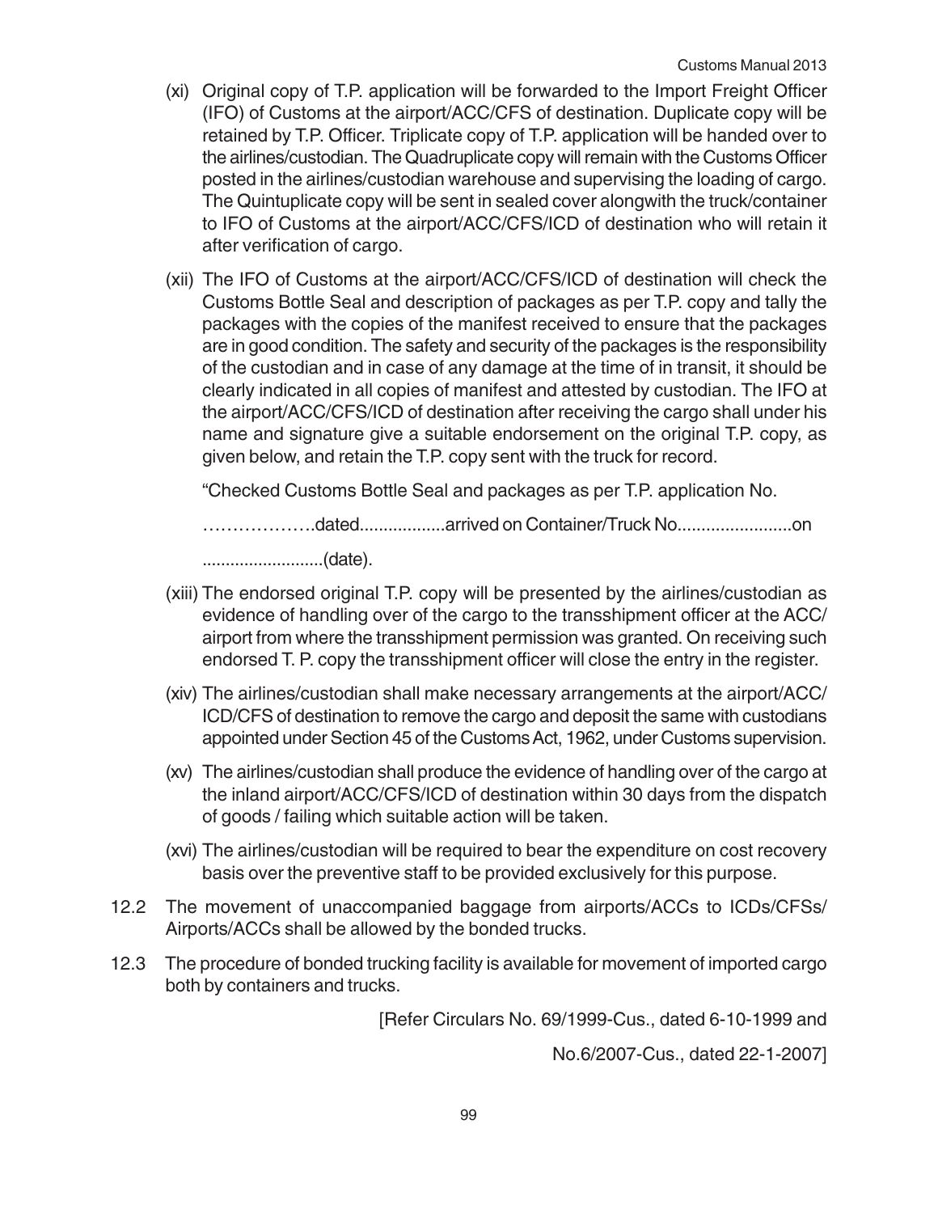(xi) Original copy of T.P. application will be forwarded to the Import Freight Officer (IFO) of Customs at the airport/ACC/CFS of destination. Duplicate copy will be retained by T.P. Officer. Triplicate copy of T.P. application will be handed over to the airlines/custodian. The Quadruplicate copy will remain with the Customs Officer posted in the airlines/custodian warehouse and supervising the loading of cargo. The Quintuplicate copy will be sent in sealed cover alongwith the truck/container to IFO of Customs at the airport/ACC/CFS/ICD of destination who will retain it after verification of cargo.

(xii) The IFO of Customs at the airport/ACC/CFS/ICD of destination will check the Customs Bottle Seal and description of packages as per T.P. copy and tally the packages with the copies of the manifest received to ensure that the packages are in good condition. The safety and security of the packages is the responsibility of the custodian and in case of any damage at the time of in transit, it should be clearly indicated in all copies of manifest and attested by custodian. The IFO at the airport/ACC/CFS/ICD of destination after receiving the cargo shall under his name and signature give a suitable endorsement on the original T.P. copy, as given below, and retain the T.P. copy sent with the truck for record.

"Checked Customs Bottle Seal and packages as per T.P. application No.

……………….dated..................arrived on Container/Truck No........................on

..........................(date).

(xiii) The endorsed original T.P. copy will be presented by the airlines/custodian as evidence of handling over of the cargo to the transshipment officer at the ACC/ airport from where the transshipment permission was granted. On receiving such endorsed T. P. copy the transshipment officer will close the entry in the register.

(xiv) The airlines/custodian shall make necessary arrangements at the airport/ACC/ ICD/CFS of destination to remove the cargo and deposit the same with custodians appointed under Section 45 of the Customs Act, 1962, under Customs supervision.

(xv) The airlines/custodian shall produce the evidence of handling over of the cargo at the inland airport/ACC/CFS/ICD of destination within 30 days from the dispatch of goods / failing which suitable action will be taken.

(xvi) The airlines/custodian will be required to bear the expenditure on cost recovery basis over the preventive staff to be provided exclusively for this purpose.

12.2 The movement of unaccompanied baggage from airports/ACCs to ICDs/CFSs/ Airports/ACCs shall be allowed by the bonded trucks.

12.3 The procedure of bonded trucking facility is available for movement of imported cargo both by containers and trucks.

[Refer Circulars No. 69/1999-Cus., dated 6-10-1999 and
No.6/2007-Cus., dated 22-1-2007]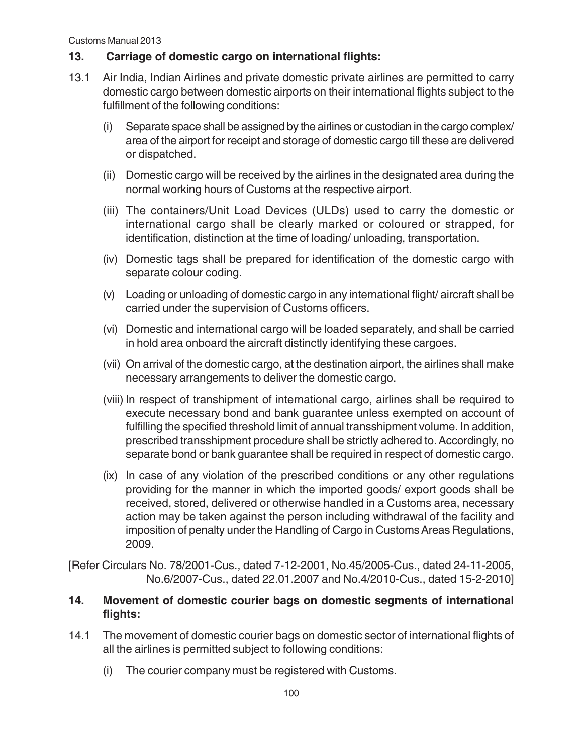## 13. Carriage of domestic cargo on international flights:

13.1 Air India, Indian Airlines and private domestic private airlines are permitted to carry domestic cargo between domestic airports on their international flights subject to the fulfillment of the following conditions:

(i) Separate space shall be assigned by the airlines or custodian in the cargo complex/ area of the airport for receipt and storage of domestic cargo till these are delivered or dispatched.

(ii) Domestic cargo will be received by the airlines in the designated area during the normal working hours of Customs at the respective airport.

(iii) The containers/Unit Load Devices (ULDs) used to carry the domestic or international cargo shall be clearly marked or coloured or strapped, for identification, distinction at the time of loading/ unloading, transportation.

(iv) Domestic tags shall be prepared for identification of the domestic cargo with separate colour coding.

(v) Loading or unloading of domestic cargo in any international flight/ aircraft shall be carried under the supervision of Customs officers.

(vi) Domestic and international cargo will be loaded separately, and shall be carried in hold area onboard the aircraft distinctly identifying these cargoes.

(vii) On arrival of the domestic cargo, at the destination airport, the airlines shall make necessary arrangements to deliver the domestic cargo.

(viii) In respect of transhipment of international cargo, airlines shall be required to execute necessary bond and bank guarantee unless exempted on account of fulfilling the specified threshold limit of annual transshipment volume. In addition, prescribed transshipment procedure shall be strictly adhered to. Accordingly, no separate bond or bank guarantee shall be required in respect of domestic cargo.

(ix) In case of any violation of the prescribed conditions or any other regulations providing for the manner in which the imported goods/ export goods shall be received, stored, delivered or otherwise handled in a Customs area, necessary action may be taken against the person including withdrawal of the facility and imposition of penalty under the Handling of Cargo in Customs Areas Regulations, 2009.

[Refer Circulars No. 78/2001-Cus., dated 7-12-2001, No.45/2005-Cus., dated 24-11-2005, No.6/2007-Cus., dated 22.01.2007 and No.4/2010-Cus., dated 15-2-2010]

## 14. Movement of domestic courier bags on domestic segments of international flights:

14.1 The movement of domestic courier bags on domestic sector of international flights of all the airlines is permitted subject to following conditions:

(i) The courier company must be registered with Customs.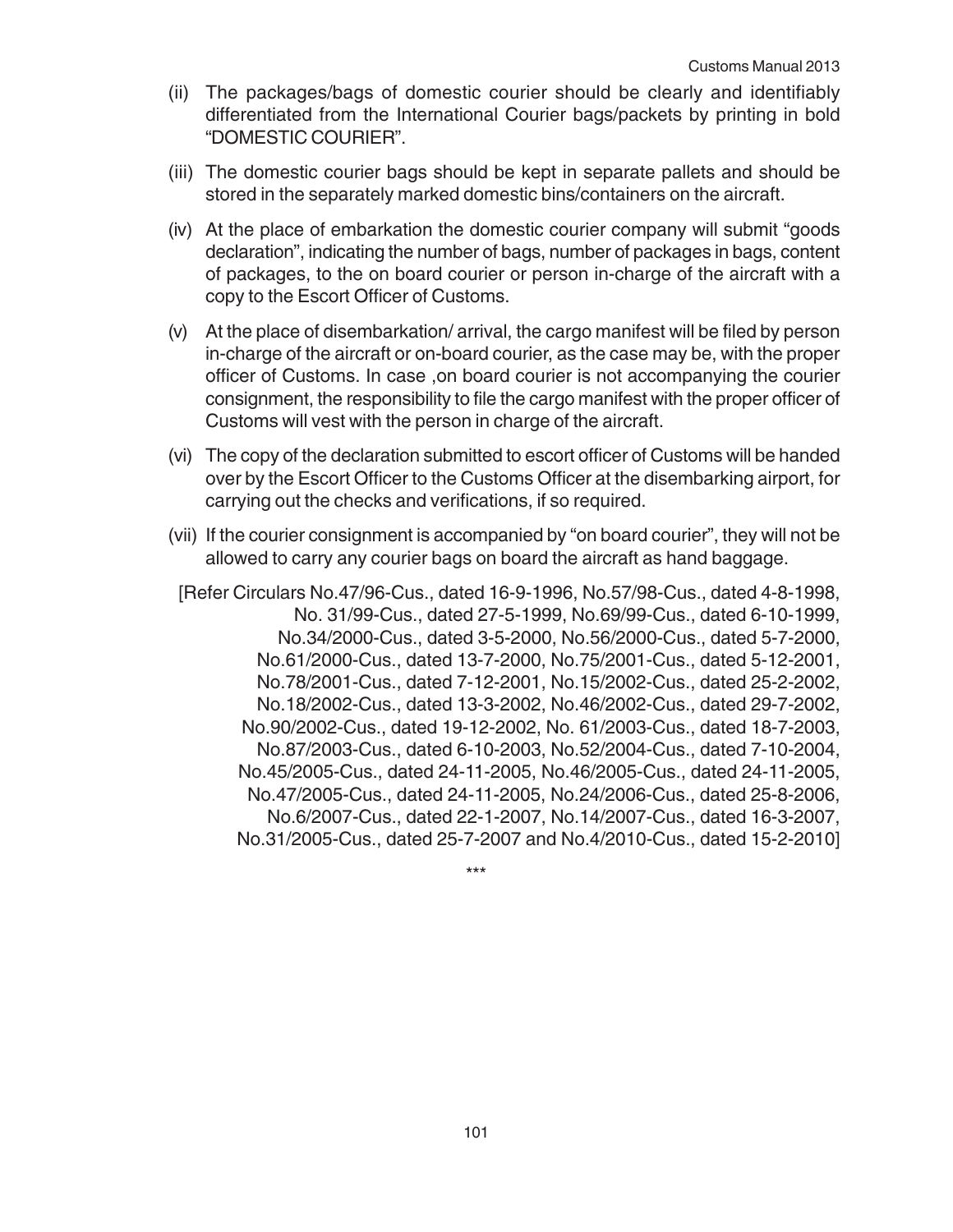(ii) The packages/bags of domestic courier should be clearly and identifiably differentiated from the International Courier bags/packets by printing in bold "DOMESTIC COURIER".

(iii) The domestic courier bags should be kept in separate pallets and should be stored in the separately marked domestic bins/containers on the aircraft.

(iv) At the place of embarkation the domestic courier company will submit "goods declaration", indicating the number of bags, number of packages in bags, content of packages, to the on board courier or person in-charge of the aircraft with a copy to the Escort Officer of Customs.

(v) At the place of disembarkation/ arrival, the cargo manifest will be filed by person in-charge of the aircraft or on-board courier, as the case may be, with the proper officer of Customs. In case ,on board courier is not accompanying the courier consignment, the responsibility to file the cargo manifest with the proper officer of Customs will vest with the person in charge of the aircraft.

(vi) The copy of the declaration submitted to escort officer of Customs will be handed over by the Escort Officer to the Customs Officer at the disembarking airport, for carrying out the checks and verifications, if so required.

(vii) If the courier consignment is accompanied by "on board courier", they will not be allowed to carry any courier bags on board the aircraft as hand baggage.

[Refer Circulars No.47/96-Cus., dated 16-9-1996, No.57/98-Cus., dated 4-8-1998, No. 31/99-Cus., dated 27-5-1999, No.69/99-Cus., dated 6-10-1999, No.34/2000-Cus., dated 3-5-2000, No.56/2000-Cus., dated 5-7-2000, No.61/2000-Cus., dated 13-7-2000, No.75/2001-Cus., dated 5-12-2001, No.78/2001-Cus., dated 7-12-2001, No.15/2002-Cus., dated 25-2-2002, No.18/2002-Cus., dated 13-3-2002, No.46/2002-Cus., dated 29-7-2002, No.90/2002-Cus., dated 19-12-2002, No. 61/2003-Cus., dated 18-7-2003, No.87/2003-Cus., dated 6-10-2003, No.52/2004-Cus., dated 7-10-2004, No.45/2005-Cus., dated 24-11-2005, No.46/2005-Cus., dated 24-11-2005, No.47/2005-Cus., dated 24-11-2005, No.24/2006-Cus., dated 25-8-2006, No.6/2007-Cus., dated 22-1-2007, No.14/2007-Cus., dated 16-3-2007, No.31/2005-Cus., dated 25-7-2007 and No.4/2010-Cus., dated 15-2-2010]

***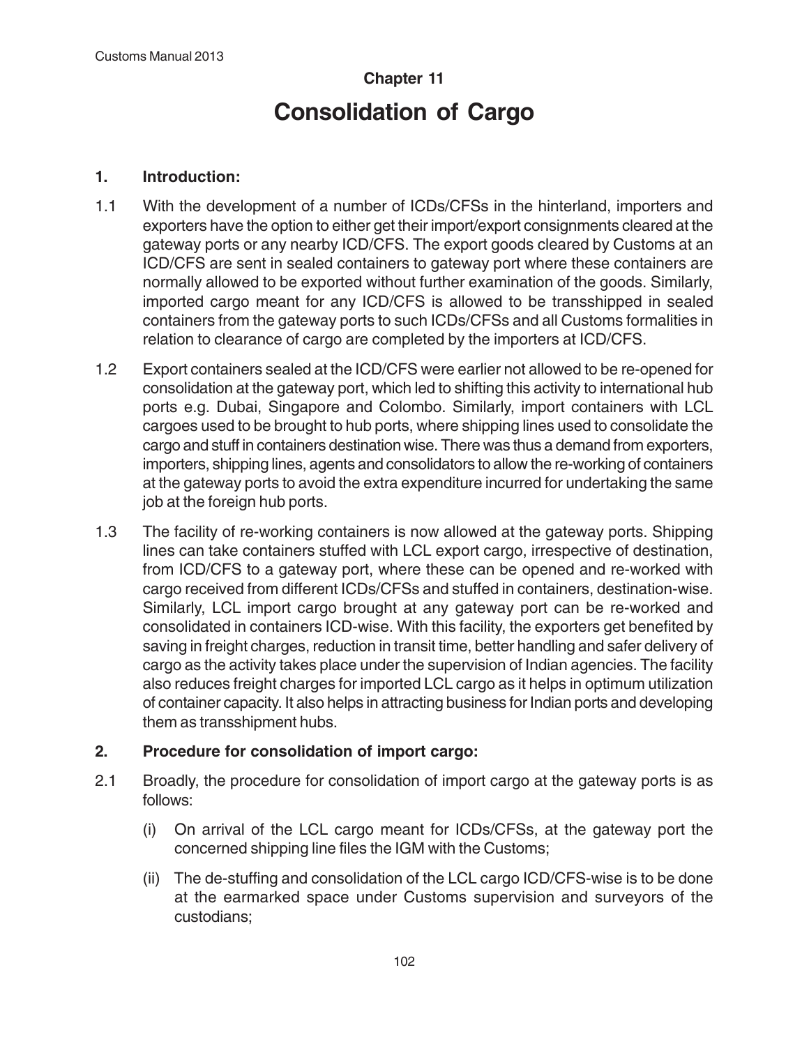## Chapter 11

# Consolidation of Cargo

### 1. Introduction:

1.1 With the development of a number of ICDs/CFSs in the hinterland, importers and exporters have the option to either get their import/export consignments cleared at the gateway ports or any nearby ICD/CFS. The export goods cleared by Customs at an ICD/CFS are sent in sealed containers to gateway port where these containers are normally allowed to be exported without further examination of the goods. Similarly, imported cargo meant for any ICD/CFS is allowed to be transshipped in sealed containers from the gateway ports to such ICDs/CFSs and all Customs formalities in relation to clearance of cargo are completed by the importers at ICD/CFS.

1.2 Export containers sealed at the ICD/CFS were earlier not allowed to be re-opened for consolidation at the gateway port, which led to shifting this activity to international hub ports e.g. Dubai, Singapore and Colombo. Similarly, import containers with LCL cargoes used to be brought to hub ports, where shipping lines used to consolidate the cargo and stuff in containers destination wise. There was thus a demand from exporters, importers, shipping lines, agents and consolidators to allow the re-working of containers at the gateway ports to avoid the extra expenditure incurred for undertaking the same job at the foreign hub ports.

1.3 The facility of re-working containers is now allowed at the gateway ports. Shipping lines can take containers stuffed with LCL export cargo, irrespective of destination, from ICD/CFS to a gateway port, where these can be opened and re-worked with cargo received from different ICDs/CFSs and stuffed in containers, destination-wise. Similarly, LCL import cargo brought at any gateway port can be re-worked and consolidated in containers ICD-wise. With this facility, the exporters get benefited by saving in freight charges, reduction in transit time, better handling and safer delivery of cargo as the activity takes place under the supervision of Indian agencies. The facility also reduces freight charges for imported LCL cargo as it helps in optimum utilization of container capacity. It also helps in attracting business for Indian ports and developing them as transshipment hubs.

### 2. Procedure for consolidation of import cargo:

2.1 Broadly, the procedure for consolidation of import cargo at the gateway ports is as follows:

(i) On arrival of the LCL cargo meant for ICDs/CFSs, at the gateway port the concerned shipping line files the IGM with the Customs;

(ii) The de-stuffing and consolidation of the LCL cargo ICD/CFS-wise is to be done at the earmarked space under Customs supervision and surveyors of the custodians;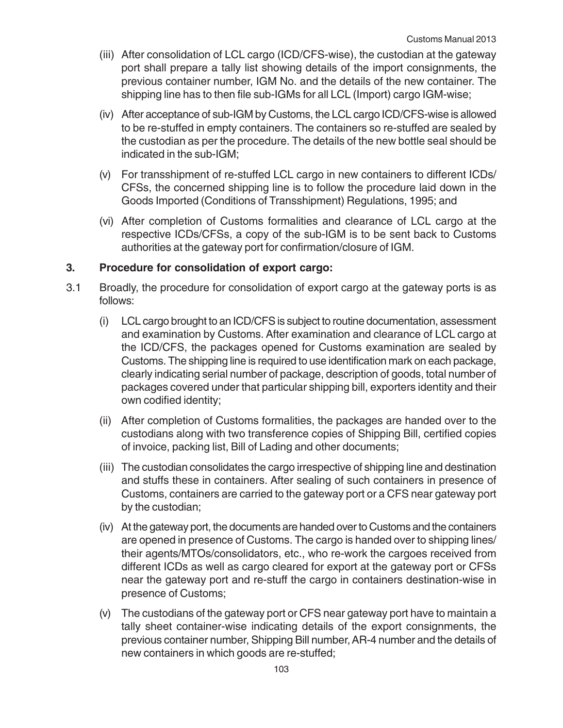(iii) After consolidation of LCL cargo (ICD/CFS-wise), the custodian at the gateway port shall prepare a tally list showing details of the import consignments, the previous container number, IGM No. and the details of the new container. The shipping line has to then file sub-IGMs for all LCL (Import) cargo IGM-wise;

(iv) After acceptance of sub-IGM by Customs, the LCL cargo ICD/CFS-wise is allowed to be re-stuffed in empty containers. The containers so re-stuffed are sealed by the custodian as per the procedure. The details of the new bottle seal should be indicated in the sub-IGM;

(v) For transshipment of re-stuffed LCL cargo in new containers to different ICDs/CFSs, the concerned shipping line is to follow the procedure laid down in the Goods Imported (Conditions of Transshipment) Regulations, 1995; and

(vi) After completion of Customs formalities and clearance of LCL cargo at the respective ICDs/CFSs, a copy of the sub-IGM is to be sent back to Customs authorities at the gateway port for confirmation/closure of IGM.

**3. Procedure for consolidation of export cargo:**

3.1 Broadly, the procedure for consolidation of export cargo at the gateway ports is as follows:

(i) LCL cargo brought to an ICD/CFS is subject to routine documentation, assessment and examination by Customs. After examination and clearance of LCL cargo at the ICD/CFS, the packages opened for Customs examination are sealed by Customs. The shipping line is required to use identification mark on each package, clearly indicating serial number of package, description of goods, total number of packages covered under that particular shipping bill, exporters identity and their own codified identity;

(ii) After completion of Customs formalities, the packages are handed over to the custodians along with two transference copies of Shipping Bill, certified copies of invoice, packing list, Bill of Lading and other documents;

(iii) The custodian consolidates the cargo irrespective of shipping line and destination and stuffs these in containers. After sealing of such containers in presence of Customs, containers are carried to the gateway port or a CFS near gateway port by the custodian;

(iv) At the gateway port, the documents are handed over to Customs and the containers are opened in presence of Customs. The cargo is handed over to shipping lines/ their agents/MTOs/consolidators, etc., who re-work the cargoes received from different ICDs as well as cargo cleared for export at the gateway port or CFSs near the gateway port and re-stuff the cargo in containers destination-wise in presence of Customs;

(v) The custodians of the gateway port or CFS near gateway port have to maintain a tally sheet container-wise indicating details of the export consignments, the previous container number, Shipping Bill number, AR-4 number and the details of new containers in which goods are re-stuffed;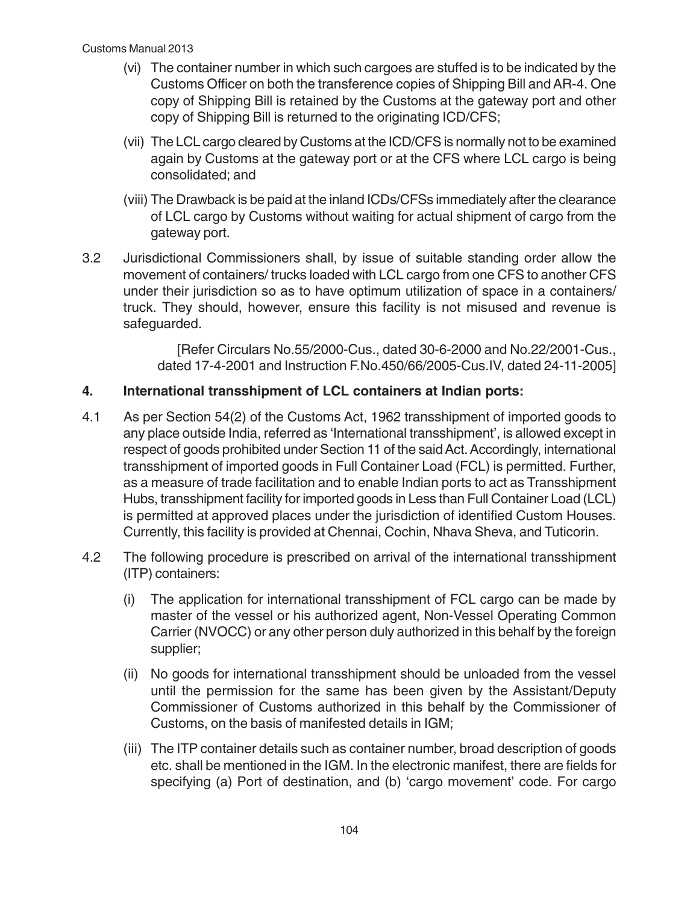(vi) The container number in which such cargoes are stuffed is to be indicated by the Customs Officer on both the transference copies of Shipping Bill and AR-4. One copy of Shipping Bill is retained by the Customs at the gateway port and other copy of Shipping Bill is returned to the originating ICD/CFS;

(vii) The LCL cargo cleared by Customs at the ICD/CFS is normally not to be examined again by Customs at the gateway port or at the CFS where LCL cargo is being consolidated; and

(viii) The Drawback is be paid at the inland ICDs/CFSs immediately after the clearance of LCL cargo by Customs without waiting for actual shipment of cargo from the gateway port.

3.2 Jurisdictional Commissioners shall, by issue of suitable standing order allow the movement of containers/ trucks loaded with LCL cargo from one CFS to another CFS under their jurisdiction so as to have optimum utilization of space in a containers/ truck. They should, however, ensure this facility is not misused and revenue is safeguarded.

[Refer Circulars No.55/2000-Cus., dated 30-6-2000 and No.22/2001-Cus., dated 17-4-2001 and Instruction F.No.450/66/2005-Cus.IV, dated 24-11-2005]

### 4. International transshipment of LCL containers at Indian ports:

4.1 As per Section 54(2) of the Customs Act, 1962 transshipment of imported goods to any place outside India, referred as 'International transshipment', is allowed except in respect of goods prohibited under Section 11 of the said Act. Accordingly, international transshipment of imported goods in Full Container Load (FCL) is permitted. Further, as a measure of trade facilitation and to enable Indian ports to act as Transshipment Hubs, transshipment facility for imported goods in Less than Full Container Load (LCL) is permitted at approved places under the jurisdiction of identified Custom Houses. Currently, this facility is provided at Chennai, Cochin, Nhava Sheva, and Tuticorin.

4.2 The following procedure is prescribed on arrival of the international transshipment (ITP) containers:

(i) The application for international transshipment of FCL cargo can be made by master of the vessel or his authorized agent, Non-Vessel Operating Common Carrier (NVOCC) or any other person duly authorized in this behalf by the foreign supplier;

(ii) No goods for international transshipment should be unloaded from the vessel until the permission for the same has been given by the Assistant/Deputy Commissioner of Customs authorized in this behalf by the Commissioner of Customs, on the basis of manifested details in IGM;

(iii) The ITP container details such as container number, broad description of goods etc. shall be mentioned in the IGM. In the electronic manifest, there are fields for specifying (a) Port of destination, and (b) 'cargo movement' code. For cargo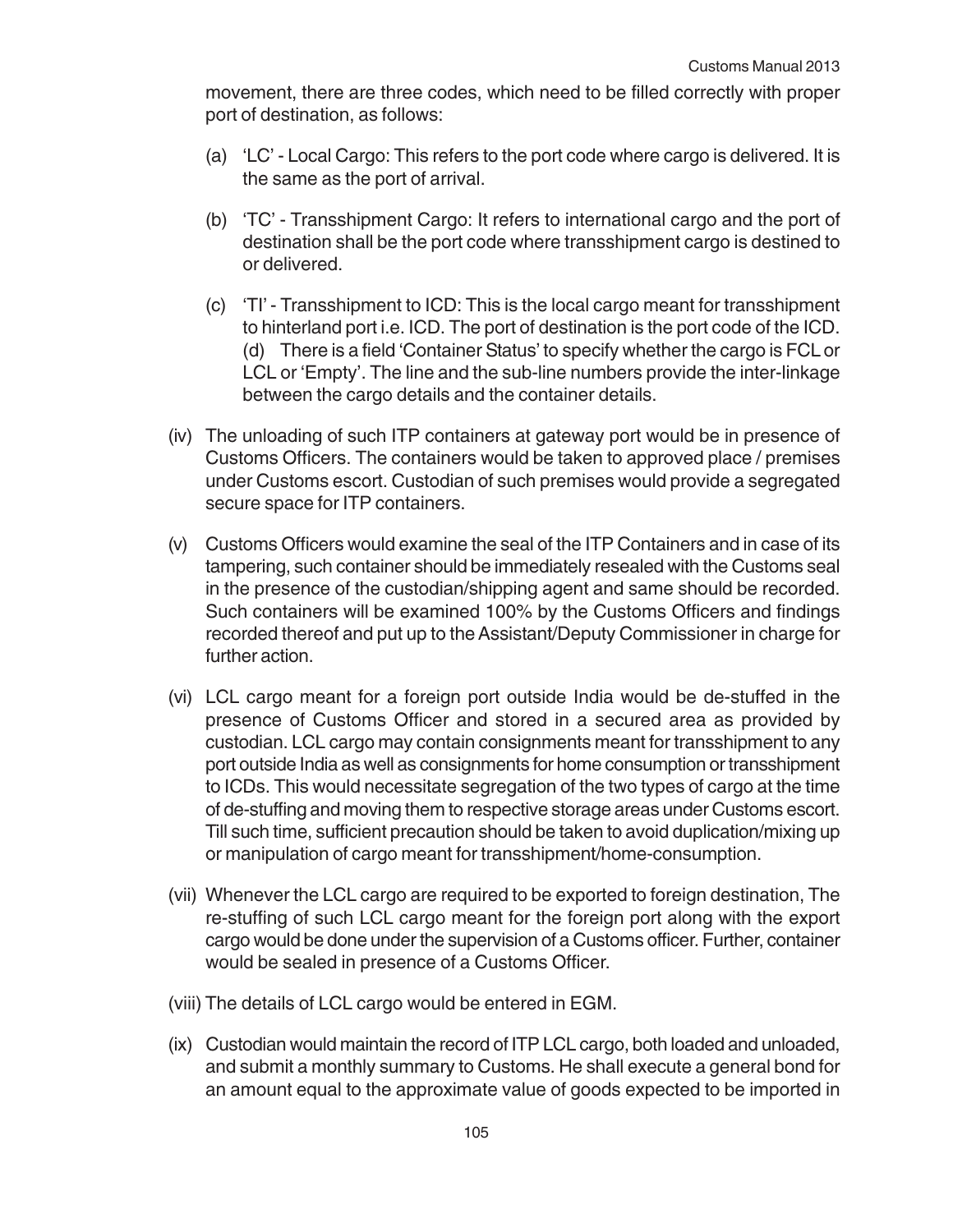movement, there are three codes, which need to be filled correctly with proper port of destination, as follows:

(a) 'LC' - Local Cargo: This refers to the port code where cargo is delivered. It is the same as the port of arrival.

(b) 'TC' - Transshipment Cargo: It refers to international cargo and the port of destination shall be the port code where transshipment cargo is destined to or delivered.

(c) 'TI' - Transshipment to ICD: This is the local cargo meant for transshipment to hinterland port i.e. ICD. The port of destination is the port code of the ICD. (d) There is a field 'Container Status' to specify whether the cargo is FCL or LCL or 'Empty'. The line and the sub-line numbers provide the inter-linkage between the cargo details and the container details.

(iv) The unloading of such ITP containers at gateway port would be in presence of Customs Officers. The containers would be taken to approved place / premises under Customs escort. Custodian of such premises would provide a segregated secure space for ITP containers.

(v) Customs Officers would examine the seal of the ITP Containers and in case of its tampering, such container should be immediately resealed with the Customs seal in the presence of the custodian/shipping agent and same should be recorded. Such containers will be examined 100% by the Customs Officers and findings recorded thereof and put up to the Assistant/Deputy Commissioner in charge for further action.

(vi) LCL cargo meant for a foreign port outside India would be de-stuffed in the presence of Customs Officer and stored in a secured area as provided by custodian. LCL cargo may contain consignments meant for transshipment to any port outside India as well as consignments for home consumption or transshipment to ICDs. This would necessitate segregation of the two types of cargo at the time of de-stuffing and moving them to respective storage areas under Customs escort. Till such time, sufficient precaution should be taken to avoid duplication/mixing up or manipulation of cargo meant for transshipment/home-consumption.

(vii) Whenever the LCL cargo are required to be exported to foreign destination, The re-stuffing of such LCL cargo meant for the foreign port along with the export cargo would be done under the supervision of a Customs officer. Further, container would be sealed in presence of a Customs Officer.

(viii) The details of LCL cargo would be entered in EGM.

(ix) Custodian would maintain the record of ITP LCL cargo, both loaded and unloaded, and submit a monthly summary to Customs. He shall execute a general bond for an amount equal to the approximate value of goods expected to be imported in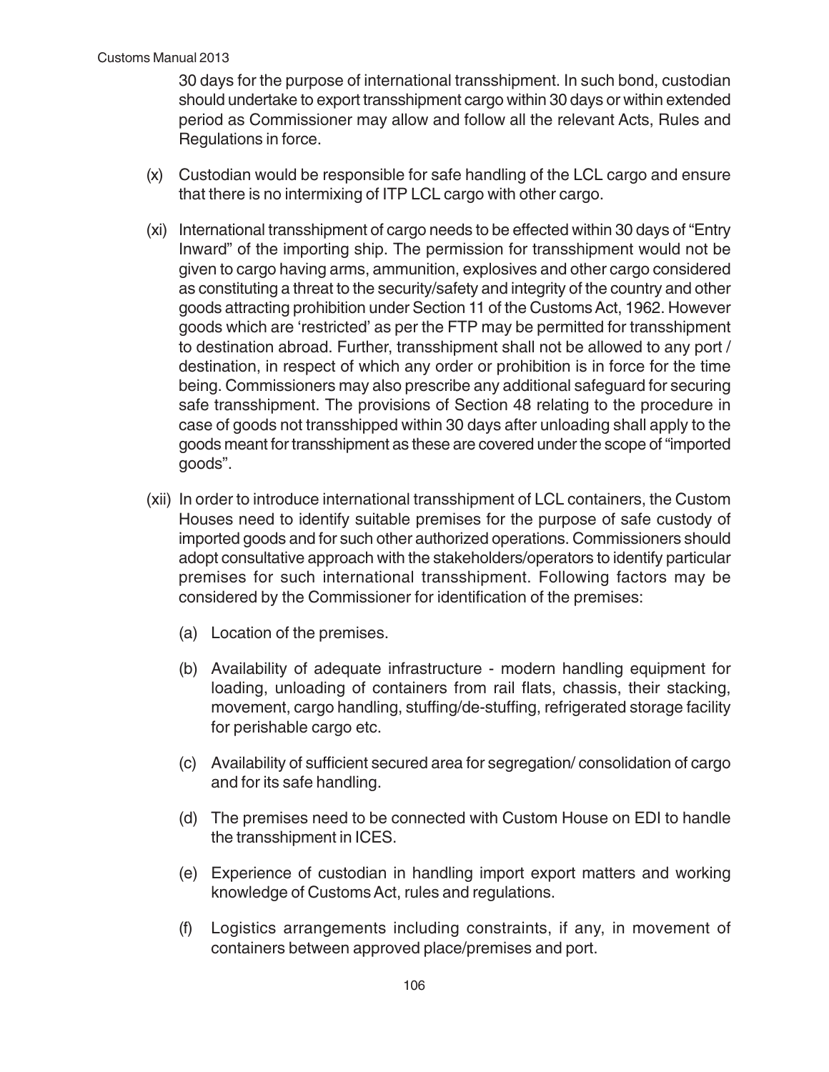30 days for the purpose of international transshipment. In such bond, custodian should undertake to export transshipment cargo within 30 days or within extended period as Commissioner may allow and follow all the relevant Acts, Rules and Regulations in force.

(x) Custodian would be responsible for safe handling of the LCL cargo and ensure that there is no intermixing of ITP LCL cargo with other cargo.

(xi) International transshipment of cargo needs to be effected within 30 days of "Entry Inward" of the importing ship. The permission for transshipment would not be given to cargo having arms, ammunition, explosives and other cargo considered as constituting a threat to the security/safety and integrity of the country and other goods attracting prohibition under Section 11 of the Customs Act, 1962. However goods which are 'restricted' as per the FTP may be permitted for transshipment to destination abroad. Further, transshipment shall not be allowed to any port / destination, in respect of which any order or prohibition is in force for the time being. Commissioners may also prescribe any additional safeguard for securing safe transshipment. The provisions of Section 48 relating to the procedure in case of goods not transshipped within 30 days after unloading shall apply to the goods meant for transshipment as these are covered under the scope of "imported goods".

(xii) In order to introduce international transshipment of LCL containers, the Custom Houses need to identify suitable premises for the purpose of safe custody of imported goods and for such other authorized operations. Commissioners should adopt consultative approach with the stakeholders/operators to identify particular premises for such international transshipment. Following factors may be considered by the Commissioner for identification of the premises:

   (a) Location of the premises.

   (b) Availability of adequate infrastructure - modern handling equipment for loading, unloading of containers from rail flats, chassis, their stacking, movement, cargo handling, stuffing/de-stuffing, refrigerated storage facility for perishable cargo etc.

   (c) Availability of sufficient secured area for segregation/ consolidation of cargo and for its safe handling.

   (d) The premises need to be connected with Custom House on EDI to handle the transshipment in ICES.

   (e) Experience of custodian in handling import export matters and working knowledge of Customs Act, rules and regulations.

   (f) Logistics arrangements including constraints, if any, in movement of containers between approved place/premises and port.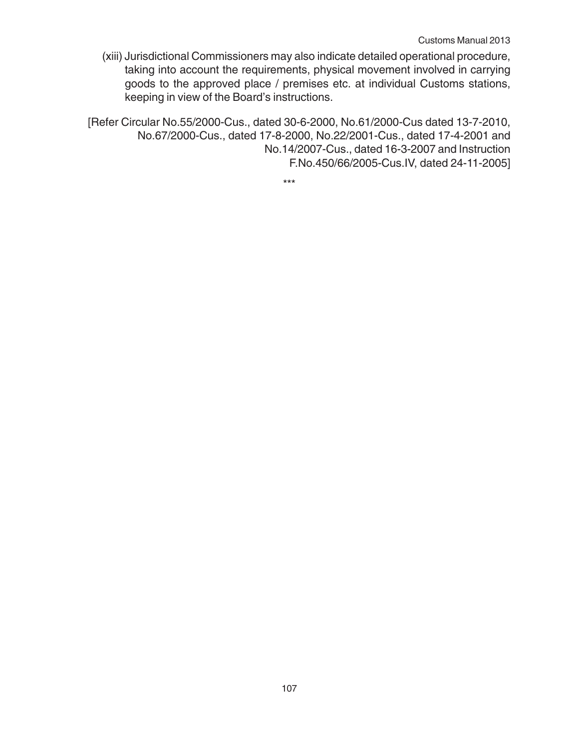(xiii) Jurisdictional Commissioners may also indicate detailed operational procedure, taking into account the requirements, physical movement involved in carrying goods to the approved place / premises etc. at individual Customs stations, keeping in view of the Board's instructions.

[Refer Circular No.55/2000-Cus., dated 30-6-2000, No.61/2000-Cus dated 13-7-2010, No.67/2000-Cus., dated 17-8-2000, No.22/2001-Cus., dated 17-4-2001 and No.14/2007-Cus., dated 16-3-2007 and Instruction F.No.450/66/2005-Cus.IV, dated 24-11-2005]

***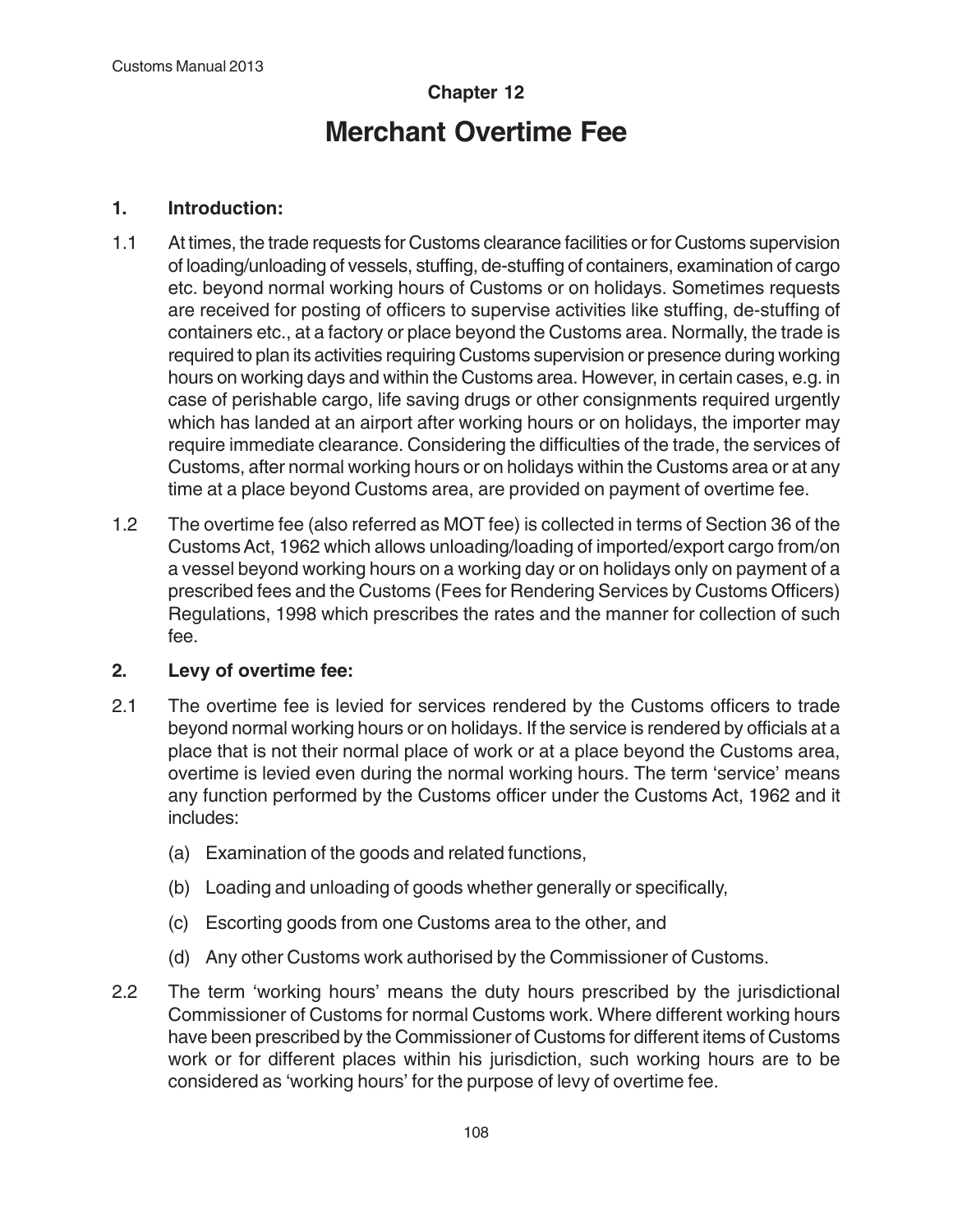## Chapter 12

# Merchant Overtime Fee

### 1. Introduction:

1.1 At times, the trade requests for Customs clearance facilities or for Customs supervision of loading/unloading of vessels, stuffing, de-stuffing of containers, examination of cargo etc. beyond normal working hours of Customs or on holidays. Sometimes requests are received for posting of officers to supervise activities like stuffing, de-stuffing of containers etc., at a factory or place beyond the Customs area. Normally, the trade is required to plan its activities requiring Customs supervision or presence during working hours on working days and within the Customs area. However, in certain cases, e.g. in case of perishable cargo, life saving drugs or other consignments required urgently which has landed at an airport after working hours or on holidays, the importer may require immediate clearance. Considering the difficulties of the trade, the services of Customs, after normal working hours or on holidays within the Customs area or at any time at a place beyond Customs area, are provided on payment of overtime fee.

1.2 The overtime fee (also referred as MOT fee) is collected in terms of Section 36 of the Customs Act, 1962 which allows unloading/loading of imported/export cargo from/on a vessel beyond working hours on a working day or on holidays only on payment of a prescribed fees and the Customs (Fees for Rendering Services by Customs Officers) Regulations, 1998 which prescribes the rates and the manner for collection of such fee.

### 2. Levy of overtime fee:

2.1 The overtime fee is levied for services rendered by the Customs officers to trade beyond normal working hours or on holidays. If the service is rendered by officials at a place that is not their normal place of work or at a place beyond the Customs area, overtime is levied even during the normal working hours. The term 'service' means any function performed by the Customs officer under the Customs Act, 1962 and it includes:

(a) Examination of the goods and related functions,

(b) Loading and unloading of goods whether generally or specifically,

(c) Escorting goods from one Customs area to the other, and

(d) Any other Customs work authorised by the Commissioner of Customs.

2.2 The term 'working hours' means the duty hours prescribed by the jurisdictional Commissioner of Customs for normal Customs work. Where different working hours have been prescribed by the Commissioner of Customs for different items of Customs work or for different places within his jurisdiction, such working hours are to be considered as 'working hours' for the purpose of levy of overtime fee.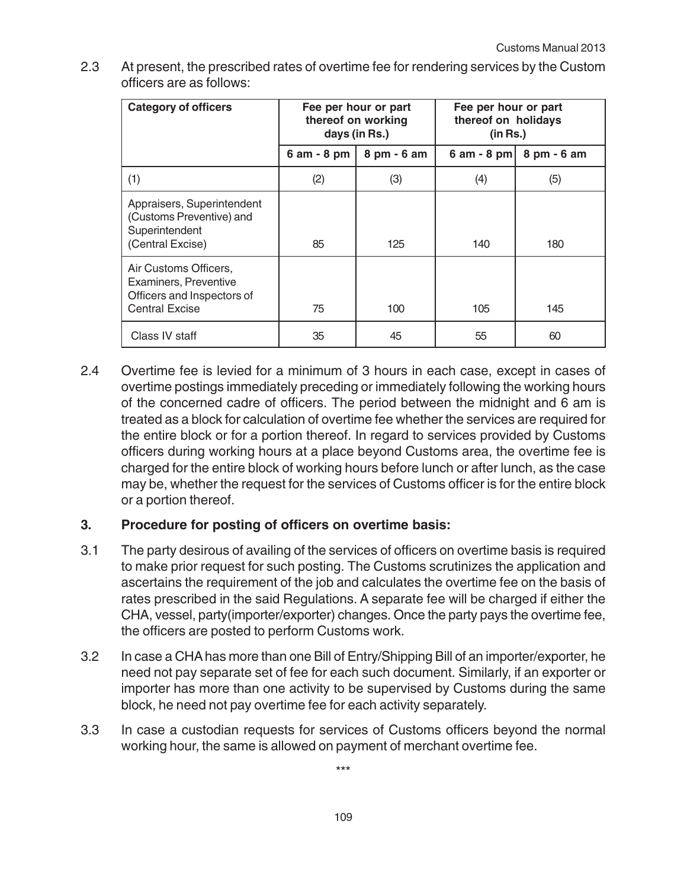2.3 At present, the prescribed rates of overtime fee for rendering services by the Custom officers are as follows:

| Category of officers | Fee per hour or part thereof on working days (in Rs.) | | Fee per hour or part thereof on holidays (in Rs.) | |
|---|---|---|---|---|
| | 6 am - 8 pm | 8 pm - 6 am | 6 am - 8 pm | 8 pm - 6 am |
| (1) | (2) | (3) | (4) | (5) |
| Appraisers, Superintendent (Customs Preventive) and Superintendent (Central Excise) | 85 | 125 | 140 | 180 |
| Air Customs Officers, Examiners, Preventive Officers and Inspectors of Central Excise | 75 | 100 | 105 | 145 |
| Class IV staff | 35 | 45 | 55 | 60 |

2.4 Overtime fee is levied for a minimum of 3 hours in each case, except in cases of overtime postings immediately preceding or immediately following the working hours of the concerned cadre of officers. The period between the midnight and 6 am is treated as a block for calculation of overtime fee whether the services are required for the entire block or for a portion thereof. In regard to services provided by Customs officers during working hours at a place beyond Customs area, the overtime fee is charged for the entire block of working hours before lunch or after lunch, as the case may be, whether the request for the services of Customs officer is for the entire block or a portion thereof.

### 3. Procedure for posting of officers on overtime basis:

3.1 The party desirous of availing of the services of officers on overtime basis is required to make prior request for such posting. The Customs scrutinizes the application and ascertains the requirement of the job and calculates the overtime fee on the basis of rates prescribed in the said Regulations. A separate fee will be charged if either the CHA, vessel, party(importer/exporter) changes. Once the party pays the overtime fee, the officers are posted to perform Customs work.

3.2 In case a CHA has more than one Bill of Entry/Shipping Bill of an importer/exporter, he need not pay separate set of fee for each such document. Similarly, if an exporter or importer has more than one activity to be supervised by Customs during the same block, he need not pay overtime fee for each activity separately.

3.3 In case a custodian requests for services of Customs officers beyond the normal working hour, the same is allowed on payment of merchant overtime fee.

***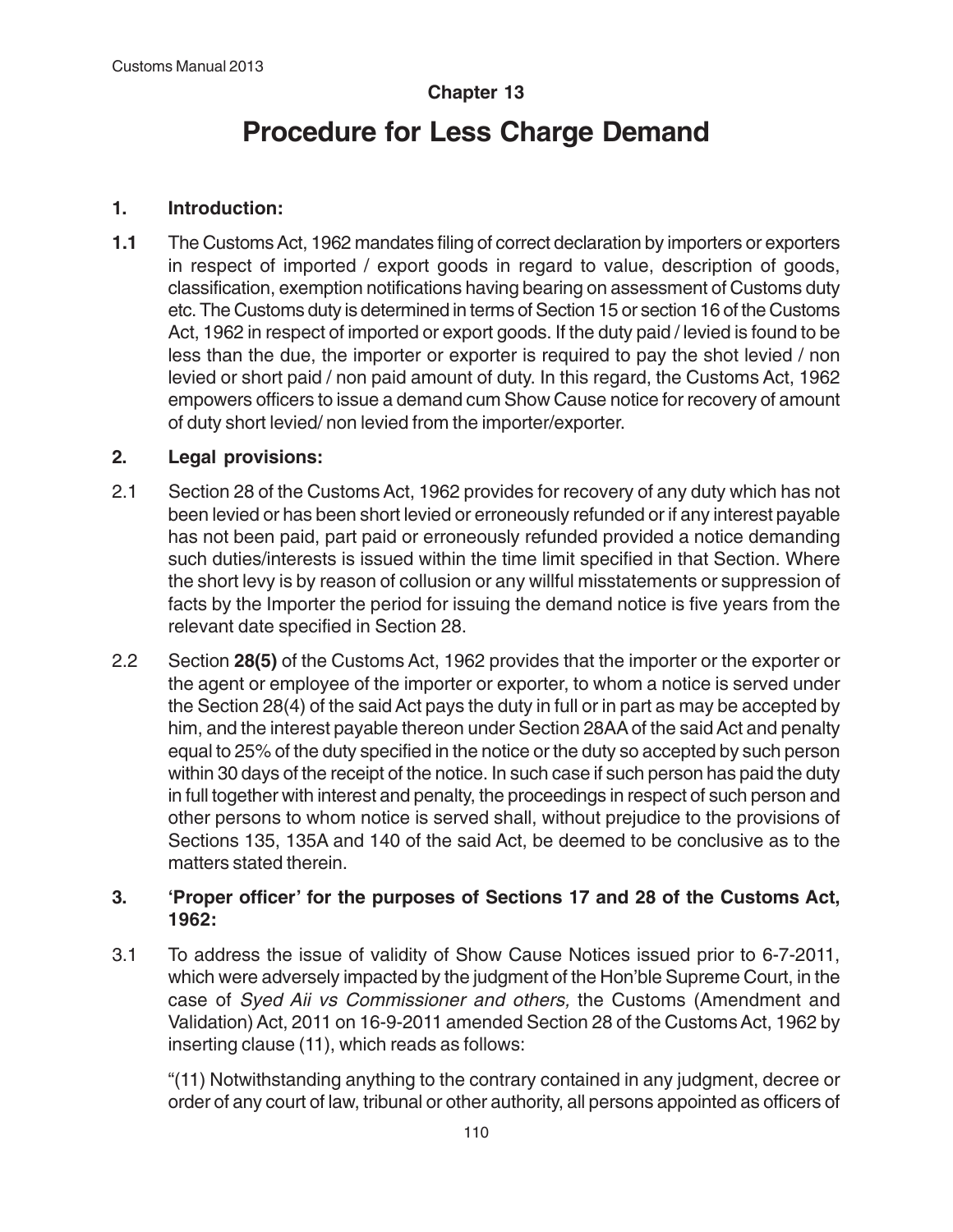## Chapter 13

# Procedure for Less Charge Demand

### 1. Introduction:

**1.1** The Customs Act, 1962 mandates filing of correct declaration by importers or exporters in respect of imported / export goods in regard to value, description of goods, classification, exemption notifications having bearing on assessment of Customs duty etc. The Customs duty is determined in terms of Section 15 or section 16 of the Customs Act, 1962 in respect of imported or export goods. If the duty paid / levied is found to be less than the due, the importer or exporter is required to pay the shot levied / non levied or short paid / non paid amount of duty. In this regard, the Customs Act, 1962 empowers officers to issue a demand cum Show Cause notice for recovery of amount of duty short levied/ non levied from the importer/exporter.

### 2. Legal provisions:

2.1 Section 28 of the Customs Act, 1962 provides for recovery of any duty which has not been levied or has been short levied or erroneously refunded or if any interest payable has not been paid, part paid or erroneously refunded provided a notice demanding such duties/interests is issued within the time limit specified in that Section. Where the short levy is by reason of collusion or any willful misstatements or suppression of facts by the Importer the period for issuing the demand notice is five years from the relevant date specified in Section 28.

2.2 Section **28(5)** of the Customs Act, 1962 provides that the importer or the exporter or the agent or employee of the importer or exporter, to whom a notice is served under the Section 28(4) of the said Act pays the duty in full or in part as may be accepted by him, and the interest payable thereon under Section 28AA of the said Act and penalty equal to 25% of the duty specified in the notice or the duty so accepted by such person within 30 days of the receipt of the notice. In such case if such person has paid the duty in full together with interest and penalty, the proceedings in respect of such person and other persons to whom notice is served shall, without prejudice to the provisions of Sections 135, 135A and 140 of the said Act, be deemed to be conclusive as to the matters stated therein.

### 3. 'Proper officer' for the purposes of Sections 17 and 28 of the Customs Act, 1962:

3.1 To address the issue of validity of Show Cause Notices issued prior to 6-7-2011, which were adversely impacted by the judgment of the Hon'ble Supreme Court, in the case of *Syed Aii vs Commissioner and others,* the Customs (Amendment and Validation) Act, 2011 on 16-9-2011 amended Section 28 of the Customs Act, 1962 by inserting clause (11), which reads as follows:

"(11) Notwithstanding anything to the contrary contained in any judgment, decree or order of any court of law, tribunal or other authority, all persons appointed as officers of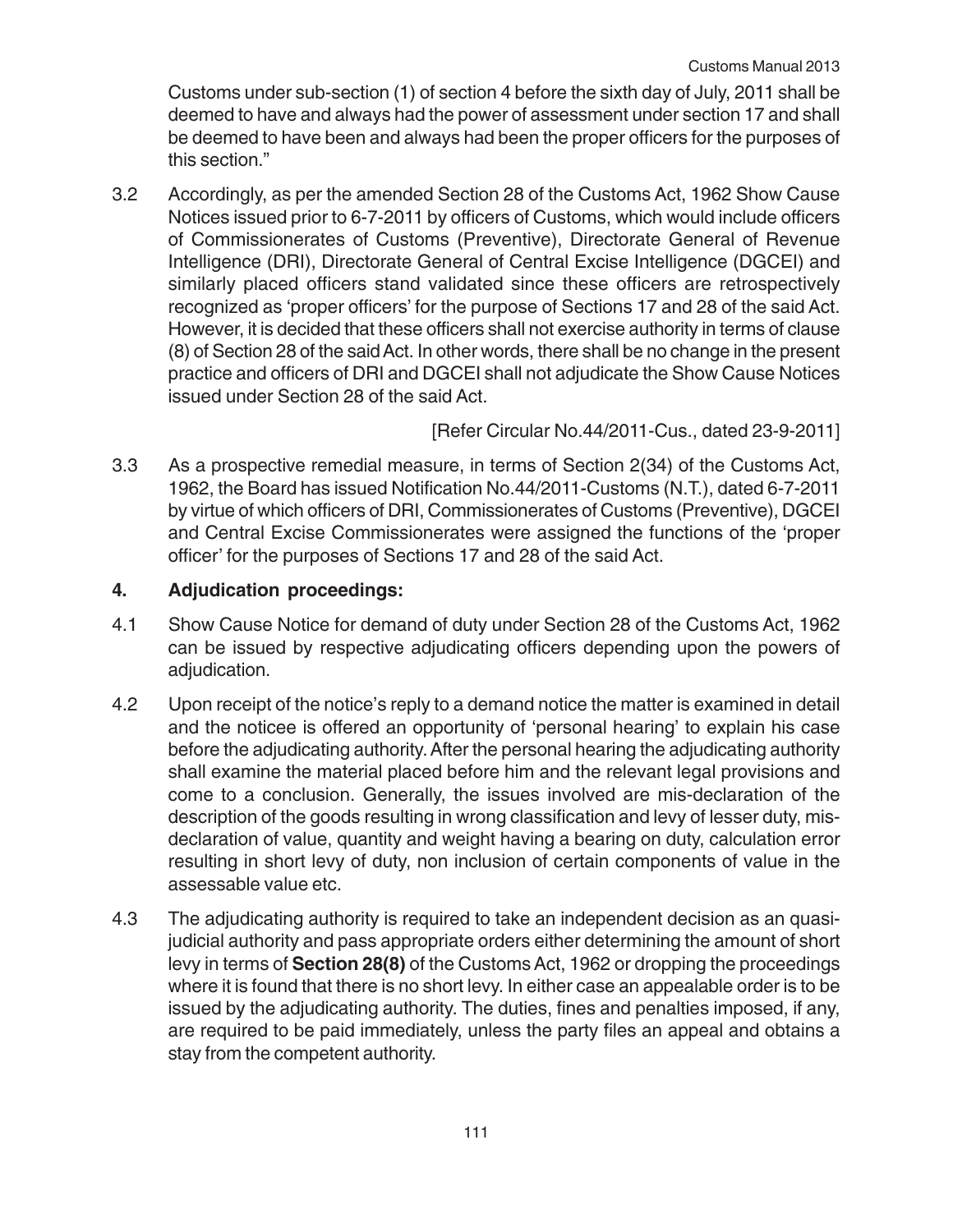Customs under sub-section (1) of section 4 before the sixth day of July, 2011 shall be deemed to have and always had the power of assessment under section 17 and shall be deemed to have been and always had been the proper officers for the purposes of this section."

3.2 Accordingly, as per the amended Section 28 of the Customs Act, 1962 Show Cause Notices issued prior to 6-7-2011 by officers of Customs, which would include officers of Commissionerates of Customs (Preventive), Directorate General of Revenue Intelligence (DRI), Directorate General of Central Excise Intelligence (DGCEI) and similarly placed officers stand validated since these officers are retrospectively recognized as 'proper officers' for the purpose of Sections 17 and 28 of the said Act. However, it is decided that these officers shall not exercise authority in terms of clause (8) of Section 28 of the said Act. In other words, there shall be no change in the present practice and officers of DRI and DGCEI shall not adjudicate the Show Cause Notices issued under Section 28 of the said Act.

[Refer Circular No.44/2011-Cus., dated 23-9-2011]

3.3 As a prospective remedial measure, in terms of Section 2(34) of the Customs Act, 1962, the Board has issued Notification No.44/2011-Customs (N.T.), dated 6-7-2011 by virtue of which officers of DRI, Commissionerates of Customs (Preventive), DGCEI and Central Excise Commissionerates were assigned the functions of the 'proper officer' for the purposes of Sections 17 and 28 of the said Act.

## 4. Adjudication proceedings:

4.1 Show Cause Notice for demand of duty under Section 28 of the Customs Act, 1962 can be issued by respective adjudicating officers depending upon the powers of adjudication.

4.2 Upon receipt of the notice's reply to a demand notice the matter is examined in detail and the noticee is offered an opportunity of 'personal hearing' to explain his case before the adjudicating authority. After the personal hearing the adjudicating authority shall examine the material placed before him and the relevant legal provisions and come to a conclusion. Generally, the issues involved are mis-declaration of the description of the goods resulting in wrong classification and levy of lesser duty, mis-declaration of value, quantity and weight having a bearing on duty, calculation error resulting in short levy of duty, non inclusion of certain components of value in the assessable value etc.

4.3 The adjudicating authority is required to take an independent decision as an quasi-judicial authority and pass appropriate orders either determining the amount of short levy in terms of **Section 28(8)** of the Customs Act, 1962 or dropping the proceedings where it is found that there is no short levy. In either case an appealable order is to be issued by the adjudicating authority. The duties, fines and penalties imposed, if any, are required to be paid immediately, unless the party files an appeal and obtains a stay from the competent authority.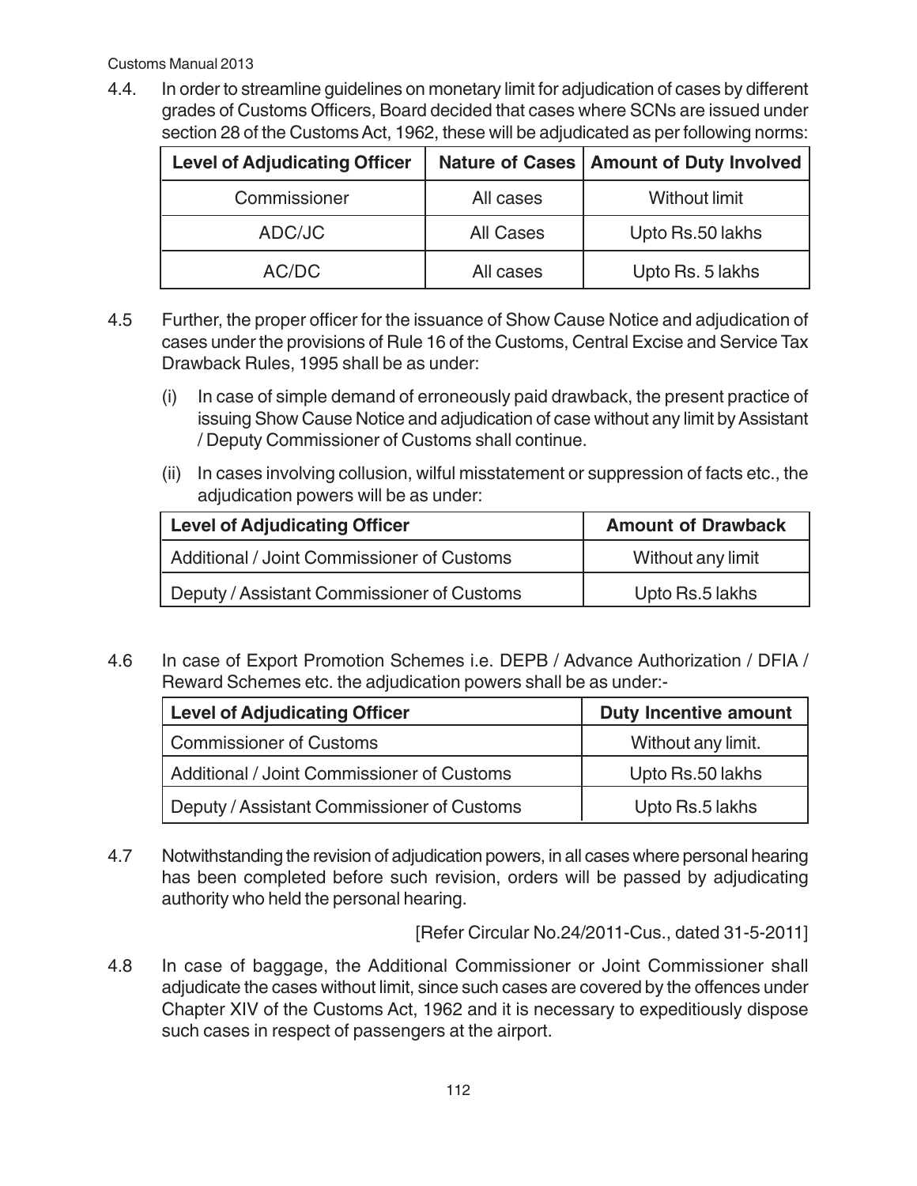4.4. In order to streamline guidelines on monetary limit for adjudication of cases by different grades of Customs Officers, Board decided that cases where SCNs are issued under section 28 of the Customs Act, 1962, these will be adjudicated as per following norms:

| Level of Adjudicating Officer | Nature of Cases | Amount of Duty Involved |
|---|---|---|
| Commissioner | All cases | Without limit |
| ADC/JC | All Cases | Upto Rs.50 lakhs |
| AC/DC | All cases | Upto Rs. 5 lakhs |

4.5 Further, the proper officer for the issuance of Show Cause Notice and adjudication of cases under the provisions of Rule 16 of the Customs, Central Excise and Service Tax Drawback Rules, 1995 shall be as under:

(i) In case of simple demand of erroneously paid drawback, the present practice of issuing Show Cause Notice and adjudication of case without any limit by Assistant / Deputy Commissioner of Customs shall continue.

(ii) In cases involving collusion, wilful misstatement or suppression of facts etc., the adjudication powers will be as under:

| Level of Adjudicating Officer | Amount of Drawback |
|---|---|
| Additional / Joint Commissioner of Customs | Without any limit |
| Deputy / Assistant Commissioner of Customs | Upto Rs.5 lakhs |

4.6 In case of Export Promotion Schemes i.e. DEPB / Advance Authorization / DFIA / Reward Schemes etc. the adjudication powers shall be as under:-

| Level of Adjudicating Officer | Duty Incentive amount |
|---|---|
| Commissioner of Customs | Without any limit. |
| Additional / Joint Commissioner of Customs | Upto Rs.50 lakhs |
| Deputy / Assistant Commissioner of Customs | Upto Rs.5 lakhs |

4.7 Notwithstanding the revision of adjudication powers, in all cases where personal hearing has been completed before such revision, orders will be passed by adjudicating authority who held the personal hearing.

[Refer Circular No.24/2011-Cus., dated 31-5-2011]

4.8 In case of baggage, the Additional Commissioner or Joint Commissioner shall adjudicate the cases without limit, since such cases are covered by the offences under Chapter XIV of the Customs Act, 1962 and it is necessary to expeditiously dispose such cases in respect of passengers at the airport.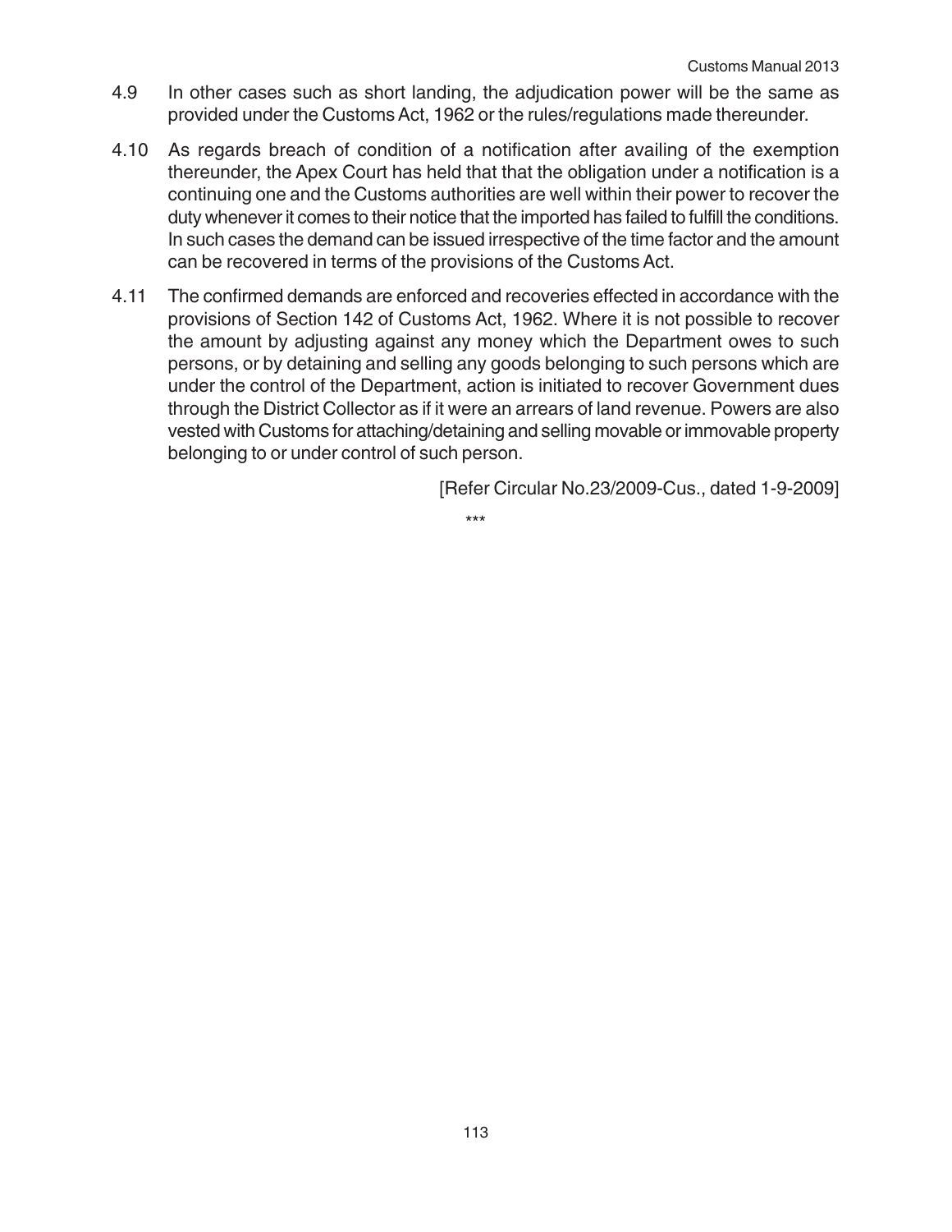4.9 In other cases such as short landing, the adjudication power will be the same as provided under the Customs Act, 1962 or the rules/regulations made thereunder.

4.10 As regards breach of condition of a notification after availing of the exemption thereunder, the Apex Court has held that that the obligation under a notification is a continuing one and the Customs authorities are well within their power to recover the duty whenever it comes to their notice that the imported has failed to fulfill the conditions. In such cases the demand can be issued irrespective of the time factor and the amount can be recovered in terms of the provisions of the Customs Act.

4.11 The confirmed demands are enforced and recoveries effected in accordance with the provisions of Section 142 of Customs Act, 1962. Where it is not possible to recover the amount by adjusting against any money which the Department owes to such persons, or by detaining and selling any goods belonging to such persons which are under the control of the Department, action is initiated to recover Government dues through the District Collector as if it were an arrears of land revenue. Powers are also vested with Customs for attaching/detaining and selling movable or immovable property belonging to or under control of such person.

[Refer Circular No.23/2009-Cus., dated 1-9-2009]

***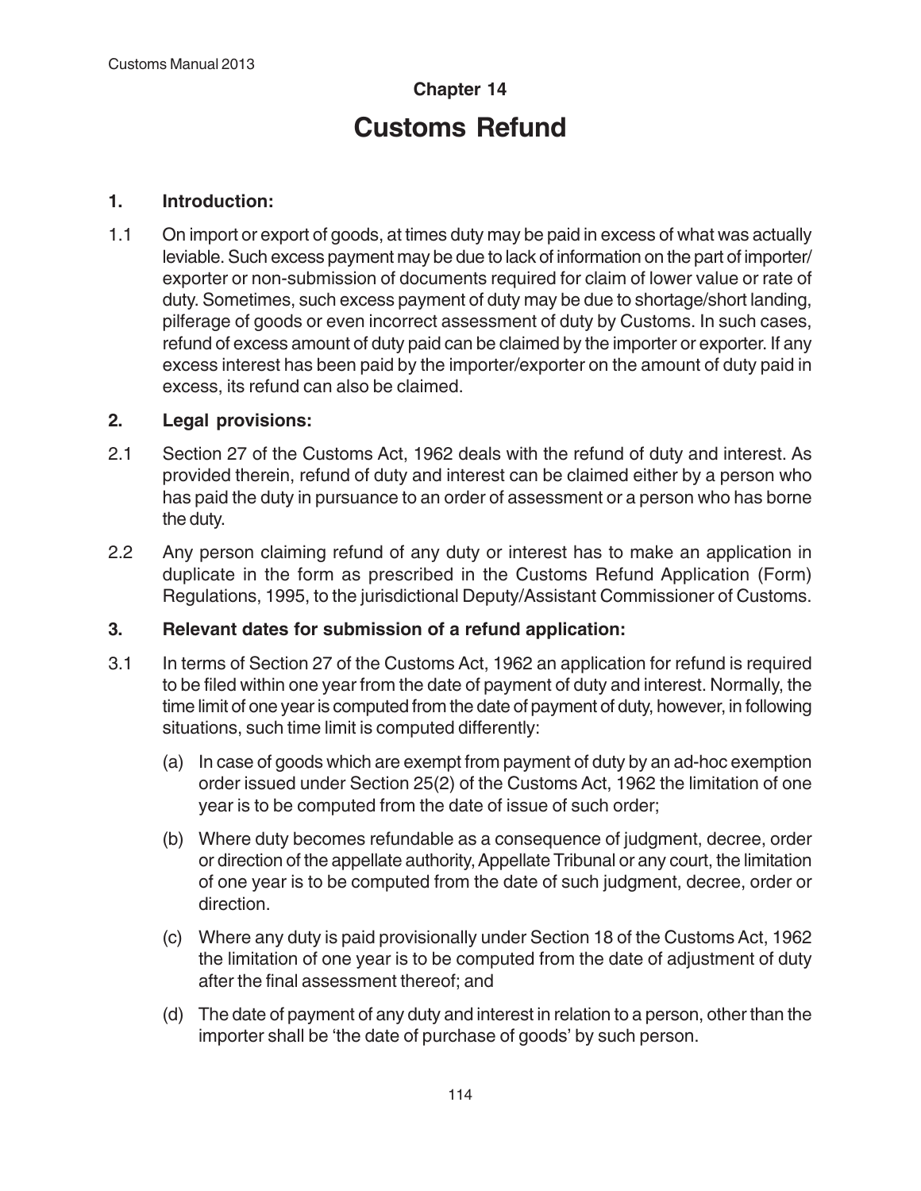# Chapter 14

# Customs Refund

## 1. Introduction:

1.1 On import or export of goods, at times duty may be paid in excess of what was actually leviable. Such excess payment may be due to lack of information on the part of importer/ exporter or non-submission of documents required for claim of lower value or rate of duty. Sometimes, such excess payment of duty may be due to shortage/short landing, pilferage of goods or even incorrect assessment of duty by Customs. In such cases, refund of excess amount of duty paid can be claimed by the importer or exporter. If any excess interest has been paid by the importer/exporter on the amount of duty paid in excess, its refund can also be claimed.

## 2. Legal provisions:

2.1 Section 27 of the Customs Act, 1962 deals with the refund of duty and interest. As provided therein, refund of duty and interest can be claimed either by a person who has paid the duty in pursuance to an order of assessment or a person who has borne the duty.

2.2 Any person claiming refund of any duty or interest has to make an application in duplicate in the form as prescribed in the Customs Refund Application (Form) Regulations, 1995, to the jurisdictional Deputy/Assistant Commissioner of Customs.

## 3. Relevant dates for submission of a refund application:

3.1 In terms of Section 27 of the Customs Act, 1962 an application for refund is required to be filed within one year from the date of payment of duty and interest. Normally, the time limit of one year is computed from the date of payment of duty, however, in following situations, such time limit is computed differently:

(a) In case of goods which are exempt from payment of duty by an ad-hoc exemption order issued under Section 25(2) of the Customs Act, 1962 the limitation of one year is to be computed from the date of issue of such order;

(b) Where duty becomes refundable as a consequence of judgment, decree, order or direction of the appellate authority, Appellate Tribunal or any court, the limitation of one year is to be computed from the date of such judgment, decree, order or direction.

(c) Where any duty is paid provisionally under Section 18 of the Customs Act, 1962 the limitation of one year is to be computed from the date of adjustment of duty after the final assessment thereof; and

(d) The date of payment of any duty and interest in relation to a person, other than the importer shall be 'the date of purchase of goods' by such person.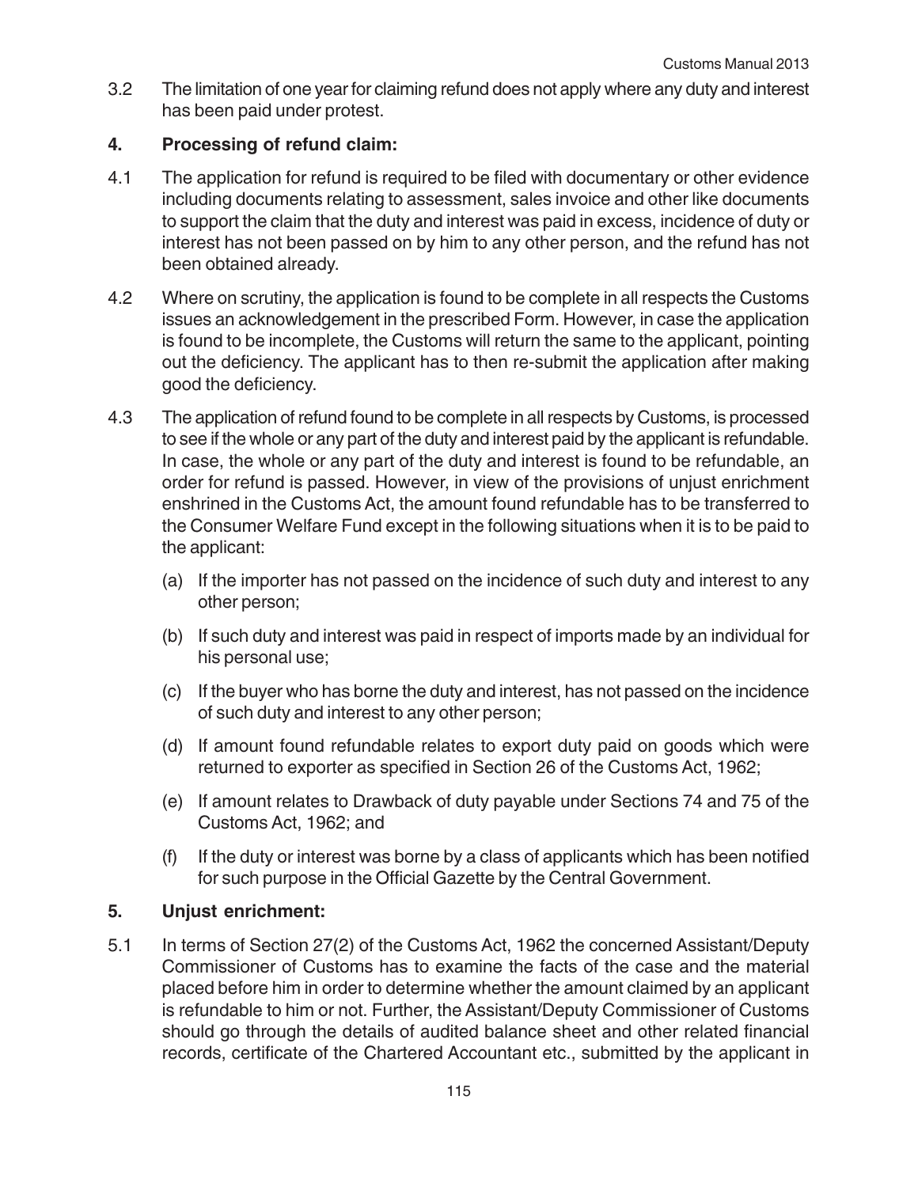3.2 The limitation of one year for claiming refund does not apply where any duty and interest has been paid under protest.

## 4. Processing of refund claim:

4.1 The application for refund is required to be filed with documentary or other evidence including documents relating to assessment, sales invoice and other like documents to support the claim that the duty and interest was paid in excess, incidence of duty or interest has not been passed on by him to any other person, and the refund has not been obtained already.

4.2 Where on scrutiny, the application is found to be complete in all respects the Customs issues an acknowledgement in the prescribed Form. However, in case the application is found to be incomplete, the Customs will return the same to the applicant, pointing out the deficiency. The applicant has to then re-submit the application after making good the deficiency.

4.3 The application of refund found to be complete in all respects by Customs, is processed to see if the whole or any part of the duty and interest paid by the applicant is refundable. In case, the whole or any part of the duty and interest is found to be refundable, an order for refund is passed. However, in view of the provisions of unjust enrichment enshrined in the Customs Act, the amount found refundable has to be transferred to the Consumer Welfare Fund except in the following situations when it is to be paid to the applicant:

(a) If the importer has not passed on the incidence of such duty and interest to any other person;

(b) If such duty and interest was paid in respect of imports made by an individual for his personal use;

(c) If the buyer who has borne the duty and interest, has not passed on the incidence of such duty and interest to any other person;

(d) If amount found refundable relates to export duty paid on goods which were returned to exporter as specified in Section 26 of the Customs Act, 1962;

(e) If amount relates to Drawback of duty payable under Sections 74 and 75 of the Customs Act, 1962; and

(f) If the duty or interest was borne by a class of applicants which has been notified for such purpose in the Official Gazette by the Central Government.

## 5. Unjust enrichment:

5.1 In terms of Section 27(2) of the Customs Act, 1962 the concerned Assistant/Deputy Commissioner of Customs has to examine the facts of the case and the material placed before him in order to determine whether the amount claimed by an applicant is refundable to him or not. Further, the Assistant/Deputy Commissioner of Customs should go through the details of audited balance sheet and other related financial records, certificate of the Chartered Accountant etc., submitted by the applicant in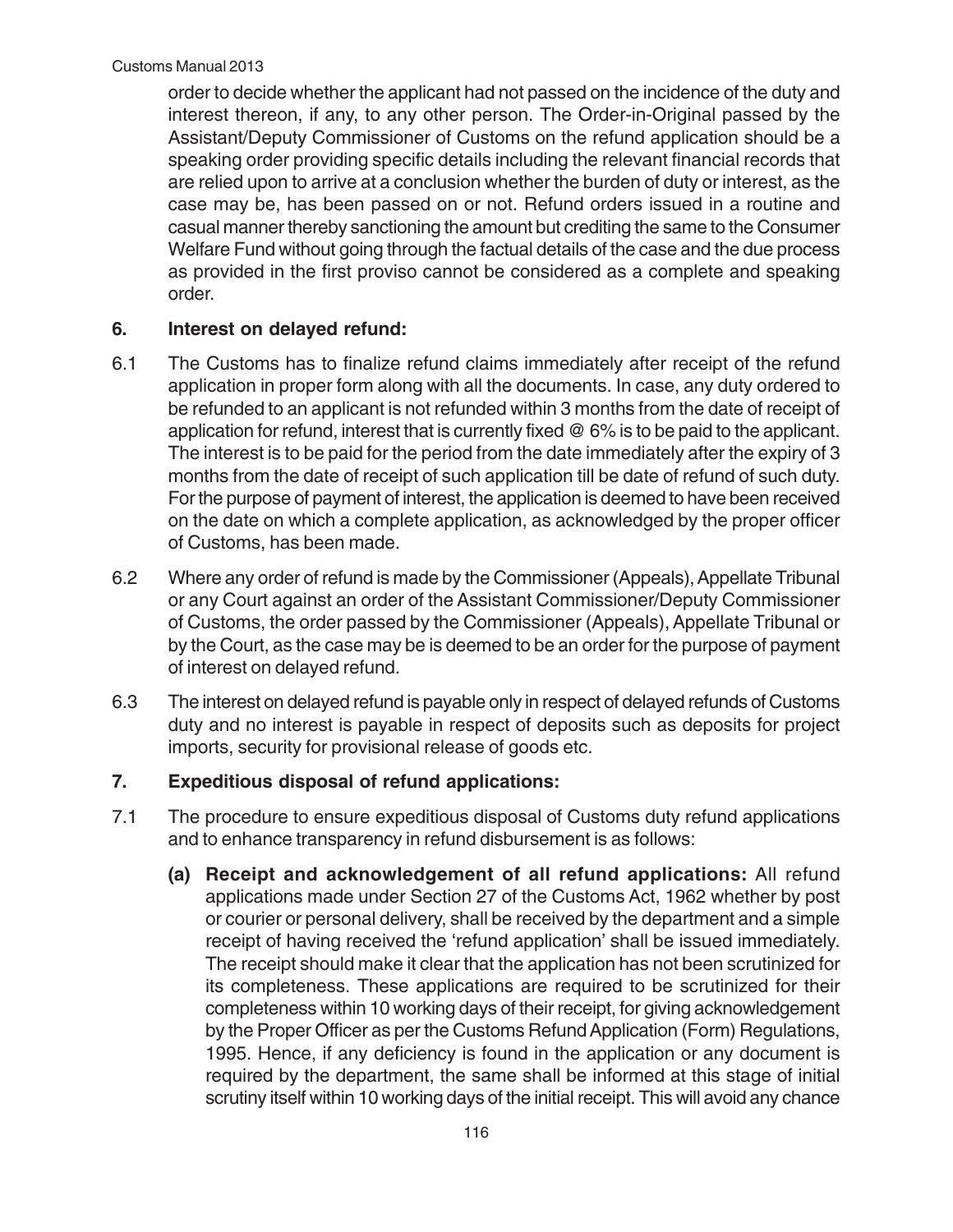order to decide whether the applicant had not passed on the incidence of the duty and interest thereon, if any, to any other person. The Order-in-Original passed by the Assistant/Deputy Commissioner of Customs on the refund application should be a speaking order providing specific details including the relevant financial records that are relied upon to arrive at a conclusion whether the burden of duty or interest, as the case may be, has been passed on or not. Refund orders issued in a routine and casual manner thereby sanctioning the amount but crediting the same to the Consumer Welfare Fund without going through the factual details of the case and the due process as provided in the first proviso cannot be considered as a complete and speaking order.

## 6. Interest on delayed refund:

6.1 The Customs has to finalize refund claims immediately after receipt of the refund application in proper form along with all the documents. In case, any duty ordered to be refunded to an applicant is not refunded within 3 months from the date of receipt of application for refund, interest that is currently fixed @ 6% is to be paid to the applicant. The interest is to be paid for the period from the date immediately after the expiry of 3 months from the date of receipt of such application till be date of refund of such duty. For the purpose of payment of interest, the application is deemed to have been received on the date on which a complete application, as acknowledged by the proper officer of Customs, has been made.

6.2 Where any order of refund is made by the Commissioner (Appeals), Appellate Tribunal or any Court against an order of the Assistant Commissioner/Deputy Commissioner of Customs, the order passed by the Commissioner (Appeals), Appellate Tribunal or by the Court, as the case may be is deemed to be an order for the purpose of payment of interest on delayed refund.

6.3 The interest on delayed refund is payable only in respect of delayed refunds of Customs duty and no interest is payable in respect of deposits such as deposits for project imports, security for provisional release of goods etc.

## 7. Expeditious disposal of refund applications:

7.1 The procedure to ensure expeditious disposal of Customs duty refund applications and to enhance transparency in refund disbursement is as follows:

**(a) Receipt and acknowledgement of all refund applications:** All refund applications made under Section 27 of the Customs Act, 1962 whether by post or courier or personal delivery, shall be received by the department and a simple receipt of having received the 'refund application' shall be issued immediately. The receipt should make it clear that the application has not been scrutinized for its completeness. These applications are required to be scrutinized for their completeness within 10 working days of their receipt, for giving acknowledgement by the Proper Officer as per the Customs Refund Application (Form) Regulations, 1995. Hence, if any deficiency is found in the application or any document is required by the department, the same shall be informed at this stage of initial scrutiny itself within 10 working days of the initial receipt. This will avoid any chance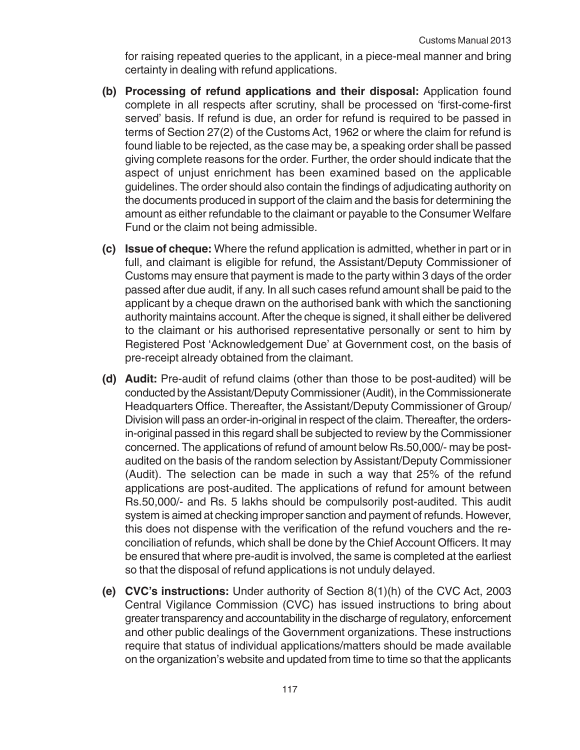for raising repeated queries to the applicant, in a piece-meal manner and bring certainty in dealing with refund applications.

**(b) Processing of refund applications and their disposal:** Application found complete in all respects after scrutiny, shall be processed on 'first-come-first served' basis. If refund is due, an order for refund is required to be passed in terms of Section 27(2) of the Customs Act, 1962 or where the claim for refund is found liable to be rejected, as the case may be, a speaking order shall be passed giving complete reasons for the order. Further, the order should indicate that the aspect of unjust enrichment has been examined based on the applicable guidelines. The order should also contain the findings of adjudicating authority on the documents produced in support of the claim and the basis for determining the amount as either refundable to the claimant or payable to the Consumer Welfare Fund or the claim not being admissible.

**(c) Issue of cheque:** Where the refund application is admitted, whether in part or in full, and claimant is eligible for refund, the Assistant/Deputy Commissioner of Customs may ensure that payment is made to the party within 3 days of the order passed after due audit, if any. In all such cases refund amount shall be paid to the applicant by a cheque drawn on the authorised bank with which the sanctioning authority maintains account. After the cheque is signed, it shall either be delivered to the claimant or his authorised representative personally or sent to him by Registered Post 'Acknowledgement Due' at Government cost, on the basis of pre-receipt already obtained from the claimant.

**(d) Audit:** Pre-audit of refund claims (other than those to be post-audited) will be conducted by the Assistant/Deputy Commissioner (Audit), in the Commissionerate Headquarters Office. Thereafter, the Assistant/Deputy Commissioner of Group/ Division will pass an order-in-original in respect of the claim. Thereafter, the orders-in-original passed in this regard shall be subjected to review by the Commissioner concerned. The applications of refund of amount below Rs.50,000/- may be post-audited on the basis of the random selection by Assistant/Deputy Commissioner (Audit). The selection can be made in such a way that 25% of the refund applications are post-audited. The applications of refund for amount between Rs.50,000/- and Rs. 5 lakhs should be compulsorily post-audited. This audit system is aimed at checking improper sanction and payment of refunds. However, this does not dispense with the verification of the refund vouchers and the re-conciliation of refunds, which shall be done by the Chief Account Officers. It may be ensured that where pre-audit is involved, the same is completed at the earliest so that the disposal of refund applications is not unduly delayed.

**(e) CVC's instructions:** Under authority of Section 8(1)(h) of the CVC Act, 2003 Central Vigilance Commission (CVC) has issued instructions to bring about greater transparency and accountability in the discharge of regulatory, enforcement and other public dealings of the Government organizations. These instructions require that status of individual applications/matters should be made available on the organization's website and updated from time to time so that the applicants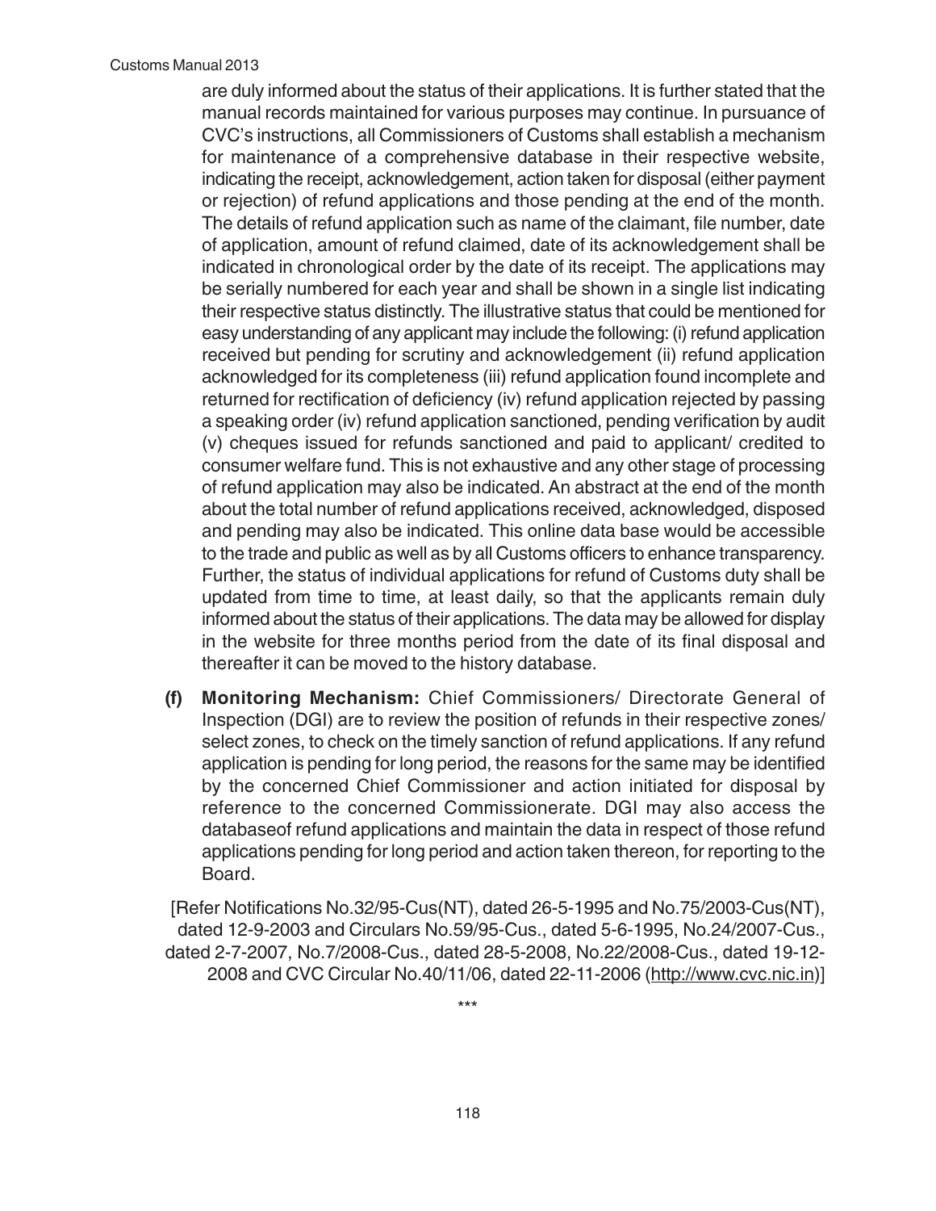are duly informed about the status of their applications. It is further stated that the manual records maintained for various purposes may continue. In pursuance of CVC's instructions, all Commissioners of Customs shall establish a mechanism for maintenance of a comprehensive database in their respective website, indicating the receipt, acknowledgement, action taken for disposal (either payment or rejection) of refund applications and those pending at the end of the month. The details of refund application such as name of the claimant, file number, date of application, amount of refund claimed, date of its acknowledgement shall be indicated in chronological order by the date of its receipt. The applications may be serially numbered for each year and shall be shown in a single list indicating their respective status distinctly. The illustrative status that could be mentioned for easy understanding of any applicant may include the following: (i) refund application received but pending for scrutiny and acknowledgement (ii) refund application acknowledged for its completeness (iii) refund application found incomplete and returned for rectification of deficiency (iv) refund application rejected by passing a speaking order (iv) refund application sanctioned, pending verification by audit (v) cheques issued for refunds sanctioned and paid to applicant/ credited to consumer welfare fund. This is not exhaustive and any other stage of processing of refund application may also be indicated. An abstract at the end of the month about the total number of refund applications received, acknowledged, disposed and pending may also be indicated. This online data base would be accessible to the trade and public as well as by all Customs officers to enhance transparency. Further, the status of individual applications for refund of Customs duty shall be updated from time to time, at least daily, so that the applicants remain duly informed about the status of their applications. The data may be allowed for display in the website for three months period from the date of its final disposal and thereafter it can be moved to the history database.

**(f) Monitoring Mechanism:** Chief Commissioners/ Directorate General of Inspection (DGI) are to review the position of refunds in their respective zones/ select zones, to check on the timely sanction of refund applications. If any refund application is pending for long period, the reasons for the same may be identified by the concerned Chief Commissioner and action initiated for disposal by reference to the concerned Commissionerate. DGI may also access the databaseof refund applications and maintain the data in respect of those refund applications pending for long period and action taken thereon, for reporting to the Board.

[Refer Notifications No.32/95-Cus(NT), dated 26-5-1995 and No.75/2003-Cus(NT), dated 12-9-2003 and Circulars No.59/95-Cus., dated 5-6-1995, No.24/2007-Cus., dated 2-7-2007, No.7/2008-Cus., dated 28-5-2008, No.22/2008-Cus., dated 19-12-2008 and CVC Circular No.40/11/06, dated 22-11-2006 (http://www.cvc.nic.in)]

***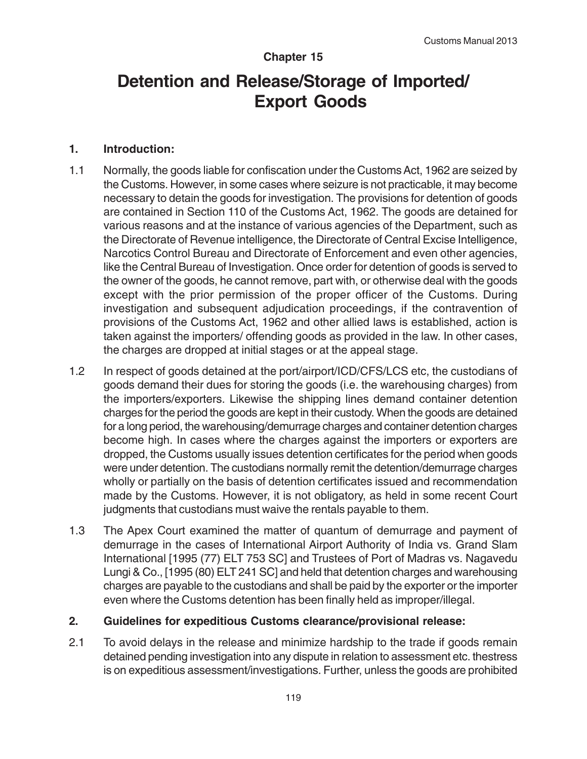## Chapter 15

# Detention and Release/Storage of Imported/ Export Goods

### 1. Introduction:

1.1 Normally, the goods liable for confiscation under the Customs Act, 1962 are seized by the Customs. However, in some cases where seizure is not practicable, it may become necessary to detain the goods for investigation. The provisions for detention of goods are contained in Section 110 of the Customs Act, 1962. The goods are detained for various reasons and at the instance of various agencies of the Department, such as the Directorate of Revenue intelligence, the Directorate of Central Excise Intelligence, Narcotics Control Bureau and Directorate of Enforcement and even other agencies, like the Central Bureau of Investigation. Once order for detention of goods is served to the owner of the goods, he cannot remove, part with, or otherwise deal with the goods except with the prior permission of the proper officer of the Customs. During investigation and subsequent adjudication proceedings, if the contravention of provisions of the Customs Act, 1962 and other allied laws is established, action is taken against the importers/ offending goods as provided in the law. In other cases, the charges are dropped at initial stages or at the appeal stage.

1.2 In respect of goods detained at the port/airport/ICD/CFS/LCS etc, the custodians of goods demand their dues for storing the goods (i.e. the warehousing charges) from the importers/exporters. Likewise the shipping lines demand container detention charges for the period the goods are kept in their custody. When the goods are detained for a long period, the warehousing/demurrage charges and container detention charges become high. In cases where the charges against the importers or exporters are dropped, the Customs usually issues detention certificates for the period when goods were under detention. The custodians normally remit the detention/demurrage charges wholly or partially on the basis of detention certificates issued and recommendation made by the Customs. However, it is not obligatory, as held in some recent Court judgments that custodians must waive the rentals payable to them.

1.3 The Apex Court examined the matter of quantum of demurrage and payment of demurrage in the cases of International Airport Authority of India vs. Grand Slam International [1995 (77) ELT 753 SC] and Trustees of Port of Madras vs. Nagavedu Lungi & Co., [1995 (80) ELT 241 SC] and held that detention charges and warehousing charges are payable to the custodians and shall be paid by the exporter or the importer even where the Customs detention has been finally held as improper/illegal.

### 2. Guidelines for expeditious Customs clearance/provisional release:

2.1 To avoid delays in the release and minimize hardship to the trade if goods remain detained pending investigation into any dispute in relation to assessment etc. thestress is on expeditious assessment/investigations. Further, unless the goods are prohibited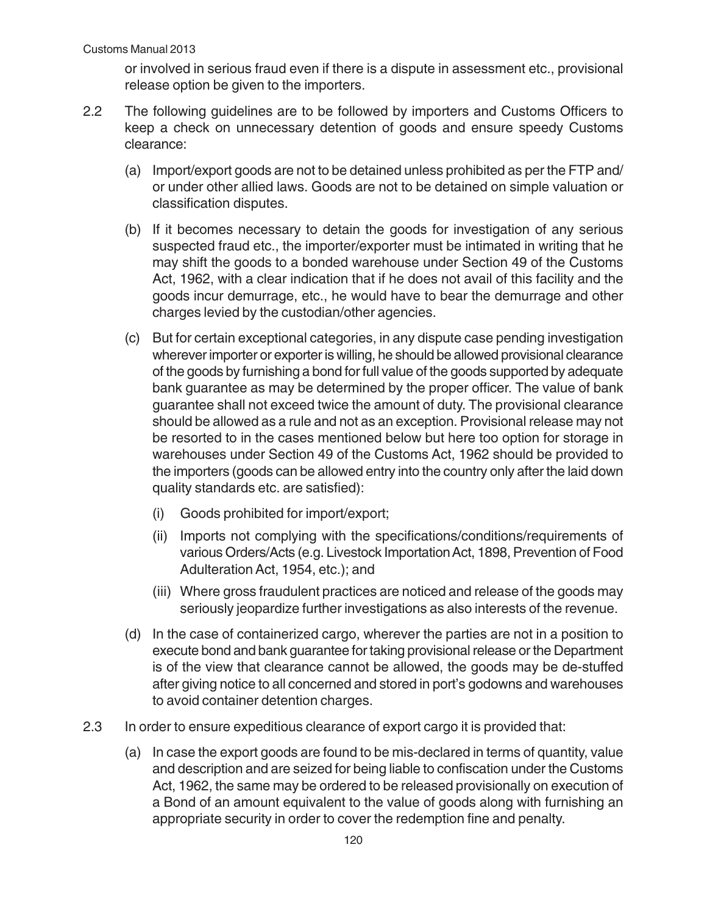or involved in serious fraud even if there is a dispute in assessment etc., provisional release option be given to the importers.

2.2 The following guidelines are to be followed by importers and Customs Officers to keep a check on unnecessary detention of goods and ensure speedy Customs clearance:

(a) Import/export goods are not to be detained unless prohibited as per the FTP and/or under other allied laws. Goods are not to be detained on simple valuation or classification disputes.

(b) If it becomes necessary to detain the goods for investigation of any serious suspected fraud etc., the importer/exporter must be intimated in writing that he may shift the goods to a bonded warehouse under Section 49 of the Customs Act, 1962, with a clear indication that if he does not avail of this facility and the goods incur demurrage, etc., he would have to bear the demurrage and other charges levied by the custodian/other agencies.

(c) But for certain exceptional categories, in any dispute case pending investigation wherever importer or exporter is willing, he should be allowed provisional clearance of the goods by furnishing a bond for full value of the goods supported by adequate bank guarantee as may be determined by the proper officer. The value of bank guarantee shall not exceed twice the amount of duty. The provisional clearance should be allowed as a rule and not as an exception. Provisional release may not be resorted to in the cases mentioned below but here too option for storage in warehouses under Section 49 of the Customs Act, 1962 should be provided to the importers (goods can be allowed entry into the country only after the laid down quality standards etc. are satisfied):

(i) Goods prohibited for import/export;

(ii) Imports not complying with the specifications/conditions/requirements of various Orders/Acts (e.g. Livestock Importation Act, 1898, Prevention of Food Adulteration Act, 1954, etc.); and

(iii) Where gross fraudulent practices are noticed and release of the goods may seriously jeopardize further investigations as also interests of the revenue.

(d) In the case of containerized cargo, wherever the parties are not in a position to execute bond and bank guarantee for taking provisional release or the Department is of the view that clearance cannot be allowed, the goods may be de-stuffed after giving notice to all concerned and stored in port's godowns and warehouses to avoid container detention charges.

2.3 In order to ensure expeditious clearance of export cargo it is provided that:

(a) In case the export goods are found to be mis-declared in terms of quantity, value and description and are seized for being liable to confiscation under the Customs Act, 1962, the same may be ordered to be released provisionally on execution of a Bond of an amount equivalent to the value of goods along with furnishing an appropriate security in order to cover the redemption fine and penalty.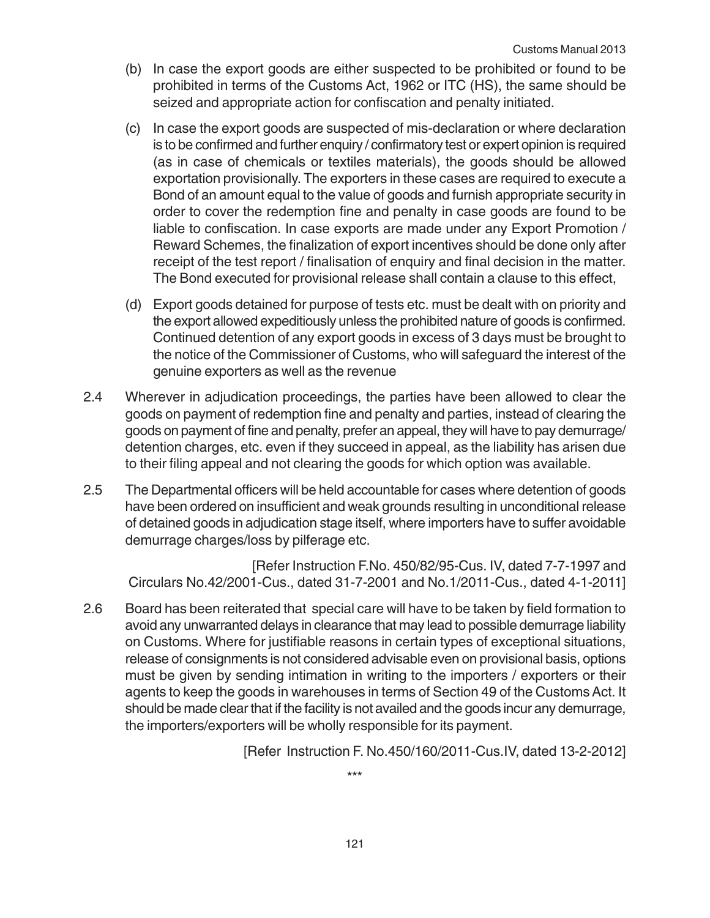(b) In case the export goods are either suspected to be prohibited or found to be prohibited in terms of the Customs Act, 1962 or ITC (HS), the same should be seized and appropriate action for confiscation and penalty initiated.

(c) In case the export goods are suspected of mis-declaration or where declaration is to be confirmed and further enquiry / confirmatory test or expert opinion is required (as in case of chemicals or textiles materials), the goods should be allowed exportation provisionally. The exporters in these cases are required to execute a Bond of an amount equal to the value of goods and furnish appropriate security in order to cover the redemption fine and penalty in case goods are found to be liable to confiscation. In case exports are made under any Export Promotion / Reward Schemes, the finalization of export incentives should be done only after receipt of the test report / finalisation of enquiry and final decision in the matter. The Bond executed for provisional release shall contain a clause to this effect,

(d) Export goods detained for purpose of tests etc. must be dealt with on priority and the export allowed expeditiously unless the prohibited nature of goods is confirmed. Continued detention of any export goods in excess of 3 days must be brought to the notice of the Commissioner of Customs, who will safeguard the interest of the genuine exporters as well as the revenue

2.4 Wherever in adjudication proceedings, the parties have been allowed to clear the goods on payment of redemption fine and penalty and parties, instead of clearing the goods on payment of fine and penalty, prefer an appeal, they will have to pay demurrage/ detention charges, etc. even if they succeed in appeal, as the liability has arisen due to their filing appeal and not clearing the goods for which option was available.

2.5 The Departmental officers will be held accountable for cases where detention of goods have been ordered on insufficient and weak grounds resulting in unconditional release of detained goods in adjudication stage itself, where importers have to suffer avoidable demurrage charges/loss by pilferage etc.

[Refer Instruction F.No. 450/82/95-Cus. IV, dated 7-7-1997 and Circulars No.42/2001-Cus., dated 31-7-2001 and No.1/2011-Cus., dated 4-1-2011]

2.6 Board has been reiterated that special care will have to be taken by field formation to avoid any unwarranted delays in clearance that may lead to possible demurrage liability on Customs. Where for justifiable reasons in certain types of exceptional situations, release of consignments is not considered advisable even on provisional basis, options must be given by sending intimation in writing to the importers / exporters or their agents to keep the goods in warehouses in terms of Section 49 of the Customs Act. It should be made clear that if the facility is not availed and the goods incur any demurrage, the importers/exporters will be wholly responsible for its payment.

[Refer Instruction F. No.450/160/2011-Cus.IV, dated 13-2-2012]

***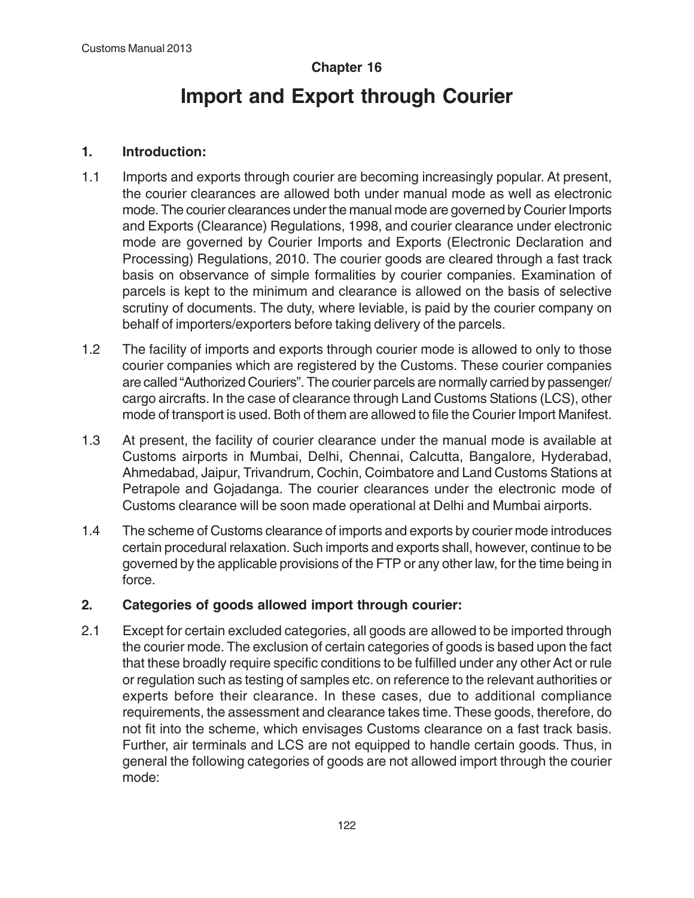## Chapter 16

# Import and Export through Courier

### 1. Introduction:

1.1 Imports and exports through courier are becoming increasingly popular. At present, the courier clearances are allowed both under manual mode as well as electronic mode. The courier clearances under the manual mode are governed by Courier Imports and Exports (Clearance) Regulations, 1998, and courier clearance under electronic mode are governed by Courier Imports and Exports (Electronic Declaration and Processing) Regulations, 2010. The courier goods are cleared through a fast track basis on observance of simple formalities by courier companies. Examination of parcels is kept to the minimum and clearance is allowed on the basis of selective scrutiny of documents. The duty, where leviable, is paid by the courier company on behalf of importers/exporters before taking delivery of the parcels.

1.2 The facility of imports and exports through courier mode is allowed to only to those courier companies which are registered by the Customs. These courier companies are called "Authorized Couriers". The courier parcels are normally carried by passenger/ cargo aircrafts. In the case of clearance through Land Customs Stations (LCS), other mode of transport is used. Both of them are allowed to file the Courier Import Manifest.

1.3 At present, the facility of courier clearance under the manual mode is available at Customs airports in Mumbai, Delhi, Chennai, Calcutta, Bangalore, Hyderabad, Ahmedabad, Jaipur, Trivandrum, Cochin, Coimbatore and Land Customs Stations at Petrapole and Gojadanga. The courier clearances under the electronic mode of Customs clearance will be soon made operational at Delhi and Mumbai airports.

1.4 The scheme of Customs clearance of imports and exports by courier mode introduces certain procedural relaxation. Such imports and exports shall, however, continue to be governed by the applicable provisions of the FTP or any other law, for the time being in force.

### 2. Categories of goods allowed import through courier:

2.1 Except for certain excluded categories, all goods are allowed to be imported through the courier mode. The exclusion of certain categories of goods is based upon the fact that these broadly require specific conditions to be fulfilled under any other Act or rule or regulation such as testing of samples etc. on reference to the relevant authorities or experts before their clearance. In these cases, due to additional compliance requirements, the assessment and clearance takes time. These goods, therefore, do not fit into the scheme, which envisages Customs clearance on a fast track basis. Further, air terminals and LCS are not equipped to handle certain goods. Thus, in general the following categories of goods are not allowed import through the courier mode: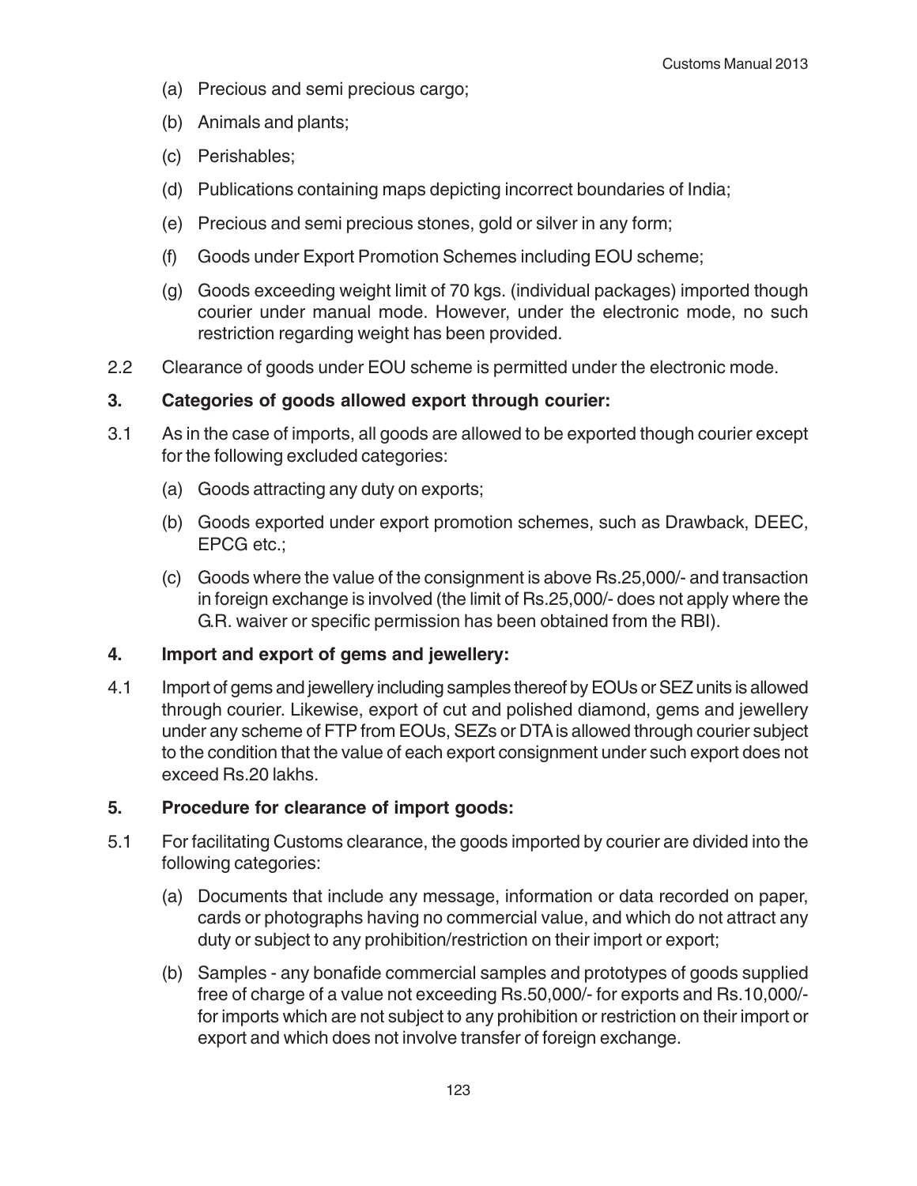(a) Precious and semi precious cargo;

(b) Animals and plants;

(c) Perishables;

(d) Publications containing maps depicting incorrect boundaries of India;

(e) Precious and semi precious stones, gold or silver in any form;

(f) Goods under Export Promotion Schemes including EOU scheme;

(g) Goods exceeding weight limit of 70 kgs. (individual packages) imported though courier under manual mode. However, under the electronic mode, no such restriction regarding weight has been provided.

2.2 Clearance of goods under EOU scheme is permitted under the electronic mode.

**3. Categories of goods allowed export through courier:**

3.1 As in the case of imports, all goods are allowed to be exported though courier except for the following excluded categories:

(a) Goods attracting any duty on exports;

(b) Goods exported under export promotion schemes, such as Drawback, DEEC, EPCG etc.;

(c) Goods where the value of the consignment is above Rs.25,000/- and transaction in foreign exchange is involved (the limit of Rs.25,000/- does not apply where the G.R. waiver or specific permission has been obtained from the RBI).

**4. Import and export of gems and jewellery:**

4.1 Import of gems and jewellery including samples thereof by EOUs or SEZ units is allowed through courier. Likewise, export of cut and polished diamond, gems and jewellery under any scheme of FTP from EOUs, SEZs or DTA is allowed through courier subject to the condition that the value of each export consignment under such export does not exceed Rs.20 lakhs.

**5. Procedure for clearance of import goods:**

5.1 For facilitating Customs clearance, the goods imported by courier are divided into the following categories:

(a) Documents that include any message, information or data recorded on paper, cards or photographs having no commercial value, and which do not attract any duty or subject to any prohibition/restriction on their import or export;

(b) Samples - any bonafide commercial samples and prototypes of goods supplied free of charge of a value not exceeding Rs.50,000/- for exports and Rs.10,000/- for imports which are not subject to any prohibition or restriction on their import or export and which does not involve transfer of foreign exchange.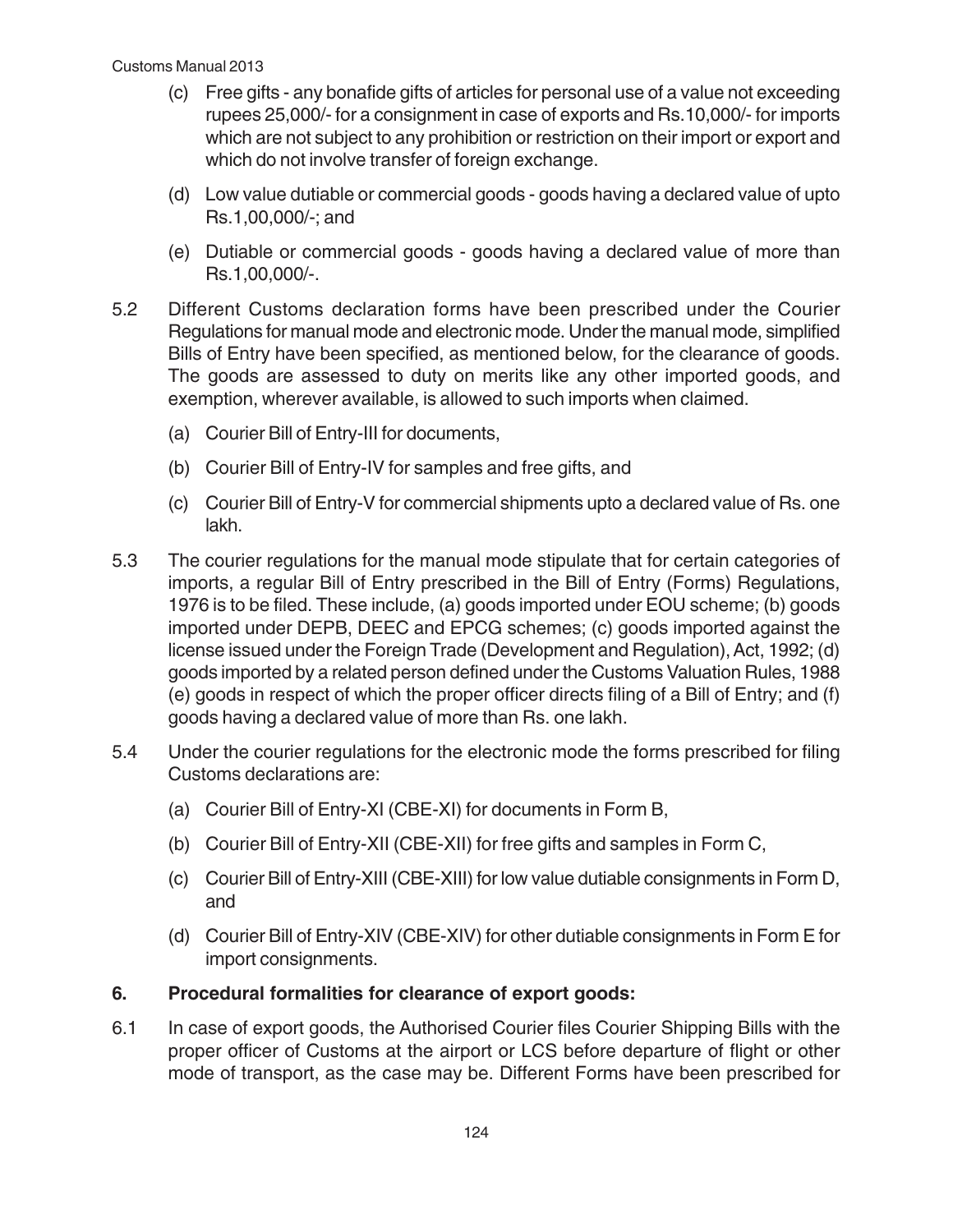(c) Free gifts - any bonafide gifts of articles for personal use of a value not exceeding rupees 25,000/- for a consignment in case of exports and Rs.10,000/- for imports which are not subject to any prohibition or restriction on their import or export and which do not involve transfer of foreign exchange.

(d) Low value dutiable or commercial goods - goods having a declared value of upto Rs.1,00,000/-; and

(e) Dutiable or commercial goods - goods having a declared value of more than Rs.1,00,000/-.

5.2 Different Customs declaration forms have been prescribed under the Courier Regulations for manual mode and electronic mode. Under the manual mode, simplified Bills of Entry have been specified, as mentioned below, for the clearance of goods. The goods are assessed to duty on merits like any other imported goods, and exemption, wherever available, is allowed to such imports when claimed.

(a) Courier Bill of Entry-III for documents,

(b) Courier Bill of Entry-IV for samples and free gifts, and

(c) Courier Bill of Entry-V for commercial shipments upto a declared value of Rs. one lakh.

5.3 The courier regulations for the manual mode stipulate that for certain categories of imports, a regular Bill of Entry prescribed in the Bill of Entry (Forms) Regulations, 1976 is to be filed. These include, (a) goods imported under EOU scheme; (b) goods imported under DEPB, DEEC and EPCG schemes; (c) goods imported against the license issued under the Foreign Trade (Development and Regulation), Act, 1992; (d) goods imported by a related person defined under the Customs Valuation Rules, 1988 (e) goods in respect of which the proper officer directs filing of a Bill of Entry; and (f) goods having a declared value of more than Rs. one lakh.

5.4 Under the courier regulations for the electronic mode the forms prescribed for filing Customs declarations are:

(a) Courier Bill of Entry-XI (CBE-XI) for documents in Form B,

(b) Courier Bill of Entry-XII (CBE-XII) for free gifts and samples in Form C,

(c) Courier Bill of Entry-XIII (CBE-XIII) for low value dutiable consignments in Form D, and

(d) Courier Bill of Entry-XIV (CBE-XIV) for other dutiable consignments in Form E for import consignments.

## 6. Procedural formalities for clearance of export goods:

6.1 In case of export goods, the Authorised Courier files Courier Shipping Bills with the proper officer of Customs at the airport or LCS before departure of flight or other mode of transport, as the case may be. Different Forms have been prescribed for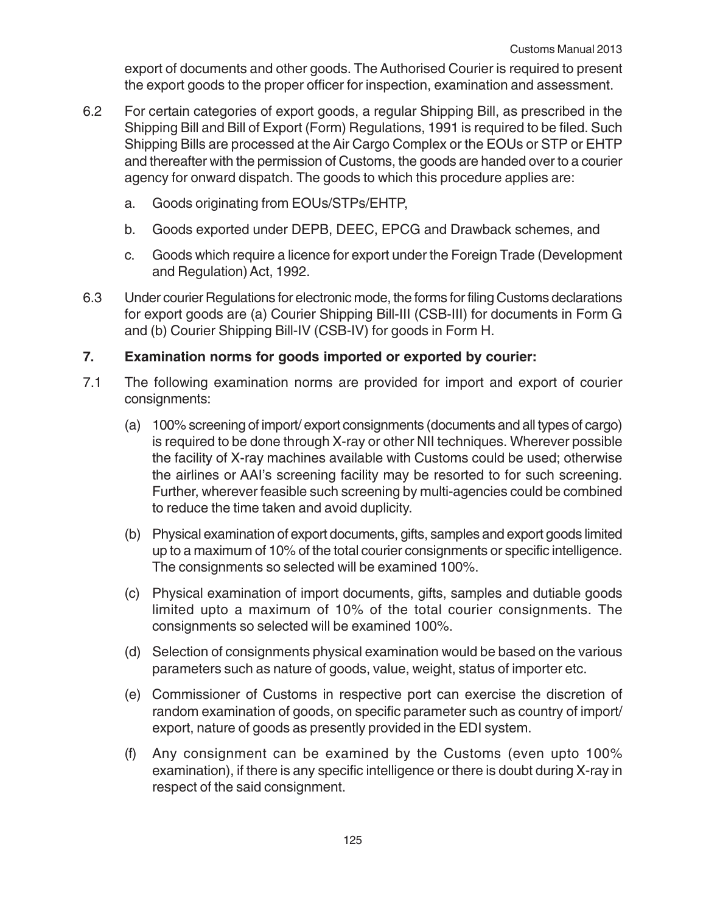export of documents and other goods. The Authorised Courier is required to present the export goods to the proper officer for inspection, examination and assessment.

6.2 For certain categories of export goods, a regular Shipping Bill, as prescribed in the Shipping Bill and Bill of Export (Form) Regulations, 1991 is required to be filed. Such Shipping Bills are processed at the Air Cargo Complex or the EOUs or STP or EHTP and thereafter with the permission of Customs, the goods are handed over to a courier agency for onward dispatch. The goods to which this procedure applies are:

   a. Goods originating from EOUs/STPs/EHTP,

   b. Goods exported under DEPB, DEEC, EPCG and Drawback schemes, and

   c. Goods which require a licence for export under the Foreign Trade (Development and Regulation) Act, 1992.

6.3 Under courier Regulations for electronic mode, the forms for filing Customs declarations for export goods are (a) Courier Shipping Bill-III (CSB-III) for documents in Form G and (b) Courier Shipping Bill-IV (CSB-IV) for goods in Form H.

## 7. Examination norms for goods imported or exported by courier:

7.1 The following examination norms are provided for import and export of courier consignments:

   (a) 100% screening of import/ export consignments (documents and all types of cargo) is required to be done through X-ray or other NII techniques. Wherever possible the facility of X-ray machines available with Customs could be used; otherwise the airlines or AAI's screening facility may be resorted to for such screening. Further, wherever feasible such screening by multi-agencies could be combined to reduce the time taken and avoid duplicity.

   (b) Physical examination of export documents, gifts, samples and export goods limited up to a maximum of 10% of the total courier consignments or specific intelligence. The consignments so selected will be examined 100%.

   (c) Physical examination of import documents, gifts, samples and dutiable goods limited upto a maximum of 10% of the total courier consignments. The consignments so selected will be examined 100%.

   (d) Selection of consignments physical examination would be based on the various parameters such as nature of goods, value, weight, status of importer etc.

   (e) Commissioner of Customs in respective port can exercise the discretion of random examination of goods, on specific parameter such as country of import/ export, nature of goods as presently provided in the EDI system.

   (f) Any consignment can be examined by the Customs (even upto 100% examination), if there is any specific intelligence or there is doubt during X-ray in respect of the said consignment.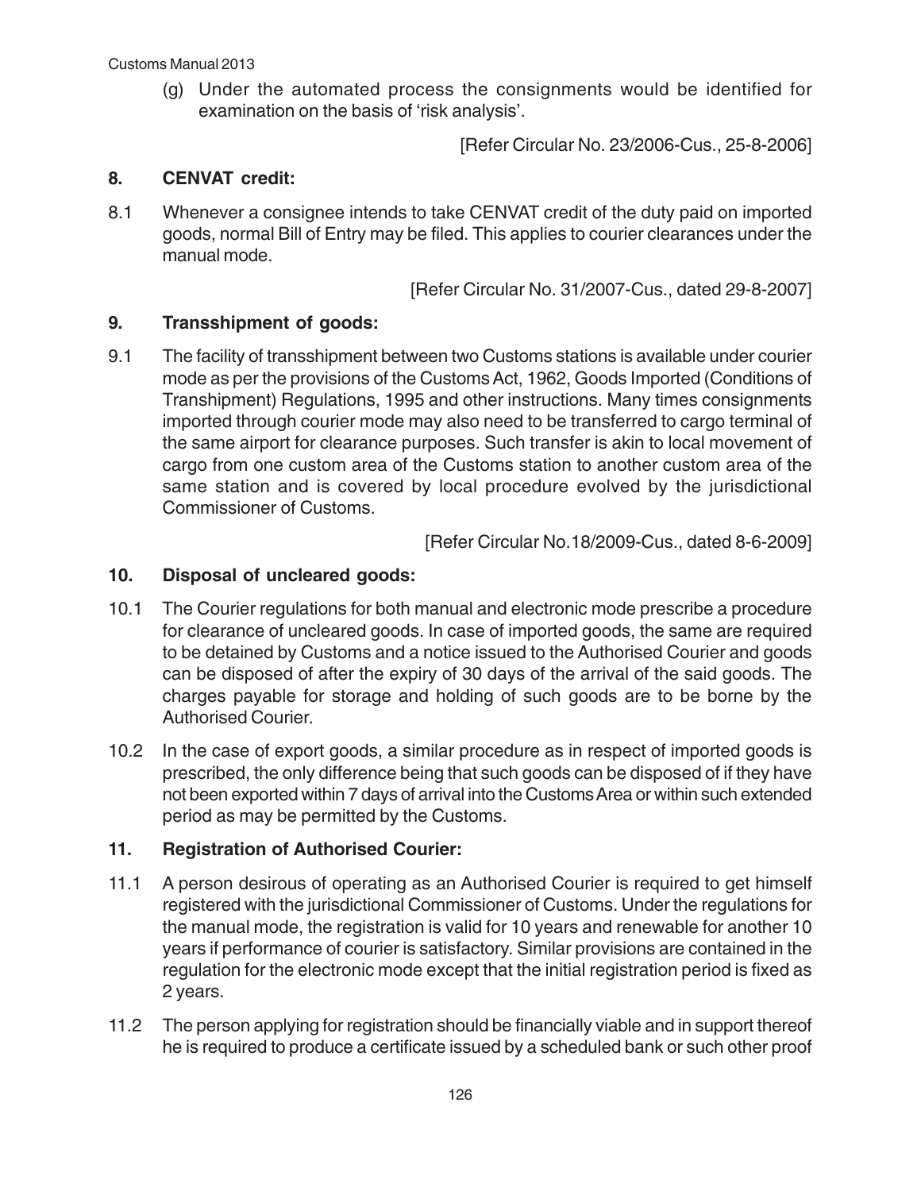(g) Under the automated process the consignments would be identified for examination on the basis of 'risk analysis'.

[Refer Circular No. 23/2006-Cus., 25-8-2006]

## 8. CENVAT credit:

8.1 Whenever a consignee intends to take CENVAT credit of the duty paid on imported goods, normal Bill of Entry may be filed. This applies to courier clearances under the manual mode.

[Refer Circular No. 31/2007-Cus., dated 29-8-2007]

## 9. Transshipment of goods:

9.1 The facility of transshipment between two Customs stations is available under courier mode as per the provisions of the Customs Act, 1962, Goods Imported (Conditions of Transhipment) Regulations, 1995 and other instructions. Many times consignments imported through courier mode may also need to be transferred to cargo terminal of the same airport for clearance purposes. Such transfer is akin to local movement of cargo from one custom area of the Customs station to another custom area of the same station and is covered by local procedure evolved by the jurisdictional Commissioner of Customs.

[Refer Circular No.18/2009-Cus., dated 8-6-2009]

## 10. Disposal of uncleared goods:

10.1 The Courier regulations for both manual and electronic mode prescribe a procedure for clearance of uncleared goods. In case of imported goods, the same are required to be detained by Customs and a notice issued to the Authorised Courier and goods can be disposed of after the expiry of 30 days of the arrival of the said goods. The charges payable for storage and holding of such goods are to be borne by the Authorised Courier.

10.2 In the case of export goods, a similar procedure as in respect of imported goods is prescribed, the only difference being that such goods can be disposed of if they have not been exported within 7 days of arrival into the Customs Area or within such extended period as may be permitted by the Customs.

## 11. Registration of Authorised Courier:

11.1 A person desirous of operating as an Authorised Courier is required to get himself registered with the jurisdictional Commissioner of Customs. Under the regulations for the manual mode, the registration is valid for 10 years and renewable for another 10 years if performance of courier is satisfactory. Similar provisions are contained in the regulation for the electronic mode except that the initial registration period is fixed as 2 years.

11.2 The person applying for registration should be financially viable and in support thereof he is required to produce a certificate issued by a scheduled bank or such other proof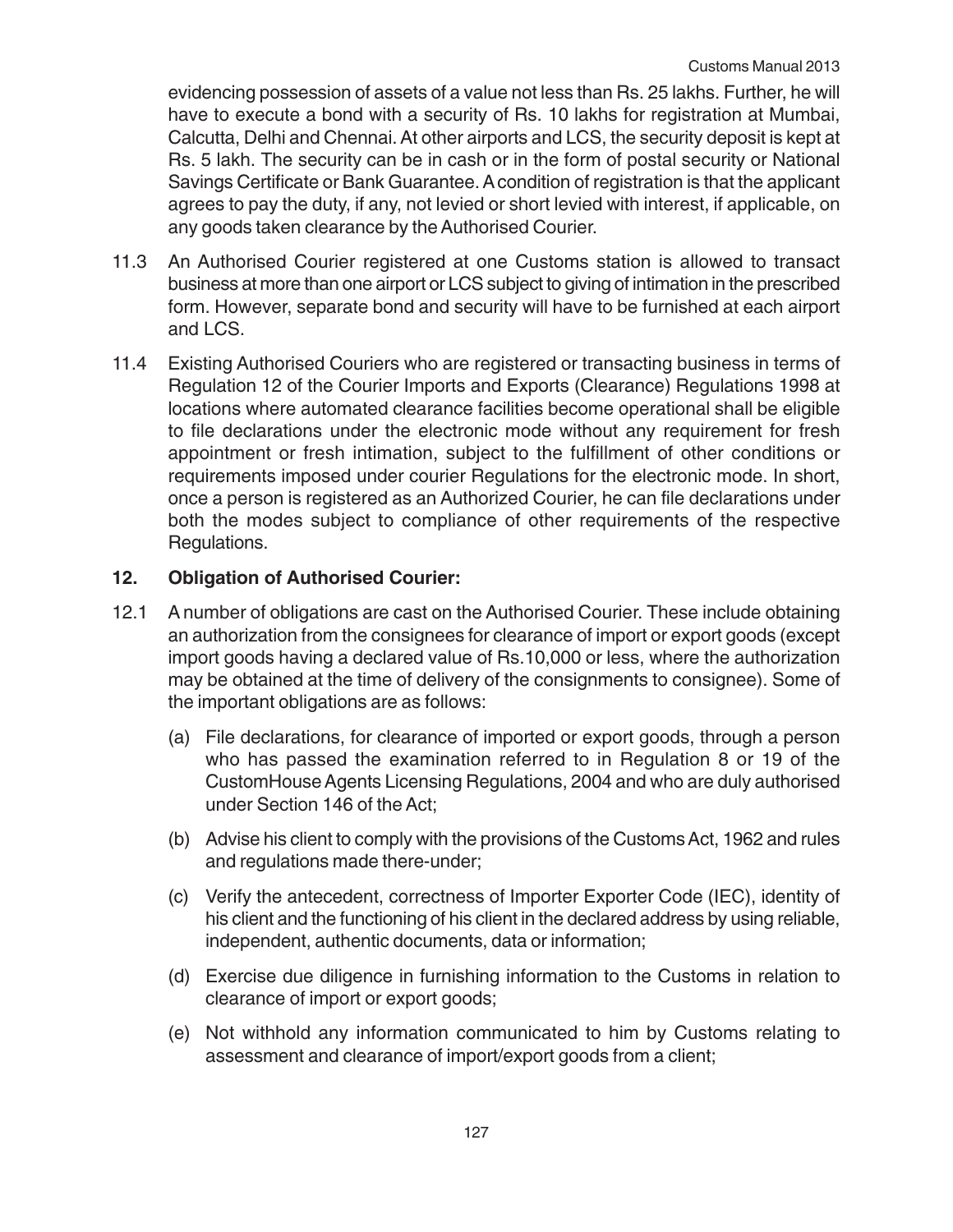evidencing possession of assets of a value not less than Rs. 25 lakhs. Further, he will have to execute a bond with a security of Rs. 10 lakhs for registration at Mumbai, Calcutta, Delhi and Chennai. At other airports and LCS, the security deposit is kept at Rs. 5 lakh. The security can be in cash or in the form of postal security or National Savings Certificate or Bank Guarantee. A condition of registration is that the applicant agrees to pay the duty, if any, not levied or short levied with interest, if applicable, on any goods taken clearance by the Authorised Courier.

11.3 An Authorised Courier registered at one Customs station is allowed to transact business at more than one airport or LCS subject to giving of intimation in the prescribed form. However, separate bond and security will have to be furnished at each airport and LCS.

11.4 Existing Authorised Couriers who are registered or transacting business in terms of Regulation 12 of the Courier Imports and Exports (Clearance) Regulations 1998 at locations where automated clearance facilities become operational shall be eligible to file declarations under the electronic mode without any requirement for fresh appointment or fresh intimation, subject to the fulfillment of other conditions or requirements imposed under courier Regulations for the electronic mode. In short, once a person is registered as an Authorized Courier, he can file declarations under both the modes subject to compliance of other requirements of the respective Regulations.

## 12. Obligation of Authorised Courier:

12.1 A number of obligations are cast on the Authorised Courier. These include obtaining an authorization from the consignees for clearance of import or export goods (except import goods having a declared value of Rs.10,000 or less, where the authorization may be obtained at the time of delivery of the consignments to consignee). Some of the important obligations are as follows:

(a) File declarations, for clearance of imported or export goods, through a person who has passed the examination referred to in Regulation 8 or 19 of the CustomHouse Agents Licensing Regulations, 2004 and who are duly authorised under Section 146 of the Act;

(b) Advise his client to comply with the provisions of the Customs Act, 1962 and rules and regulations made there-under;

(c) Verify the antecedent, correctness of Importer Exporter Code (IEC), identity of his client and the functioning of his client in the declared address by using reliable, independent, authentic documents, data or information;

(d) Exercise due diligence in furnishing information to the Customs in relation to clearance of import or export goods;

(e) Not withhold any information communicated to him by Customs relating to assessment and clearance of import/export goods from a client;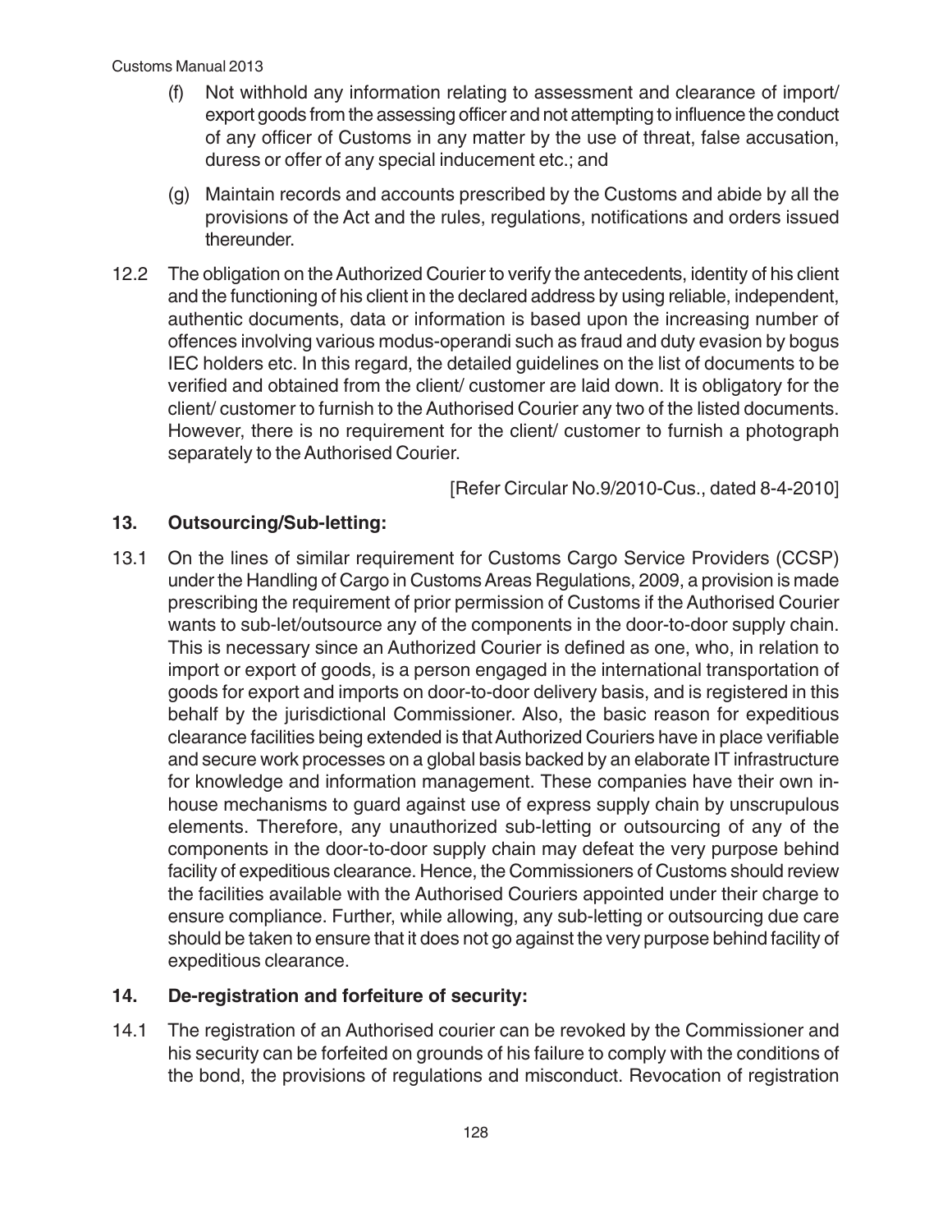(f) Not withhold any information relating to assessment and clearance of import/ export goods from the assessing officer and not attempting to influence the conduct of any officer of Customs in any matter by the use of threat, false accusation, duress or offer of any special inducement etc.; and

(g) Maintain records and accounts prescribed by the Customs and abide by all the provisions of the Act and the rules, regulations, notifications and orders issued thereunder.

12.2 The obligation on the Authorized Courier to verify the antecedents, identity of his client and the functioning of his client in the declared address by using reliable, independent, authentic documents, data or information is based upon the increasing number of offences involving various modus-operandi such as fraud and duty evasion by bogus IEC holders etc. In this regard, the detailed guidelines on the list of documents to be verified and obtained from the client/ customer are laid down. It is obligatory for the client/ customer to furnish to the Authorised Courier any two of the listed documents. However, there is no requirement for the client/ customer to furnish a photograph separately to the Authorised Courier.

[Refer Circular No.9/2010-Cus., dated 8-4-2010]

## 13. Outsourcing/Sub-letting:

13.1 On the lines of similar requirement for Customs Cargo Service Providers (CCSP) under the Handling of Cargo in Customs Areas Regulations, 2009, a provision is made prescribing the requirement of prior permission of Customs if the Authorised Courier wants to sub-let/outsource any of the components in the door-to-door supply chain. This is necessary since an Authorized Courier is defined as one, who, in relation to import or export of goods, is a person engaged in the international transportation of goods for export and imports on door-to-door delivery basis, and is registered in this behalf by the jurisdictional Commissioner. Also, the basic reason for expeditious clearance facilities being extended is that Authorized Couriers have in place verifiable and secure work processes on a global basis backed by an elaborate IT infrastructure for knowledge and information management. These companies have their own in-house mechanisms to guard against use of express supply chain by unscrupulous elements. Therefore, any unauthorized sub-letting or outsourcing of any of the components in the door-to-door supply chain may defeat the very purpose behind facility of expeditious clearance. Hence, the Commissioners of Customs should review the facilities available with the Authorised Couriers appointed under their charge to ensure compliance. Further, while allowing, any sub-letting or outsourcing due care should be taken to ensure that it does not go against the very purpose behind facility of expeditious clearance.

## 14. De-registration and forfeiture of security:

14.1 The registration of an Authorised courier can be revoked by the Commissioner and his security can be forfeited on grounds of his failure to comply with the conditions of the bond, the provisions of regulations and misconduct. Revocation of registration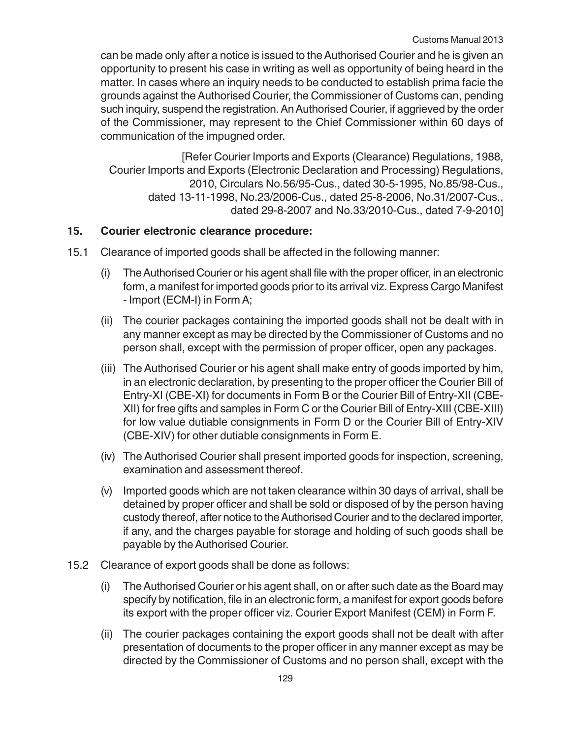can be made only after a notice is issued to the Authorised Courier and he is given an opportunity to present his case in writing as well as opportunity of being heard in the matter. In cases where an inquiry needs to be conducted to establish prima facie the grounds against the Authorised Courier, the Commissioner of Customs can, pending such inquiry, suspend the registration. An Authorised Courier, if aggrieved by the order of the Commissioner, may represent to the Chief Commissioner within 60 days of communication of the impugned order.

[Refer Courier Imports and Exports (Clearance) Regulations, 1988, Courier Imports and Exports (Electronic Declaration and Processing) Regulations, 2010, Circulars No.56/95-Cus., dated 30-5-1995, No.85/98-Cus., dated 13-11-1998, No.23/2006-Cus., dated 25-8-2006, No.31/2007-Cus., dated 29-8-2007 and No.33/2010-Cus., dated 7-9-2010]

## 15. Courier electronic clearance procedure:

15.1 Clearance of imported goods shall be affected in the following manner:

(i) The Authorised Courier or his agent shall file with the proper officer, in an electronic form, a manifest for imported goods prior to its arrival viz. Express Cargo Manifest - Import (ECM-I) in Form A;

(ii) The courier packages containing the imported goods shall not be dealt with in any manner except as may be directed by the Commissioner of Customs and no person shall, except with the permission of proper officer, open any packages.

(iii) The Authorised Courier or his agent shall make entry of goods imported by him, in an electronic declaration, by presenting to the proper officer the Courier Bill of Entry-XI (CBE-XI) for documents in Form B or the Courier Bill of Entry-XII (CBE-XII) for free gifts and samples in Form C or the Courier Bill of Entry-XIII (CBE-XIII) for low value dutiable consignments in Form D or the Courier Bill of Entry-XIV (CBE-XIV) for other dutiable consignments in Form E.

(iv) The Authorised Courier shall present imported goods for inspection, screening, examination and assessment thereof.

(v) Imported goods which are not taken clearance within 30 days of arrival, shall be detained by proper officer and shall be sold or disposed of by the person having custody thereof, after notice to the Authorised Courier and to the declared importer, if any, and the charges payable for storage and holding of such goods shall be payable by the Authorised Courier.

15.2 Clearance of export goods shall be done as follows:

(i) The Authorised Courier or his agent shall, on or after such date as the Board may specify by notification, file in an electronic form, a manifest for export goods before its export with the proper officer viz. Courier Export Manifest (CEM) in Form F.

(ii) The courier packages containing the export goods shall not be dealt with after presentation of documents to the proper officer in any manner except as may be directed by the Commissioner of Customs and no person shall, except with the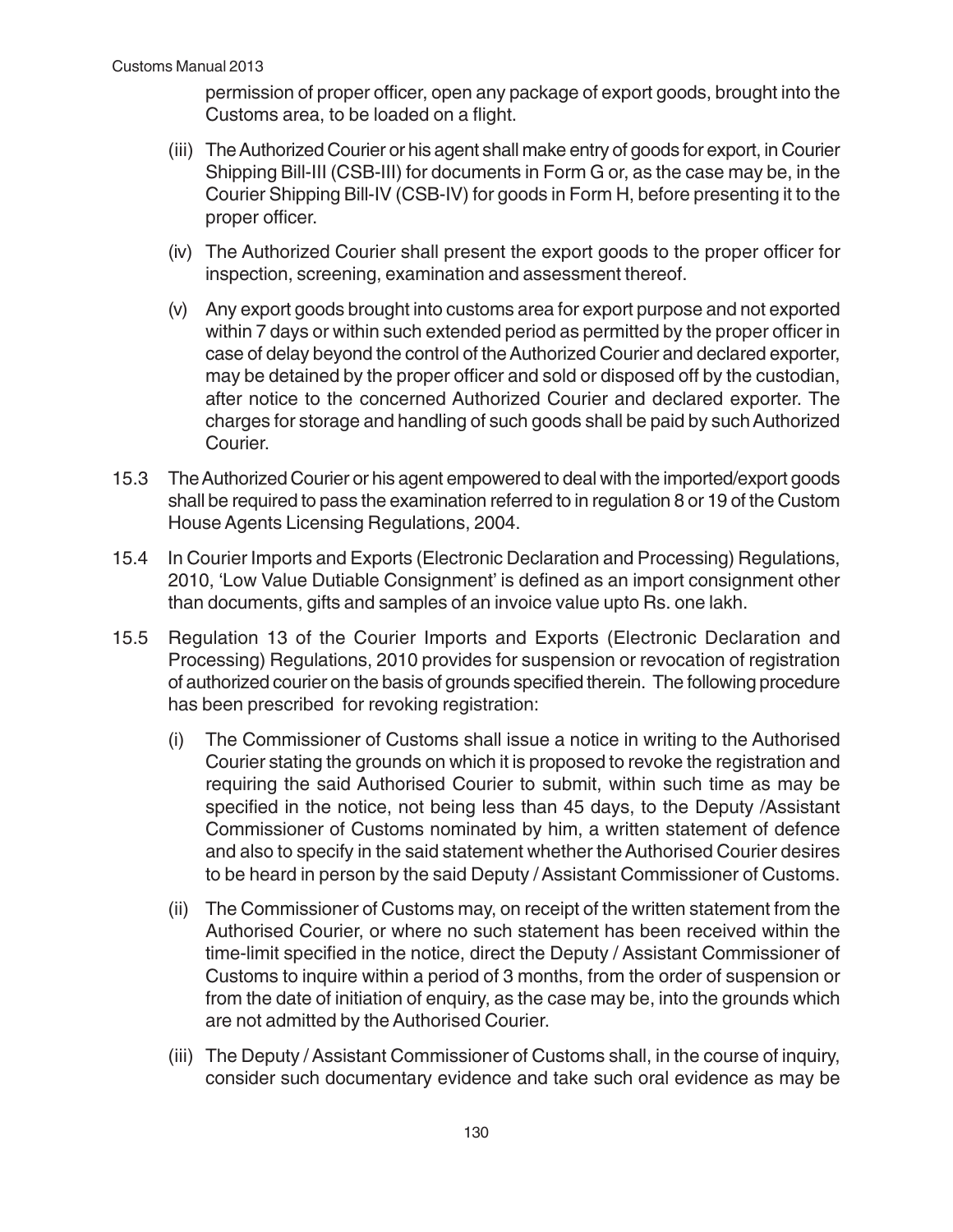permission of proper officer, open any package of export goods, brought into the Customs area, to be loaded on a flight.

(iii) The Authorized Courier or his agent shall make entry of goods for export, in Courier Shipping Bill-III (CSB-III) for documents in Form G or, as the case may be, in the Courier Shipping Bill-IV (CSB-IV) for goods in Form H, before presenting it to the proper officer.

(iv) The Authorized Courier shall present the export goods to the proper officer for inspection, screening, examination and assessment thereof.

(v) Any export goods brought into customs area for export purpose and not exported within 7 days or within such extended period as permitted by the proper officer in case of delay beyond the control of the Authorized Courier and declared exporter, may be detained by the proper officer and sold or disposed off by the custodian, after notice to the concerned Authorized Courier and declared exporter. The charges for storage and handling of such goods shall be paid by such Authorized Courier.

15.3 The Authorized Courier or his agent empowered to deal with the imported/export goods shall be required to pass the examination referred to in regulation 8 or 19 of the Custom House Agents Licensing Regulations, 2004.

15.4 In Courier Imports and Exports (Electronic Declaration and Processing) Regulations, 2010, 'Low Value Dutiable Consignment' is defined as an import consignment other than documents, gifts and samples of an invoice value upto Rs. one lakh.

15.5 Regulation 13 of the Courier Imports and Exports (Electronic Declaration and Processing) Regulations, 2010 provides for suspension or revocation of registration of authorized courier on the basis of grounds specified therein. The following procedure has been prescribed for revoking registration:

(i) The Commissioner of Customs shall issue a notice in writing to the Authorised Courier stating the grounds on which it is proposed to revoke the registration and requiring the said Authorised Courier to submit, within such time as may be specified in the notice, not being less than 45 days, to the Deputy /Assistant Commissioner of Customs nominated by him, a written statement of defence and also to specify in the said statement whether the Authorised Courier desires to be heard in person by the said Deputy / Assistant Commissioner of Customs.

(ii) The Commissioner of Customs may, on receipt of the written statement from the Authorised Courier, or where no such statement has been received within the time-limit specified in the notice, direct the Deputy / Assistant Commissioner of Customs to inquire within a period of 3 months, from the order of suspension or from the date of initiation of enquiry, as the case may be, into the grounds which are not admitted by the Authorised Courier.

(iii) The Deputy / Assistant Commissioner of Customs shall, in the course of inquiry, consider such documentary evidence and take such oral evidence as may be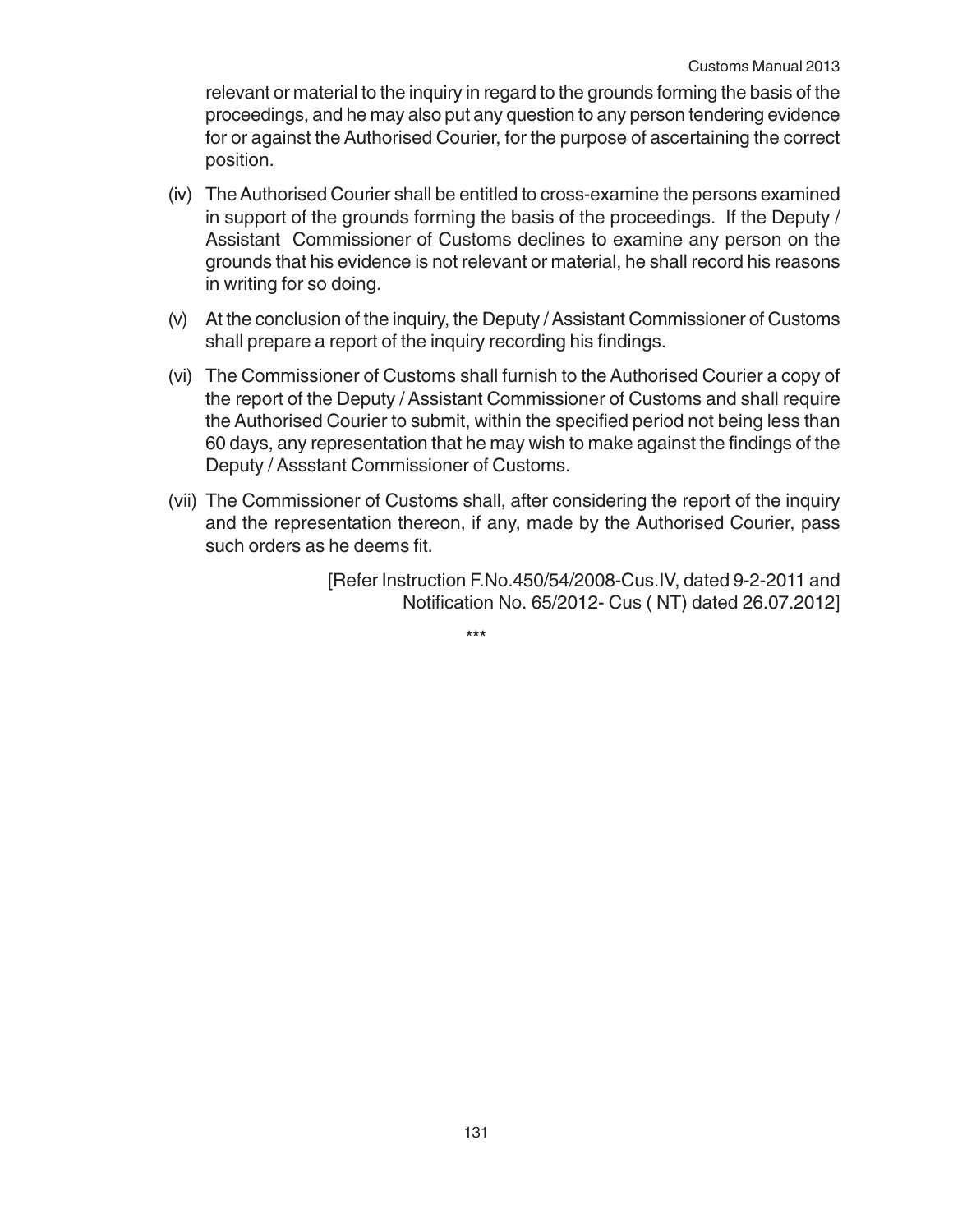relevant or material to the inquiry in regard to the grounds forming the basis of the proceedings, and he may also put any question to any person tendering evidence for or against the Authorised Courier, for the purpose of ascertaining the correct position.

(iv) The Authorised Courier shall be entitled to cross-examine the persons examined in support of the grounds forming the basis of the proceedings. If the Deputy / Assistant Commissioner of Customs declines to examine any person on the grounds that his evidence is not relevant or material, he shall record his reasons in writing for so doing.

(v) At the conclusion of the inquiry, the Deputy / Assistant Commissioner of Customs shall prepare a report of the inquiry recording his findings.

(vi) The Commissioner of Customs shall furnish to the Authorised Courier a copy of the report of the Deputy / Assistant Commissioner of Customs and shall require the Authorised Courier to submit, within the specified period not being less than 60 days, any representation that he may wish to make against the findings of the Deputy / Assstant Commissioner of Customs.

(vii) The Commissioner of Customs shall, after considering the report of the inquiry and the representation thereon, if any, made by the Authorised Courier, pass such orders as he deems fit.

[Refer Instruction F.No.450/54/2008-Cus.IV, dated 9-2-2011 and Notification No. 65/2012- Cus ( NT) dated 26.07.2012]

***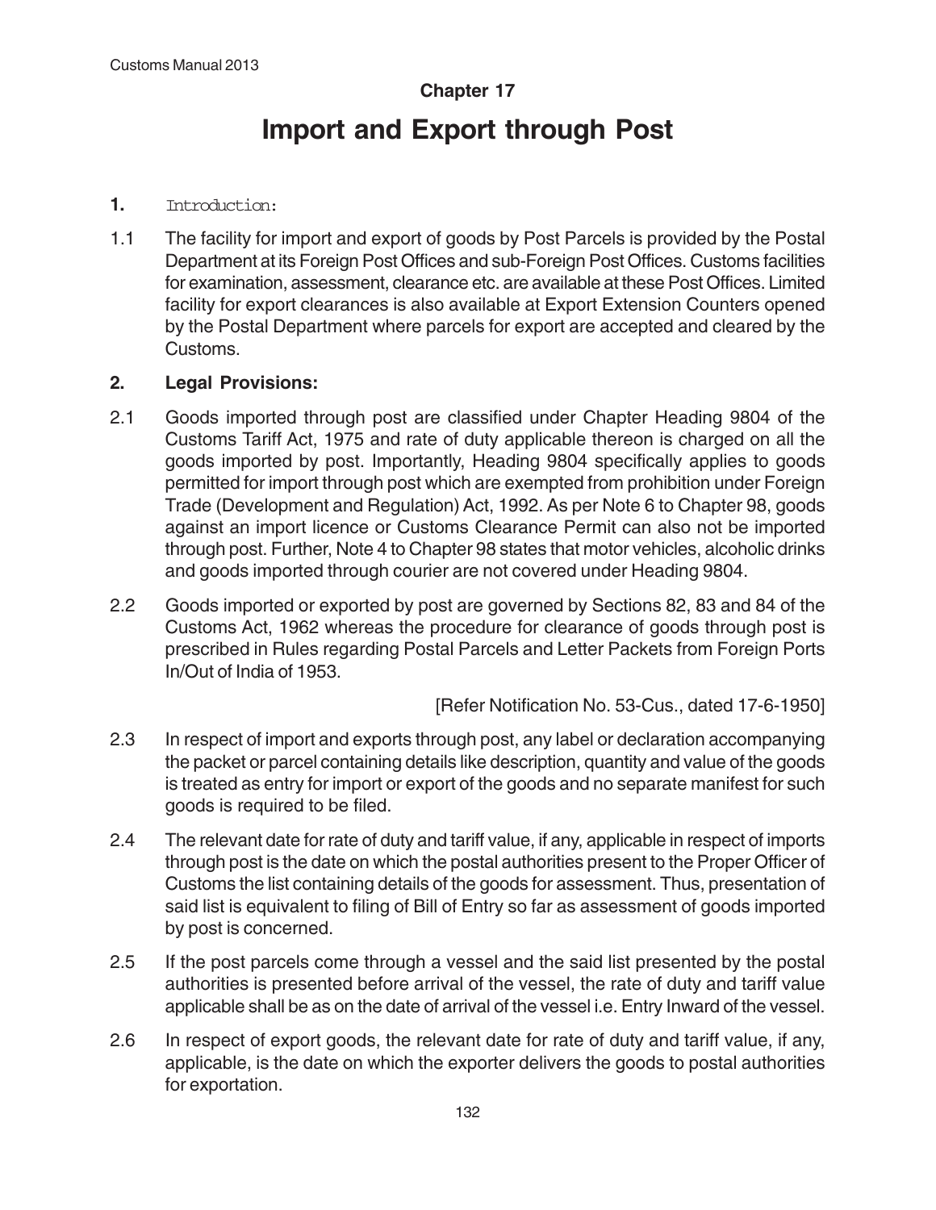## Chapter 17

# Import and Export through Post

**1.** Introduction:

1.1 The facility for import and export of goods by Post Parcels is provided by the Postal Department at its Foreign Post Offices and sub-Foreign Post Offices. Customs facilities for examination, assessment, clearance etc. are available at these Post Offices. Limited facility for export clearances is also available at Export Extension Counters opened by the Postal Department where parcels for export are accepted and cleared by the Customs.

**2. Legal Provisions:**

2.1 Goods imported through post are classified under Chapter Heading 9804 of the Customs Tariff Act, 1975 and rate of duty applicable thereon is charged on all the goods imported by post. Importantly, Heading 9804 specifically applies to goods permitted for import through post which are exempted from prohibition under Foreign Trade (Development and Regulation) Act, 1992. As per Note 6 to Chapter 98, goods against an import licence or Customs Clearance Permit can also not be imported through post. Further, Note 4 to Chapter 98 states that motor vehicles, alcoholic drinks and goods imported through courier are not covered under Heading 9804.

2.2 Goods imported or exported by post are governed by Sections 82, 83 and 84 of the Customs Act, 1962 whereas the procedure for clearance of goods through post is prescribed in Rules regarding Postal Parcels and Letter Packets from Foreign Ports In/Out of India of 1953.

[Refer Notification No. 53-Cus., dated 17-6-1950]

2.3 In respect of import and exports through post, any label or declaration accompanying the packet or parcel containing details like description, quantity and value of the goods is treated as entry for import or export of the goods and no separate manifest for such goods is required to be filed.

2.4 The relevant date for rate of duty and tariff value, if any, applicable in respect of imports through post is the date on which the postal authorities present to the Proper Officer of Customs the list containing details of the goods for assessment. Thus, presentation of said list is equivalent to filing of Bill of Entry so far as assessment of goods imported by post is concerned.

2.5 If the post parcels come through a vessel and the said list presented by the postal authorities is presented before arrival of the vessel, the rate of duty and tariff value applicable shall be as on the date of arrival of the vessel i.e. Entry Inward of the vessel.

2.6 In respect of export goods, the relevant date for rate of duty and tariff value, if any, applicable, is the date on which the exporter delivers the goods to postal authorities for exportation.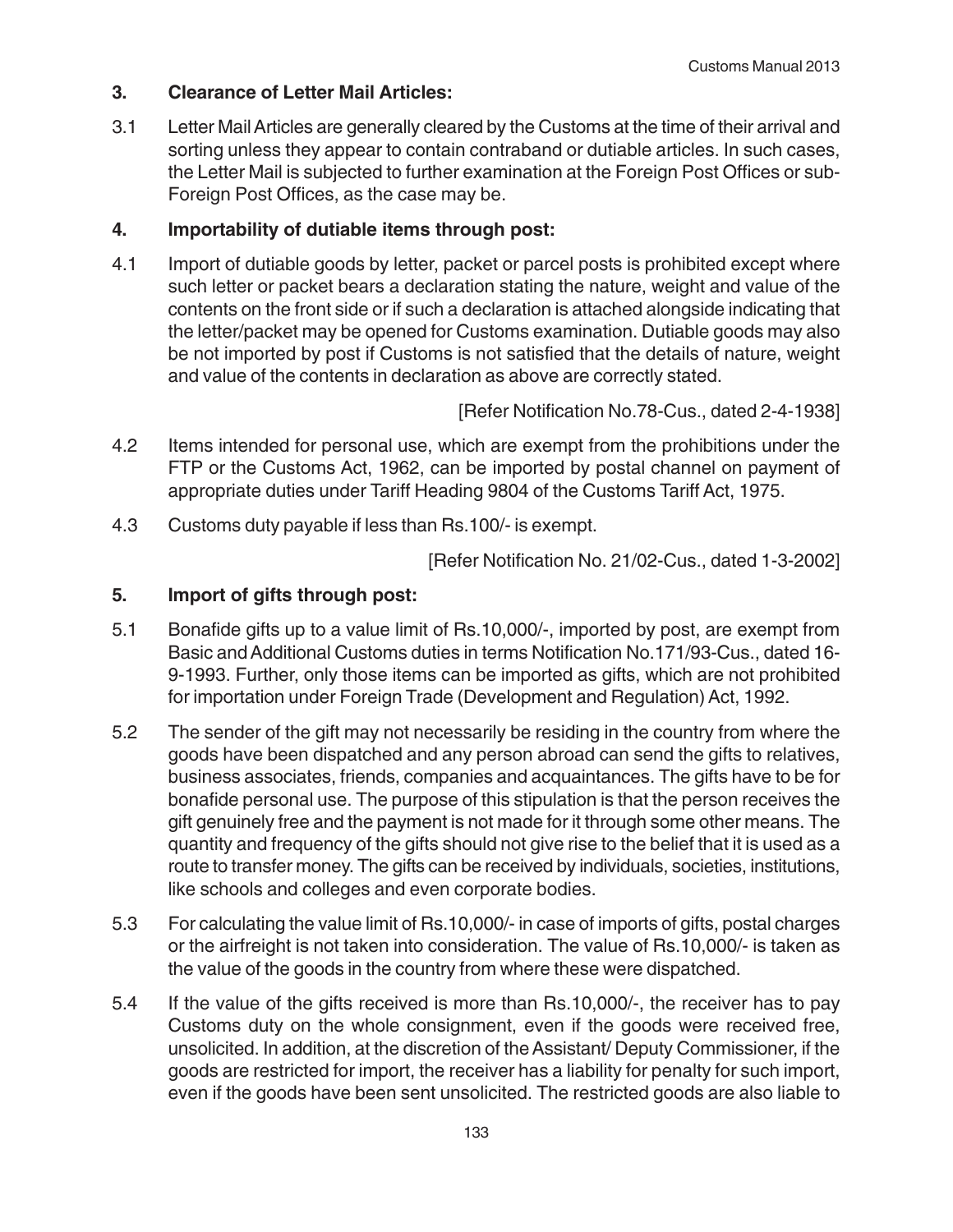## 3. Clearance of Letter Mail Articles:

3.1 Letter Mail Articles are generally cleared by the Customs at the time of their arrival and sorting unless they appear to contain contraband or dutiable articles. In such cases, the Letter Mail is subjected to further examination at the Foreign Post Offices or sub-Foreign Post Offices, as the case may be.

## 4. Importability of dutiable items through post:

4.1 Import of dutiable goods by letter, packet or parcel posts is prohibited except where such letter or packet bears a declaration stating the nature, weight and value of the contents on the front side or if such a declaration is attached alongside indicating that the letter/packet may be opened for Customs examination. Dutiable goods may also be not imported by post if Customs is not satisfied that the details of nature, weight and value of the contents in declaration as above are correctly stated.

[Refer Notification No.78-Cus., dated 2-4-1938]

4.2 Items intended for personal use, which are exempt from the prohibitions under the FTP or the Customs Act, 1962, can be imported by postal channel on payment of appropriate duties under Tariff Heading 9804 of the Customs Tariff Act, 1975.

4.3 Customs duty payable if less than Rs.100/- is exempt.

[Refer Notification No. 21/02-Cus., dated 1-3-2002]

## 5. Import of gifts through post:

5.1 Bonafide gifts up to a value limit of Rs.10,000/-, imported by post, are exempt from Basic and Additional Customs duties in terms Notification No.171/93-Cus., dated 16-9-1993. Further, only those items can be imported as gifts, which are not prohibited for importation under Foreign Trade (Development and Regulation) Act, 1992.

5.2 The sender of the gift may not necessarily be residing in the country from where the goods have been dispatched and any person abroad can send the gifts to relatives, business associates, friends, companies and acquaintances. The gifts have to be for bonafide personal use. The purpose of this stipulation is that the person receives the gift genuinely free and the payment is not made for it through some other means. The quantity and frequency of the gifts should not give rise to the belief that it is used as a route to transfer money. The gifts can be received by individuals, societies, institutions, like schools and colleges and even corporate bodies.

5.3 For calculating the value limit of Rs.10,000/- in case of imports of gifts, postal charges or the airfreight is not taken into consideration. The value of Rs.10,000/- is taken as the value of the goods in the country from where these were dispatched.

5.4 If the value of the gifts received is more than Rs.10,000/-, the receiver has to pay Customs duty on the whole consignment, even if the goods were received free, unsolicited. In addition, at the discretion of the Assistant/ Deputy Commissioner, if the goods are restricted for import, the receiver has a liability for penalty for such import, even if the goods have been sent unsolicited. The restricted goods are also liable to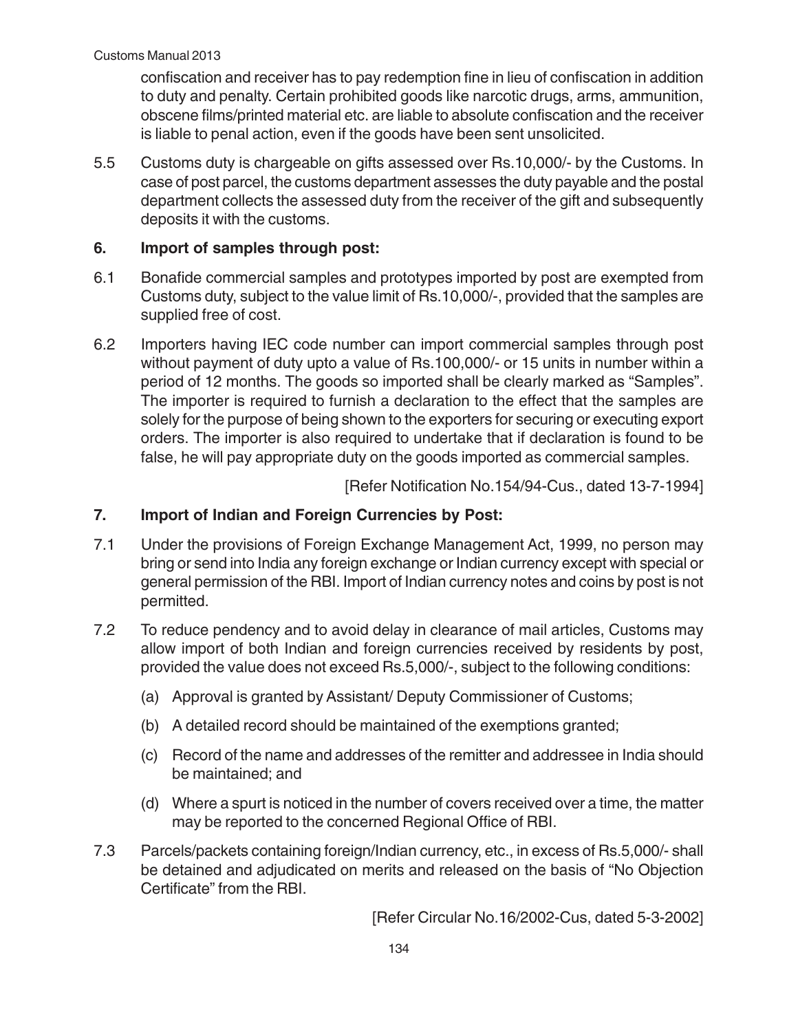confiscation and receiver has to pay redemption fine in lieu of confiscation in addition to duty and penalty. Certain prohibited goods like narcotic drugs, arms, ammunition, obscene films/printed material etc. are liable to absolute confiscation and the receiver is liable to penal action, even if the goods have been sent unsolicited.

5.5 Customs duty is chargeable on gifts assessed over Rs.10,000/- by the Customs. In case of post parcel, the customs department assesses the duty payable and the postal department collects the assessed duty from the receiver of the gift and subsequently deposits it with the customs.

## 6. Import of samples through post:

6.1 Bonafide commercial samples and prototypes imported by post are exempted from Customs duty, subject to the value limit of Rs.10,000/-, provided that the samples are supplied free of cost.

6.2 Importers having IEC code number can import commercial samples through post without payment of duty upto a value of Rs.100,000/- or 15 units in number within a period of 12 months. The goods so imported shall be clearly marked as "Samples". The importer is required to furnish a declaration to the effect that the samples are solely for the purpose of being shown to the exporters for securing or executing export orders. The importer is also required to undertake that if declaration is found to be false, he will pay appropriate duty on the goods imported as commercial samples.

[Refer Notification No.154/94-Cus., dated 13-7-1994]

## 7. Import of Indian and Foreign Currencies by Post:

7.1 Under the provisions of Foreign Exchange Management Act, 1999, no person may bring or send into India any foreign exchange or Indian currency except with special or general permission of the RBI. Import of Indian currency notes and coins by post is not permitted.

7.2 To reduce pendency and to avoid delay in clearance of mail articles, Customs may allow import of both Indian and foreign currencies received by residents by post, provided the value does not exceed Rs.5,000/-, subject to the following conditions:

(a) Approval is granted by Assistant/ Deputy Commissioner of Customs;

(b) A detailed record should be maintained of the exemptions granted;

(c) Record of the name and addresses of the remitter and addressee in India should be maintained; and

(d) Where a spurt is noticed in the number of covers received over a time, the matter may be reported to the concerned Regional Office of RBI.

7.3 Parcels/packets containing foreign/Indian currency, etc., in excess of Rs.5,000/- shall be detained and adjudicated on merits and released on the basis of "No Objection Certificate" from the RBI.

[Refer Circular No.16/2002-Cus, dated 5-3-2002]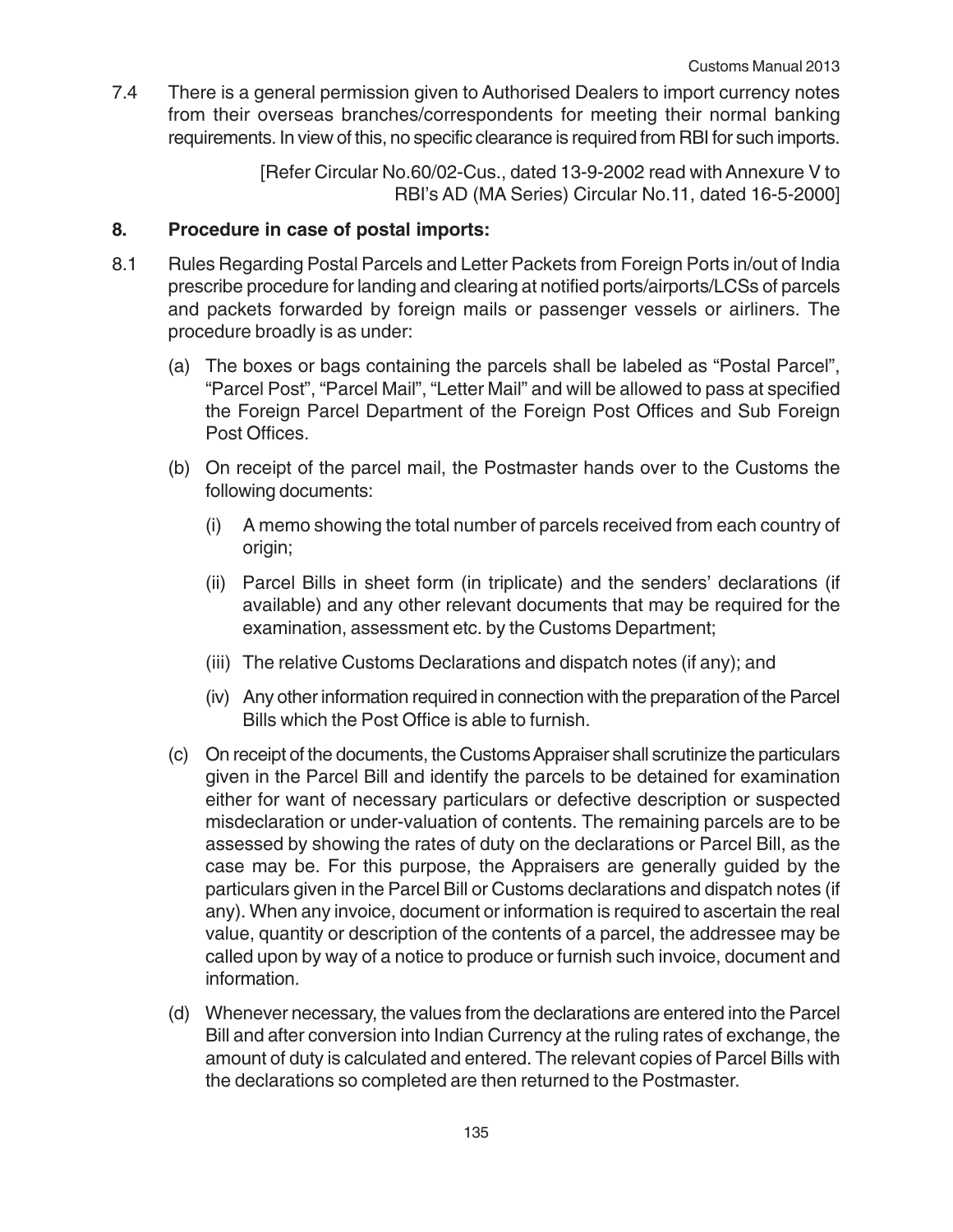7.4 There is a general permission given to Authorised Dealers to import currency notes from their overseas branches/correspondents for meeting their normal banking requirements. In view of this, no specific clearance is required from RBI for such imports.

[Refer Circular No.60/02-Cus., dated 13-9-2002 read with Annexure V to RBI's AD (MA Series) Circular No.11, dated 16-5-2000]

## 8. Procedure in case of postal imports:

8.1 Rules Regarding Postal Parcels and Letter Packets from Foreign Ports in/out of India prescribe procedure for landing and clearing at notified ports/airports/LCSs of parcels and packets forwarded by foreign mails or passenger vessels or airliners. The procedure broadly is as under:

(a) The boxes or bags containing the parcels shall be labeled as "Postal Parcel", "Parcel Post", "Parcel Mail", "Letter Mail" and will be allowed to pass at specified the Foreign Parcel Department of the Foreign Post Offices and Sub Foreign Post Offices.

(b) On receipt of the parcel mail, the Postmaster hands over to the Customs the following documents:

(i) A memo showing the total number of parcels received from each country of origin;

(ii) Parcel Bills in sheet form (in triplicate) and the senders' declarations (if available) and any other relevant documents that may be required for the examination, assessment etc. by the Customs Department;

(iii) The relative Customs Declarations and dispatch notes (if any); and

(iv) Any other information required in connection with the preparation of the Parcel Bills which the Post Office is able to furnish.

(c) On receipt of the documents, the Customs Appraiser shall scrutinize the particulars given in the Parcel Bill and identify the parcels to be detained for examination either for want of necessary particulars or defective description or suspected misdeclaration or under-valuation of contents. The remaining parcels are to be assessed by showing the rates of duty on the declarations or Parcel Bill, as the case may be. For this purpose, the Appraisers are generally guided by the particulars given in the Parcel Bill or Customs declarations and dispatch notes (if any). When any invoice, document or information is required to ascertain the real value, quantity or description of the contents of a parcel, the addressee may be called upon by way of a notice to produce or furnish such invoice, document and information.

(d) Whenever necessary, the values from the declarations are entered into the Parcel Bill and after conversion into Indian Currency at the ruling rates of exchange, the amount of duty is calculated and entered. The relevant copies of Parcel Bills with the declarations so completed are then returned to the Postmaster.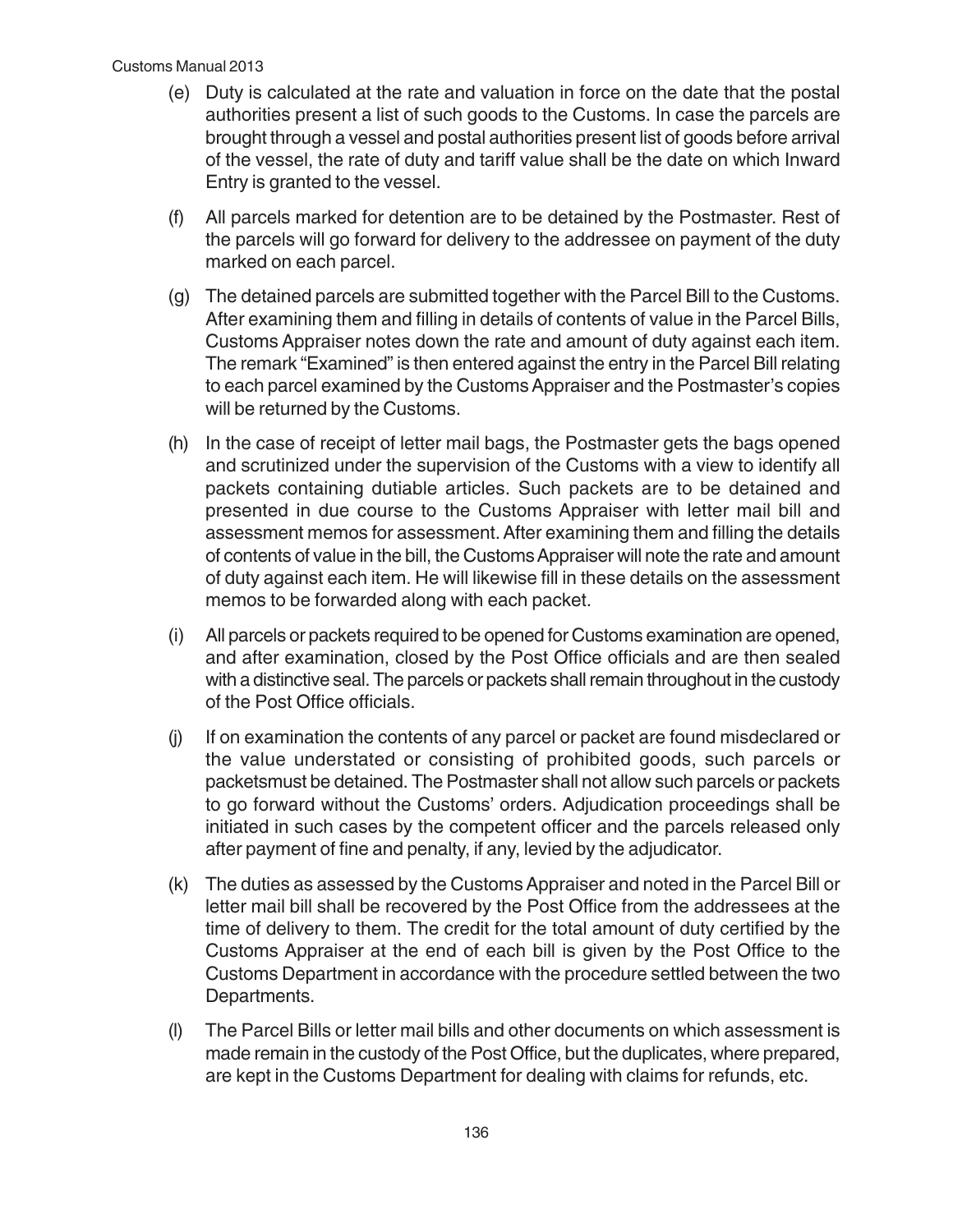(e) Duty is calculated at the rate and valuation in force on the date that the postal authorities present a list of such goods to the Customs. In case the parcels are brought through a vessel and postal authorities present list of goods before arrival of the vessel, the rate of duty and tariff value shall be the date on which Inward Entry is granted to the vessel.

(f) All parcels marked for detention are to be detained by the Postmaster. Rest of the parcels will go forward for delivery to the addressee on payment of the duty marked on each parcel.

(g) The detained parcels are submitted together with the Parcel Bill to the Customs. After examining them and filling in details of contents of value in the Parcel Bills, Customs Appraiser notes down the rate and amount of duty against each item. The remark "Examined" is then entered against the entry in the Parcel Bill relating to each parcel examined by the Customs Appraiser and the Postmaster's copies will be returned by the Customs.

(h) In the case of receipt of letter mail bags, the Postmaster gets the bags opened and scrutinized under the supervision of the Customs with a view to identify all packets containing dutiable articles. Such packets are to be detained and presented in due course to the Customs Appraiser with letter mail bill and assessment memos for assessment. After examining them and filling the details of contents of value in the bill, the Customs Appraiser will note the rate and amount of duty against each item. He will likewise fill in these details on the assessment memos to be forwarded along with each packet.

(i) All parcels or packets required to be opened for Customs examination are opened, and after examination, closed by the Post Office officials and are then sealed with a distinctive seal. The parcels or packets shall remain throughout in the custody of the Post Office officials.

(j) If on examination the contents of any parcel or packet are found misdeclared or the value understated or consisting of prohibited goods, such parcels or packetsmust be detained. The Postmaster shall not allow such parcels or packets to go forward without the Customs' orders. Adjudication proceedings shall be initiated in such cases by the competent officer and the parcels released only after payment of fine and penalty, if any, levied by the adjudicator.

(k) The duties as assessed by the Customs Appraiser and noted in the Parcel Bill or letter mail bill shall be recovered by the Post Office from the addressees at the time of delivery to them. The credit for the total amount of duty certified by the Customs Appraiser at the end of each bill is given by the Post Office to the Customs Department in accordance with the procedure settled between the two Departments.

(l) The Parcel Bills or letter mail bills and other documents on which assessment is made remain in the custody of the Post Office, but the duplicates, where prepared, are kept in the Customs Department for dealing with claims for refunds, etc.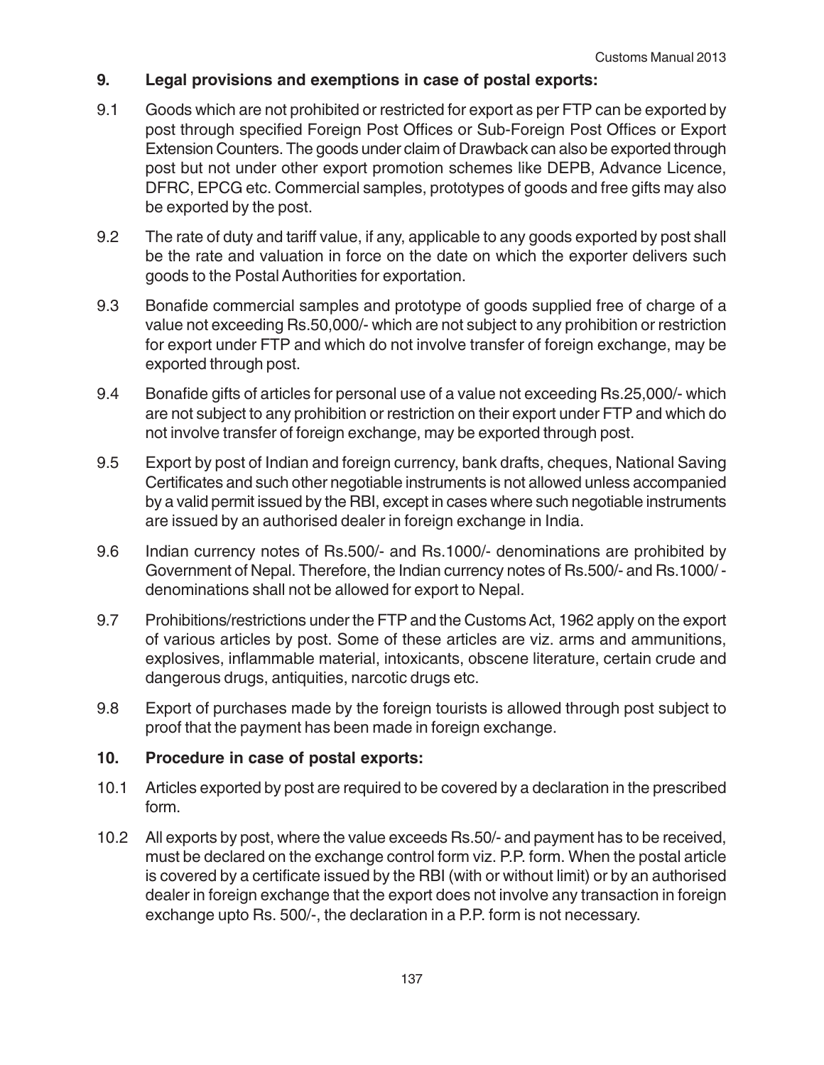## 9. Legal provisions and exemptions in case of postal exports:

9.1 Goods which are not prohibited or restricted for export as per FTP can be exported by post through specified Foreign Post Offices or Sub-Foreign Post Offices or Export Extension Counters. The goods under claim of Drawback can also be exported through post but not under other export promotion schemes like DEPB, Advance Licence, DFRC, EPCG etc. Commercial samples, prototypes of goods and free gifts may also be exported by the post.

9.2 The rate of duty and tariff value, if any, applicable to any goods exported by post shall be the rate and valuation in force on the date on which the exporter delivers such goods to the Postal Authorities for exportation.

9.3 Bonafide commercial samples and prototype of goods supplied free of charge of a value not exceeding Rs.50,000/- which are not subject to any prohibition or restriction for export under FTP and which do not involve transfer of foreign exchange, may be exported through post.

9.4 Bonafide gifts of articles for personal use of a value not exceeding Rs.25,000/- which are not subject to any prohibition or restriction on their export under FTP and which do not involve transfer of foreign exchange, may be exported through post.

9.5 Export by post of Indian and foreign currency, bank drafts, cheques, National Saving Certificates and such other negotiable instruments is not allowed unless accompanied by a valid permit issued by the RBI, except in cases where such negotiable instruments are issued by an authorised dealer in foreign exchange in India.

9.6 Indian currency notes of Rs.500/- and Rs.1000/- denominations are prohibited by Government of Nepal. Therefore, the Indian currency notes of Rs.500/- and Rs.1000/- denominations shall not be allowed for export to Nepal.

9.7 Prohibitions/restrictions under the FTP and the Customs Act, 1962 apply on the export of various articles by post. Some of these articles are viz. arms and ammunitions, explosives, inflammable material, intoxicants, obscene literature, certain crude and dangerous drugs, antiquities, narcotic drugs etc.

9.8 Export of purchases made by the foreign tourists is allowed through post subject to proof that the payment has been made in foreign exchange.

## 10. Procedure in case of postal exports:

10.1 Articles exported by post are required to be covered by a declaration in the prescribed form.

10.2 All exports by post, where the value exceeds Rs.50/- and payment has to be received, must be declared on the exchange control form viz. P.P. form. When the postal article is covered by a certificate issued by the RBI (with or without limit) or by an authorised dealer in foreign exchange that the export does not involve any transaction in foreign exchange upto Rs. 500/-, the declaration in a P.P. form is not necessary.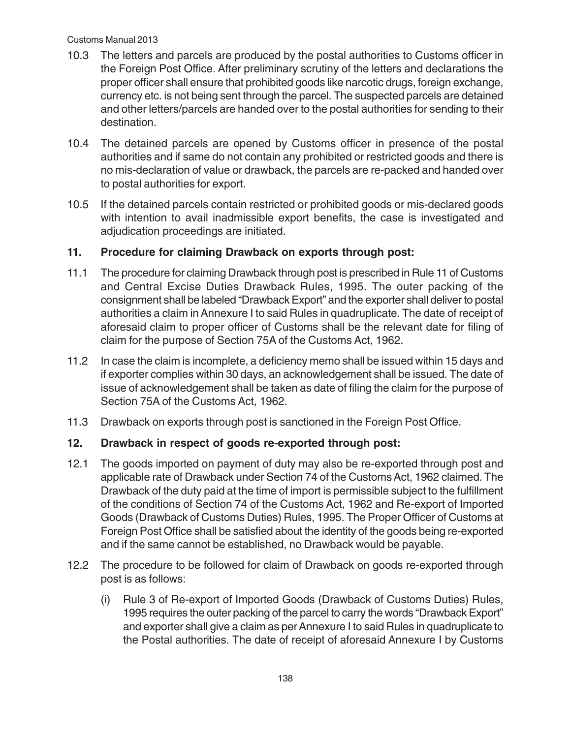10.3 The letters and parcels are produced by the postal authorities to Customs officer in the Foreign Post Office. After preliminary scrutiny of the letters and declarations the proper officer shall ensure that prohibited goods like narcotic drugs, foreign exchange, currency etc. is not being sent through the parcel. The suspected parcels are detained and other letters/parcels are handed over to the postal authorities for sending to their destination.

10.4 The detained parcels are opened by Customs officer in presence of the postal authorities and if same do not contain any prohibited or restricted goods and there is no mis-declaration of value or drawback, the parcels are re-packed and handed over to postal authorities for export.

10.5 If the detained parcels contain restricted or prohibited goods or mis-declared goods with intention to avail inadmissible export benefits, the case is investigated and adjudication proceedings are initiated.

## 11. Procedure for claiming Drawback on exports through post:

11.1 The procedure for claiming Drawback through post is prescribed in Rule 11 of Customs and Central Excise Duties Drawback Rules, 1995. The outer packing of the consignment shall be labeled "Drawback Export" and the exporter shall deliver to postal authorities a claim in Annexure I to said Rules in quadruplicate. The date of receipt of aforesaid claim to proper officer of Customs shall be the relevant date for filing of claim for the purpose of Section 75A of the Customs Act, 1962.

11.2 In case the claim is incomplete, a deficiency memo shall be issued within 15 days and if exporter complies within 30 days, an acknowledgement shall be issued. The date of issue of acknowledgement shall be taken as date of filing the claim for the purpose of Section 75A of the Customs Act, 1962.

11.3 Drawback on exports through post is sanctioned in the Foreign Post Office.

## 12. Drawback in respect of goods re-exported through post:

12.1 The goods imported on payment of duty may also be re-exported through post and applicable rate of Drawback under Section 74 of the Customs Act, 1962 claimed. The Drawback of the duty paid at the time of import is permissible subject to the fulfillment of the conditions of Section 74 of the Customs Act, 1962 and Re-export of Imported Goods (Drawback of Customs Duties) Rules, 1995. The Proper Officer of Customs at Foreign Post Office shall be satisfied about the identity of the goods being re-exported and if the same cannot be established, no Drawback would be payable.

12.2 The procedure to be followed for claim of Drawback on goods re-exported through post is as follows:

(i) Rule 3 of Re-export of Imported Goods (Drawback of Customs Duties) Rules, 1995 requires the outer packing of the parcel to carry the words "Drawback Export" and exporter shall give a claim as per Annexure I to said Rules in quadruplicate to the Postal authorities. The date of receipt of aforesaid Annexure I by Customs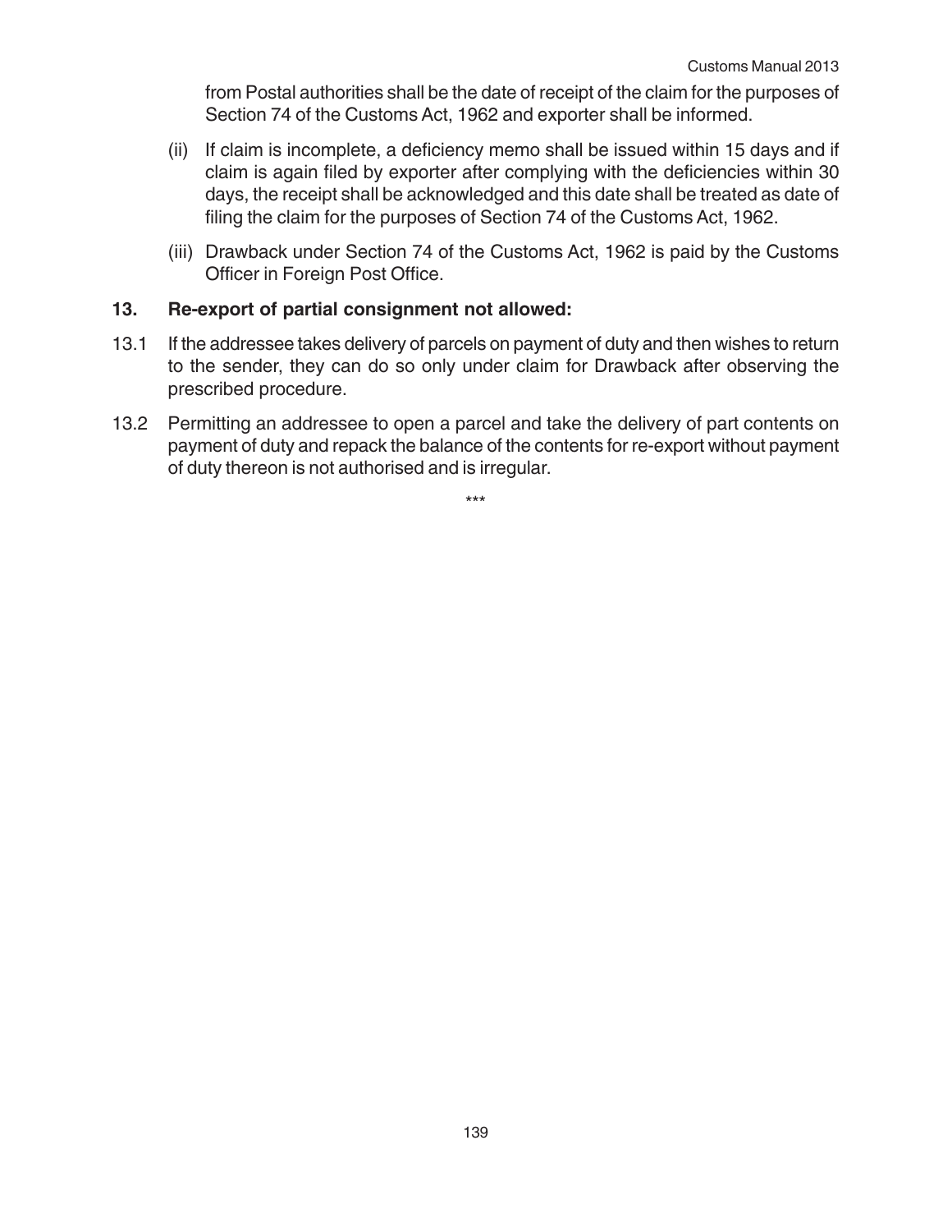from Postal authorities shall be the date of receipt of the claim for the purposes of Section 74 of the Customs Act, 1962 and exporter shall be informed.

(ii) If claim is incomplete, a deficiency memo shall be issued within 15 days and if claim is again filed by exporter after complying with the deficiencies within 30 days, the receipt shall be acknowledged and this date shall be treated as date of filing the claim for the purposes of Section 74 of the Customs Act, 1962.

(iii) Drawback under Section 74 of the Customs Act, 1962 is paid by the Customs Officer in Foreign Post Office.

### 13. Re-export of partial consignment not allowed:

13.1 If the addressee takes delivery of parcels on payment of duty and then wishes to return to the sender, they can do so only under claim for Drawback after observing the prescribed procedure.

13.2 Permitting an addressee to open a parcel and take the delivery of part contents on payment of duty and repack the balance of the contents for re-export without payment of duty thereon is not authorised and is irregular.

***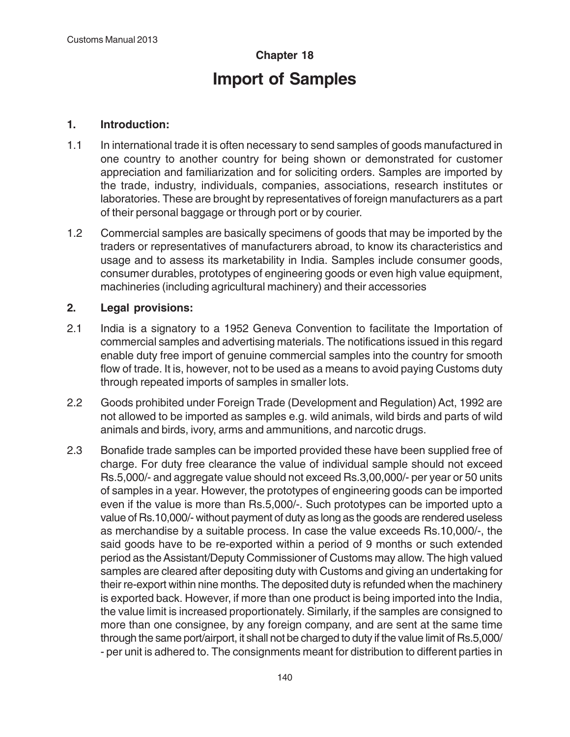# Chapter 18

# Import of Samples

## 1. Introduction:

1.1 In international trade it is often necessary to send samples of goods manufactured in one country to another country for being shown or demonstrated for customer appreciation and familiarization and for soliciting orders. Samples are imported by the trade, industry, individuals, companies, associations, research institutes or laboratories. These are brought by representatives of foreign manufacturers as a part of their personal baggage or through port or by courier.

1.2 Commercial samples are basically specimens of goods that may be imported by the traders or representatives of manufacturers abroad, to know its characteristics and usage and to assess its marketability in India. Samples include consumer goods, consumer durables, prototypes of engineering goods or even high value equipment, machineries (including agricultural machinery) and their accessories

## 2. Legal provisions:

2.1 India is a signatory to a 1952 Geneva Convention to facilitate the Importation of commercial samples and advertising materials. The notifications issued in this regard enable duty free import of genuine commercial samples into the country for smooth flow of trade. It is, however, not to be used as a means to avoid paying Customs duty through repeated imports of samples in smaller lots.

2.2 Goods prohibited under Foreign Trade (Development and Regulation) Act, 1992 are not allowed to be imported as samples e.g. wild animals, wild birds and parts of wild animals and birds, ivory, arms and ammunitions, and narcotic drugs.

2.3 Bonafide trade samples can be imported provided these have been supplied free of charge. For duty free clearance the value of individual sample should not exceed Rs.5,000/- and aggregate value should not exceed Rs.3,00,000/- per year or 50 units of samples in a year. However, the prototypes of engineering goods can be imported even if the value is more than Rs.5,000/-. Such prototypes can be imported upto a value of Rs.10,000/- without payment of duty as long as the goods are rendered useless as merchandise by a suitable process. In case the value exceeds Rs.10,000/-, the said goods have to be re-exported within a period of 9 months or such extended period as the Assistant/Deputy Commissioner of Customs may allow. The high valued samples are cleared after depositing duty with Customs and giving an undertaking for their re-export within nine months. The deposited duty is refunded when the machinery is exported back. However, if more than one product is being imported into the India, the value limit is increased proportionately. Similarly, if the samples are consigned to more than one consignee, by any foreign company, and are sent at the same time through the same port/airport, it shall not be charged to duty if the value limit of Rs.5,000/- per unit is adhered to. The consignments meant for distribution to different parties in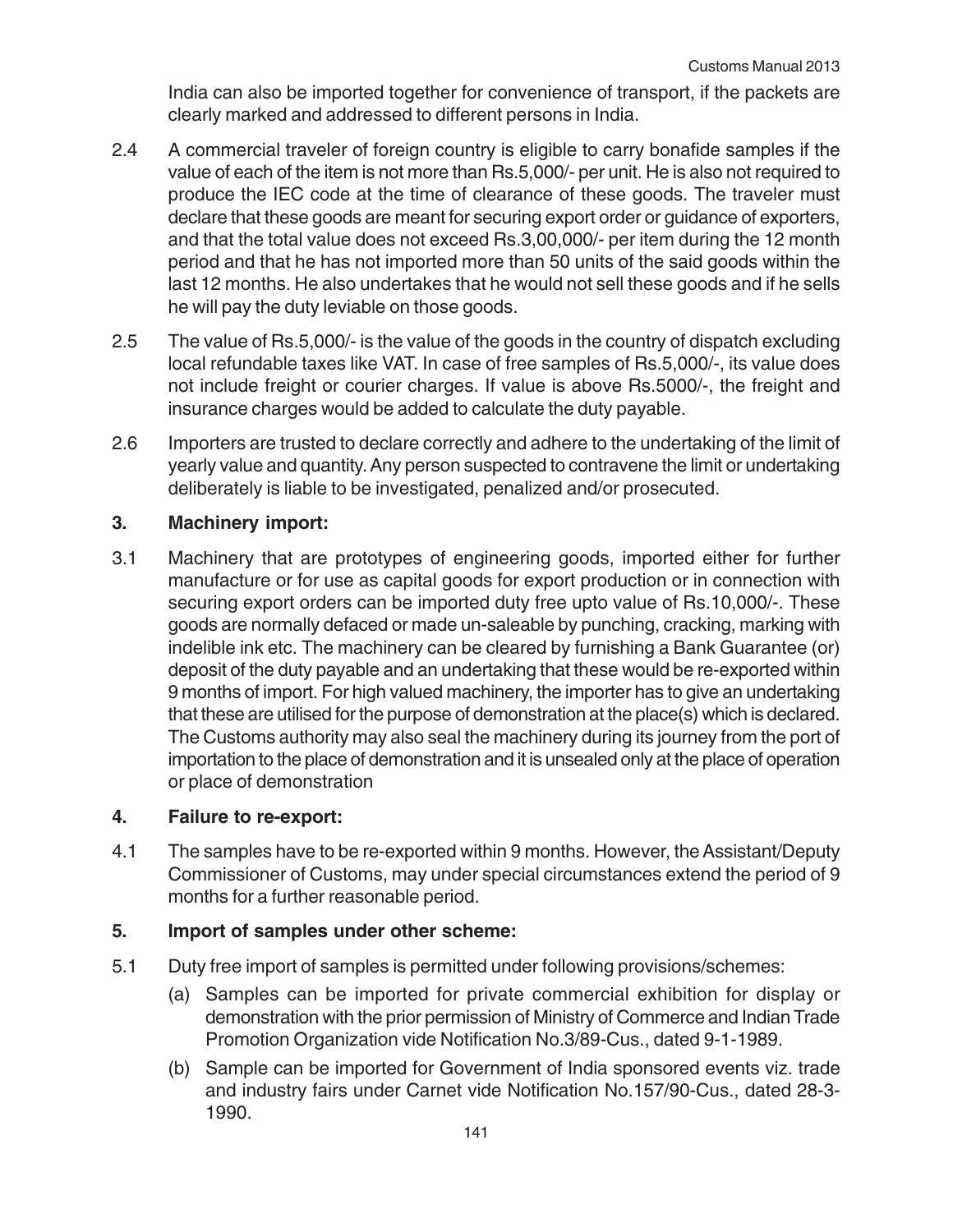India can also be imported together for convenience of transport, if the packets are clearly marked and addressed to different persons in India.

2.4 A commercial traveler of foreign country is eligible to carry bonafide samples if the value of each of the item is not more than Rs.5,000/- per unit. He is also not required to produce the IEC code at the time of clearance of these goods. The traveler must declare that these goods are meant for securing export order or guidance of exporters, and that the total value does not exceed Rs.3,00,000/- per item during the 12 month period and that he has not imported more than 50 units of the said goods within the last 12 months. He also undertakes that he would not sell these goods and if he sells he will pay the duty leviable on those goods.

2.5 The value of Rs.5,000/- is the value of the goods in the country of dispatch excluding local refundable taxes like VAT. In case of free samples of Rs.5,000/-, its value does not include freight or courier charges. If value is above Rs.5000/-, the freight and insurance charges would be added to calculate the duty payable.

2.6 Importers are trusted to declare correctly and adhere to the undertaking of the limit of yearly value and quantity. Any person suspected to contravene the limit or undertaking deliberately is liable to be investigated, penalized and/or prosecuted.

## 3. Machinery import:

3.1 Machinery that are prototypes of engineering goods, imported either for further manufacture or for use as capital goods for export production or in connection with securing export orders can be imported duty free upto value of Rs.10,000/-. These goods are normally defaced or made un-saleable by punching, cracking, marking with indelible ink etc. The machinery can be cleared by furnishing a Bank Guarantee (or) deposit of the duty payable and an undertaking that these would be re-exported within 9 months of import. For high valued machinery, the importer has to give an undertaking that these are utilised for the purpose of demonstration at the place(s) which is declared. The Customs authority may also seal the machinery during its journey from the port of importation to the place of demonstration and it is unsealed only at the place of operation or place of demonstration

## 4. Failure to re-export:

4.1 The samples have to be re-exported within 9 months. However, the Assistant/Deputy Commissioner of Customs, may under special circumstances extend the period of 9 months for a further reasonable period.

## 5. Import of samples under other scheme:

5.1 Duty free import of samples is permitted under following provisions/schemes:

(a) Samples can be imported for private commercial exhibition for display or demonstration with the prior permission of Ministry of Commerce and Indian Trade Promotion Organization vide Notification No.3/89-Cus., dated 9-1-1989.

(b) Sample can be imported for Government of India sponsored events viz. trade and industry fairs under Carnet vide Notification No.157/90-Cus., dated 28-3-1990.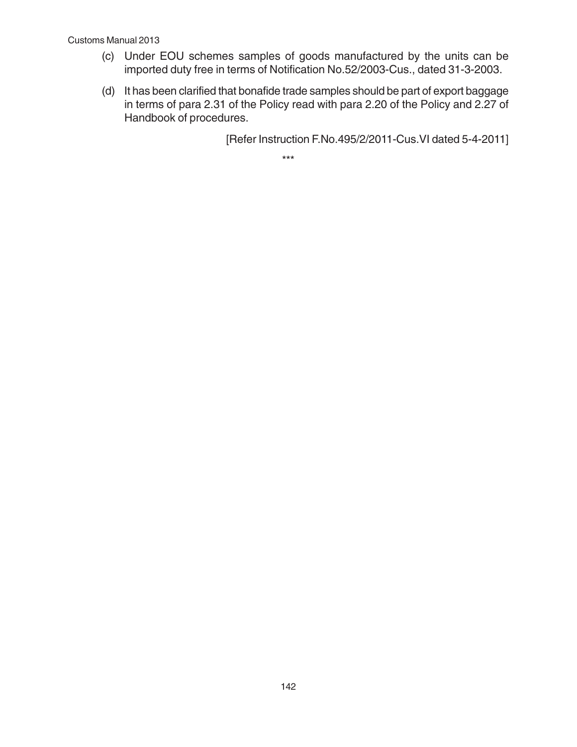(c) Under EOU schemes samples of goods manufactured by the units can be imported duty free in terms of Notification No.52/2003-Cus., dated 31-3-2003.

(d) It has been clarified that bonafide trade samples should be part of export baggage in terms of para 2.31 of the Policy read with para 2.20 of the Policy and 2.27 of Handbook of procedures.

[Refer Instruction F.No.495/2/2011-Cus.VI dated 5-4-2011]

***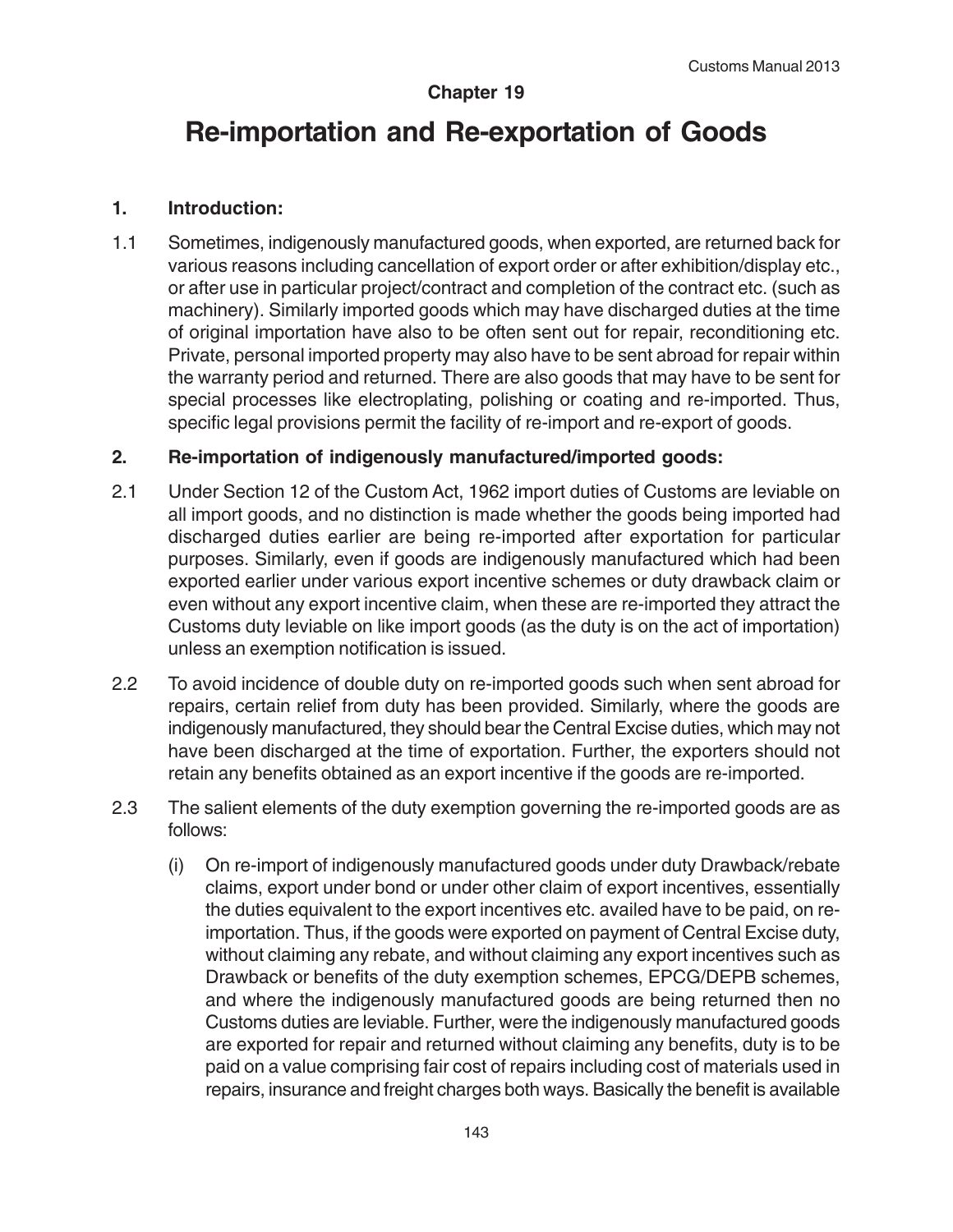## Chapter 19

# Re-importation and Re-exportation of Goods

### 1. Introduction:

1.1 Sometimes, indigenously manufactured goods, when exported, are returned back for various reasons including cancellation of export order or after exhibition/display etc., or after use in particular project/contract and completion of the contract etc. (such as machinery). Similarly imported goods which may have discharged duties at the time of original importation have also to be often sent out for repair, reconditioning etc. Private, personal imported property may also have to be sent abroad for repair within the warranty period and returned. There are also goods that may have to be sent for special processes like electroplating, polishing or coating and re-imported. Thus, specific legal provisions permit the facility of re-import and re-export of goods.

### 2. Re-importation of indigenously manufactured/imported goods:

2.1 Under Section 12 of the Custom Act, 1962 import duties of Customs are leviable on all import goods, and no distinction is made whether the goods being imported had discharged duties earlier are being re-imported after exportation for particular purposes. Similarly, even if goods are indigenously manufactured which had been exported earlier under various export incentive schemes or duty drawback claim or even without any export incentive claim, when these are re-imported they attract the Customs duty leviable on like import goods (as the duty is on the act of importation) unless an exemption notification is issued.

2.2 To avoid incidence of double duty on re-imported goods such when sent abroad for repairs, certain relief from duty has been provided. Similarly, where the goods are indigenously manufactured, they should bear the Central Excise duties, which may not have been discharged at the time of exportation. Further, the exporters should not retain any benefits obtained as an export incentive if the goods are re-imported.

2.3 The salient elements of the duty exemption governing the re-imported goods are as follows:

(i) On re-import of indigenously manufactured goods under duty Drawback/rebate claims, export under bond or under other claim of export incentives, essentially the duties equivalent to the export incentives etc. availed have to be paid, on re-importation. Thus, if the goods were exported on payment of Central Excise duty, without claiming any rebate, and without claiming any export incentives such as Drawback or benefits of the duty exemption schemes, EPCG/DEPB schemes, and where the indigenously manufactured goods are being returned then no Customs duties are leviable. Further, were the indigenously manufactured goods are exported for repair and returned without claiming any benefits, duty is to be paid on a value comprising fair cost of repairs including cost of materials used in repairs, insurance and freight charges both ways. Basically the benefit is available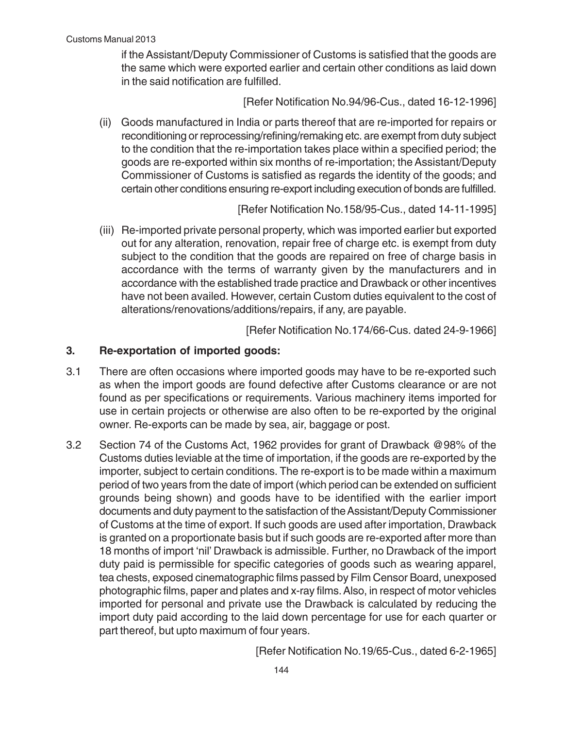if the Assistant/Deputy Commissioner of Customs is satisfied that the goods are the same which were exported earlier and certain other conditions as laid down in the said notification are fulfilled.

[Refer Notification No.94/96-Cus., dated 16-12-1996]

(ii) Goods manufactured in India or parts thereof that are re-imported for repairs or reconditioning or reprocessing/refining/remaking etc. are exempt from duty subject to the condition that the re-importation takes place within a specified period; the goods are re-exported within six months of re-importation; the Assistant/Deputy Commissioner of Customs is satisfied as regards the identity of the goods; and certain other conditions ensuring re-export including execution of bonds are fulfilled.

[Refer Notification No.158/95-Cus., dated 14-11-1995]

(iii) Re-imported private personal property, which was imported earlier but exported out for any alteration, renovation, repair free of charge etc. is exempt from duty subject to the condition that the goods are repaired on free of charge basis in accordance with the terms of warranty given by the manufacturers and in accordance with the established trade practice and Drawback or other incentives have not been availed. However, certain Custom duties equivalent to the cost of alterations/renovations/additions/repairs, if any, are payable.

[Refer Notification No.174/66-Cus. dated 24-9-1966]

### 3. Re-exportation of imported goods:

3.1 There are often occasions where imported goods may have to be re-exported such as when the import goods are found defective after Customs clearance or are not found as per specifications or requirements. Various machinery items imported for use in certain projects or otherwise are also often to be re-exported by the original owner. Re-exports can be made by sea, air, baggage or post.

3.2 Section 74 of the Customs Act, 1962 provides for grant of Drawback @98% of the Customs duties leviable at the time of importation, if the goods are re-exported by the importer, subject to certain conditions. The re-export is to be made within a maximum period of two years from the date of import (which period can be extended on sufficient grounds being shown) and goods have to be identified with the earlier import documents and duty payment to the satisfaction of the Assistant/Deputy Commissioner of Customs at the time of export. If such goods are used after importation, Drawback is granted on a proportionate basis but if such goods are re-exported after more than 18 months of import 'nil' Drawback is admissible. Further, no Drawback of the import duty paid is permissible for specific categories of goods such as wearing apparel, tea chests, exposed cinematographic films passed by Film Censor Board, unexposed photographic films, paper and plates and x-ray films. Also, in respect of motor vehicles imported for personal and private use the Drawback is calculated by reducing the import duty paid according to the laid down percentage for use for each quarter or part thereof, but upto maximum of four years.

[Refer Notification No.19/65-Cus., dated 6-2-1965]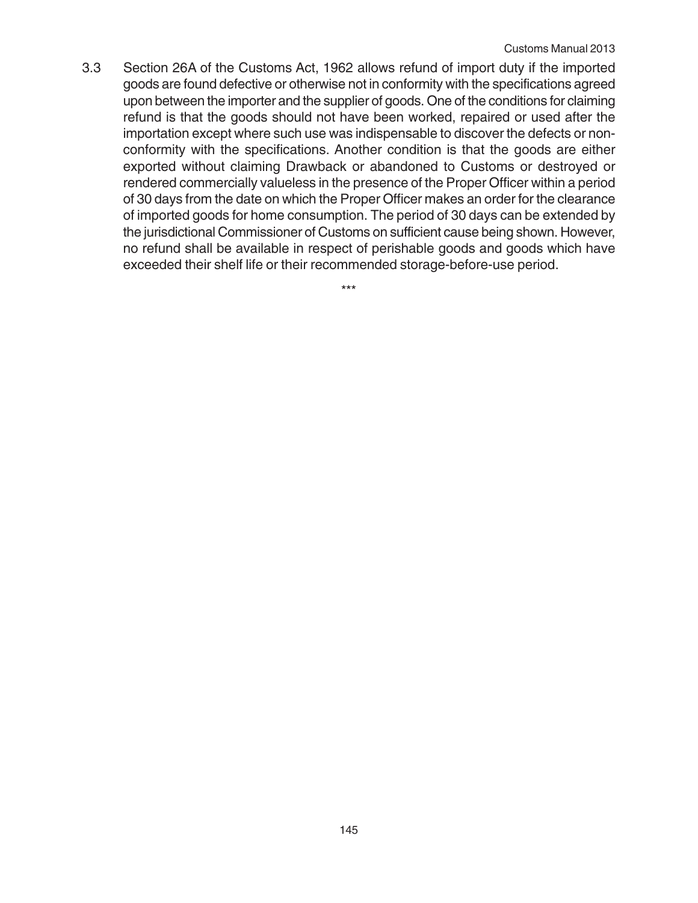3.3 Section 26A of the Customs Act, 1962 allows refund of import duty if the imported goods are found defective or otherwise not in conformity with the specifications agreed upon between the importer and the supplier of goods. One of the conditions for claiming refund is that the goods should not have been worked, repaired or used after the importation except where such use was indispensable to discover the defects or non-conformity with the specifications. Another condition is that the goods are either exported without claiming Drawback or abandoned to Customs or destroyed or rendered commercially valueless in the presence of the Proper Officer within a period of 30 days from the date on which the Proper Officer makes an order for the clearance of imported goods for home consumption. The period of 30 days can be extended by the jurisdictional Commissioner of Customs on sufficient cause being shown. However, no refund shall be available in respect of perishable goods and goods which have exceeded their shelf life or their recommended storage-before-use period.

***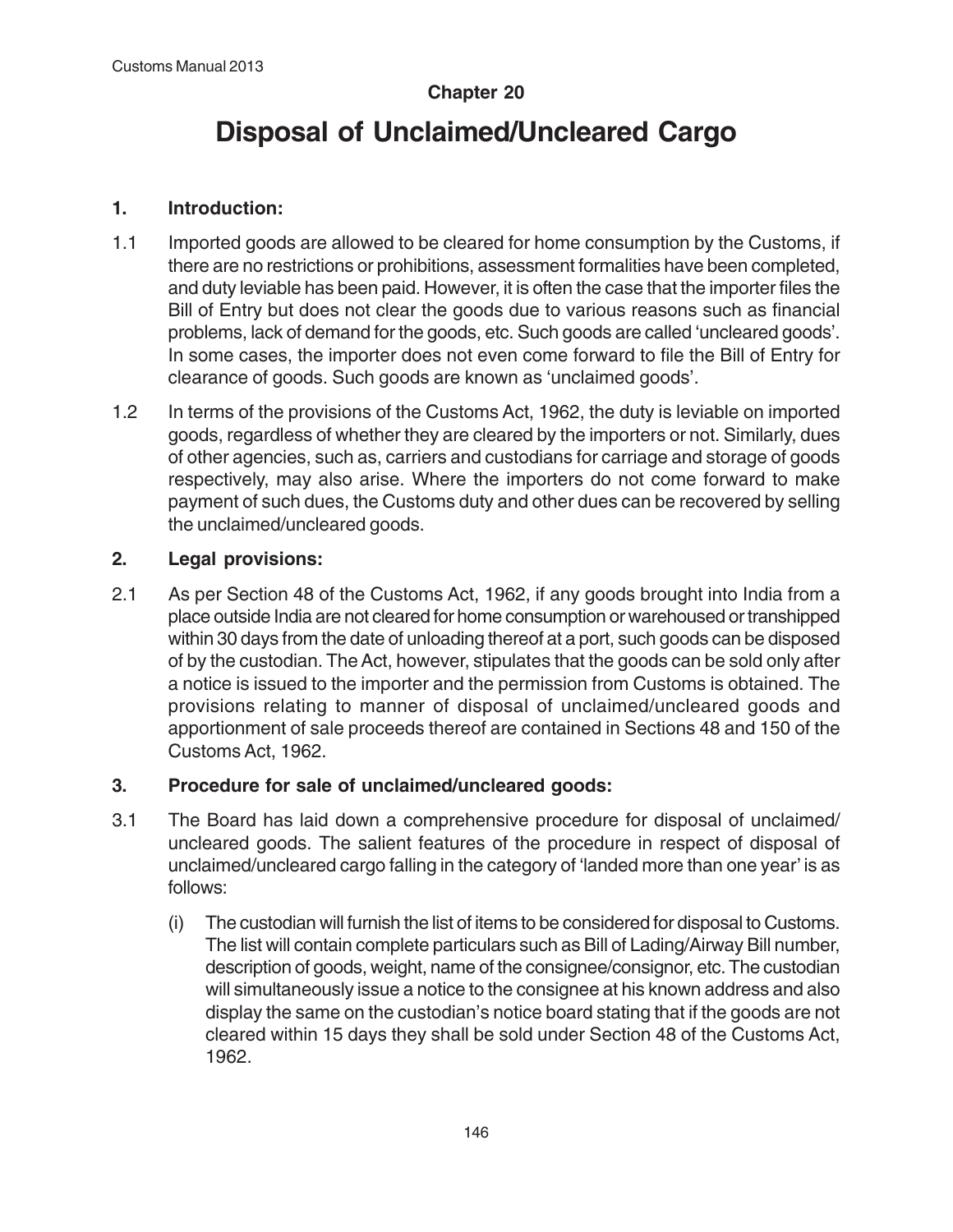## Chapter 20

# Disposal of Unclaimed/Uncleared Cargo

### 1. Introduction:

1.1 Imported goods are allowed to be cleared for home consumption by the Customs, if there are no restrictions or prohibitions, assessment formalities have been completed, and duty leviable has been paid. However, it is often the case that the importer files the Bill of Entry but does not clear the goods due to various reasons such as financial problems, lack of demand for the goods, etc. Such goods are called 'uncleared goods'. In some cases, the importer does not even come forward to file the Bill of Entry for clearance of goods. Such goods are known as 'unclaimed goods'.

1.2 In terms of the provisions of the Customs Act, 1962, the duty is leviable on imported goods, regardless of whether they are cleared by the importers or not. Similarly, dues of other agencies, such as, carriers and custodians for carriage and storage of goods respectively, may also arise. Where the importers do not come forward to make payment of such dues, the Customs duty and other dues can be recovered by selling the unclaimed/uncleared goods.

### 2. Legal provisions:

2.1 As per Section 48 of the Customs Act, 1962, if any goods brought into India from a place outside India are not cleared for home consumption or warehoused or transhipped within 30 days from the date of unloading thereof at a port, such goods can be disposed of by the custodian. The Act, however, stipulates that the goods can be sold only after a notice is issued to the importer and the permission from Customs is obtained. The provisions relating to manner of disposal of unclaimed/uncleared goods and apportionment of sale proceeds thereof are contained in Sections 48 and 150 of the Customs Act, 1962.

### 3. Procedure for sale of unclaimed/uncleared goods:

3.1 The Board has laid down a comprehensive procedure for disposal of unclaimed/ uncleared goods. The salient features of the procedure in respect of disposal of unclaimed/uncleared cargo falling in the category of 'landed more than one year' is as follows:

(i) The custodian will furnish the list of items to be considered for disposal to Customs. The list will contain complete particulars such as Bill of Lading/Airway Bill number, description of goods, weight, name of the consignee/consignor, etc. The custodian will simultaneously issue a notice to the consignee at his known address and also display the same on the custodian's notice board stating that if the goods are not cleared within 15 days they shall be sold under Section 48 of the Customs Act, 1962.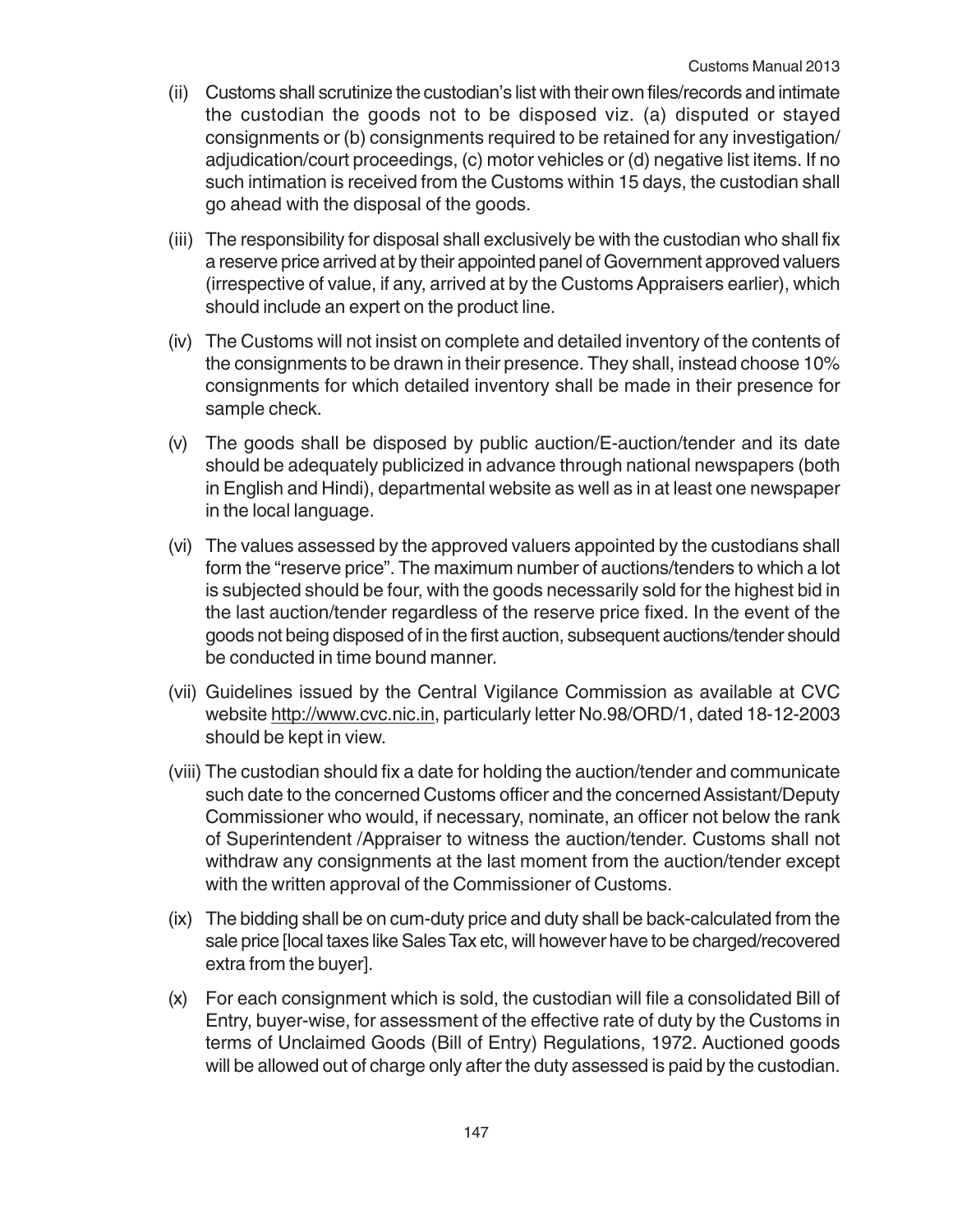(ii) Customs shall scrutinize the custodian's list with their own files/records and intimate the custodian the goods not to be disposed viz. (a) disputed or stayed consignments or (b) consignments required to be retained for any investigation/ adjudication/court proceedings, (c) motor vehicles or (d) negative list items. If no such intimation is received from the Customs within 15 days, the custodian shall go ahead with the disposal of the goods.

(iii) The responsibility for disposal shall exclusively be with the custodian who shall fix a reserve price arrived at by their appointed panel of Government approved valuers (irrespective of value, if any, arrived at by the Customs Appraisers earlier), which should include an expert on the product line.

(iv) The Customs will not insist on complete and detailed inventory of the contents of the consignments to be drawn in their presence. They shall, instead choose 10% consignments for which detailed inventory shall be made in their presence for sample check.

(v) The goods shall be disposed by public auction/E-auction/tender and its date should be adequately publicized in advance through national newspapers (both in English and Hindi), departmental website as well as in at least one newspaper in the local language.

(vi) The values assessed by the approved valuers appointed by the custodians shall form the "reserve price". The maximum number of auctions/tenders to which a lot is subjected should be four, with the goods necessarily sold for the highest bid in the last auction/tender regardless of the reserve price fixed. In the event of the goods not being disposed of in the first auction, subsequent auctions/tender should be conducted in time bound manner.

(vii) Guidelines issued by the Central Vigilance Commission as available at CVC website http://www.cvc.nic.in, particularly letter No.98/ORD/1, dated 18-12-2003 should be kept in view.

(viii) The custodian should fix a date for holding the auction/tender and communicate such date to the concerned Customs officer and the concerned Assistant/Deputy Commissioner who would, if necessary, nominate, an officer not below the rank of Superintendent /Appraiser to witness the auction/tender. Customs shall not withdraw any consignments at the last moment from the auction/tender except with the written approval of the Commissioner of Customs.

(ix) The bidding shall be on cum-duty price and duty shall be back-calculated from the sale price [local taxes like Sales Tax etc, will however have to be charged/recovered extra from the buyer].

(x) For each consignment which is sold, the custodian will file a consolidated Bill of Entry, buyer-wise, for assessment of the effective rate of duty by the Customs in terms of Unclaimed Goods (Bill of Entry) Regulations, 1972. Auctioned goods will be allowed out of charge only after the duty assessed is paid by the custodian.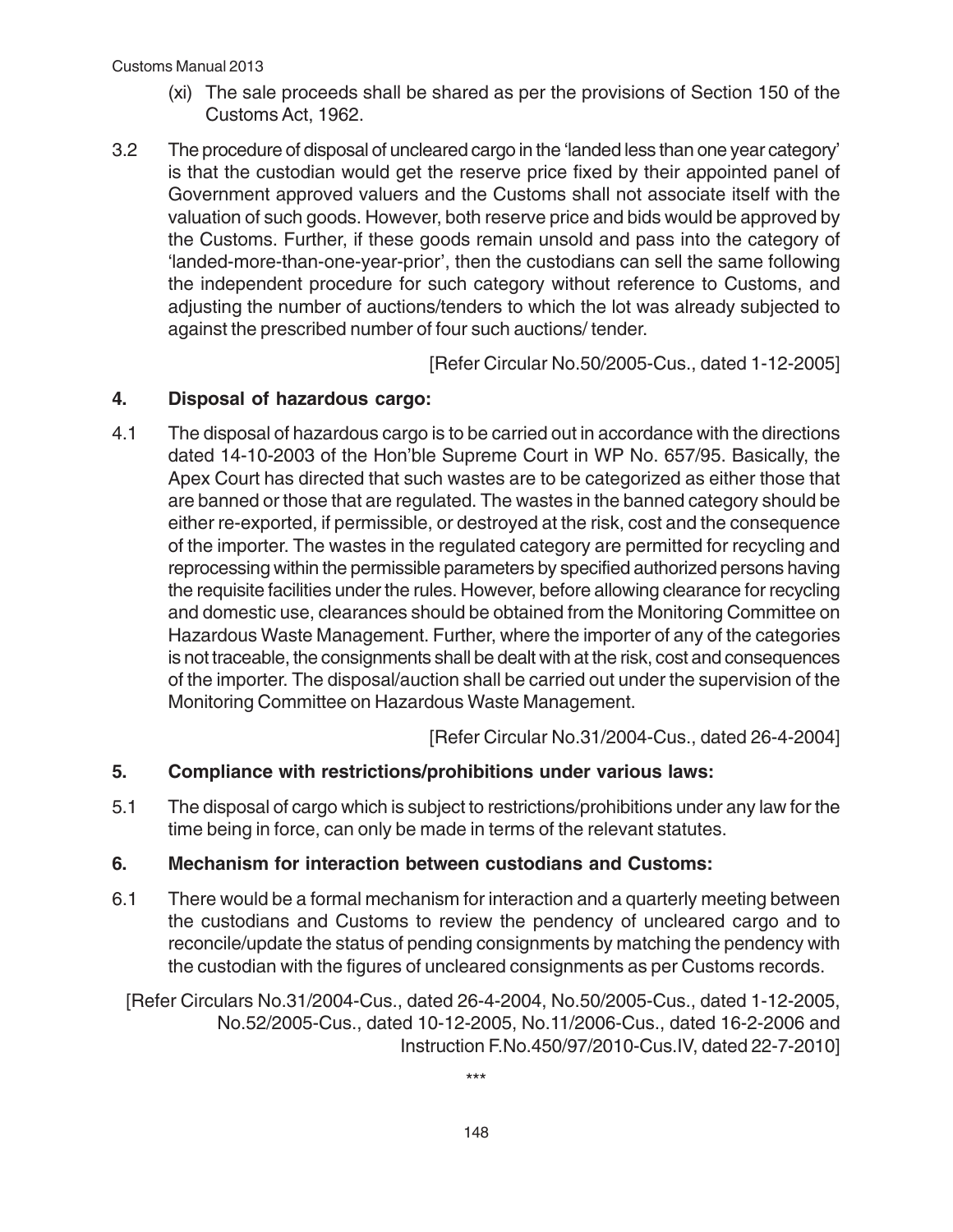(xi) The sale proceeds shall be shared as per the provisions of Section 150 of the Customs Act, 1962.

3.2 The procedure of disposal of uncleared cargo in the 'landed less than one year category' is that the custodian would get the reserve price fixed by their appointed panel of Government approved valuers and the Customs shall not associate itself with the valuation of such goods. However, both reserve price and bids would be approved by the Customs. Further, if these goods remain unsold and pass into the category of 'landed-more-than-one-year-prior', then the custodians can sell the same following the independent procedure for such category without reference to Customs, and adjusting the number of auctions/tenders to which the lot was already subjected to against the prescribed number of four such auctions/ tender.

[Refer Circular No.50/2005-Cus., dated 1-12-2005]

## 4. Disposal of hazardous cargo:

4.1 The disposal of hazardous cargo is to be carried out in accordance with the directions dated 14-10-2003 of the Hon'ble Supreme Court in WP No. 657/95. Basically, the Apex Court has directed that such wastes are to be categorized as either those that are banned or those that are regulated. The wastes in the banned category should be either re-exported, if permissible, or destroyed at the risk, cost and the consequence of the importer. The wastes in the regulated category are permitted for recycling and reprocessing within the permissible parameters by specified authorized persons having the requisite facilities under the rules. However, before allowing clearance for recycling and domestic use, clearances should be obtained from the Monitoring Committee on Hazardous Waste Management. Further, where the importer of any of the categories is not traceable, the consignments shall be dealt with at the risk, cost and consequences of the importer. The disposal/auction shall be carried out under the supervision of the Monitoring Committee on Hazardous Waste Management.

[Refer Circular No.31/2004-Cus., dated 26-4-2004]

## 5. Compliance with restrictions/prohibitions under various laws:

5.1 The disposal of cargo which is subject to restrictions/prohibitions under any law for the time being in force, can only be made in terms of the relevant statutes.

## 6. Mechanism for interaction between custodians and Customs:

6.1 There would be a formal mechanism for interaction and a quarterly meeting between the custodians and Customs to review the pendency of uncleared cargo and to reconcile/update the status of pending consignments by matching the pendency with the custodian with the figures of uncleared consignments as per Customs records.

[Refer Circulars No.31/2004-Cus., dated 26-4-2004, No.50/2005-Cus., dated 1-12-2005, No.52/2005-Cus., dated 10-12-2005, No.11/2006-Cus., dated 16-2-2006 and Instruction F.No.450/97/2010-Cus.IV, dated 22-7-2010]

***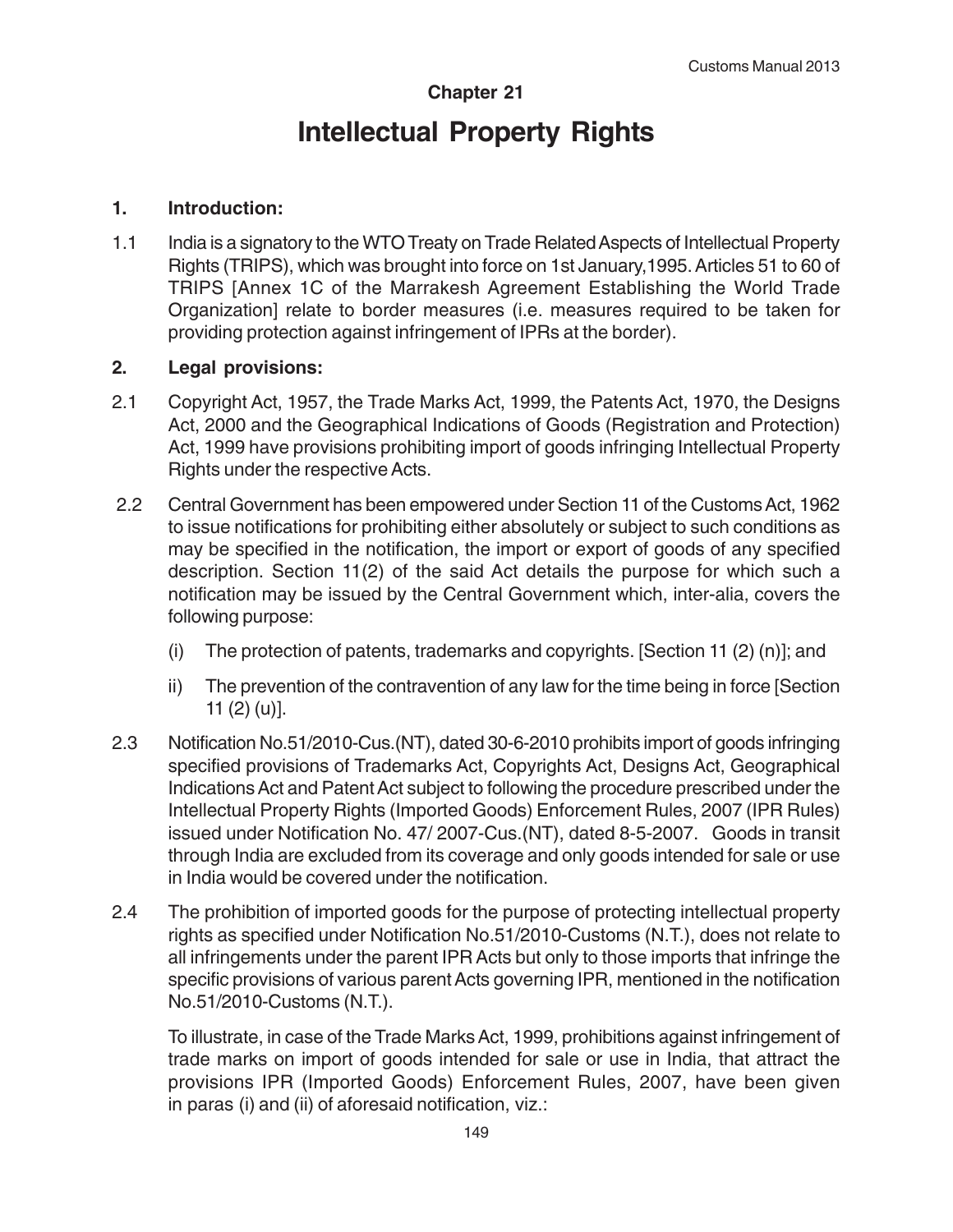## Chapter 21

# Intellectual Property Rights

### 1. Introduction:

1.1 India is a signatory to the WTO Treaty on Trade Related Aspects of Intellectual Property Rights (TRIPS), which was brought into force on 1st January,1995. Articles 51 to 60 of TRIPS [Annex 1C of the Marrakesh Agreement Establishing the World Trade Organization] relate to border measures (i.e. measures required to be taken for providing protection against infringement of IPRs at the border).

### 2. Legal provisions:

2.1 Copyright Act, 1957, the Trade Marks Act, 1999, the Patents Act, 1970, the Designs Act, 2000 and the Geographical Indications of Goods (Registration and Protection) Act, 1999 have provisions prohibiting import of goods infringing Intellectual Property Rights under the respective Acts.

2.2 Central Government has been empowered under Section 11 of the Customs Act, 1962 to issue notifications for prohibiting either absolutely or subject to such conditions as may be specified in the notification, the import or export of goods of any specified description. Section 11(2) of the said Act details the purpose for which such a notification may be issued by the Central Government which, inter-alia, covers the following purpose:

(i) The protection of patents, trademarks and copyrights. [Section 11 (2) (n)]; and

ii) The prevention of the contravention of any law for the time being in force [Section 11 (2) (u)].

2.3 Notification No.51/2010-Cus.(NT), dated 30-6-2010 prohibits import of goods infringing specified provisions of Trademarks Act, Copyrights Act, Designs Act, Geographical Indications Act and Patent Act subject to following the procedure prescribed under the Intellectual Property Rights (Imported Goods) Enforcement Rules, 2007 (IPR Rules) issued under Notification No. 47/ 2007-Cus.(NT), dated 8-5-2007. Goods in transit through India are excluded from its coverage and only goods intended for sale or use in India would be covered under the notification.

2.4 The prohibition of imported goods for the purpose of protecting intellectual property rights as specified under Notification No.51/2010-Customs (N.T.), does not relate to all infringements under the parent IPR Acts but only to those imports that infringe the specific provisions of various parent Acts governing IPR, mentioned in the notification No.51/2010-Customs (N.T.).

To illustrate, in case of the Trade Marks Act, 1999, prohibitions against infringement of trade marks on import of goods intended for sale or use in India, that attract the provisions IPR (Imported Goods) Enforcement Rules, 2007, have been given in paras (i) and (ii) of aforesaid notification, viz.: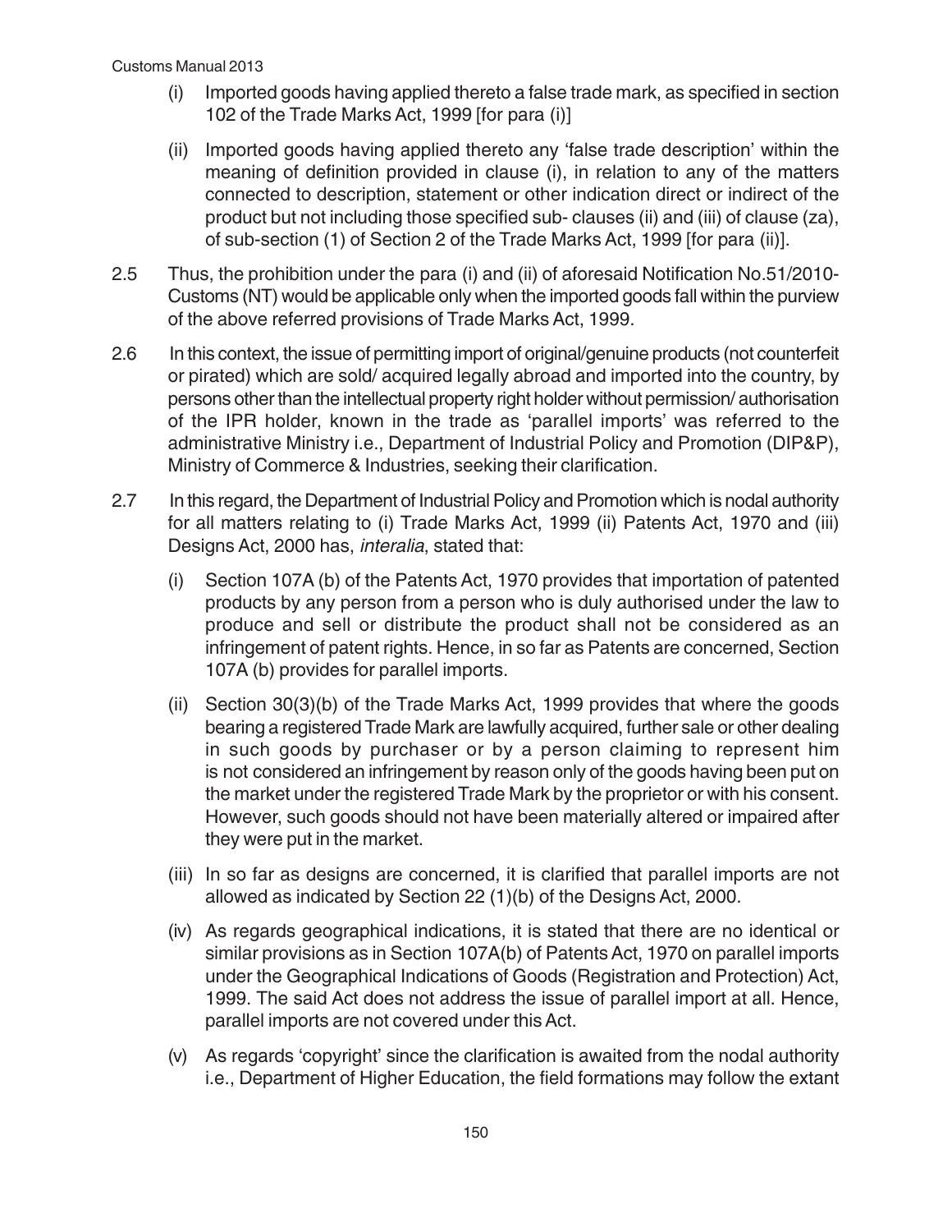(i) Imported goods having applied thereto a false trade mark, as specified in section 102 of the Trade Marks Act, 1999 [for para (i)]

(ii) Imported goods having applied thereto any 'false trade description' within the meaning of definition provided in clause (i), in relation to any of the matters connected to description, statement or other indication direct or indirect of the product but not including those specified sub- clauses (ii) and (iii) of clause (za), of sub-section (1) of Section 2 of the Trade Marks Act, 1999 [for para (ii)].

2.5 Thus, the prohibition under the para (i) and (ii) of aforesaid Notification No.51/2010-Customs (NT) would be applicable only when the imported goods fall within the purview of the above referred provisions of Trade Marks Act, 1999.

2.6 In this context, the issue of permitting import of original/genuine products (not counterfeit or pirated) which are sold/ acquired legally abroad and imported into the country, by persons other than the intellectual property right holder without permission/ authorisation of the IPR holder, known in the trade as 'parallel imports' was referred to the administrative Ministry i.e., Department of Industrial Policy and Promotion (DIP&P), Ministry of Commerce & Industries, seeking their clarification.

2.7 In this regard, the Department of Industrial Policy and Promotion which is nodal authority for all matters relating to (i) Trade Marks Act, 1999 (ii) Patents Act, 1970 and (iii) Designs Act, 2000 has, *interalia*, stated that:

(i) Section 107A (b) of the Patents Act, 1970 provides that importation of patented products by any person from a person who is duly authorised under the law to produce and sell or distribute the product shall not be considered as an infringement of patent rights. Hence, in so far as Patents are concerned, Section 107A (b) provides for parallel imports.

(ii) Section 30(3)(b) of the Trade Marks Act, 1999 provides that where the goods bearing a registered Trade Mark are lawfully acquired, further sale or other dealing in such goods by purchaser or by a person claiming to represent him is not considered an infringement by reason only of the goods having been put on the market under the registered Trade Mark by the proprietor or with his consent. However, such goods should not have been materially altered or impaired after they were put in the market.

(iii) In so far as designs are concerned, it is clarified that parallel imports are not allowed as indicated by Section 22 (1)(b) of the Designs Act, 2000.

(iv) As regards geographical indications, it is stated that there are no identical or similar provisions as in Section 107A(b) of Patents Act, 1970 on parallel imports under the Geographical Indications of Goods (Registration and Protection) Act, 1999. The said Act does not address the issue of parallel import at all. Hence, parallel imports are not covered under this Act.

(v) As regards 'copyright' since the clarification is awaited from the nodal authority i.e., Department of Higher Education, the field formations may follow the extant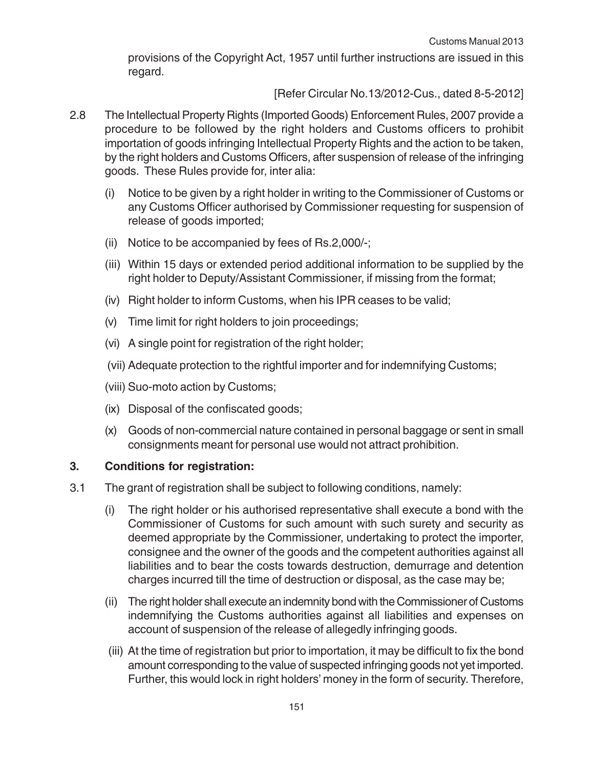provisions of the Copyright Act, 1957 until further instructions are issued in this regard.

[Refer Circular No.13/2012-Cus., dated 8-5-2012]

2.8 The Intellectual Property Rights (Imported Goods) Enforcement Rules, 2007 provide a procedure to be followed by the right holders and Customs officers to prohibit importation of goods infringing Intellectual Property Rights and the action to be taken, by the right holders and Customs Officers, after suspension of release of the infringing goods. These Rules provide for, inter alia:

(i) Notice to be given by a right holder in writing to the Commissioner of Customs or any Customs Officer authorised by Commissioner requesting for suspension of release of goods imported;

(ii) Notice to be accompanied by fees of Rs.2,000/-;

(iii) Within 15 days or extended period additional information to be supplied by the right holder to Deputy/Assistant Commissioner, if missing from the format;

(iv) Right holder to inform Customs, when his IPR ceases to be valid;

(v) Time limit for right holders to join proceedings;

(vi) A single point for registration of the right holder;

(vii) Adequate protection to the rightful importer and for indemnifying Customs;

(viii) Suo-moto action by Customs;

(ix) Disposal of the confiscated goods;

(x) Goods of non-commercial nature contained in personal baggage or sent in small consignments meant for personal use would not attract prohibition.

### 3. Conditions for registration:

3.1 The grant of registration shall be subject to following conditions, namely:

(i) The right holder or his authorised representative shall execute a bond with the Commissioner of Customs for such amount with such surety and security as deemed appropriate by the Commissioner, undertaking to protect the importer, consignee and the owner of the goods and the competent authorities against all liabilities and to bear the costs towards destruction, demurrage and detention charges incurred till the time of destruction or disposal, as the case may be;

(ii) The right holder shall execute an indemnity bond with the Commissioner of Customs indemnifying the Customs authorities against all liabilities and expenses on account of suspension of the release of allegedly infringing goods.

(iii) At the time of registration but prior to importation, it may be difficult to fix the bond amount corresponding to the value of suspected infringing goods not yet imported. Further, this would lock in right holders' money in the form of security. Therefore,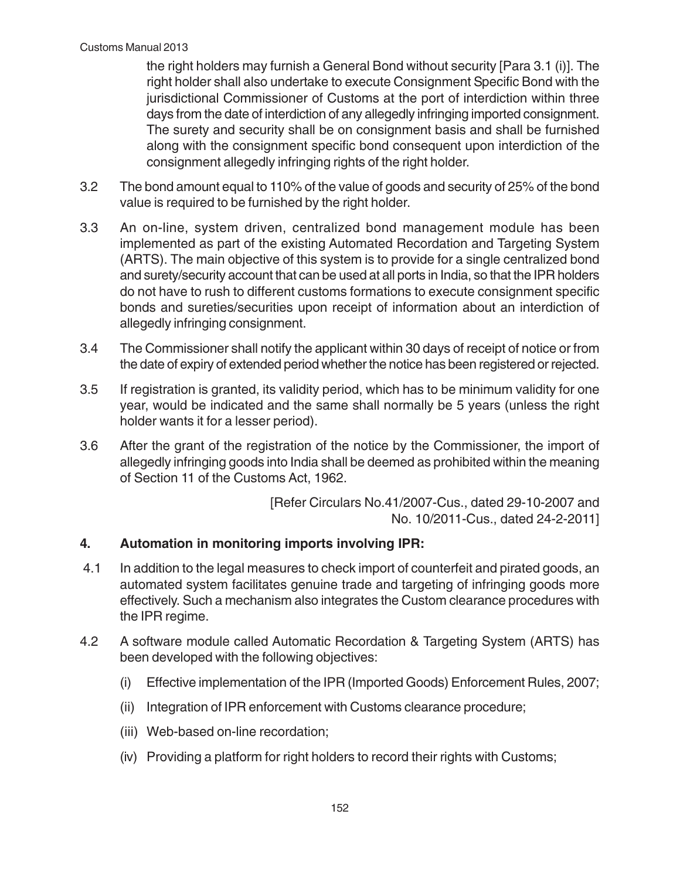the right holders may furnish a General Bond without security [Para 3.1 (i)]. The right holder shall also undertake to execute Consignment Specific Bond with the jurisdictional Commissioner of Customs at the port of interdiction within three days from the date of interdiction of any allegedly infringing imported consignment. The surety and security shall be on consignment basis and shall be furnished along with the consignment specific bond consequent upon interdiction of the consignment allegedly infringing rights of the right holder.

3.2 The bond amount equal to 110% of the value of goods and security of 25% of the bond value is required to be furnished by the right holder.

3.3 An on-line, system driven, centralized bond management module has been implemented as part of the existing Automated Recordation and Targeting System (ARTS). The main objective of this system is to provide for a single centralized bond and surety/security account that can be used at all ports in India, so that the IPR holders do not have to rush to different customs formations to execute consignment specific bonds and sureties/securities upon receipt of information about an interdiction of allegedly infringing consignment.

3.4 The Commissioner shall notify the applicant within 30 days of receipt of notice or from the date of expiry of extended period whether the notice has been registered or rejected.

3.5 If registration is granted, its validity period, which has to be minimum validity for one year, would be indicated and the same shall normally be 5 years (unless the right holder wants it for a lesser period).

3.6 After the grant of the registration of the notice by the Commissioner, the import of allegedly infringing goods into India shall be deemed as prohibited within the meaning of Section 11 of the Customs Act, 1962.

[Refer Circulars No.41/2007-Cus., dated 29-10-2007 and No. 10/2011-Cus., dated 24-2-2011]

## 4. Automation in monitoring imports involving IPR:

4.1 In addition to the legal measures to check import of counterfeit and pirated goods, an automated system facilitates genuine trade and targeting of infringing goods more effectively. Such a mechanism also integrates the Custom clearance procedures with the IPR regime.

4.2 A software module called Automatic Recordation & Targeting System (ARTS) has been developed with the following objectives:

(i) Effective implementation of the IPR (Imported Goods) Enforcement Rules, 2007;

(ii) Integration of IPR enforcement with Customs clearance procedure;

(iii) Web-based on-line recordation;

(iv) Providing a platform for right holders to record their rights with Customs;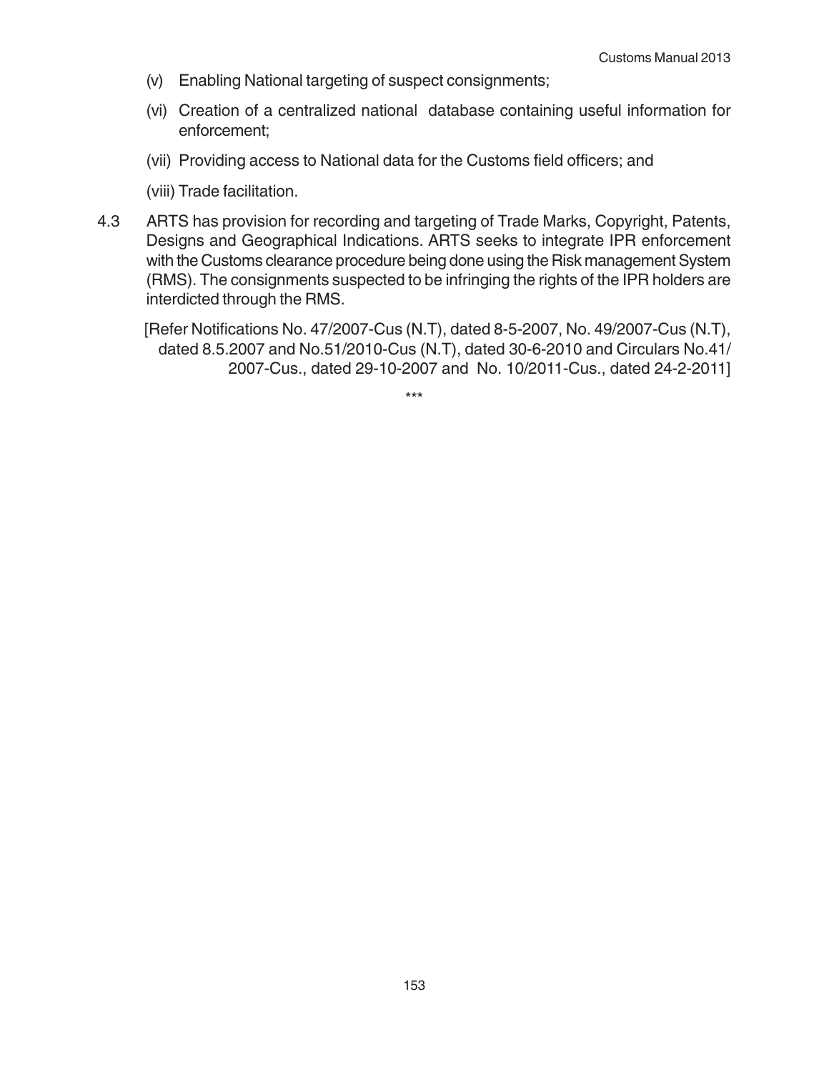(v) Enabling National targeting of suspect consignments;

(vi) Creation of a centralized national database containing useful information for enforcement;

(vii) Providing access to National data for the Customs field officers; and

(viii) Trade facilitation.

4.3 ARTS has provision for recording and targeting of Trade Marks, Copyright, Patents, Designs and Geographical Indications. ARTS seeks to integrate IPR enforcement with the Customs clearance procedure being done using the Risk management System (RMS). The consignments suspected to be infringing the rights of the IPR holders are interdicted through the RMS.

[Refer Notifications No. 47/2007-Cus (N.T), dated 8-5-2007, No. 49/2007-Cus (N.T), dated 8.5.2007 and No.51/2010-Cus (N.T), dated 30-6-2010 and Circulars No.41/2007-Cus., dated 29-10-2007 and No. 10/2011-Cus., dated 24-2-2011]

***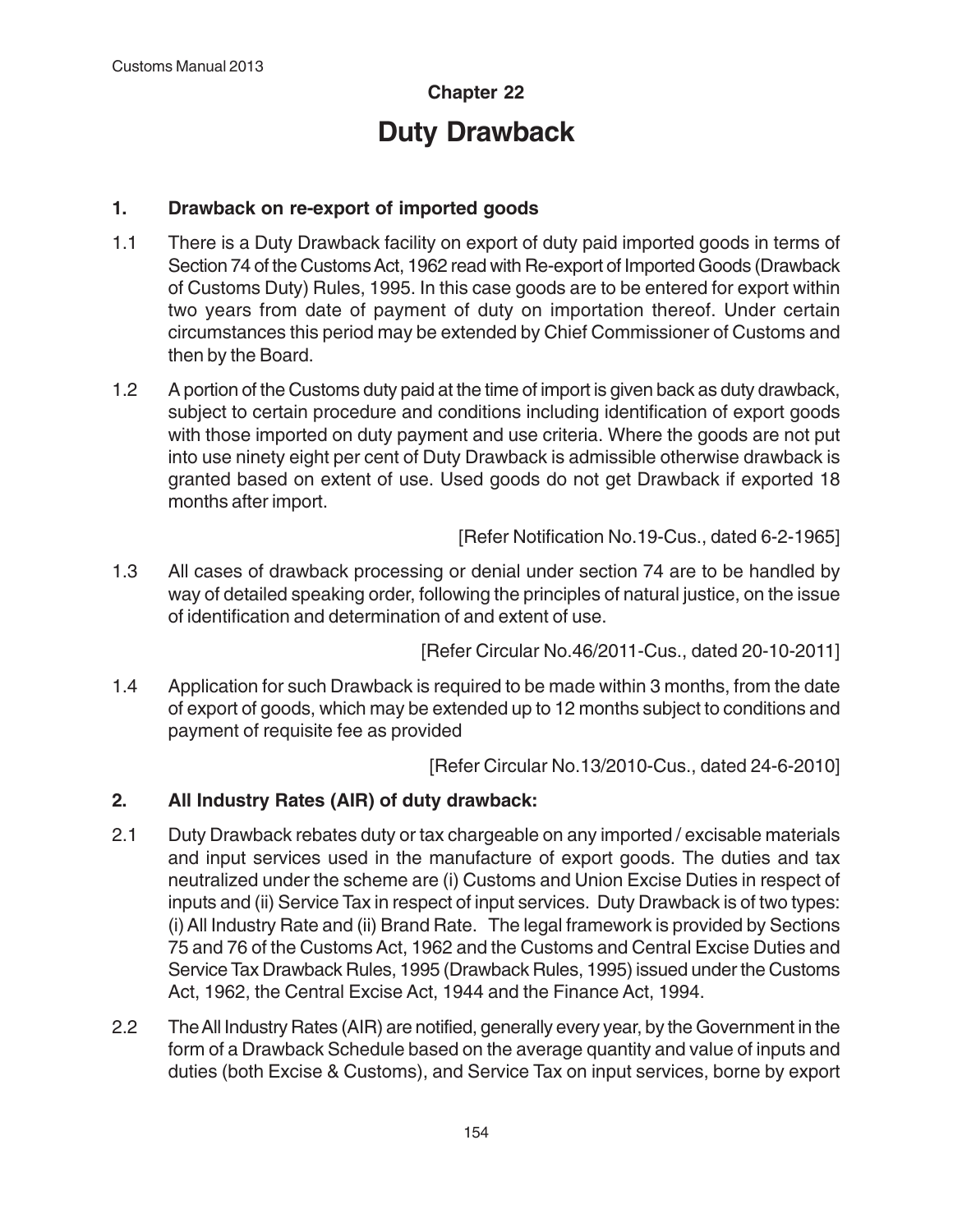# Chapter 22

# Duty Drawback

## 1. Drawback on re-export of imported goods

1.1 There is a Duty Drawback facility on export of duty paid imported goods in terms of Section 74 of the Customs Act, 1962 read with Re-export of Imported Goods (Drawback of Customs Duty) Rules, 1995. In this case goods are to be entered for export within two years from date of payment of duty on importation thereof. Under certain circumstances this period may be extended by Chief Commissioner of Customs and then by the Board.

1.2 A portion of the Customs duty paid at the time of import is given back as duty drawback, subject to certain procedure and conditions including identification of export goods with those imported on duty payment and use criteria. Where the goods are not put into use ninety eight per cent of Duty Drawback is admissible otherwise drawback is granted based on extent of use. Used goods do not get Drawback if exported 18 months after import.

[Refer Notification No.19-Cus., dated 6-2-1965]

1.3 All cases of drawback processing or denial under section 74 are to be handled by way of detailed speaking order, following the principles of natural justice, on the issue of identification and determination of and extent of use.

[Refer Circular No.46/2011-Cus., dated 20-10-2011]

1.4 Application for such Drawback is required to be made within 3 months, from the date of export of goods, which may be extended up to 12 months subject to conditions and payment of requisite fee as provided

[Refer Circular No.13/2010-Cus., dated 24-6-2010]

## 2. All Industry Rates (AIR) of duty drawback:

2.1 Duty Drawback rebates duty or tax chargeable on any imported / excisable materials and input services used in the manufacture of export goods. The duties and tax neutralized under the scheme are (i) Customs and Union Excise Duties in respect of inputs and (ii) Service Tax in respect of input services. Duty Drawback is of two types: (i) All Industry Rate and (ii) Brand Rate. The legal framework is provided by Sections 75 and 76 of the Customs Act, 1962 and the Customs and Central Excise Duties and Service Tax Drawback Rules, 1995 (Drawback Rules, 1995) issued under the Customs Act, 1962, the Central Excise Act, 1944 and the Finance Act, 1994.

2.2 The All Industry Rates (AIR) are notified, generally every year, by the Government in the form of a Drawback Schedule based on the average quantity and value of inputs and duties (both Excise & Customs), and Service Tax on input services, borne by export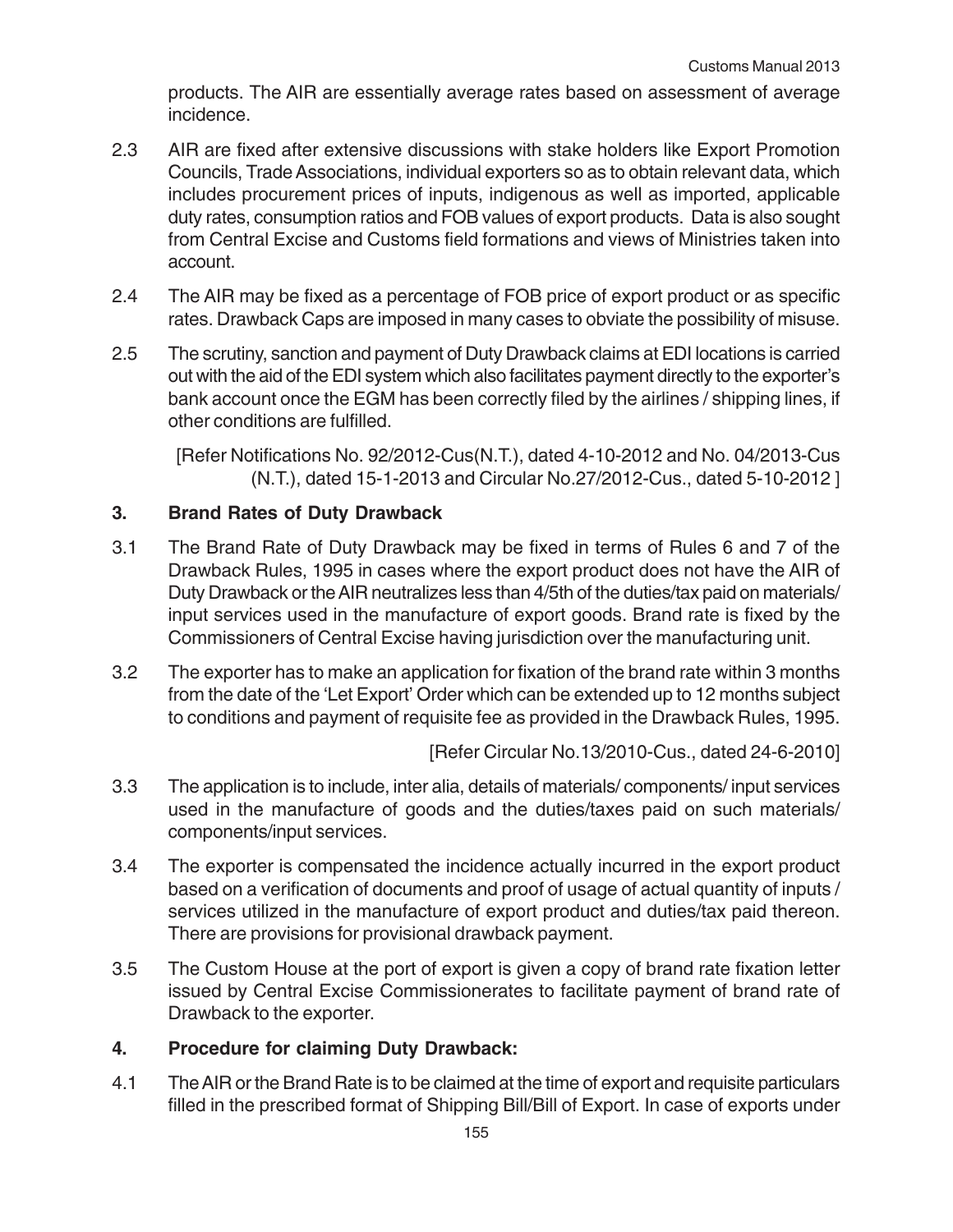products. The AIR are essentially average rates based on assessment of average incidence.

2.3 AIR are fixed after extensive discussions with stake holders like Export Promotion Councils, Trade Associations, individual exporters so as to obtain relevant data, which includes procurement prices of inputs, indigenous as well as imported, applicable duty rates, consumption ratios and FOB values of export products. Data is also sought from Central Excise and Customs field formations and views of Ministries taken into account.

2.4 The AIR may be fixed as a percentage of FOB price of export product or as specific rates. Drawback Caps are imposed in many cases to obviate the possibility of misuse.

2.5 The scrutiny, sanction and payment of Duty Drawback claims at EDI locations is carried out with the aid of the EDI system which also facilitates payment directly to the exporter's bank account once the EGM has been correctly filed by the airlines / shipping lines, if other conditions are fulfilled.

[Refer Notifications No. 92/2012-Cus(N.T.), dated 4-10-2012 and No. 04/2013-Cus (N.T.), dated 15-1-2013 and Circular No.27/2012-Cus., dated 5-10-2012 ]

## 3. Brand Rates of Duty Drawback

3.1 The Brand Rate of Duty Drawback may be fixed in terms of Rules 6 and 7 of the Drawback Rules, 1995 in cases where the export product does not have the AIR of Duty Drawback or the AIR neutralizes less than 4/5th of the duties/tax paid on materials/ input services used in the manufacture of export goods. Brand rate is fixed by the Commissioners of Central Excise having jurisdiction over the manufacturing unit.

3.2 The exporter has to make an application for fixation of the brand rate within 3 months from the date of the 'Let Export' Order which can be extended up to 12 months subject to conditions and payment of requisite fee as provided in the Drawback Rules, 1995.

[Refer Circular No.13/2010-Cus., dated 24-6-2010]

3.3 The application is to include, inter alia, details of materials/ components/ input services used in the manufacture of goods and the duties/taxes paid on such materials/ components/input services.

3.4 The exporter is compensated the incidence actually incurred in the export product based on a verification of documents and proof of usage of actual quantity of inputs / services utilized in the manufacture of export product and duties/tax paid thereon. There are provisions for provisional drawback payment.

3.5 The Custom House at the port of export is given a copy of brand rate fixation letter issued by Central Excise Commissionerates to facilitate payment of brand rate of Drawback to the exporter.

## 4. Procedure for claiming Duty Drawback:

4.1 The AIR or the Brand Rate is to be claimed at the time of export and requisite particulars filled in the prescribed format of Shipping Bill/Bill of Export. In case of exports under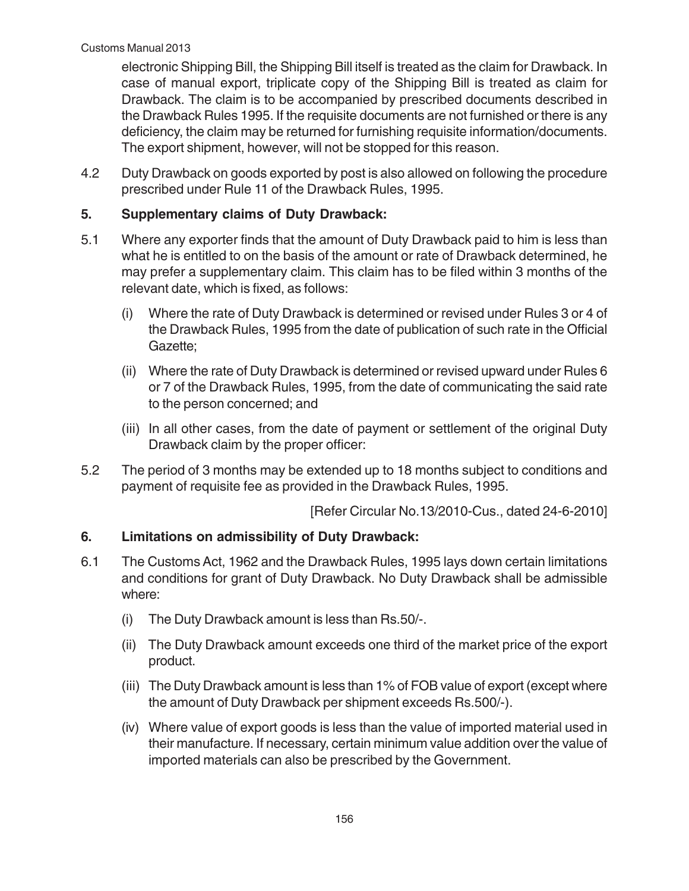electronic Shipping Bill, the Shipping Bill itself is treated as the claim for Drawback. In case of manual export, triplicate copy of the Shipping Bill is treated as claim for Drawback. The claim is to be accompanied by prescribed documents described in the Drawback Rules 1995. If the requisite documents are not furnished or there is any deficiency, the claim may be returned for furnishing requisite information/documents. The export shipment, however, will not be stopped for this reason.

4.2 Duty Drawback on goods exported by post is also allowed on following the procedure prescribed under Rule 11 of the Drawback Rules, 1995.

## 5. Supplementary claims of Duty Drawback:

5.1 Where any exporter finds that the amount of Duty Drawback paid to him is less than what he is entitled to on the basis of the amount or rate of Drawback determined, he may prefer a supplementary claim. This claim has to be filed within 3 months of the relevant date, which is fixed, as follows:

(i) Where the rate of Duty Drawback is determined or revised under Rules 3 or 4 of the Drawback Rules, 1995 from the date of publication of such rate in the Official Gazette;

(ii) Where the rate of Duty Drawback is determined or revised upward under Rules 6 or 7 of the Drawback Rules, 1995, from the date of communicating the said rate to the person concerned; and

(iii) In all other cases, from the date of payment or settlement of the original Duty Drawback claim by the proper officer:

5.2 The period of 3 months may be extended up to 18 months subject to conditions and payment of requisite fee as provided in the Drawback Rules, 1995.

[Refer Circular No.13/2010-Cus., dated 24-6-2010]

## 6. Limitations on admissibility of Duty Drawback:

6.1 The Customs Act, 1962 and the Drawback Rules, 1995 lays down certain limitations and conditions for grant of Duty Drawback. No Duty Drawback shall be admissible where:

(i) The Duty Drawback amount is less than Rs.50/-.

(ii) The Duty Drawback amount exceeds one third of the market price of the export product.

(iii) The Duty Drawback amount is less than 1% of FOB value of export (except where the amount of Duty Drawback per shipment exceeds Rs.500/-).

(iv) Where value of export goods is less than the value of imported material used in their manufacture. If necessary, certain minimum value addition over the value of imported materials can also be prescribed by the Government.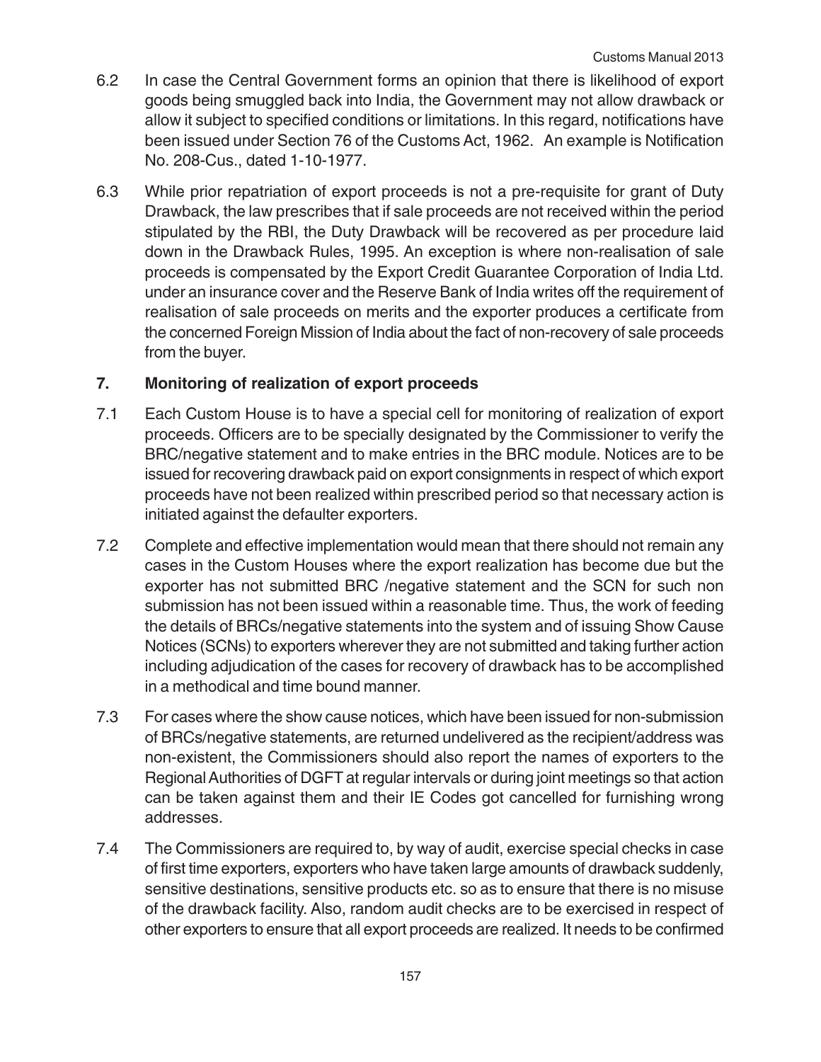6.2 In case the Central Government forms an opinion that there is likelihood of export goods being smuggled back into India, the Government may not allow drawback or allow it subject to specified conditions or limitations. In this regard, notifications have been issued under Section 76 of the Customs Act, 1962. An example is Notification No. 208-Cus., dated 1-10-1977.

6.3 While prior repatriation of export proceeds is not a pre-requisite for grant of Duty Drawback, the law prescribes that if sale proceeds are not received within the period stipulated by the RBI, the Duty Drawback will be recovered as per procedure laid down in the Drawback Rules, 1995. An exception is where non-realisation of sale proceeds is compensated by the Export Credit Guarantee Corporation of India Ltd. under an insurance cover and the Reserve Bank of India writes off the requirement of realisation of sale proceeds on merits and the exporter produces a certificate from the concerned Foreign Mission of India about the fact of non-recovery of sale proceeds from the buyer.

## 7. Monitoring of realization of export proceeds

7.1 Each Custom House is to have a special cell for monitoring of realization of export proceeds. Officers are to be specially designated by the Commissioner to verify the BRC/negative statement and to make entries in the BRC module. Notices are to be issued for recovering drawback paid on export consignments in respect of which export proceeds have not been realized within prescribed period so that necessary action is initiated against the defaulter exporters.

7.2 Complete and effective implementation would mean that there should not remain any cases in the Custom Houses where the export realization has become due but the exporter has not submitted BRC /negative statement and the SCN for such non submission has not been issued within a reasonable time. Thus, the work of feeding the details of BRCs/negative statements into the system and of issuing Show Cause Notices (SCNs) to exporters wherever they are not submitted and taking further action including adjudication of the cases for recovery of drawback has to be accomplished in a methodical and time bound manner.

7.3 For cases where the show cause notices, which have been issued for non-submission of BRCs/negative statements, are returned undelivered as the recipient/address was non-existent, the Commissioners should also report the names of exporters to the Regional Authorities of DGFT at regular intervals or during joint meetings so that action can be taken against them and their IE Codes got cancelled for furnishing wrong addresses.

7.4 The Commissioners are required to, by way of audit, exercise special checks in case of first time exporters, exporters who have taken large amounts of drawback suddenly, sensitive destinations, sensitive products etc. so as to ensure that there is no misuse of the drawback facility. Also, random audit checks are to be exercised in respect of other exporters to ensure that all export proceeds are realized. It needs to be confirmed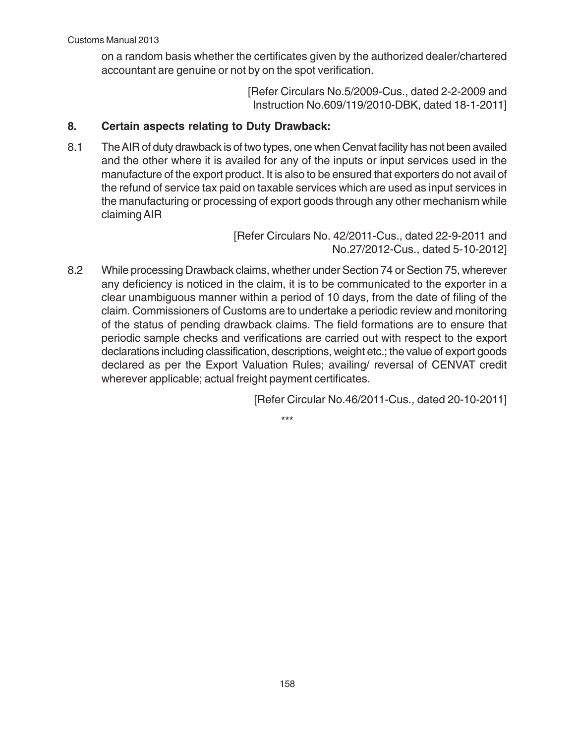on a random basis whether the certificates given by the authorized dealer/chartered accountant are genuine or not by on the spot verification.

[Refer Circulars No.5/2009-Cus., dated 2-2-2009 and Instruction No.609/119/2010-DBK, dated 18-1-2011]

## 8. Certain aspects relating to Duty Drawback:

8.1 The AIR of duty drawback is of two types, one when Cenvat facility has not been availed and the other where it is availed for any of the inputs or input services used in the manufacture of the export product. It is also to be ensured that exporters do not avail of the refund of service tax paid on taxable services which are used as input services in the manufacturing or processing of export goods through any other mechanism while claiming AIR

[Refer Circulars No. 42/2011-Cus., dated 22-9-2011 and No.27/2012-Cus., dated 5-10-2012]

8.2 While processing Drawback claims, whether under Section 74 or Section 75, wherever any deficiency is noticed in the claim, it is to be communicated to the exporter in a clear unambiguous manner within a period of 10 days, from the date of filing of the claim. Commissioners of Customs are to undertake a periodic review and monitoring of the status of pending drawback claims. The field formations are to ensure that periodic sample checks and verifications are carried out with respect to the export declarations including classification, descriptions, weight etc.; the value of export goods declared as per the Export Valuation Rules; availing/ reversal of CENVAT credit wherever applicable; actual freight payment certificates.

[Refer Circular No.46/2011-Cus., dated 20-10-2011]

***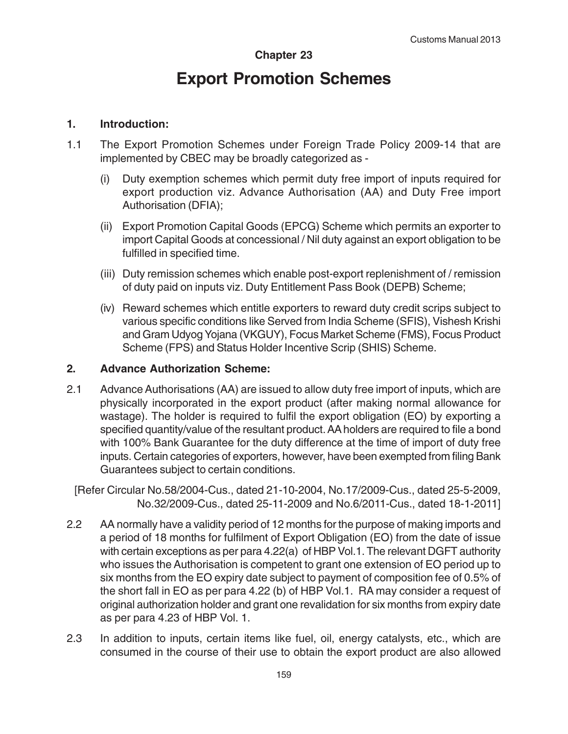# Chapter 23

# Export Promotion Schemes

## 1. Introduction:

1.1 The Export Promotion Schemes under Foreign Trade Policy 2009-14 that are implemented by CBEC may be broadly categorized as -

(i) Duty exemption schemes which permit duty free import of inputs required for export production viz. Advance Authorisation (AA) and Duty Free import Authorisation (DFIA);

(ii) Export Promotion Capital Goods (EPCG) Scheme which permits an exporter to import Capital Goods at concessional / Nil duty against an export obligation to be fulfilled in specified time.

(iii) Duty remission schemes which enable post-export replenishment of / remission of duty paid on inputs viz. Duty Entitlement Pass Book (DEPB) Scheme;

(iv) Reward schemes which entitle exporters to reward duty credit scrips subject to various specific conditions like Served from India Scheme (SFIS), Vishesh Krishi and Gram Udyog Yojana (VKGUY), Focus Market Scheme (FMS), Focus Product Scheme (FPS) and Status Holder Incentive Scrip (SHIS) Scheme.

## 2. Advance Authorization Scheme:

2.1 Advance Authorisations (AA) are issued to allow duty free import of inputs, which are physically incorporated in the export product (after making normal allowance for wastage). The holder is required to fulfil the export obligation (EO) by exporting a specified quantity/value of the resultant product. AA holders are required to file a bond with 100% Bank Guarantee for the duty difference at the time of import of duty free inputs. Certain categories of exporters, however, have been exempted from filing Bank Guarantees subject to certain conditions.

[Refer Circular No.58/2004-Cus., dated 21-10-2004, No.17/2009-Cus., dated 25-5-2009, No.32/2009-Cus., dated 25-11-2009 and No.6/2011-Cus., dated 18-1-2011]

2.2 AA normally have a validity period of 12 months for the purpose of making imports and a period of 18 months for fulfilment of Export Obligation (EO) from the date of issue with certain exceptions as per para 4.22(a) of HBP Vol.1. The relevant DGFT authority who issues the Authorisation is competent to grant one extension of EO period up to six months from the EO expiry date subject to payment of composition fee of 0.5% of the short fall in EO as per para 4.22 (b) of HBP Vol.1. RA may consider a request of original authorization holder and grant one revalidation for six months from expiry date as per para 4.23 of HBP Vol. 1.

2.3 In addition to inputs, certain items like fuel, oil, energy catalysts, etc., which are consumed in the course of their use to obtain the export product are also allowed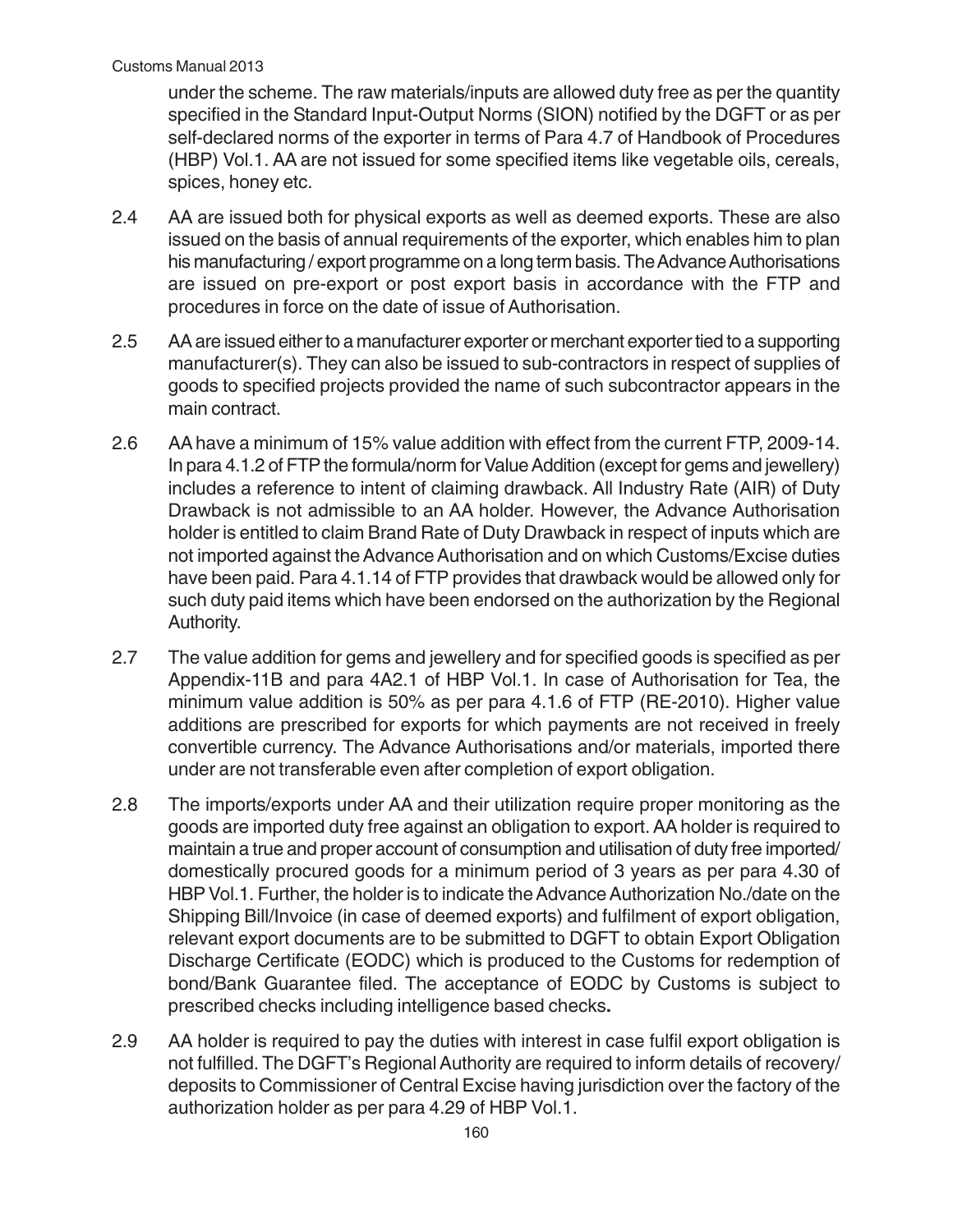under the scheme. The raw materials/inputs are allowed duty free as per the quantity specified in the Standard Input-Output Norms (SION) notified by the DGFT or as per self-declared norms of the exporter in terms of Para 4.7 of Handbook of Procedures (HBP) Vol.1. AA are not issued for some specified items like vegetable oils, cereals, spices, honey etc.

2.4 AA are issued both for physical exports as well as deemed exports. These are also issued on the basis of annual requirements of the exporter, which enables him to plan his manufacturing / export programme on a long term basis. The Advance Authorisations are issued on pre-export or post export basis in accordance with the FTP and procedures in force on the date of issue of Authorisation.

2.5 AA are issued either to a manufacturer exporter or merchant exporter tied to a supporting manufacturer(s). They can also be issued to sub-contractors in respect of supplies of goods to specified projects provided the name of such subcontractor appears in the main contract.

2.6 AA have a minimum of 15% value addition with effect from the current FTP, 2009-14. In para 4.1.2 of FTP the formula/norm for Value Addition (except for gems and jewellery) includes a reference to intent of claiming drawback. All Industry Rate (AIR) of Duty Drawback is not admissible to an AA holder. However, the Advance Authorisation holder is entitled to claim Brand Rate of Duty Drawback in respect of inputs which are not imported against the Advance Authorisation and on which Customs/Excise duties have been paid. Para 4.1.14 of FTP provides that drawback would be allowed only for such duty paid items which have been endorsed on the authorization by the Regional Authority.

2.7 The value addition for gems and jewellery and for specified goods is specified as per Appendix-11B and para 4A2.1 of HBP Vol.1. In case of Authorisation for Tea, the minimum value addition is 50% as per para 4.1.6 of FTP (RE-2010). Higher value additions are prescribed for exports for which payments are not received in freely convertible currency. The Advance Authorisations and/or materials, imported there under are not transferable even after completion of export obligation.

2.8 The imports/exports under AA and their utilization require proper monitoring as the goods are imported duty free against an obligation to export. AA holder is required to maintain a true and proper account of consumption and utilisation of duty free imported/ domestically procured goods for a minimum period of 3 years as per para 4.30 of HBP Vol.1. Further, the holder is to indicate the Advance Authorization No./date on the Shipping Bill/Invoice (in case of deemed exports) and fulfilment of export obligation, relevant export documents are to be submitted to DGFT to obtain Export Obligation Discharge Certificate (EODC) which is produced to the Customs for redemption of bond/Bank Guarantee filed. The acceptance of EODC by Customs is subject to prescribed checks including intelligence based checks**.**

2.9 AA holder is required to pay the duties with interest in case fulfil export obligation is not fulfilled. The DGFT's Regional Authority are required to inform details of recovery/ deposits to Commissioner of Central Excise having jurisdiction over the factory of the authorization holder as per para 4.29 of HBP Vol.1.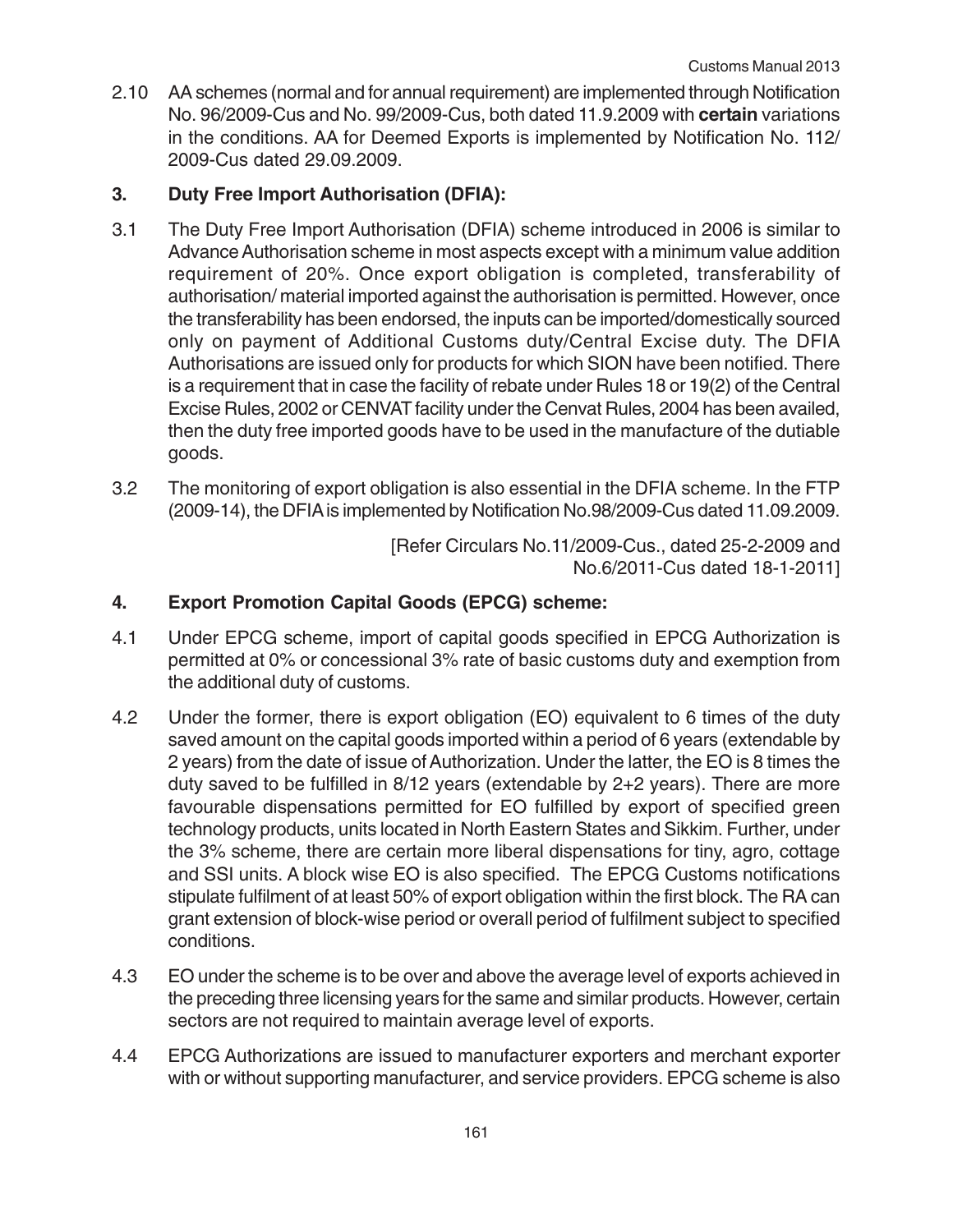2.10 AA schemes (normal and for annual requirement) are implemented through Notification No. 96/2009-Cus and No. 99/2009-Cus, both dated 11.9.2009 with **certain** variations in the conditions. AA for Deemed Exports is implemented by Notification No. 112/ 2009-Cus dated 29.09.2009.

## 3. Duty Free Import Authorisation (DFIA):

3.1 The Duty Free Import Authorisation (DFIA) scheme introduced in 2006 is similar to Advance Authorisation scheme in most aspects except with a minimum value addition requirement of 20%. Once export obligation is completed, transferability of authorisation/ material imported against the authorisation is permitted. However, once the transferability has been endorsed, the inputs can be imported/domestically sourced only on payment of Additional Customs duty/Central Excise duty. The DFIA Authorisations are issued only for products for which SION have been notified. There is a requirement that in case the facility of rebate under Rules 18 or 19(2) of the Central Excise Rules, 2002 or CENVAT facility under the Cenvat Rules, 2004 has been availed, then the duty free imported goods have to be used in the manufacture of the dutiable goods.

3.2 The monitoring of export obligation is also essential in the DFIA scheme. In the FTP (2009-14), the DFIA is implemented by Notification No.98/2009-Cus dated 11.09.2009.

[Refer Circulars No.11/2009-Cus., dated 25-2-2009 and No.6/2011-Cus dated 18-1-2011]

## 4. Export Promotion Capital Goods (EPCG) scheme:

4.1 Under EPCG scheme, import of capital goods specified in EPCG Authorization is permitted at 0% or concessional 3% rate of basic customs duty and exemption from the additional duty of customs.

4.2 Under the former, there is export obligation (EO) equivalent to 6 times of the duty saved amount on the capital goods imported within a period of 6 years (extendable by 2 years) from the date of issue of Authorization. Under the latter, the EO is 8 times the duty saved to be fulfilled in 8/12 years (extendable by 2+2 years). There are more favourable dispensations permitted for EO fulfilled by export of specified green technology products, units located in North Eastern States and Sikkim. Further, under the 3% scheme, there are certain more liberal dispensations for tiny, agro, cottage and SSI units. A block wise EO is also specified. The EPCG Customs notifications stipulate fulfilment of at least 50% of export obligation within the first block. The RA can grant extension of block-wise period or overall period of fulfilment subject to specified conditions.

4.3 EO under the scheme is to be over and above the average level of exports achieved in the preceding three licensing years for the same and similar products. However, certain sectors are not required to maintain average level of exports.

4.4 EPCG Authorizations are issued to manufacturer exporters and merchant exporter with or without supporting manufacturer, and service providers. EPCG scheme is also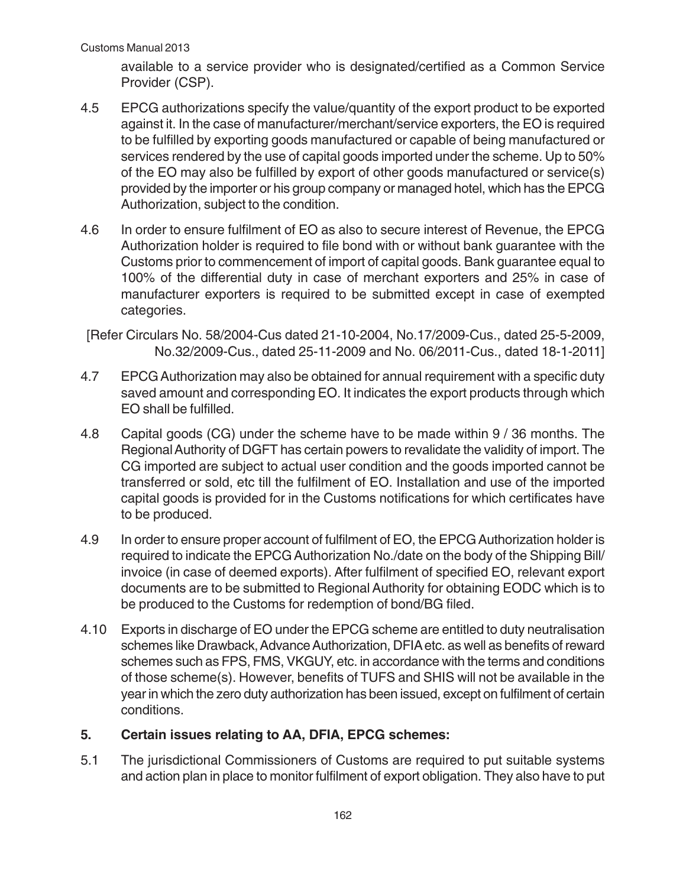available to a service provider who is designated/certified as a Common Service Provider (CSP).

4.5 EPCG authorizations specify the value/quantity of the export product to be exported against it. In the case of manufacturer/merchant/service exporters, the EO is required to be fulfilled by exporting goods manufactured or capable of being manufactured or services rendered by the use of capital goods imported under the scheme. Up to 50% of the EO may also be fulfilled by export of other goods manufactured or service(s) provided by the importer or his group company or managed hotel, which has the EPCG Authorization, subject to the condition.

4.6 In order to ensure fulfilment of EO as also to secure interest of Revenue, the EPCG Authorization holder is required to file bond with or without bank guarantee with the Customs prior to commencement of import of capital goods. Bank guarantee equal to 100% of the differential duty in case of merchant exporters and 25% in case of manufacturer exporters is required to be submitted except in case of exempted categories.

[Refer Circulars No. 58/2004-Cus dated 21-10-2004, No.17/2009-Cus., dated 25-5-2009, No.32/2009-Cus., dated 25-11-2009 and No. 06/2011-Cus., dated 18-1-2011]

4.7 EPCG Authorization may also be obtained for annual requirement with a specific duty saved amount and corresponding EO. It indicates the export products through which EO shall be fulfilled.

4.8 Capital goods (CG) under the scheme have to be made within 9 / 36 months. The Regional Authority of DGFT has certain powers to revalidate the validity of import. The CG imported are subject to actual user condition and the goods imported cannot be transferred or sold, etc till the fulfilment of EO. Installation and use of the imported capital goods is provided for in the Customs notifications for which certificates have to be produced.

4.9 In order to ensure proper account of fulfilment of EO, the EPCG Authorization holder is required to indicate the EPCG Authorization No./date on the body of the Shipping Bill/ invoice (in case of deemed exports). After fulfilment of specified EO, relevant export documents are to be submitted to Regional Authority for obtaining EODC which is to be produced to the Customs for redemption of bond/BG filed.

4.10 Exports in discharge of EO under the EPCG scheme are entitled to duty neutralisation schemes like Drawback, Advance Authorization, DFIA etc. as well as benefits of reward schemes such as FPS, FMS, VKGUY, etc. in accordance with the terms and conditions of those scheme(s). However, benefits of TUFS and SHIS will not be available in the year in which the zero duty authorization has been issued, except on fulfilment of certain conditions.

## 5. Certain issues relating to AA, DFIA, EPCG schemes:

5.1 The jurisdictional Commissioners of Customs are required to put suitable systems and action plan in place to monitor fulfilment of export obligation. They also have to put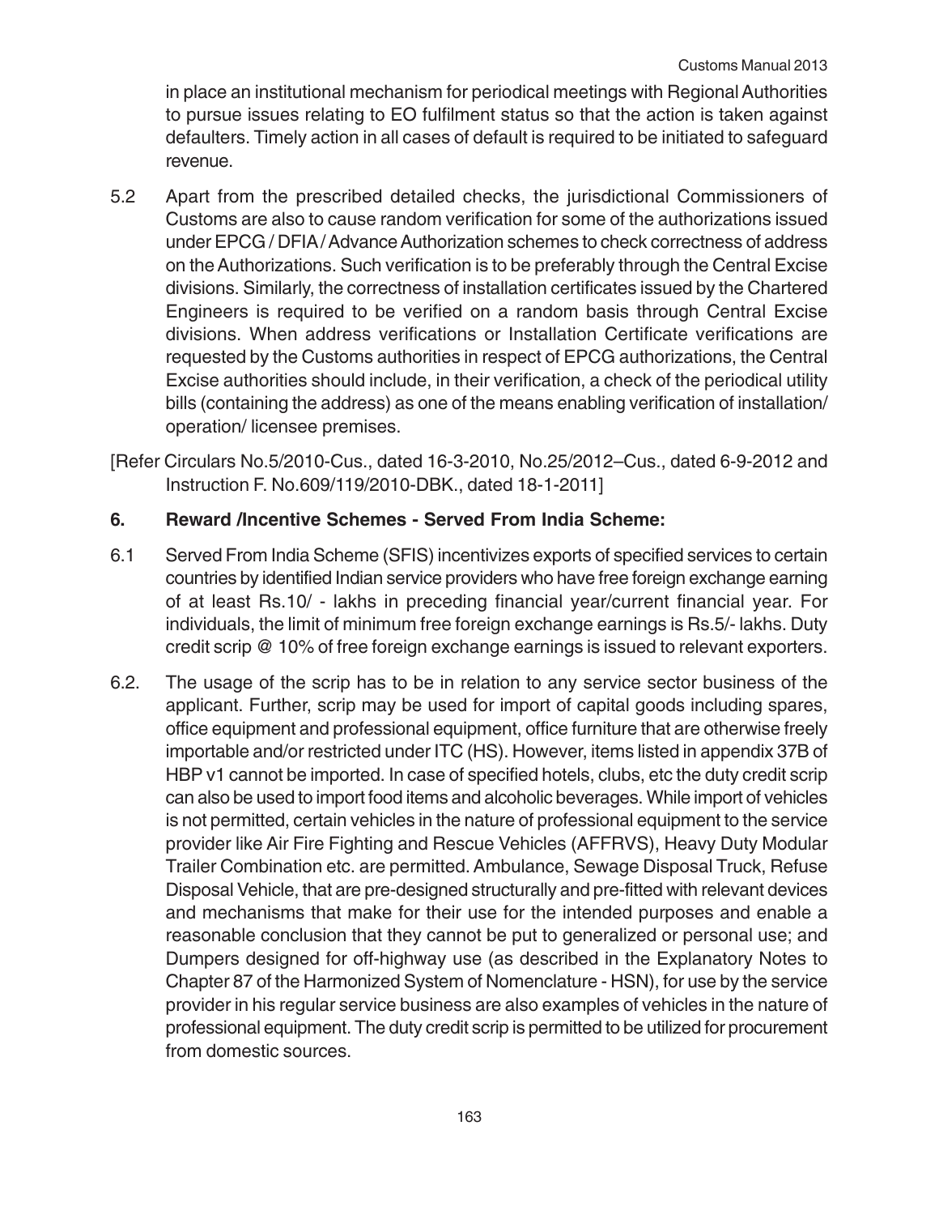in place an institutional mechanism for periodical meetings with Regional Authorities to pursue issues relating to EO fulfilment status so that the action is taken against defaulters. Timely action in all cases of default is required to be initiated to safeguard revenue.

5.2 Apart from the prescribed detailed checks, the jurisdictional Commissioners of Customs are also to cause random verification for some of the authorizations issued under EPCG / DFIA / Advance Authorization schemes to check correctness of address on the Authorizations. Such verification is to be preferably through the Central Excise divisions. Similarly, the correctness of installation certificates issued by the Chartered Engineers is required to be verified on a random basis through Central Excise divisions. When address verifications or Installation Certificate verifications are requested by the Customs authorities in respect of EPCG authorizations, the Central Excise authorities should include, in their verification, a check of the periodical utility bills (containing the address) as one of the means enabling verification of installation/ operation/ licensee premises.

[Refer Circulars No.5/2010-Cus., dated 16-3-2010, No.25/2012–Cus., dated 6-9-2012 and Instruction F. No.609/119/2010-DBK., dated 18-1-2011]

**6. Reward /Incentive Schemes - Served From India Scheme:**

6.1 Served From India Scheme (SFIS) incentivizes exports of specified services to certain countries by identified Indian service providers who have free foreign exchange earning of at least Rs.10/ - lakhs in preceding financial year/current financial year. For individuals, the limit of minimum free foreign exchange earnings is Rs.5/- lakhs. Duty credit scrip @ 10% of free foreign exchange earnings is issued to relevant exporters.

6.2. The usage of the scrip has to be in relation to any service sector business of the applicant. Further, scrip may be used for import of capital goods including spares, office equipment and professional equipment, office furniture that are otherwise freely importable and/or restricted under ITC (HS). However, items listed in appendix 37B of HBP v1 cannot be imported. In case of specified hotels, clubs, etc the duty credit scrip can also be used to import food items and alcoholic beverages. While import of vehicles is not permitted, certain vehicles in the nature of professional equipment to the service provider like Air Fire Fighting and Rescue Vehicles (AFFRVS), Heavy Duty Modular Trailer Combination etc. are permitted. Ambulance, Sewage Disposal Truck, Refuse Disposal Vehicle, that are pre-designed structurally and pre-fitted with relevant devices and mechanisms that make for their use for the intended purposes and enable a reasonable conclusion that they cannot be put to generalized or personal use; and Dumpers designed for off-highway use (as described in the Explanatory Notes to Chapter 87 of the Harmonized System of Nomenclature - HSN), for use by the service provider in his regular service business are also examples of vehicles in the nature of professional equipment. The duty credit scrip is permitted to be utilized for procurement from domestic sources.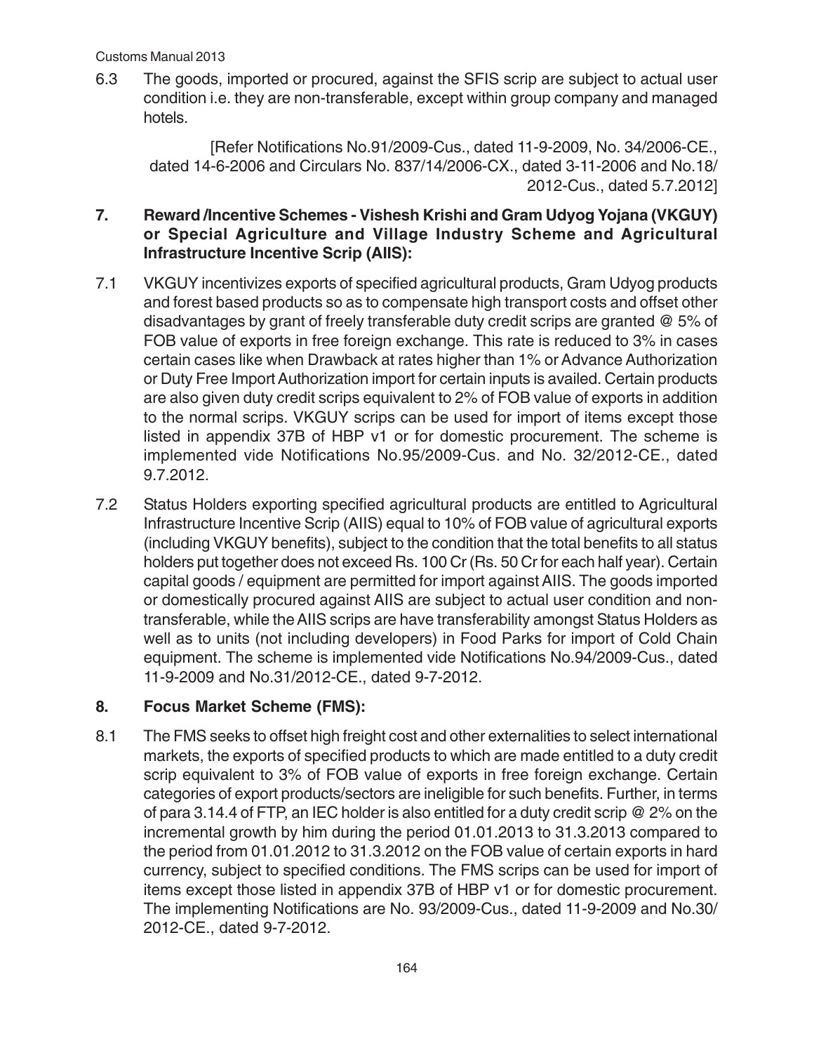6.3 The goods, imported or procured, against the SFIS scrip are subject to actual user condition i.e. they are non-transferable, except within group company and managed hotels.

[Refer Notifications No.91/2009-Cus., dated 11-9-2009, No. 34/2006-CE., dated 14-6-2006 and Circulars No. 837/14/2006-CX., dated 3-11-2006 and No.18/ 2012-Cus., dated 5.7.2012]

## 7. Reward /Incentive Schemes - Vishesh Krishi and Gram Udyog Yojana (VKGUY) or Special Agriculture and Village Industry Scheme and Agricultural Infrastructure Incentive Scrip (AIIS):

7.1 VKGUY incentivizes exports of specified agricultural products, Gram Udyog products and forest based products so as to compensate high transport costs and offset other disadvantages by grant of freely transferable duty credit scrips are granted @ 5% of FOB value of exports in free foreign exchange. This rate is reduced to 3% in cases certain cases like when Drawback at rates higher than 1% or Advance Authorization or Duty Free Import Authorization import for certain inputs is availed. Certain products are also given duty credit scrips equivalent to 2% of FOB value of exports in addition to the normal scrips. VKGUY scrips can be used for import of items except those listed in appendix 37B of HBP v1 or for domestic procurement. The scheme is implemented vide Notifications No.95/2009-Cus. and No. 32/2012-CE., dated 9.7.2012.

7.2 Status Holders exporting specified agricultural products are entitled to Agricultural Infrastructure Incentive Scrip (AIIS) equal to 10% of FOB value of agricultural exports (including VKGUY benefits), subject to the condition that the total benefits to all status holders put together does not exceed Rs. 100 Cr (Rs. 50 Cr for each half year). Certain capital goods / equipment are permitted for import against AIIS. The goods imported or domestically procured against AIIS are subject to actual user condition and non-transferable, while the AIIS scrips are have transferability amongst Status Holders as well as to units (not including developers) in Food Parks for import of Cold Chain equipment. The scheme is implemented vide Notifications No.94/2009-Cus., dated 11-9-2009 and No.31/2012-CE., dated 9-7-2012.

## 8. Focus Market Scheme (FMS):

8.1 The FMS seeks to offset high freight cost and other externalities to select international markets, the exports of specified products to which are made entitled to a duty credit scrip equivalent to 3% of FOB value of exports in free foreign exchange. Certain categories of export products/sectors are ineligible for such benefits. Further, in terms of para 3.14.4 of FTP, an IEC holder is also entitled for a duty credit scrip @ 2% on the incremental growth by him during the period 01.01.2013 to 31.3.2013 compared to the period from 01.01.2012 to 31.3.2012 on the FOB value of certain exports in hard currency, subject to specified conditions. The FMS scrips can be used for import of items except those listed in appendix 37B of HBP v1 or for domestic procurement. The implementing Notifications are No. 93/2009-Cus., dated 11-9-2009 and No.30/ 2012-CE., dated 9-7-2012.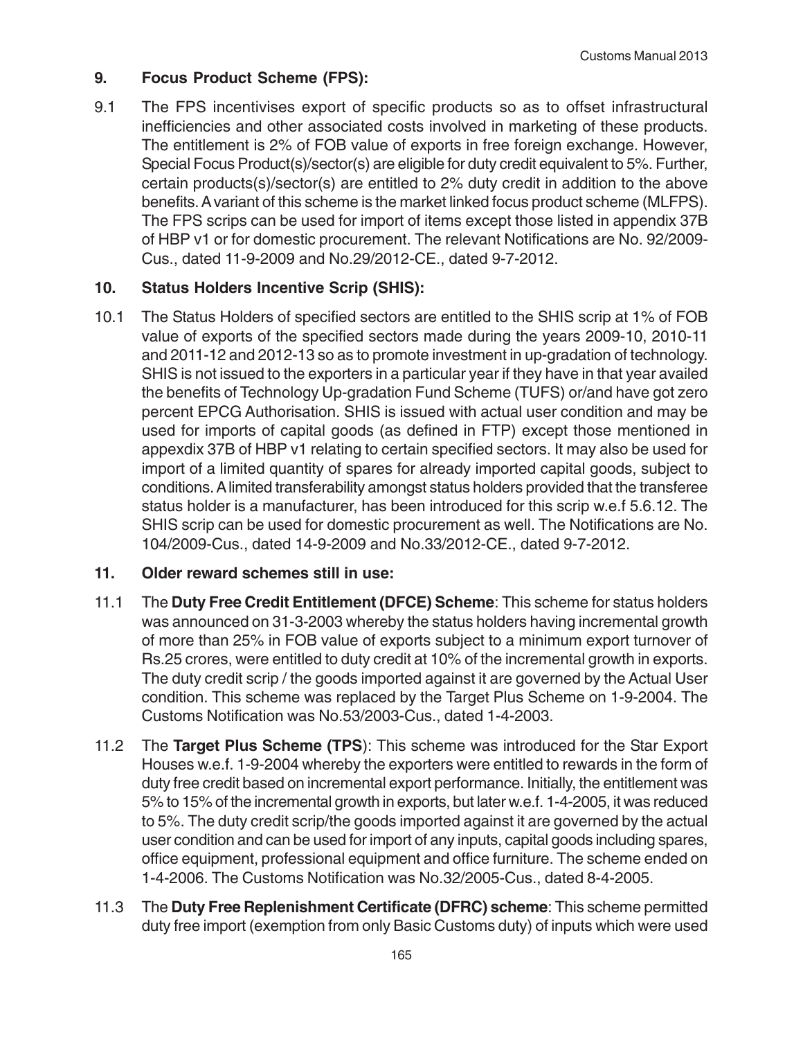## 9. Focus Product Scheme (FPS):

9.1 The FPS incentivises export of specific products so as to offset infrastructural inefficiencies and other associated costs involved in marketing of these products. The entitlement is 2% of FOB value of exports in free foreign exchange. However, Special Focus Product(s)/sector(s) are eligible for duty credit equivalent to 5%. Further, certain products(s)/sector(s) are entitled to 2% duty credit in addition to the above benefits. A variant of this scheme is the market linked focus product scheme (MLFPS). The FPS scrips can be used for import of items except those listed in appendix 37B of HBP v1 or for domestic procurement. The relevant Notifications are No. 92/2009-Cus., dated 11-9-2009 and No.29/2012-CE., dated 9-7-2012.

## 10. Status Holders Incentive Scrip (SHIS):

10.1 The Status Holders of specified sectors are entitled to the SHIS scrip at 1% of FOB value of exports of the specified sectors made during the years 2009-10, 2010-11 and 2011-12 and 2012-13 so as to promote investment in up-gradation of technology. SHIS is not issued to the exporters in a particular year if they have in that year availed the benefits of Technology Up-gradation Fund Scheme (TUFS) or/and have got zero percent EPCG Authorisation. SHIS is issued with actual user condition and may be used for imports of capital goods (as defined in FTP) except those mentioned in appexdix 37B of HBP v1 relating to certain specified sectors. It may also be used for import of a limited quantity of spares for already imported capital goods, subject to conditions. A limited transferability amongst status holders provided that the transferee status holder is a manufacturer, has been introduced for this scrip w.e.f 5.6.12. The SHIS scrip can be used for domestic procurement as well. The Notifications are No. 104/2009-Cus., dated 14-9-2009 and No.33/2012-CE., dated 9-7-2012.

## 11. Older reward schemes still in use:

11.1 The **Duty Free Credit Entitlement (DFCE) Scheme**: This scheme for status holders was announced on 31-3-2003 whereby the status holders having incremental growth of more than 25% in FOB value of exports subject to a minimum export turnover of Rs.25 crores, were entitled to duty credit at 10% of the incremental growth in exports. The duty credit scrip / the goods imported against it are governed by the Actual User condition. This scheme was replaced by the Target Plus Scheme on 1-9-2004. The Customs Notification was No.53/2003-Cus., dated 1-4-2003.

11.2 The **Target Plus Scheme (TPS**): This scheme was introduced for the Star Export Houses w.e.f. 1-9-2004 whereby the exporters were entitled to rewards in the form of duty free credit based on incremental export performance. Initially, the entitlement was 5% to 15% of the incremental growth in exports, but later w.e.f. 1-4-2005, it was reduced to 5%. The duty credit scrip/the goods imported against it are governed by the actual user condition and can be used for import of any inputs, capital goods including spares, office equipment, professional equipment and office furniture. The scheme ended on 1-4-2006. The Customs Notification was No.32/2005-Cus., dated 8-4-2005.

11.3 The **Duty Free Replenishment Certificate (DFRC) scheme**: This scheme permitted duty free import (exemption from only Basic Customs duty) of inputs which were used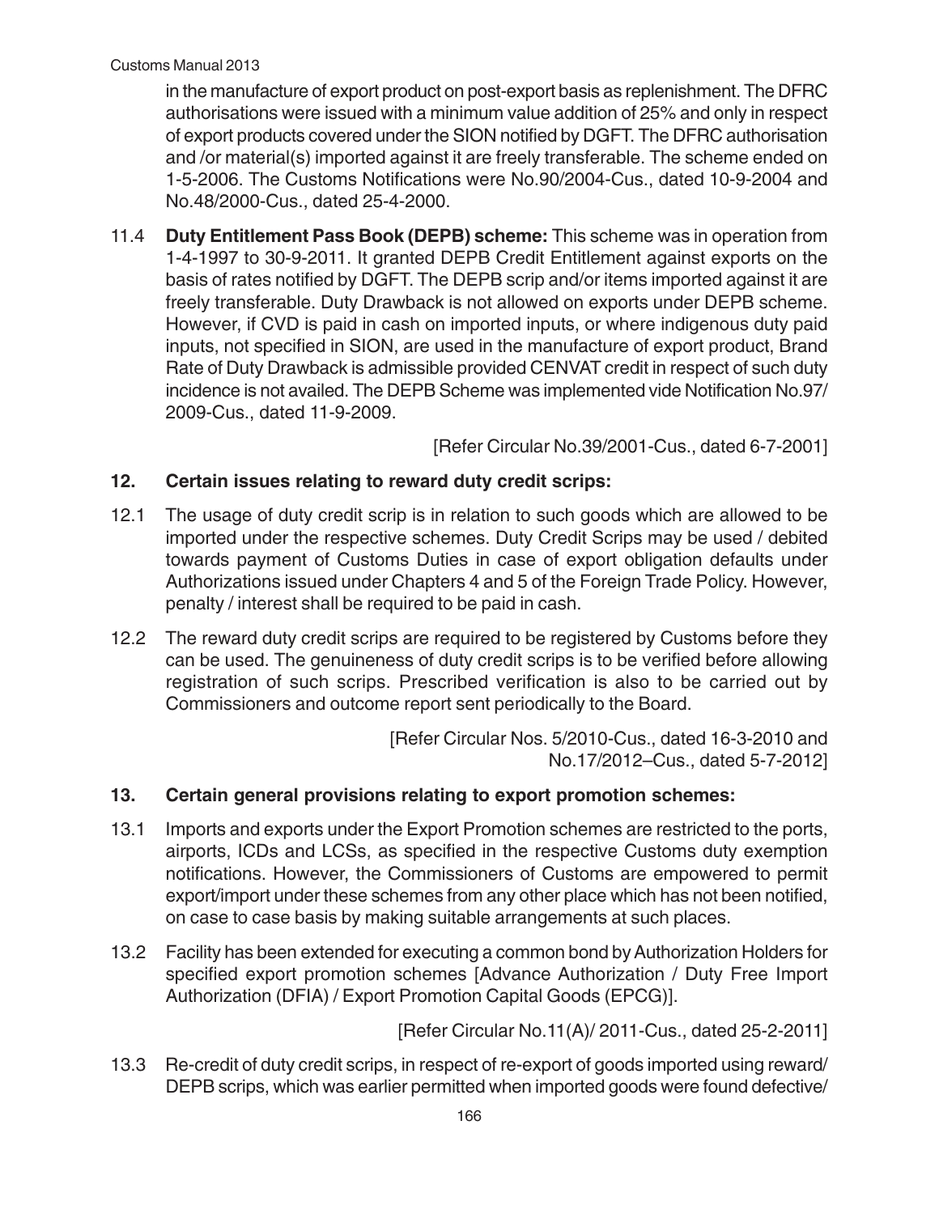in the manufacture of export product on post-export basis as replenishment. The DFRC authorisations were issued with a minimum value addition of 25% and only in respect of export products covered under the SION notified by DGFT. The DFRC authorisation and /or material(s) imported against it are freely transferable. The scheme ended on 1-5-2006. The Customs Notifications were No.90/2004-Cus., dated 10-9-2004 and No.48/2000-Cus., dated 25-4-2000.

11.4 **Duty Entitlement Pass Book (DEPB) scheme:** This scheme was in operation from 1-4-1997 to 30-9-2011. It granted DEPB Credit Entitlement against exports on the basis of rates notified by DGFT. The DEPB scrip and/or items imported against it are freely transferable. Duty Drawback is not allowed on exports under DEPB scheme. However, if CVD is paid in cash on imported inputs, or where indigenous duty paid inputs, not specified in SION, are used in the manufacture of export product, Brand Rate of Duty Drawback is admissible provided CENVAT credit in respect of such duty incidence is not availed. The DEPB Scheme was implemented vide Notification No.97/2009-Cus., dated 11-9-2009.

[Refer Circular No.39/2001-Cus., dated 6-7-2001]

## 12. Certain issues relating to reward duty credit scrips:

12.1 The usage of duty credit scrip is in relation to such goods which are allowed to be imported under the respective schemes. Duty Credit Scrips may be used / debited towards payment of Customs Duties in case of export obligation defaults under Authorizations issued under Chapters 4 and 5 of the Foreign Trade Policy. However, penalty / interest shall be required to be paid in cash.

12.2 The reward duty credit scrips are required to be registered by Customs before they can be used. The genuineness of duty credit scrips is to be verified before allowing registration of such scrips. Prescribed verification is also to be carried out by Commissioners and outcome report sent periodically to the Board.

[Refer Circular Nos. 5/2010-Cus., dated 16-3-2010 and No.17/2012–Cus., dated 5-7-2012]

## 13. Certain general provisions relating to export promotion schemes:

13.1 Imports and exports under the Export Promotion schemes are restricted to the ports, airports, ICDs and LCSs, as specified in the respective Customs duty exemption notifications. However, the Commissioners of Customs are empowered to permit export/import under these schemes from any other place which has not been notified, on case to case basis by making suitable arrangements at such places.

13.2 Facility has been extended for executing a common bond by Authorization Holders for specified export promotion schemes [Advance Authorization / Duty Free Import Authorization (DFIA) / Export Promotion Capital Goods (EPCG)].

[Refer Circular No.11(A)/ 2011-Cus., dated 25-2-2011]

13.3 Re-credit of duty credit scrips, in respect of re-export of goods imported using reward/ DEPB scrips, which was earlier permitted when imported goods were found defective/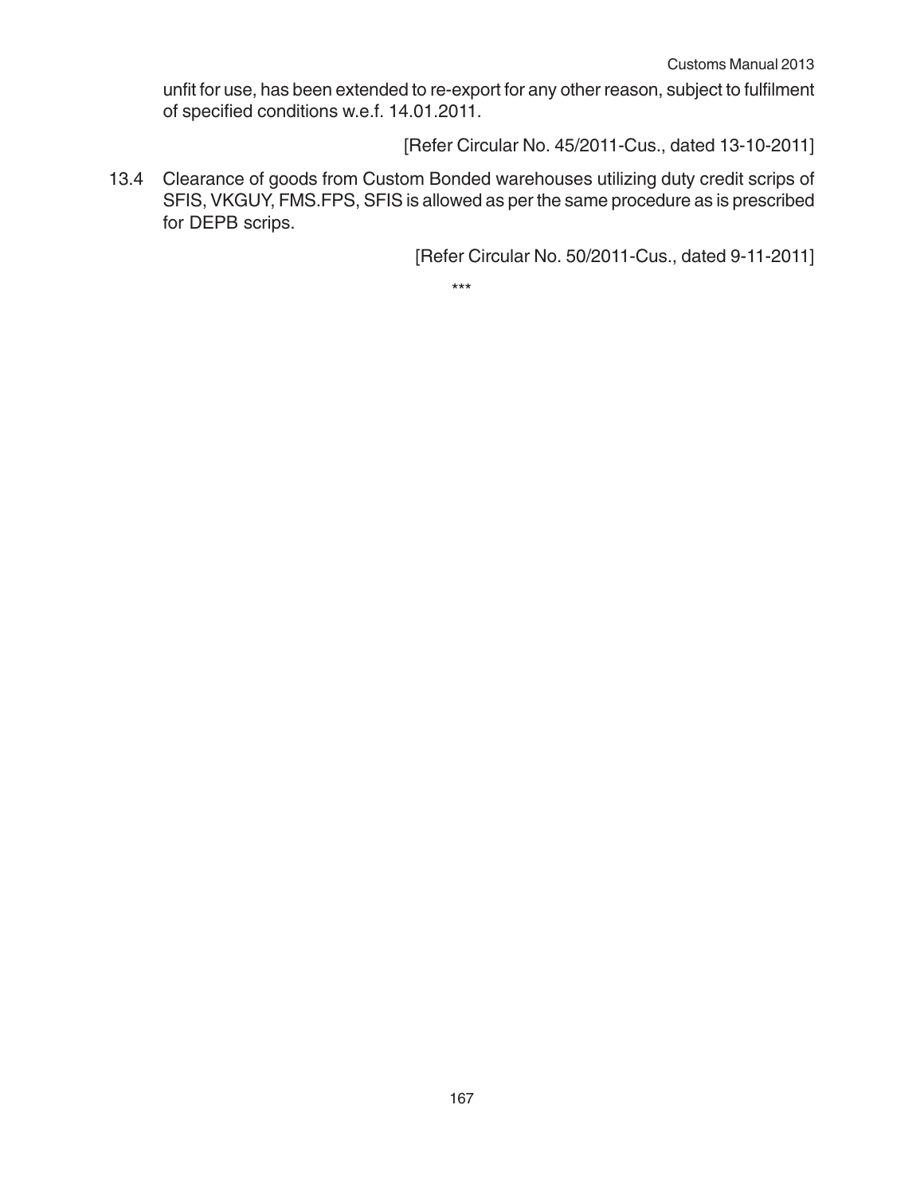unfit for use, has been extended to re-export for any other reason, subject to fulfilment of specified conditions w.e.f. 14.01.2011.

[Refer Circular No. 45/2011-Cus., dated 13-10-2011]

13.4 Clearance of goods from Custom Bonded warehouses utilizing duty credit scrips of SFIS, VKGUY, FMS.FPS, SFIS is allowed as per the same procedure as is prescribed for DEPB scrips.

[Refer Circular No. 50/2011-Cus., dated 9-11-2011]

***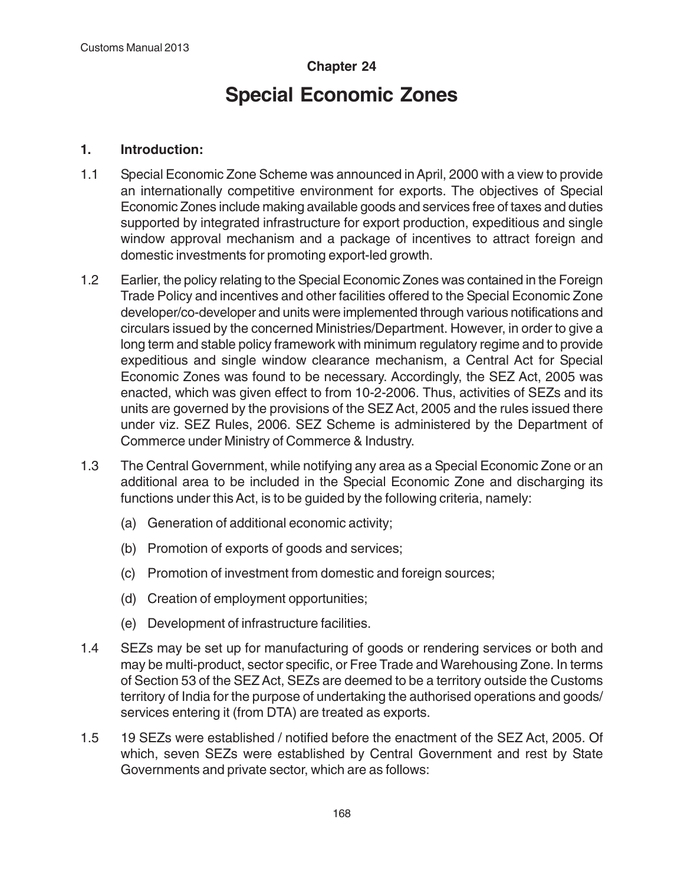## Chapter 24

# Special Economic Zones

### 1. Introduction:

1.1 Special Economic Zone Scheme was announced in April, 2000 with a view to provide an internationally competitive environment for exports. The objectives of Special Economic Zones include making available goods and services free of taxes and duties supported by integrated infrastructure for export production, expeditious and single window approval mechanism and a package of incentives to attract foreign and domestic investments for promoting export-led growth.

1.2 Earlier, the policy relating to the Special Economic Zones was contained in the Foreign Trade Policy and incentives and other facilities offered to the Special Economic Zone developer/co-developer and units were implemented through various notifications and circulars issued by the concerned Ministries/Department. However, in order to give a long term and stable policy framework with minimum regulatory regime and to provide expeditious and single window clearance mechanism, a Central Act for Special Economic Zones was found to be necessary. Accordingly, the SEZ Act, 2005 was enacted, which was given effect to from 10-2-2006. Thus, activities of SEZs and its units are governed by the provisions of the SEZ Act, 2005 and the rules issued there under viz. SEZ Rules, 2006. SEZ Scheme is administered by the Department of Commerce under Ministry of Commerce & Industry.

1.3 The Central Government, while notifying any area as a Special Economic Zone or an additional area to be included in the Special Economic Zone and discharging its functions under this Act, is to be guided by the following criteria, namely:

(a) Generation of additional economic activity;

(b) Promotion of exports of goods and services;

(c) Promotion of investment from domestic and foreign sources;

(d) Creation of employment opportunities;

(e) Development of infrastructure facilities.

1.4 SEZs may be set up for manufacturing of goods or rendering services or both and may be multi-product, sector specific, or Free Trade and Warehousing Zone. In terms of Section 53 of the SEZ Act, SEZs are deemed to be a territory outside the Customs territory of India for the purpose of undertaking the authorised operations and goods/ services entering it (from DTA) are treated as exports.

1.5 19 SEZs were established / notified before the enactment of the SEZ Act, 2005. Of which, seven SEZs were established by Central Government and rest by State Governments and private sector, which are as follows: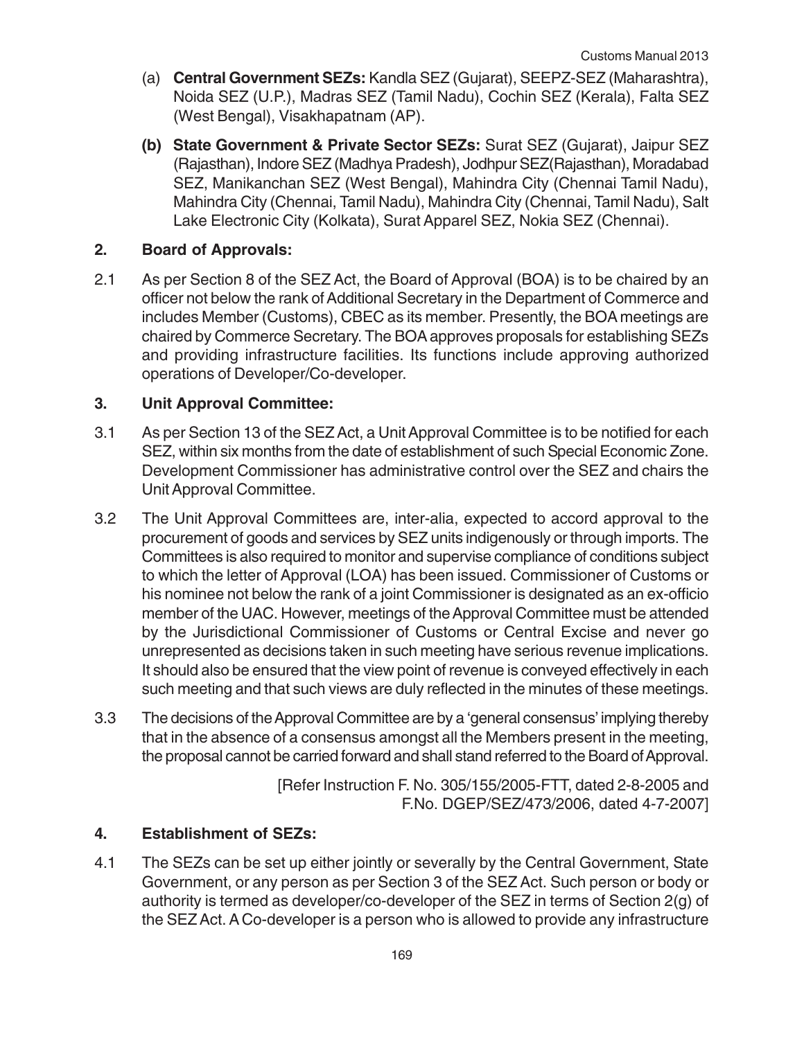(a) **Central Government SEZs:** Kandla SEZ (Gujarat), SEEPZ-SEZ (Maharashtra), Noida SEZ (U.P.), Madras SEZ (Tamil Nadu), Cochin SEZ (Kerala), Falta SEZ (West Bengal), Visakhapatnam (AP).

**(b) State Government & Private Sector SEZs:** Surat SEZ (Gujarat), Jaipur SEZ (Rajasthan), Indore SEZ (Madhya Pradesh), Jodhpur SEZ(Rajasthan), Moradabad SEZ, Manikanchan SEZ (West Bengal), Mahindra City (Chennai Tamil Nadu), Mahindra City (Chennai, Tamil Nadu), Mahindra City (Chennai, Tamil Nadu), Salt Lake Electronic City (Kolkata), Surat Apparel SEZ, Nokia SEZ (Chennai).

## 2. Board of Approvals:

2.1 As per Section 8 of the SEZ Act, the Board of Approval (BOA) is to be chaired by an officer not below the rank of Additional Secretary in the Department of Commerce and includes Member (Customs), CBEC as its member. Presently, the BOA meetings are chaired by Commerce Secretary. The BOA approves proposals for establishing SEZs and providing infrastructure facilities. Its functions include approving authorized operations of Developer/Co-developer.

## 3. Unit Approval Committee:

3.1 As per Section 13 of the SEZ Act, a Unit Approval Committee is to be notified for each SEZ, within six months from the date of establishment of such Special Economic Zone. Development Commissioner has administrative control over the SEZ and chairs the Unit Approval Committee.

3.2 The Unit Approval Committees are, inter-alia, expected to accord approval to the procurement of goods and services by SEZ units indigenously or through imports. The Committees is also required to monitor and supervise compliance of conditions subject to which the letter of Approval (LOA) has been issued. Commissioner of Customs or his nominee not below the rank of a joint Commissioner is designated as an ex-officio member of the UAC. However, meetings of the Approval Committee must be attended by the Jurisdictional Commissioner of Customs or Central Excise and never go unrepresented as decisions taken in such meeting have serious revenue implications. It should also be ensured that the view point of revenue is conveyed effectively in each such meeting and that such views are duly reflected in the minutes of these meetings.

3.3 The decisions of the Approval Committee are by a 'general consensus' implying thereby that in the absence of a consensus amongst all the Members present in the meeting, the proposal cannot be carried forward and shall stand referred to the Board of Approval.

[Refer Instruction F. No. 305/155/2005-FTT, dated 2-8-2005 and F.No. DGEP/SEZ/473/2006, dated 4-7-2007]

## 4. Establishment of SEZs:

4.1 The SEZs can be set up either jointly or severally by the Central Government, State Government, or any person as per Section 3 of the SEZ Act. Such person or body or authority is termed as developer/co-developer of the SEZ in terms of Section 2(g) of the SEZ Act. A Co-developer is a person who is allowed to provide any infrastructure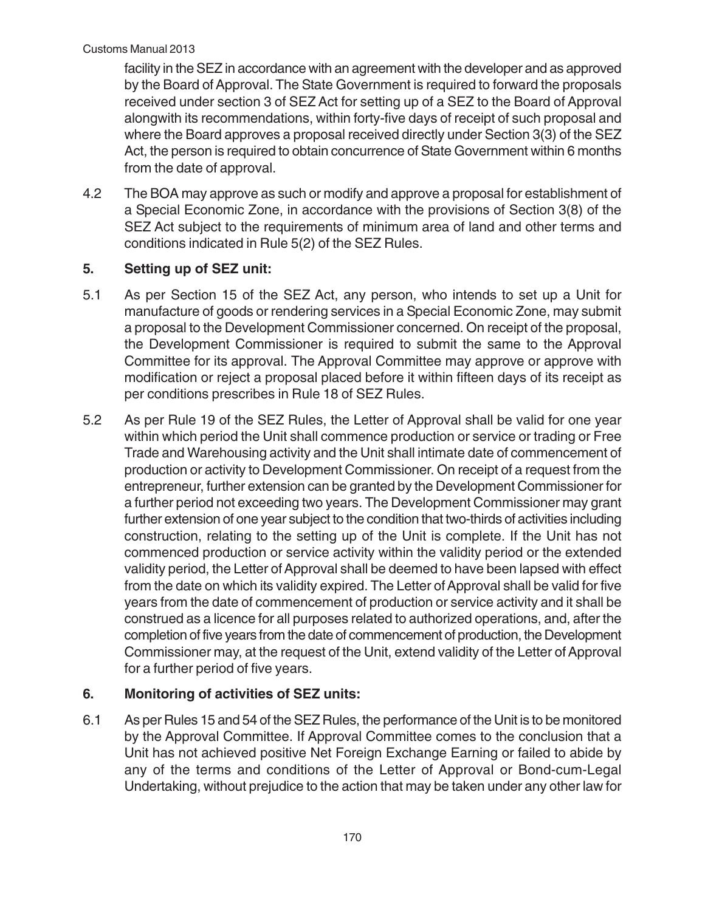facility in the SEZ in accordance with an agreement with the developer and as approved by the Board of Approval. The State Government is required to forward the proposals received under section 3 of SEZ Act for setting up of a SEZ to the Board of Approval alongwith its recommendations, within forty-five days of receipt of such proposal and where the Board approves a proposal received directly under Section 3(3) of the SEZ Act, the person is required to obtain concurrence of State Government within 6 months from the date of approval.

4.2 The BOA may approve as such or modify and approve a proposal for establishment of a Special Economic Zone, in accordance with the provisions of Section 3(8) of the SEZ Act subject to the requirements of minimum area of land and other terms and conditions indicated in Rule 5(2) of the SEZ Rules.

## 5. Setting up of SEZ unit:

5.1 As per Section 15 of the SEZ Act, any person, who intends to set up a Unit for manufacture of goods or rendering services in a Special Economic Zone, may submit a proposal to the Development Commissioner concerned. On receipt of the proposal, the Development Commissioner is required to submit the same to the Approval Committee for its approval. The Approval Committee may approve or approve with modification or reject a proposal placed before it within fifteen days of its receipt as per conditions prescribes in Rule 18 of SEZ Rules.

5.2 As per Rule 19 of the SEZ Rules, the Letter of Approval shall be valid for one year within which period the Unit shall commence production or service or trading or Free Trade and Warehousing activity and the Unit shall intimate date of commencement of production or activity to Development Commissioner. On receipt of a request from the entrepreneur, further extension can be granted by the Development Commissioner for a further period not exceeding two years. The Development Commissioner may grant further extension of one year subject to the condition that two-thirds of activities including construction, relating to the setting up of the Unit is complete. If the Unit has not commenced production or service activity within the validity period or the extended validity period, the Letter of Approval shall be deemed to have been lapsed with effect from the date on which its validity expired. The Letter of Approval shall be valid for five years from the date of commencement of production or service activity and it shall be construed as a licence for all purposes related to authorized operations, and, after the completion of five years from the date of commencement of production, the Development Commissioner may, at the request of the Unit, extend validity of the Letter of Approval for a further period of five years.

## 6. Monitoring of activities of SEZ units:

6.1 As per Rules 15 and 54 of the SEZ Rules, the performance of the Unit is to be monitored by the Approval Committee. If Approval Committee comes to the conclusion that a Unit has not achieved positive Net Foreign Exchange Earning or failed to abide by any of the terms and conditions of the Letter of Approval or Bond-cum-Legal Undertaking, without prejudice to the action that may be taken under any other law for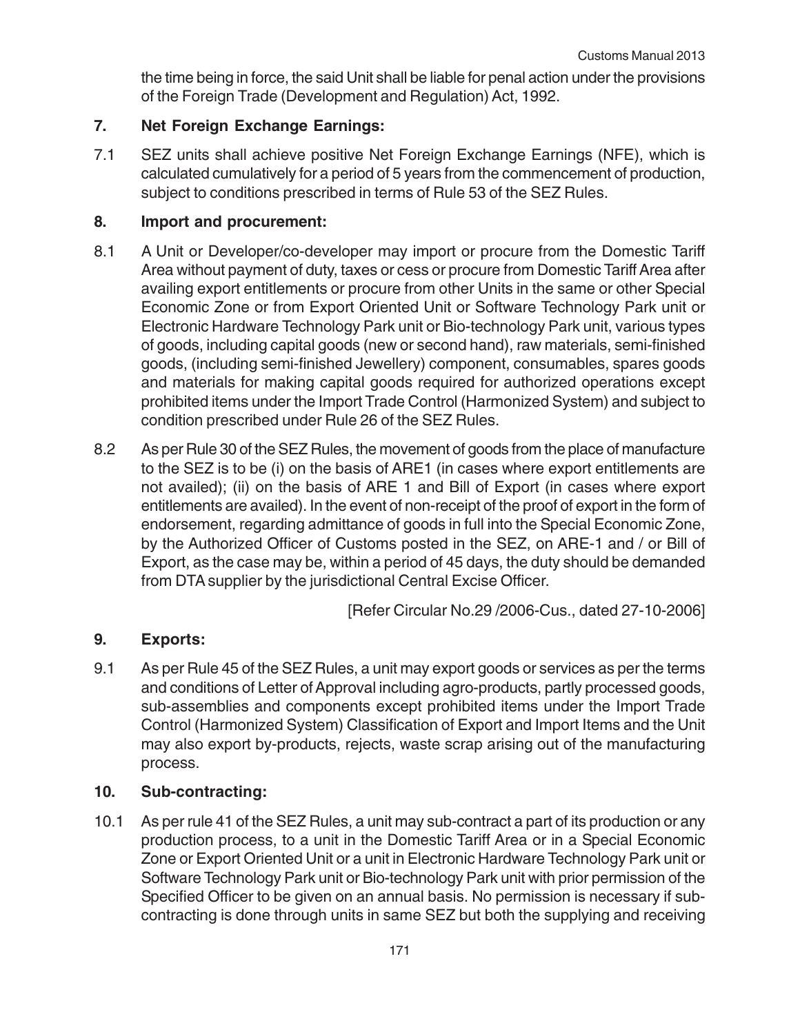the time being in force, the said Unit shall be liable for penal action under the provisions of the Foreign Trade (Development and Regulation) Act, 1992.

## 7. Net Foreign Exchange Earnings:

7.1 SEZ units shall achieve positive Net Foreign Exchange Earnings (NFE), which is calculated cumulatively for a period of 5 years from the commencement of production, subject to conditions prescribed in terms of Rule 53 of the SEZ Rules.

## 8. Import and procurement:

8.1 A Unit or Developer/co-developer may import or procure from the Domestic Tariff Area without payment of duty, taxes or cess or procure from Domestic Tariff Area after availing export entitlements or procure from other Units in the same or other Special Economic Zone or from Export Oriented Unit or Software Technology Park unit or Electronic Hardware Technology Park unit or Bio-technology Park unit, various types of goods, including capital goods (new or second hand), raw materials, semi-finished goods, (including semi-finished Jewellery) component, consumables, spares goods and materials for making capital goods required for authorized operations except prohibited items under the Import Trade Control (Harmonized System) and subject to condition prescribed under Rule 26 of the SEZ Rules.

8.2 As per Rule 30 of the SEZ Rules, the movement of goods from the place of manufacture to the SEZ is to be (i) on the basis of ARE1 (in cases where export entitlements are not availed); (ii) on the basis of ARE 1 and Bill of Export (in cases where export entitlements are availed). In the event of non-receipt of the proof of export in the form of endorsement, regarding admittance of goods in full into the Special Economic Zone, by the Authorized Officer of Customs posted in the SEZ, on ARE-1 and / or Bill of Export, as the case may be, within a period of 45 days, the duty should be demanded from DTA supplier by the jurisdictional Central Excise Officer.

[Refer Circular No.29 /2006-Cus., dated 27-10-2006]

## 9. Exports:

9.1 As per Rule 45 of the SEZ Rules, a unit may export goods or services as per the terms and conditions of Letter of Approval including agro-products, partly processed goods, sub-assemblies and components except prohibited items under the Import Trade Control (Harmonized System) Classification of Export and Import Items and the Unit may also export by-products, rejects, waste scrap arising out of the manufacturing process.

## 10. Sub-contracting:

10.1 As per rule 41 of the SEZ Rules, a unit may sub-contract a part of its production or any production process, to a unit in the Domestic Tariff Area or in a Special Economic Zone or Export Oriented Unit or a unit in Electronic Hardware Technology Park unit or Software Technology Park unit or Bio-technology Park unit with prior permission of the Specified Officer to be given on an annual basis. No permission is necessary if sub-contracting is done through units in same SEZ but both the supplying and receiving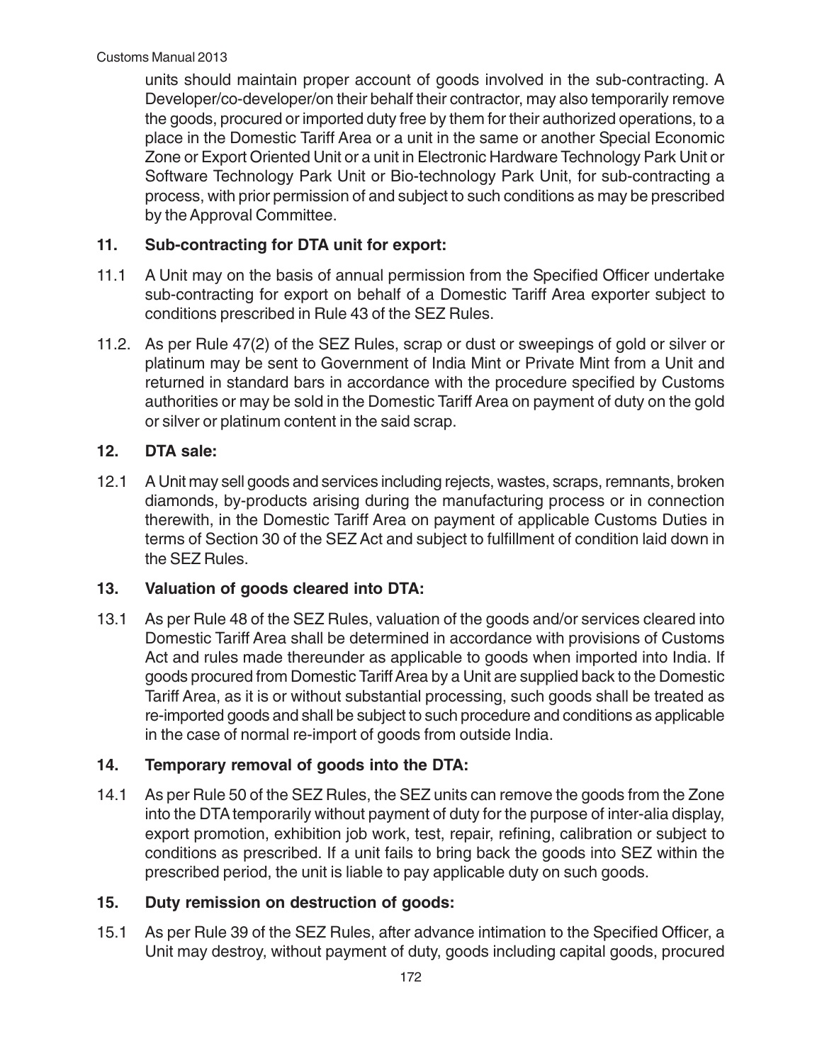units should maintain proper account of goods involved in the sub-contracting. A Developer/co-developer/on their behalf their contractor, may also temporarily remove the goods, procured or imported duty free by them for their authorized operations, to a place in the Domestic Tariff Area or a unit in the same or another Special Economic Zone or Export Oriented Unit or a unit in Electronic Hardware Technology Park Unit or Software Technology Park Unit or Bio-technology Park Unit, for sub-contracting a process, with prior permission of and subject to such conditions as may be prescribed by the Approval Committee.

## 11. Sub-contracting for DTA unit for export:

11.1 A Unit may on the basis of annual permission from the Specified Officer undertake sub-contracting for export on behalf of a Domestic Tariff Area exporter subject to conditions prescribed in Rule 43 of the SEZ Rules.

11.2. As per Rule 47(2) of the SEZ Rules, scrap or dust or sweepings of gold or silver or platinum may be sent to Government of India Mint or Private Mint from a Unit and returned in standard bars in accordance with the procedure specified by Customs authorities or may be sold in the Domestic Tariff Area on payment of duty on the gold or silver or platinum content in the said scrap.

## 12. DTA sale:

12.1 A Unit may sell goods and services including rejects, wastes, scraps, remnants, broken diamonds, by-products arising during the manufacturing process or in connection therewith, in the Domestic Tariff Area on payment of applicable Customs Duties in terms of Section 30 of the SEZ Act and subject to fulfillment of condition laid down in the SEZ Rules.

## 13. Valuation of goods cleared into DTA:

13.1 As per Rule 48 of the SEZ Rules, valuation of the goods and/or services cleared into Domestic Tariff Area shall be determined in accordance with provisions of Customs Act and rules made thereunder as applicable to goods when imported into India. If goods procured from Domestic Tariff Area by a Unit are supplied back to the Domestic Tariff Area, as it is or without substantial processing, such goods shall be treated as re-imported goods and shall be subject to such procedure and conditions as applicable in the case of normal re-import of goods from outside India.

## 14. Temporary removal of goods into the DTA:

14.1 As per Rule 50 of the SEZ Rules, the SEZ units can remove the goods from the Zone into the DTA temporarily without payment of duty for the purpose of inter-alia display, export promotion, exhibition job work, test, repair, refining, calibration or subject to conditions as prescribed. If a unit fails to bring back the goods into SEZ within the prescribed period, the unit is liable to pay applicable duty on such goods.

## 15. Duty remission on destruction of goods:

15.1 As per Rule 39 of the SEZ Rules, after advance intimation to the Specified Officer, a Unit may destroy, without payment of duty, goods including capital goods, procured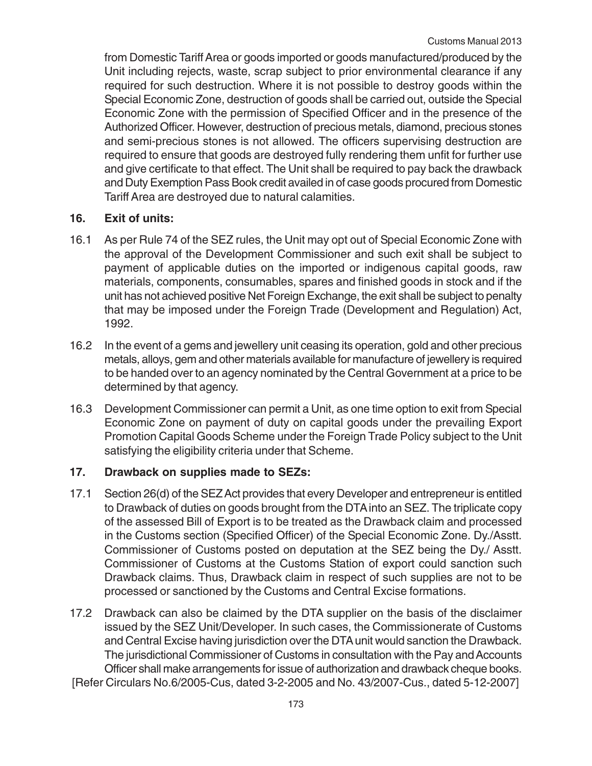from Domestic Tariff Area or goods imported or goods manufactured/produced by the Unit including rejects, waste, scrap subject to prior environmental clearance if any required for such destruction. Where it is not possible to destroy goods within the Special Economic Zone, destruction of goods shall be carried out, outside the Special Economic Zone with the permission of Specified Officer and in the presence of the Authorized Officer. However, destruction of precious metals, diamond, precious stones and semi-precious stones is not allowed. The officers supervising destruction are required to ensure that goods are destroyed fully rendering them unfit for further use and give certificate to that effect. The Unit shall be required to pay back the drawback and Duty Exemption Pass Book credit availed in of case goods procured from Domestic Tariff Area are destroyed due to natural calamities.

## 16. Exit of units:

16.1 As per Rule 74 of the SEZ rules, the Unit may opt out of Special Economic Zone with the approval of the Development Commissioner and such exit shall be subject to payment of applicable duties on the imported or indigenous capital goods, raw materials, components, consumables, spares and finished goods in stock and if the unit has not achieved positive Net Foreign Exchange, the exit shall be subject to penalty that may be imposed under the Foreign Trade (Development and Regulation) Act, 1992.

16.2 In the event of a gems and jewellery unit ceasing its operation, gold and other precious metals, alloys, gem and other materials available for manufacture of jewellery is required to be handed over to an agency nominated by the Central Government at a price to be determined by that agency.

16.3 Development Commissioner can permit a Unit, as one time option to exit from Special Economic Zone on payment of duty on capital goods under the prevailing Export Promotion Capital Goods Scheme under the Foreign Trade Policy subject to the Unit satisfying the eligibility criteria under that Scheme.

## 17. Drawback on supplies made to SEZs:

17.1 Section 26(d) of the SEZ Act provides that every Developer and entrepreneur is entitled to Drawback of duties on goods brought from the DTA into an SEZ. The triplicate copy of the assessed Bill of Export is to be treated as the Drawback claim and processed in the Customs section (Specified Officer) of the Special Economic Zone. Dy./Asstt. Commissioner of Customs posted on deputation at the SEZ being the Dy./ Asstt. Commissioner of Customs at the Customs Station of export could sanction such Drawback claims. Thus, Drawback claim in respect of such supplies are not to be processed or sanctioned by the Customs and Central Excise formations.

17.2 Drawback can also be claimed by the DTA supplier on the basis of the disclaimer issued by the SEZ Unit/Developer. In such cases, the Commissionerate of Customs and Central Excise having jurisdiction over the DTA unit would sanction the Drawback. The jurisdictional Commissioner of Customs in consultation with the Pay and Accounts Officer shall make arrangements for issue of authorization and drawback cheque books.

[Refer Circulars No.6/2005-Cus, dated 3-2-2005 and No. 43/2007-Cus., dated 5-12-2007]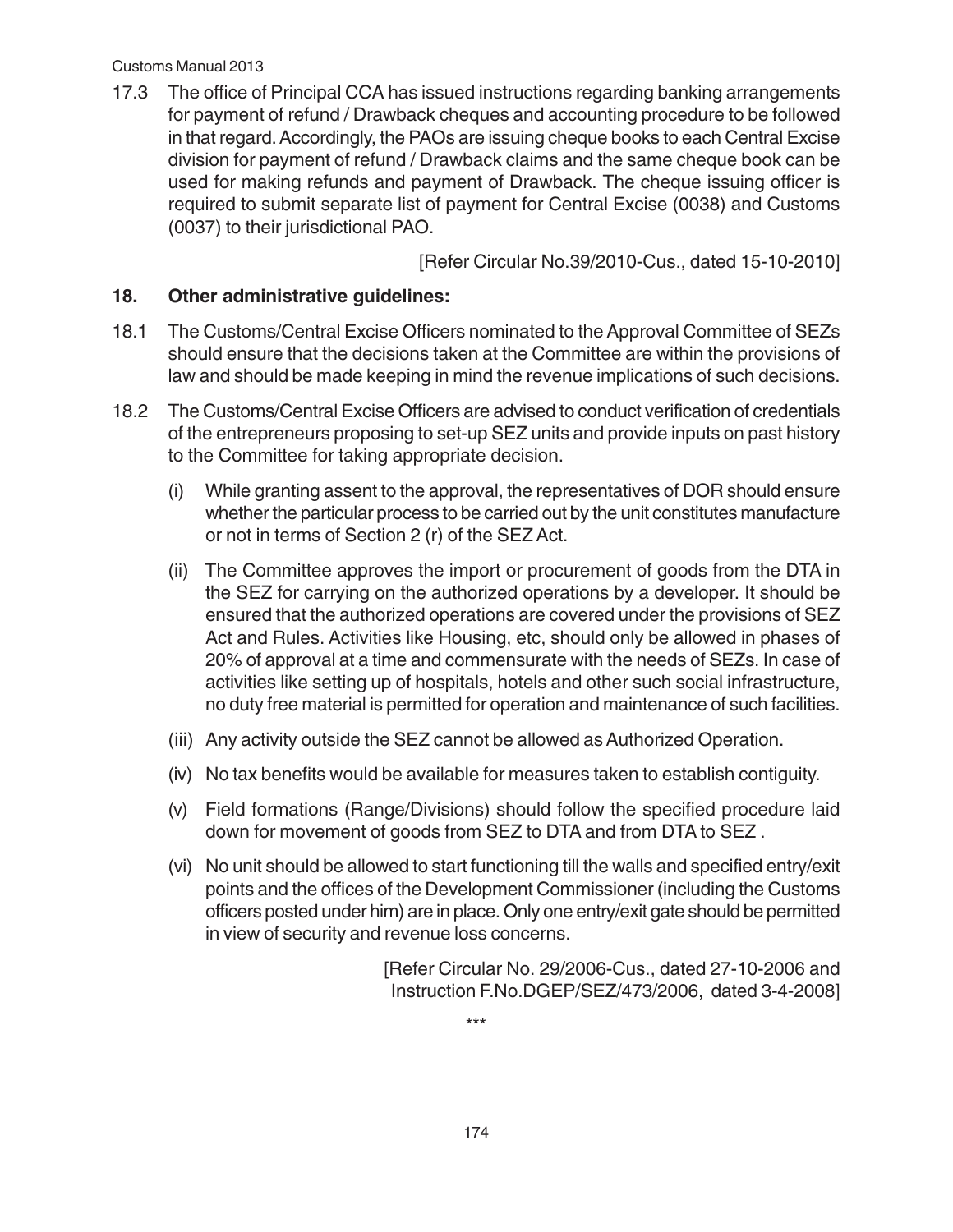17.3 The office of Principal CCA has issued instructions regarding banking arrangements for payment of refund / Drawback cheques and accounting procedure to be followed in that regard. Accordingly, the PAOs are issuing cheque books to each Central Excise division for payment of refund / Drawback claims and the same cheque book can be used for making refunds and payment of Drawback. The cheque issuing officer is required to submit separate list of payment for Central Excise (0038) and Customs (0037) to their jurisdictional PAO.

[Refer Circular No.39/2010-Cus., dated 15-10-2010]

## 18. Other administrative guidelines:

18.1 The Customs/Central Excise Officers nominated to the Approval Committee of SEZs should ensure that the decisions taken at the Committee are within the provisions of law and should be made keeping in mind the revenue implications of such decisions.

18.2 The Customs/Central Excise Officers are advised to conduct verification of credentials of the entrepreneurs proposing to set-up SEZ units and provide inputs on past history to the Committee for taking appropriate decision.

(i) While granting assent to the approval, the representatives of DOR should ensure whether the particular process to be carried out by the unit constitutes manufacture or not in terms of Section 2 (r) of the SEZ Act.

(ii) The Committee approves the import or procurement of goods from the DTA in the SEZ for carrying on the authorized operations by a developer. It should be ensured that the authorized operations are covered under the provisions of SEZ Act and Rules. Activities like Housing, etc, should only be allowed in phases of 20% of approval at a time and commensurate with the needs of SEZs. In case of activities like setting up of hospitals, hotels and other such social infrastructure, no duty free material is permitted for operation and maintenance of such facilities.

(iii) Any activity outside the SEZ cannot be allowed as Authorized Operation.

(iv) No tax benefits would be available for measures taken to establish contiguity.

(v) Field formations (Range/Divisions) should follow the specified procedure laid down for movement of goods from SEZ to DTA and from DTA to SEZ .

(vi) No unit should be allowed to start functioning till the walls and specified entry/exit points and the offices of the Development Commissioner (including the Customs officers posted under him) are in place. Only one entry/exit gate should be permitted in view of security and revenue loss concerns.

[Refer Circular No. 29/2006-Cus., dated 27-10-2006 and Instruction F.No.DGEP/SEZ/473/2006, dated 3-4-2008]

***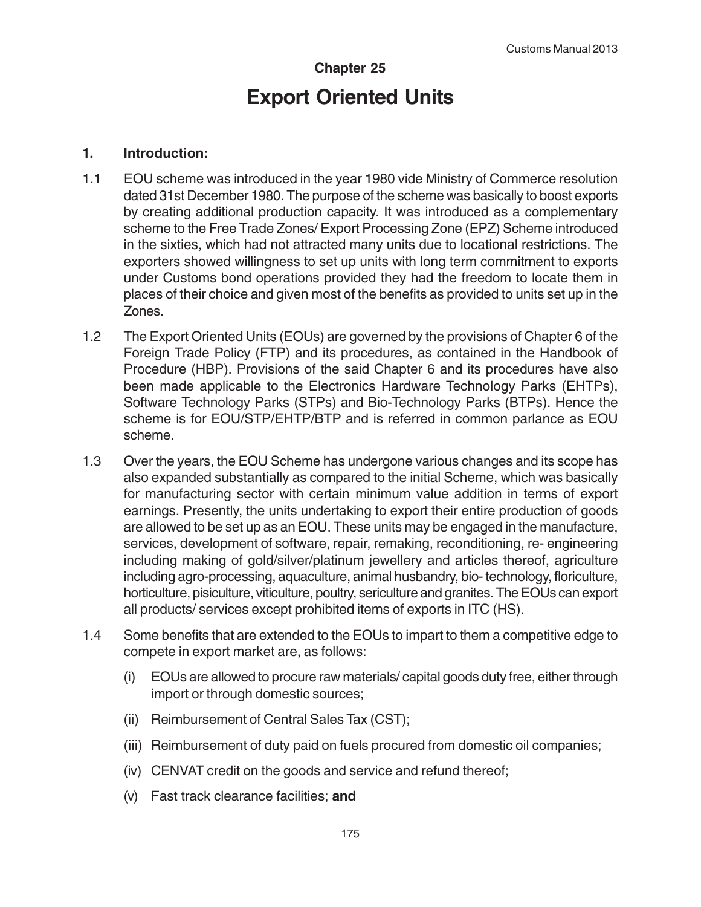## Chapter 25

# Export Oriented Units

### 1. Introduction:

1.1 EOU scheme was introduced in the year 1980 vide Ministry of Commerce resolution dated 31st December 1980. The purpose of the scheme was basically to boost exports by creating additional production capacity. It was introduced as a complementary scheme to the Free Trade Zones/ Export Processing Zone (EPZ) Scheme introduced in the sixties, which had not attracted many units due to locational restrictions. The exporters showed willingness to set up units with long term commitment to exports under Customs bond operations provided they had the freedom to locate them in places of their choice and given most of the benefits as provided to units set up in the Zones.

1.2 The Export Oriented Units (EOUs) are governed by the provisions of Chapter 6 of the Foreign Trade Policy (FTP) and its procedures, as contained in the Handbook of Procedure (HBP). Provisions of the said Chapter 6 and its procedures have also been made applicable to the Electronics Hardware Technology Parks (EHTPs), Software Technology Parks (STPs) and Bio-Technology Parks (BTPs). Hence the scheme is for EOU/STP/EHTP/BTP and is referred in common parlance as EOU scheme.

1.3 Over the years, the EOU Scheme has undergone various changes and its scope has also expanded substantially as compared to the initial Scheme, which was basically for manufacturing sector with certain minimum value addition in terms of export earnings. Presently, the units undertaking to export their entire production of goods are allowed to be set up as an EOU. These units may be engaged in the manufacture, services, development of software, repair, remaking, reconditioning, re- engineering including making of gold/silver/platinum jewellery and articles thereof, agriculture including agro-processing, aquaculture, animal husbandry, bio- technology, floriculture, horticulture, pisiculture, viticulture, poultry, sericulture and granites. The EOUs can export all products/ services except prohibited items of exports in ITC (HS).

1.4 Some benefits that are extended to the EOUs to impart to them a competitive edge to compete in export market are, as follows:

(i) EOUs are allowed to procure raw materials/ capital goods duty free, either through import or through domestic sources;

(ii) Reimbursement of Central Sales Tax (CST);

(iii) Reimbursement of duty paid on fuels procured from domestic oil companies;

(iv) CENVAT credit on the goods and service and refund thereof;

(v) Fast track clearance facilities; **and**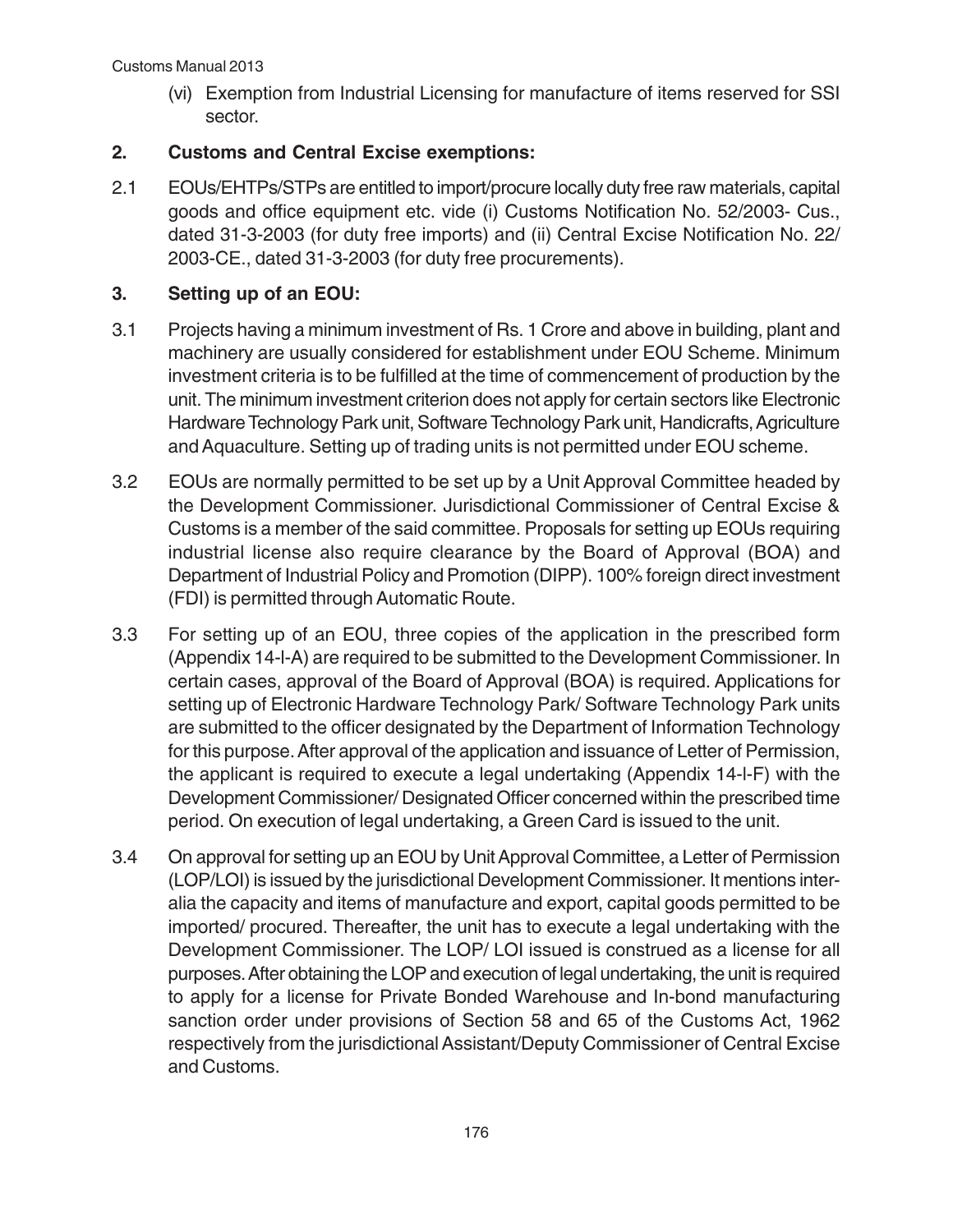(vi) Exemption from Industrial Licensing for manufacture of items reserved for SSI sector.

## 2. Customs and Central Excise exemptions:

2.1 EOUs/EHTPs/STPs are entitled to import/procure locally duty free raw materials, capital goods and office equipment etc. vide (i) Customs Notification No. 52/2003- Cus., dated 31-3-2003 (for duty free imports) and (ii) Central Excise Notification No. 22/ 2003-CE., dated 31-3-2003 (for duty free procurements).

## 3. Setting up of an EOU:

3.1 Projects having a minimum investment of Rs. 1 Crore and above in building, plant and machinery are usually considered for establishment under EOU Scheme. Minimum investment criteria is to be fulfilled at the time of commencement of production by the unit. The minimum investment criterion does not apply for certain sectors like Electronic Hardware Technology Park unit, Software Technology Park unit, Handicrafts, Agriculture and Aquaculture. Setting up of trading units is not permitted under EOU scheme.

3.2 EOUs are normally permitted to be set up by a Unit Approval Committee headed by the Development Commissioner. Jurisdictional Commissioner of Central Excise & Customs is a member of the said committee. Proposals for setting up EOUs requiring industrial license also require clearance by the Board of Approval (BOA) and Department of Industrial Policy and Promotion (DIPP). 100% foreign direct investment (FDI) is permitted through Automatic Route.

3.3 For setting up of an EOU, three copies of the application in the prescribed form (Appendix 14-I-A) are required to be submitted to the Development Commissioner. In certain cases, approval of the Board of Approval (BOA) is required. Applications for setting up of Electronic Hardware Technology Park/ Software Technology Park units are submitted to the officer designated by the Department of Information Technology for this purpose. After approval of the application and issuance of Letter of Permission, the applicant is required to execute a legal undertaking (Appendix 14-I-F) with the Development Commissioner/ Designated Officer concerned within the prescribed time period. On execution of legal undertaking, a Green Card is issued to the unit.

3.4 On approval for setting up an EOU by Unit Approval Committee, a Letter of Permission (LOP/LOI) is issued by the jurisdictional Development Commissioner. It mentions inter-alia the capacity and items of manufacture and export, capital goods permitted to be imported/ procured. Thereafter, the unit has to execute a legal undertaking with the Development Commissioner. The LOP/ LOI issued is construed as a license for all purposes. After obtaining the LOP and execution of legal undertaking, the unit is required to apply for a license for Private Bonded Warehouse and In-bond manufacturing sanction order under provisions of Section 58 and 65 of the Customs Act, 1962 respectively from the jurisdictional Assistant/Deputy Commissioner of Central Excise and Customs.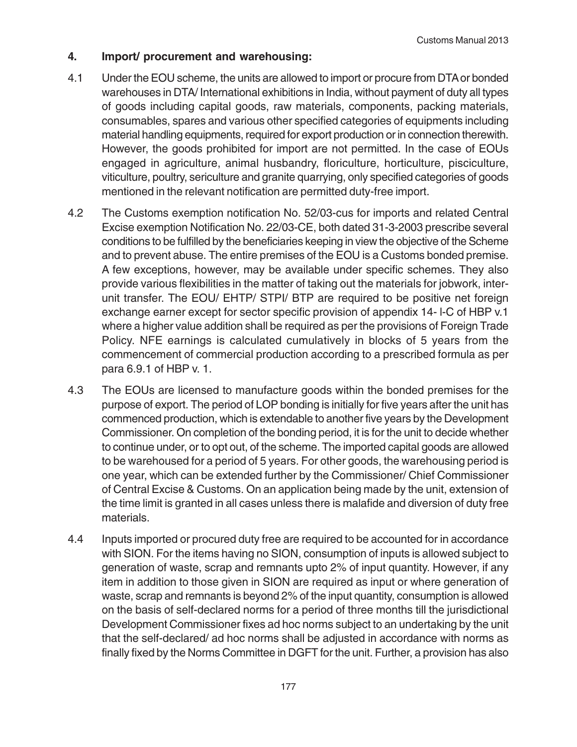**4. Import/ procurement and warehousing:**

4.1 Under the EOU scheme, the units are allowed to import or procure from DTA or bonded warehouses in DTA/ International exhibitions in India, without payment of duty all types of goods including capital goods, raw materials, components, packing materials, consumables, spares and various other specified categories of equipments including material handling equipments, required for export production or in connection therewith. However, the goods prohibited for import are not permitted. In the case of EOUs engaged in agriculture, animal husbandry, floriculture, horticulture, pisciculture, viticulture, poultry, sericulture and granite quarrying, only specified categories of goods mentioned in the relevant notification are permitted duty-free import.

4.2 The Customs exemption notification No. 52/03-cus for imports and related Central Excise exemption Notification No. 22/03-CE, both dated 31-3-2003 prescribe several conditions to be fulfilled by the beneficiaries keeping in view the objective of the Scheme and to prevent abuse. The entire premises of the EOU is a Customs bonded premise. A few exceptions, however, may be available under specific schemes. They also provide various flexibilities in the matter of taking out the materials for jobwork, inter-unit transfer. The EOU/ EHTP/ STPI/ BTP are required to be positive net foreign exchange earner except for sector specific provision of appendix 14- I-C of HBP v.1 where a higher value addition shall be required as per the provisions of Foreign Trade Policy. NFE earnings is calculated cumulatively in blocks of 5 years from the commencement of commercial production according to a prescribed formula as per para 6.9.1 of HBP v. 1.

4.3 The EOUs are licensed to manufacture goods within the bonded premises for the purpose of export. The period of LOP bonding is initially for five years after the unit has commenced production, which is extendable to another five years by the Development Commissioner. On completion of the bonding period, it is for the unit to decide whether to continue under, or to opt out, of the scheme. The imported capital goods are allowed to be warehoused for a period of 5 years. For other goods, the warehousing period is one year, which can be extended further by the Commissioner/ Chief Commissioner of Central Excise & Customs. On an application being made by the unit, extension of the time limit is granted in all cases unless there is malafide and diversion of duty free materials.

4.4 Inputs imported or procured duty free are required to be accounted for in accordance with SION. For the items having no SION, consumption of inputs is allowed subject to generation of waste, scrap and remnants upto 2% of input quantity. However, if any item in addition to those given in SION are required as input or where generation of waste, scrap and remnants is beyond 2% of the input quantity, consumption is allowed on the basis of self-declared norms for a period of three months till the jurisdictional Development Commissioner fixes ad hoc norms subject to an undertaking by the unit that the self-declared/ ad hoc norms shall be adjusted in accordance with norms as finally fixed by the Norms Committee in DGFT for the unit. Further, a provision has also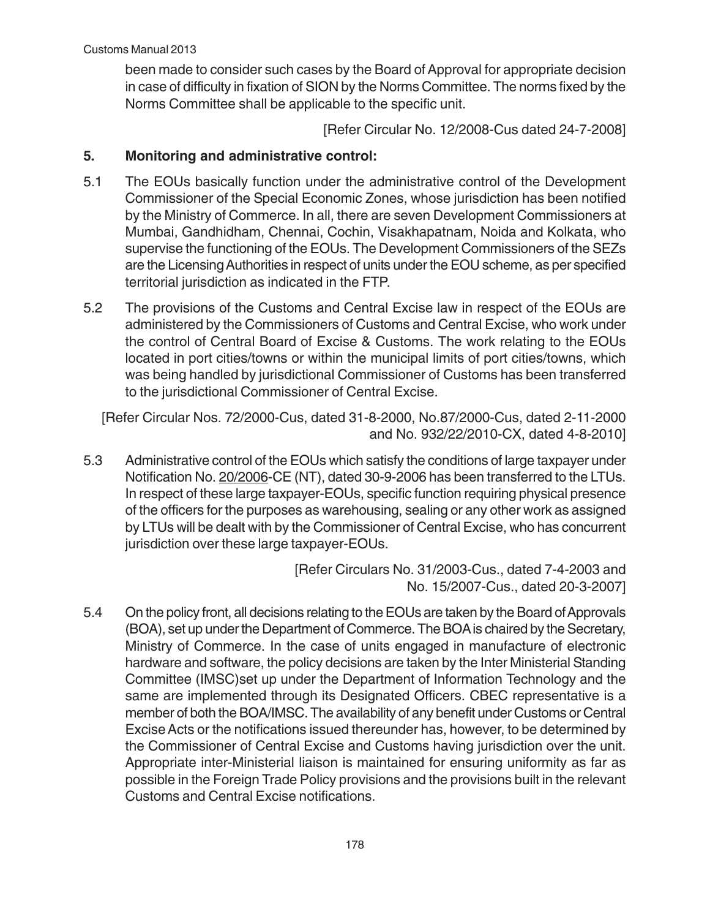been made to consider such cases by the Board of Approval for appropriate decision in case of difficulty in fixation of SION by the Norms Committee. The norms fixed by the Norms Committee shall be applicable to the specific unit.

[Refer Circular No. 12/2008-Cus dated 24-7-2008]

## 5. Monitoring and administrative control:

5.1 The EOUs basically function under the administrative control of the Development Commissioner of the Special Economic Zones, whose jurisdiction has been notified by the Ministry of Commerce. In all, there are seven Development Commissioners at Mumbai, Gandhidham, Chennai, Cochin, Visakhapatnam, Noida and Kolkata, who supervise the functioning of the EOUs. The Development Commissioners of the SEZs are the Licensing Authorities in respect of units under the EOU scheme, as per specified territorial jurisdiction as indicated in the FTP.

5.2 The provisions of the Customs and Central Excise law in respect of the EOUs are administered by the Commissioners of Customs and Central Excise, who work under the control of Central Board of Excise & Customs. The work relating to the EOUs located in port cities/towns or within the municipal limits of port cities/towns, which was being handled by jurisdictional Commissioner of Customs has been transferred to the jurisdictional Commissioner of Central Excise.

[Refer Circular Nos. 72/2000-Cus, dated 31-8-2000, No.87/2000-Cus, dated 2-11-2000 and No. 932/22/2010-CX, dated 4-8-2010]

5.3 Administrative control of the EOUs which satisfy the conditions of large taxpayer under Notification No. 20/2006-CE (NT), dated 30-9-2006 has been transferred to the LTUs. In respect of these large taxpayer-EOUs, specific function requiring physical presence of the officers for the purposes as warehousing, sealing or any other work as assigned by LTUs will be dealt with by the Commissioner of Central Excise, who has concurrent jurisdiction over these large taxpayer-EOUs.

[Refer Circulars No. 31/2003-Cus., dated 7-4-2003 and No. 15/2007-Cus., dated 20-3-2007]

5.4 On the policy front, all decisions relating to the EOUs are taken by the Board of Approvals (BOA), set up under the Department of Commerce. The BOA is chaired by the Secretary, Ministry of Commerce. In the case of units engaged in manufacture of electronic hardware and software, the policy decisions are taken by the Inter Ministerial Standing Committee (IMSC)set up under the Department of Information Technology and the same are implemented through its Designated Officers. CBEC representative is a member of both the BOA/IMSC. The availability of any benefit under Customs or Central Excise Acts or the notifications issued thereunder has, however, to be determined by the Commissioner of Central Excise and Customs having jurisdiction over the unit. Appropriate inter-Ministerial liaison is maintained for ensuring uniformity as far as possible in the Foreign Trade Policy provisions and the provisions built in the relevant Customs and Central Excise notifications.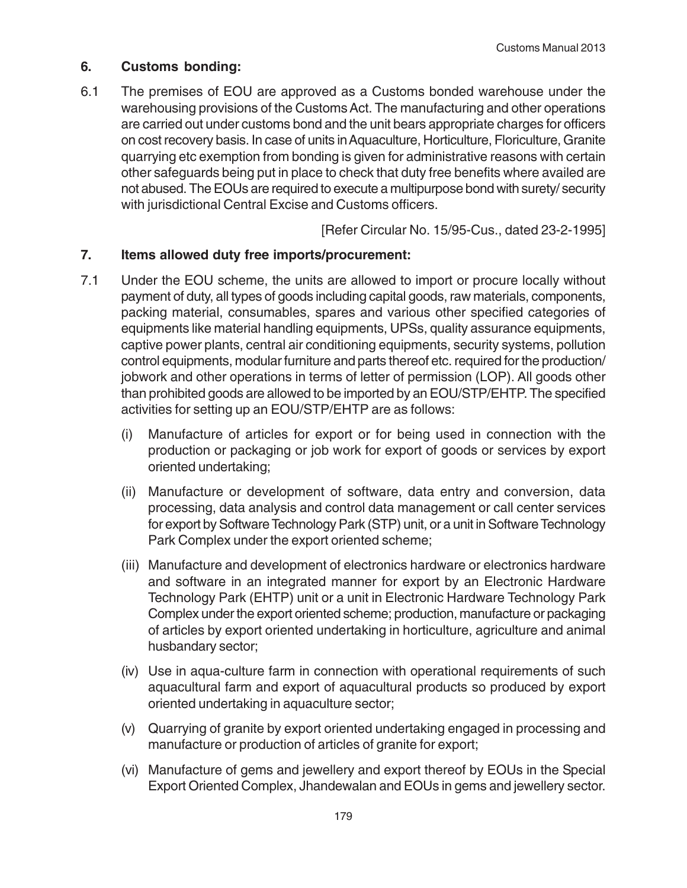## 6. Customs bonding:

6.1 The premises of EOU are approved as a Customs bonded warehouse under the warehousing provisions of the Customs Act. The manufacturing and other operations are carried out under customs bond and the unit bears appropriate charges for officers on cost recovery basis. In case of units in Aquaculture, Horticulture, Floriculture, Granite quarrying etc exemption from bonding is given for administrative reasons with certain other safeguards being put in place to check that duty free benefits where availed are not abused. The EOUs are required to execute a multipurpose bond with surety/ security with jurisdictional Central Excise and Customs officers.

[Refer Circular No. 15/95-Cus., dated 23-2-1995]

## 7. Items allowed duty free imports/procurement:

7.1 Under the EOU scheme, the units are allowed to import or procure locally without payment of duty, all types of goods including capital goods, raw materials, components, packing material, consumables, spares and various other specified categories of equipments like material handling equipments, UPSs, quality assurance equipments, captive power plants, central air conditioning equipments, security systems, pollution control equipments, modular furniture and parts thereof etc. required for the production/ jobwork and other operations in terms of letter of permission (LOP). All goods other than prohibited goods are allowed to be imported by an EOU/STP/EHTP. The specified activities for setting up an EOU/STP/EHTP are as follows:

(i) Manufacture of articles for export or for being used in connection with the production or packaging or job work for export of goods or services by export oriented undertaking;

(ii) Manufacture or development of software, data entry and conversion, data processing, data analysis and control data management or call center services for export by Software Technology Park (STP) unit, or a unit in Software Technology Park Complex under the export oriented scheme;

(iii) Manufacture and development of electronics hardware or electronics hardware and software in an integrated manner for export by an Electronic Hardware Technology Park (EHTP) unit or a unit in Electronic Hardware Technology Park Complex under the export oriented scheme; production, manufacture or packaging of articles by export oriented undertaking in horticulture, agriculture and animal husbandary sector;

(iv) Use in aqua-culture farm in connection with operational requirements of such aquacultural farm and export of aquacultural products so produced by export oriented undertaking in aquaculture sector;

(v) Quarrying of granite by export oriented undertaking engaged in processing and manufacture or production of articles of granite for export;

(vi) Manufacture of gems and jewellery and export thereof by EOUs in the Special Export Oriented Complex, Jhandewalan and EOUs in gems and jewellery sector.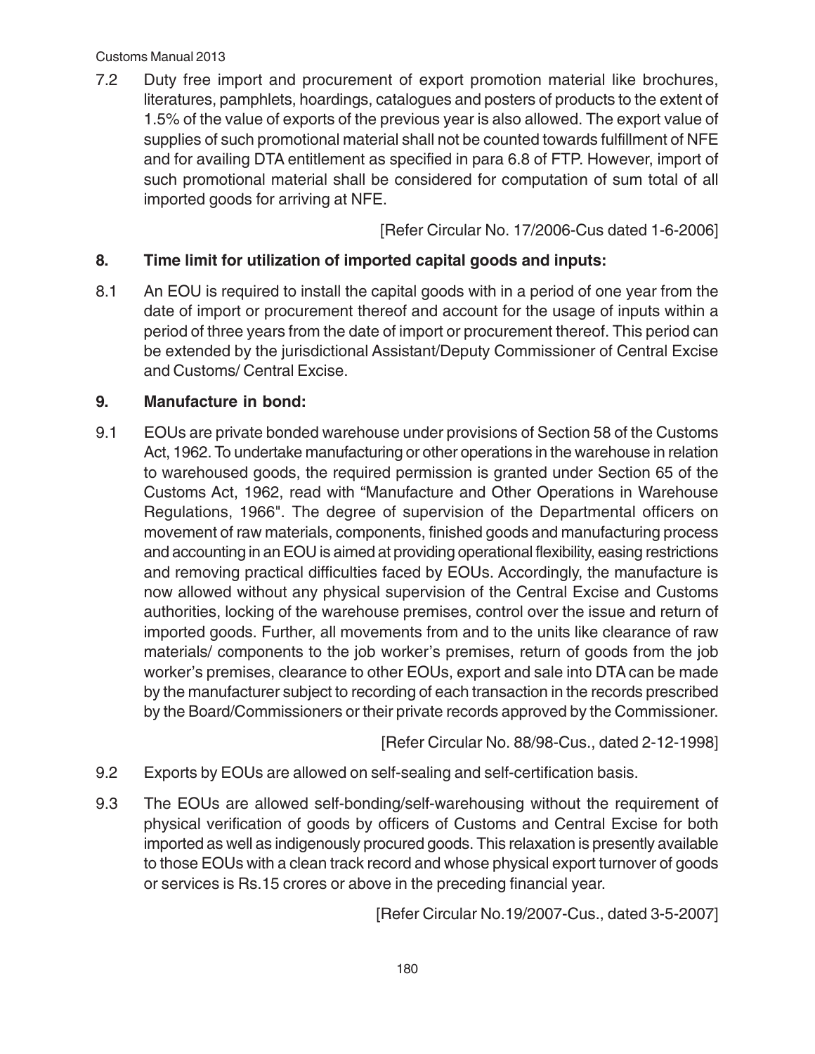7.2 Duty free import and procurement of export promotion material like brochures, literatures, pamphlets, hoardings, catalogues and posters of products to the extent of 1.5% of the value of exports of the previous year is also allowed. The export value of supplies of such promotional material shall not be counted towards fulfillment of NFE and for availing DTA entitlement as specified in para 6.8 of FTP. However, import of such promotional material shall be considered for computation of sum total of all imported goods for arriving at NFE.

[Refer Circular No. 17/2006-Cus dated 1-6-2006]

## 8. Time limit for utilization of imported capital goods and inputs:

8.1 An EOU is required to install the capital goods with in a period of one year from the date of import or procurement thereof and account for the usage of inputs within a period of three years from the date of import or procurement thereof. This period can be extended by the jurisdictional Assistant/Deputy Commissioner of Central Excise and Customs/ Central Excise.

## 9. Manufacture in bond:

9.1 EOUs are private bonded warehouse under provisions of Section 58 of the Customs Act, 1962. To undertake manufacturing or other operations in the warehouse in relation to warehoused goods, the required permission is granted under Section 65 of the Customs Act, 1962, read with "Manufacture and Other Operations in Warehouse Regulations, 1966". The degree of supervision of the Departmental officers on movement of raw materials, components, finished goods and manufacturing process and accounting in an EOU is aimed at providing operational flexibility, easing restrictions and removing practical difficulties faced by EOUs. Accordingly, the manufacture is now allowed without any physical supervision of the Central Excise and Customs authorities, locking of the warehouse premises, control over the issue and return of imported goods. Further, all movements from and to the units like clearance of raw materials/ components to the job worker's premises, return of goods from the job worker's premises, clearance to other EOUs, export and sale into DTA can be made by the manufacturer subject to recording of each transaction in the records prescribed by the Board/Commissioners or their private records approved by the Commissioner.

[Refer Circular No. 88/98-Cus., dated 2-12-1998]

9.2 Exports by EOUs are allowed on self-sealing and self-certification basis.

9.3 The EOUs are allowed self-bonding/self-warehousing without the requirement of physical verification of goods by officers of Customs and Central Excise for both imported as well as indigenously procured goods. This relaxation is presently available to those EOUs with a clean track record and whose physical export turnover of goods or services is Rs.15 crores or above in the preceding financial year.

[Refer Circular No.19/2007-Cus., dated 3-5-2007]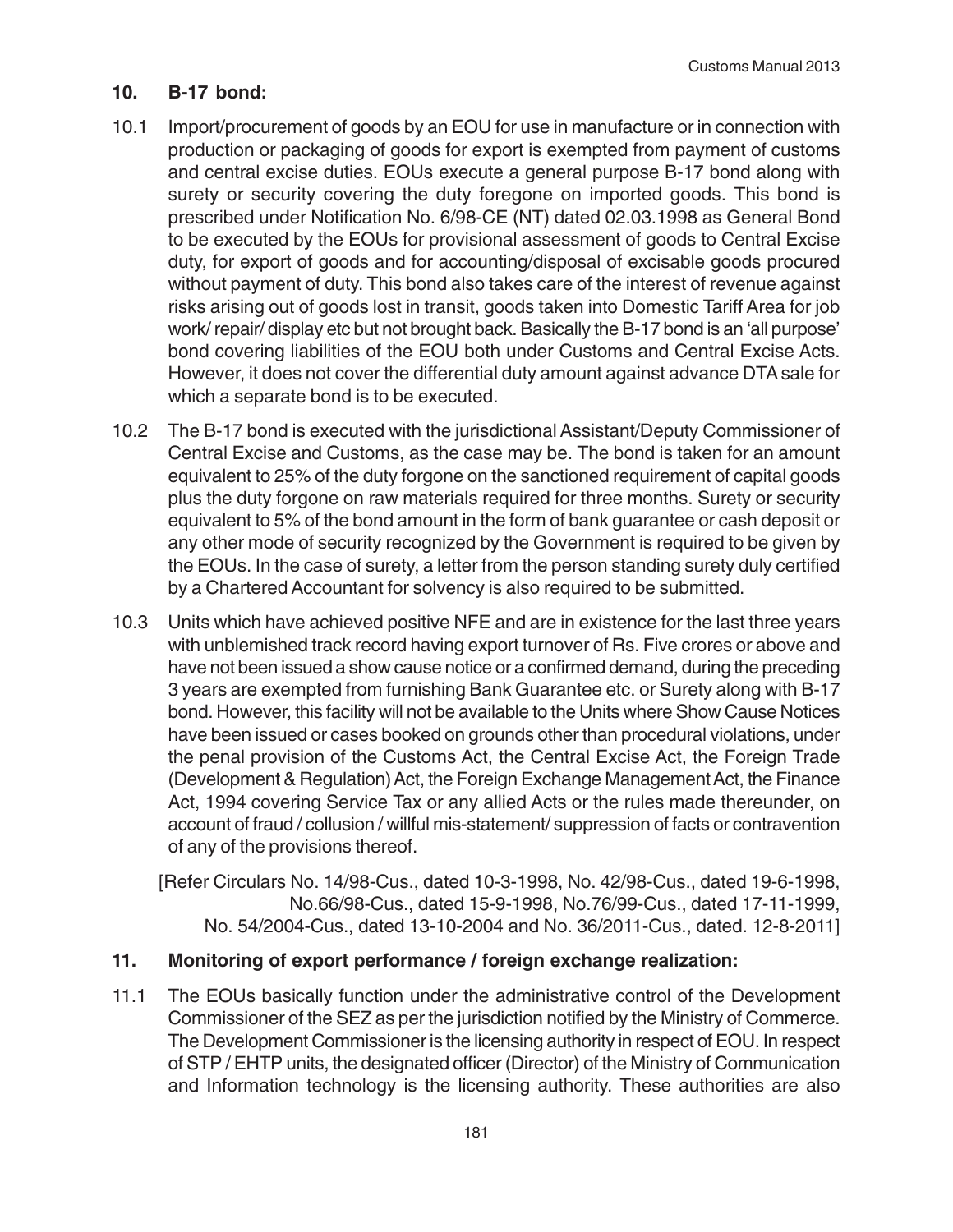## 10. B-17 bond:

10.1 Import/procurement of goods by an EOU for use in manufacture or in connection with production or packaging of goods for export is exempted from payment of customs and central excise duties. EOUs execute a general purpose B-17 bond along with surety or security covering the duty foregone on imported goods. This bond is prescribed under Notification No. 6/98-CE (NT) dated 02.03.1998 as General Bond to be executed by the EOUs for provisional assessment of goods to Central Excise duty, for export of goods and for accounting/disposal of excisable goods procured without payment of duty. This bond also takes care of the interest of revenue against risks arising out of goods lost in transit, goods taken into Domestic Tariff Area for job work/ repair/ display etc but not brought back. Basically the B-17 bond is an 'all purpose' bond covering liabilities of the EOU both under Customs and Central Excise Acts. However, it does not cover the differential duty amount against advance DTA sale for which a separate bond is to be executed.

10.2 The B-17 bond is executed with the jurisdictional Assistant/Deputy Commissioner of Central Excise and Customs, as the case may be. The bond is taken for an amount equivalent to 25% of the duty forgone on the sanctioned requirement of capital goods plus the duty forgone on raw materials required for three months. Surety or security equivalent to 5% of the bond amount in the form of bank guarantee or cash deposit or any other mode of security recognized by the Government is required to be given by the EOUs. In the case of surety, a letter from the person standing surety duly certified by a Chartered Accountant for solvency is also required to be submitted.

10.3 Units which have achieved positive NFE and are in existence for the last three years with unblemished track record having export turnover of Rs. Five crores or above and have not been issued a show cause notice or a confirmed demand, during the preceding 3 years are exempted from furnishing Bank Guarantee etc. or Surety along with B-17 bond. However, this facility will not be available to the Units where Show Cause Notices have been issued or cases booked on grounds other than procedural violations, under the penal provision of the Customs Act, the Central Excise Act, the Foreign Trade (Development & Regulation) Act, the Foreign Exchange Management Act, the Finance Act, 1994 covering Service Tax or any allied Acts or the rules made thereunder, on account of fraud / collusion / willful mis-statement/ suppression of facts or contravention of any of the provisions thereof.

[Refer Circulars No. 14/98-Cus., dated 10-3-1998, No. 42/98-Cus., dated 19-6-1998, No.66/98-Cus., dated 15-9-1998, No.76/99-Cus., dated 17-11-1999, No. 54/2004-Cus., dated 13-10-2004 and No. 36/2011-Cus., dated. 12-8-2011]

## 11. Monitoring of export performance / foreign exchange realization:

11.1 The EOUs basically function under the administrative control of the Development Commissioner of the SEZ as per the jurisdiction notified by the Ministry of Commerce. The Development Commissioner is the licensing authority in respect of EOU. In respect of STP / EHTP units, the designated officer (Director) of the Ministry of Communication and Information technology is the licensing authority. These authorities are also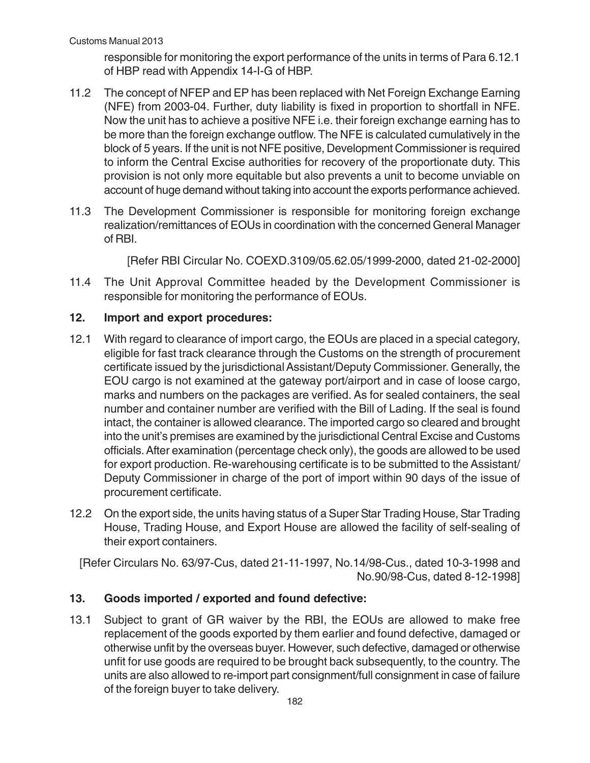responsible for monitoring the export performance of the units in terms of Para 6.12.1 of HBP read with Appendix 14-I-G of HBP.

11.2 The concept of NFEP and EP has been replaced with Net Foreign Exchange Earning (NFE) from 2003-04. Further, duty liability is fixed in proportion to shortfall in NFE. Now the unit has to achieve a positive NFE i.e. their foreign exchange earning has to be more than the foreign exchange outflow. The NFE is calculated cumulatively in the block of 5 years. If the unit is not NFE positive, Development Commissioner is required to inform the Central Excise authorities for recovery of the proportionate duty. This provision is not only more equitable but also prevents a unit to become unviable on account of huge demand without taking into account the exports performance achieved.

11.3 The Development Commissioner is responsible for monitoring foreign exchange realization/remittances of EOUs in coordination with the concerned General Manager of RBI.

[Refer RBI Circular No. COEXD.3109/05.62.05/1999-2000, dated 21-02-2000]

11.4 The Unit Approval Committee headed by the Development Commissioner is responsible for monitoring the performance of EOUs.

## 12. Import and export procedures:

12.1 With regard to clearance of import cargo, the EOUs are placed in a special category, eligible for fast track clearance through the Customs on the strength of procurement certificate issued by the jurisdictional Assistant/Deputy Commissioner. Generally, the EOU cargo is not examined at the gateway port/airport and in case of loose cargo, marks and numbers on the packages are verified. As for sealed containers, the seal number and container number are verified with the Bill of Lading. If the seal is found intact, the container is allowed clearance. The imported cargo so cleared and brought into the unit's premises are examined by the jurisdictional Central Excise and Customs officials. After examination (percentage check only), the goods are allowed to be used for export production. Re-warehousing certificate is to be submitted to the Assistant/ Deputy Commissioner in charge of the port of import within 90 days of the issue of procurement certificate.

12.2 On the export side, the units having status of a Super Star Trading House, Star Trading House, Trading House, and Export House are allowed the facility of self-sealing of their export containers.

[Refer Circulars No. 63/97-Cus, dated 21-11-1997, No.14/98-Cus., dated 10-3-1998 and No.90/98-Cus, dated 8-12-1998]

## 13. Goods imported / exported and found defective:

13.1 Subject to grant of GR waiver by the RBI, the EOUs are allowed to make free replacement of the goods exported by them earlier and found defective, damaged or otherwise unfit by the overseas buyer. However, such defective, damaged or otherwise unfit for use goods are required to be brought back subsequently, to the country. The units are also allowed to re-import part consignment/full consignment in case of failure of the foreign buyer to take delivery.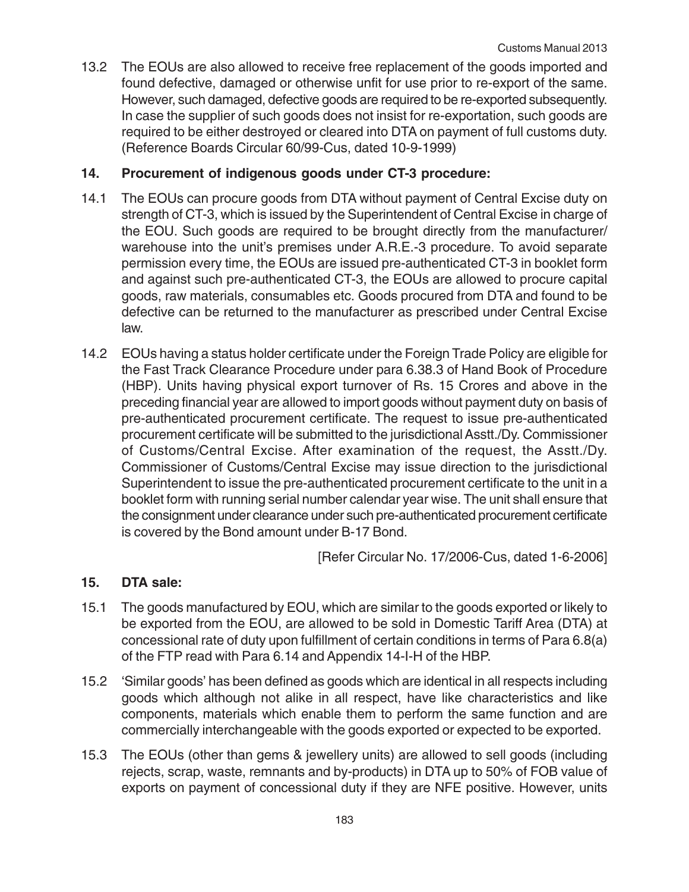13.2 The EOUs are also allowed to receive free replacement of the goods imported and found defective, damaged or otherwise unfit for use prior to re-export of the same. However, such damaged, defective goods are required to be re-exported subsequently. In case the supplier of such goods does not insist for re-exportation, such goods are required to be either destroyed or cleared into DTA on payment of full customs duty. (Reference Boards Circular 60/99-Cus, dated 10-9-1999)

## 14. Procurement of indigenous goods under CT-3 procedure:

14.1 The EOUs can procure goods from DTA without payment of Central Excise duty on strength of CT-3, which is issued by the Superintendent of Central Excise in charge of the EOU. Such goods are required to be brought directly from the manufacturer/ warehouse into the unit's premises under A.R.E.-3 procedure. To avoid separate permission every time, the EOUs are issued pre-authenticated CT-3 in booklet form and against such pre-authenticated CT-3, the EOUs are allowed to procure capital goods, raw materials, consumables etc. Goods procured from DTA and found to be defective can be returned to the manufacturer as prescribed under Central Excise law.

14.2 EOUs having a status holder certificate under the Foreign Trade Policy are eligible for the Fast Track Clearance Procedure under para 6.38.3 of Hand Book of Procedure (HBP). Units having physical export turnover of Rs. 15 Crores and above in the preceding financial year are allowed to import goods without payment duty on basis of pre-authenticated procurement certificate. The request to issue pre-authenticated procurement certificate will be submitted to the jurisdictional Asstt./Dy. Commissioner of Customs/Central Excise. After examination of the request, the Asstt./Dy. Commissioner of Customs/Central Excise may issue direction to the jurisdictional Superintendent to issue the pre-authenticated procurement certificate to the unit in a booklet form with running serial number calendar year wise. The unit shall ensure that the consignment under clearance under such pre-authenticated procurement certificate is covered by the Bond amount under B-17 Bond.

[Refer Circular No. 17/2006-Cus, dated 1-6-2006]

## 15. DTA sale:

15.1 The goods manufactured by EOU, which are similar to the goods exported or likely to be exported from the EOU, are allowed to be sold in Domestic Tariff Area (DTA) at concessional rate of duty upon fulfillment of certain conditions in terms of Para 6.8(a) of the FTP read with Para 6.14 and Appendix 14-I-H of the HBP.

15.2 'Similar goods' has been defined as goods which are identical in all respects including goods which although not alike in all respect, have like characteristics and like components, materials which enable them to perform the same function and are commercially interchangeable with the goods exported or expected to be exported.

15.3 The EOUs (other than gems & jewellery units) are allowed to sell goods (including rejects, scrap, waste, remnants and by-products) in DTA up to 50% of FOB value of exports on payment of concessional duty if they are NFE positive. However, units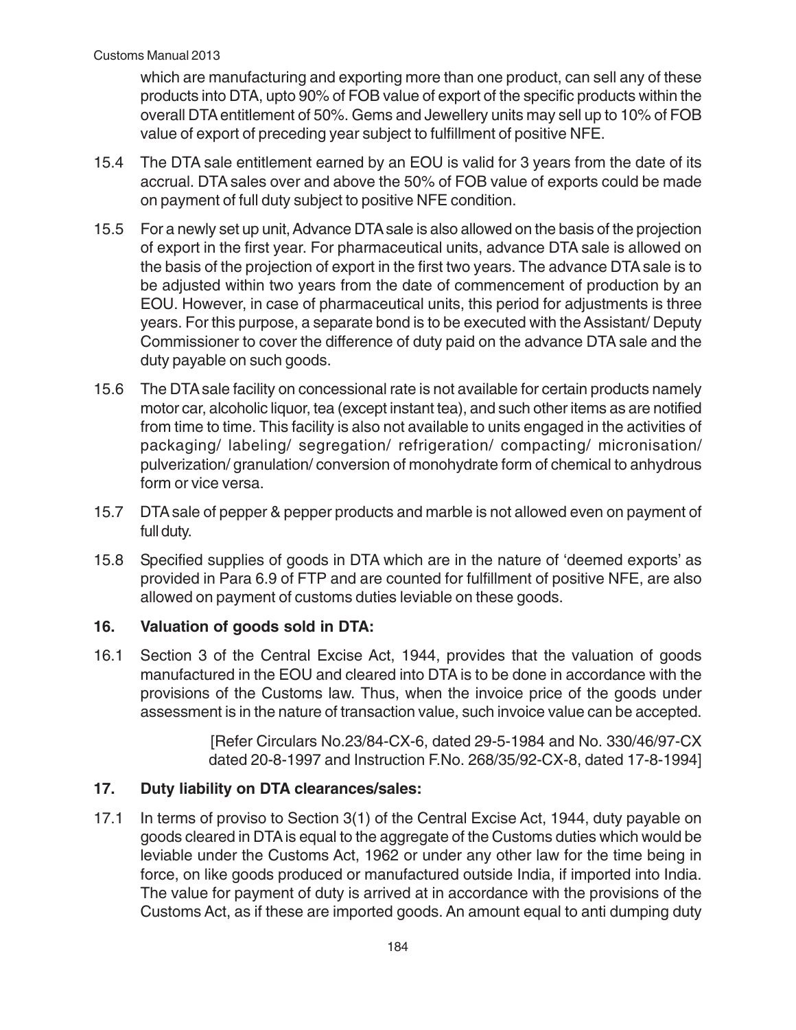which are manufacturing and exporting more than one product, can sell any of these products into DTA, upto 90% of FOB value of export of the specific products within the overall DTA entitlement of 50%. Gems and Jewellery units may sell up to 10% of FOB value of export of preceding year subject to fulfillment of positive NFE.

15.4 The DTA sale entitlement earned by an EOU is valid for 3 years from the date of its accrual. DTA sales over and above the 50% of FOB value of exports could be made on payment of full duty subject to positive NFE condition.

15.5 For a newly set up unit, Advance DTA sale is also allowed on the basis of the projection of export in the first year. For pharmaceutical units, advance DTA sale is allowed on the basis of the projection of export in the first two years. The advance DTA sale is to be adjusted within two years from the date of commencement of production by an EOU. However, in case of pharmaceutical units, this period for adjustments is three years. For this purpose, a separate bond is to be executed with the Assistant/ Deputy Commissioner to cover the difference of duty paid on the advance DTA sale and the duty payable on such goods.

15.6 The DTA sale facility on concessional rate is not available for certain products namely motor car, alcoholic liquor, tea (except instant tea), and such other items as are notified from time to time. This facility is also not available to units engaged in the activities of packaging/ labeling/ segregation/ refrigeration/ compacting/ micronisation/ pulverization/ granulation/ conversion of monohydrate form of chemical to anhydrous form or vice versa.

15.7 DTA sale of pepper & pepper products and marble is not allowed even on payment of full duty.

15.8 Specified supplies of goods in DTA which are in the nature of 'deemed exports' as provided in Para 6.9 of FTP and are counted for fulfillment of positive NFE, are also allowed on payment of customs duties leviable on these goods.

## 16. Valuation of goods sold in DTA:

16.1 Section 3 of the Central Excise Act, 1944, provides that the valuation of goods manufactured in the EOU and cleared into DTA is to be done in accordance with the provisions of the Customs law. Thus, when the invoice price of the goods under assessment is in the nature of transaction value, such invoice value can be accepted.

[Refer Circulars No.23/84-CX-6, dated 29-5-1984 and No. 330/46/97-CX dated 20-8-1997 and Instruction F.No. 268/35/92-CX-8, dated 17-8-1994]

## 17. Duty liability on DTA clearances/sales:

17.1 In terms of proviso to Section 3(1) of the Central Excise Act, 1944, duty payable on goods cleared in DTA is equal to the aggregate of the Customs duties which would be leviable under the Customs Act, 1962 or under any other law for the time being in force, on like goods produced or manufactured outside India, if imported into India. The value for payment of duty is arrived at in accordance with the provisions of the Customs Act, as if these are imported goods. An amount equal to anti dumping duty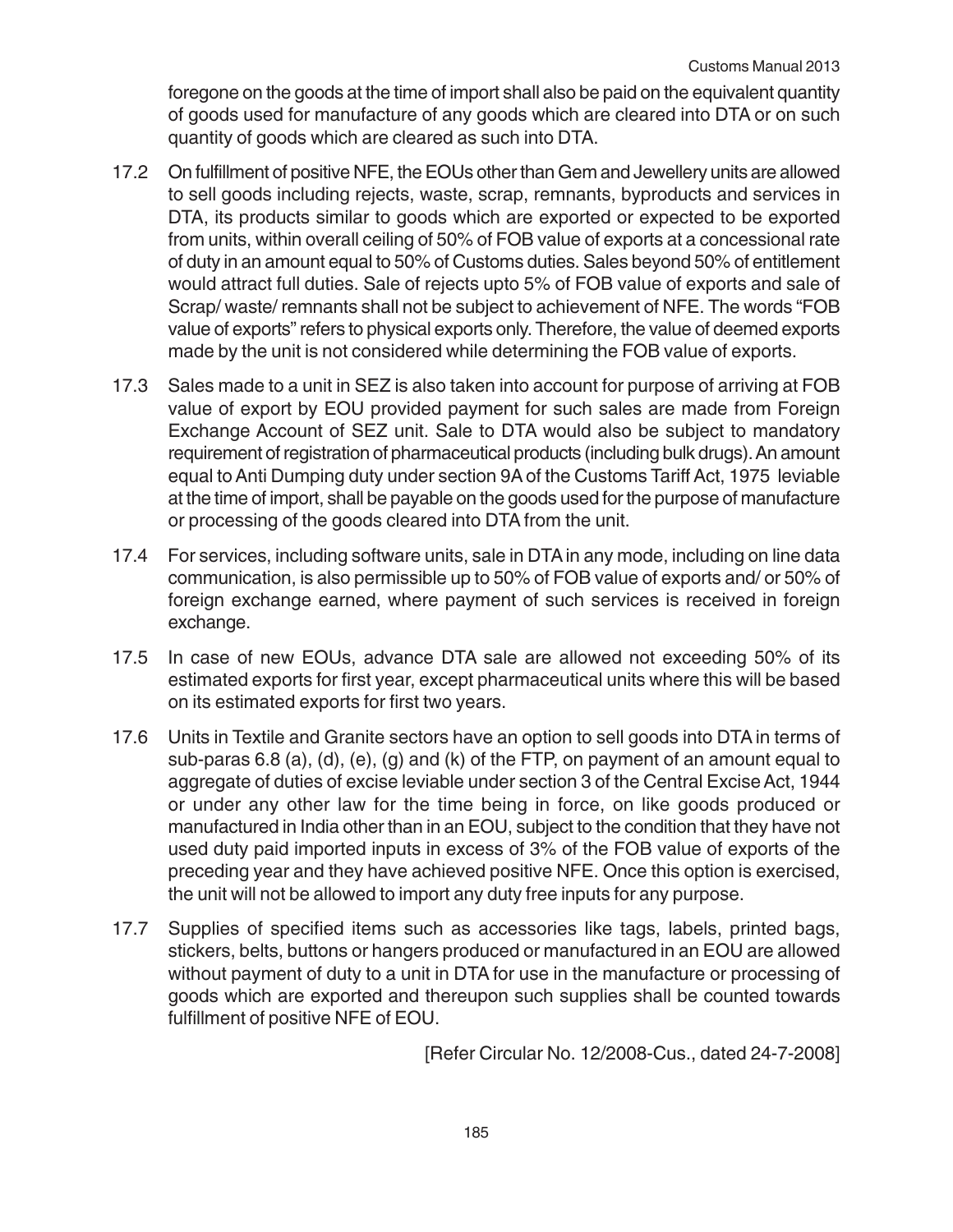foregone on the goods at the time of import shall also be paid on the equivalent quantity of goods used for manufacture of any goods which are cleared into DTA or on such quantity of goods which are cleared as such into DTA.

17.2 On fulfillment of positive NFE, the EOUs other than Gem and Jewellery units are allowed to sell goods including rejects, waste, scrap, remnants, byproducts and services in DTA, its products similar to goods which are exported or expected to be exported from units, within overall ceiling of 50% of FOB value of exports at a concessional rate of duty in an amount equal to 50% of Customs duties. Sales beyond 50% of entitlement would attract full duties. Sale of rejects upto 5% of FOB value of exports and sale of Scrap/ waste/ remnants shall not be subject to achievement of NFE. The words "FOB value of exports" refers to physical exports only. Therefore, the value of deemed exports made by the unit is not considered while determining the FOB value of exports.

17.3 Sales made to a unit in SEZ is also taken into account for purpose of arriving at FOB value of export by EOU provided payment for such sales are made from Foreign Exchange Account of SEZ unit. Sale to DTA would also be subject to mandatory requirement of registration of pharmaceutical products (including bulk drugs). An amount equal to Anti Dumping duty under section 9A of the Customs Tariff Act, 1975 leviable at the time of import, shall be payable on the goods used for the purpose of manufacture or processing of the goods cleared into DTA from the unit.

17.4 For services, including software units, sale in DTA in any mode, including on line data communication, is also permissible up to 50% of FOB value of exports and/ or 50% of foreign exchange earned, where payment of such services is received in foreign exchange.

17.5 In case of new EOUs, advance DTA sale are allowed not exceeding 50% of its estimated exports for first year, except pharmaceutical units where this will be based on its estimated exports for first two years.

17.6 Units in Textile and Granite sectors have an option to sell goods into DTA in terms of sub-paras 6.8 (a), (d), (e), (g) and (k) of the FTP, on payment of an amount equal to aggregate of duties of excise leviable under section 3 of the Central Excise Act, 1944 or under any other law for the time being in force, on like goods produced or manufactured in India other than in an EOU, subject to the condition that they have not used duty paid imported inputs in excess of 3% of the FOB value of exports of the preceding year and they have achieved positive NFE. Once this option is exercised, the unit will not be allowed to import any duty free inputs for any purpose.

17.7 Supplies of specified items such as accessories like tags, labels, printed bags, stickers, belts, buttons or hangers produced or manufactured in an EOU are allowed without payment of duty to a unit in DTA for use in the manufacture or processing of goods which are exported and thereupon such supplies shall be counted towards fulfillment of positive NFE of EOU.

[Refer Circular No. 12/2008-Cus., dated 24-7-2008]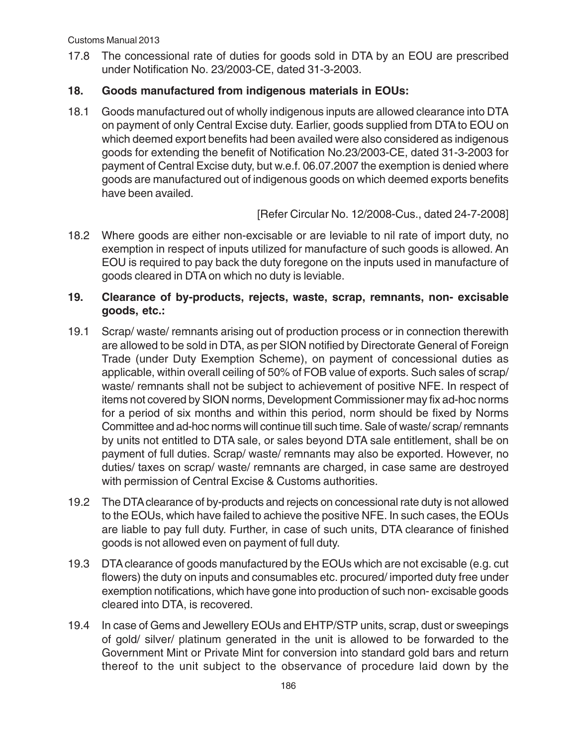17.8 The concessional rate of duties for goods sold in DTA by an EOU are prescribed under Notification No. 23/2003-CE, dated 31-3-2003.

## 18. Goods manufactured from indigenous materials in EOUs:

18.1 Goods manufactured out of wholly indigenous inputs are allowed clearance into DTA on payment of only Central Excise duty. Earlier, goods supplied from DTA to EOU on which deemed export benefits had been availed were also considered as indigenous goods for extending the benefit of Notification No.23/2003-CE, dated 31-3-2003 for payment of Central Excise duty, but w.e.f. 06.07.2007 the exemption is denied where goods are manufactured out of indigenous goods on which deemed exports benefits have been availed.

[Refer Circular No. 12/2008-Cus., dated 24-7-2008]

18.2 Where goods are either non-excisable or are leviable to nil rate of import duty, no exemption in respect of inputs utilized for manufacture of such goods is allowed. An EOU is required to pay back the duty foregone on the inputs used in manufacture of goods cleared in DTA on which no duty is leviable.

## 19. Clearance of by-products, rejects, waste, scrap, remnants, non- excisable goods, etc.:

19.1 Scrap/ waste/ remnants arising out of production process or in connection therewith are allowed to be sold in DTA, as per SION notified by Directorate General of Foreign Trade (under Duty Exemption Scheme), on payment of concessional duties as applicable, within overall ceiling of 50% of FOB value of exports. Such sales of scrap/ waste/ remnants shall not be subject to achievement of positive NFE. In respect of items not covered by SION norms, Development Commissioner may fix ad-hoc norms for a period of six months and within this period, norm should be fixed by Norms Committee and ad-hoc norms will continue till such time. Sale of waste/ scrap/ remnants by units not entitled to DTA sale, or sales beyond DTA sale entitlement, shall be on payment of full duties. Scrap/ waste/ remnants may also be exported. However, no duties/ taxes on scrap/ waste/ remnants are charged, in case same are destroyed with permission of Central Excise & Customs authorities.

19.2 The DTA clearance of by-products and rejects on concessional rate duty is not allowed to the EOUs, which have failed to achieve the positive NFE. In such cases, the EOUs are liable to pay full duty. Further, in case of such units, DTA clearance of finished goods is not allowed even on payment of full duty.

19.3 DTA clearance of goods manufactured by the EOUs which are not excisable (e.g. cut flowers) the duty on inputs and consumables etc. procured/ imported duty free under exemption notifications, which have gone into production of such non- excisable goods cleared into DTA, is recovered.

19.4 In case of Gems and Jewellery EOUs and EHTP/STP units, scrap, dust or sweepings of gold/ silver/ platinum generated in the unit is allowed to be forwarded to the Government Mint or Private Mint for conversion into standard gold bars and return thereof to the unit subject to the observance of procedure laid down by the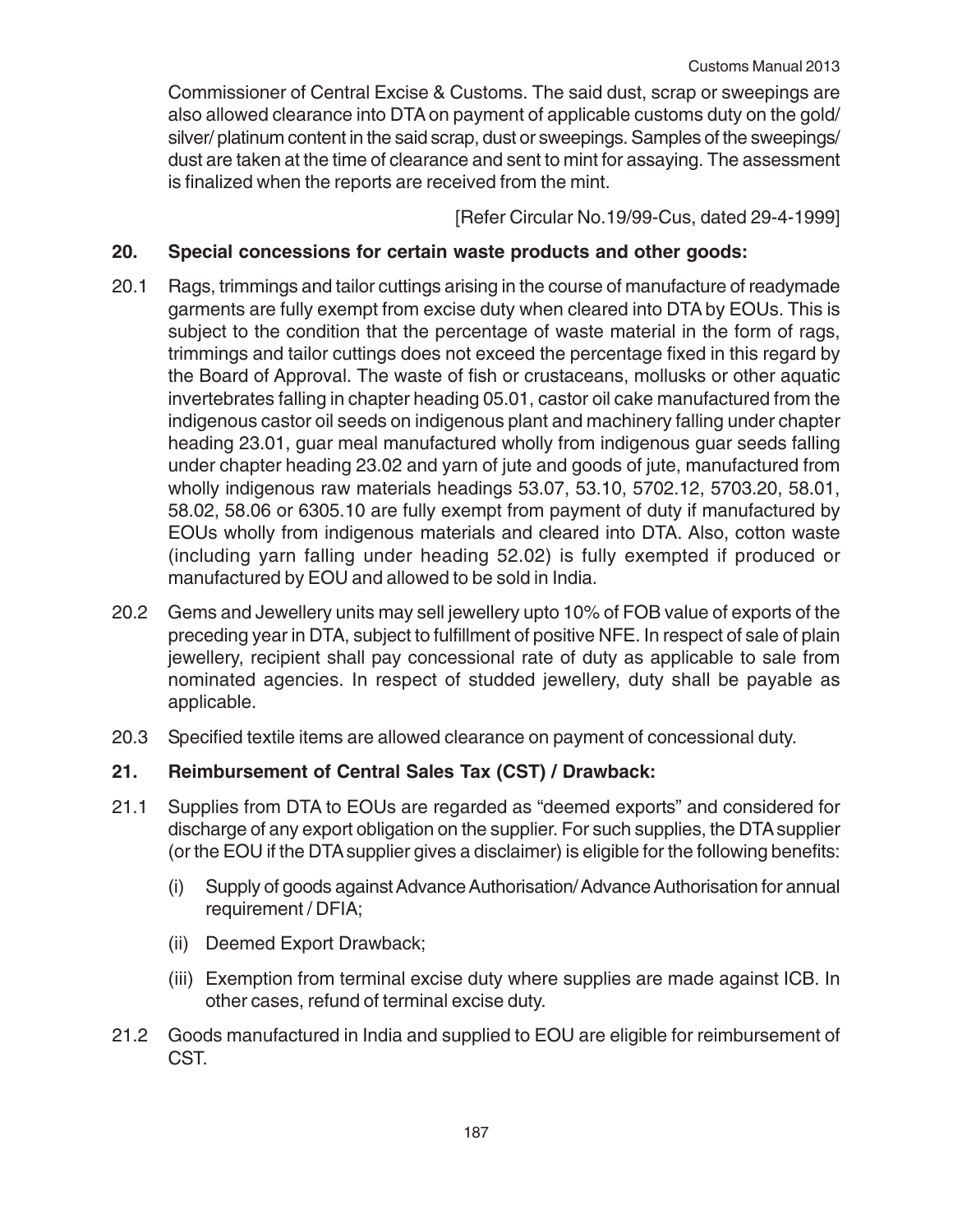Commissioner of Central Excise & Customs. The said dust, scrap or sweepings are also allowed clearance into DTA on payment of applicable customs duty on the gold/ silver/ platinum content in the said scrap, dust or sweepings. Samples of the sweepings/ dust are taken at the time of clearance and sent to mint for assaying. The assessment is finalized when the reports are received from the mint.

[Refer Circular No.19/99-Cus, dated 29-4-1999]

## 20. Special concessions for certain waste products and other goods:

20.1 Rags, trimmings and tailor cuttings arising in the course of manufacture of readymade garments are fully exempt from excise duty when cleared into DTA by EOUs. This is subject to the condition that the percentage of waste material in the form of rags, trimmings and tailor cuttings does not exceed the percentage fixed in this regard by the Board of Approval. The waste of fish or crustaceans, mollusks or other aquatic invertebrates falling in chapter heading 05.01, castor oil cake manufactured from the indigenous castor oil seeds on indigenous plant and machinery falling under chapter heading 23.01, guar meal manufactured wholly from indigenous guar seeds falling under chapter heading 23.02 and yarn of jute and goods of jute, manufactured from wholly indigenous raw materials headings 53.07, 53.10, 5702.12, 5703.20, 58.01, 58.02, 58.06 or 6305.10 are fully exempt from payment of duty if manufactured by EOUs wholly from indigenous materials and cleared into DTA. Also, cotton waste (including yarn falling under heading 52.02) is fully exempted if produced or manufactured by EOU and allowed to be sold in India.

20.2 Gems and Jewellery units may sell jewellery upto 10% of FOB value of exports of the preceding year in DTA, subject to fulfillment of positive NFE. In respect of sale of plain jewellery, recipient shall pay concessional rate of duty as applicable to sale from nominated agencies. In respect of studded jewellery, duty shall be payable as applicable.

20.3 Specified textile items are allowed clearance on payment of concessional duty.

## 21. Reimbursement of Central Sales Tax (CST) / Drawback:

21.1 Supplies from DTA to EOUs are regarded as "deemed exports" and considered for discharge of any export obligation on the supplier. For such supplies, the DTA supplier (or the EOU if the DTA supplier gives a disclaimer) is eligible for the following benefits:

   (i) Supply of goods against Advance Authorisation/ Advance Authorisation for annual requirement / DFIA;

   (ii) Deemed Export Drawback;

   (iii) Exemption from terminal excise duty where supplies are made against ICB. In other cases, refund of terminal excise duty.

21.2 Goods manufactured in India and supplied to EOU are eligible for reimbursement of CST.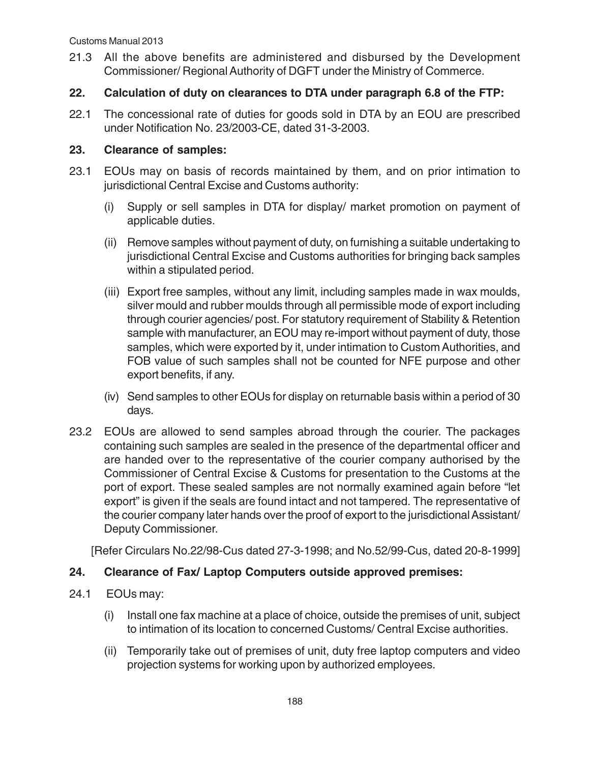21.3 All the above benefits are administered and disbursed by the Development Commissioner/ Regional Authority of DGFT under the Ministry of Commerce.

**22. Calculation of duty on clearances to DTA under paragraph 6.8 of the FTP:**

22.1 The concessional rate of duties for goods sold in DTA by an EOU are prescribed under Notification No. 23/2003-CE, dated 31-3-2003.

**23. Clearance of samples:**

23.1 EOUs may on basis of records maintained by them, and on prior intimation to jurisdictional Central Excise and Customs authority:

(i) Supply or sell samples in DTA for display/ market promotion on payment of applicable duties.

(ii) Remove samples without payment of duty, on furnishing a suitable undertaking to jurisdictional Central Excise and Customs authorities for bringing back samples within a stipulated period.

(iii) Export free samples, without any limit, including samples made in wax moulds, silver mould and rubber moulds through all permissible mode of export including through courier agencies/ post. For statutory requirement of Stability & Retention sample with manufacturer, an EOU may re-import without payment of duty, those samples, which were exported by it, under intimation to Custom Authorities, and FOB value of such samples shall not be counted for NFE purpose and other export benefits, if any.

(iv) Send samples to other EOUs for display on returnable basis within a period of 30 days.

23.2 EOUs are allowed to send samples abroad through the courier. The packages containing such samples are sealed in the presence of the departmental officer and are handed over to the representative of the courier company authorised by the Commissioner of Central Excise & Customs for presentation to the Customs at the port of export. These sealed samples are not normally examined again before "let export" is given if the seals are found intact and not tampered. The representative of the courier company later hands over the proof of export to the jurisdictional Assistant/ Deputy Commissioner.

[Refer Circulars No.22/98-Cus dated 27-3-1998; and No.52/99-Cus, dated 20-8-1999]

**24. Clearance of Fax/ Laptop Computers outside approved premises:**

24.1 EOUs may:

(i) Install one fax machine at a place of choice, outside the premises of unit, subject to intimation of its location to concerned Customs/ Central Excise authorities.

(ii) Temporarily take out of premises of unit, duty free laptop computers and video projection systems for working upon by authorized employees.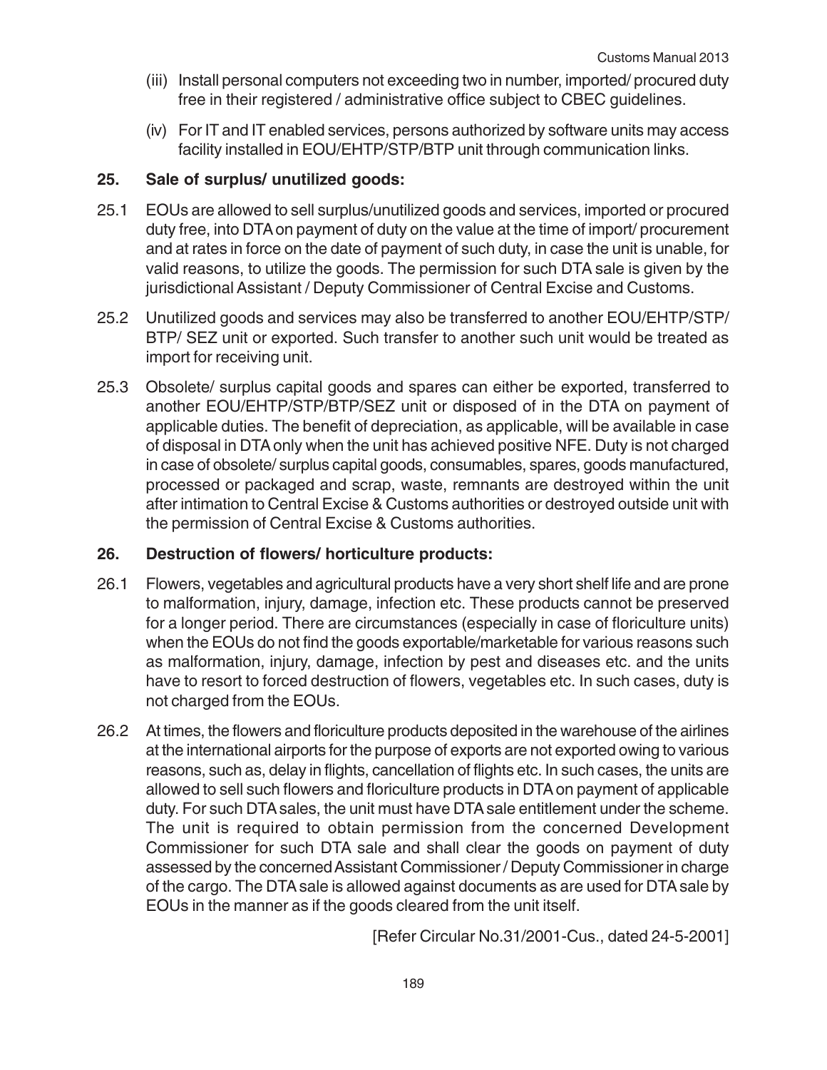(iii) Install personal computers not exceeding two in number, imported/ procured duty free in their registered / administrative office subject to CBEC guidelines.

(iv) For IT and IT enabled services, persons authorized by software units may access facility installed in EOU/EHTP/STP/BTP unit through communication links.

**25. Sale of surplus/ unutilized goods:**

25.1 EOUs are allowed to sell surplus/unutilized goods and services, imported or procured duty free, into DTA on payment of duty on the value at the time of import/ procurement and at rates in force on the date of payment of such duty, in case the unit is unable, for valid reasons, to utilize the goods. The permission for such DTA sale is given by the jurisdictional Assistant / Deputy Commissioner of Central Excise and Customs.

25.2 Unutilized goods and services may also be transferred to another EOU/EHTP/STP/ BTP/ SEZ unit or exported. Such transfer to another such unit would be treated as import for receiving unit.

25.3 Obsolete/ surplus capital goods and spares can either be exported, transferred to another EOU/EHTP/STP/BTP/SEZ unit or disposed of in the DTA on payment of applicable duties. The benefit of depreciation, as applicable, will be available in case of disposal in DTA only when the unit has achieved positive NFE. Duty is not charged in case of obsolete/ surplus capital goods, consumables, spares, goods manufactured, processed or packaged and scrap, waste, remnants are destroyed within the unit after intimation to Central Excise & Customs authorities or destroyed outside unit with the permission of Central Excise & Customs authorities.

**26. Destruction of flowers/ horticulture products:**

26.1 Flowers, vegetables and agricultural products have a very short shelf life and are prone to malformation, injury, damage, infection etc. These products cannot be preserved for a longer period. There are circumstances (especially in case of floriculture units) when the EOUs do not find the goods exportable/marketable for various reasons such as malformation, injury, damage, infection by pest and diseases etc. and the units have to resort to forced destruction of flowers, vegetables etc. In such cases, duty is not charged from the EOUs.

26.2 At times, the flowers and floriculture products deposited in the warehouse of the airlines at the international airports for the purpose of exports are not exported owing to various reasons, such as, delay in flights, cancellation of flights etc. In such cases, the units are allowed to sell such flowers and floriculture products in DTA on payment of applicable duty. For such DTA sales, the unit must have DTA sale entitlement under the scheme. The unit is required to obtain permission from the concerned Development Commissioner for such DTA sale and shall clear the goods on payment of duty assessed by the concerned Assistant Commissioner / Deputy Commissioner in charge of the cargo. The DTA sale is allowed against documents as are used for DTA sale by EOUs in the manner as if the goods cleared from the unit itself.

[Refer Circular No.31/2001-Cus., dated 24-5-2001]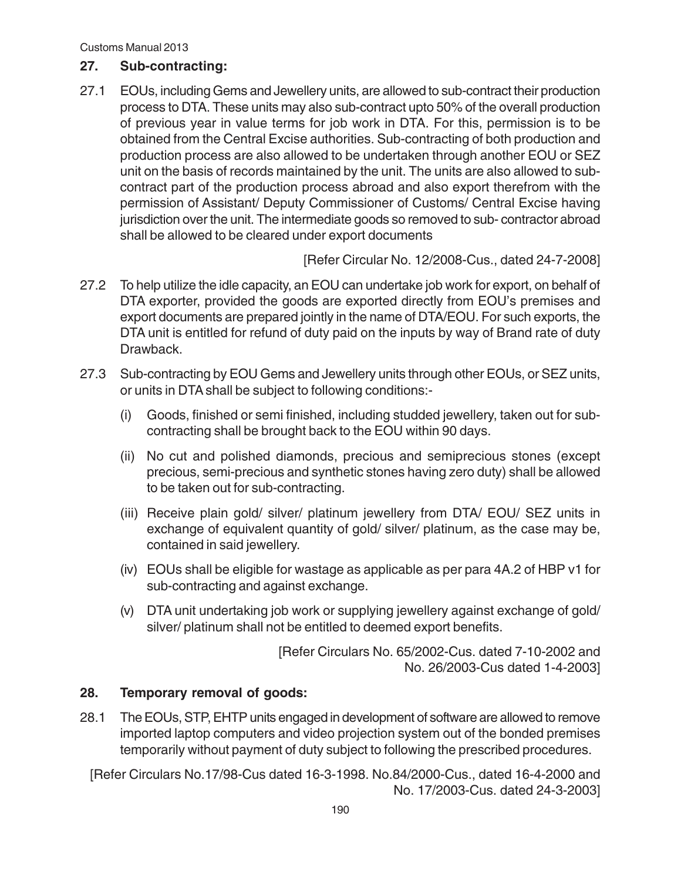## 27. Sub-contracting:

27.1 EOUs, including Gems and Jewellery units, are allowed to sub-contract their production process to DTA. These units may also sub-contract upto 50% of the overall production of previous year in value terms for job work in DTA. For this, permission is to be obtained from the Central Excise authorities. Sub-contracting of both production and production process are also allowed to be undertaken through another EOU or SEZ unit on the basis of records maintained by the unit. The units are also allowed to sub-contract part of the production process abroad and also export therefrom with the permission of Assistant/ Deputy Commissioner of Customs/ Central Excise having jurisdiction over the unit. The intermediate goods so removed to sub- contractor abroad shall be allowed to be cleared under export documents

[Refer Circular No. 12/2008-Cus., dated 24-7-2008]

27.2 To help utilize the idle capacity, an EOU can undertake job work for export, on behalf of DTA exporter, provided the goods are exported directly from EOU's premises and export documents are prepared jointly in the name of DTA/EOU. For such exports, the DTA unit is entitled for refund of duty paid on the inputs by way of Brand rate of duty Drawback.

27.3 Sub-contracting by EOU Gems and Jewellery units through other EOUs, or SEZ units, or units in DTA shall be subject to following conditions:-

(i) Goods, finished or semi finished, including studded jewellery, taken out for sub-contracting shall be brought back to the EOU within 90 days.

(ii) No cut and polished diamonds, precious and semiprecious stones (except precious, semi-precious and synthetic stones having zero duty) shall be allowed to be taken out for sub-contracting.

(iii) Receive plain gold/ silver/ platinum jewellery from DTA/ EOU/ SEZ units in exchange of equivalent quantity of gold/ silver/ platinum, as the case may be, contained in said jewellery.

(iv) EOUs shall be eligible for wastage as applicable as per para 4A.2 of HBP v1 for sub-contracting and against exchange.

(v) DTA unit undertaking job work or supplying jewellery against exchange of gold/ silver/ platinum shall not be entitled to deemed export benefits.

[Refer Circulars No. 65/2002-Cus. dated 7-10-2002 and No. 26/2003-Cus dated 1-4-2003]

## 28. Temporary removal of goods:

28.1 The EOUs, STP, EHTP units engaged in development of software are allowed to remove imported laptop computers and video projection system out of the bonded premises temporarily without payment of duty subject to following the prescribed procedures.

[Refer Circulars No.17/98-Cus dated 16-3-1998. No.84/2000-Cus., dated 16-4-2000 and No. 17/2003-Cus. dated 24-3-2003]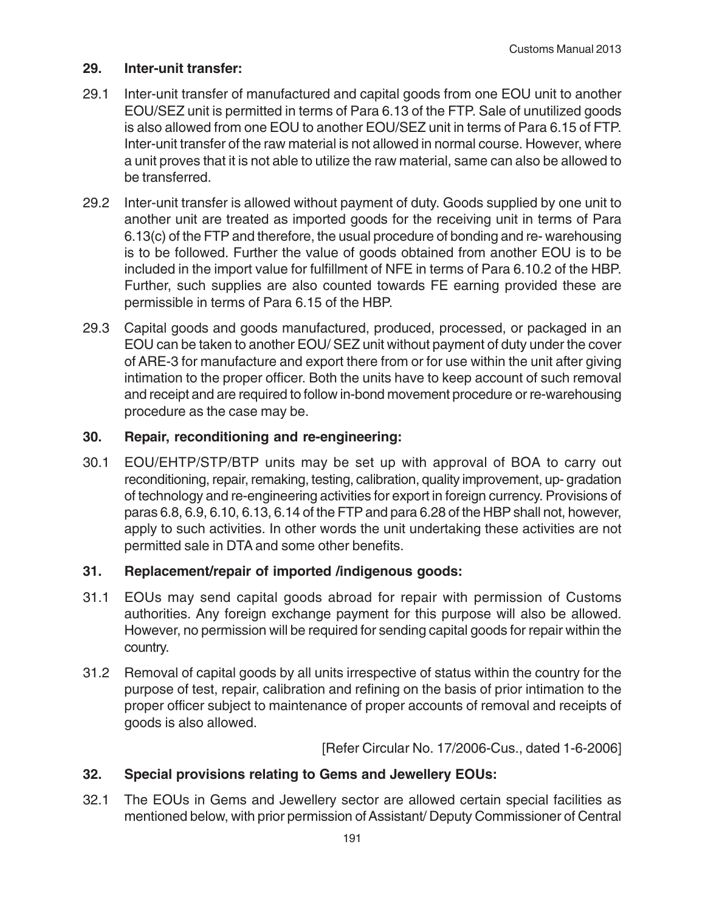## 29. Inter-unit transfer:

29.1 Inter-unit transfer of manufactured and capital goods from one EOU unit to another EOU/SEZ unit is permitted in terms of Para 6.13 of the FTP. Sale of unutilized goods is also allowed from one EOU to another EOU/SEZ unit in terms of Para 6.15 of FTP. Inter-unit transfer of the raw material is not allowed in normal course. However, where a unit proves that it is not able to utilize the raw material, same can also be allowed to be transferred.

29.2 Inter-unit transfer is allowed without payment of duty. Goods supplied by one unit to another unit are treated as imported goods for the receiving unit in terms of Para 6.13(c) of the FTP and therefore, the usual procedure of bonding and re- warehousing is to be followed. Further the value of goods obtained from another EOU is to be included in the import value for fulfillment of NFE in terms of Para 6.10.2 of the HBP. Further, such supplies are also counted towards FE earning provided these are permissible in terms of Para 6.15 of the HBP.

29.3 Capital goods and goods manufactured, produced, processed, or packaged in an EOU can be taken to another EOU/ SEZ unit without payment of duty under the cover of ARE-3 for manufacture and export there from or for use within the unit after giving intimation to the proper officer. Both the units have to keep account of such removal and receipt and are required to follow in-bond movement procedure or re-warehousing procedure as the case may be.

## 30. Repair, reconditioning and re-engineering:

30.1 EOU/EHTP/STP/BTP units may be set up with approval of BOA to carry out reconditioning, repair, remaking, testing, calibration, quality improvement, up- gradation of technology and re-engineering activities for export in foreign currency. Provisions of paras 6.8, 6.9, 6.10, 6.13, 6.14 of the FTP and para 6.28 of the HBP shall not, however, apply to such activities. In other words the unit undertaking these activities are not permitted sale in DTA and some other benefits.

## 31. Replacement/repair of imported /indigenous goods:

31.1 EOUs may send capital goods abroad for repair with permission of Customs authorities. Any foreign exchange payment for this purpose will also be allowed. However, no permission will be required for sending capital goods for repair within the country.

31.2 Removal of capital goods by all units irrespective of status within the country for the purpose of test, repair, calibration and refining on the basis of prior intimation to the proper officer subject to maintenance of proper accounts of removal and receipts of goods is also allowed.

[Refer Circular No. 17/2006-Cus., dated 1-6-2006]

## 32. Special provisions relating to Gems and Jewellery EOUs:

32.1 The EOUs in Gems and Jewellery sector are allowed certain special facilities as mentioned below, with prior permission of Assistant/ Deputy Commissioner of Central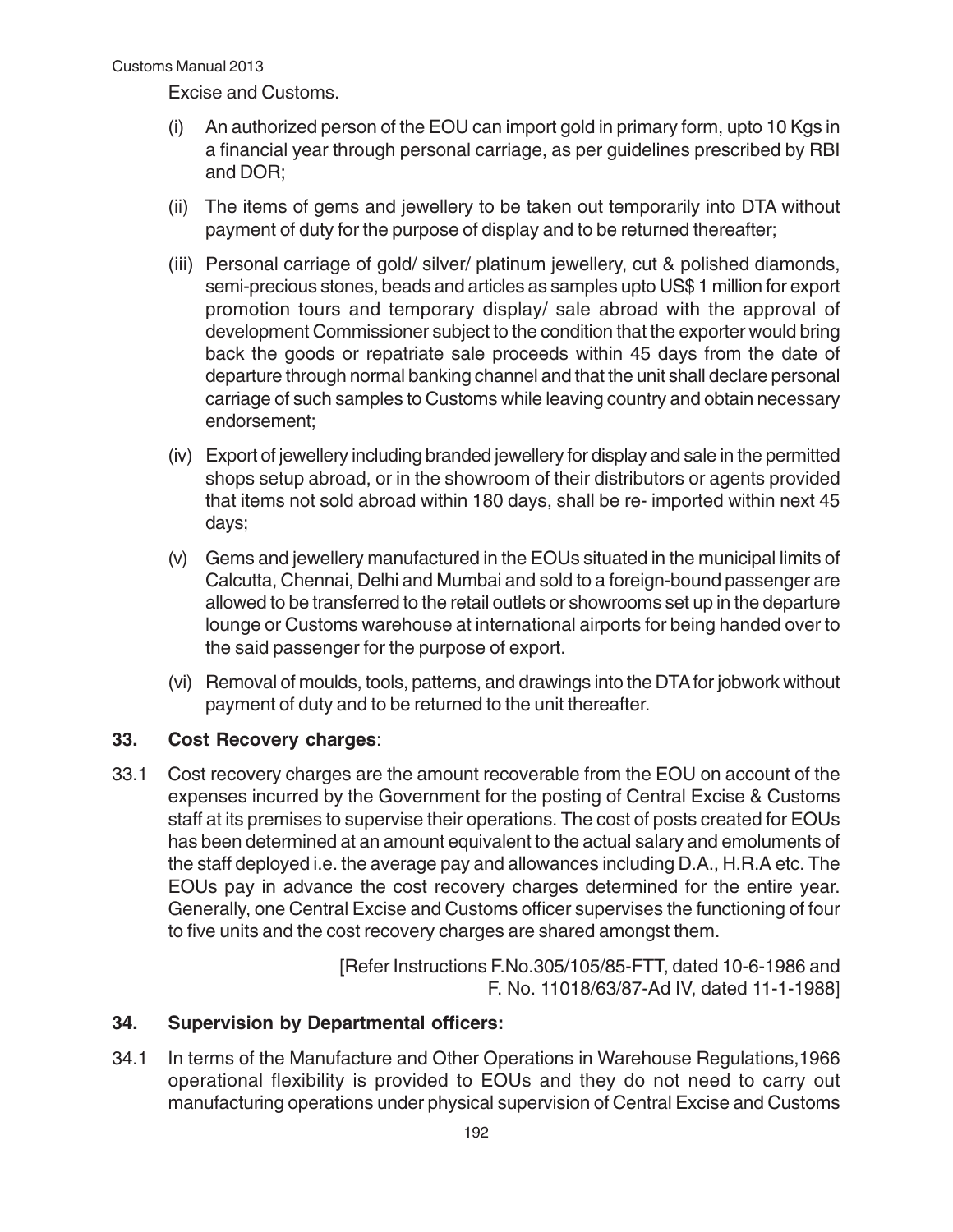Excise and Customs.

(i) An authorized person of the EOU can import gold in primary form, upto 10 Kgs in a financial year through personal carriage, as per guidelines prescribed by RBI and DOR;

(ii) The items of gems and jewellery to be taken out temporarily into DTA without payment of duty for the purpose of display and to be returned thereafter;

(iii) Personal carriage of gold/ silver/ platinum jewellery, cut & polished diamonds, semi-precious stones, beads and articles as samples upto US$ 1 million for export promotion tours and temporary display/ sale abroad with the approval of development Commissioner subject to the condition that the exporter would bring back the goods or repatriate sale proceeds within 45 days from the date of departure through normal banking channel and that the unit shall declare personal carriage of such samples to Customs while leaving country and obtain necessary endorsement;

(iv) Export of jewellery including branded jewellery for display and sale in the permitted shops setup abroad, or in the showroom of their distributors or agents provided that items not sold abroad within 180 days, shall be re- imported within next 45 days;

(v) Gems and jewellery manufactured in the EOUs situated in the municipal limits of Calcutta, Chennai, Delhi and Mumbai and sold to a foreign-bound passenger are allowed to be transferred to the retail outlets or showrooms set up in the departure lounge or Customs warehouse at international airports for being handed over to the said passenger for the purpose of export.

(vi) Removal of moulds, tools, patterns, and drawings into the DTA for jobwork without payment of duty and to be returned to the unit thereafter.

## 33. Cost Recovery charges:

33.1 Cost recovery charges are the amount recoverable from the EOU on account of the expenses incurred by the Government for the posting of Central Excise & Customs staff at its premises to supervise their operations. The cost of posts created for EOUs has been determined at an amount equivalent to the actual salary and emoluments of the staff deployed i.e. the average pay and allowances including D.A., H.R.A etc. The EOUs pay in advance the cost recovery charges determined for the entire year. Generally, one Central Excise and Customs officer supervises the functioning of four to five units and the cost recovery charges are shared amongst them.

[Refer Instructions F.No.305/105/85-FTT, dated 10-6-1986 and F. No. 11018/63/87-Ad IV, dated 11-1-1988]

## 34. Supervision by Departmental officers:

34.1 In terms of the Manufacture and Other Operations in Warehouse Regulations,1966 operational flexibility is provided to EOUs and they do not need to carry out manufacturing operations under physical supervision of Central Excise and Customs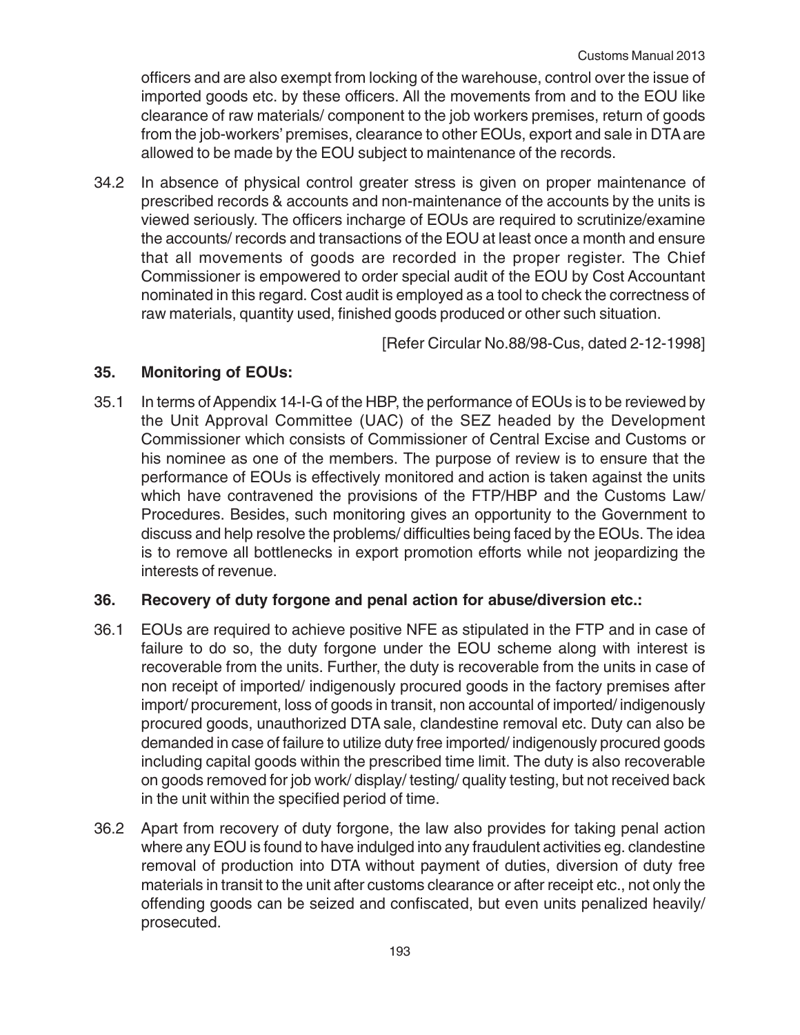officers and are also exempt from locking of the warehouse, control over the issue of imported goods etc. by these officers. All the movements from and to the EOU like clearance of raw materials/ component to the job workers premises, return of goods from the job-workers' premises, clearance to other EOUs, export and sale in DTA are allowed to be made by the EOU subject to maintenance of the records.

34.2 In absence of physical control greater stress is given on proper maintenance of prescribed records & accounts and non-maintenance of the accounts by the units is viewed seriously. The officers incharge of EOUs are required to scrutinize/examine the accounts/ records and transactions of the EOU at least once a month and ensure that all movements of goods are recorded in the proper register. The Chief Commissioner is empowered to order special audit of the EOU by Cost Accountant nominated in this regard. Cost audit is employed as a tool to check the correctness of raw materials, quantity used, finished goods produced or other such situation.

[Refer Circular No.88/98-Cus, dated 2-12-1998]

## 35. Monitoring of EOUs:

35.1 In terms of Appendix 14-I-G of the HBP, the performance of EOUs is to be reviewed by the Unit Approval Committee (UAC) of the SEZ headed by the Development Commissioner which consists of Commissioner of Central Excise and Customs or his nominee as one of the members. The purpose of review is to ensure that the performance of EOUs is effectively monitored and action is taken against the units which have contravened the provisions of the FTP/HBP and the Customs Law/ Procedures. Besides, such monitoring gives an opportunity to the Government to discuss and help resolve the problems/ difficulties being faced by the EOUs. The idea is to remove all bottlenecks in export promotion efforts while not jeopardizing the interests of revenue.

## 36. Recovery of duty forgone and penal action for abuse/diversion etc.:

36.1 EOUs are required to achieve positive NFE as stipulated in the FTP and in case of failure to do so, the duty forgone under the EOU scheme along with interest is recoverable from the units. Further, the duty is recoverable from the units in case of non receipt of imported/ indigenously procured goods in the factory premises after import/ procurement, loss of goods in transit, non accountal of imported/ indigenously procured goods, unauthorized DTA sale, clandestine removal etc. Duty can also be demanded in case of failure to utilize duty free imported/ indigenously procured goods including capital goods within the prescribed time limit. The duty is also recoverable on goods removed for job work/ display/ testing/ quality testing, but not received back in the unit within the specified period of time.

36.2 Apart from recovery of duty forgone, the law also provides for taking penal action where any EOU is found to have indulged into any fraudulent activities eg. clandestine removal of production into DTA without payment of duties, diversion of duty free materials in transit to the unit after customs clearance or after receipt etc., not only the offending goods can be seized and confiscated, but even units penalized heavily/ prosecuted.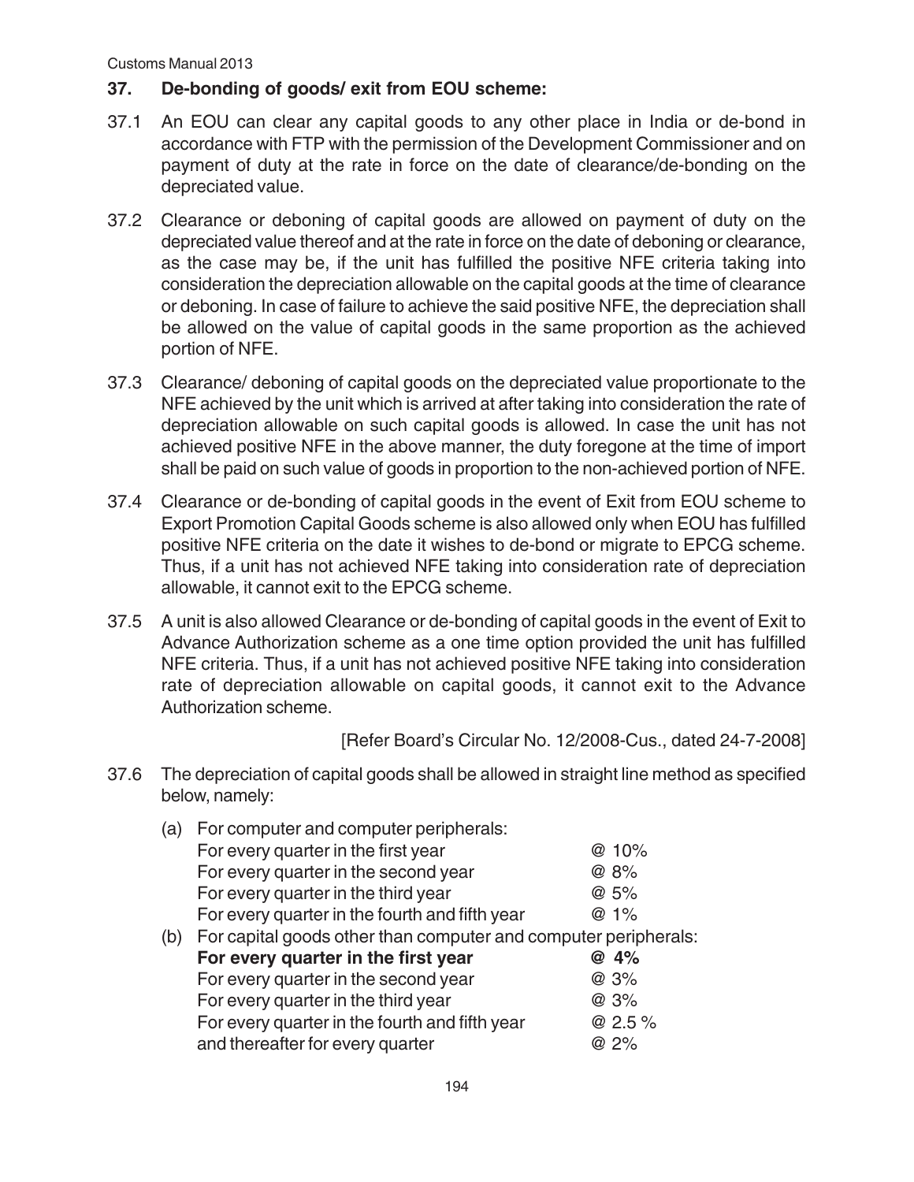## 37. De-bonding of goods/ exit from EOU scheme:

37.1 An EOU can clear any capital goods to any other place in India or de-bond in accordance with FTP with the permission of the Development Commissioner and on payment of duty at the rate in force on the date of clearance/de-bonding on the depreciated value.

37.2 Clearance or deboning of capital goods are allowed on payment of duty on the depreciated value thereof and at the rate in force on the date of deboning or clearance, as the case may be, if the unit has fulfilled the positive NFE criteria taking into consideration the depreciation allowable on the capital goods at the time of clearance or deboning. In case of failure to achieve the said positive NFE, the depreciation shall be allowed on the value of capital goods in the same proportion as the achieved portion of NFE.

37.3 Clearance/ deboning of capital goods on the depreciated value proportionate to the NFE achieved by the unit which is arrived at after taking into consideration the rate of depreciation allowable on such capital goods is allowed. In case the unit has not achieved positive NFE in the above manner, the duty foregone at the time of import shall be paid on such value of goods in proportion to the non-achieved portion of NFE.

37.4 Clearance or de-bonding of capital goods in the event of Exit from EOU scheme to Export Promotion Capital Goods scheme is also allowed only when EOU has fulfilled positive NFE criteria on the date it wishes to de-bond or migrate to EPCG scheme. Thus, if a unit has not achieved NFE taking into consideration rate of depreciation allowable, it cannot exit to the EPCG scheme.

37.5 A unit is also allowed Clearance or de-bonding of capital goods in the event of Exit to Advance Authorization scheme as a one time option provided the unit has fulfilled NFE criteria. Thus, if a unit has not achieved positive NFE taking into consideration rate of depreciation allowable on capital goods, it cannot exit to the Advance Authorization scheme.

[Refer Board's Circular No. 12/2008-Cus., dated 24-7-2008]

37.6 The depreciation of capital goods shall be allowed in straight line method as specified below, namely:

(a) For computer and computer peripherals:

| | |
|---|---|
| For every quarter in the first year | @ 10% |
| For every quarter in the second year | @ 8% |
| For every quarter in the third year | @ 5% |
| For every quarter in the fourth and fifth year | @ 1% |

(b) For capital goods other than computer and computer peripherals:

| | |
|---|---|
| **For every quarter in the first year** | **@ 4%** |
| For every quarter in the second year | @ 3% |
| For every quarter in the third year | @ 3% |
| For every quarter in the fourth and fifth year | @ 2.5 % |
| and thereafter for every quarter | @ 2% |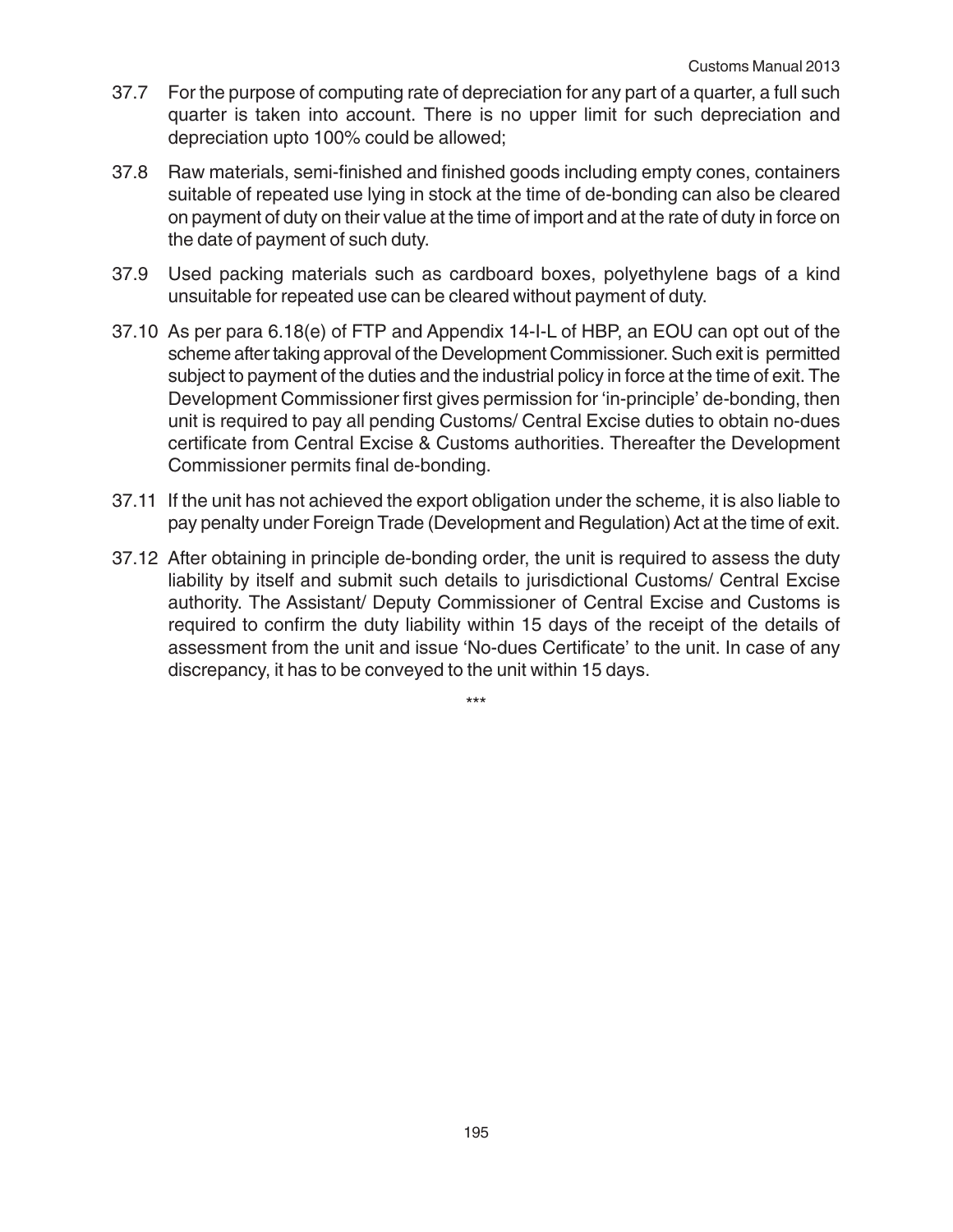37.7 For the purpose of computing rate of depreciation for any part of a quarter, a full such quarter is taken into account. There is no upper limit for such depreciation and depreciation upto 100% could be allowed;

37.8 Raw materials, semi-finished and finished goods including empty cones, containers suitable of repeated use lying in stock at the time of de-bonding can also be cleared on payment of duty on their value at the time of import and at the rate of duty in force on the date of payment of such duty.

37.9 Used packing materials such as cardboard boxes, polyethylene bags of a kind unsuitable for repeated use can be cleared without payment of duty.

37.10 As per para 6.18(e) of FTP and Appendix 14-I-L of HBP, an EOU can opt out of the scheme after taking approval of the Development Commissioner. Such exit is permitted subject to payment of the duties and the industrial policy in force at the time of exit. The Development Commissioner first gives permission for 'in-principle' de-bonding, then unit is required to pay all pending Customs/ Central Excise duties to obtain no-dues certificate from Central Excise & Customs authorities. Thereafter the Development Commissioner permits final de-bonding.

37.11 If the unit has not achieved the export obligation under the scheme, it is also liable to pay penalty under Foreign Trade (Development and Regulation) Act at the time of exit.

37.12 After obtaining in principle de-bonding order, the unit is required to assess the duty liability by itself and submit such details to jurisdictional Customs/ Central Excise authority. The Assistant/ Deputy Commissioner of Central Excise and Customs is required to confirm the duty liability within 15 days of the receipt of the details of assessment from the unit and issue 'No-dues Certificate' to the unit. In case of any discrepancy, it has to be conveyed to the unit within 15 days.

***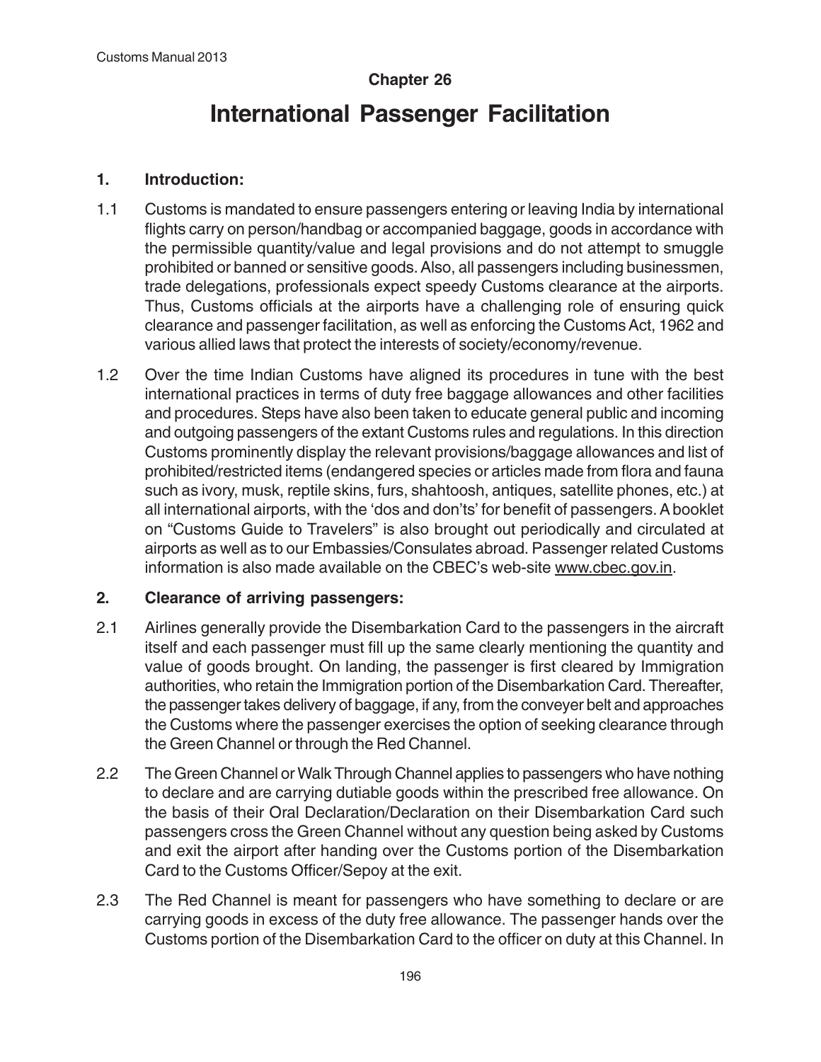# Chapter 26

# International Passenger Facilitation

## 1. Introduction:

1.1 Customs is mandated to ensure passengers entering or leaving India by international flights carry on person/handbag or accompanied baggage, goods in accordance with the permissible quantity/value and legal provisions and do not attempt to smuggle prohibited or banned or sensitive goods. Also, all passengers including businessmen, trade delegations, professionals expect speedy Customs clearance at the airports. Thus, Customs officials at the airports have a challenging role of ensuring quick clearance and passenger facilitation, as well as enforcing the Customs Act, 1962 and various allied laws that protect the interests of society/economy/revenue.

1.2 Over the time Indian Customs have aligned its procedures in tune with the best international practices in terms of duty free baggage allowances and other facilities and procedures. Steps have also been taken to educate general public and incoming and outgoing passengers of the extant Customs rules and regulations. In this direction Customs prominently display the relevant provisions/baggage allowances and list of prohibited/restricted items (endangered species or articles made from flora and fauna such as ivory, musk, reptile skins, furs, shahtoosh, antiques, satellite phones, etc.) at all international airports, with the 'dos and don'ts' for benefit of passengers. A booklet on "Customs Guide to Travelers" is also brought out periodically and circulated at airports as well as to our Embassies/Consulates abroad. Passenger related Customs information is also made available on the CBEC's web-site www.cbec.gov.in.

## 2. Clearance of arriving passengers:

2.1 Airlines generally provide the Disembarkation Card to the passengers in the aircraft itself and each passenger must fill up the same clearly mentioning the quantity and value of goods brought. On landing, the passenger is first cleared by Immigration authorities, who retain the Immigration portion of the Disembarkation Card. Thereafter, the passenger takes delivery of baggage, if any, from the conveyer belt and approaches the Customs where the passenger exercises the option of seeking clearance through the Green Channel or through the Red Channel.

2.2 The Green Channel or Walk Through Channel applies to passengers who have nothing to declare and are carrying dutiable goods within the prescribed free allowance. On the basis of their Oral Declaration/Declaration on their Disembarkation Card such passengers cross the Green Channel without any question being asked by Customs and exit the airport after handing over the Customs portion of the Disembarkation Card to the Customs Officer/Sepoy at the exit.

2.3 The Red Channel is meant for passengers who have something to declare or are carrying goods in excess of the duty free allowance. The passenger hands over the Customs portion of the Disembarkation Card to the officer on duty at this Channel. In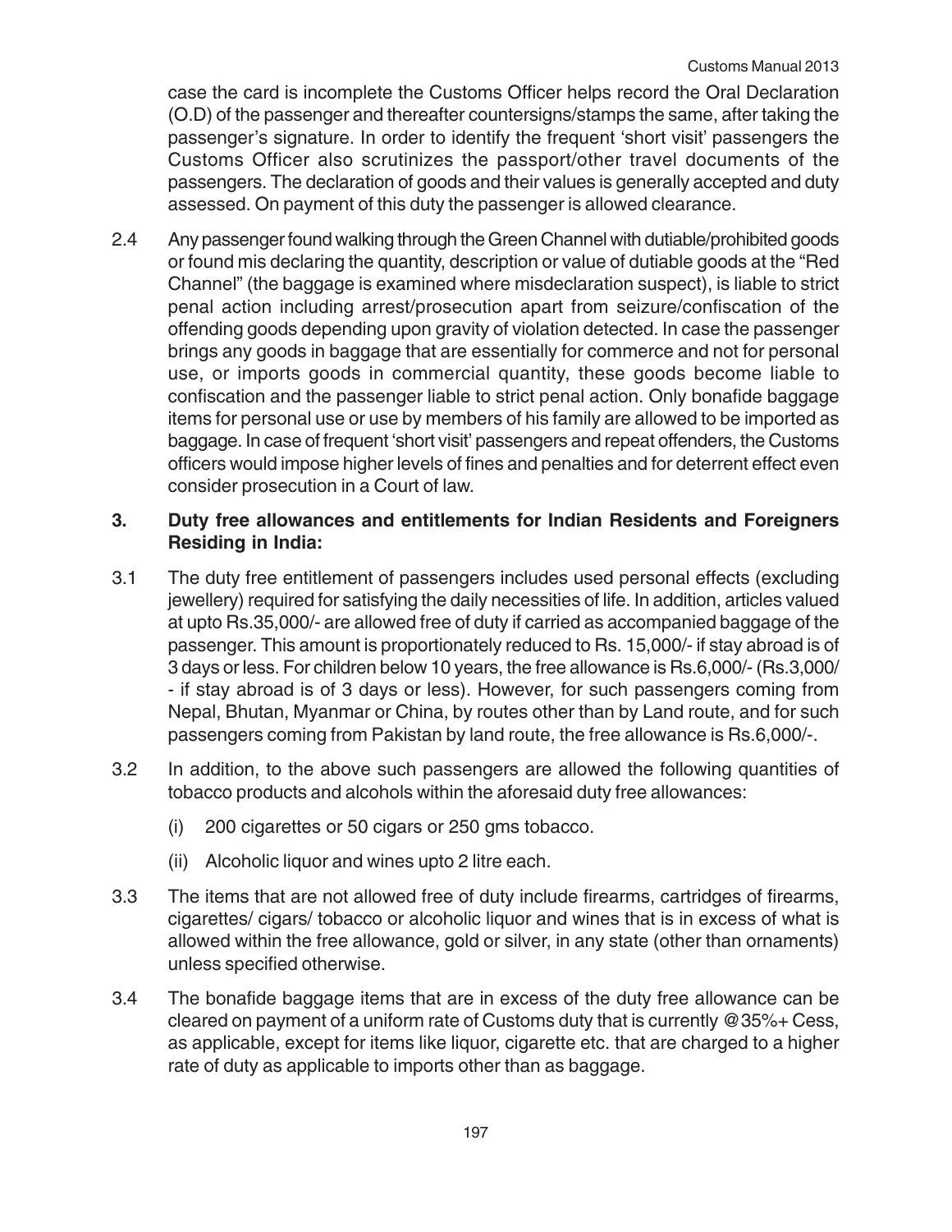case the card is incomplete the Customs Officer helps record the Oral Declaration (O.D) of the passenger and thereafter countersigns/stamps the same, after taking the passenger's signature. In order to identify the frequent 'short visit' passengers the Customs Officer also scrutinizes the passport/other travel documents of the passengers. The declaration of goods and their values is generally accepted and duty assessed. On payment of this duty the passenger is allowed clearance.

2.4 Any passenger found walking through the Green Channel with dutiable/prohibited goods or found mis declaring the quantity, description or value of dutiable goods at the "Red Channel" (the baggage is examined where misdeclaration suspect), is liable to strict penal action including arrest/prosecution apart from seizure/confiscation of the offending goods depending upon gravity of violation detected. In case the passenger brings any goods in baggage that are essentially for commerce and not for personal use, or imports goods in commercial quantity, these goods become liable to confiscation and the passenger liable to strict penal action. Only bonafide baggage items for personal use or use by members of his family are allowed to be imported as baggage. In case of frequent 'short visit' passengers and repeat offenders, the Customs officers would impose higher levels of fines and penalties and for deterrent effect even consider prosecution in a Court of law.

### 3. Duty free allowances and entitlements for Indian Residents and Foreigners Residing in India:

3.1 The duty free entitlement of passengers includes used personal effects (excluding jewellery) required for satisfying the daily necessities of life. In addition, articles valued at upto Rs.35,000/- are allowed free of duty if carried as accompanied baggage of the passenger. This amount is proportionately reduced to Rs. 15,000/- if stay abroad is of 3 days or less. For children below 10 years, the free allowance is Rs.6,000/- (Rs.3,000/- if stay abroad is of 3 days or less). However, for such passengers coming from Nepal, Bhutan, Myanmar or China, by routes other than by Land route, and for such passengers coming from Pakistan by land route, the free allowance is Rs.6,000/-.

3.2 In addition, to the above such passengers are allowed the following quantities of tobacco products and alcohols within the aforesaid duty free allowances:

(i) 200 cigarettes or 50 cigars or 250 gms tobacco.

(ii) Alcoholic liquor and wines upto 2 litre each.

3.3 The items that are not allowed free of duty include firearms, cartridges of firearms, cigarettes/ cigars/ tobacco or alcoholic liquor and wines that is in excess of what is allowed within the free allowance, gold or silver, in any state (other than ornaments) unless specified otherwise.

3.4 The bonafide baggage items that are in excess of the duty free allowance can be cleared on payment of a uniform rate of Customs duty that is currently @35%+ Cess, as applicable, except for items like liquor, cigarette etc. that are charged to a higher rate of duty as applicable to imports other than as baggage.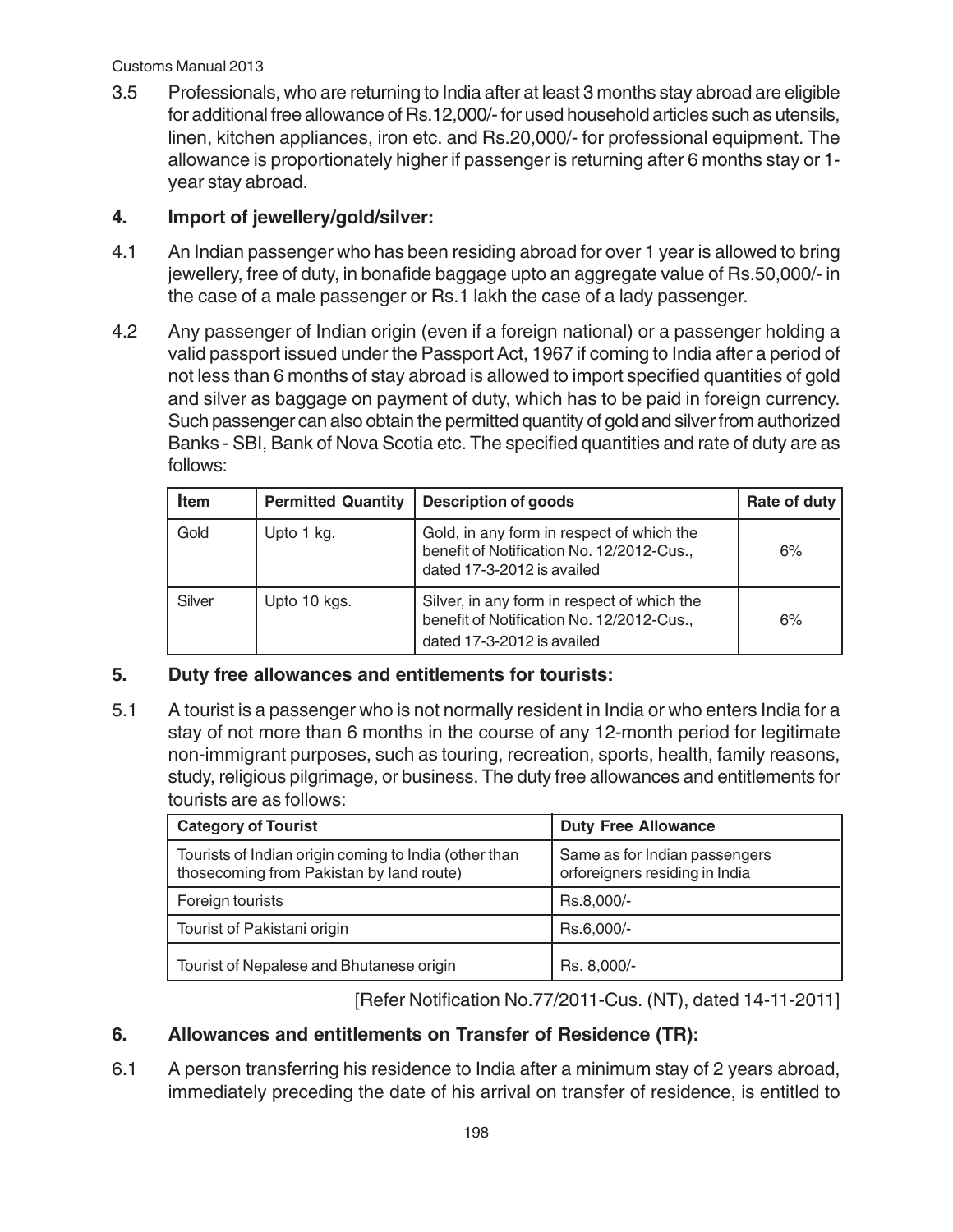3.5 Professionals, who are returning to India after at least 3 months stay abroad are eligible for additional free allowance of Rs.12,000/- for used household articles such as utensils, linen, kitchen appliances, iron etc. and Rs.20,000/- for professional equipment. The allowance is proportionately higher if passenger is returning after 6 months stay or 1-year stay abroad.

## 4. Import of jewellery/gold/silver:

4.1 An Indian passenger who has been residing abroad for over 1 year is allowed to bring jewellery, free of duty, in bonafide baggage upto an aggregate value of Rs.50,000/- in the case of a male passenger or Rs.1 lakh the case of a lady passenger.

4.2 Any passenger of Indian origin (even if a foreign national) or a passenger holding a valid passport issued under the Passport Act, 1967 if coming to India after a period of not less than 6 months of stay abroad is allowed to import specified quantities of gold and silver as baggage on payment of duty, which has to be paid in foreign currency. Such passenger can also obtain the permitted quantity of gold and silver from authorized Banks - SBI, Bank of Nova Scotia etc. The specified quantities and rate of duty are as follows:

| Item | Permitted Quantity | Description of goods | Rate of duty |
|---|---|---|---|
| Gold | Upto 1 kg. | Gold, in any form in respect of which the benefit of Notification No. 12/2012-Cus., dated 17-3-2012 is availed | 6% |
| Silver | Upto 10 kgs. | Silver, in any form in respect of which the benefit of Notification No. 12/2012-Cus., dated 17-3-2012 is availed | 6% |

## 5. Duty free allowances and entitlements for tourists:

5.1 A tourist is a passenger who is not normally resident in India or who enters India for a stay of not more than 6 months in the course of any 12-month period for legitimate non-immigrant purposes, such as touring, recreation, sports, health, family reasons, study, religious pilgrimage, or business. The duty free allowances and entitlements for tourists are as follows:

| Category of Tourist | Duty Free Allowance |
|---|---|
| Tourists of Indian origin coming to India (other than thosecoming from Pakistan by land route) | Same as for Indian passengers orforeigners residing in India |
| Foreign tourists | Rs.8,000/- |
| Tourist of Pakistani origin | Rs.6,000/- |
| Tourist of Nepalese and Bhutanese origin | Rs. 8,000/- |

[Refer Notification No.77/2011-Cus. (NT), dated 14-11-2011]

## 6. Allowances and entitlements on Transfer of Residence (TR):

6.1 A person transferring his residence to India after a minimum stay of 2 years abroad, immediately preceding the date of his arrival on transfer of residence, is entitled to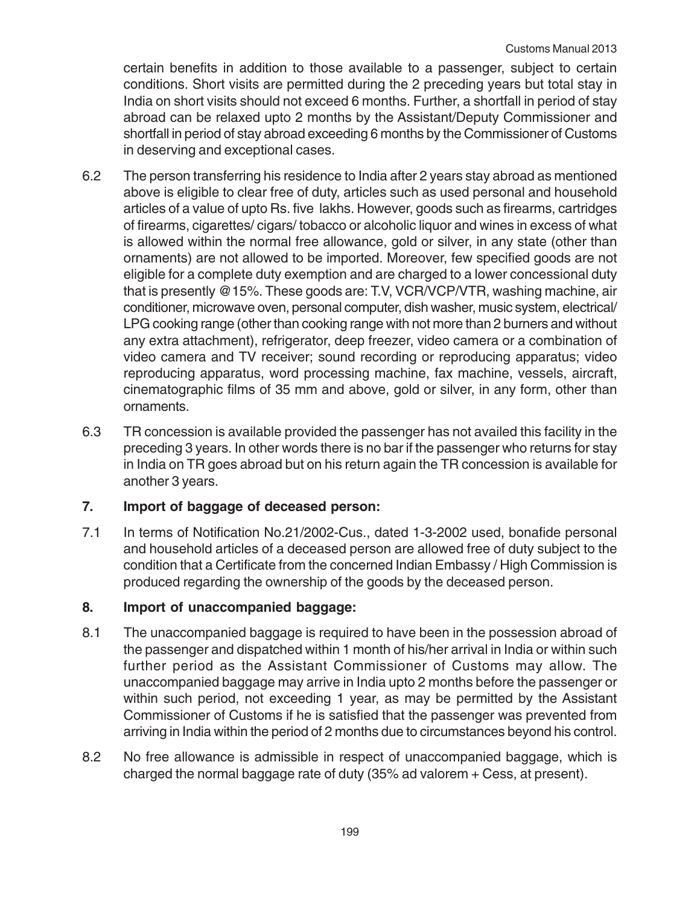certain benefits in addition to those available to a passenger, subject to certain conditions. Short visits are permitted during the 2 preceding years but total stay in India on short visits should not exceed 6 months. Further, a shortfall in period of stay abroad can be relaxed upto 2 months by the Assistant/Deputy Commissioner and shortfall in period of stay abroad exceeding 6 months by the Commissioner of Customs in deserving and exceptional cases.

6.2 The person transferring his residence to India after 2 years stay abroad as mentioned above is eligible to clear free of duty, articles such as used personal and household articles of a value of upto Rs. five lakhs. However, goods such as firearms, cartridges of firearms, cigarettes/ cigars/ tobacco or alcoholic liquor and wines in excess of what is allowed within the normal free allowance, gold or silver, in any state (other than ornaments) are not allowed to be imported. Moreover, few specified goods are not eligible for a complete duty exemption and are charged to a lower concessional duty that is presently @15%. These goods are: T.V, VCR/VCP/VTR, washing machine, air conditioner, microwave oven, personal computer, dish washer, music system, electrical/ LPG cooking range (other than cooking range with not more than 2 burners and without any extra attachment), refrigerator, deep freezer, video camera or a combination of video camera and TV receiver; sound recording or reproducing apparatus; video reproducing apparatus, word processing machine, fax machine, vessels, aircraft, cinematographic films of 35 mm and above, gold or silver, in any form, other than ornaments.

6.3 TR concession is available provided the passenger has not availed this facility in the preceding 3 years. In other words there is no bar if the passenger who returns for stay in India on TR goes abroad but on his return again the TR concession is available for another 3 years.

## 7. Import of baggage of deceased person:

7.1 In terms of Notification No.21/2002-Cus., dated 1-3-2002 used, bonafide personal and household articles of a deceased person are allowed free of duty subject to the condition that a Certificate from the concerned Indian Embassy / High Commission is produced regarding the ownership of the goods by the deceased person.

## 8. Import of unaccompanied baggage:

8.1 The unaccompanied baggage is required to have been in the possession abroad of the passenger and dispatched within 1 month of his/her arrival in India or within such further period as the Assistant Commissioner of Customs may allow. The unaccompanied baggage may arrive in India upto 2 months before the passenger or within such period, not exceeding 1 year, as may be permitted by the Assistant Commissioner of Customs if he is satisfied that the passenger was prevented from arriving in India within the period of 2 months due to circumstances beyond his control.

8.2 No free allowance is admissible in respect of unaccompanied baggage, which is charged the normal baggage rate of duty (35% ad valorem + Cess, at present).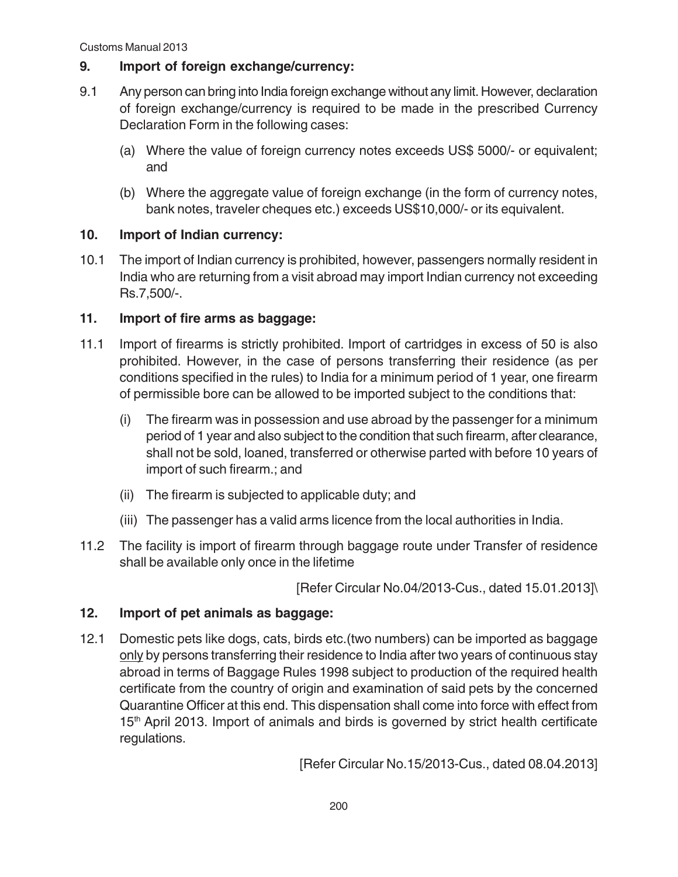## 9. Import of foreign exchange/currency:

9.1 Any person can bring into India foreign exchange without any limit. However, declaration of foreign exchange/currency is required to be made in the prescribed Currency Declaration Form in the following cases:

(a) Where the value of foreign currency notes exceeds US$ 5000/- or equivalent; and

(b) Where the aggregate value of foreign exchange (in the form of currency notes, bank notes, traveler cheques etc.) exceeds US$10,000/- or its equivalent.

## 10. Import of Indian currency:

10.1 The import of Indian currency is prohibited, however, passengers normally resident in India who are returning from a visit abroad may import Indian currency not exceeding Rs.7,500/-.

## 11. Import of fire arms as baggage:

11.1 Import of firearms is strictly prohibited. Import of cartridges in excess of 50 is also prohibited. However, in the case of persons transferring their residence (as per conditions specified in the rules) to India for a minimum period of 1 year, one firearm of permissible bore can be allowed to be imported subject to the conditions that:

(i) The firearm was in possession and use abroad by the passenger for a minimum period of 1 year and also subject to the condition that such firearm, after clearance, shall not be sold, loaned, transferred or otherwise parted with before 10 years of import of such firearm.; and

(ii) The firearm is subjected to applicable duty; and

(iii) The passenger has a valid arms licence from the local authorities in India.

11.2 The facility is import of firearm through baggage route under Transfer of residence shall be available only once in the lifetime

[Refer Circular No.04/2013-Cus., dated 15.01.2013]\

## 12. Import of pet animals as baggage:

12.1 Domestic pets like dogs, cats, birds etc.(two numbers) can be imported as baggage <u>only</u> by persons transferring their residence to India after two years of continuous stay abroad in terms of Baggage Rules 1998 subject to production of the required health certificate from the country of origin and examination of said pets by the concerned Quarantine Officer at this end. This dispensation shall come into force with effect from 15th April 2013. Import of animals and birds is governed by strict health certificate regulations.

[Refer Circular No.15/2013-Cus., dated 08.04.2013]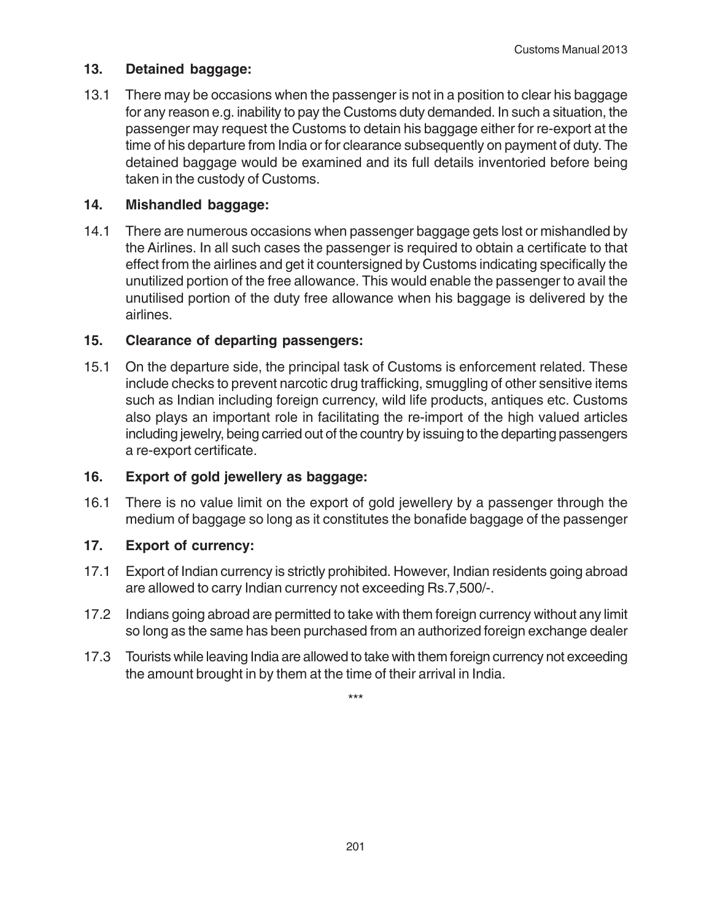## 13. Detained baggage:

13.1 There may be occasions when the passenger is not in a position to clear his baggage for any reason e.g. inability to pay the Customs duty demanded. In such a situation, the passenger may request the Customs to detain his baggage either for re-export at the time of his departure from India or for clearance subsequently on payment of duty. The detained baggage would be examined and its full details inventoried before being taken in the custody of Customs.

## 14. Mishandled baggage:

14.1 There are numerous occasions when passenger baggage gets lost or mishandled by the Airlines. In all such cases the passenger is required to obtain a certificate to that effect from the airlines and get it countersigned by Customs indicating specifically the unutilized portion of the free allowance. This would enable the passenger to avail the unutilised portion of the duty free allowance when his baggage is delivered by the airlines.

## 15. Clearance of departing passengers:

15.1 On the departure side, the principal task of Customs is enforcement related. These include checks to prevent narcotic drug trafficking, smuggling of other sensitive items such as Indian including foreign currency, wild life products, antiques etc. Customs also plays an important role in facilitating the re-import of the high valued articles including jewelry, being carried out of the country by issuing to the departing passengers a re-export certificate.

## 16. Export of gold jewellery as baggage:

16.1 There is no value limit on the export of gold jewellery by a passenger through the medium of baggage so long as it constitutes the bonafide baggage of the passenger

## 17. Export of currency:

17.1 Export of Indian currency is strictly prohibited. However, Indian residents going abroad are allowed to carry Indian currency not exceeding Rs.7,500/-.

17.2 Indians going abroad are permitted to take with them foreign currency without any limit so long as the same has been purchased from an authorized foreign exchange dealer

17.3 Tourists while leaving India are allowed to take with them foreign currency not exceeding the amount brought in by them at the time of their arrival in India.

***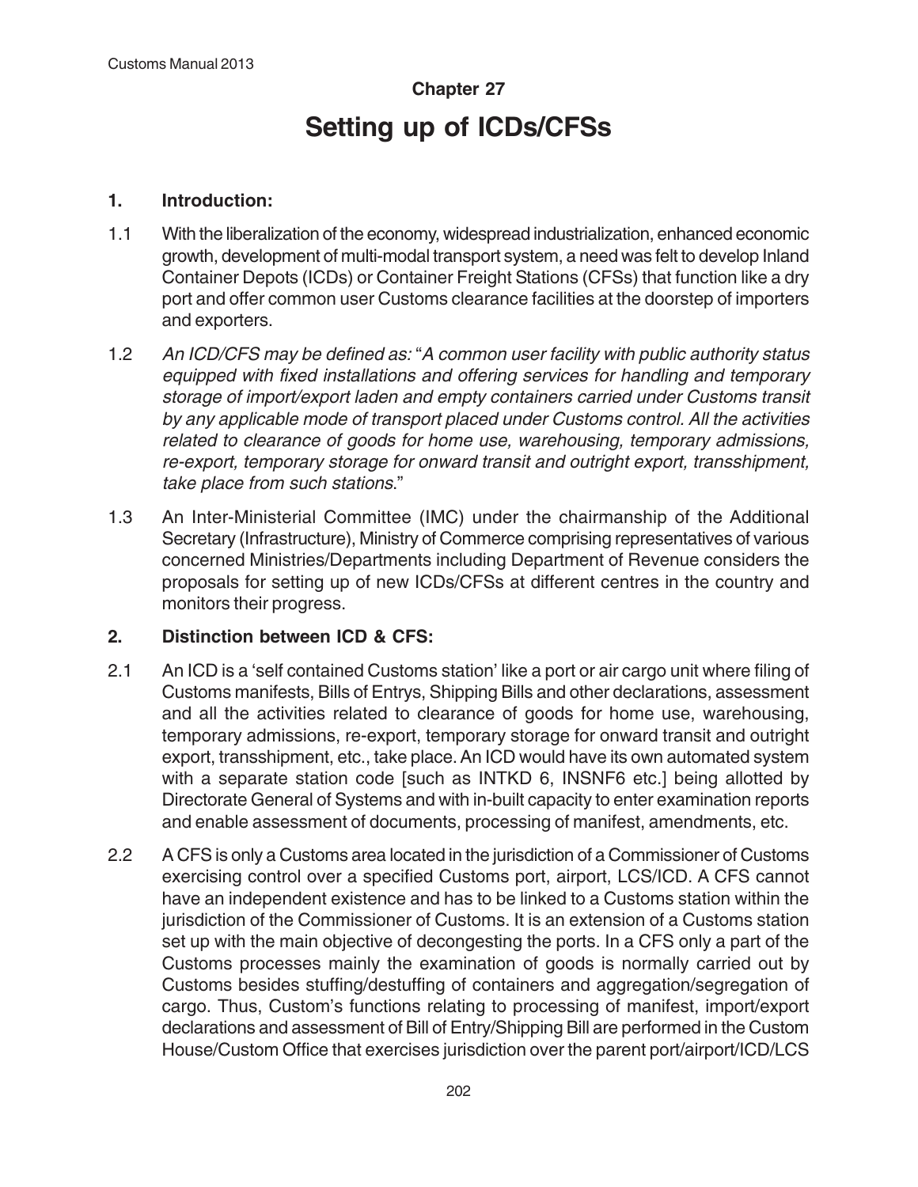# Chapter 27

# Setting up of ICDs/CFSs

## 1. Introduction:

1.1 With the liberalization of the economy, widespread industrialization, enhanced economic growth, development of multi-modal transport system, a need was felt to develop Inland Container Depots (ICDs) or Container Freight Stations (CFSs) that function like a dry port and offer common user Customs clearance facilities at the doorstep of importers and exporters.

1.2 *An ICD/CFS may be defined as:* "*A common user facility with public authority status equipped with fixed installations and offering services for handling and temporary storage of import/export laden and empty containers carried under Customs transit by any applicable mode of transport placed under Customs control. All the activities related to clearance of goods for home use, warehousing, temporary admissions, re-export, temporary storage for onward transit and outright export, transshipment, take place from such stations.*"

1.3 An Inter-Ministerial Committee (IMC) under the chairmanship of the Additional Secretary (Infrastructure), Ministry of Commerce comprising representatives of various concerned Ministries/Departments including Department of Revenue considers the proposals for setting up of new ICDs/CFSs at different centres in the country and monitors their progress.

## 2. Distinction between ICD & CFS:

2.1 An ICD is a 'self contained Customs station' like a port or air cargo unit where filing of Customs manifests, Bills of Entrys, Shipping Bills and other declarations, assessment and all the activities related to clearance of goods for home use, warehousing, temporary admissions, re-export, temporary storage for onward transit and outright export, transshipment, etc., take place. An ICD would have its own automated system with a separate station code [such as INTKD 6, INSNF6 etc.] being allotted by Directorate General of Systems and with in-built capacity to enter examination reports and enable assessment of documents, processing of manifest, amendments, etc.

2.2 A CFS is only a Customs area located in the jurisdiction of a Commissioner of Customs exercising control over a specified Customs port, airport, LCS/ICD. A CFS cannot have an independent existence and has to be linked to a Customs station within the jurisdiction of the Commissioner of Customs. It is an extension of a Customs station set up with the main objective of decongesting the ports. In a CFS only a part of the Customs processes mainly the examination of goods is normally carried out by Customs besides stuffing/destuffing of containers and aggregation/segregation of cargo. Thus, Custom's functions relating to processing of manifest, import/export declarations and assessment of Bill of Entry/Shipping Bill are performed in the Custom House/Custom Office that exercises jurisdiction over the parent port/airport/ICD/LCS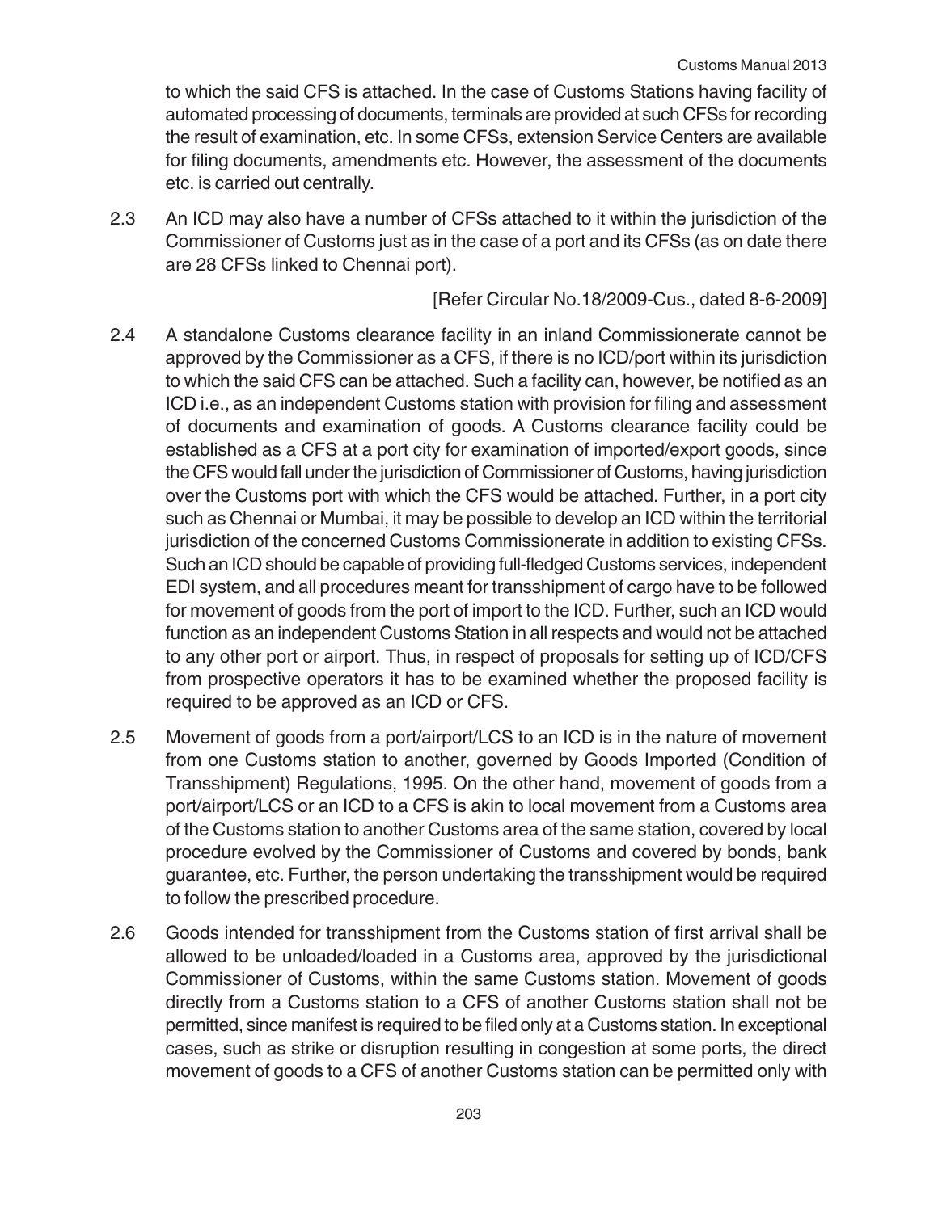to which the said CFS is attached. In the case of Customs Stations having facility of automated processing of documents, terminals are provided at such CFSs for recording the result of examination, etc. In some CFSs, extension Service Centers are available for filing documents, amendments etc. However, the assessment of the documents etc. is carried out centrally.

2.3 An ICD may also have a number of CFSs attached to it within the jurisdiction of the Commissioner of Customs just as in the case of a port and its CFSs (as on date there are 28 CFSs linked to Chennai port).

[Refer Circular No.18/2009-Cus., dated 8-6-2009]

2.4 A standalone Customs clearance facility in an inland Commissionerate cannot be approved by the Commissioner as a CFS, if there is no ICD/port within its jurisdiction to which the said CFS can be attached. Such a facility can, however, be notified as an ICD i.e., as an independent Customs station with provision for filing and assessment of documents and examination of goods. A Customs clearance facility could be established as a CFS at a port city for examination of imported/export goods, since the CFS would fall under the jurisdiction of Commissioner of Customs, having jurisdiction over the Customs port with which the CFS would be attached. Further, in a port city such as Chennai or Mumbai, it may be possible to develop an ICD within the territorial jurisdiction of the concerned Customs Commissionerate in addition to existing CFSs. Such an ICD should be capable of providing full-fledged Customs services, independent EDI system, and all procedures meant for transshipment of cargo have to be followed for movement of goods from the port of import to the ICD. Further, such an ICD would function as an independent Customs Station in all respects and would not be attached to any other port or airport. Thus, in respect of proposals for setting up of ICD/CFS from prospective operators it has to be examined whether the proposed facility is required to be approved as an ICD or CFS.

2.5 Movement of goods from a port/airport/LCS to an ICD is in the nature of movement from one Customs station to another, governed by Goods Imported (Condition of Transshipment) Regulations, 1995. On the other hand, movement of goods from a port/airport/LCS or an ICD to a CFS is akin to local movement from a Customs area of the Customs station to another Customs area of the same station, covered by local procedure evolved by the Commissioner of Customs and covered by bonds, bank guarantee, etc. Further, the person undertaking the transshipment would be required to follow the prescribed procedure.

2.6 Goods intended for transshipment from the Customs station of first arrival shall be allowed to be unloaded/loaded in a Customs area, approved by the jurisdictional Commissioner of Customs, within the same Customs station. Movement of goods directly from a Customs station to a CFS of another Customs station shall not be permitted, since manifest is required to be filed only at a Customs station. In exceptional cases, such as strike or disruption resulting in congestion at some ports, the direct movement of goods to a CFS of another Customs station can be permitted only with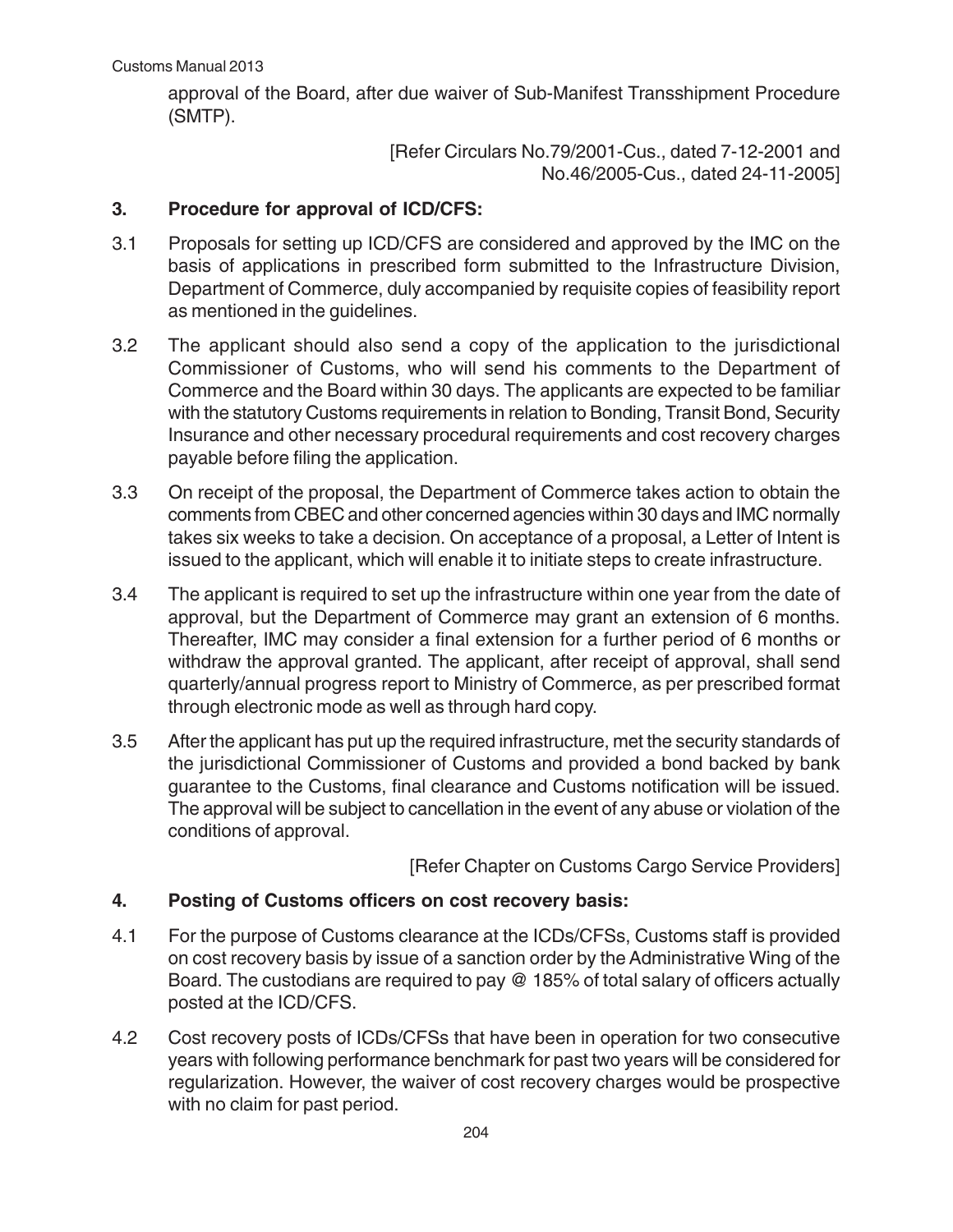approval of the Board, after due waiver of Sub-Manifest Transshipment Procedure (SMTP).

[Refer Circulars No.79/2001-Cus., dated 7-12-2001 and No.46/2005-Cus., dated 24-11-2005]

## 3. Procedure for approval of ICD/CFS:

3.1 Proposals for setting up ICD/CFS are considered and approved by the IMC on the basis of applications in prescribed form submitted to the Infrastructure Division, Department of Commerce, duly accompanied by requisite copies of feasibility report as mentioned in the guidelines.

3.2 The applicant should also send a copy of the application to the jurisdictional Commissioner of Customs, who will send his comments to the Department of Commerce and the Board within 30 days. The applicants are expected to be familiar with the statutory Customs requirements in relation to Bonding, Transit Bond, Security Insurance and other necessary procedural requirements and cost recovery charges payable before filing the application.

3.3 On receipt of the proposal, the Department of Commerce takes action to obtain the comments from CBEC and other concerned agencies within 30 days and IMC normally takes six weeks to take a decision. On acceptance of a proposal, a Letter of Intent is issued to the applicant, which will enable it to initiate steps to create infrastructure.

3.4 The applicant is required to set up the infrastructure within one year from the date of approval, but the Department of Commerce may grant an extension of 6 months. Thereafter, IMC may consider a final extension for a further period of 6 months or withdraw the approval granted. The applicant, after receipt of approval, shall send quarterly/annual progress report to Ministry of Commerce, as per prescribed format through electronic mode as well as through hard copy.

3.5 After the applicant has put up the required infrastructure, met the security standards of the jurisdictional Commissioner of Customs and provided a bond backed by bank guarantee to the Customs, final clearance and Customs notification will be issued. The approval will be subject to cancellation in the event of any abuse or violation of the conditions of approval.

[Refer Chapter on Customs Cargo Service Providers]

## 4. Posting of Customs officers on cost recovery basis:

4.1 For the purpose of Customs clearance at the ICDs/CFSs, Customs staff is provided on cost recovery basis by issue of a sanction order by the Administrative Wing of the Board. The custodians are required to pay @ 185% of total salary of officers actually posted at the ICD/CFS.

4.2 Cost recovery posts of ICDs/CFSs that have been in operation for two consecutive years with following performance benchmark for past two years will be considered for regularization. However, the waiver of cost recovery charges would be prospective with no claim for past period.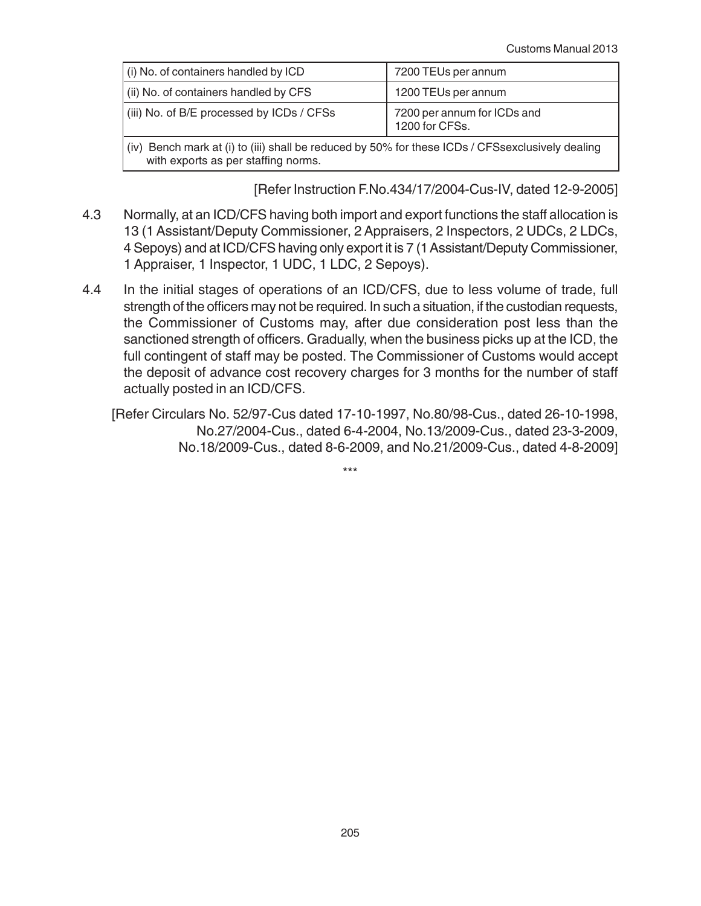| (i) No. of containers handled by ICD | 7200 TEUs per annum |
|---|---|
| (ii) No. of containers handled by CFS | 1200 TEUs per annum |
| (iii) No. of B/E processed by ICDs / CFSs | 7200 per annum for ICDs and 1200 for CFSs. |
| (iv) Bench mark at (i) to (iii) shall be reduced by 50% for these ICDs / CFSsexclusively dealing with exports as per staffing norms. | |

[Refer Instruction F.No.434/17/2004-Cus-IV, dated 12-9-2005]

4.3 Normally, at an ICD/CFS having both import and export functions the staff allocation is 13 (1 Assistant/Deputy Commissioner, 2 Appraisers, 2 Inspectors, 2 UDCs, 2 LDCs, 4 Sepoys) and at ICD/CFS having only export it is 7 (1 Assistant/Deputy Commissioner, 1 Appraiser, 1 Inspector, 1 UDC, 1 LDC, 2 Sepoys).

4.4 In the initial stages of operations of an ICD/CFS, due to less volume of trade, full strength of the officers may not be required. In such a situation, if the custodian requests, the Commissioner of Customs may, after due consideration post less than the sanctioned strength of officers. Gradually, when the business picks up at the ICD, the full contingent of staff may be posted. The Commissioner of Customs would accept the deposit of advance cost recovery charges for 3 months for the number of staff actually posted in an ICD/CFS.

[Refer Circulars No. 52/97-Cus dated 17-10-1997, No.80/98-Cus., dated 26-10-1998, No.27/2004-Cus., dated 6-4-2004, No.13/2009-Cus., dated 23-3-2009, No.18/2009-Cus., dated 8-6-2009, and No.21/2009-Cus., dated 4-8-2009]

***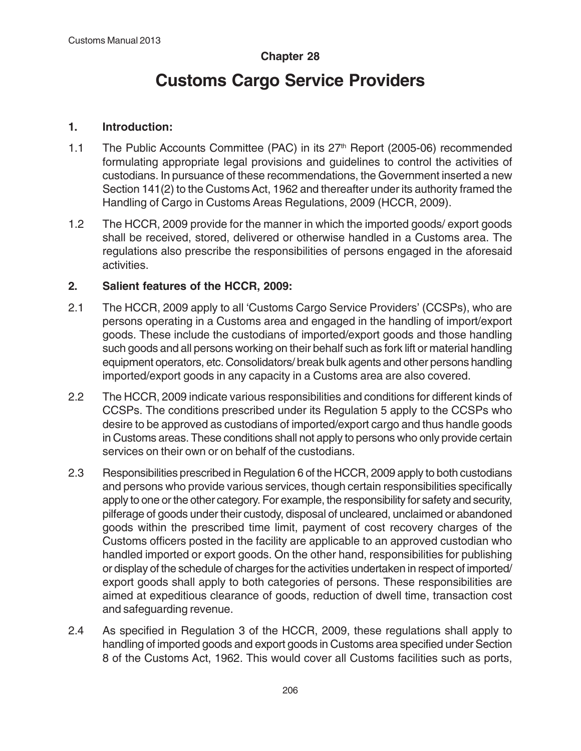## Chapter 28

# Customs Cargo Service Providers

### 1. Introduction:

1.1 The Public Accounts Committee (PAC) in its 27th Report (2005-06) recommended formulating appropriate legal provisions and guidelines to control the activities of custodians. In pursuance of these recommendations, the Government inserted a new Section 141(2) to the Customs Act, 1962 and thereafter under its authority framed the Handling of Cargo in Customs Areas Regulations, 2009 (HCCR, 2009).

1.2 The HCCR, 2009 provide for the manner in which the imported goods/ export goods shall be received, stored, delivered or otherwise handled in a Customs area. The regulations also prescribe the responsibilities of persons engaged in the aforesaid activities.

### 2. Salient features of the HCCR, 2009:

2.1 The HCCR, 2009 apply to all 'Customs Cargo Service Providers' (CCSPs), who are persons operating in a Customs area and engaged in the handling of import/export goods. These include the custodians of imported/export goods and those handling such goods and all persons working on their behalf such as fork lift or material handling equipment operators, etc. Consolidators/ break bulk agents and other persons handling imported/export goods in any capacity in a Customs area are also covered.

2.2 The HCCR, 2009 indicate various responsibilities and conditions for different kinds of CCSPs. The conditions prescribed under its Regulation 5 apply to the CCSPs who desire to be approved as custodians of imported/export cargo and thus handle goods in Customs areas. These conditions shall not apply to persons who only provide certain services on their own or on behalf of the custodians.

2.3 Responsibilities prescribed in Regulation 6 of the HCCR, 2009 apply to both custodians and persons who provide various services, though certain responsibilities specifically apply to one or the other category. For example, the responsibility for safety and security, pilferage of goods under their custody, disposal of uncleared, unclaimed or abandoned goods within the prescribed time limit, payment of cost recovery charges of the Customs officers posted in the facility are applicable to an approved custodian who handled imported or export goods. On the other hand, responsibilities for publishing or display of the schedule of charges for the activities undertaken in respect of imported/ export goods shall apply to both categories of persons. These responsibilities are aimed at expeditious clearance of goods, reduction of dwell time, transaction cost and safeguarding revenue.

2.4 As specified in Regulation 3 of the HCCR, 2009, these regulations shall apply to handling of imported goods and export goods in Customs area specified under Section 8 of the Customs Act, 1962. This would cover all Customs facilities such as ports,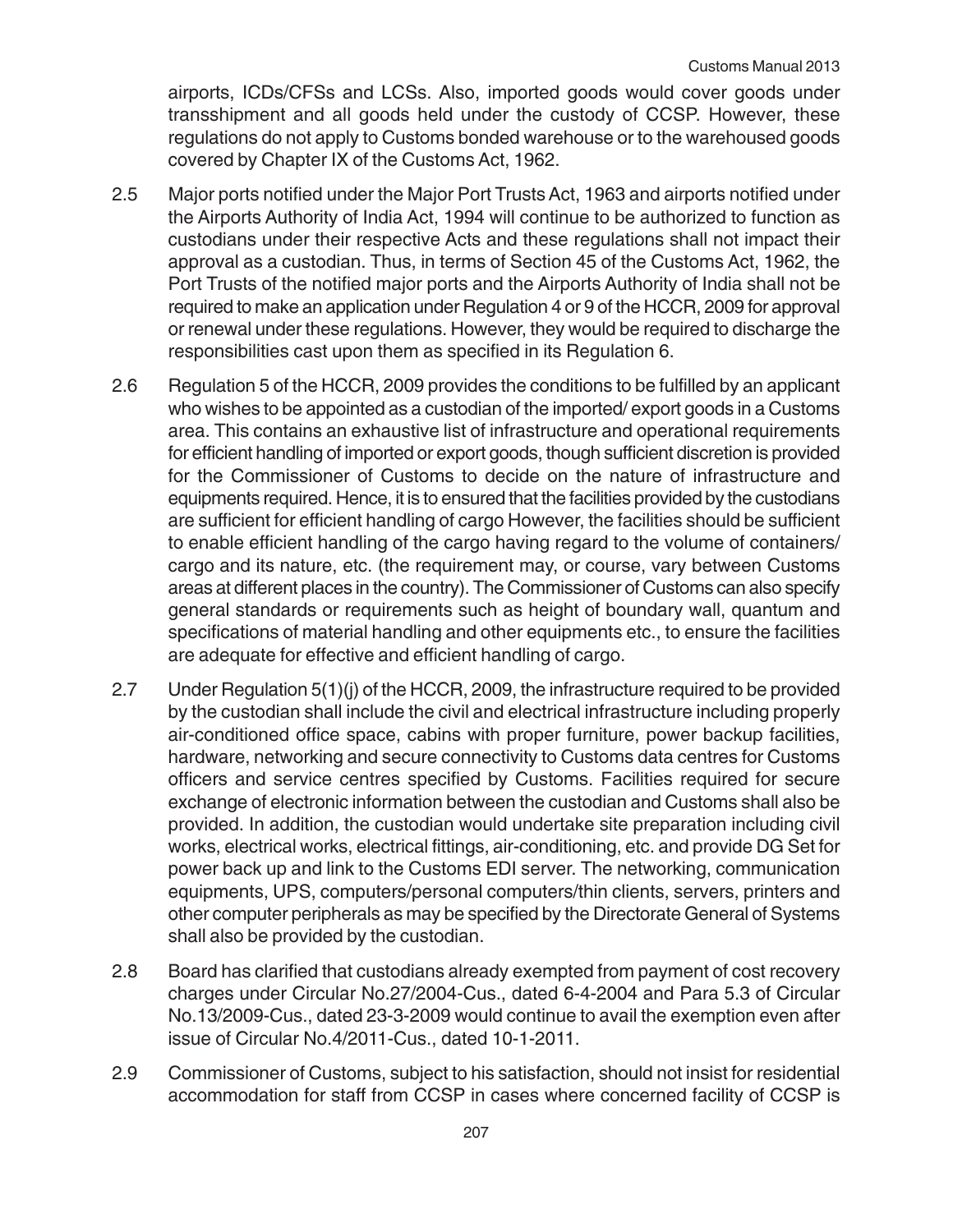airports, ICDs/CFSs and LCSs. Also, imported goods would cover goods under transshipment and all goods held under the custody of CCSP. However, these regulations do not apply to Customs bonded warehouse or to the warehoused goods covered by Chapter IX of the Customs Act, 1962.

2.5 Major ports notified under the Major Port Trusts Act, 1963 and airports notified under the Airports Authority of India Act, 1994 will continue to be authorized to function as custodians under their respective Acts and these regulations shall not impact their approval as a custodian. Thus, in terms of Section 45 of the Customs Act, 1962, the Port Trusts of the notified major ports and the Airports Authority of India shall not be required to make an application under Regulation 4 or 9 of the HCCR, 2009 for approval or renewal under these regulations. However, they would be required to discharge the responsibilities cast upon them as specified in its Regulation 6.

2.6 Regulation 5 of the HCCR, 2009 provides the conditions to be fulfilled by an applicant who wishes to be appointed as a custodian of the imported/ export goods in a Customs area. This contains an exhaustive list of infrastructure and operational requirements for efficient handling of imported or export goods, though sufficient discretion is provided for the Commissioner of Customs to decide on the nature of infrastructure and equipments required. Hence, it is to ensured that the facilities provided by the custodians are sufficient for efficient handling of cargo However, the facilities should be sufficient to enable efficient handling of the cargo having regard to the volume of containers/ cargo and its nature, etc. (the requirement may, or course, vary between Customs areas at different places in the country). The Commissioner of Customs can also specify general standards or requirements such as height of boundary wall, quantum and specifications of material handling and other equipments etc., to ensure the facilities are adequate for effective and efficient handling of cargo.

2.7 Under Regulation 5(1)(j) of the HCCR, 2009, the infrastructure required to be provided by the custodian shall include the civil and electrical infrastructure including properly air-conditioned office space, cabins with proper furniture, power backup facilities, hardware, networking and secure connectivity to Customs data centres for Customs officers and service centres specified by Customs. Facilities required for secure exchange of electronic information between the custodian and Customs shall also be provided. In addition, the custodian would undertake site preparation including civil works, electrical works, electrical fittings, air-conditioning, etc. and provide DG Set for power back up and link to the Customs EDI server. The networking, communication equipments, UPS, computers/personal computers/thin clients, servers, printers and other computer peripherals as may be specified by the Directorate General of Systems shall also be provided by the custodian.

2.8 Board has clarified that custodians already exempted from payment of cost recovery charges under Circular No.27/2004-Cus., dated 6-4-2004 and Para 5.3 of Circular No.13/2009-Cus., dated 23-3-2009 would continue to avail the exemption even after issue of Circular No.4/2011-Cus., dated 10-1-2011.

2.9 Commissioner of Customs, subject to his satisfaction, should not insist for residential accommodation for staff from CCSP in cases where concerned facility of CCSP is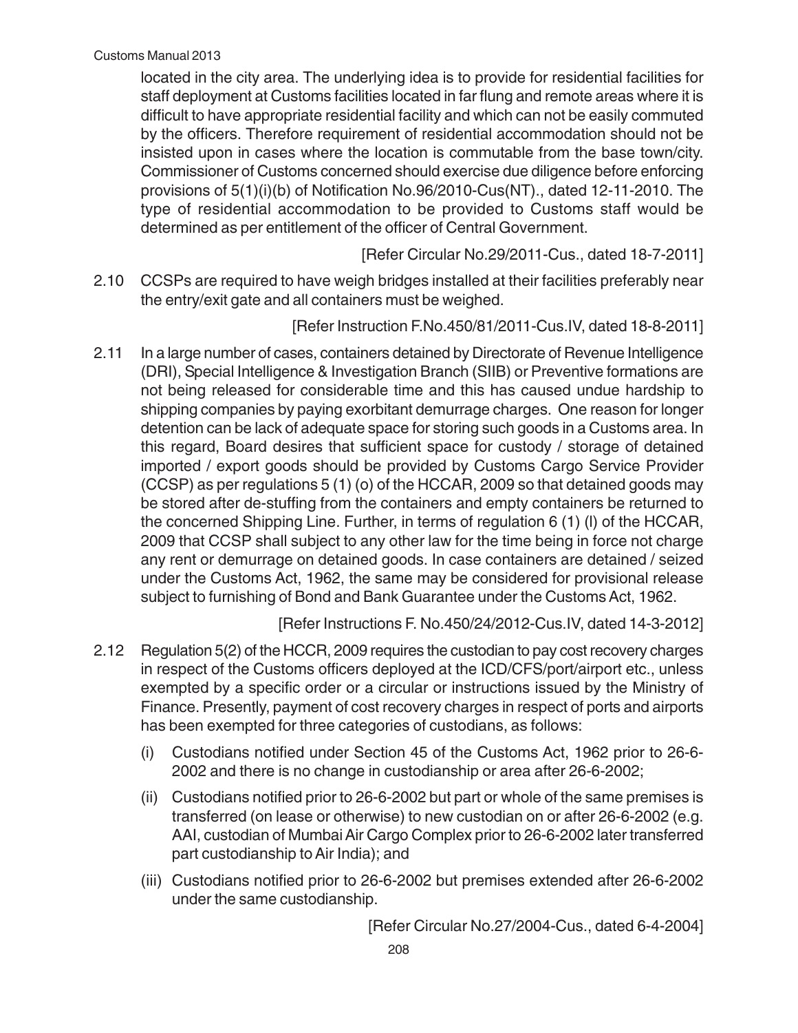located in the city area. The underlying idea is to provide for residential facilities for staff deployment at Customs facilities located in far flung and remote areas where it is difficult to have appropriate residential facility and which can not be easily commuted by the officers. Therefore requirement of residential accommodation should not be insisted upon in cases where the location is commutable from the base town/city. Commissioner of Customs concerned should exercise due diligence before enforcing provisions of 5(1)(i)(b) of Notification No.96/2010-Cus(NT)., dated 12-11-2010. The type of residential accommodation to be provided to Customs staff would be determined as per entitlement of the officer of Central Government.

[Refer Circular No.29/2011-Cus., dated 18-7-2011]

2.10 CCSPs are required to have weigh bridges installed at their facilities preferably near the entry/exit gate and all containers must be weighed.

[Refer Instruction F.No.450/81/2011-Cus.IV, dated 18-8-2011]

2.11 In a large number of cases, containers detained by Directorate of Revenue Intelligence (DRI), Special Intelligence & Investigation Branch (SIIB) or Preventive formations are not being released for considerable time and this has caused undue hardship to shipping companies by paying exorbitant demurrage charges. One reason for longer detention can be lack of adequate space for storing such goods in a Customs area. In this regard, Board desires that sufficient space for custody / storage of detained imported / export goods should be provided by Customs Cargo Service Provider (CCSP) as per regulations 5 (1) (o) of the HCCAR, 2009 so that detained goods may be stored after de-stuffing from the containers and empty containers be returned to the concerned Shipping Line. Further, in terms of regulation 6 (1) (l) of the HCCAR, 2009 that CCSP shall subject to any other law for the time being in force not charge any rent or demurrage on detained goods. In case containers are detained / seized under the Customs Act, 1962, the same may be considered for provisional release subject to furnishing of Bond and Bank Guarantee under the Customs Act, 1962.

[Refer Instructions F. No.450/24/2012-Cus.IV, dated 14-3-2012]

2.12 Regulation 5(2) of the HCCR, 2009 requires the custodian to pay cost recovery charges in respect of the Customs officers deployed at the ICD/CFS/port/airport etc., unless exempted by a specific order or a circular or instructions issued by the Ministry of Finance. Presently, payment of cost recovery charges in respect of ports and airports has been exempted for three categories of custodians, as follows:

(i) Custodians notified under Section 45 of the Customs Act, 1962 prior to 26-6-2002 and there is no change in custodianship or area after 26-6-2002;

(ii) Custodians notified prior to 26-6-2002 but part or whole of the same premises is transferred (on lease or otherwise) to new custodian on or after 26-6-2002 (e.g. AAI, custodian of Mumbai Air Cargo Complex prior to 26-6-2002 later transferred part custodianship to Air India); and

(iii) Custodians notified prior to 26-6-2002 but premises extended after 26-6-2002 under the same custodianship.

[Refer Circular No.27/2004-Cus., dated 6-4-2004]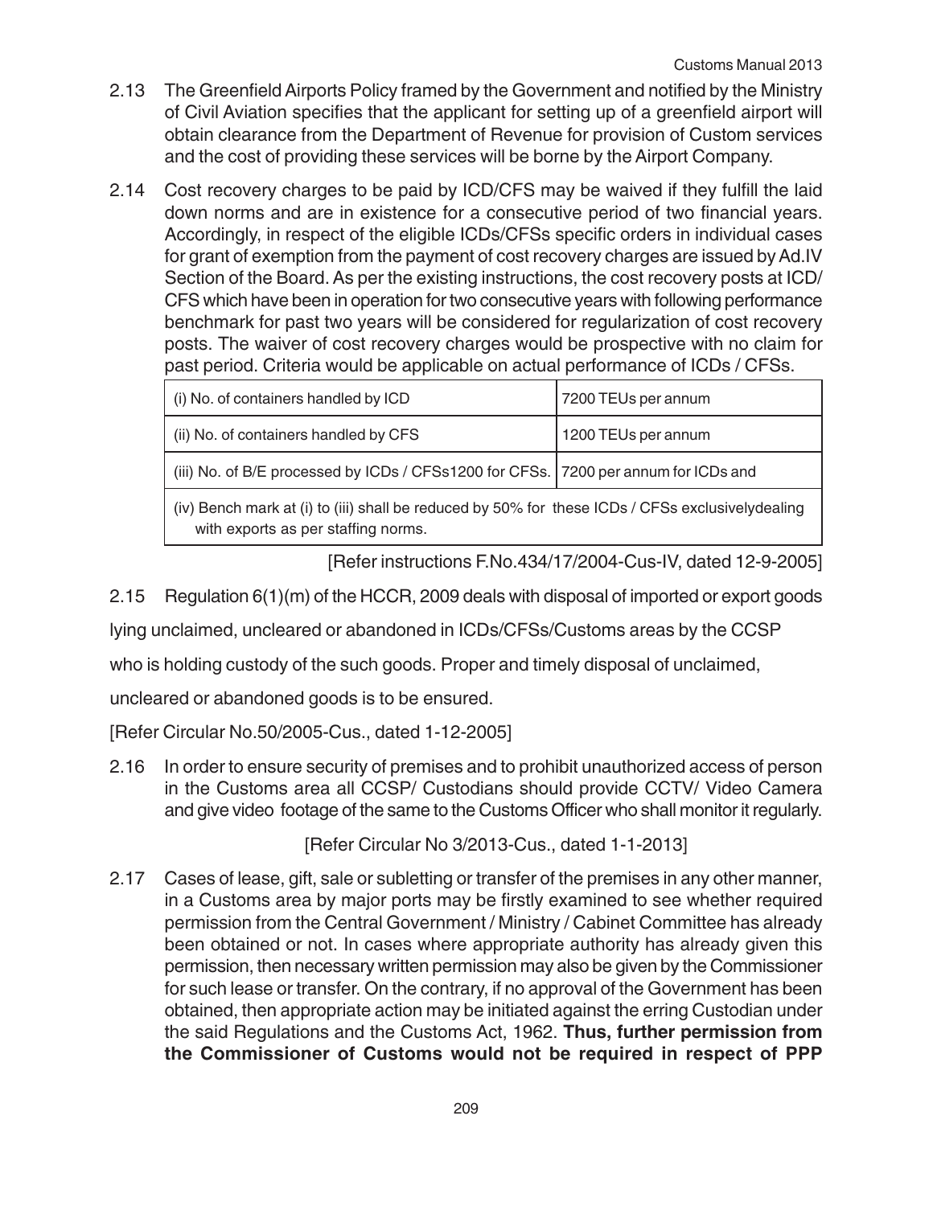2.13 The Greenfield Airports Policy framed by the Government and notified by the Ministry of Civil Aviation specifies that the applicant for setting up of a greenfield airport will obtain clearance from the Department of Revenue for provision of Custom services and the cost of providing these services will be borne by the Airport Company.

2.14 Cost recovery charges to be paid by ICD/CFS may be waived if they fulfill the laid down norms and are in existence for a consecutive period of two financial years. Accordingly, in respect of the eligible ICDs/CFSs specific orders in individual cases for grant of exemption from the payment of cost recovery charges are issued by Ad.IV Section of the Board. As per the existing instructions, the cost recovery posts at ICD/CFS which have been in operation for two consecutive years with following performance benchmark for past two years will be considered for regularization of cost recovery posts. The waiver of cost recovery charges would be prospective with no claim for past period. Criteria would be applicable on actual performance of ICDs / CFSs.

| | |
|---|---|
| (i) No. of containers handled by ICD | 7200 TEUs per annum |
| (ii) No. of containers handled by CFS | 1200 TEUs per annum |
| (iii) No. of B/E processed by ICDs / CFSs1200 for CFSs. | 7200 per annum for ICDs and |
| (iv) Bench mark at (i) to (iii) shall be reduced by 50% for these ICDs / CFSs exclusivelydealing with exports as per staffing norms. | |

[Refer instructions F.No.434/17/2004-Cus-IV, dated 12-9-2005]

2.15 Regulation 6(1)(m) of the HCCR, 2009 deals with disposal of imported or export goods lying unclaimed, uncleared or abandoned in ICDs/CFSs/Customs areas by the CCSP who is holding custody of the such goods. Proper and timely disposal of unclaimed, uncleared or abandoned goods is to be ensured.

[Refer Circular No.50/2005-Cus., dated 1-12-2005]

2.16 In order to ensure security of premises and to prohibit unauthorized access of person in the Customs area all CCSP/ Custodians should provide CCTV/ Video Camera and give video footage of the same to the Customs Officer who shall monitor it regularly.

[Refer Circular No 3/2013-Cus., dated 1-1-2013]

2.17 Cases of lease, gift, sale or subletting or transfer of the premises in any other manner, in a Customs area by major ports may be firstly examined to see whether required permission from the Central Government / Ministry / Cabinet Committee has already been obtained or not. In cases where appropriate authority has already given this permission, then necessary written permission may also be given by the Commissioner for such lease or transfer. On the contrary, if no approval of the Government has been obtained, then appropriate action may be initiated against the erring Custodian under the said Regulations and the Customs Act, 1962. **Thus, further permission from the Commissioner of Customs would not be required in respect of PPP**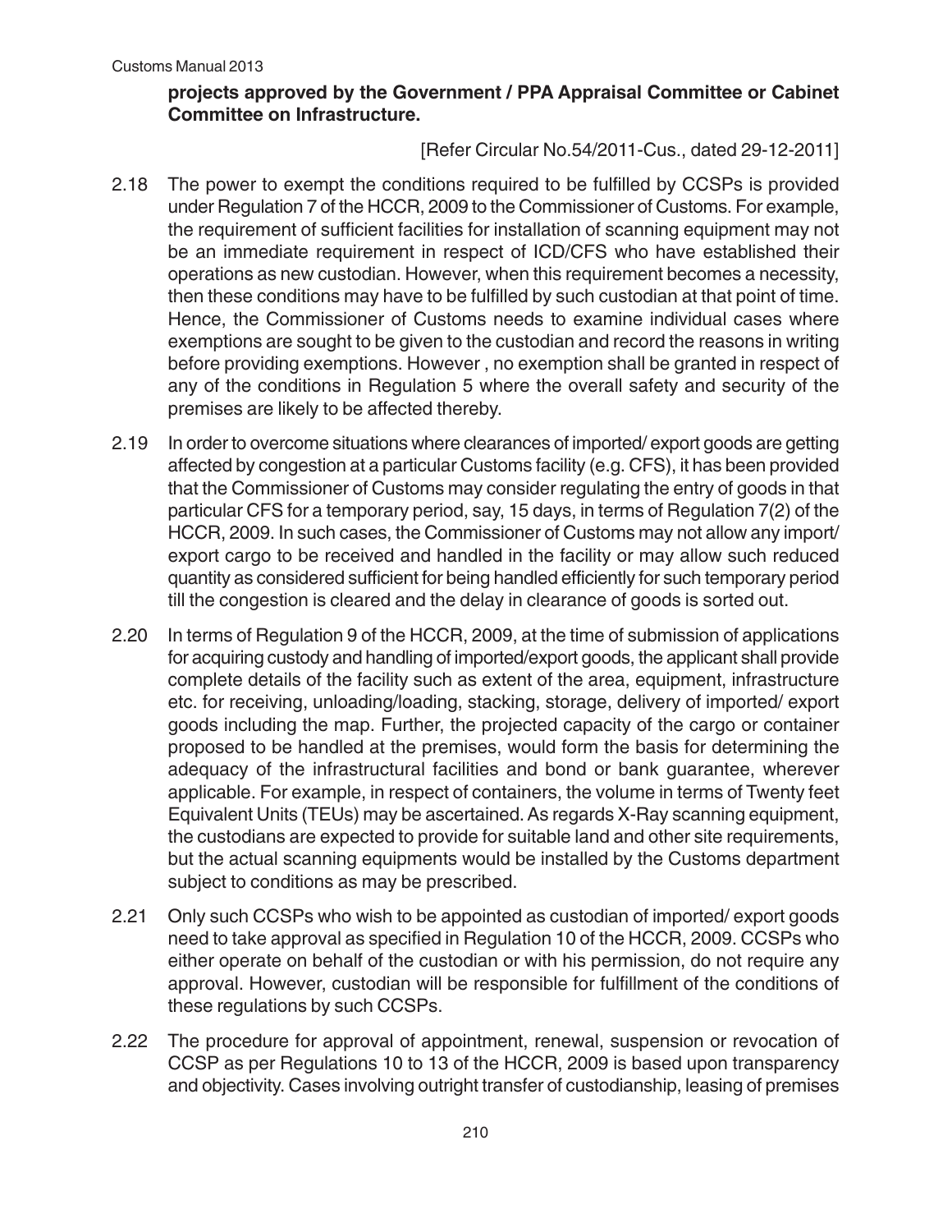**projects approved by the Government / PPA Appraisal Committee or Cabinet Committee on Infrastructure.**

[Refer Circular No.54/2011-Cus., dated 29-12-2011]

2.18 The power to exempt the conditions required to be fulfilled by CCSPs is provided under Regulation 7 of the HCCR, 2009 to the Commissioner of Customs. For example, the requirement of sufficient facilities for installation of scanning equipment may not be an immediate requirement in respect of ICD/CFS who have established their operations as new custodian. However, when this requirement becomes a necessity, then these conditions may have to be fulfilled by such custodian at that point of time. Hence, the Commissioner of Customs needs to examine individual cases where exemptions are sought to be given to the custodian and record the reasons in writing before providing exemptions. However , no exemption shall be granted in respect of any of the conditions in Regulation 5 where the overall safety and security of the premises are likely to be affected thereby.

2.19 In order to overcome situations where clearances of imported/ export goods are getting affected by congestion at a particular Customs facility (e.g. CFS), it has been provided that the Commissioner of Customs may consider regulating the entry of goods in that particular CFS for a temporary period, say, 15 days, in terms of Regulation 7(2) of the HCCR, 2009. In such cases, the Commissioner of Customs may not allow any import/ export cargo to be received and handled in the facility or may allow such reduced quantity as considered sufficient for being handled efficiently for such temporary period till the congestion is cleared and the delay in clearance of goods is sorted out.

2.20 In terms of Regulation 9 of the HCCR, 2009, at the time of submission of applications for acquiring custody and handling of imported/export goods, the applicant shall provide complete details of the facility such as extent of the area, equipment, infrastructure etc. for receiving, unloading/loading, stacking, storage, delivery of imported/ export goods including the map. Further, the projected capacity of the cargo or container proposed to be handled at the premises, would form the basis for determining the adequacy of the infrastructural facilities and bond or bank guarantee, wherever applicable. For example, in respect of containers, the volume in terms of Twenty feet Equivalent Units (TEUs) may be ascertained. As regards X-Ray scanning equipment, the custodians are expected to provide for suitable land and other site requirements, but the actual scanning equipments would be installed by the Customs department subject to conditions as may be prescribed.

2.21 Only such CCSPs who wish to be appointed as custodian of imported/ export goods need to take approval as specified in Regulation 10 of the HCCR, 2009. CCSPs who either operate on behalf of the custodian or with his permission, do not require any approval. However, custodian will be responsible for fulfillment of the conditions of these regulations by such CCSPs.

2.22 The procedure for approval of appointment, renewal, suspension or revocation of CCSP as per Regulations 10 to 13 of the HCCR, 2009 is based upon transparency and objectivity. Cases involving outright transfer of custodianship, leasing of premises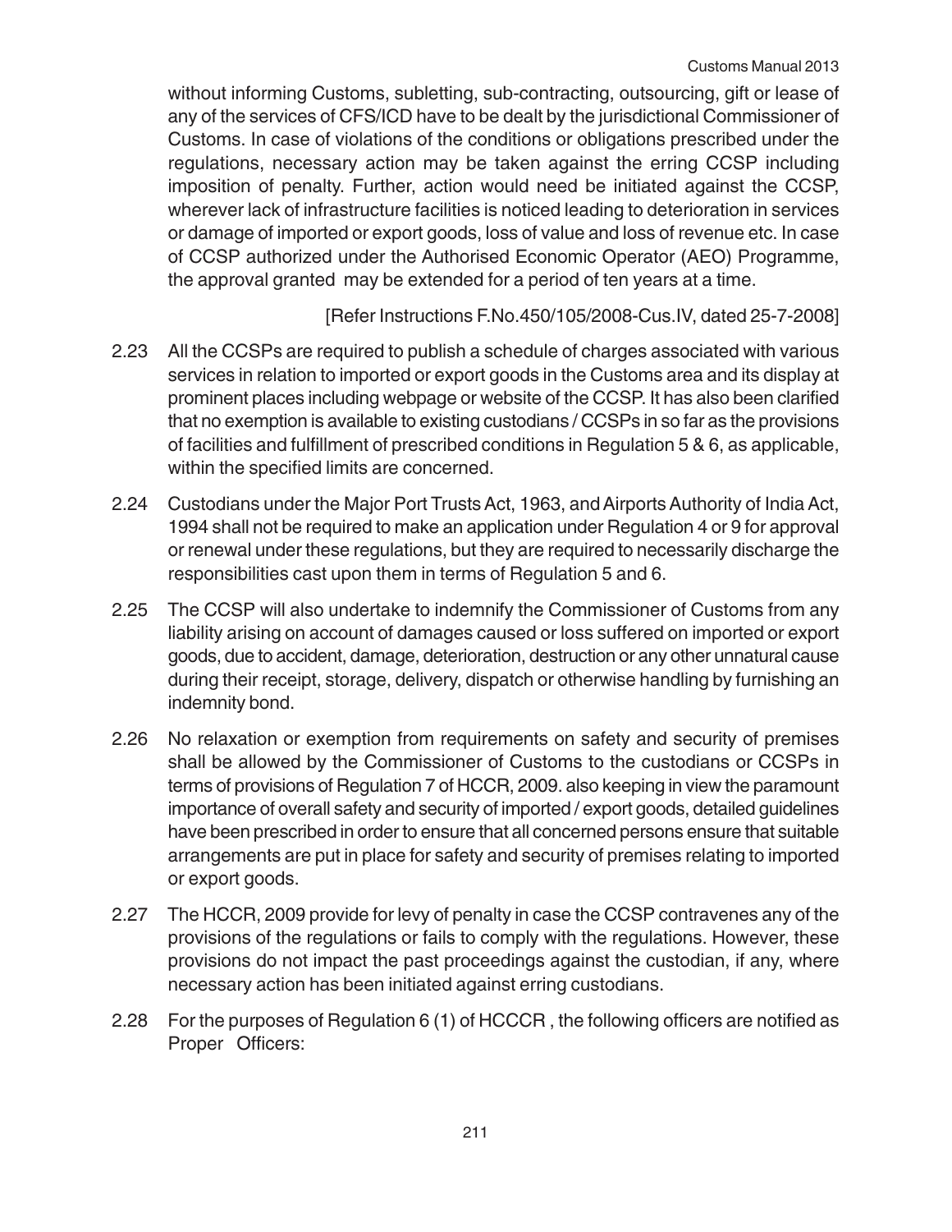without informing Customs, subletting, sub-contracting, outsourcing, gift or lease of any of the services of CFS/ICD have to be dealt by the jurisdictional Commissioner of Customs. In case of violations of the conditions or obligations prescribed under the regulations, necessary action may be taken against the erring CCSP including imposition of penalty. Further, action would need be initiated against the CCSP, wherever lack of infrastructure facilities is noticed leading to deterioration in services or damage of imported or export goods, loss of value and loss of revenue etc. In case of CCSP authorized under the Authorised Economic Operator (AEO) Programme, the approval granted may be extended for a period of ten years at a time.

[Refer Instructions F.No.450/105/2008-Cus.IV, dated 25-7-2008]

2.23 All the CCSPs are required to publish a schedule of charges associated with various services in relation to imported or export goods in the Customs area and its display at prominent places including webpage or website of the CCSP. It has also been clarified that no exemption is available to existing custodians / CCSPs in so far as the provisions of facilities and fulfillment of prescribed conditions in Regulation 5 & 6, as applicable, within the specified limits are concerned.

2.24 Custodians under the Major Port Trusts Act, 1963, and Airports Authority of India Act, 1994 shall not be required to make an application under Regulation 4 or 9 for approval or renewal under these regulations, but they are required to necessarily discharge the responsibilities cast upon them in terms of Regulation 5 and 6.

2.25 The CCSP will also undertake to indemnify the Commissioner of Customs from any liability arising on account of damages caused or loss suffered on imported or export goods, due to accident, damage, deterioration, destruction or any other unnatural cause during their receipt, storage, delivery, dispatch or otherwise handling by furnishing an indemnity bond.

2.26 No relaxation or exemption from requirements on safety and security of premises shall be allowed by the Commissioner of Customs to the custodians or CCSPs in terms of provisions of Regulation 7 of HCCR, 2009. also keeping in view the paramount importance of overall safety and security of imported / export goods, detailed guidelines have been prescribed in order to ensure that all concerned persons ensure that suitable arrangements are put in place for safety and security of premises relating to imported or export goods.

2.27 The HCCR, 2009 provide for levy of penalty in case the CCSP contravenes any of the provisions of the regulations or fails to comply with the regulations. However, these provisions do not impact the past proceedings against the custodian, if any, where necessary action has been initiated against erring custodians.

2.28 For the purposes of Regulation 6 (1) of HCCCR , the following officers are notified as Proper Officers: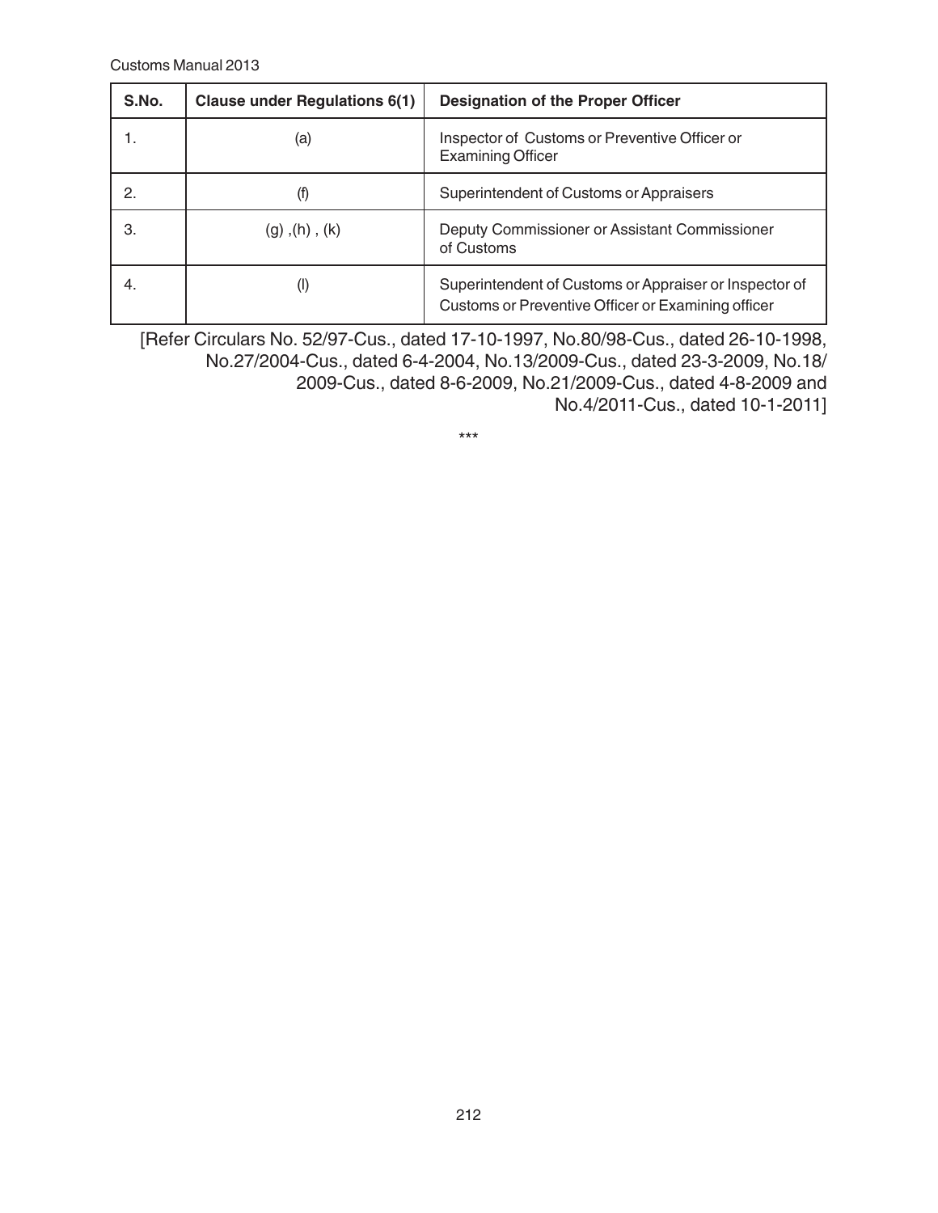| S.No. | Clause under Regulations 6(1) | Designation of the Proper Officer |
|---|---|---|
| 1. | (a) | Inspector of Customs or Preventive Officer or Examining Officer |
| 2. | (f) | Superintendent of Customs or Appraisers |
| 3. | (g) ,(h) , (k) | Deputy Commissioner or Assistant Commissioner of Customs |
| 4. | (l) | Superintendent of Customs or Appraiser or Inspector of Customs or Preventive Officer or Examining officer |

[Refer Circulars No. 52/97-Cus., dated 17-10-1997, No.80/98-Cus., dated 26-10-1998, No.27/2004-Cus., dated 6-4-2004, No.13/2009-Cus., dated 23-3-2009, No.18/2009-Cus., dated 8-6-2009, No.21/2009-Cus., dated 4-8-2009 and No.4/2011-Cus., dated 10-1-2011]

***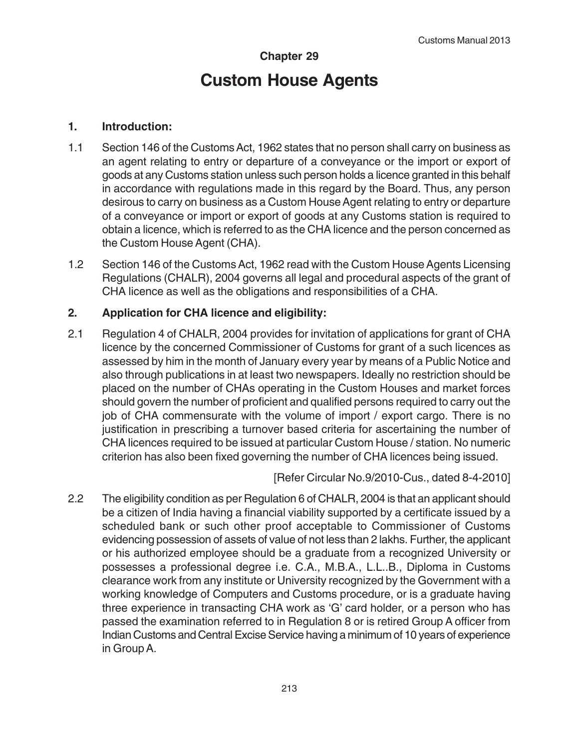## Chapter 29

# Custom House Agents

### 1. Introduction:

1.1 Section 146 of the Customs Act, 1962 states that no person shall carry on business as an agent relating to entry or departure of a conveyance or the import or export of goods at any Customs station unless such person holds a licence granted in this behalf in accordance with regulations made in this regard by the Board. Thus, any person desirous to carry on business as a Custom House Agent relating to entry or departure of a conveyance or import or export of goods at any Customs station is required to obtain a licence, which is referred to as the CHA licence and the person concerned as the Custom House Agent (CHA).

1.2 Section 146 of the Customs Act, 1962 read with the Custom House Agents Licensing Regulations (CHALR), 2004 governs all legal and procedural aspects of the grant of CHA licence as well as the obligations and responsibilities of a CHA.

### 2. Application for CHA licence and eligibility:

2.1 Regulation 4 of CHALR, 2004 provides for invitation of applications for grant of CHA licence by the concerned Commissioner of Customs for grant of a such licences as assessed by him in the month of January every year by means of a Public Notice and also through publications in at least two newspapers. Ideally no restriction should be placed on the number of CHAs operating in the Custom Houses and market forces should govern the number of proficient and qualified persons required to carry out the job of CHA commensurate with the volume of import / export cargo. There is no justification in prescribing a turnover based criteria for ascertaining the number of CHA licences required to be issued at particular Custom House / station. No numeric criterion has also been fixed governing the number of CHA licences being issued.

[Refer Circular No.9/2010-Cus., dated 8-4-2010]

2.2 The eligibility condition as per Regulation 6 of CHALR, 2004 is that an applicant should be a citizen of India having a financial viability supported by a certificate issued by a scheduled bank or such other proof acceptable to Commissioner of Customs evidencing possession of assets of value of not less than 2 lakhs. Further, the applicant or his authorized employee should be a graduate from a recognized University or possesses a professional degree i.e. C.A., M.B.A., L.L..B., Diploma in Customs clearance work from any institute or University recognized by the Government with a working knowledge of Computers and Customs procedure, or is a graduate having three experience in transacting CHA work as 'G' card holder, or a person who has passed the examination referred to in Regulation 8 or is retired Group A officer from Indian Customs and Central Excise Service having a minimum of 10 years of experience in Group A.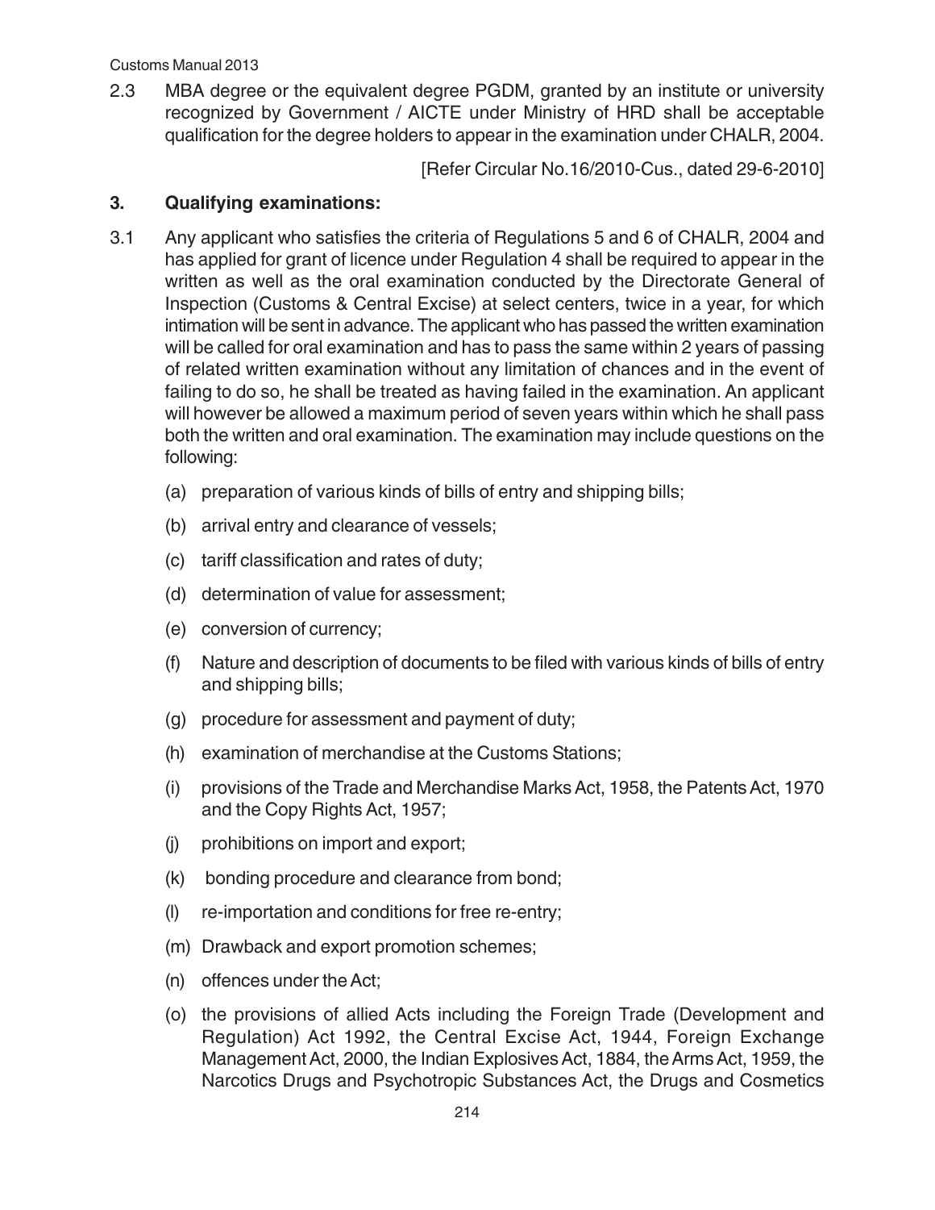2.3 MBA degree or the equivalent degree PGDM, granted by an institute or university recognized by Government / AICTE under Ministry of HRD shall be acceptable qualification for the degree holders to appear in the examination under CHALR, 2004.

[Refer Circular No.16/2010-Cus., dated 29-6-2010]

### 3. Qualifying examinations:

3.1 Any applicant who satisfies the criteria of Regulations 5 and 6 of CHALR, 2004 and has applied for grant of licence under Regulation 4 shall be required to appear in the written as well as the oral examination conducted by the Directorate General of Inspection (Customs & Central Excise) at select centers, twice in a year, for which intimation will be sent in advance. The applicant who has passed the written examination will be called for oral examination and has to pass the same within 2 years of passing of related written examination without any limitation of chances and in the event of failing to do so, he shall be treated as having failed in the examination. An applicant will however be allowed a maximum period of seven years within which he shall pass both the written and oral examination. The examination may include questions on the following:

(a) preparation of various kinds of bills of entry and shipping bills;

(b) arrival entry and clearance of vessels;

(c) tariff classification and rates of duty;

(d) determination of value for assessment;

(e) conversion of currency;

(f) Nature and description of documents to be filed with various kinds of bills of entry and shipping bills;

(g) procedure for assessment and payment of duty;

(h) examination of merchandise at the Customs Stations;

(i) provisions of the Trade and Merchandise Marks Act, 1958, the Patents Act, 1970 and the Copy Rights Act, 1957;

(j) prohibitions on import and export;

(k) bonding procedure and clearance from bond;

(l) re-importation and conditions for free re-entry;

(m) Drawback and export promotion schemes;

(n) offences under the Act;

(o) the provisions of allied Acts including the Foreign Trade (Development and Regulation) Act 1992, the Central Excise Act, 1944, Foreign Exchange Management Act, 2000, the Indian Explosives Act, 1884, the Arms Act, 1959, the Narcotics Drugs and Psychotropic Substances Act, the Drugs and Cosmetics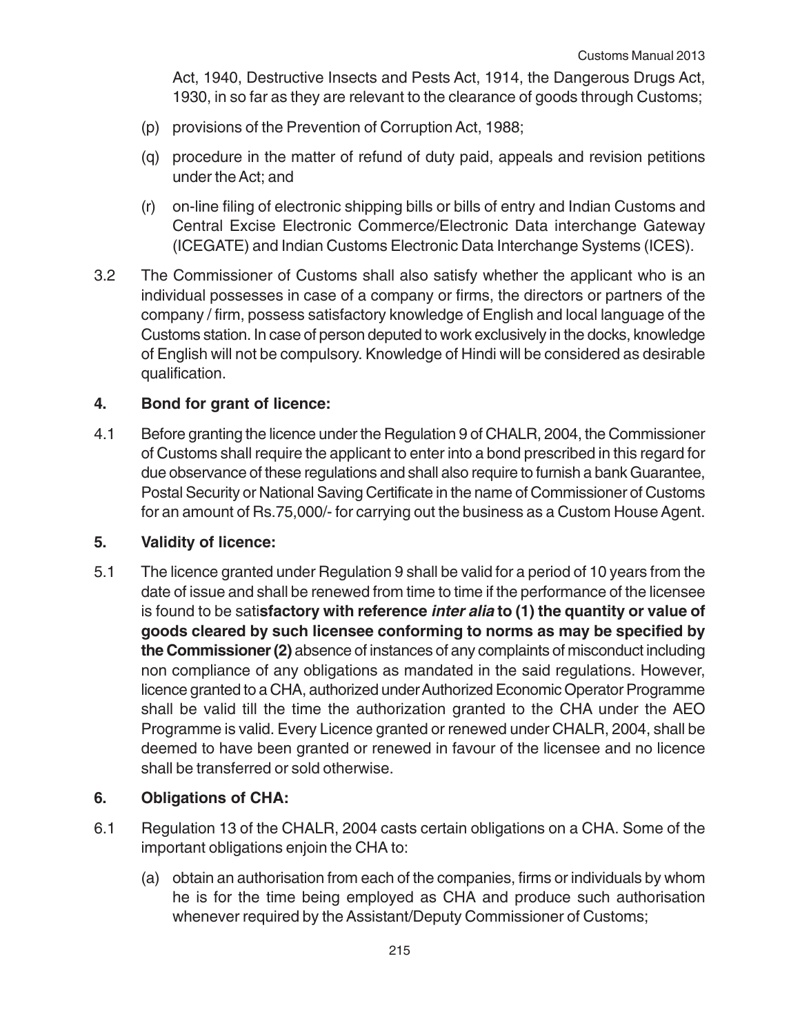Act, 1940, Destructive Insects and Pests Act, 1914, the Dangerous Drugs Act, 1930, in so far as they are relevant to the clearance of goods through Customs;

(p) provisions of the Prevention of Corruption Act, 1988;

(q) procedure in the matter of refund of duty paid, appeals and revision petitions under the Act; and

(r) on-line filing of electronic shipping bills or bills of entry and Indian Customs and Central Excise Electronic Commerce/Electronic Data interchange Gateway (ICEGATE) and Indian Customs Electronic Data Interchange Systems (ICES).

3.2 The Commissioner of Customs shall also satisfy whether the applicant who is an individual possesses in case of a company or firms, the directors or partners of the company / firm, possess satisfactory knowledge of English and local language of the Customs station. In case of person deputed to work exclusively in the docks, knowledge of English will not be compulsory. Knowledge of Hindi will be considered as desirable qualification.

## 4. Bond for grant of licence:

4.1 Before granting the licence under the Regulation 9 of CHALR, 2004, the Commissioner of Customs shall require the applicant to enter into a bond prescribed in this regard for due observance of these regulations and shall also require to furnish a bank Guarantee, Postal Security or National Saving Certificate in the name of Commissioner of Customs for an amount of Rs.75,000/- for carrying out the business as a Custom House Agent.

## 5. Validity of licence:

5.1 The licence granted under Regulation 9 shall be valid for a period of 10 years from the date of issue and shall be renewed from time to time if the performance of the licensee is found to be sati**sfactory with reference *inter alia* to (1) the quantity or value of goods cleared by such licensee conforming to norms as may be specified by the Commissioner (2)** absence of instances of any complaints of misconduct including non compliance of any obligations as mandated in the said regulations. However, licence granted to a CHA, authorized under Authorized Economic Operator Programme shall be valid till the time the authorization granted to the CHA under the AEO Programme is valid. Every Licence granted or renewed under CHALR, 2004, shall be deemed to have been granted or renewed in favour of the licensee and no licence shall be transferred or sold otherwise.

## 6. Obligations of CHA:

6.1 Regulation 13 of the CHALR, 2004 casts certain obligations on a CHA. Some of the important obligations enjoin the CHA to:

(a) obtain an authorisation from each of the companies, firms or individuals by whom he is for the time being employed as CHA and produce such authorisation whenever required by the Assistant/Deputy Commissioner of Customs;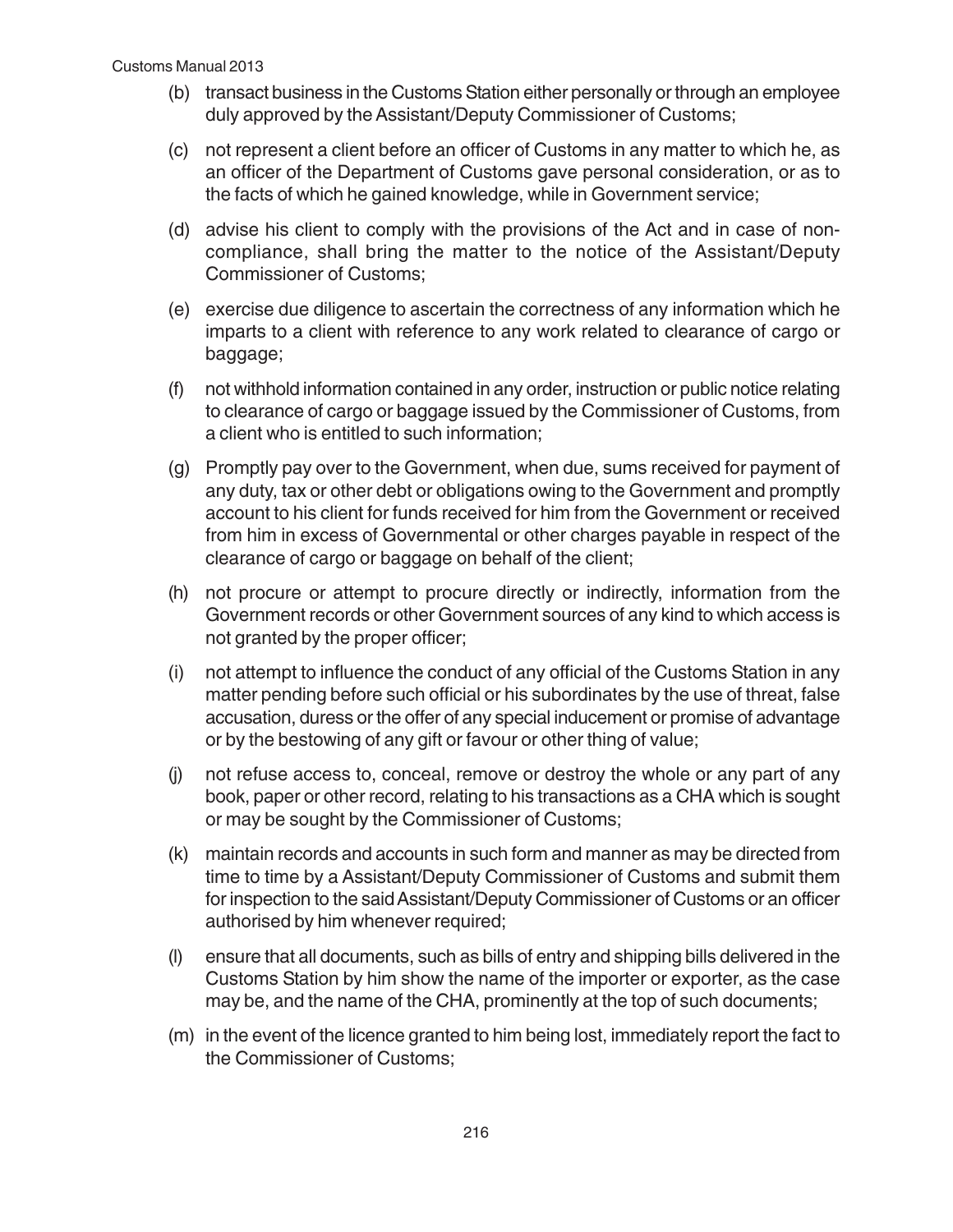(b) transact business in the Customs Station either personally or through an employee duly approved by the Assistant/Deputy Commissioner of Customs;

(c) not represent a client before an officer of Customs in any matter to which he, as an officer of the Department of Customs gave personal consideration, or as to the facts of which he gained knowledge, while in Government service;

(d) advise his client to comply with the provisions of the Act and in case of non-compliance, shall bring the matter to the notice of the Assistant/Deputy Commissioner of Customs;

(e) exercise due diligence to ascertain the correctness of any information which he imparts to a client with reference to any work related to clearance of cargo or baggage;

(f) not withhold information contained in any order, instruction or public notice relating to clearance of cargo or baggage issued by the Commissioner of Customs, from a client who is entitled to such information;

(g) Promptly pay over to the Government, when due, sums received for payment of any duty, tax or other debt or obligations owing to the Government and promptly account to his client for funds received for him from the Government or received from him in excess of Governmental or other charges payable in respect of the clearance of cargo or baggage on behalf of the client;

(h) not procure or attempt to procure directly or indirectly, information from the Government records or other Government sources of any kind to which access is not granted by the proper officer;

(i) not attempt to influence the conduct of any official of the Customs Station in any matter pending before such official or his subordinates by the use of threat, false accusation, duress or the offer of any special inducement or promise of advantage or by the bestowing of any gift or favour or other thing of value;

(j) not refuse access to, conceal, remove or destroy the whole or any part of any book, paper or other record, relating to his transactions as a CHA which is sought or may be sought by the Commissioner of Customs;

(k) maintain records and accounts in such form and manner as may be directed from time to time by a Assistant/Deputy Commissioner of Customs and submit them for inspection to the said Assistant/Deputy Commissioner of Customs or an officer authorised by him whenever required;

(l) ensure that all documents, such as bills of entry and shipping bills delivered in the Customs Station by him show the name of the importer or exporter, as the case may be, and the name of the CHA, prominently at the top of such documents;

(m) in the event of the licence granted to him being lost, immediately report the fact to the Commissioner of Customs;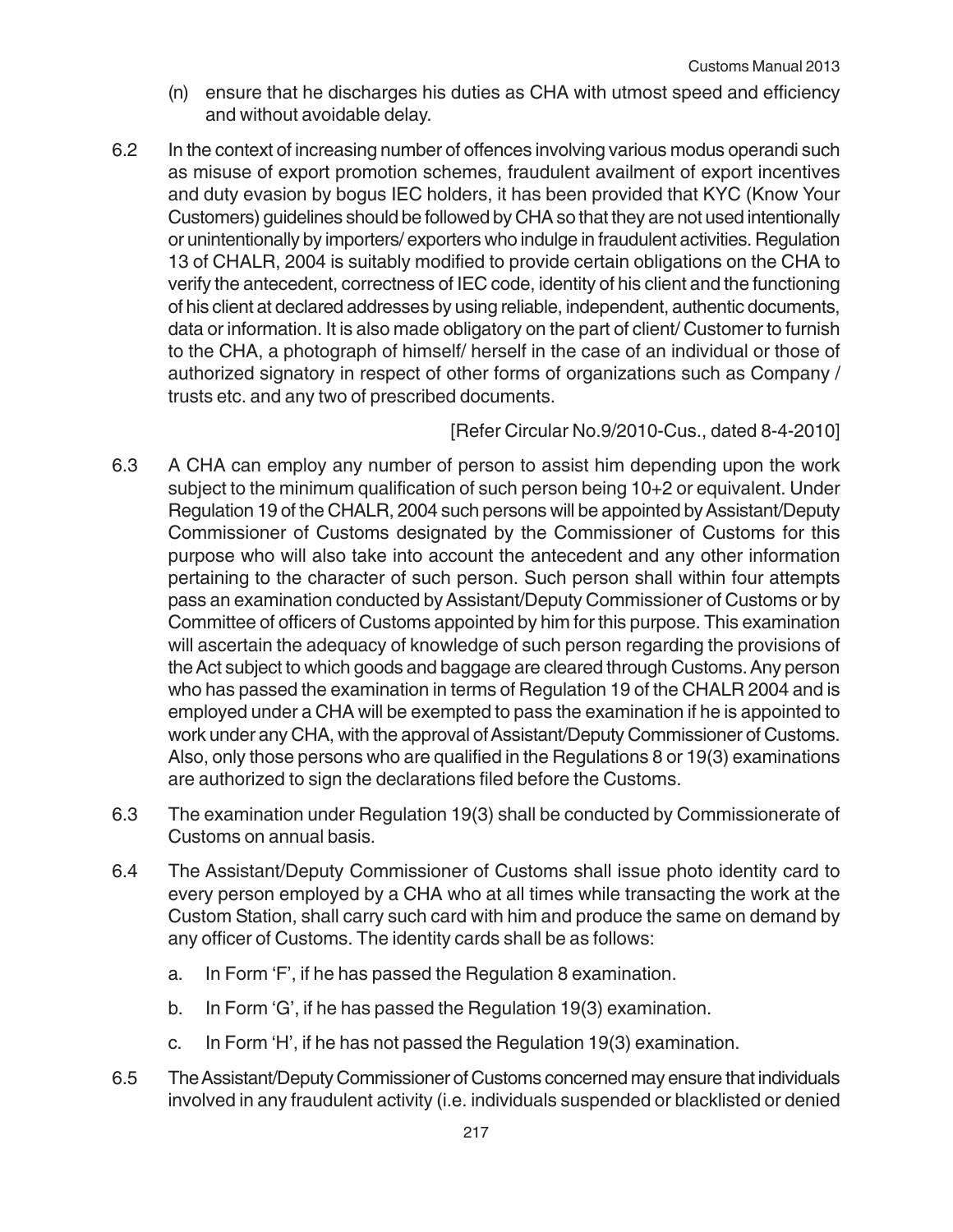(n) ensure that he discharges his duties as CHA with utmost speed and efficiency and without avoidable delay.

6.2 In the context of increasing number of offences involving various modus operandi such as misuse of export promotion schemes, fraudulent availment of export incentives and duty evasion by bogus IEC holders, it has been provided that KYC (Know Your Customers) guidelines should be followed by CHA so that they are not used intentionally or unintentionally by importers/ exporters who indulge in fraudulent activities. Regulation 13 of CHALR, 2004 is suitably modified to provide certain obligations on the CHA to verify the antecedent, correctness of IEC code, identity of his client and the functioning of his client at declared addresses by using reliable, independent, authentic documents, data or information. It is also made obligatory on the part of client/ Customer to furnish to the CHA, a photograph of himself/ herself in the case of an individual or those of authorized signatory in respect of other forms of organizations such as Company / trusts etc. and any two of prescribed documents.

[Refer Circular No.9/2010-Cus., dated 8-4-2010]

6.3 A CHA can employ any number of person to assist him depending upon the work subject to the minimum qualification of such person being 10+2 or equivalent. Under Regulation 19 of the CHALR, 2004 such persons will be appointed by Assistant/Deputy Commissioner of Customs designated by the Commissioner of Customs for this purpose who will also take into account the antecedent and any other information pertaining to the character of such person. Such person shall within four attempts pass an examination conducted by Assistant/Deputy Commissioner of Customs or by Committee of officers of Customs appointed by him for this purpose. This examination will ascertain the adequacy of knowledge of such person regarding the provisions of the Act subject to which goods and baggage are cleared through Customs. Any person who has passed the examination in terms of Regulation 19 of the CHALR 2004 and is employed under a CHA will be exempted to pass the examination if he is appointed to work under any CHA, with the approval of Assistant/Deputy Commissioner of Customs. Also, only those persons who are qualified in the Regulations 8 or 19(3) examinations are authorized to sign the declarations filed before the Customs.

6.3 The examination under Regulation 19(3) shall be conducted by Commissionerate of Customs on annual basis.

6.4 The Assistant/Deputy Commissioner of Customs shall issue photo identity card to every person employed by a CHA who at all times while transacting the work at the Custom Station, shall carry such card with him and produce the same on demand by any officer of Customs. The identity cards shall be as follows:

a. In Form 'F', if he has passed the Regulation 8 examination.

b. In Form 'G', if he has passed the Regulation 19(3) examination.

c. In Form 'H', if he has not passed the Regulation 19(3) examination.

6.5 The Assistant/Deputy Commissioner of Customs concerned may ensure that individuals involved in any fraudulent activity (i.e. individuals suspended or blacklisted or denied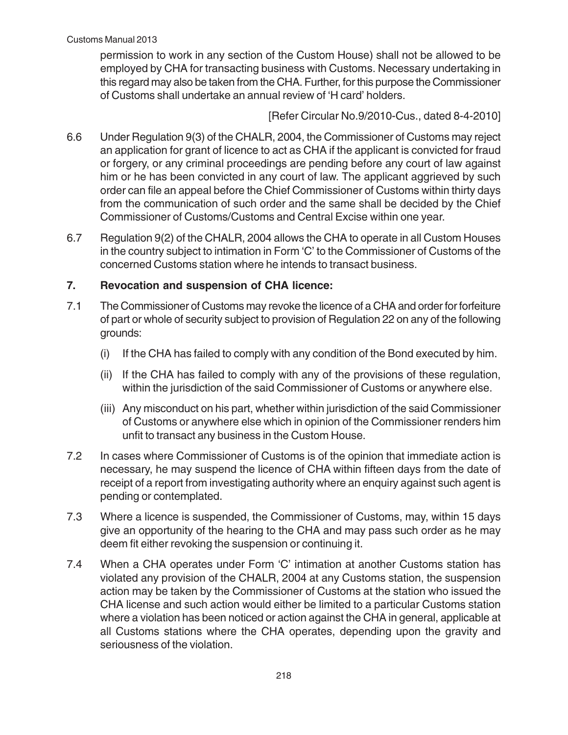permission to work in any section of the Custom House) shall not be allowed to be employed by CHA for transacting business with Customs. Necessary undertaking in this regard may also be taken from the CHA. Further, for this purpose the Commissioner of Customs shall undertake an annual review of 'H card' holders.

[Refer Circular No.9/2010-Cus., dated 8-4-2010]

6.6 Under Regulation 9(3) of the CHALR, 2004, the Commissioner of Customs may reject an application for grant of licence to act as CHA if the applicant is convicted for fraud or forgery, or any criminal proceedings are pending before any court of law against him or he has been convicted in any court of law. The applicant aggrieved by such order can file an appeal before the Chief Commissioner of Customs within thirty days from the communication of such order and the same shall be decided by the Chief Commissioner of Customs/Customs and Central Excise within one year.

6.7 Regulation 9(2) of the CHALR, 2004 allows the CHA to operate in all Custom Houses in the country subject to intimation in Form 'C' to the Commissioner of Customs of the concerned Customs station where he intends to transact business.

## 7. Revocation and suspension of CHA licence:

7.1 The Commissioner of Customs may revoke the licence of a CHA and order for forfeiture of part or whole of security subject to provision of Regulation 22 on any of the following grounds:

- (i) If the CHA has failed to comply with any condition of the Bond executed by him.
- (ii) If the CHA has failed to comply with any of the provisions of these regulation, within the jurisdiction of the said Commissioner of Customs or anywhere else.
- (iii) Any misconduct on his part, whether within jurisdiction of the said Commissioner of Customs or anywhere else which in opinion of the Commissioner renders him unfit to transact any business in the Custom House.

7.2 In cases where Commissioner of Customs is of the opinion that immediate action is necessary, he may suspend the licence of CHA within fifteen days from the date of receipt of a report from investigating authority where an enquiry against such agent is pending or contemplated.

7.3 Where a licence is suspended, the Commissioner of Customs, may, within 15 days give an opportunity of the hearing to the CHA and may pass such order as he may deem fit either revoking the suspension or continuing it.

7.4 When a CHA operates under Form 'C' intimation at another Customs station has violated any provision of the CHALR, 2004 at any Customs station, the suspension action may be taken by the Commissioner of Customs at the station who issued the CHA license and such action would either be limited to a particular Customs station where a violation has been noticed or action against the CHA in general, applicable at all Customs stations where the CHA operates, depending upon the gravity and seriousness of the violation.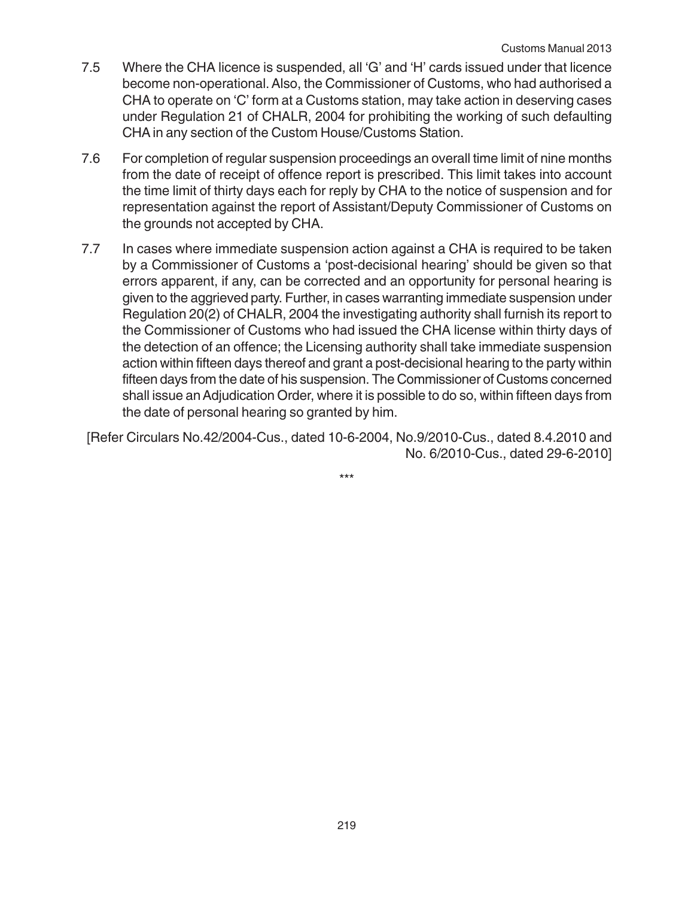7.5 Where the CHA licence is suspended, all 'G' and 'H' cards issued under that licence become non-operational. Also, the Commissioner of Customs, who had authorised a CHA to operate on 'C' form at a Customs station, may take action in deserving cases under Regulation 21 of CHALR, 2004 for prohibiting the working of such defaulting CHA in any section of the Custom House/Customs Station.

7.6 For completion of regular suspension proceedings an overall time limit of nine months from the date of receipt of offence report is prescribed. This limit takes into account the time limit of thirty days each for reply by CHA to the notice of suspension and for representation against the report of Assistant/Deputy Commissioner of Customs on the grounds not accepted by CHA.

7.7 In cases where immediate suspension action against a CHA is required to be taken by a Commissioner of Customs a 'post-decisional hearing' should be given so that errors apparent, if any, can be corrected and an opportunity for personal hearing is given to the aggrieved party. Further, in cases warranting immediate suspension under Regulation 20(2) of CHALR, 2004 the investigating authority shall furnish its report to the Commissioner of Customs who had issued the CHA license within thirty days of the detection of an offence; the Licensing authority shall take immediate suspension action within fifteen days thereof and grant a post-decisional hearing to the party within fifteen days from the date of his suspension. The Commissioner of Customs concerned shall issue an Adjudication Order, where it is possible to do so, within fifteen days from the date of personal hearing so granted by him.

[Refer Circulars No.42/2004-Cus., dated 10-6-2004, No.9/2010-Cus., dated 8.4.2010 and No. 6/2010-Cus., dated 29-6-2010]

***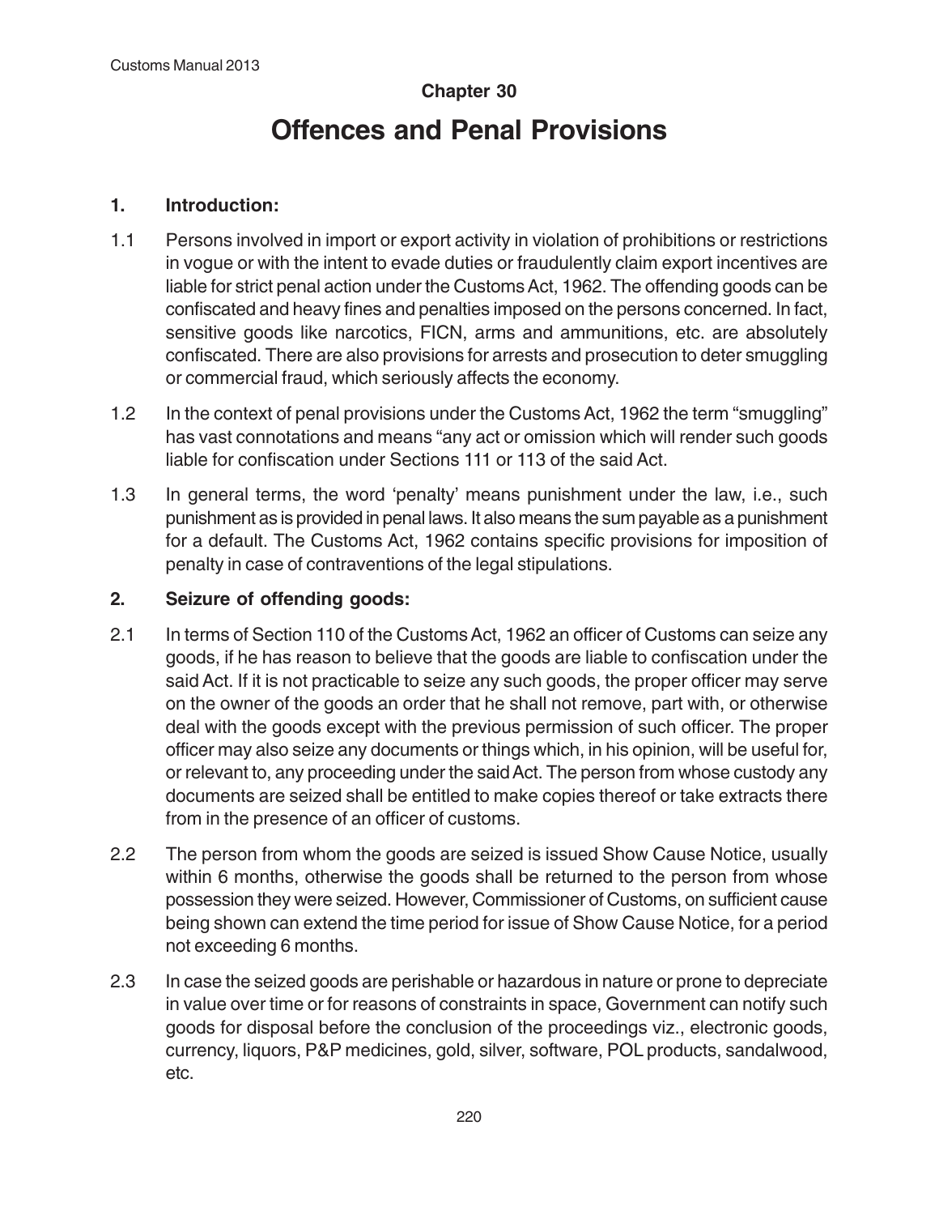## Chapter 30

# Offences and Penal Provisions

### 1. Introduction:

1.1 Persons involved in import or export activity in violation of prohibitions or restrictions in vogue or with the intent to evade duties or fraudulently claim export incentives are liable for strict penal action under the Customs Act, 1962. The offending goods can be confiscated and heavy fines and penalties imposed on the persons concerned. In fact, sensitive goods like narcotics, FICN, arms and ammunitions, etc. are absolutely confiscated. There are also provisions for arrests and prosecution to deter smuggling or commercial fraud, which seriously affects the economy.

1.2 In the context of penal provisions under the Customs Act, 1962 the term "smuggling" has vast connotations and means "any act or omission which will render such goods liable for confiscation under Sections 111 or 113 of the said Act.

1.3 In general terms, the word 'penalty' means punishment under the law, i.e., such punishment as is provided in penal laws. It also means the sum payable as a punishment for a default. The Customs Act, 1962 contains specific provisions for imposition of penalty in case of contraventions of the legal stipulations.

### 2. Seizure of offending goods:

2.1 In terms of Section 110 of the Customs Act, 1962 an officer of Customs can seize any goods, if he has reason to believe that the goods are liable to confiscation under the said Act. If it is not practicable to seize any such goods, the proper officer may serve on the owner of the goods an order that he shall not remove, part with, or otherwise deal with the goods except with the previous permission of such officer. The proper officer may also seize any documents or things which, in his opinion, will be useful for, or relevant to, any proceeding under the said Act. The person from whose custody any documents are seized shall be entitled to make copies thereof or take extracts there from in the presence of an officer of customs.

2.2 The person from whom the goods are seized is issued Show Cause Notice, usually within 6 months, otherwise the goods shall be returned to the person from whose possession they were seized. However, Commissioner of Customs, on sufficient cause being shown can extend the time period for issue of Show Cause Notice, for a period not exceeding 6 months.

2.3 In case the seized goods are perishable or hazardous in nature or prone to depreciate in value over time or for reasons of constraints in space, Government can notify such goods for disposal before the conclusion of the proceedings viz., electronic goods, currency, liquors, P&P medicines, gold, silver, software, POL products, sandalwood, etc.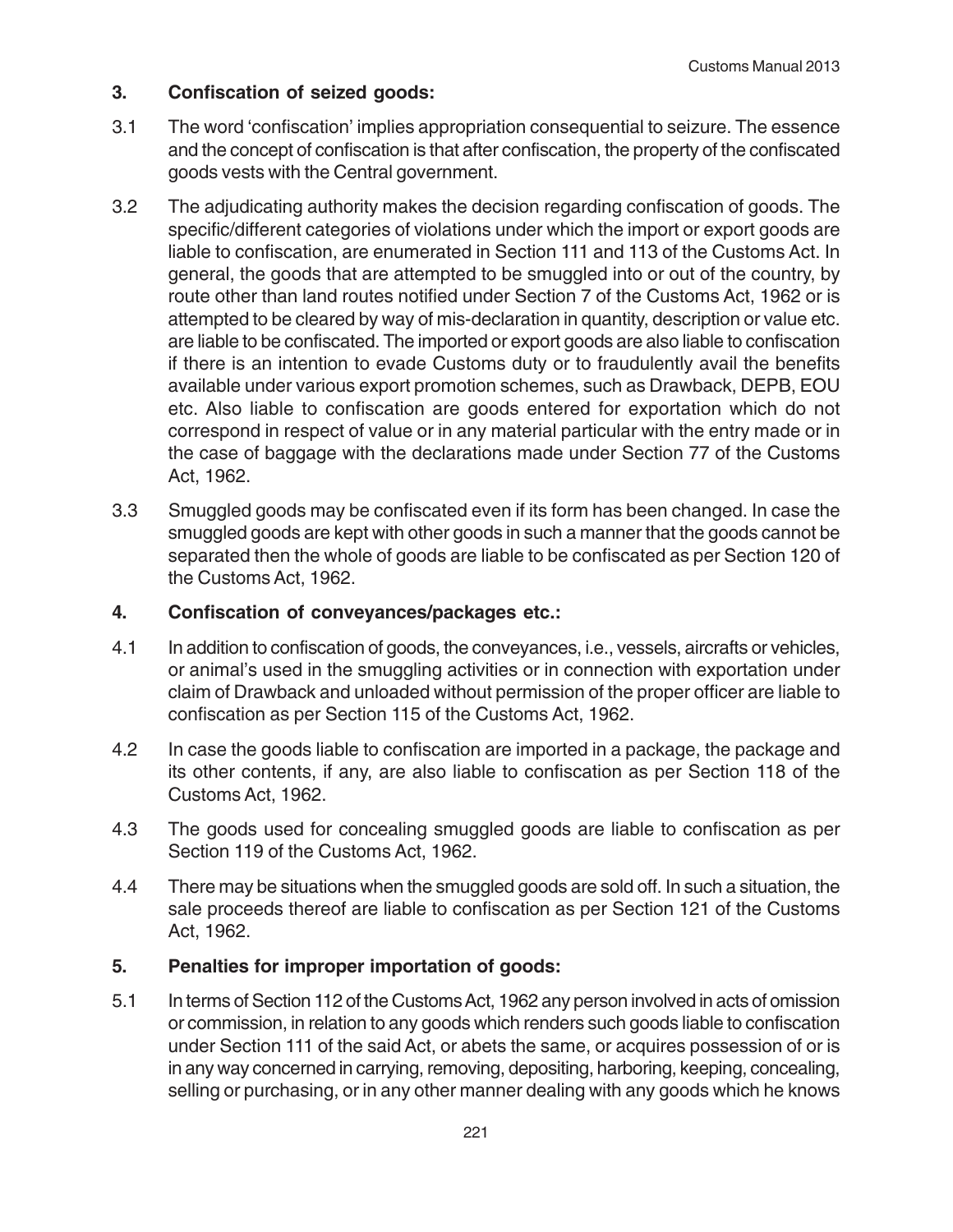## 3. Confiscation of seized goods:

3.1 The word 'confiscation' implies appropriation consequential to seizure. The essence and the concept of confiscation is that after confiscation, the property of the confiscated goods vests with the Central government.

3.2 The adjudicating authority makes the decision regarding confiscation of goods. The specific/different categories of violations under which the import or export goods are liable to confiscation, are enumerated in Section 111 and 113 of the Customs Act. In general, the goods that are attempted to be smuggled into or out of the country, by route other than land routes notified under Section 7 of the Customs Act, 1962 or is attempted to be cleared by way of mis-declaration in quantity, description or value etc. are liable to be confiscated. The imported or export goods are also liable to confiscation if there is an intention to evade Customs duty or to fraudulently avail the benefits available under various export promotion schemes, such as Drawback, DEPB, EOU etc. Also liable to confiscation are goods entered for exportation which do not correspond in respect of value or in any material particular with the entry made or in the case of baggage with the declarations made under Section 77 of the Customs Act, 1962.

3.3 Smuggled goods may be confiscated even if its form has been changed. In case the smuggled goods are kept with other goods in such a manner that the goods cannot be separated then the whole of goods are liable to be confiscated as per Section 120 of the Customs Act, 1962.

## 4. Confiscation of conveyances/packages etc.:

4.1 In addition to confiscation of goods, the conveyances, i.e., vessels, aircrafts or vehicles, or animal's used in the smuggling activities or in connection with exportation under claim of Drawback and unloaded without permission of the proper officer are liable to confiscation as per Section 115 of the Customs Act, 1962.

4.2 In case the goods liable to confiscation are imported in a package, the package and its other contents, if any, are also liable to confiscation as per Section 118 of the Customs Act, 1962.

4.3 The goods used for concealing smuggled goods are liable to confiscation as per Section 119 of the Customs Act, 1962.

4.4 There may be situations when the smuggled goods are sold off. In such a situation, the sale proceeds thereof are liable to confiscation as per Section 121 of the Customs Act, 1962.

## 5. Penalties for improper importation of goods:

5.1 In terms of Section 112 of the Customs Act, 1962 any person involved in acts of omission or commission, in relation to any goods which renders such goods liable to confiscation under Section 111 of the said Act, or abets the same, or acquires possession of or is in any way concerned in carrying, removing, depositing, harboring, keeping, concealing, selling or purchasing, or in any other manner dealing with any goods which he knows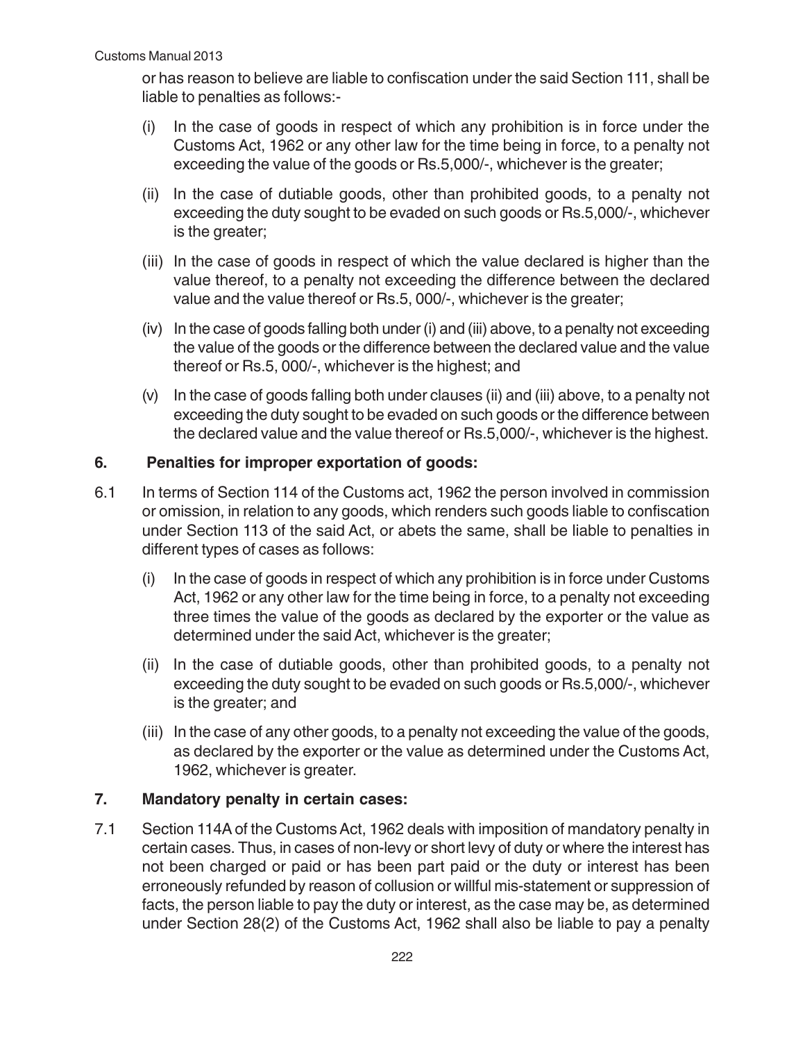or has reason to believe are liable to confiscation under the said Section 111, shall be liable to penalties as follows:-

(i) In the case of goods in respect of which any prohibition is in force under the Customs Act, 1962 or any other law for the time being in force, to a penalty not exceeding the value of the goods or Rs.5,000/-, whichever is the greater;

(ii) In the case of dutiable goods, other than prohibited goods, to a penalty not exceeding the duty sought to be evaded on such goods or Rs.5,000/-, whichever is the greater;

(iii) In the case of goods in respect of which the value declared is higher than the value thereof, to a penalty not exceeding the difference between the declared value and the value thereof or Rs.5, 000/-, whichever is the greater;

(iv) In the case of goods falling both under (i) and (iii) above, to a penalty not exceeding the value of the goods or the difference between the declared value and the value thereof or Rs.5, 000/-, whichever is the highest; and

(v) In the case of goods falling both under clauses (ii) and (iii) above, to a penalty not exceeding the duty sought to be evaded on such goods or the difference between the declared value and the value thereof or Rs.5,000/-, whichever is the highest.

## 6. Penalties for improper exportation of goods:

6.1 In terms of Section 114 of the Customs act, 1962 the person involved in commission or omission, in relation to any goods, which renders such goods liable to confiscation under Section 113 of the said Act, or abets the same, shall be liable to penalties in different types of cases as follows:

(i) In the case of goods in respect of which any prohibition is in force under Customs Act, 1962 or any other law for the time being in force, to a penalty not exceeding three times the value of the goods as declared by the exporter or the value as determined under the said Act, whichever is the greater;

(ii) In the case of dutiable goods, other than prohibited goods, to a penalty not exceeding the duty sought to be evaded on such goods or Rs.5,000/-, whichever is the greater; and

(iii) In the case of any other goods, to a penalty not exceeding the value of the goods, as declared by the exporter or the value as determined under the Customs Act, 1962, whichever is greater.

## 7. Mandatory penalty in certain cases:

7.1 Section 114A of the Customs Act, 1962 deals with imposition of mandatory penalty in certain cases. Thus, in cases of non-levy or short levy of duty or where the interest has not been charged or paid or has been part paid or the duty or interest has been erroneously refunded by reason of collusion or willful mis-statement or suppression of facts, the person liable to pay the duty or interest, as the case may be, as determined under Section 28(2) of the Customs Act, 1962 shall also be liable to pay a penalty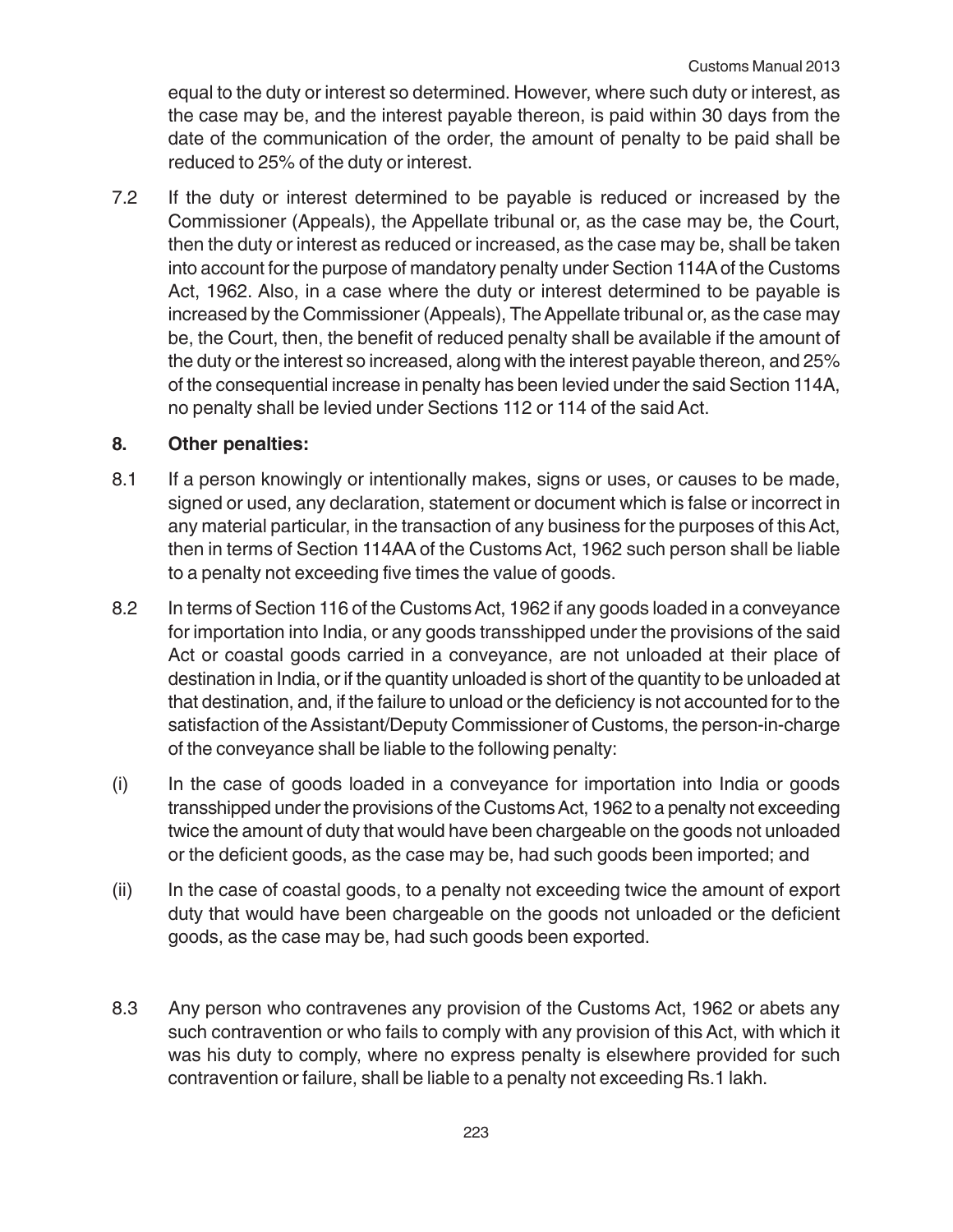equal to the duty or interest so determined. However, where such duty or interest, as the case may be, and the interest payable thereon, is paid within 30 days from the date of the communication of the order, the amount of penalty to be paid shall be reduced to 25% of the duty or interest.

7.2 If the duty or interest determined to be payable is reduced or increased by the Commissioner (Appeals), the Appellate tribunal or, as the case may be, the Court, then the duty or interest as reduced or increased, as the case may be, shall be taken into account for the purpose of mandatory penalty under Section 114A of the Customs Act, 1962. Also, in a case where the duty or interest determined to be payable is increased by the Commissioner (Appeals), The Appellate tribunal or, as the case may be, the Court, then, the benefit of reduced penalty shall be available if the amount of the duty or the interest so increased, along with the interest payable thereon, and 25% of the consequential increase in penalty has been levied under the said Section 114A, no penalty shall be levied under Sections 112 or 114 of the said Act.

## 8. Other penalties:

8.1 If a person knowingly or intentionally makes, signs or uses, or causes to be made, signed or used, any declaration, statement or document which is false or incorrect in any material particular, in the transaction of any business for the purposes of this Act, then in terms of Section 114AA of the Customs Act, 1962 such person shall be liable to a penalty not exceeding five times the value of goods.

8.2 In terms of Section 116 of the Customs Act, 1962 if any goods loaded in a conveyance for importation into India, or any goods transshipped under the provisions of the said Act or coastal goods carried in a conveyance, are not unloaded at their place of destination in India, or if the quantity unloaded is short of the quantity to be unloaded at that destination, and, if the failure to unload or the deficiency is not accounted for to the satisfaction of the Assistant/Deputy Commissioner of Customs, the person-in-charge of the conveyance shall be liable to the following penalty:

(i) In the case of goods loaded in a conveyance for importation into India or goods transshipped under the provisions of the Customs Act, 1962 to a penalty not exceeding twice the amount of duty that would have been chargeable on the goods not unloaded or the deficient goods, as the case may be, had such goods been imported; and

(ii) In the case of coastal goods, to a penalty not exceeding twice the amount of export duty that would have been chargeable on the goods not unloaded or the deficient goods, as the case may be, had such goods been exported.

8.3 Any person who contravenes any provision of the Customs Act, 1962 or abets any such contravention or who fails to comply with any provision of this Act, with which it was his duty to comply, where no express penalty is elsewhere provided for such contravention or failure, shall be liable to a penalty not exceeding Rs.1 lakh.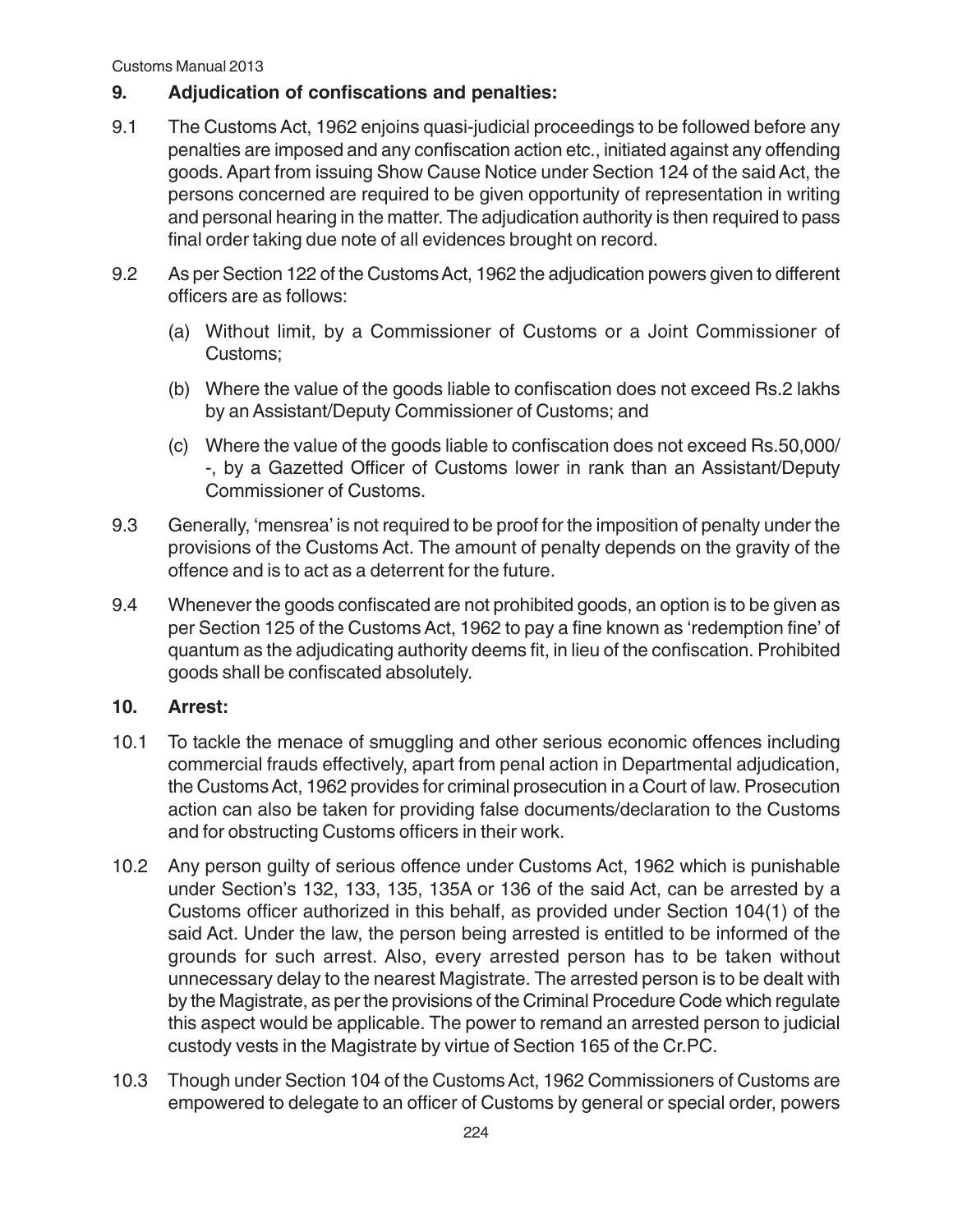## 9. Adjudication of confiscations and penalties:

9.1 The Customs Act, 1962 enjoins quasi-judicial proceedings to be followed before any penalties are imposed and any confiscation action etc., initiated against any offending goods. Apart from issuing Show Cause Notice under Section 124 of the said Act, the persons concerned are required to be given opportunity of representation in writing and personal hearing in the matter. The adjudication authority is then required to pass final order taking due note of all evidences brought on record.

9.2 As per Section 122 of the Customs Act, 1962 the adjudication powers given to different officers are as follows:

(a) Without limit, by a Commissioner of Customs or a Joint Commissioner of Customs;

(b) Where the value of the goods liable to confiscation does not exceed Rs.2 lakhs by an Assistant/Deputy Commissioner of Customs; and

(c) Where the value of the goods liable to confiscation does not exceed Rs.50,000/-, by a Gazetted Officer of Customs lower in rank than an Assistant/Deputy Commissioner of Customs.

9.3 Generally, 'mensrea' is not required to be proof for the imposition of penalty under the provisions of the Customs Act. The amount of penalty depends on the gravity of the offence and is to act as a deterrent for the future.

9.4 Whenever the goods confiscated are not prohibited goods, an option is to be given as per Section 125 of the Customs Act, 1962 to pay a fine known as 'redemption fine' of quantum as the adjudicating authority deems fit, in lieu of the confiscation. Prohibited goods shall be confiscated absolutely.

## 10. Arrest:

10.1 To tackle the menace of smuggling and other serious economic offences including commercial frauds effectively, apart from penal action in Departmental adjudication, the Customs Act, 1962 provides for criminal prosecution in a Court of law. Prosecution action can also be taken for providing false documents/declaration to the Customs and for obstructing Customs officers in their work.

10.2 Any person guilty of serious offence under Customs Act, 1962 which is punishable under Section's 132, 133, 135, 135A or 136 of the said Act, can be arrested by a Customs officer authorized in this behalf, as provided under Section 104(1) of the said Act. Under the law, the person being arrested is entitled to be informed of the grounds for such arrest. Also, every arrested person has to be taken without unnecessary delay to the nearest Magistrate. The arrested person is to be dealt with by the Magistrate, as per the provisions of the Criminal Procedure Code which regulate this aspect would be applicable. The power to remand an arrested person to judicial custody vests in the Magistrate by virtue of Section 165 of the Cr.PC.

10.3 Though under Section 104 of the Customs Act, 1962 Commissioners of Customs are empowered to delegate to an officer of Customs by general or special order, powers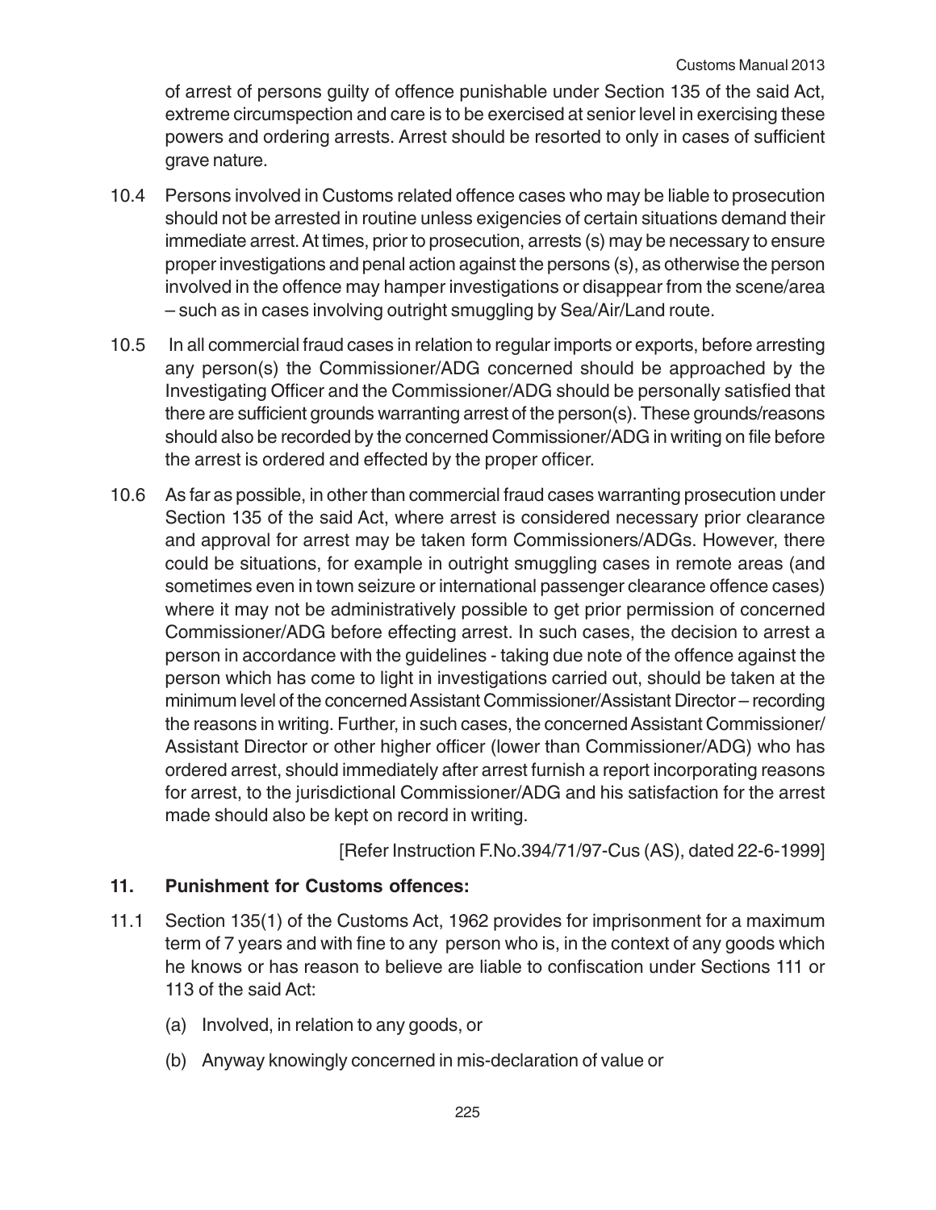of arrest of persons guilty of offence punishable under Section 135 of the said Act, extreme circumspection and care is to be exercised at senior level in exercising these powers and ordering arrests. Arrest should be resorted to only in cases of sufficient grave nature.

10.4 Persons involved in Customs related offence cases who may be liable to prosecution should not be arrested in routine unless exigencies of certain situations demand their immediate arrest. At times, prior to prosecution, arrests (s) may be necessary to ensure proper investigations and penal action against the persons (s), as otherwise the person involved in the offence may hamper investigations or disappear from the scene/area – such as in cases involving outright smuggling by Sea/Air/Land route.

10.5 In all commercial fraud cases in relation to regular imports or exports, before arresting any person(s) the Commissioner/ADG concerned should be approached by the Investigating Officer and the Commissioner/ADG should be personally satisfied that there are sufficient grounds warranting arrest of the person(s). These grounds/reasons should also be recorded by the concerned Commissioner/ADG in writing on file before the arrest is ordered and effected by the proper officer.

10.6 As far as possible, in other than commercial fraud cases warranting prosecution under Section 135 of the said Act, where arrest is considered necessary prior clearance and approval for arrest may be taken form Commissioners/ADGs. However, there could be situations, for example in outright smuggling cases in remote areas (and sometimes even in town seizure or international passenger clearance offence cases) where it may not be administratively possible to get prior permission of concerned Commissioner/ADG before effecting arrest. In such cases, the decision to arrest a person in accordance with the guidelines - taking due note of the offence against the person which has come to light in investigations carried out, should be taken at the minimum level of the concerned Assistant Commissioner/Assistant Director – recording the reasons in writing. Further, in such cases, the concerned Assistant Commissioner/ Assistant Director or other higher officer (lower than Commissioner/ADG) who has ordered arrest, should immediately after arrest furnish a report incorporating reasons for arrest, to the jurisdictional Commissioner/ADG and his satisfaction for the arrest made should also be kept on record in writing.

[Refer Instruction F.No.394/71/97-Cus (AS), dated 22-6-1999]

## 11. Punishment for Customs offences:

11.1 Section 135(1) of the Customs Act, 1962 provides for imprisonment for a maximum term of 7 years and with fine to any person who is, in the context of any goods which he knows or has reason to believe are liable to confiscation under Sections 111 or 113 of the said Act:

(a) Involved, in relation to any goods, or

(b) Anyway knowingly concerned in mis-declaration of value or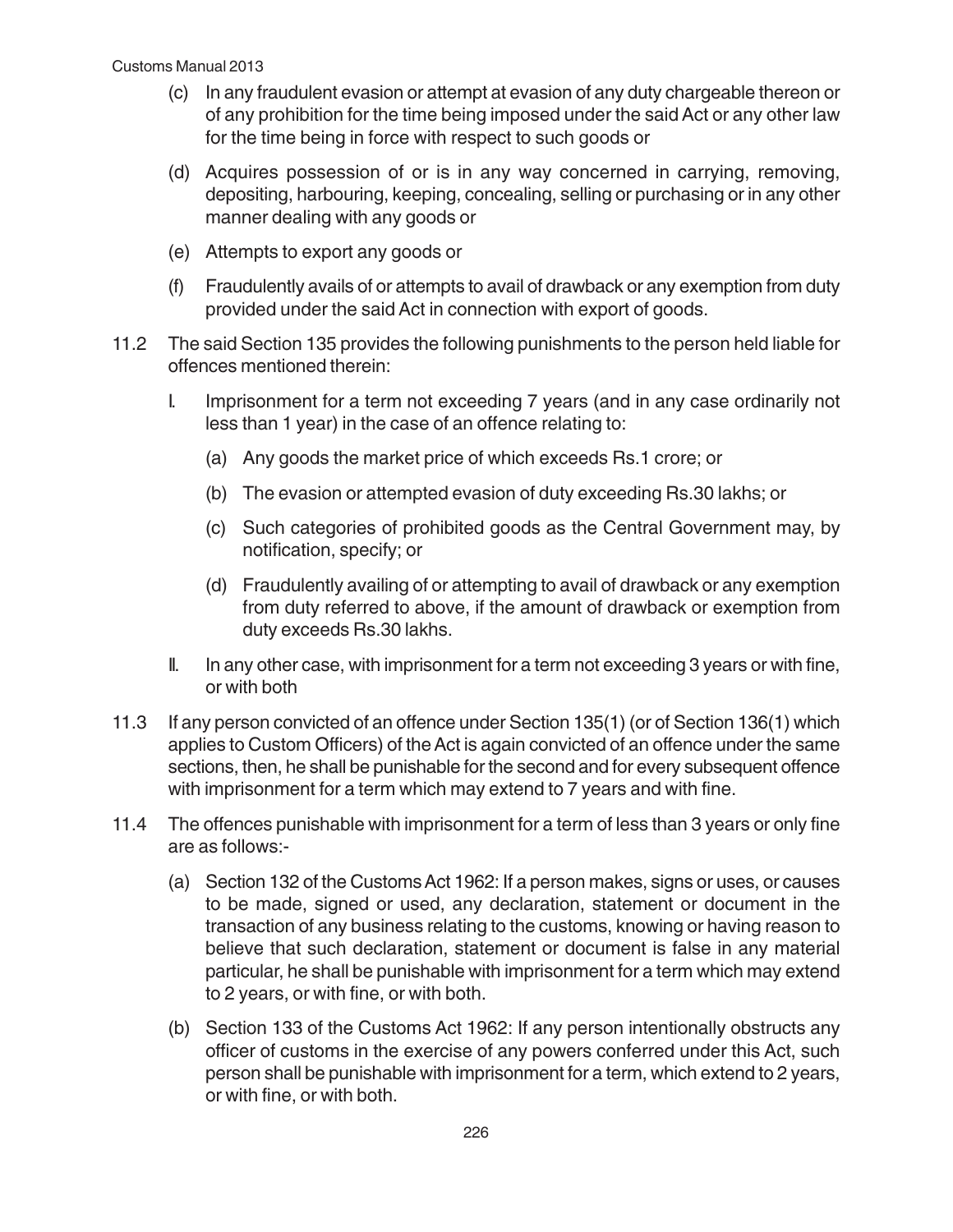(c) In any fraudulent evasion or attempt at evasion of any duty chargeable thereon or of any prohibition for the time being imposed under the said Act or any other law for the time being in force with respect to such goods or

(d) Acquires possession of or is in any way concerned in carrying, removing, depositing, harbouring, keeping, concealing, selling or purchasing or in any other manner dealing with any goods or

(e) Attempts to export any goods or

(f) Fraudulently avails of or attempts to avail of drawback or any exemption from duty provided under the said Act in connection with export of goods.

11.2 The said Section 135 provides the following punishments to the person held liable for offences mentioned therein:

I. Imprisonment for a term not exceeding 7 years (and in any case ordinarily not less than 1 year) in the case of an offence relating to:

(a) Any goods the market price of which exceeds Rs.1 crore; or

(b) The evasion or attempted evasion of duty exceeding Rs.30 lakhs; or

(c) Such categories of prohibited goods as the Central Government may, by notification, specify; or

(d) Fraudulently availing of or attempting to avail of drawback or any exemption from duty referred to above, if the amount of drawback or exemption from duty exceeds Rs.30 lakhs.

II. In any other case, with imprisonment for a term not exceeding 3 years or with fine, or with both

11.3 If any person convicted of an offence under Section 135(1) (or of Section 136(1) which applies to Custom Officers) of the Act is again convicted of an offence under the same sections, then, he shall be punishable for the second and for every subsequent offence with imprisonment for a term which may extend to 7 years and with fine.

11.4 The offences punishable with imprisonment for a term of less than 3 years or only fine are as follows:-

(a) Section 132 of the Customs Act 1962: If a person makes, signs or uses, or causes to be made, signed or used, any declaration, statement or document in the transaction of any business relating to the customs, knowing or having reason to believe that such declaration, statement or document is false in any material particular, he shall be punishable with imprisonment for a term which may extend to 2 years, or with fine, or with both.

(b) Section 133 of the Customs Act 1962: If any person intentionally obstructs any officer of customs in the exercise of any powers conferred under this Act, such person shall be punishable with imprisonment for a term, which extend to 2 years, or with fine, or with both.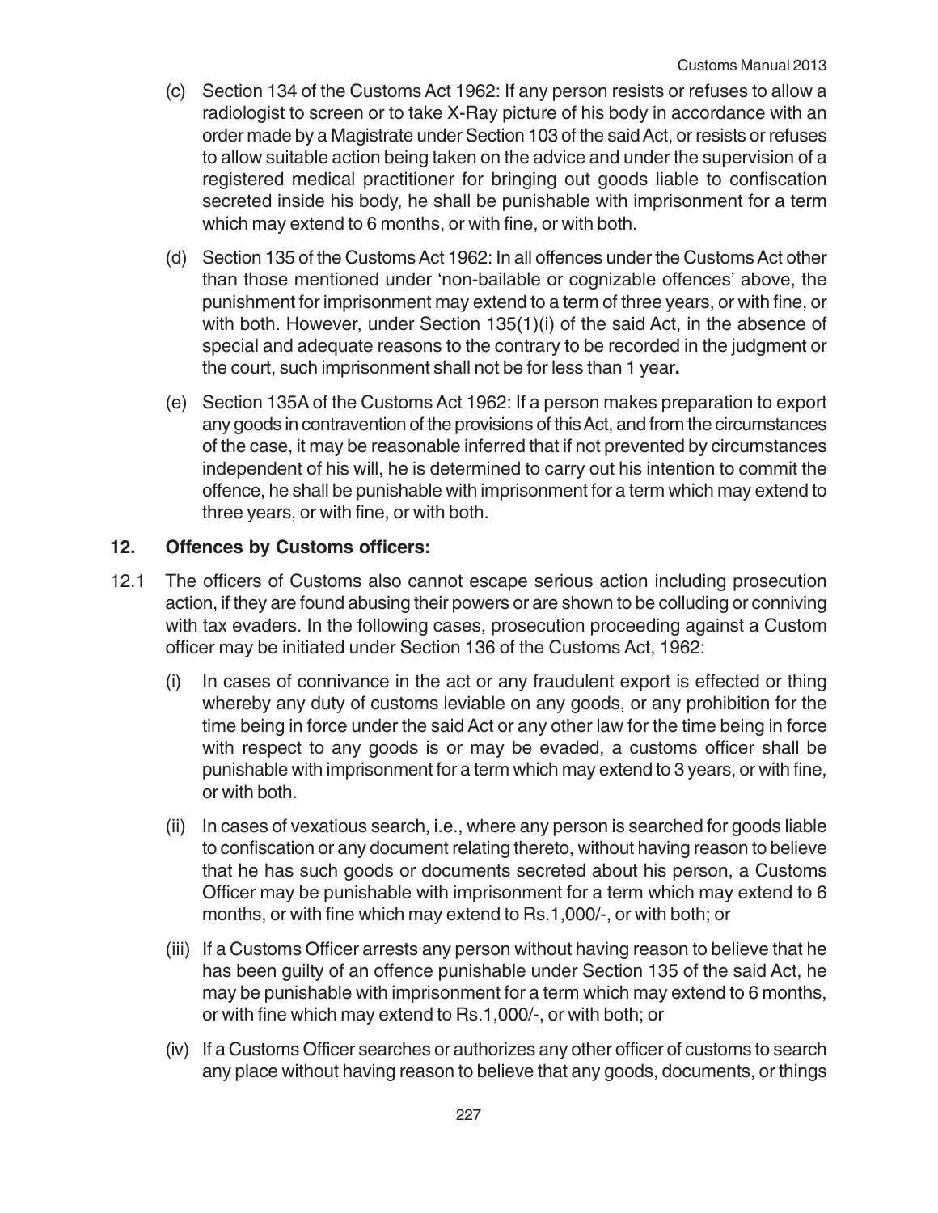(c) Section 134 of the Customs Act 1962: If any person resists or refuses to allow a radiologist to screen or to take X-Ray picture of his body in accordance with an order made by a Magistrate under Section 103 of the said Act, or resists or refuses to allow suitable action being taken on the advice and under the supervision of a registered medical practitioner for bringing out goods liable to confiscation secreted inside his body, he shall be punishable with imprisonment for a term which may extend to 6 months, or with fine, or with both.

(d) Section 135 of the Customs Act 1962: In all offences under the Customs Act other than those mentioned under 'non-bailable or cognizable offences' above, the punishment for imprisonment may extend to a term of three years, or with fine, or with both. However, under Section 135(1)(i) of the said Act, in the absence of special and adequate reasons to the contrary to be recorded in the judgment or the court, such imprisonment shall not be for less than 1 year**.**

(e) Section 135A of the Customs Act 1962: If a person makes preparation to export any goods in contravention of the provisions of this Act, and from the circumstances of the case, it may be reasonable inferred that if not prevented by circumstances independent of his will, he is determined to carry out his intention to commit the offence, he shall be punishable with imprisonment for a term which may extend to three years, or with fine, or with both.

## 12. Offences by Customs officers:

12.1 The officers of Customs also cannot escape serious action including prosecution action, if they are found abusing their powers or are shown to be colluding or conniving with tax evaders. In the following cases, prosecution proceeding against a Custom officer may be initiated under Section 136 of the Customs Act, 1962:

(i) In cases of connivance in the act or any fraudulent export is effected or thing whereby any duty of customs leviable on any goods, or any prohibition for the time being in force under the said Act or any other law for the time being in force with respect to any goods is or may be evaded, a customs officer shall be punishable with imprisonment for a term which may extend to 3 years, or with fine, or with both.

(ii) In cases of vexatious search, i.e., where any person is searched for goods liable to confiscation or any document relating thereto, without having reason to believe that he has such goods or documents secreted about his person, a Customs Officer may be punishable with imprisonment for a term which may extend to 6 months, or with fine which may extend to Rs.1,000/-, or with both; or

(iii) If a Customs Officer arrests any person without having reason to believe that he has been guilty of an offence punishable under Section 135 of the said Act, he may be punishable with imprisonment for a term which may extend to 6 months, or with fine which may extend to Rs.1,000/-, or with both; or

(iv) If a Customs Officer searches or authorizes any other officer of customs to search any place without having reason to believe that any goods, documents, or things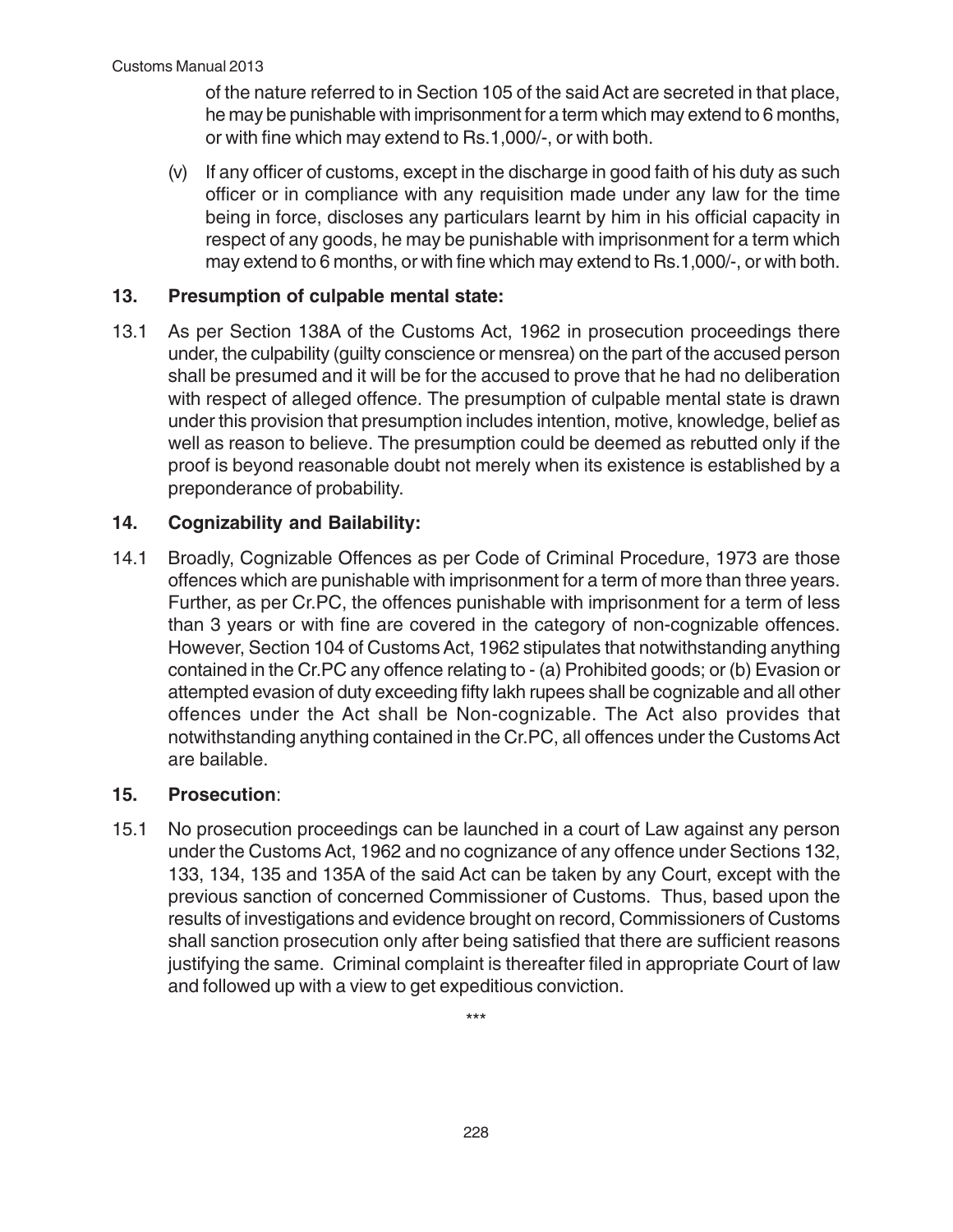of the nature referred to in Section 105 of the said Act are secreted in that place, he may be punishable with imprisonment for a term which may extend to 6 months, or with fine which may extend to Rs.1,000/-, or with both.

(v) If any officer of customs, except in the discharge in good faith of his duty as such officer or in compliance with any requisition made under any law for the time being in force, discloses any particulars learnt by him in his official capacity in respect of any goods, he may be punishable with imprisonment for a term which may extend to 6 months, or with fine which may extend to Rs.1,000/-, or with both.

## 13. Presumption of culpable mental state:

13.1 As per Section 138A of the Customs Act, 1962 in prosecution proceedings there under, the culpability (guilty conscience or mensrea) on the part of the accused person shall be presumed and it will be for the accused to prove that he had no deliberation with respect of alleged offence. The presumption of culpable mental state is drawn under this provision that presumption includes intention, motive, knowledge, belief as well as reason to believe. The presumption could be deemed as rebutted only if the proof is beyond reasonable doubt not merely when its existence is established by a preponderance of probability.

## 14. Cognizability and Bailability:

14.1 Broadly, Cognizable Offences as per Code of Criminal Procedure, 1973 are those offences which are punishable with imprisonment for a term of more than three years. Further, as per Cr.PC, the offences punishable with imprisonment for a term of less than 3 years or with fine are covered in the category of non-cognizable offences. However, Section 104 of Customs Act, 1962 stipulates that notwithstanding anything contained in the Cr.PC any offence relating to - (a) Prohibited goods; or (b) Evasion or attempted evasion of duty exceeding fifty lakh rupees shall be cognizable and all other offences under the Act shall be Non-cognizable. The Act also provides that notwithstanding anything contained in the Cr.PC, all offences under the Customs Act are bailable.

## 15. Prosecution:

15.1 No prosecution proceedings can be launched in a court of Law against any person under the Customs Act, 1962 and no cognizance of any offence under Sections 132, 133, 134, 135 and 135A of the said Act can be taken by any Court, except with the previous sanction of concerned Commissioner of Customs. Thus, based upon the results of investigations and evidence brought on record, Commissioners of Customs shall sanction prosecution only after being satisfied that there are sufficient reasons justifying the same. Criminal complaint is thereafter filed in appropriate Court of law and followed up with a view to get expeditious conviction.

***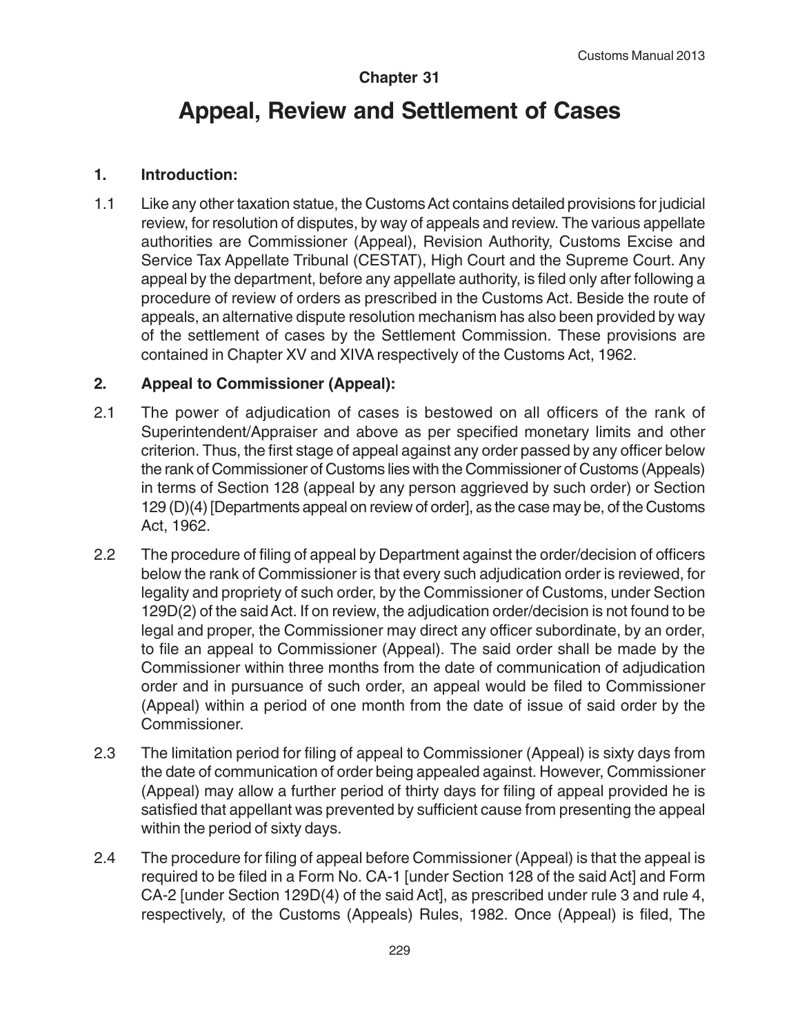## Chapter 31

# Appeal, Review and Settlement of Cases

### 1. Introduction:

1.1 Like any other taxation statue, the Customs Act contains detailed provisions for judicial review, for resolution of disputes, by way of appeals and review. The various appellate authorities are Commissioner (Appeal), Revision Authority, Customs Excise and Service Tax Appellate Tribunal (CESTAT), High Court and the Supreme Court. Any appeal by the department, before any appellate authority, is filed only after following a procedure of review of orders as prescribed in the Customs Act. Beside the route of appeals, an alternative dispute resolution mechanism has also been provided by way of the settlement of cases by the Settlement Commission. These provisions are contained in Chapter XV and XIVA respectively of the Customs Act, 1962.

### 2. Appeal to Commissioner (Appeal):

2.1 The power of adjudication of cases is bestowed on all officers of the rank of Superintendent/Appraiser and above as per specified monetary limits and other criterion. Thus, the first stage of appeal against any order passed by any officer below the rank of Commissioner of Customs lies with the Commissioner of Customs (Appeals) in terms of Section 128 (appeal by any person aggrieved by such order) or Section 129 (D)(4) [Departments appeal on review of order], as the case may be, of the Customs Act, 1962.

2.2 The procedure of filing of appeal by Department against the order/decision of officers below the rank of Commissioner is that every such adjudication order is reviewed, for legality and propriety of such order, by the Commissioner of Customs, under Section 129D(2) of the said Act. If on review, the adjudication order/decision is not found to be legal and proper, the Commissioner may direct any officer subordinate, by an order, to file an appeal to Commissioner (Appeal). The said order shall be made by the Commissioner within three months from the date of communication of adjudication order and in pursuance of such order, an appeal would be filed to Commissioner (Appeal) within a period of one month from the date of issue of said order by the Commissioner.

2.3 The limitation period for filing of appeal to Commissioner (Appeal) is sixty days from the date of communication of order being appealed against. However, Commissioner (Appeal) may allow a further period of thirty days for filing of appeal provided he is satisfied that appellant was prevented by sufficient cause from presenting the appeal within the period of sixty days.

2.4 The procedure for filing of appeal before Commissioner (Appeal) is that the appeal is required to be filed in a Form No. CA-1 [under Section 128 of the said Act] and Form CA-2 [under Section 129D(4) of the said Act], as prescribed under rule 3 and rule 4, respectively, of the Customs (Appeals) Rules, 1982. Once (Appeal) is filed, The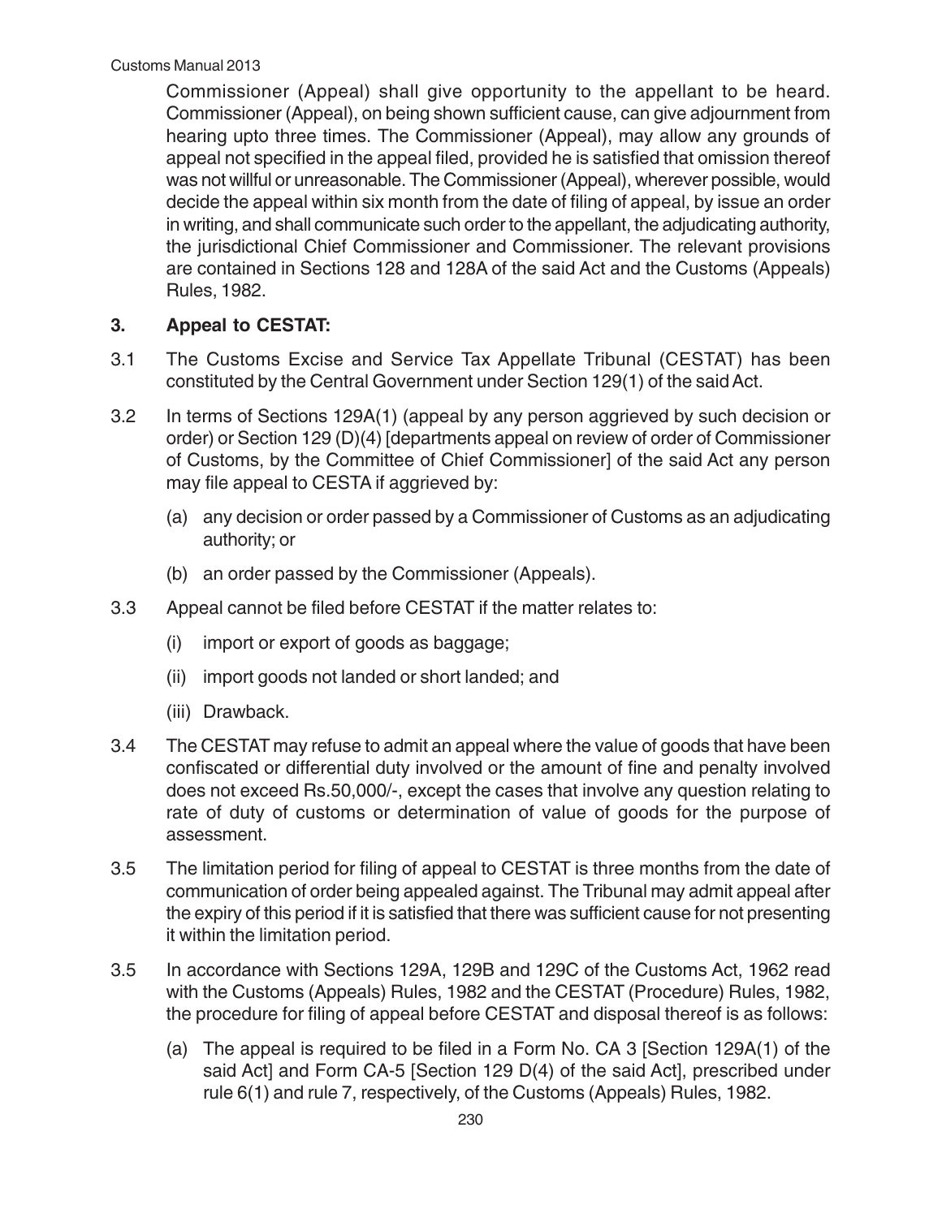Commissioner (Appeal) shall give opportunity to the appellant to be heard. Commissioner (Appeal), on being shown sufficient cause, can give adjournment from hearing upto three times. The Commissioner (Appeal), may allow any grounds of appeal not specified in the appeal filed, provided he is satisfied that omission thereof was not willful or unreasonable. The Commissioner (Appeal), wherever possible, would decide the appeal within six month from the date of filing of appeal, by issue an order in writing, and shall communicate such order to the appellant, the adjudicating authority, the jurisdictional Chief Commissioner and Commissioner. The relevant provisions are contained in Sections 128 and 128A of the said Act and the Customs (Appeals) Rules, 1982.

## 3. Appeal to CESTAT:

3.1 The Customs Excise and Service Tax Appellate Tribunal (CESTAT) has been constituted by the Central Government under Section 129(1) of the said Act.

3.2 In terms of Sections 129A(1) (appeal by any person aggrieved by such decision or order) or Section 129 (D)(4) [departments appeal on review of order of Commissioner of Customs, by the Committee of Chief Commissioner] of the said Act any person may file appeal to CESTA if aggrieved by:

- (a) any decision or order passed by a Commissioner of Customs as an adjudicating authority; or
- (b) an order passed by the Commissioner (Appeals).

3.3 Appeal cannot be filed before CESTAT if the matter relates to:

- (i) import or export of goods as baggage;
- (ii) import goods not landed or short landed; and
- (iii) Drawback.

3.4 The CESTAT may refuse to admit an appeal where the value of goods that have been confiscated or differential duty involved or the amount of fine and penalty involved does not exceed Rs.50,000/-, except the cases that involve any question relating to rate of duty of customs or determination of value of goods for the purpose of assessment.

3.5 The limitation period for filing of appeal to CESTAT is three months from the date of communication of order being appealed against. The Tribunal may admit appeal after the expiry of this period if it is satisfied that there was sufficient cause for not presenting it within the limitation period.

3.5 In accordance with Sections 129A, 129B and 129C of the Customs Act, 1962 read with the Customs (Appeals) Rules, 1982 and the CESTAT (Procedure) Rules, 1982, the procedure for filing of appeal before CESTAT and disposal thereof is as follows:

- (a) The appeal is required to be filed in a Form No. CA 3 [Section 129A(1) of the said Act] and Form CA-5 [Section 129 D(4) of the said Act], prescribed under rule 6(1) and rule 7, respectively, of the Customs (Appeals) Rules, 1982.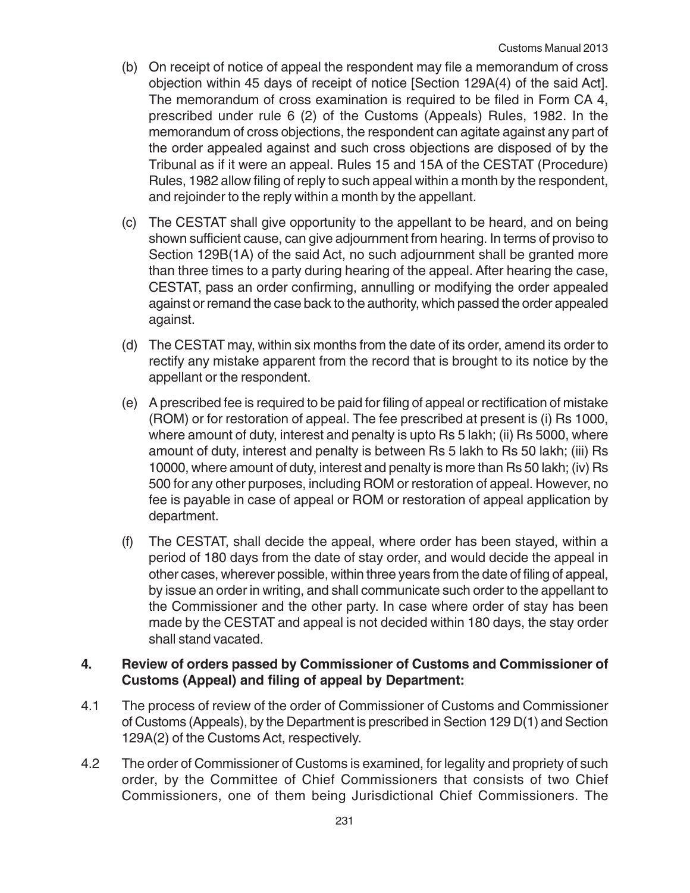(b) On receipt of notice of appeal the respondent may file a memorandum of cross objection within 45 days of receipt of notice [Section 129A(4) of the said Act]. The memorandum of cross examination is required to be filed in Form CA 4, prescribed under rule 6 (2) of the Customs (Appeals) Rules, 1982. In the memorandum of cross objections, the respondent can agitate against any part of the order appealed against and such cross objections are disposed of by the Tribunal as if it were an appeal. Rules 15 and 15A of the CESTAT (Procedure) Rules, 1982 allow filing of reply to such appeal within a month by the respondent, and rejoinder to the reply within a month by the appellant.

(c) The CESTAT shall give opportunity to the appellant to be heard, and on being shown sufficient cause, can give adjournment from hearing. In terms of proviso to Section 129B(1A) of the said Act, no such adjournment shall be granted more than three times to a party during hearing of the appeal. After hearing the case, CESTAT, pass an order confirming, annulling or modifying the order appealed against or remand the case back to the authority, which passed the order appealed against.

(d) The CESTAT may, within six months from the date of its order, amend its order to rectify any mistake apparent from the record that is brought to its notice by the appellant or the respondent.

(e) A prescribed fee is required to be paid for filing of appeal or rectification of mistake (ROM) or for restoration of appeal. The fee prescribed at present is (i) Rs 1000, where amount of duty, interest and penalty is upto Rs 5 lakh; (ii) Rs 5000, where amount of duty, interest and penalty is between Rs 5 lakh to Rs 50 lakh; (iii) Rs 10000, where amount of duty, interest and penalty is more than Rs 50 lakh; (iv) Rs 500 for any other purposes, including ROM or restoration of appeal. However, no fee is payable in case of appeal or ROM or restoration of appeal application by department.

(f) The CESTAT, shall decide the appeal, where order has been stayed, within a period of 180 days from the date of stay order, and would decide the appeal in other cases, wherever possible, within three years from the date of filing of appeal, by issue an order in writing, and shall communicate such order to the appellant to the Commissioner and the other party. In case where order of stay has been made by the CESTAT and appeal is not decided within 180 days, the stay order shall stand vacated.

**4. Review of orders passed by Commissioner of Customs and Commissioner of Customs (Appeal) and filing of appeal by Department:**

4.1 The process of review of the order of Commissioner of Customs and Commissioner of Customs (Appeals), by the Department is prescribed in Section 129 D(1) and Section 129A(2) of the Customs Act, respectively.

4.2 The order of Commissioner of Customs is examined, for legality and propriety of such order, by the Committee of Chief Commissioners that consists of two Chief Commissioners, one of them being Jurisdictional Chief Commissioners. The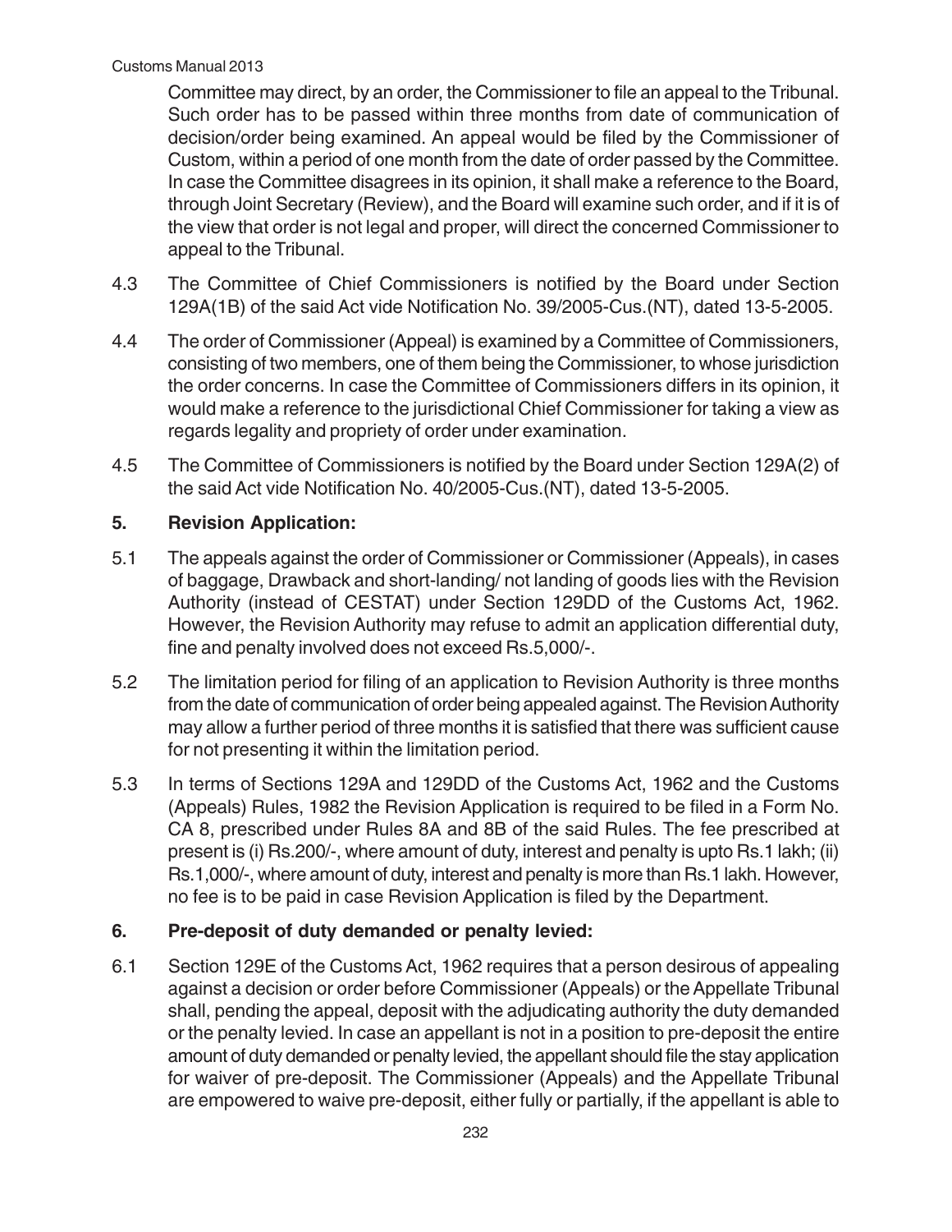Committee may direct, by an order, the Commissioner to file an appeal to the Tribunal. Such order has to be passed within three months from date of communication of decision/order being examined. An appeal would be filed by the Commissioner of Custom, within a period of one month from the date of order passed by the Committee. In case the Committee disagrees in its opinion, it shall make a reference to the Board, through Joint Secretary (Review), and the Board will examine such order, and if it is of the view that order is not legal and proper, will direct the concerned Commissioner to appeal to the Tribunal.

4.3 The Committee of Chief Commissioners is notified by the Board under Section 129A(1B) of the said Act vide Notification No. 39/2005-Cus.(NT), dated 13-5-2005.

4.4 The order of Commissioner (Appeal) is examined by a Committee of Commissioners, consisting of two members, one of them being the Commissioner, to whose jurisdiction the order concerns. In case the Committee of Commissioners differs in its opinion, it would make a reference to the jurisdictional Chief Commissioner for taking a view as regards legality and propriety of order under examination.

4.5 The Committee of Commissioners is notified by the Board under Section 129A(2) of the said Act vide Notification No. 40/2005-Cus.(NT), dated 13-5-2005.

## 5. Revision Application:

5.1 The appeals against the order of Commissioner or Commissioner (Appeals), in cases of baggage, Drawback and short-landing/ not landing of goods lies with the Revision Authority (instead of CESTAT) under Section 129DD of the Customs Act, 1962. However, the Revision Authority may refuse to admit an application differential duty, fine and penalty involved does not exceed Rs.5,000/-.

5.2 The limitation period for filing of an application to Revision Authority is three months from the date of communication of order being appealed against. The Revision Authority may allow a further period of three months it is satisfied that there was sufficient cause for not presenting it within the limitation period.

5.3 In terms of Sections 129A and 129DD of the Customs Act, 1962 and the Customs (Appeals) Rules, 1982 the Revision Application is required to be filed in a Form No. CA 8, prescribed under Rules 8A and 8B of the said Rules. The fee prescribed at present is (i) Rs.200/-, where amount of duty, interest and penalty is upto Rs.1 lakh; (ii) Rs.1,000/-, where amount of duty, interest and penalty is more than Rs.1 lakh. However, no fee is to be paid in case Revision Application is filed by the Department.

## 6. Pre-deposit of duty demanded or penalty levied:

6.1 Section 129E of the Customs Act, 1962 requires that a person desirous of appealing against a decision or order before Commissioner (Appeals) or the Appellate Tribunal shall, pending the appeal, deposit with the adjudicating authority the duty demanded or the penalty levied. In case an appellant is not in a position to pre-deposit the entire amount of duty demanded or penalty levied, the appellant should file the stay application for waiver of pre-deposit. The Commissioner (Appeals) and the Appellate Tribunal are empowered to waive pre-deposit, either fully or partially, if the appellant is able to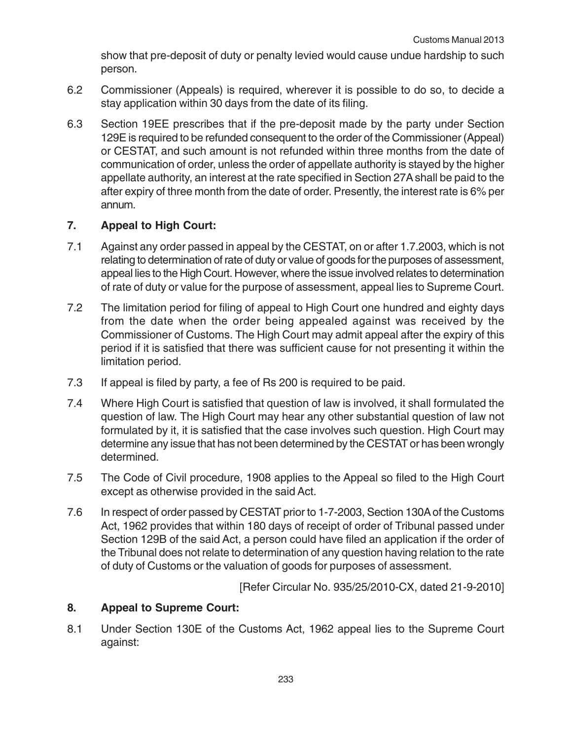show that pre-deposit of duty or penalty levied would cause undue hardship to such person.

6.2 Commissioner (Appeals) is required, wherever it is possible to do so, to decide a stay application within 30 days from the date of its filing.

6.3 Section 19EE prescribes that if the pre-deposit made by the party under Section 129E is required to be refunded consequent to the order of the Commissioner (Appeal) or CESTAT, and such amount is not refunded within three months from the date of communication of order, unless the order of appellate authority is stayed by the higher appellate authority, an interest at the rate specified in Section 27A shall be paid to the after expiry of three month from the date of order. Presently, the interest rate is 6% per annum.

## 7. Appeal to High Court:

7.1 Against any order passed in appeal by the CESTAT, on or after 1.7.2003, which is not relating to determination of rate of duty or value of goods for the purposes of assessment, appeal lies to the High Court. However, where the issue involved relates to determination of rate of duty or value for the purpose of assessment, appeal lies to Supreme Court.

7.2 The limitation period for filing of appeal to High Court one hundred and eighty days from the date when the order being appealed against was received by the Commissioner of Customs. The High Court may admit appeal after the expiry of this period if it is satisfied that there was sufficient cause for not presenting it within the limitation period.

7.3 If appeal is filed by party, a fee of Rs 200 is required to be paid.

7.4 Where High Court is satisfied that question of law is involved, it shall formulated the question of law. The High Court may hear any other substantial question of law not formulated by it, it is satisfied that the case involves such question. High Court may determine any issue that has not been determined by the CESTAT or has been wrongly determined.

7.5 The Code of Civil procedure, 1908 applies to the Appeal so filed to the High Court except as otherwise provided in the said Act.

7.6 In respect of order passed by CESTAT prior to 1-7-2003, Section 130A of the Customs Act, 1962 provides that within 180 days of receipt of order of Tribunal passed under Section 129B of the said Act, a person could have filed an application if the order of the Tribunal does not relate to determination of any question having relation to the rate of duty of Customs or the valuation of goods for purposes of assessment.

[Refer Circular No. 935/25/2010-CX, dated 21-9-2010]

## 8. Appeal to Supreme Court:

8.1 Under Section 130E of the Customs Act, 1962 appeal lies to the Supreme Court against: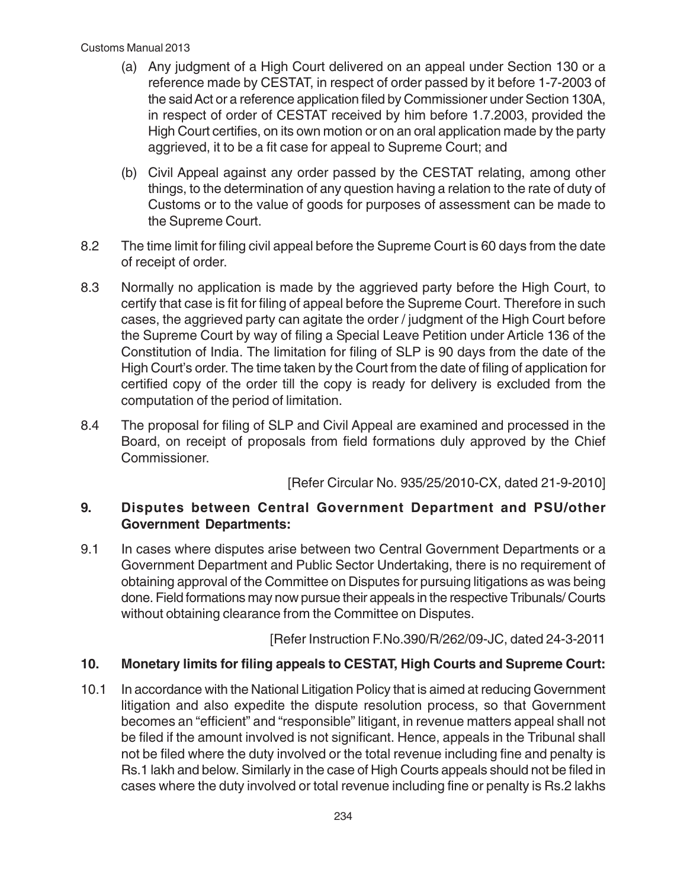(a) Any judgment of a High Court delivered on an appeal under Section 130 or a reference made by CESTAT, in respect of order passed by it before 1-7-2003 of the said Act or a reference application filed by Commissioner under Section 130A, in respect of order of CESTAT received by him before 1.7.2003, provided the High Court certifies, on its own motion or on an oral application made by the party aggrieved, it to be a fit case for appeal to Supreme Court; and

(b) Civil Appeal against any order passed by the CESTAT relating, among other things, to the determination of any question having a relation to the rate of duty of Customs or to the value of goods for purposes of assessment can be made to the Supreme Court.

8.2 The time limit for filing civil appeal before the Supreme Court is 60 days from the date of receipt of order.

8.3 Normally no application is made by the aggrieved party before the High Court, to certify that case is fit for filing of appeal before the Supreme Court. Therefore in such cases, the aggrieved party can agitate the order / judgment of the High Court before the Supreme Court by way of filing a Special Leave Petition under Article 136 of the Constitution of India. The limitation for filing of SLP is 90 days from the date of the High Court's order. The time taken by the Court from the date of filing of application for certified copy of the order till the copy is ready for delivery is excluded from the computation of the period of limitation.

8.4 The proposal for filing of SLP and Civil Appeal are examined and processed in the Board, on receipt of proposals from field formations duly approved by the Chief Commissioner.

[Refer Circular No. 935/25/2010-CX, dated 21-9-2010]

## 9. Disputes between Central Government Department and PSU/other Government Departments:

9.1 In cases where disputes arise between two Central Government Departments or a Government Department and Public Sector Undertaking, there is no requirement of obtaining approval of the Committee on Disputes for pursuing litigations as was being done. Field formations may now pursue their appeals in the respective Tribunals/ Courts without obtaining clearance from the Committee on Disputes.

[Refer Instruction F.No.390/R/262/09-JC, dated 24-3-2011

## 10. Monetary limits for filing appeals to CESTAT, High Courts and Supreme Court:

10.1 In accordance with the National Litigation Policy that is aimed at reducing Government litigation and also expedite the dispute resolution process, so that Government becomes an "efficient" and "responsible" litigant, in revenue matters appeal shall not be filed if the amount involved is not significant. Hence, appeals in the Tribunal shall not be filed where the duty involved or the total revenue including fine and penalty is Rs.1 lakh and below. Similarly in the case of High Courts appeals should not be filed in cases where the duty involved or total revenue including fine or penalty is Rs.2 lakhs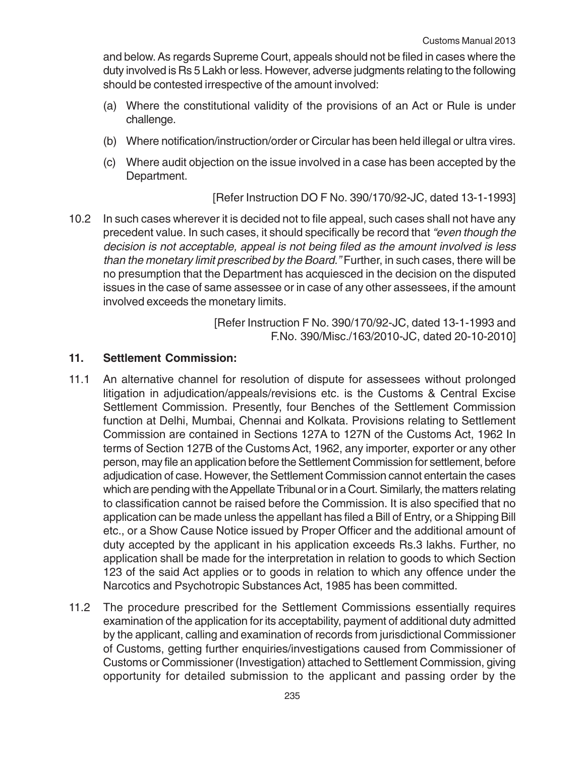and below. As regards Supreme Court, appeals should not be filed in cases where the duty involved is Rs 5 Lakh or less. However, adverse judgments relating to the following should be contested irrespective of the amount involved:

(a) Where the constitutional validity of the provisions of an Act or Rule is under challenge.

(b) Where notification/instruction/order or Circular has been held illegal or ultra vires.

(c) Where audit objection on the issue involved in a case has been accepted by the Department.

[Refer Instruction DO F No. 390/170/92-JC, dated 13-1-1993]

10.2 In such cases wherever it is decided not to file appeal, such cases shall not have any precedent value. In such cases, it should specifically be record that *"even though the decision is not acceptable, appeal is not being filed as the amount involved is less than the monetary limit prescribed by the Board."* Further, in such cases, there will be no presumption that the Department has acquiesced in the decision on the disputed issues in the case of same assessee or in case of any other assessees, if the amount involved exceeds the monetary limits.

[Refer Instruction F No. 390/170/92-JC, dated 13-1-1993 and F.No. 390/Misc./163/2010-JC, dated 20-10-2010]

## 11. Settlement Commission:

11.1 An alternative channel for resolution of dispute for assessees without prolonged litigation in adjudication/appeals/revisions etc. is the Customs & Central Excise Settlement Commission. Presently, four Benches of the Settlement Commission function at Delhi, Mumbai, Chennai and Kolkata. Provisions relating to Settlement Commission are contained in Sections 127A to 127N of the Customs Act, 1962 In terms of Section 127B of the Customs Act, 1962, any importer, exporter or any other person, may file an application before the Settlement Commission for settlement, before adjudication of case. However, the Settlement Commission cannot entertain the cases which are pending with the Appellate Tribunal or in a Court. Similarly, the matters relating to classification cannot be raised before the Commission. It is also specified that no application can be made unless the appellant has filed a Bill of Entry, or a Shipping Bill etc., or a Show Cause Notice issued by Proper Officer and the additional amount of duty accepted by the applicant in his application exceeds Rs.3 lakhs. Further, no application shall be made for the interpretation in relation to goods to which Section 123 of the said Act applies or to goods in relation to which any offence under the Narcotics and Psychotropic Substances Act, 1985 has been committed.

11.2 The procedure prescribed for the Settlement Commissions essentially requires examination of the application for its acceptability, payment of additional duty admitted by the applicant, calling and examination of records from jurisdictional Commissioner of Customs, getting further enquiries/investigations caused from Commissioner of Customs or Commissioner (Investigation) attached to Settlement Commission, giving opportunity for detailed submission to the applicant and passing order by the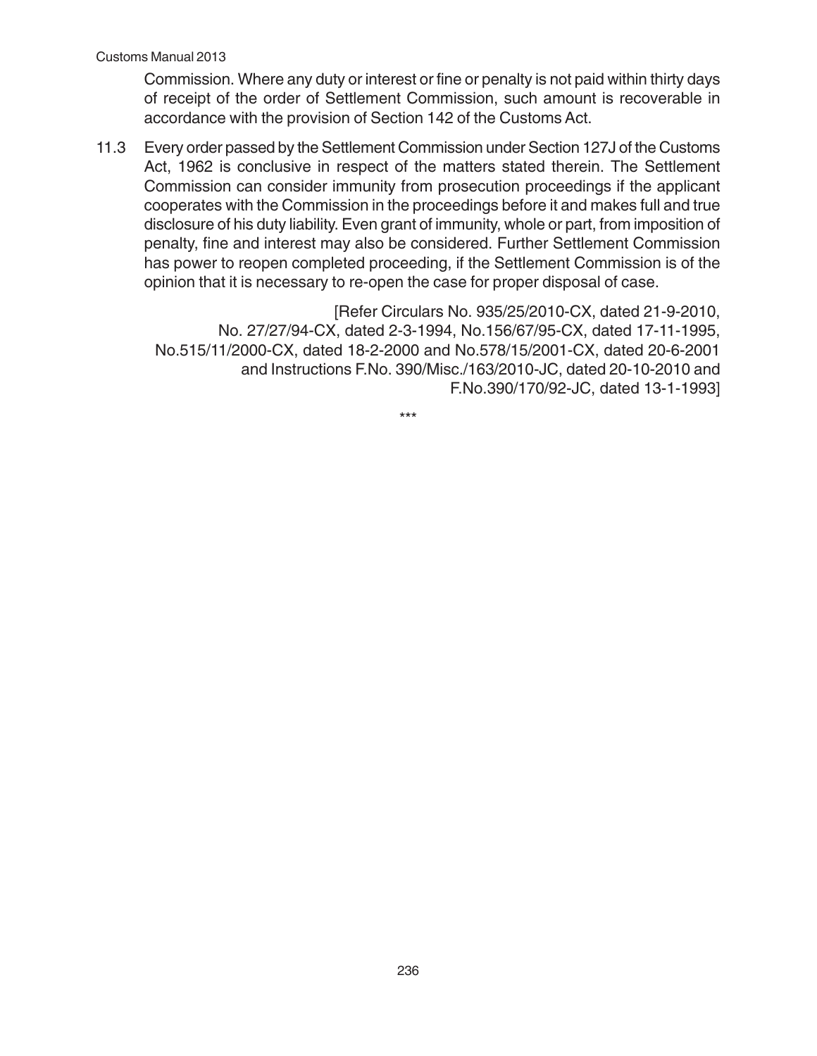Commission. Where any duty or interest or fine or penalty is not paid within thirty days of receipt of the order of Settlement Commission, such amount is recoverable in accordance with the provision of Section 142 of the Customs Act.

11.3 Every order passed by the Settlement Commission under Section 127J of the Customs Act, 1962 is conclusive in respect of the matters stated therein. The Settlement Commission can consider immunity from prosecution proceedings if the applicant cooperates with the Commission in the proceedings before it and makes full and true disclosure of his duty liability. Even grant of immunity, whole or part, from imposition of penalty, fine and interest may also be considered. Further Settlement Commission has power to reopen completed proceeding, if the Settlement Commission is of the opinion that it is necessary to re-open the case for proper disposal of case.

[Refer Circulars No. 935/25/2010-CX, dated 21-9-2010, No. 27/27/94-CX, dated 2-3-1994, No.156/67/95-CX, dated 17-11-1995, No.515/11/2000-CX, dated 18-2-2000 and No.578/15/2001-CX, dated 20-6-2001 and Instructions F.No. 390/Misc./163/2010-JC, dated 20-10-2010 and F.No.390/170/92-JC, dated 13-1-1993]

***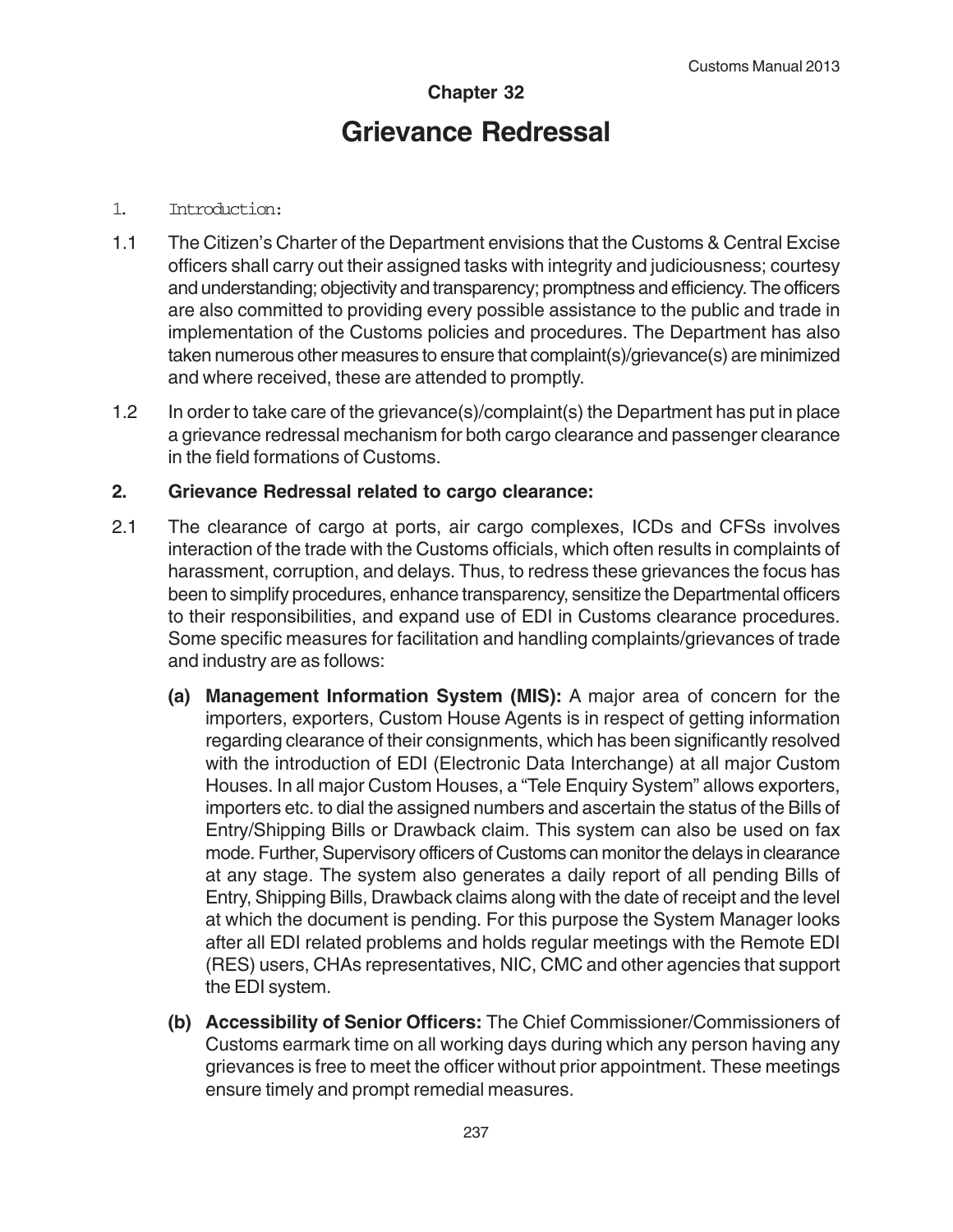# Chapter 32

# Grievance Redressal

1. Introduction:

1.1 The Citizen's Charter of the Department envisions that the Customs & Central Excise officers shall carry out their assigned tasks with integrity and judiciousness; courtesy and understanding; objectivity and transparency; promptness and efficiency. The officers are also committed to providing every possible assistance to the public and trade in implementation of the Customs policies and procedures. The Department has also taken numerous other measures to ensure that complaint(s)/grievance(s) are minimized and where received, these are attended to promptly.

1.2 In order to take care of the grievance(s)/complaint(s) the Department has put in place a grievance redressal mechanism for both cargo clearance and passenger clearance in the field formations of Customs.

## 2. Grievance Redressal related to cargo clearance:

2.1 The clearance of cargo at ports, air cargo complexes, ICDs and CFSs involves interaction of the trade with the Customs officials, which often results in complaints of harassment, corruption, and delays. Thus, to redress these grievances the focus has been to simplify procedures, enhance transparency, sensitize the Departmental officers to their responsibilities, and expand use of EDI in Customs clearance procedures. Some specific measures for facilitation and handling complaints/grievances of trade and industry are as follows:

(a) **Management Information System (MIS):** A major area of concern for the importers, exporters, Custom House Agents is in respect of getting information regarding clearance of their consignments, which has been significantly resolved with the introduction of EDI (Electronic Data Interchange) at all major Custom Houses. In all major Custom Houses, a "Tele Enquiry System" allows exporters, importers etc. to dial the assigned numbers and ascertain the status of the Bills of Entry/Shipping Bills or Drawback claim. This system can also be used on fax mode. Further, Supervisory officers of Customs can monitor the delays in clearance at any stage. The system also generates a daily report of all pending Bills of Entry, Shipping Bills, Drawback claims along with the date of receipt and the level at which the document is pending. For this purpose the System Manager looks after all EDI related problems and holds regular meetings with the Remote EDI (RES) users, CHAs representatives, NIC, CMC and other agencies that support the EDI system.

(b) **Accessibility of Senior Officers:** The Chief Commissioner/Commissioners of Customs earmark time on all working days during which any person having any grievances is free to meet the officer without prior appointment. These meetings ensure timely and prompt remedial measures.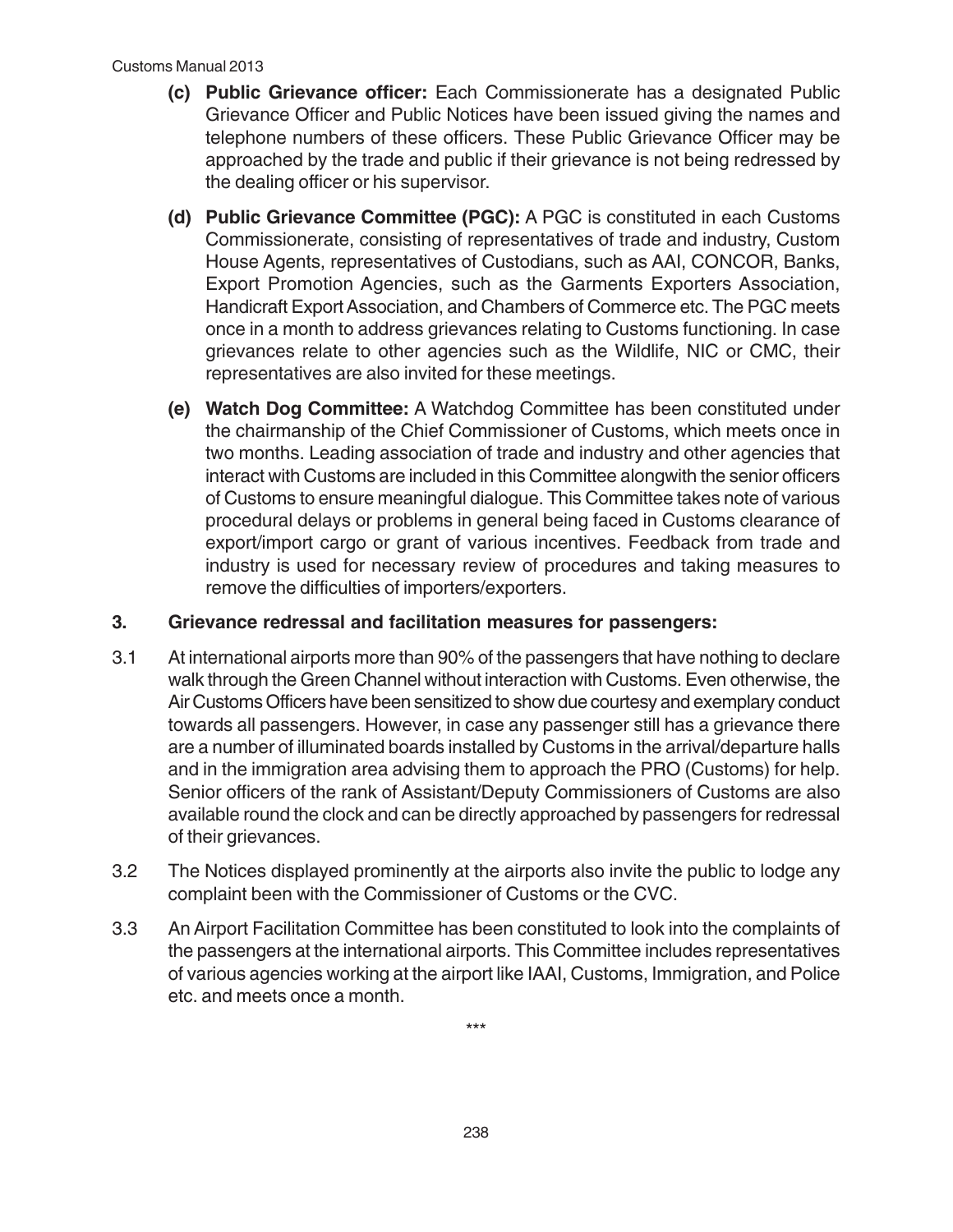(c) **Public Grievance officer:** Each Commissionerate has a designated Public Grievance Officer and Public Notices have been issued giving the names and telephone numbers of these officers. These Public Grievance Officer may be approached by the trade and public if their grievance is not being redressed by the dealing officer or his supervisor.

(d) **Public Grievance Committee (PGC):** A PGC is constituted in each Customs Commissionerate, consisting of representatives of trade and industry, Custom House Agents, representatives of Custodians, such as AAI, CONCOR, Banks, Export Promotion Agencies, such as the Garments Exporters Association, Handicraft Export Association, and Chambers of Commerce etc. The PGC meets once in a month to address grievances relating to Customs functioning. In case grievances relate to other agencies such as the Wildlife, NIC or CMC, their representatives are also invited for these meetings.

(e) **Watch Dog Committee:** A Watchdog Committee has been constituted under the chairmanship of the Chief Commissioner of Customs, which meets once in two months. Leading association of trade and industry and other agencies that interact with Customs are included in this Committee alongwith the senior officers of Customs to ensure meaningful dialogue. This Committee takes note of various procedural delays or problems in general being faced in Customs clearance of export/import cargo or grant of various incentives. Feedback from trade and industry is used for necessary review of procedures and taking measures to remove the difficulties of importers/exporters.

## 3. Grievance redressal and facilitation measures for passengers:

3.1 At international airports more than 90% of the passengers that have nothing to declare walk through the Green Channel without interaction with Customs. Even otherwise, the Air Customs Officers have been sensitized to show due courtesy and exemplary conduct towards all passengers. However, in case any passenger still has a grievance there are a number of illuminated boards installed by Customs in the arrival/departure halls and in the immigration area advising them to approach the PRO (Customs) for help. Senior officers of the rank of Assistant/Deputy Commissioners of Customs are also available round the clock and can be directly approached by passengers for redressal of their grievances.

3.2 The Notices displayed prominently at the airports also invite the public to lodge any complaint been with the Commissioner of Customs or the CVC.

3.3 An Airport Facilitation Committee has been constituted to look into the complaints of the passengers at the international airports. This Committee includes representatives of various agencies working at the airport like IAAI, Customs, Immigration, and Police etc. and meets once a month.

***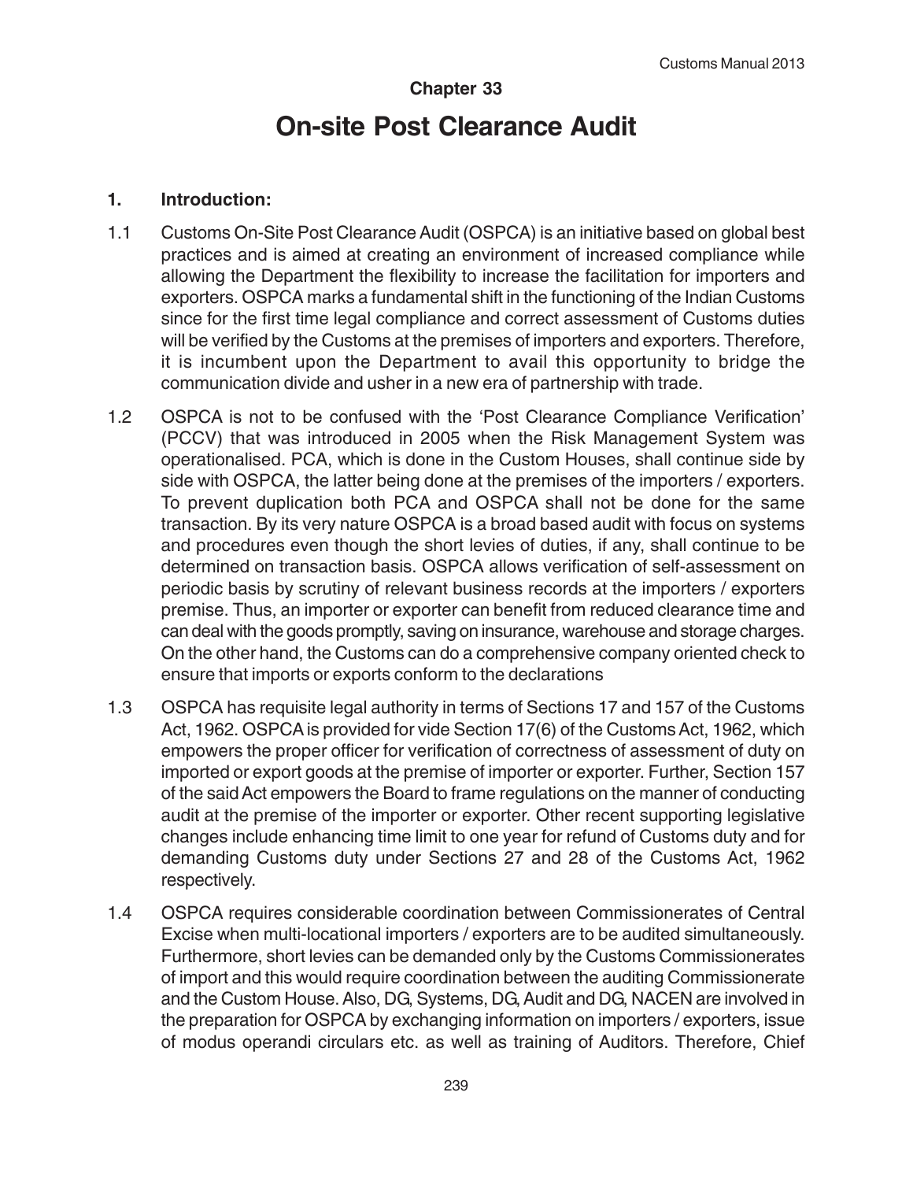## Chapter 33

# On-site Post Clearance Audit

**1. Introduction:**

1.1 Customs On-Site Post Clearance Audit (OSPCA) is an initiative based on global best practices and is aimed at creating an environment of increased compliance while allowing the Department the flexibility to increase the facilitation for importers and exporters. OSPCA marks a fundamental shift in the functioning of the Indian Customs since for the first time legal compliance and correct assessment of Customs duties will be verified by the Customs at the premises of importers and exporters. Therefore, it is incumbent upon the Department to avail this opportunity to bridge the communication divide and usher in a new era of partnership with trade.

1.2 OSPCA is not to be confused with the 'Post Clearance Compliance Verification' (PCCV) that was introduced in 2005 when the Risk Management System was operationalised. PCA, which is done in the Custom Houses, shall continue side by side with OSPCA, the latter being done at the premises of the importers / exporters. To prevent duplication both PCA and OSPCA shall not be done for the same transaction. By its very nature OSPCA is a broad based audit with focus on systems and procedures even though the short levies of duties, if any, shall continue to be determined on transaction basis. OSPCA allows verification of self-assessment on periodic basis by scrutiny of relevant business records at the importers / exporters premise. Thus, an importer or exporter can benefit from reduced clearance time and can deal with the goods promptly, saving on insurance, warehouse and storage charges. On the other hand, the Customs can do a comprehensive company oriented check to ensure that imports or exports conform to the declarations

1.3 OSPCA has requisite legal authority in terms of Sections 17 and 157 of the Customs Act, 1962. OSPCA is provided for vide Section 17(6) of the Customs Act, 1962, which empowers the proper officer for verification of correctness of assessment of duty on imported or export goods at the premise of importer or exporter. Further, Section 157 of the said Act empowers the Board to frame regulations on the manner of conducting audit at the premise of the importer or exporter. Other recent supporting legislative changes include enhancing time limit to one year for refund of Customs duty and for demanding Customs duty under Sections 27 and 28 of the Customs Act, 1962 respectively.

1.4 OSPCA requires considerable coordination between Commissionerates of Central Excise when multi-locational importers / exporters are to be audited simultaneously. Furthermore, short levies can be demanded only by the Customs Commissionerates of import and this would require coordination between the auditing Commissionerate and the Custom House. Also, DG, Systems, DG, Audit and DG, NACEN are involved in the preparation for OSPCA by exchanging information on importers / exporters, issue of modus operandi circulars etc. as well as training of Auditors. Therefore, Chief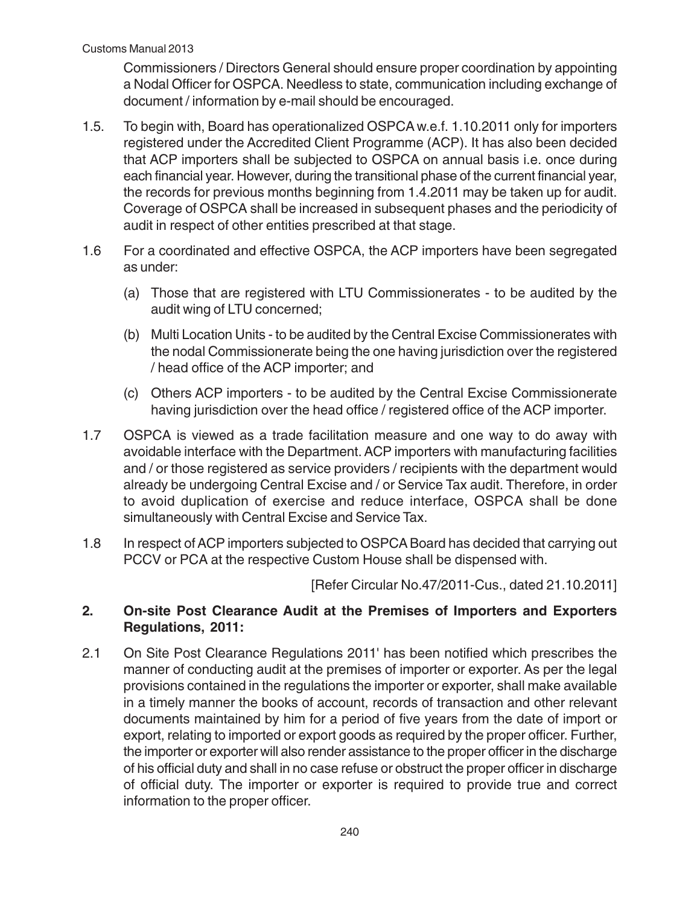Commissioners / Directors General should ensure proper coordination by appointing a Nodal Officer for OSPCA. Needless to state, communication including exchange of document / information by e-mail should be encouraged.

1.5. To begin with, Board has operationalized OSPCA w.e.f. 1.10.2011 only for importers registered under the Accredited Client Programme (ACP). It has also been decided that ACP importers shall be subjected to OSPCA on annual basis i.e. once during each financial year. However, during the transitional phase of the current financial year, the records for previous months beginning from 1.4.2011 may be taken up for audit. Coverage of OSPCA shall be increased in subsequent phases and the periodicity of audit in respect of other entities prescribed at that stage.

1.6 For a coordinated and effective OSPCA, the ACP importers have been segregated as under:

(a) Those that are registered with LTU Commissionerates - to be audited by the audit wing of LTU concerned;

(b) Multi Location Units - to be audited by the Central Excise Commissionerates with the nodal Commissionerate being the one having jurisdiction over the registered / head office of the ACP importer; and

(c) Others ACP importers - to be audited by the Central Excise Commissionerate having jurisdiction over the head office / registered office of the ACP importer.

1.7 OSPCA is viewed as a trade facilitation measure and one way to do away with avoidable interface with the Department. ACP importers with manufacturing facilities and / or those registered as service providers / recipients with the department would already be undergoing Central Excise and / or Service Tax audit. Therefore, in order to avoid duplication of exercise and reduce interface, OSPCA shall be done simultaneously with Central Excise and Service Tax.

1.8 In respect of ACP importers subjected to OSPCA Board has decided that carrying out PCCV or PCA at the respective Custom House shall be dispensed with.

[Refer Circular No.47/2011-Cus., dated 21.10.2011]

## 2. On-site Post Clearance Audit at the Premises of Importers and Exporters Regulations, 2011:

2.1 On Site Post Clearance Regulations 2011' has been notified which prescribes the manner of conducting audit at the premises of importer or exporter. As per the legal provisions contained in the regulations the importer or exporter, shall make available in a timely manner the books of account, records of transaction and other relevant documents maintained by him for a period of five years from the date of import or export, relating to imported or export goods as required by the proper officer. Further, the importer or exporter will also render assistance to the proper officer in the discharge of his official duty and shall in no case refuse or obstruct the proper officer in discharge of official duty. The importer or exporter is required to provide true and correct information to the proper officer.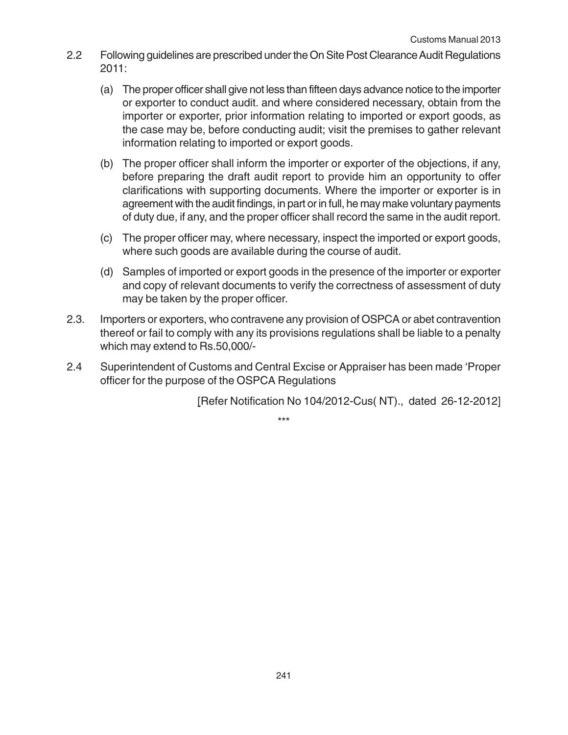2.2 Following guidelines are prescribed under the On Site Post Clearance Audit Regulations 2011:

(a) The proper officer shall give not less than fifteen days advance notice to the importer or exporter to conduct audit. and where considered necessary, obtain from the importer or exporter, prior information relating to imported or export goods, as the case may be, before conducting audit; visit the premises to gather relevant information relating to imported or export goods.

(b) The proper officer shall inform the importer or exporter of the objections, if any, before preparing the draft audit report to provide him an opportunity to offer clarifications with supporting documents. Where the importer or exporter is in agreement with the audit findings, in part or in full, he may make voluntary payments of duty due, if any, and the proper officer shall record the same in the audit report.

(c) The proper officer may, where necessary, inspect the imported or export goods, where such goods are available during the course of audit.

(d) Samples of imported or export goods in the presence of the importer or exporter and copy of relevant documents to verify the correctness of assessment of duty may be taken by the proper officer.

2.3. Importers or exporters, who contravene any provision of OSPCA or abet contravention thereof or fail to comply with any its provisions regulations shall be liable to a penalty which may extend to Rs.50,000/-

2.4 Superintendent of Customs and Central Excise or Appraiser has been made 'Proper officer for the purpose of the OSPCA Regulations

[Refer Notification No 104/2012-Cus( NT)., dated 26-12-2012]

***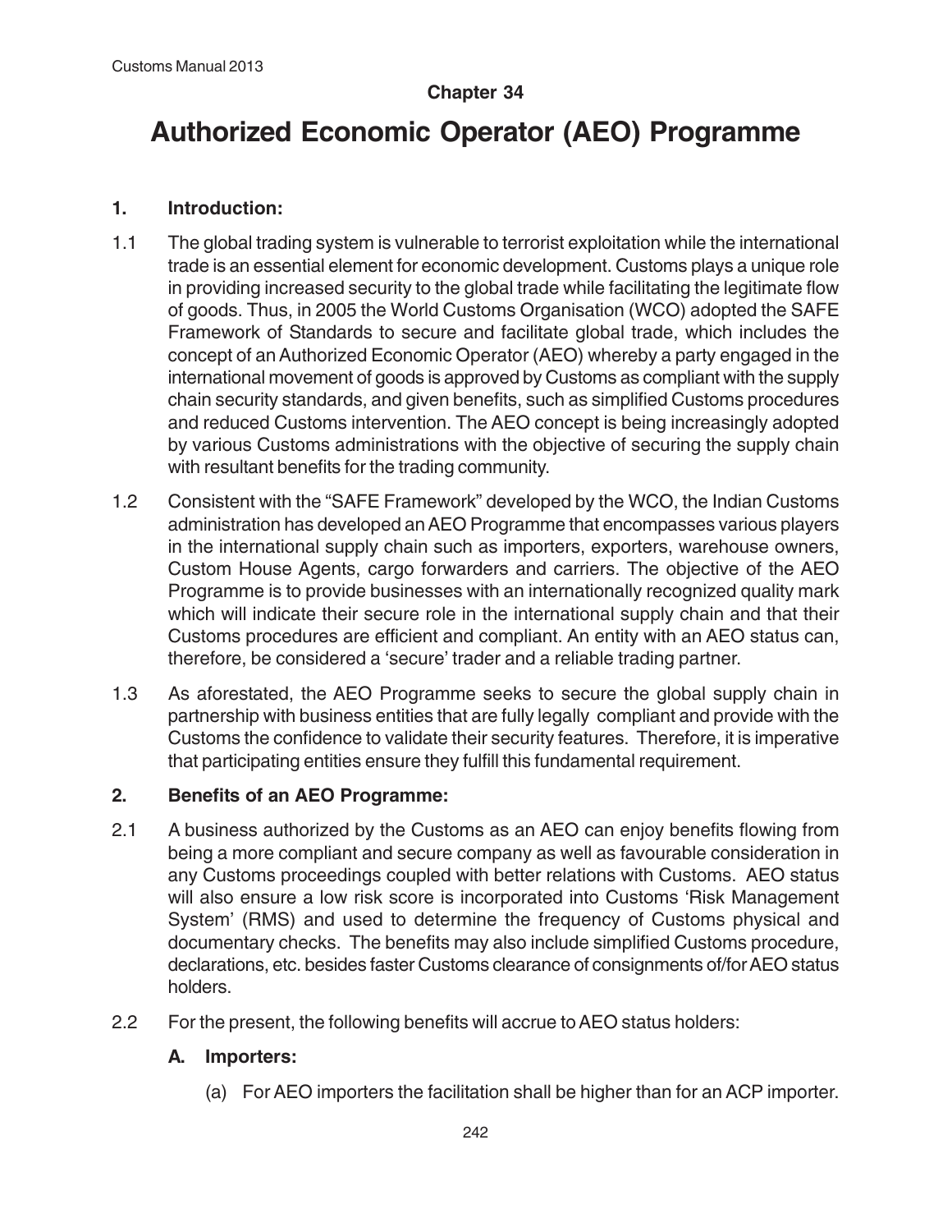## Chapter 34

# Authorized Economic Operator (AEO) Programme

### 1. Introduction:

1.1 The global trading system is vulnerable to terrorist exploitation while the international trade is an essential element for economic development. Customs plays a unique role in providing increased security to the global trade while facilitating the legitimate flow of goods. Thus, in 2005 the World Customs Organisation (WCO) adopted the SAFE Framework of Standards to secure and facilitate global trade, which includes the concept of an Authorized Economic Operator (AEO) whereby a party engaged in the international movement of goods is approved by Customs as compliant with the supply chain security standards, and given benefits, such as simplified Customs procedures and reduced Customs intervention. The AEO concept is being increasingly adopted by various Customs administrations with the objective of securing the supply chain with resultant benefits for the trading community.

1.2 Consistent with the "SAFE Framework" developed by the WCO, the Indian Customs administration has developed an AEO Programme that encompasses various players in the international supply chain such as importers, exporters, warehouse owners, Custom House Agents, cargo forwarders and carriers. The objective of the AEO Programme is to provide businesses with an internationally recognized quality mark which will indicate their secure role in the international supply chain and that their Customs procedures are efficient and compliant. An entity with an AEO status can, therefore, be considered a 'secure' trader and a reliable trading partner.

1.3 As aforestated, the AEO Programme seeks to secure the global supply chain in partnership with business entities that are fully legally compliant and provide with the Customs the confidence to validate their security features. Therefore, it is imperative that participating entities ensure they fulfill this fundamental requirement.

### 2. Benefits of an AEO Programme:

2.1 A business authorized by the Customs as an AEO can enjoy benefits flowing from being a more compliant and secure company as well as favourable consideration in any Customs proceedings coupled with better relations with Customs. AEO status will also ensure a low risk score is incorporated into Customs 'Risk Management System' (RMS) and used to determine the frequency of Customs physical and documentary checks. The benefits may also include simplified Customs procedure, declarations, etc. besides faster Customs clearance of consignments of/for AEO status holders.

2.2 For the present, the following benefits will accrue to AEO status holders:

**A. Importers:**

(a) For AEO importers the facilitation shall be higher than for an ACP importer.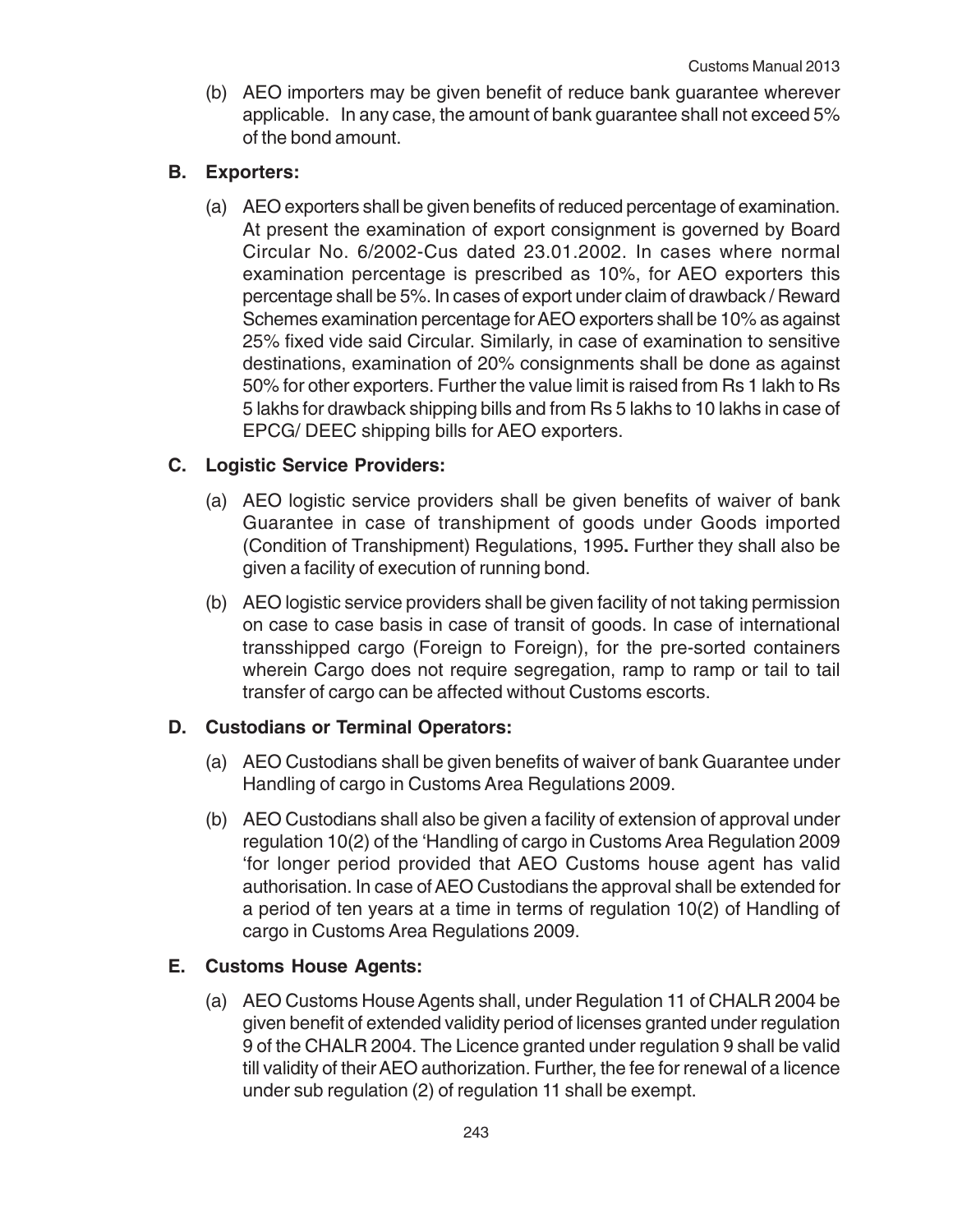(b) AEO importers may be given benefit of reduce bank guarantee wherever applicable. In any case, the amount of bank guarantee shall not exceed 5% of the bond amount.

**B. Exporters:**

(a) AEO exporters shall be given benefits of reduced percentage of examination. At present the examination of export consignment is governed by Board Circular No. 6/2002-Cus dated 23.01.2002. In cases where normal examination percentage is prescribed as 10%, for AEO exporters this percentage shall be 5%. In cases of export under claim of drawback / Reward Schemes examination percentage for AEO exporters shall be 10% as against 25% fixed vide said Circular. Similarly, in case of examination to sensitive destinations, examination of 20% consignments shall be done as against 50% for other exporters. Further the value limit is raised from Rs 1 lakh to Rs 5 lakhs for drawback shipping bills and from Rs 5 lakhs to 10 lakhs in case of EPCG/ DEEC shipping bills for AEO exporters.

**C. Logistic Service Providers:**

(a) AEO logistic service providers shall be given benefits of waiver of bank Guarantee in case of transhipment of goods under Goods imported (Condition of Transhipment) Regulations, 1995**.** Further they shall also be given a facility of execution of running bond.

(b) AEO logistic service providers shall be given facility of not taking permission on case to case basis in case of transit of goods. In case of international transshipped cargo (Foreign to Foreign), for the pre-sorted containers wherein Cargo does not require segregation, ramp to ramp or tail to tail transfer of cargo can be affected without Customs escorts.

**D. Custodians or Terminal Operators:**

(a) AEO Custodians shall be given benefits of waiver of bank Guarantee under Handling of cargo in Customs Area Regulations 2009.

(b) AEO Custodians shall also be given a facility of extension of approval under regulation 10(2) of the 'Handling of cargo in Customs Area Regulation 2009 'for longer period provided that AEO Customs house agent has valid authorisation. In case of AEO Custodians the approval shall be extended for a period of ten years at a time in terms of regulation 10(2) of Handling of cargo in Customs Area Regulations 2009.

**E. Customs House Agents:**

(a) AEO Customs House Agents shall, under Regulation 11 of CHALR 2004 be given benefit of extended validity period of licenses granted under regulation 9 of the CHALR 2004. The Licence granted under regulation 9 shall be valid till validity of their AEO authorization. Further, the fee for renewal of a licence under sub regulation (2) of regulation 11 shall be exempt.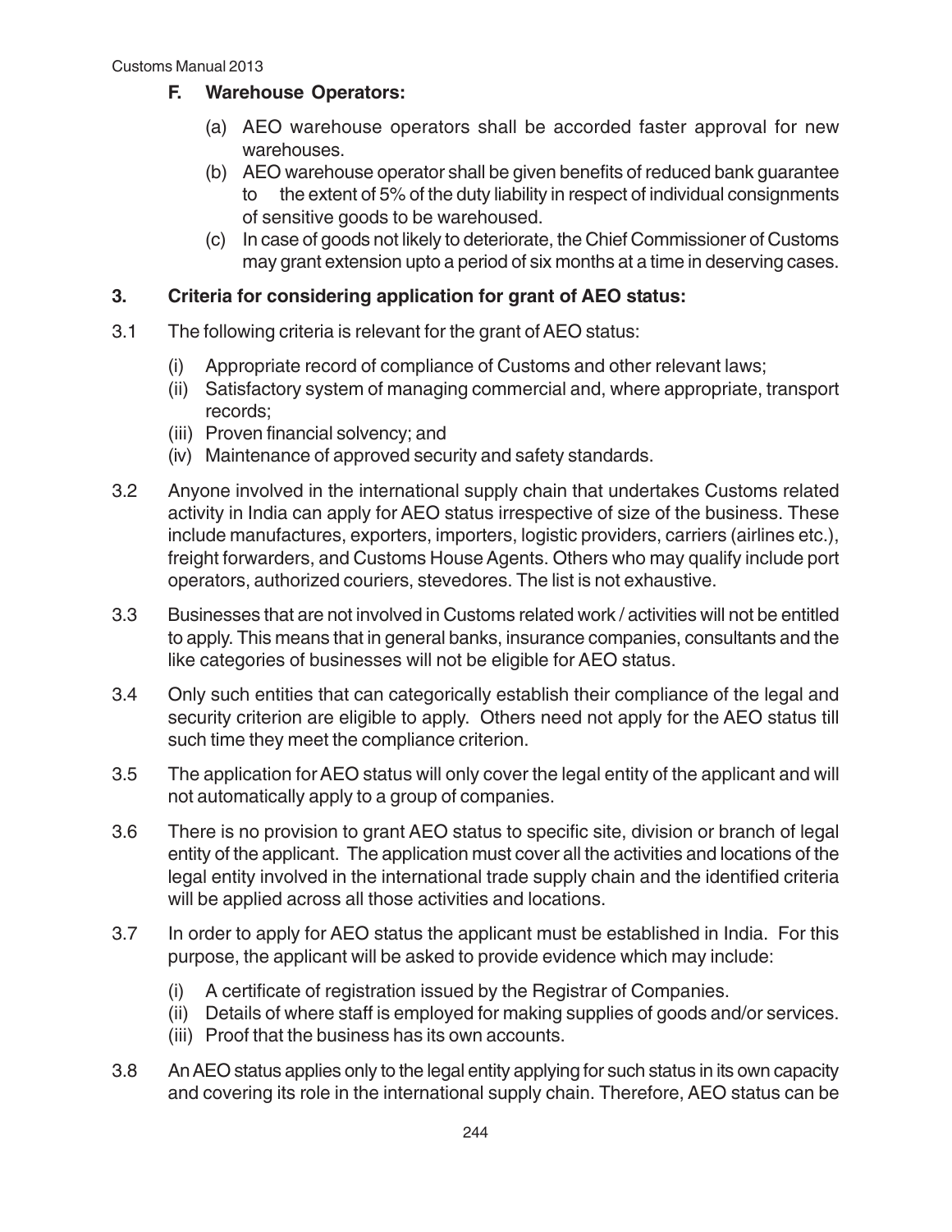### F. Warehouse Operators:

(a) AEO warehouse operators shall be accorded faster approval for new warehouses.

(b) AEO warehouse operator shall be given benefits of reduced bank guarantee to the extent of 5% of the duty liability in respect of individual consignments of sensitive goods to be warehoused.

(c) In case of goods not likely to deteriorate, the Chief Commissioner of Customs may grant extension upto a period of six months at a time in deserving cases.

## 3. Criteria for considering application for grant of AEO status:

3.1 The following criteria is relevant for the grant of AEO status:

(i) Appropriate record of compliance of Customs and other relevant laws;

(ii) Satisfactory system of managing commercial and, where appropriate, transport records;

(iii) Proven financial solvency; and

(iv) Maintenance of approved security and safety standards.

3.2 Anyone involved in the international supply chain that undertakes Customs related activity in India can apply for AEO status irrespective of size of the business. These include manufactures, exporters, importers, logistic providers, carriers (airlines etc.), freight forwarders, and Customs House Agents. Others who may qualify include port operators, authorized couriers, stevedores. The list is not exhaustive.

3.3 Businesses that are not involved in Customs related work / activities will not be entitled to apply. This means that in general banks, insurance companies, consultants and the like categories of businesses will not be eligible for AEO status.

3.4 Only such entities that can categorically establish their compliance of the legal and security criterion are eligible to apply. Others need not apply for the AEO status till such time they meet the compliance criterion.

3.5 The application for AEO status will only cover the legal entity of the applicant and will not automatically apply to a group of companies.

3.6 There is no provision to grant AEO status to specific site, division or branch of legal entity of the applicant. The application must cover all the activities and locations of the legal entity involved in the international trade supply chain and the identified criteria will be applied across all those activities and locations.

3.7 In order to apply for AEO status the applicant must be established in India. For this purpose, the applicant will be asked to provide evidence which may include:

(i) A certificate of registration issued by the Registrar of Companies.

(ii) Details of where staff is employed for making supplies of goods and/or services.

(iii) Proof that the business has its own accounts.

3.8 An AEO status applies only to the legal entity applying for such status in its own capacity and covering its role in the international supply chain. Therefore, AEO status can be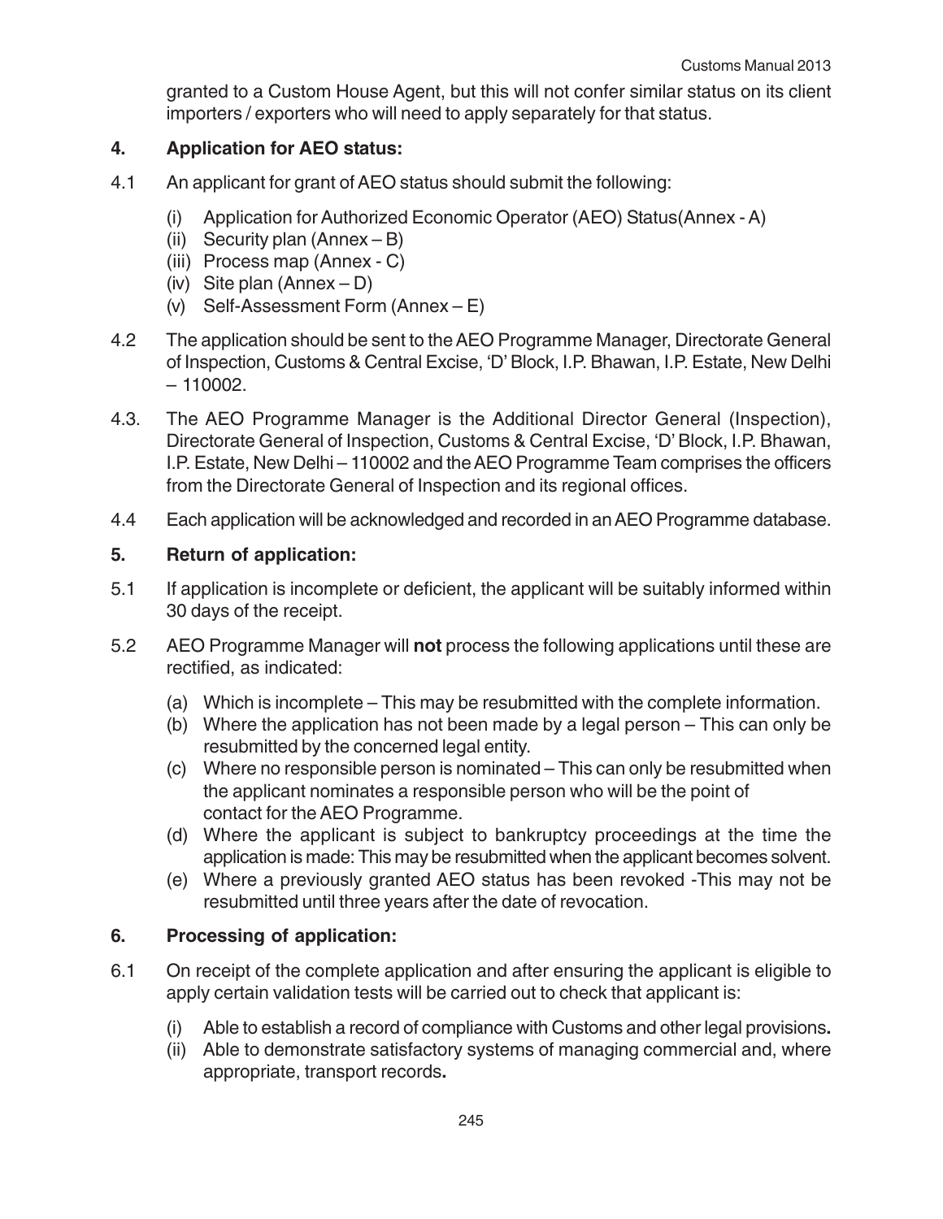granted to a Custom House Agent, but this will not confer similar status on its client importers / exporters who will need to apply separately for that status.

## 4. Application for AEO status:

4.1 An applicant for grant of AEO status should submit the following:

- (i) Application for Authorized Economic Operator (AEO) Status(Annex - A)
- (ii) Security plan (Annex – B)
- (iii) Process map (Annex - C)
- (iv) Site plan (Annex – D)
- (v) Self-Assessment Form (Annex – E)

4.2 The application should be sent to the AEO Programme Manager, Directorate General of Inspection, Customs & Central Excise, 'D' Block, I.P. Bhawan, I.P. Estate, New Delhi – 110002.

4.3. The AEO Programme Manager is the Additional Director General (Inspection), Directorate General of Inspection, Customs & Central Excise, 'D' Block, I.P. Bhawan, I.P. Estate, New Delhi – 110002 and the AEO Programme Team comprises the officers from the Directorate General of Inspection and its regional offices.

4.4 Each application will be acknowledged and recorded in an AEO Programme database.

## 5. Return of application:

5.1 If application is incomplete or deficient, the applicant will be suitably informed within 30 days of the receipt.

5.2 AEO Programme Manager will **not** process the following applications until these are rectified, as indicated:

- (a) Which is incomplete – This may be resubmitted with the complete information.
- (b) Where the application has not been made by a legal person – This can only be resubmitted by the concerned legal entity.
- (c) Where no responsible person is nominated – This can only be resubmitted when the applicant nominates a responsible person who will be the point of contact for the AEO Programme.
- (d) Where the applicant is subject to bankruptcy proceedings at the time the application is made: This may be resubmitted when the applicant becomes solvent.
- (e) Where a previously granted AEO status has been revoked -This may not be resubmitted until three years after the date of revocation.

## 6. Processing of application:

6.1 On receipt of the complete application and after ensuring the applicant is eligible to apply certain validation tests will be carried out to check that applicant is:

- (i) Able to establish a record of compliance with Customs and other legal provisions**.**
- (ii) Able to demonstrate satisfactory systems of managing commercial and, where appropriate, transport records**.**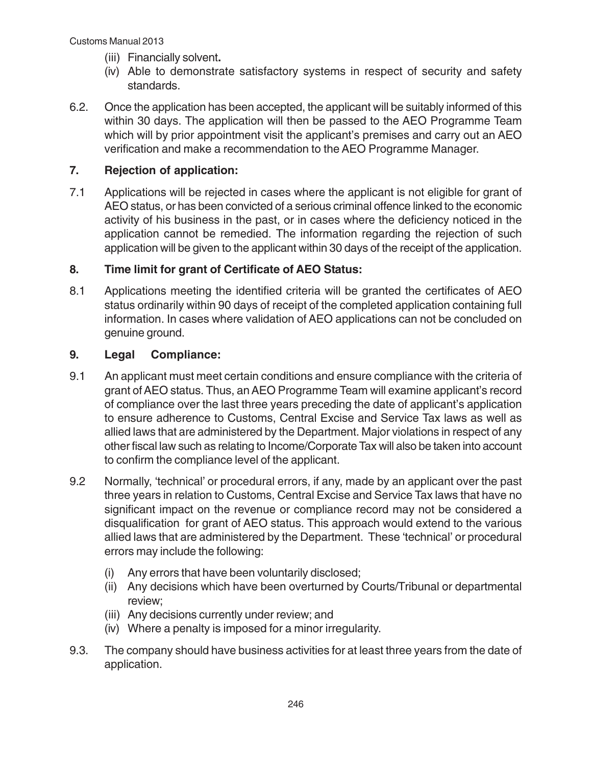(iii) Financially solvent**.**

(iv) Able to demonstrate satisfactory systems in respect of security and safety standards.

6.2. Once the application has been accepted, the applicant will be suitably informed of this within 30 days. The application will then be passed to the AEO Programme Team which will by prior appointment visit the applicant's premises and carry out an AEO verification and make a recommendation to the AEO Programme Manager.

## 7. Rejection of application:

7.1 Applications will be rejected in cases where the applicant is not eligible for grant of AEO status, or has been convicted of a serious criminal offence linked to the economic activity of his business in the past, or in cases where the deficiency noticed in the application cannot be remedied. The information regarding the rejection of such application will be given to the applicant within 30 days of the receipt of the application.

## 8. Time limit for grant of Certificate of AEO Status:

8.1 Applications meeting the identified criteria will be granted the certificates of AEO status ordinarily within 90 days of receipt of the completed application containing full information. In cases where validation of AEO applications can not be concluded on genuine ground.

## 9. Legal Compliance:

9.1 An applicant must meet certain conditions and ensure compliance with the criteria of grant of AEO status. Thus, an AEO Programme Team will examine applicant's record of compliance over the last three years preceding the date of applicant's application to ensure adherence to Customs, Central Excise and Service Tax laws as well as allied laws that are administered by the Department. Major violations in respect of any other fiscal law such as relating to Income/Corporate Tax will also be taken into account to confirm the compliance level of the applicant.

9.2 Normally, 'technical' or procedural errors, if any, made by an applicant over the past three years in relation to Customs, Central Excise and Service Tax laws that have no significant impact on the revenue or compliance record may not be considered a disqualification for grant of AEO status. This approach would extend to the various allied laws that are administered by the Department. These 'technical' or procedural errors may include the following:

(i) Any errors that have been voluntarily disclosed;

(ii) Any decisions which have been overturned by Courts/Tribunal or departmental review;

(iii) Any decisions currently under review; and

(iv) Where a penalty is imposed for a minor irregularity.

9.3. The company should have business activities for at least three years from the date of application.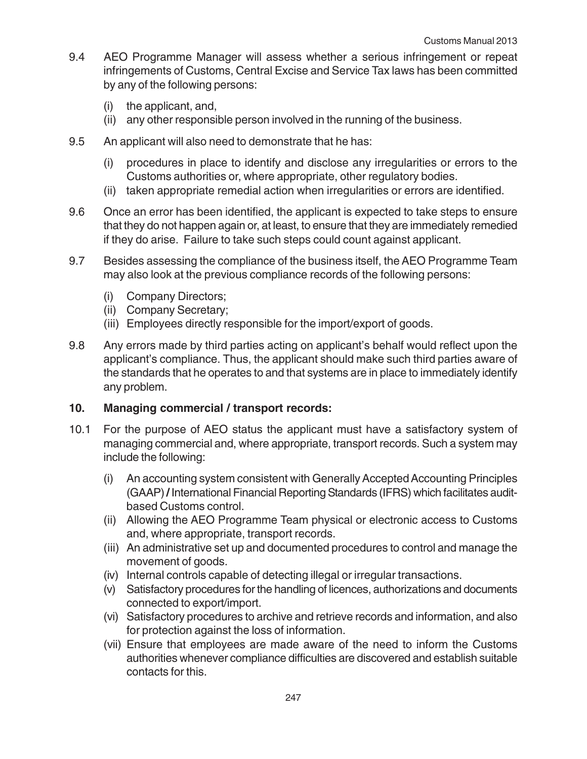9.4 AEO Programme Manager will assess whether a serious infringement or repeat infringements of Customs, Central Excise and Service Tax laws has been committed by any of the following persons:

(i) the applicant, and,
(ii) any other responsible person involved in the running of the business.

9.5 An applicant will also need to demonstrate that he has:

(i) procedures in place to identify and disclose any irregularities or errors to the Customs authorities or, where appropriate, other regulatory bodies.
(ii) taken appropriate remedial action when irregularities or errors are identified.

9.6 Once an error has been identified, the applicant is expected to take steps to ensure that they do not happen again or, at least, to ensure that they are immediately remedied if they do arise. Failure to take such steps could count against applicant.

9.7 Besides assessing the compliance of the business itself, the AEO Programme Team may also look at the previous compliance records of the following persons:

(i) Company Directors;
(ii) Company Secretary;
(iii) Employees directly responsible for the import/export of goods.

9.8 Any errors made by third parties acting on applicant's behalf would reflect upon the applicant's compliance. Thus, the applicant should make such third parties aware of the standards that he operates to and that systems are in place to immediately identify any problem.

**10. Managing commercial / transport records:**

10.1 For the purpose of AEO status the applicant must have a satisfactory system of managing commercial and, where appropriate, transport records. Such a system may include the following:

(i) An accounting system consistent with Generally Accepted Accounting Principles (GAAP) **/** International Financial Reporting Standards (IFRS) which facilitates audit-based Customs control.
(ii) Allowing the AEO Programme Team physical or electronic access to Customs and, where appropriate, transport records.
(iii) An administrative set up and documented procedures to control and manage the movement of goods.
(iv) Internal controls capable of detecting illegal or irregular transactions.
(v) Satisfactory procedures for the handling of licences, authorizations and documents connected to export/import.
(vi) Satisfactory procedures to archive and retrieve records and information, and also for protection against the loss of information.
(vii) Ensure that employees are made aware of the need to inform the Customs authorities whenever compliance difficulties are discovered and establish suitable contacts for this.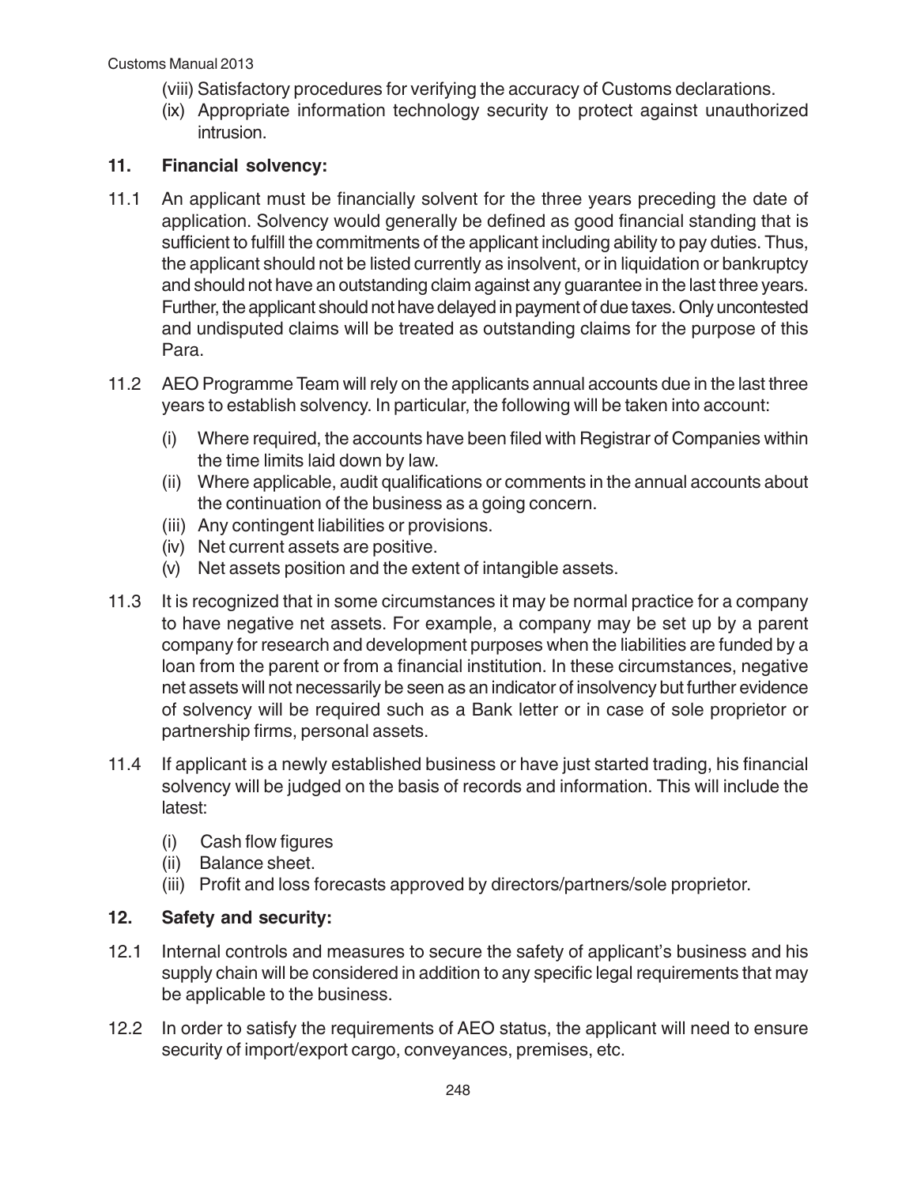(viii) Satisfactory procedures for verifying the accuracy of Customs declarations.

(ix) Appropriate information technology security to protect against unauthorized intrusion.

## 11. Financial solvency:

11.1 An applicant must be financially solvent for the three years preceding the date of application. Solvency would generally be defined as good financial standing that is sufficient to fulfill the commitments of the applicant including ability to pay duties. Thus, the applicant should not be listed currently as insolvent, or in liquidation or bankruptcy and should not have an outstanding claim against any guarantee in the last three years. Further, the applicant should not have delayed in payment of due taxes. Only uncontested and undisputed claims will be treated as outstanding claims for the purpose of this Para.

11.2 AEO Programme Team will rely on the applicants annual accounts due in the last three years to establish solvency. In particular, the following will be taken into account:

(i) Where required, the accounts have been filed with Registrar of Companies within the time limits laid down by law.

(ii) Where applicable, audit qualifications or comments in the annual accounts about the continuation of the business as a going concern.

(iii) Any contingent liabilities or provisions.

(iv) Net current assets are positive.

(v) Net assets position and the extent of intangible assets.

11.3 It is recognized that in some circumstances it may be normal practice for a company to have negative net assets. For example, a company may be set up by a parent company for research and development purposes when the liabilities are funded by a loan from the parent or from a financial institution. In these circumstances, negative net assets will not necessarily be seen as an indicator of insolvency but further evidence of solvency will be required such as a Bank letter or in case of sole proprietor or partnership firms, personal assets.

11.4 If applicant is a newly established business or have just started trading, his financial solvency will be judged on the basis of records and information. This will include the latest:

(i) Cash flow figures

(ii) Balance sheet.

(iii) Profit and loss forecasts approved by directors/partners/sole proprietor.

## 12. Safety and security:

12.1 Internal controls and measures to secure the safety of applicant's business and his supply chain will be considered in addition to any specific legal requirements that may be applicable to the business.

12.2 In order to satisfy the requirements of AEO status, the applicant will need to ensure security of import/export cargo, conveyances, premises, etc.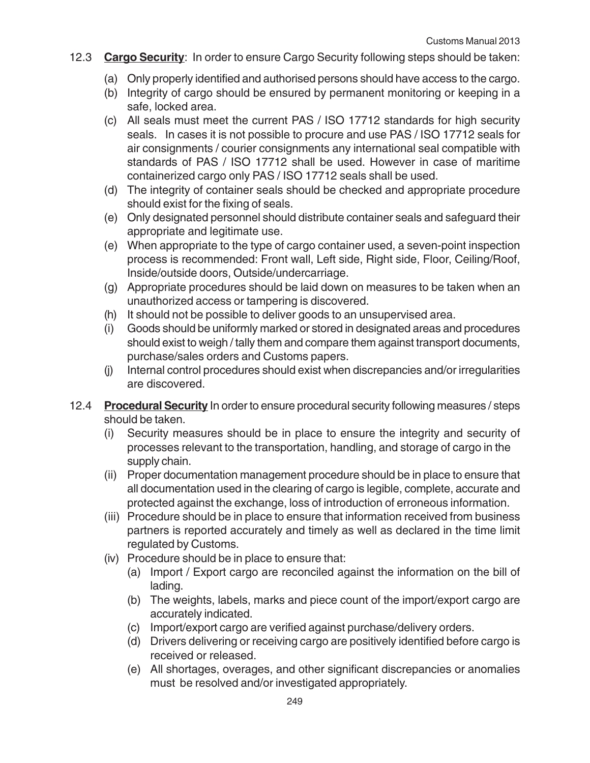12.3 **Cargo Security**: In order to ensure Cargo Security following steps should be taken:

(a) Only properly identified and authorised persons should have access to the cargo.

(b) Integrity of cargo should be ensured by permanent monitoring or keeping in a safe, locked area.

(c) All seals must meet the current PAS / ISO 17712 standards for high security seals. In cases it is not possible to procure and use PAS / ISO 17712 seals for air consignments / courier consignments any international seal compatible with standards of PAS / ISO 17712 shall be used. However in case of maritime containerized cargo only PAS / ISO 17712 seals shall be used.

(d) The integrity of container seals should be checked and appropriate procedure should exist for the fixing of seals.

(e) Only designated personnel should distribute container seals and safeguard their appropriate and legitimate use.

(e) When appropriate to the type of cargo container used, a seven-point inspection process is recommended: Front wall, Left side, Right side, Floor, Ceiling/Roof, Inside/outside doors, Outside/undercarriage.

(g) Appropriate procedures should be laid down on measures to be taken when an unauthorized access or tampering is discovered.

(h) It should not be possible to deliver goods to an unsupervised area.

(i) Goods should be uniformly marked or stored in designated areas and procedures should exist to weigh / tally them and compare them against transport documents, purchase/sales orders and Customs papers.

(j) Internal control procedures should exist when discrepancies and/or irregularities are discovered.

12.4 **Procedural Security** In order to ensure procedural security following measures / steps should be taken.

(i) Security measures should be in place to ensure the integrity and security of processes relevant to the transportation, handling, and storage of cargo in the supply chain.

(ii) Proper documentation management procedure should be in place to ensure that all documentation used in the clearing of cargo is legible, complete, accurate and protected against the exchange, loss of introduction of erroneous information.

(iii) Procedure should be in place to ensure that information received from business partners is reported accurately and timely as well as declared in the time limit regulated by Customs.

(iv) Procedure should be in place to ensure that:

   (a) Import / Export cargo are reconciled against the information on the bill of lading.

   (b) The weights, labels, marks and piece count of the import/export cargo are accurately indicated.

   (c) Import/export cargo are verified against purchase/delivery orders.

   (d) Drivers delivering or receiving cargo are positively identified before cargo is received or released.

   (e) All shortages, overages, and other significant discrepancies or anomalies must be resolved and/or investigated appropriately.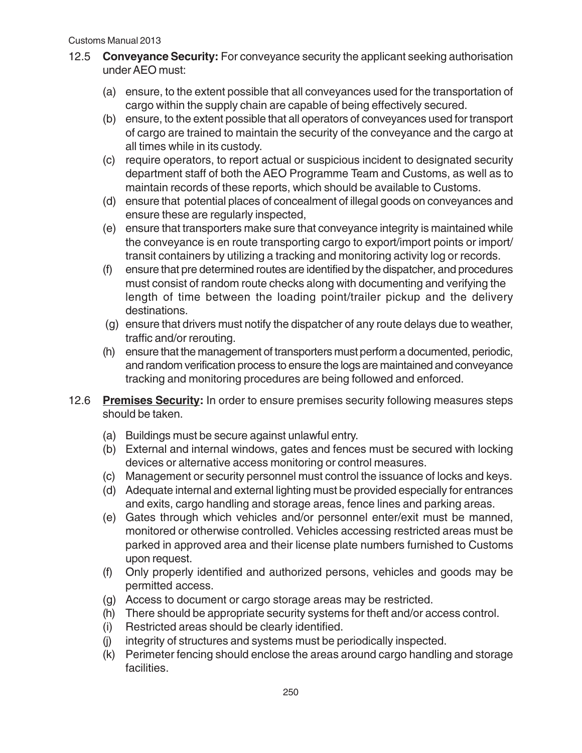12.5 **Conveyance Security:** For conveyance security the applicant seeking authorisation under AEO must:

(a) ensure, to the extent possible that all conveyances used for the transportation of cargo within the supply chain are capable of being effectively secured.

(b) ensure, to the extent possible that all operators of conveyances used for transport of cargo are trained to maintain the security of the conveyance and the cargo at all times while in its custody.

(c) require operators, to report actual or suspicious incident to designated security department staff of both the AEO Programme Team and Customs, as well as to maintain records of these reports, which should be available to Customs.

(d) ensure that potential places of concealment of illegal goods on conveyances and ensure these are regularly inspected,

(e) ensure that transporters make sure that conveyance integrity is maintained while the conveyance is en route transporting cargo to export/import points or import/transit containers by utilizing a tracking and monitoring activity log or records.

(f) ensure that pre determined routes are identified by the dispatcher, and procedures must consist of random route checks along with documenting and verifying the length of time between the loading point/trailer pickup and the delivery destinations.

(g) ensure that drivers must notify the dispatcher of any route delays due to weather, traffic and/or rerouting.

(h) ensure that the management of transporters must perform a documented, periodic, and random verification process to ensure the logs are maintained and conveyance tracking and monitoring procedures are being followed and enforced.

12.6 **<u>Premises Security</u>:** In order to ensure premises security following measures steps should be taken.

(a) Buildings must be secure against unlawful entry.

(b) External and internal windows, gates and fences must be secured with locking devices or alternative access monitoring or control measures.

(c) Management or security personnel must control the issuance of locks and keys.

(d) Adequate internal and external lighting must be provided especially for entrances and exits, cargo handling and storage areas, fence lines and parking areas.

(e) Gates through which vehicles and/or personnel enter/exit must be manned, monitored or otherwise controlled. Vehicles accessing restricted areas must be parked in approved area and their license plate numbers furnished to Customs upon request.

(f) Only properly identified and authorized persons, vehicles and goods may be permitted access.

(g) Access to document or cargo storage areas may be restricted.

(h) There should be appropriate security systems for theft and/or access control.

(i) Restricted areas should be clearly identified.

(j) integrity of structures and systems must be periodically inspected.

(k) Perimeter fencing should enclose the areas around cargo handling and storage facilities.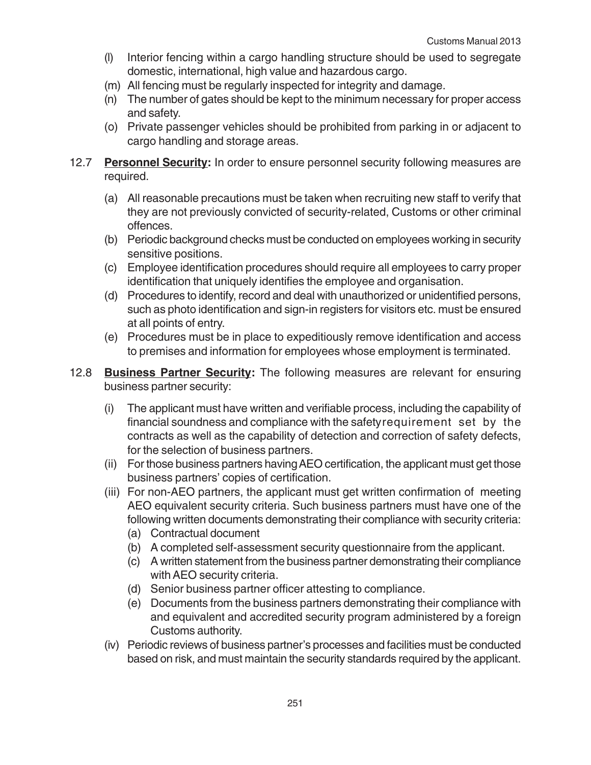(l) Interior fencing within a cargo handling structure should be used to segregate domestic, international, high value and hazardous cargo.

(m) All fencing must be regularly inspected for integrity and damage.

(n) The number of gates should be kept to the minimum necessary for proper access and safety.

(o) Private passenger vehicles should be prohibited from parking in or adjacent to cargo handling and storage areas.

12.7 **Personnel Security:** In order to ensure personnel security following measures are required.

(a) All reasonable precautions must be taken when recruiting new staff to verify that they are not previously convicted of security-related, Customs or other criminal offences.

(b) Periodic background checks must be conducted on employees working in security sensitive positions.

(c) Employee identification procedures should require all employees to carry proper identification that uniquely identifies the employee and organisation.

(d) Procedures to identify, record and deal with unauthorized or unidentified persons, such as photo identification and sign-in registers for visitors etc. must be ensured at all points of entry.

(e) Procedures must be in place to expeditiously remove identification and access to premises and information for employees whose employment is terminated.

12.8 **Business Partner Security:** The following measures are relevant for ensuring business partner security:

(i) The applicant must have written and verifiable process, including the capability of financial soundness and compliance with the safetyrequirement set by the contracts as well as the capability of detection and correction of safety defects, for the selection of business partners.

(ii) For those business partners having AEO certification, the applicant must get those business partners' copies of certification.

(iii) For non-AEO partners, the applicant must get written confirmation of meeting AEO equivalent security criteria. Such business partners must have one of the following written documents demonstrating their compliance with security criteria:
   - (a) Contractual document
   - (b) A completed self-assessment security questionnaire from the applicant.
   - (c) A written statement from the business partner demonstrating their compliance with AEO security criteria.
   - (d) Senior business partner officer attesting to compliance.
   - (e) Documents from the business partners demonstrating their compliance with and equivalent and accredited security program administered by a foreign Customs authority.

(iv) Periodic reviews of business partner's processes and facilities must be conducted based on risk, and must maintain the security standards required by the applicant.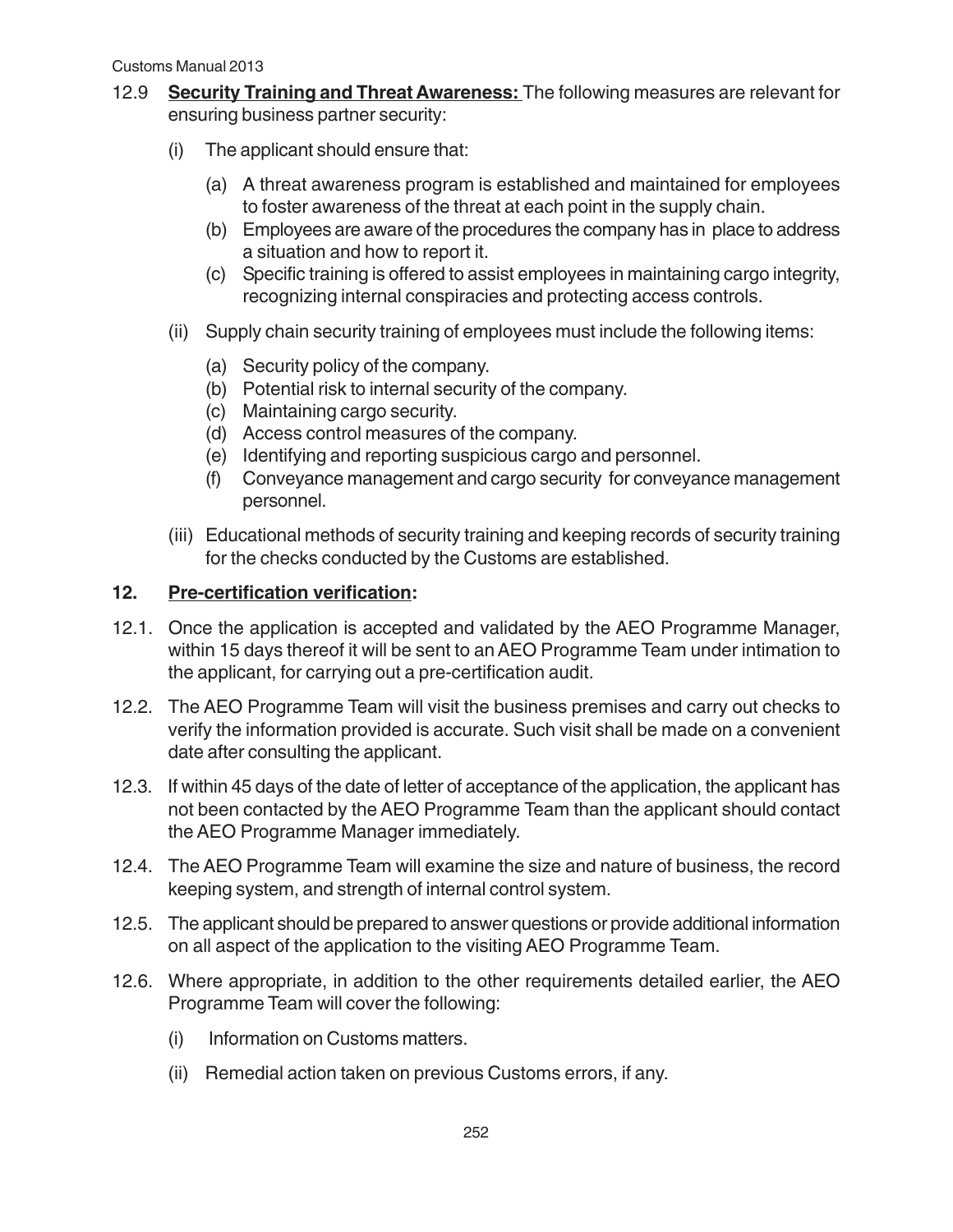12.9 **Security Training and Threat Awareness:** The following measures are relevant for ensuring business partner security:

(i) The applicant should ensure that:

(a) A threat awareness program is established and maintained for employees to foster awareness of the threat at each point in the supply chain.

(b) Employees are aware of the procedures the company has in place to address a situation and how to report it.

(c) Specific training is offered to assist employees in maintaining cargo integrity, recognizing internal conspiracies and protecting access controls.

(ii) Supply chain security training of employees must include the following items:

(a) Security policy of the company.

(b) Potential risk to internal security of the company.

(c) Maintaining cargo security.

(d) Access control measures of the company.

(e) Identifying and reporting suspicious cargo and personnel.

(f) Conveyance management and cargo security for conveyance management personnel.

(iii) Educational methods of security training and keeping records of security training for the checks conducted by the Customs are established.

## 12. Pre-certification verification:

12.1. Once the application is accepted and validated by the AEO Programme Manager, within 15 days thereof it will be sent to an AEO Programme Team under intimation to the applicant, for carrying out a pre-certification audit.

12.2. The AEO Programme Team will visit the business premises and carry out checks to verify the information provided is accurate. Such visit shall be made on a convenient date after consulting the applicant.

12.3. If within 45 days of the date of letter of acceptance of the application, the applicant has not been contacted by the AEO Programme Team than the applicant should contact the AEO Programme Manager immediately.

12.4. The AEO Programme Team will examine the size and nature of business, the record keeping system, and strength of internal control system.

12.5. The applicant should be prepared to answer questions or provide additional information on all aspect of the application to the visiting AEO Programme Team.

12.6. Where appropriate, in addition to the other requirements detailed earlier, the AEO Programme Team will cover the following:

(i) Information on Customs matters.

(ii) Remedial action taken on previous Customs errors, if any.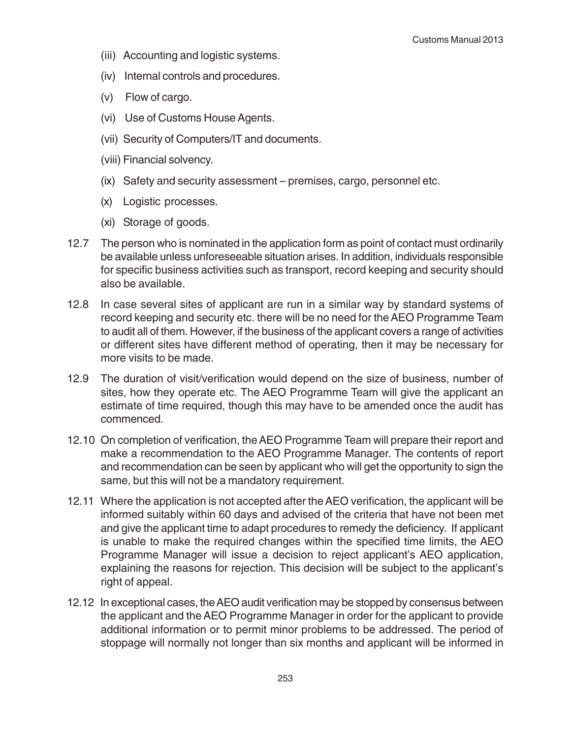(iii) Accounting and logistic systems.

(iv) Internal controls and procedures.

(v) Flow of cargo.

(vi) Use of Customs House Agents.

(vii) Security of Computers/IT and documents.

(viii) Financial solvency.

(ix) Safety and security assessment – premises, cargo, personnel etc.

(x) Logistic processes.

(xi) Storage of goods.

12.7 The person who is nominated in the application form as point of contact must ordinarily be available unless unforeseeable situation arises. In addition, individuals responsible for specific business activities such as transport, record keeping and security should also be available.

12.8 In case several sites of applicant are run in a similar way by standard systems of record keeping and security etc. there will be no need for the AEO Programme Team to audit all of them. However, if the business of the applicant covers a range of activities or different sites have different method of operating, then it may be necessary for more visits to be made.

12.9 The duration of visit/verification would depend on the size of business, number of sites, how they operate etc. The AEO Programme Team will give the applicant an estimate of time required, though this may have to be amended once the audit has commenced.

12.10 On completion of verification, the AEO Programme Team will prepare their report and make a recommendation to the AEO Programme Manager. The contents of report and recommendation can be seen by applicant who will get the opportunity to sign the same, but this will not be a mandatory requirement.

12.11 Where the application is not accepted after the AEO verification, the applicant will be informed suitably within 60 days and advised of the criteria that have not been met and give the applicant time to adapt procedures to remedy the deficiency. If applicant is unable to make the required changes within the specified time limits, the AEO Programme Manager will issue a decision to reject applicant's AEO application, explaining the reasons for rejection. This decision will be subject to the applicant's right of appeal.

12.12 In exceptional cases, the AEO audit verification may be stopped by consensus between the applicant and the AEO Programme Manager in order for the applicant to provide additional information or to permit minor problems to be addressed. The period of stoppage will normally not longer than six months and applicant will be informed in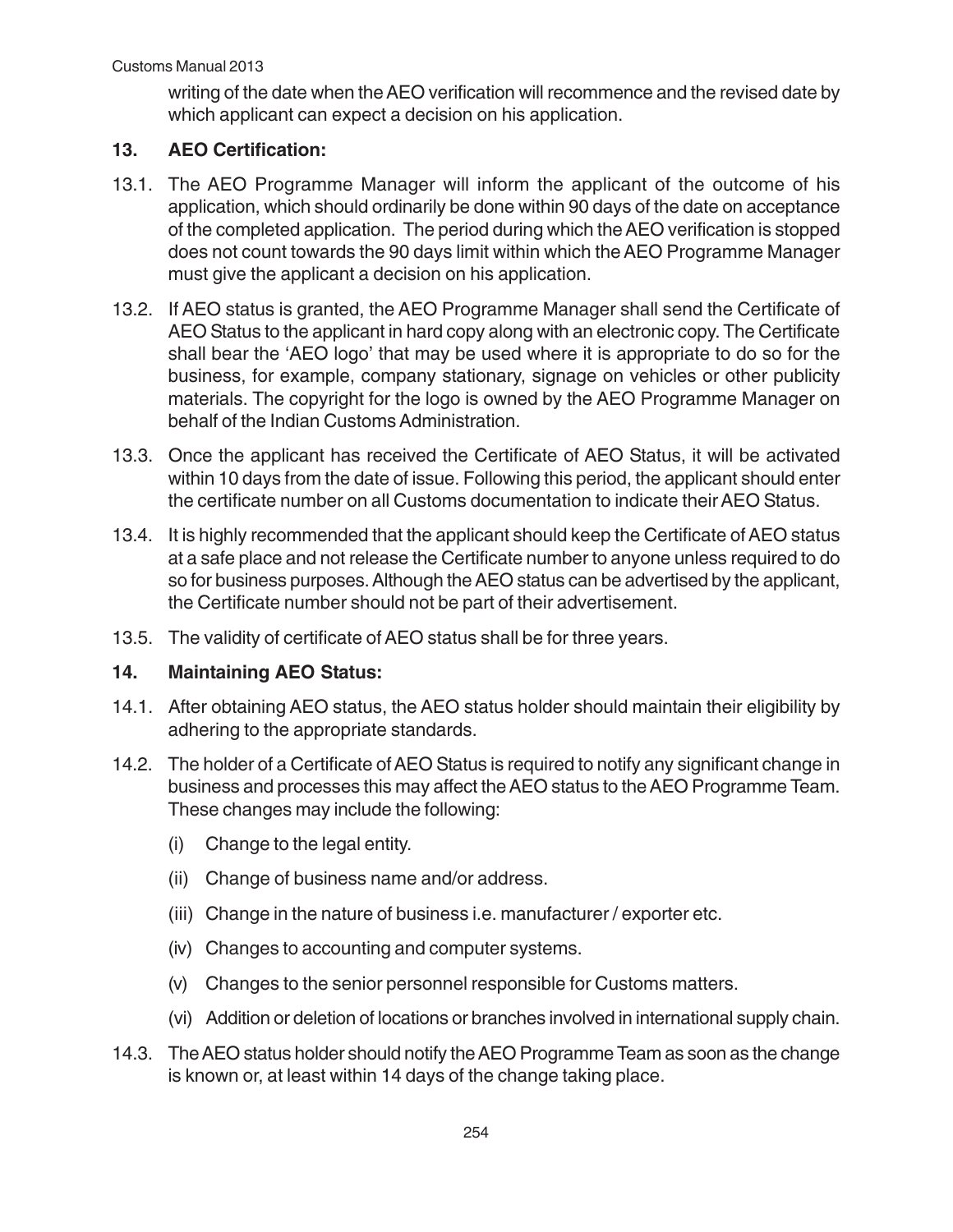writing of the date when the AEO verification will recommence and the revised date by which applicant can expect a decision on his application.

## 13. AEO Certification:

13.1. The AEO Programme Manager will inform the applicant of the outcome of his application, which should ordinarily be done within 90 days of the date on acceptance of the completed application. The period during which the AEO verification is stopped does not count towards the 90 days limit within which the AEO Programme Manager must give the applicant a decision on his application.

13.2. If AEO status is granted, the AEO Programme Manager shall send the Certificate of AEO Status to the applicant in hard copy along with an electronic copy. The Certificate shall bear the 'AEO logo' that may be used where it is appropriate to do so for the business, for example, company stationary, signage on vehicles or other publicity materials. The copyright for the logo is owned by the AEO Programme Manager on behalf of the Indian Customs Administration.

13.3. Once the applicant has received the Certificate of AEO Status, it will be activated within 10 days from the date of issue. Following this period, the applicant should enter the certificate number on all Customs documentation to indicate their AEO Status.

13.4. It is highly recommended that the applicant should keep the Certificate of AEO status at a safe place and not release the Certificate number to anyone unless required to do so for business purposes. Although the AEO status can be advertised by the applicant, the Certificate number should not be part of their advertisement.

13.5. The validity of certificate of AEO status shall be for three years.

## 14. Maintaining AEO Status:

14.1. After obtaining AEO status, the AEO status holder should maintain their eligibility by adhering to the appropriate standards.

14.2. The holder of a Certificate of AEO Status is required to notify any significant change in business and processes this may affect the AEO status to the AEO Programme Team. These changes may include the following:

(i) Change to the legal entity.

(ii) Change of business name and/or address.

(iii) Change in the nature of business i.e. manufacturer / exporter etc.

(iv) Changes to accounting and computer systems.

(v) Changes to the senior personnel responsible for Customs matters.

(vi) Addition or deletion of locations or branches involved in international supply chain.

14.3. The AEO status holder should notify the AEO Programme Team as soon as the change is known or, at least within 14 days of the change taking place.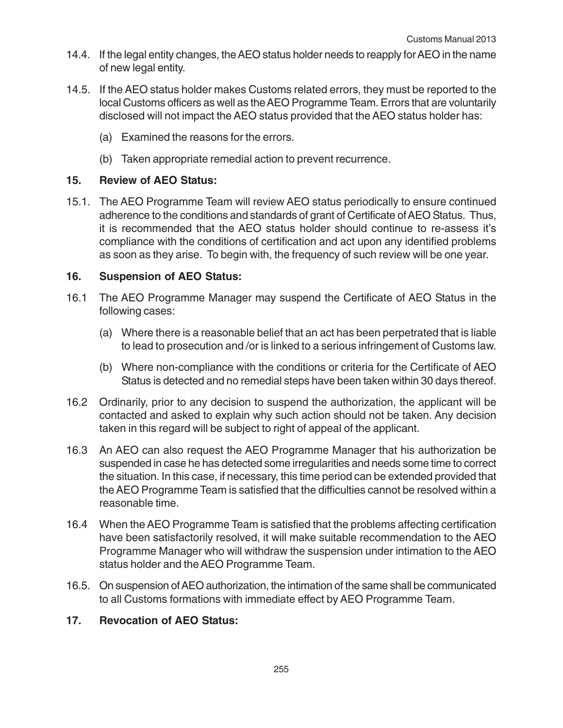14.4. If the legal entity changes, the AEO status holder needs to reapply for AEO in the name of new legal entity.

14.5. If the AEO status holder makes Customs related errors, they must be reported to the local Customs officers as well as the AEO Programme Team. Errors that are voluntarily disclosed will not impact the AEO status provided that the AEO status holder has:

(a) Examined the reasons for the errors.

(b) Taken appropriate remedial action to prevent recurrence.

**15. Review of AEO Status:**

15.1. The AEO Programme Team will review AEO status periodically to ensure continued adherence to the conditions and standards of grant of Certificate of AEO Status. Thus, it is recommended that the AEO status holder should continue to re-assess it's compliance with the conditions of certification and act upon any identified problems as soon as they arise. To begin with, the frequency of such review will be one year.

**16. Suspension of AEO Status:**

16.1 The AEO Programme Manager may suspend the Certificate of AEO Status in the following cases:

(a) Where there is a reasonable belief that an act has been perpetrated that is liable to lead to prosecution and /or is linked to a serious infringement of Customs law.

(b) Where non-compliance with the conditions or criteria for the Certificate of AEO Status is detected and no remedial steps have been taken within 30 days thereof.

16.2 Ordinarily, prior to any decision to suspend the authorization, the applicant will be contacted and asked to explain why such action should not be taken. Any decision taken in this regard will be subject to right of appeal of the applicant.

16.3 An AEO can also request the AEO Programme Manager that his authorization be suspended in case he has detected some irregularities and needs some time to correct the situation. In this case, if necessary, this time period can be extended provided that the AEO Programme Team is satisfied that the difficulties cannot be resolved within a reasonable time.

16.4 When the AEO Programme Team is satisfied that the problems affecting certification have been satisfactorily resolved, it will make suitable recommendation to the AEO Programme Manager who will withdraw the suspension under intimation to the AEO status holder and the AEO Programme Team.

16.5. On suspension of AEO authorization, the intimation of the same shall be communicated to all Customs formations with immediate effect by AEO Programme Team.

**17. Revocation of AEO Status:**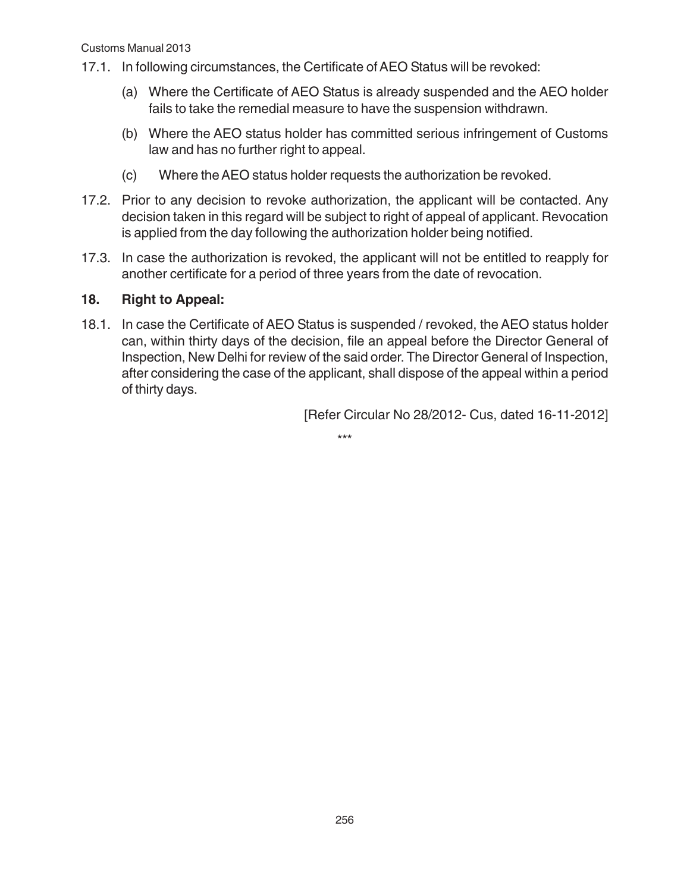17.1. In following circumstances, the Certificate of AEO Status will be revoked:

(a) Where the Certificate of AEO Status is already suspended and the AEO holder fails to take the remedial measure to have the suspension withdrawn.

(b) Where the AEO status holder has committed serious infringement of Customs law and has no further right to appeal.

(c) Where the AEO status holder requests the authorization be revoked.

17.2. Prior to any decision to revoke authorization, the applicant will be contacted. Any decision taken in this regard will be subject to right of appeal of applicant. Revocation is applied from the day following the authorization holder being notified.

17.3. In case the authorization is revoked, the applicant will not be entitled to reapply for another certificate for a period of three years from the date of revocation.

## 18. Right to Appeal:

18.1. In case the Certificate of AEO Status is suspended / revoked, the AEO status holder can, within thirty days of the decision, file an appeal before the Director General of Inspection, New Delhi for review of the said order. The Director General of Inspection, after considering the case of the applicant, shall dispose of the appeal within a period of thirty days.

[Refer Circular No 28/2012- Cus, dated 16-11-2012]

***